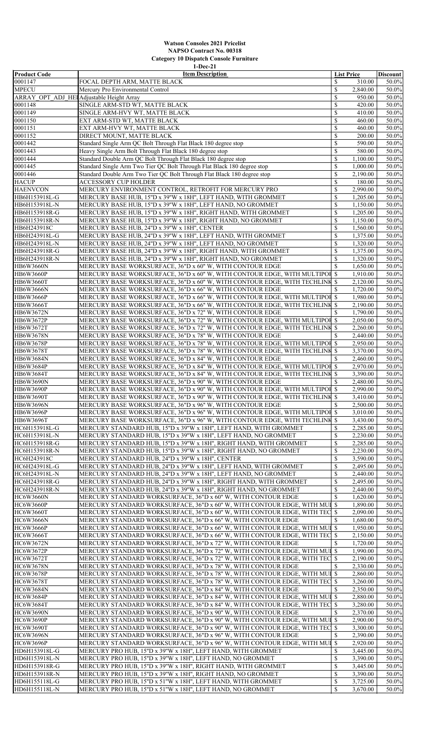**Watson Consoles 2021 Pricelist**
**NAPSO Contract No. 00318**
**Category 10 Dispatch Console Furniture**
**1-Dec-21**

| Product Code | Item Description | List Price | Discount |
|---|---|---|---|
| 0001147 | FOCAL DEPTH ARM, MATTE BLACK | $ 310.00 | 50.0% |
| MPECU | Mercury Pro Environmental Control | $ 2,840.00 | 50.0% |
| ARRAY_OPT_ADJ_HEI | Adjustable Height Array | $ 950.00 | 50.0% |
| 0001148 | SINGLE ARM-STD WT, MATTE BLACK | $ 420.00 | 50.0% |
| 0001149 | SINGLE ARM-HVY WT, MATTE BLACK | $ 410.00 | 50.0% |
| 0001150 | EXT ARM-STD WT, MATTE BLACK | $ 460.00 | 50.0% |
| 0001151 | EXT ARM-HVY WT, MATTE BLACK | $ 460.00 | 50.0% |
| 0001152 | DIRECT MOUNT, MATTE BLACK | $ 200.00 | 50.0% |
| 0001442 | Standard Single Arm QC Bolt Through Flat Black 180 degree stop | $ 590.00 | 50.0% |
| 0001443 | Heavy Single Arm Bolt Through Flat Black 180 degree stop | $ 580.00 | 50.0% |
| 0001444 | Standard Double Arm QC Bolt Through Flat Black 180 degree stop | $ 1,100.00 | 50.0% |
| 0001445 | Standard Single Arm Two Tier QC Bolt Through Flat Black 180 degree stop | $ 1,000.00 | 50.0% |
| 0001446 | Standard Double Arm Two Tier QC Bolt Through Flat Black 180 degree stop | $ 2,190.00 | 50.0% |
| HACUP | ACCESSORY CUP HOLDER | $ 180.00 | 50.0% |
| HAENVCON | MERCURY ENVIRONMENT CONTROL, RETROFIT FOR MERCURY PRO | $ 2,990.00 | 50.0% |
| HB6H153918L-G | MERCURY BASE HUB, 15"D x 39"W x 18H", LEFT HAND, WITH GROMMET | $ 1,205.00 | 50.0% |
| HB6H153918L-N | MERCURY BASE HUB, 15"D x 39"W x 18H", LEFT HAND, NO GROMMET | $ 1,150.00 | 50.0% |
| HB6H153918R-G | MERCURY BASE HUB, 15"D x 39"W x 18H", RIGHT HAND, WITH GROMMET | $ 1,205.00 | 50.0% |
| HB6H153918R-N | MERCURY BASE HUB, 15"D x 39"W x 18H", RIGHT HAND, NO GROMMET | $ 1,150.00 | 50.0% |
| HB6H243918C | MERCURY BASE HUB, 24"D x 39"W x 18H", CENTER | $ 1,560.00 | 50.0% |
| HB6H243918L-G | MERCURY BASE HUB, 24"D x 39"W x 18H", LEFT HAND, WITH GROMMET | $ 1,375.00 | 50.0% |
| HB6H243918L-N | MERCURY BASE HUB, 24"D x 39"W x 18H", LEFT HAND, NO GROMMET | $ 1,320.00 | 50.0% |
| HB6H243918R-G | MERCURY BASE HUB, 24"D x 39"W x 18H", RIGHT HAND, WITH GROMMET | $ 1,375.00 | 50.0% |
| HB6H243918R-N | MERCURY BASE HUB, 24"D x 39"W x 18H", RIGHT HAND, NO GROMMET | $ 1,320.00 | 50.0% |
| HB6W3660N | MERCURY BASE WORKSURFACE, 36"D x 60" W, WITH CONTOUR EDGE | $ 1,650.00 | 50.0% |
| HB6W3660P | MERCURY BASE WORKSURFACE, 36"D x 60" W, WITH CONTOUR EDGE, WITH MULTIPOI | $ 1,910.00 | 50.0% |
| HB6W3660T | MERCURY BASE WORKSURFACE, 36"D x 60" W, WITH CONTOUR EDGE, WITH TECHLINK | $ 2,120.00 | 50.0% |
| HB6W3666N | MERCURY BASE WORKSURFACE, 36"D x 66" W, WITH CONTOUR EDGE | $ 1,720.00 | 50.0% |
| HB6W3666P | MERCURY BASE WORKSURFACE, 36"D x 66" W, WITH CONTOUR EDGE, WITH MULTIPOI | $ 1,980.00 | 50.0% |
| HB6W3666T | MERCURY BASE WORKSURFACE, 36"D x 66" W, WITH CONTOUR EDGE, WITH TECHLINK | $ 2,190.00 | 50.0% |
| HB6W3672N | MERCURY BASE WORKSURFACE, 36"D x 72" W, WITH CONTOUR EDGE | $ 1,790.00 | 50.0% |
| HB6W3672P | MERCURY BASE WORKSURFACE, 36"D x 72" W, WITH CONTOUR EDGE, WITH MULTIPOI | $ 2,050.00 | 50.0% |
| HB6W3672T | MERCURY BASE WORKSURFACE, 36"D x 72" W, WITH CONTOUR EDGE, WITH TECHLINK | $ 2,260.00 | 50.0% |
| HB6W3678N | MERCURY BASE WORKSURFACE, 36"D x 78" W, WITH CONTOUR EDGE | $ 2,440.00 | 50.0% |
| HB6W3678P | MERCURY BASE WORKSURFACE, 36"D x 78" W, WITH CONTOUR EDGE, WITH MULTIPOI | $ 2,950.00 | 50.0% |
| HB6W3678T | MERCURY BASE WORKSURFACE, 36"D x 78" W, WITH CONTOUR EDGE, WITH TECHLINK | $ 3,370.00 | 50.0% |
| HB6W3684N | MERCURY BASE WORKSURFACE, 36"D x 84" W, WITH CONTOUR EDGE | $ 2,460.00 | 50.0% |
| HB6W3684P | MERCURY BASE WORKSURFACE, 36"D x 84" W, WITH CONTOUR EDGE, WITH MULTIPOI | $ 2,970.00 | 50.0% |
| HB6W3684T | MERCURY BASE WORKSURFACE, 36"D x 84" W, WITH CONTOUR EDGE, WITH TECHLINK | $ 3,390.00 | 50.0% |
| HB6W3690N | MERCURY BASE WORKSURFACE, 36"D x 90" W, WITH CONTOUR EDGE | $ 2,480.00 | 50.0% |
| HB6W3690P | MERCURY BASE WORKSURFACE, 36"D x 90" W, WITH CONTOUR EDGE, WITH MULTIPOI | $ 2,990.00 | 50.0% |
| HB6W3690T | MERCURY BASE WORKSURFACE, 36"D x 90" W, WITH CONTOUR EDGE, WITH TECHLINK | $ 3,410.00 | 50.0% |
| HB6W3696N | MERCURY BASE WORKSURFACE, 36"D x 96" W, WITH CONTOUR EDGE | $ 2,500.00 | 50.0% |
| HB6W3696P | MERCURY BASE WORKSURFACE, 36"D x 96" W, WITH CONTOUR EDGE, WITH MULTIPOI | $ 3,010.00 | 50.0% |
| HB6W3696T | MERCURY BASE WORKSURFACE, 36"D x 96" W, WITH CONTOUR EDGE, WITH TECHLINK | $ 3,430.00 | 50.0% |
| HC6H153918L-G | MERCURY STANDARD HUB, 15"D x 39"W x 18H", LEFT HAND, WITH GROMMET | $ 2,285.00 | 50.0% |
| HC6H153918L-N | MERCURY STANDARD HUB, 15"D x 39"W x 18H", LEFT HAND, NO GROMMET | $ 2,230.00 | 50.0% |
| HC6H153918R-G | MERCURY STANDARD HUB, 15"D x 39"W x 18H", RIGHT HAND, WITH GROMMET | $ 2,285.00 | 50.0% |
| HC6H153918R-N | MERCURY STANDARD HUB, 15"D x 39"W x 18H", RIGHT HAND, NO GROMMET | $ 2,230.00 | 50.0% |
| HC6H243918C | MERCURY STANDARD HUB, 24"D x 39"W x 18H", CENTER | $ 3,590.00 | 50.0% |
| HC6H243918L-G | MERCURY STANDARD HUB, 24"D x 39"W x 18H", LEFT HAND, WITH GROMMET | $ 2,495.00 | 50.0% |
| HC6H243918L-N | MERCURY STANDARD HUB, 24"D x 39"W x 18H", LEFT HAND, NO GROMMET | $ 2,440.00 | 50.0% |
| HC6H243918R-G | MERCURY STANDARD HUB, 24"D x 39"W x 18H", RIGHT HAND, WITH GROMMET | $ 2,495.00 | 50.0% |
| HC6H243918R-N | MERCURY STANDARD HUB, 24"D x 39"W x 18H", RIGHT HAND, NO GROMMET | $ 2,440.00 | 50.0% |
| HC6W3660N | MERCURY STANDARD WORKSURFACE, 36"D x 60" W, WITH CONTOUR EDGE | $ 1,620.00 | 50.0% |
| HC6W3660P | MERCURY STANDARD WORKSURFACE, 36"D x 60" W, WITH CONTOUR EDGE, WITH MUL | $ 1,890.00 | 50.0% |
| HC6W3660T | MERCURY STANDARD WORKSURFACE, 36"D x 60" W, WITH CONTOUR EDGE, WITH TEC | $ 2,090.00 | 50.0% |
| HC6W3666N | MERCURY STANDARD WORKSURFACE, 36"D x 66" W, WITH CONTOUR EDGE | $ 1,680.00 | 50.0% |
| HC6W3666P | MERCURY STANDARD WORKSURFACE, 36"D x 66" W, WITH CONTOUR EDGE, WITH MUL | $ 1,950.00 | 50.0% |
| HC6W3666T | MERCURY STANDARD WORKSURFACE, 36"D x 66" W, WITH CONTOUR EDGE, WITH TEC | $ 2,150.00 | 50.0% |
| HC6W3672N | MERCURY STANDARD WORKSURFACE, 36"D x 72" W, WITH CONTOUR EDGE | $ 1,720.00 | 50.0% |
| HC6W3672P | MERCURY STANDARD WORKSURFACE, 36"D x 72" W, WITH CONTOUR EDGE, WITH MUL | $ 1,990.00 | 50.0% |
| HC6W3672T | MERCURY STANDARD WORKSURFACE, 36"D x 72" W, WITH CONTOUR EDGE, WITH TEC | $ 2,190.00 | 50.0% |
| HC6W3678N | MERCURY STANDARD WORKSURFACE, 36"D x 78" W, WITH CONTOUR EDGE | $ 2,330.00 | 50.0% |
| HC6W3678P | MERCURY STANDARD WORKSURFACE, 36"D x 78" W, WITH CONTOUR EDGE, WITH MUL | $ 2,860.00 | 50.0% |
| HC6W3678T | MERCURY STANDARD WORKSURFACE, 36"D x 78" W, WITH CONTOUR EDGE, WITH TEC | $ 3,260.00 | 50.0% |
| HC6W3684N | MERCURY STANDARD WORKSURFACE, 36"D x 84" W, WITH CONTOUR EDGE | $ 2,350.00 | 50.0% |
| HC6W3684P | MERCURY STANDARD WORKSURFACE, 36"D x 84" W, WITH CONTOUR EDGE, WITH MUL | $ 2,880.00 | 50.0% |
| HC6W3684T | MERCURY STANDARD WORKSURFACE, 36"D x 84" W, WITH CONTOUR EDGE, WITH TEC | $ 3,280.00 | 50.0% |
| HC6W3690N | MERCURY STANDARD WORKSURFACE, 36"D x 90" W, WITH CONTOUR EDGE | $ 2,370.00 | 50.0% |
| HC6W3690P | MERCURY STANDARD WORKSURFACE, 36"D x 90" W, WITH CONTOUR EDGE, WITH MUL | $ 2,900.00 | 50.0% |
| HC6W3690T | MERCURY STANDARD WORKSURFACE, 36"D x 90" W, WITH CONTOUR EDGE, WITH TEC | $ 3,300.00 | 50.0% |
| HC6W3696N | MERCURY STANDARD WORKSURFACE, 36"D x 96" W, WITH CONTOUR EDGE | $ 2,390.00 | 50.0% |
| HC6W3696P | MERCURY STANDARD WORKSURFACE, 36"D x 96" W, WITH CONTOUR EDGE, WITH MUL | $ 2,920.00 | 50.0% |
| HD6H153918L-G | MERCURY PRO HUB, 15"D x 39"W x 18H", LEFT HAND, WITH GROMMET | $ 3,445.00 | 50.0% |
| HD6H153918L-N | MERCURY PRO HUB, 15"D x 39"W x 18H", LEFT HAND, NO GROMMET | $ 3,390.00 | 50.0% |
| HD6H153918R-G | MERCURY PRO HUB, 15"D x 39"W x 18H", RIGHT HAND, WITH GROMMET | $ 3,445.00 | 50.0% |
| HD6H153918R-N | MERCURY PRO HUB, 15"D x 39"W x 18H", RIGHT HAND, NO GROMMET | $ 3,390.00 | 50.0% |
| HD6H155118L-G | MERCURY PRO HUB, 15"D x 51"W x 18H", LEFT HAND, WITH GROMMET | $ 3,725.00 | 50.0% |
| HD6H155118L-N | MERCURY PRO HUB, 15"D x 51"W x 18H", LEFT HAND, NO GROMMET | $ 3,670.00 | 50.0% |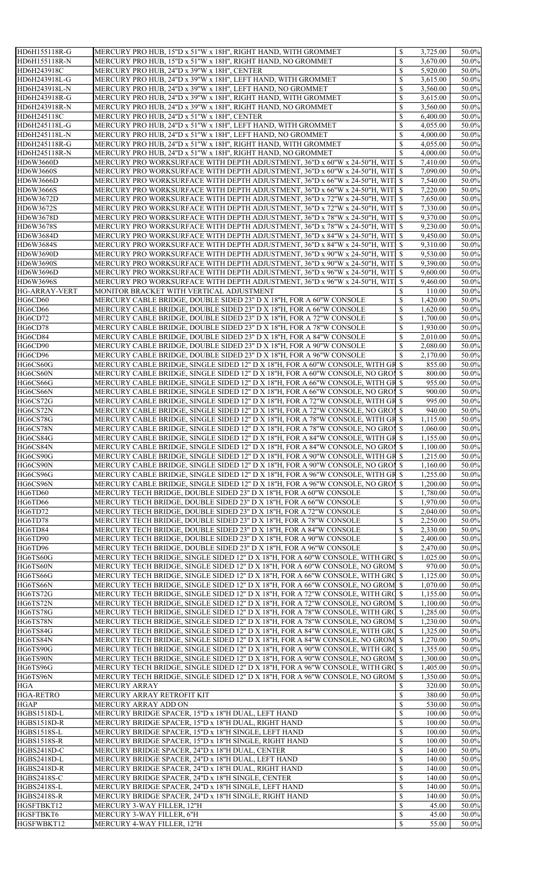| | | | | |
|---|---|---|---|---|
| HD6H155118R-G | MERCURY PRO HUB, 15"D x 51"W x 18H", RIGHT HAND, WITH GROMMET | $ | 3,725.00 | 50.0% |
| HD6H155118R-N | MERCURY PRO HUB, 15"D x 51"W x 18H", RIGHT HAND, NO GROMMET | $ | 3,670.00 | 50.0% |
| HD6H243918C | MERCURY PRO HUB, 24"D x 39"W x 18H", CENTER | $ | 5,920.00 | 50.0% |
| HD6H243918L-G | MERCURY PRO HUB, 24"D x 39"W x 18H", LEFT HAND, WITH GROMMET | $ | 3,615.00 | 50.0% |
| HD6H243918L-N | MERCURY PRO HUB, 24"D x 39"W x 18H", LEFT HAND, NO GROMMET | $ | 3,560.00 | 50.0% |
| HD6H243918R-G | MERCURY PRO HUB, 24"D x 39"W x 18H", RIGHT HAND, WITH GROMMET | $ | 3,615.00 | 50.0% |
| HD6H243918R-N | MERCURY PRO HUB, 24"D x 39"W x 18H", RIGHT HAND, NO GROMMET | $ | 3,560.00 | 50.0% |
| HD6H245118C | MERCURY PRO HUB, 24"D x 51"W x 18H", CENTER | $ | 6,400.00 | 50.0% |
| HD6H245118L-G | MERCURY PRO HUB, 24"D x 51"W x 18H", LEFT HAND, WITH GROMMET | $ | 4,055.00 | 50.0% |
| HD6H245118L-N | MERCURY PRO HUB, 24"D x 51"W x 18H", LEFT HAND, NO GROMMET | $ | 4,000.00 | 50.0% |
| HD6H245118R-G | MERCURY PRO HUB, 24"D x 51"W x 18H", RIGHT HAND, WITH GROMMET | $ | 4,055.00 | 50.0% |
| HD6H245118R-N | MERCURY PRO HUB, 24"D x 51"W x 18H", RIGHT HAND, NO GROMMET | $ | 4,000.00 | 50.0% |
| HD6W3660D | MERCURY PRO WORKSURFACE WITH DEPTH ADJUSTMENT, 36"D x 60"W x 24-50"H, WIT | $ | 7,410.00 | 50.0% |
| HD6W3660S | MERCURY PRO WORKSURFACE WITH DEPTH ADJUSTMENT, 36"D x 60"W x 24-50"H, WIT | $ | 7,090.00 | 50.0% |
| HD6W3666D | MERCURY PRO WORKSURFACE WITH DEPTH ADJUSTMENT, 36"D x 66"W x 24-50"H, WIT | $ | 7,540.00 | 50.0% |
| HD6W3666S | MERCURY PRO WORKSURFACE WITH DEPTH ADJUSTMENT, 36"D x 66"W x 24-50"H, WIT | $ | 7,220.00 | 50.0% |
| HD6W3672D | MERCURY PRO WORKSURFACE WITH DEPTH ADJUSTMENT, 36"D x 72"W x 24-50"H, WIT | $ | 7,650.00 | 50.0% |
| HD6W3672S | MERCURY PRO WORKSURFACE WITH DEPTH ADJUSTMENT, 36"D x 72"W x 24-50"H, WIT | $ | 7,330.00 | 50.0% |
| HD6W3678D | MERCURY PRO WORKSURFACE WITH DEPTH ADJUSTMENT, 36"D x 78"W x 24-50"H, WIT | $ | 9,370.00 | 50.0% |
| HD6W3678S | MERCURY PRO WORKSURFACE WITH DEPTH ADJUSTMENT, 36"D x 78"W x 24-50"H, WIT | $ | 9,230.00 | 50.0% |
| HD6W3684D | MERCURY PRO WORKSURFACE WITH DEPTH ADJUSTMENT, 36"D x 84"W x 24-50"H, WIT | $ | 9,450.00 | 50.0% |
| HD6W3684S | MERCURY PRO WORKSURFACE WITH DEPTH ADJUSTMENT, 36"D x 84"W x 24-50"H, WIT | $ | 9,310.00 | 50.0% |
| HD6W3690D | MERCURY PRO WORKSURFACE WITH DEPTH ADJUSTMENT, 36"D x 90"W x 24-50"H, WIT | $ | 9,530.00 | 50.0% |
| HD6W3690S | MERCURY PRO WORKSURFACE WITH DEPTH ADJUSTMENT, 36"D x 90"W x 24-50"H, WIT | $ | 9,390.00 | 50.0% |
| HD6W3696D | MERCURY PRO WORKSURFACE WITH DEPTH ADJUSTMENT, 36"D x 96"W x 24-50"H, WIT | $ | 9,600.00 | 50.0% |
| HD6W3696S | MERCURY PRO WORKSURFACE WITH DEPTH ADJUSTMENT, 36"D x 96"W x 24-50"H, WIT | $ | 9,460.00 | 50.0% |
| HG-ARRAY-VERT | MONITOR BRACKET WITH VERTICAL ADJUSTMENT | $ | 110.00 | 50.0% |
| HG6CD60 | MERCURY CABLE BRIDGE, DOUBLE SIDED 23" D X 18"H, FOR A 60"W CONSOLE | $ | 1,420.00 | 50.0% |
| HG6CD66 | MERCURY CABLE BRIDGE, DOUBLE SIDED 23" D X 18"H, FOR A 66"W CONSOLE | $ | 1,620.00 | 50.0% |
| HG6CD72 | MERCURY CABLE BRIDGE, DOUBLE SIDED 23" D X 18"H, FOR A 72"W CONSOLE | $ | 1,700.00 | 50.0% |
| HG6CD78 | MERCURY CABLE BRIDGE, DOUBLE SIDED 23" D X 18"H, FOR A 78"W CONSOLE | $ | 1,930.00 | 50.0% |
| HG6CD84 | MERCURY CABLE BRIDGE, DOUBLE SIDED 23" D X 18"H, FOR A 84"W CONSOLE | $ | 2,010.00 | 50.0% |
| HG6CD90 | MERCURY CABLE BRIDGE, DOUBLE SIDED 23" D X 18"H, FOR A 90"W CONSOLE | $ | 2,080.00 | 50.0% |
| HG6CD96 | MERCURY CABLE BRIDGE, DOUBLE SIDED 23" D X 18"H, FOR A 96"W CONSOLE | $ | 2,170.00 | 50.0% |
| HG6CS60G | MERCURY CABLE BRIDGE, SINGLE SIDED 12" D X 18"H, FOR A 60"W CONSOLE, WITH GR | $ | 855.00 | 50.0% |
| HG6CS60N | MERCURY CABLE BRIDGE, SINGLE SIDED 12" D X 18"H, FOR A 60"W CONSOLE, NO GRO | $ | 800.00 | 50.0% |
| HG6CS66G | MERCURY CABLE BRIDGE, SINGLE SIDED 12" D X 18"H, FOR A 66"W CONSOLE, WITH GR | $ | 955.00 | 50.0% |
| HG6CS66N | MERCURY CABLE BRIDGE, SINGLE SIDED 12" D X 18"H, FOR A 66"W CONSOLE, NO GRO | $ | 900.00 | 50.0% |
| HG6CS72G | MERCURY CABLE BRIDGE, SINGLE SIDED 12" D X 18"H, FOR A 72"W CONSOLE, WITH GR | $ | 995.00 | 50.0% |
| HG6CS72N | MERCURY CABLE BRIDGE, SINGLE SIDED 12" D X 18"H, FOR A 72"W CONSOLE, NO GRO | $ | 940.00 | 50.0% |
| HG6CS78G | MERCURY CABLE BRIDGE, SINGLE SIDED 12" D X 18"H, FOR A 78"W CONSOLE, WITH GR | $ | 1,115.00 | 50.0% |
| HG6CS78N | MERCURY CABLE BRIDGE, SINGLE SIDED 12" D X 18"H, FOR A 78"W CONSOLE, NO GRO | $ | 1,060.00 | 50.0% |
| HG6CS84G | MERCURY CABLE BRIDGE, SINGLE SIDED 12" D X 18"H, FOR A 84"W CONSOLE, WITH GR | $ | 1,155.00 | 50.0% |
| HG6CS84N | MERCURY CABLE BRIDGE, SINGLE SIDED 12" D X 18"H, FOR A 84"W CONSOLE, NO GRO | $ | 1,100.00 | 50.0% |
| HG6CS90G | MERCURY CABLE BRIDGE, SINGLE SIDED 12" D X 18"H, FOR A 90"W CONSOLE, WITH GR | $ | 1,215.00 | 50.0% |
| HG6CS90N | MERCURY CABLE BRIDGE, SINGLE SIDED 12" D X 18"H, FOR A 90"W CONSOLE, NO GRO | $ | 1,160.00 | 50.0% |
| HG6CS96G | MERCURY CABLE BRIDGE, SINGLE SIDED 12" D X 18"H, FOR A 96"W CONSOLE, WITH GR | $ | 1,255.00 | 50.0% |
| HG6CS96N | MERCURY CABLE BRIDGE, SINGLE SIDED 12" D X 18"H, FOR A 96"W CONSOLE, NO GRO | $ | 1,200.00 | 50.0% |
| HG6TD60 | MERCURY TECH BRIDGE, DOUBLE SIDED 23" D X 18"H, FOR A 60"W CONSOLE | $ | 1,780.00 | 50.0% |
| HG6TD66 | MERCURY TECH BRIDGE, DOUBLE SIDED 23" D X 18"H, FOR A 66"W CONSOLE | $ | 1,970.00 | 50.0% |
| HG6TD72 | MERCURY TECH BRIDGE, DOUBLE SIDED 23" D X 18"H, FOR A 72"W CONSOLE | $ | 2,040.00 | 50.0% |
| HG6TD78 | MERCURY TECH BRIDGE, DOUBLE SIDED 23" D X 18"H, FOR A 78"W CONSOLE | $ | 2,250.00 | 50.0% |
| HG6TD84 | MERCURY TECH BRIDGE, DOUBLE SIDED 23" D X 18"H, FOR A 84"W CONSOLE | $ | 2,330.00 | 50.0% |
| HG6TD90 | MERCURY TECH BRIDGE, DOUBLE SIDED 23" D X 18"H, FOR A 90"W CONSOLE | $ | 2,400.00 | 50.0% |
| HG6TD96 | MERCURY TECH BRIDGE, DOUBLE SIDED 23" D X 18"H, FOR A 96"W CONSOLE | $ | 2,470.00 | 50.0% |
| HG6TS60G | MERCURY TECH BRIDGE, SINGLE SIDED 12" D X 18"H, FOR A 60"W CONSOLE, WITH GRO | $ | 1,025.00 | 50.0% |
| HG6TS60N | MERCURY TECH BRIDGE, SINGLE SIDED 12" D X 18"H, FOR A 60"W CONSOLE, NO GROM | $ | 970.00 | 50.0% |
| HG6TS66G | MERCURY TECH BRIDGE, SINGLE SIDED 12" D X 18"H, FOR A 66"W CONSOLE, WITH GRO | $ | 1,125.00 | 50.0% |
| HG6TS66N | MERCURY TECH BRIDGE, SINGLE SIDED 12" D X 18"H, FOR A 66"W CONSOLE, NO GROM | $ | 1,070.00 | 50.0% |
| HG6TS72G | MERCURY TECH BRIDGE, SINGLE SIDED 12" D X 18"H, FOR A 72"W CONSOLE, WITH GRO | $ | 1,155.00 | 50.0% |
| HG6TS72N | MERCURY TECH BRIDGE, SINGLE SIDED 12" D X 18"H, FOR A 72"W CONSOLE, NO GROM | $ | 1,100.00 | 50.0% |
| HG6TS78G | MERCURY TECH BRIDGE, SINGLE SIDED 12" D X 18"H, FOR A 78"W CONSOLE, WITH GRO | $ | 1,285.00 | 50.0% |
| HG6TS78N | MERCURY TECH BRIDGE, SINGLE SIDED 12" D X 18"H, FOR A 78"W CONSOLE, NO GROM | $ | 1,230.00 | 50.0% |
| HG6TS84G | MERCURY TECH BRIDGE, SINGLE SIDED 12" D X 18"H, FOR A 84"W CONSOLE, WITH GRO | $ | 1,325.00 | 50.0% |
| HG6TS84N | MERCURY TECH BRIDGE, SINGLE SIDED 12" D X 18"H, FOR A 84"W CONSOLE, NO GROM | $ | 1,270.00 | 50.0% |
| HG6TS90G | MERCURY TECH BRIDGE, SINGLE SIDED 12" D X 18"H, FOR A 90"W CONSOLE, WITH GRO | $ | 1,355.00 | 50.0% |
| HG6TS90N | MERCURY TECH BRIDGE, SINGLE SIDED 12" D X 18"H, FOR A 90"W CONSOLE, NO GROM | $ | 1,300.00 | 50.0% |
| HG6TS96G | MERCURY TECH BRIDGE, SINGLE SIDED 12" D X 18"H, FOR A 96"W CONSOLE, WITH GRO | $ | 1,405.00 | 50.0% |
| HG6TS96N | MERCURY TECH BRIDGE, SINGLE SIDED 12" D X 18"H, FOR A 96"W CONSOLE, NO GROM | $ | 1,350.00 | 50.0% |
| HGA | MERCURY ARRAY | $ | 320.00 | 50.0% |
| HGA-RETRO | MERCURY ARRAY RETROFIT KIT | $ | 380.00 | 50.0% |
| HGAP | MERCURY ARRAY ADD ON | $ | 530.00 | 50.0% |
| HGBS1518D-L | MERCURY BRIDGE SPACER, 15"D x 18"H DUAL, LEFT HAND | $ | 100.00 | 50.0% |
| HGBS1518D-R | MERCURY BRIDGE SPACER, 15"D x 18"H DUAL, RIGHT HAND | $ | 100.00 | 50.0% |
| HGBS1518S-L | MERCURY BRIDGE SPACER, 15"D x 18"H SINGLE, LEFT HAND | $ | 100.00 | 50.0% |
| HGBS1518S-R | MERCURY BRIDGE SPACER, 15"D x 18"H SINGLE, RIGHT HAND | $ | 100.00 | 50.0% |
| HGBS2418D-C | MERCURY BRIDGE SPACER, 24"D x 18"H DUAL, CENTER | $ | 140.00 | 50.0% |
| HGBS2418D-L | MERCURY BRIDGE SPACER, 24"D x 18"H DUAL, LEFT HAND | $ | 140.00 | 50.0% |
| HGBS2418D-R | MERCURY BRIDGE SPACER, 24"D x 18"H DUAL, RIGHT HAND | $ | 140.00 | 50.0% |
| HGBS2418S-C | MERCURY BRIDGE SPACER, 24"D x 18"H SINGLE, CENTER | $ | 140.00 | 50.0% |
| HGBS2418S-L | MERCURY BRIDGE SPACER, 24"D x 18"H SINGLE, LEFT HAND | $ | 140.00 | 50.0% |
| HGBS2418S-R | MERCURY BRIDGE SPACER, 24"D x 18"H SINGLE, RIGHT HAND | $ | 140.00 | 50.0% |
| HGSFTBKT12 | MERCURY 3-WAY FILLER, 12"H | $ | 45.00 | 50.0% |
| HGSFTBKT6 | MERCURY 3-WAY FILLER, 6"H | $ | 45.00 | 50.0% |
| HGSFWBKT12 | MERCURY 4-WAY FILLER, 12"H | $ | 55.00 | 50.0% |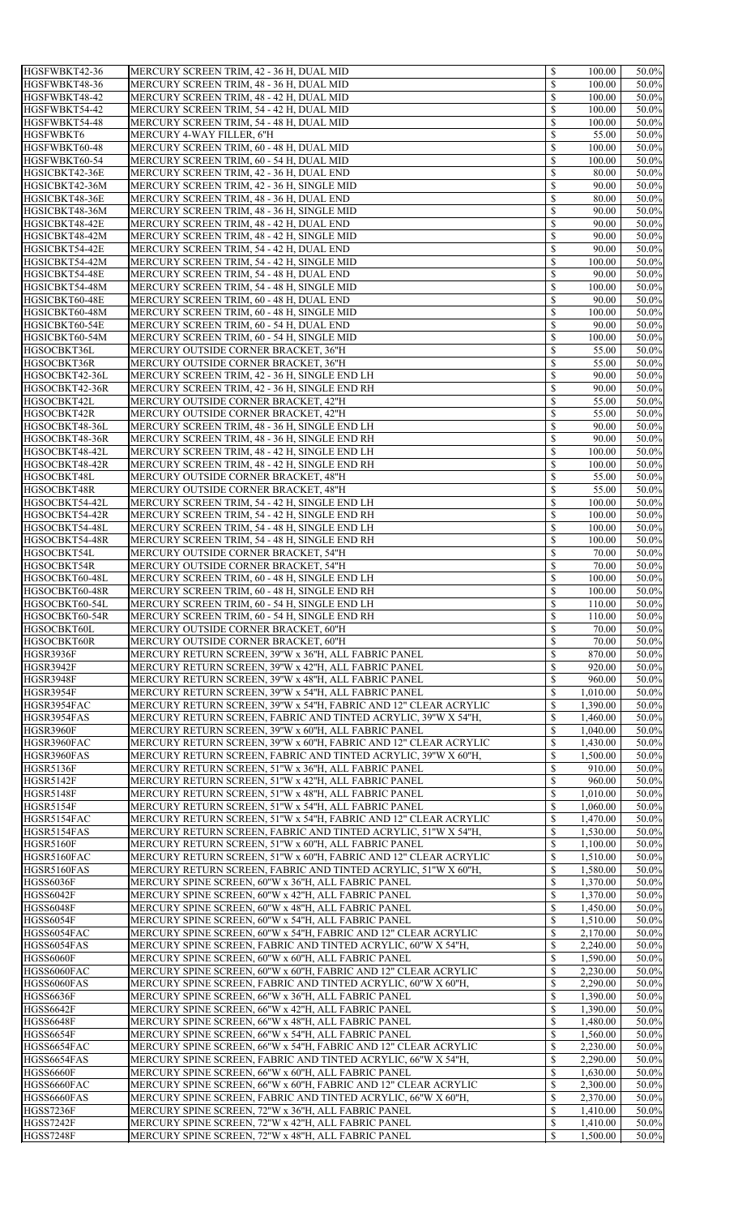| | | | | |
|---|---|---|---|---|
| HGSFWBKT42-36 | MERCURY SCREEN TRIM, 42 - 36 H, DUAL MID | $ | 100.00 | 50.0% |
| HGSFWBKT48-36 | MERCURY SCREEN TRIM, 48 - 36 H, DUAL MID | $ | 100.00 | 50.0% |
| HGSFWBKT48-42 | MERCURY SCREEN TRIM, 48 - 42 H, DUAL MID | $ | 100.00 | 50.0% |
| HGSFWBKT54-42 | MERCURY SCREEN TRIM, 54 - 42 H, DUAL MID | $ | 100.00 | 50.0% |
| HGSFWBKT54-48 | MERCURY SCREEN TRIM, 54 - 48 H, DUAL MID | $ | 100.00 | 50.0% |
| HGSFWBKT6 | MERCURY 4-WAY FILLER, 6"H | $ | 55.00 | 50.0% |
| HGSFWBKT60-48 | MERCURY SCREEN TRIM, 60 - 48 H, DUAL MID | $ | 100.00 | 50.0% |
| HGSFWBKT60-54 | MERCURY SCREEN TRIM, 60 - 54 H, DUAL MID | $ | 100.00 | 50.0% |
| HGSICBKT42-36E | MERCURY SCREEN TRIM, 42 - 36 H, DUAL END | $ | 80.00 | 50.0% |
| HGSICBKT42-36M | MERCURY SCREEN TRIM, 42 - 36 H, SINGLE MID | $ | 90.00 | 50.0% |
| HGSICBKT48-36E | MERCURY SCREEN TRIM, 48 - 36 H, DUAL END | $ | 80.00 | 50.0% |
| HGSICBKT48-36M | MERCURY SCREEN TRIM, 48 - 36 H, SINGLE MID | $ | 90.00 | 50.0% |
| HGSICBKT48-42E | MERCURY SCREEN TRIM, 48 - 42 H, DUAL END | $ | 90.00 | 50.0% |
| HGSICBKT48-42M | MERCURY SCREEN TRIM, 48 - 42 H, SINGLE MID | $ | 90.00 | 50.0% |
| HGSICBKT54-42E | MERCURY SCREEN TRIM, 54 - 42 H, DUAL END | $ | 90.00 | 50.0% |
| HGSICBKT54-42M | MERCURY SCREEN TRIM, 54 - 42 H, SINGLE MID | $ | 100.00 | 50.0% |
| HGSICBKT54-48E | MERCURY SCREEN TRIM, 54 - 48 H, DUAL END | $ | 90.00 | 50.0% |
| HGSICBKT54-48M | MERCURY SCREEN TRIM, 54 - 48 H, SINGLE MID | $ | 100.00 | 50.0% |
| HGSICBKT60-48E | MERCURY SCREEN TRIM, 60 - 48 H, DUAL END | $ | 90.00 | 50.0% |
| HGSICBKT60-48M | MERCURY SCREEN TRIM, 60 - 48 H, SINGLE MID | $ | 100.00 | 50.0% |
| HGSICBKT60-54E | MERCURY SCREEN TRIM, 60 - 54 H, DUAL END | $ | 90.00 | 50.0% |
| HGSICBKT60-54M | MERCURY SCREEN TRIM, 60 - 54 H, SINGLE MID | $ | 100.00 | 50.0% |
| HGSOCBKT36L | MERCURY OUTSIDE CORNER BRACKET, 36"H | $ | 55.00 | 50.0% |
| HGSOCBKT36R | MERCURY OUTSIDE CORNER BRACKET, 36"H | $ | 55.00 | 50.0% |
| HGSOCBKT42-36L | MERCURY SCREEN TRIM, 42 - 36 H, SINGLE END LH | $ | 90.00 | 50.0% |
| HGSOCBKT42-36R | MERCURY SCREEN TRIM, 42 - 36 H, SINGLE END RH | $ | 90.00 | 50.0% |
| HGSOCBKT42L | MERCURY OUTSIDE CORNER BRACKET, 42"H | $ | 55.00 | 50.0% |
| HGSOCBKT42R | MERCURY OUTSIDE CORNER BRACKET, 42"H | $ | 55.00 | 50.0% |
| HGSOCBKT48-36L | MERCURY SCREEN TRIM, 48 - 36 H, SINGLE END LH | $ | 90.00 | 50.0% |
| HGSOCBKT48-36R | MERCURY SCREEN TRIM, 48 - 36 H, SINGLE END RH | $ | 90.00 | 50.0% |
| HGSOCBKT48-42L | MERCURY SCREEN TRIM, 48 - 42 H, SINGLE END LH | $ | 100.00 | 50.0% |
| HGSOCBKT48-42R | MERCURY SCREEN TRIM, 48 - 42 H, SINGLE END RH | $ | 100.00 | 50.0% |
| HGSOCBKT48L | MERCURY OUTSIDE CORNER BRACKET, 48"H | $ | 55.00 | 50.0% |
| HGSOCBKT48R | MERCURY OUTSIDE CORNER BRACKET, 48"H | $ | 55.00 | 50.0% |
| HGSOCBKT54-42L | MERCURY SCREEN TRIM, 54 - 42 H, SINGLE END LH | $ | 100.00 | 50.0% |
| HGSOCBKT54-42R | MERCURY SCREEN TRIM, 54 - 42 H, SINGLE END RH | $ | 100.00 | 50.0% |
| HGSOCBKT54-48L | MERCURY SCREEN TRIM, 54 - 48 H, SINGLE END LH | $ | 100.00 | 50.0% |
| HGSOCBKT54-48R | MERCURY SCREEN TRIM, 54 - 48 H, SINGLE END RH | $ | 100.00 | 50.0% |
| HGSOCBKT54L | MERCURY OUTSIDE CORNER BRACKET, 54"H | $ | 70.00 | 50.0% |
| HGSOCBKT54R | MERCURY OUTSIDE CORNER BRACKET, 54"H | $ | 70.00 | 50.0% |
| HGSOCBKT60-48L | MERCURY SCREEN TRIM, 60 - 48 H, SINGLE END LH | $ | 100.00 | 50.0% |
| HGSOCBKT60-48R | MERCURY SCREEN TRIM, 60 - 48 H, SINGLE END RH | $ | 100.00 | 50.0% |
| HGSOCBKT60-54L | MERCURY SCREEN TRIM, 60 - 54 H, SINGLE END LH | $ | 110.00 | 50.0% |
| HGSOCBKT60-54R | MERCURY SCREEN TRIM, 60 - 54 H, SINGLE END RH | $ | 110.00 | 50.0% |
| HGSOCBKT60L | MERCURY OUTSIDE CORNER BRACKET, 60"H | $ | 70.00 | 50.0% |
| HGSOCBKT60R | MERCURY OUTSIDE CORNER BRACKET, 60"H | $ | 70.00 | 50.0% |
| HGSR3936F | MERCURY RETURN SCREEN, 39"W x 36"H, ALL FABRIC PANEL | $ | 870.00 | 50.0% |
| HGSR3942F | MERCURY RETURN SCREEN, 39"W x 42"H, ALL FABRIC PANEL | $ | 920.00 | 50.0% |
| HGSR3948F | MERCURY RETURN SCREEN, 39"W x 48"H, ALL FABRIC PANEL | $ | 960.00 | 50.0% |
| HGSR3954F | MERCURY RETURN SCREEN, 39"W x 54"H, ALL FABRIC PANEL | $ | 1,010.00 | 50.0% |
| HGSR3954FAC | MERCURY RETURN SCREEN, 39"W x 54"H, FABRIC AND 12" CLEAR ACRYLIC | $ | 1,390.00 | 50.0% |
| HGSR3954FAS | MERCURY RETURN SCREEN, FABRIC AND TINTED ACRYLIC, 39"W X 54"H, | $ | 1,460.00 | 50.0% |
| HGSR3960F | MERCURY RETURN SCREEN, 39"W x 60"H, ALL FABRIC PANEL | $ | 1,040.00 | 50.0% |
| HGSR3960FAC | MERCURY RETURN SCREEN, 39"W x 60"H, FABRIC AND 12" CLEAR ACRYLIC | $ | 1,430.00 | 50.0% |
| HGSR3960FAS | MERCURY RETURN SCREEN, FABRIC AND TINTED ACRYLIC, 39"W X 60"H, | $ | 1,500.00 | 50.0% |
| HGSR5136F | MERCURY RETURN SCREEN, 51"W x 36"H, ALL FABRIC PANEL | $ | 910.00 | 50.0% |
| HGSR5142F | MERCURY RETURN SCREEN, 51"W x 42"H, ALL FABRIC PANEL | $ | 960.00 | 50.0% |
| HGSR5148F | MERCURY RETURN SCREEN, 51"W x 48"H, ALL FABRIC PANEL | $ | 1,010.00 | 50.0% |
| HGSR5154F | MERCURY RETURN SCREEN, 51"W x 54"H, ALL FABRIC PANEL | $ | 1,060.00 | 50.0% |
| HGSR5154FAC | MERCURY RETURN SCREEN, 51"W x 54"H, FABRIC AND 12" CLEAR ACRYLIC | $ | 1,470.00 | 50.0% |
| HGSR5154FAS | MERCURY RETURN SCREEN, FABRIC AND TINTED ACRYLIC, 51"W X 54"H, | $ | 1,530.00 | 50.0% |
| HGSR5160F | MERCURY RETURN SCREEN, 51"W x 60"H, ALL FABRIC PANEL | $ | 1,100.00 | 50.0% |
| HGSR5160FAC | MERCURY RETURN SCREEN, 51"W x 60"H, FABRIC AND 12" CLEAR ACRYLIC | $ | 1,510.00 | 50.0% |
| HGSR5160FAS | MERCURY RETURN SCREEN, FABRIC AND TINTED ACRYLIC, 51"W X 60"H, | $ | 1,580.00 | 50.0% |
| HGSS6036F | MERCURY SPINE SCREEN, 60"W x 36"H, ALL FABRIC PANEL | $ | 1,370.00 | 50.0% |
| HGSS6042F | MERCURY SPINE SCREEN, 60"W x 42"H, ALL FABRIC PANEL | $ | 1,370.00 | 50.0% |
| HGSS6048F | MERCURY SPINE SCREEN, 60"W x 48"H, ALL FABRIC PANEL | $ | 1,450.00 | 50.0% |
| HGSS6054F | MERCURY SPINE SCREEN, 60"W x 54"H, ALL FABRIC PANEL | $ | 1,510.00 | 50.0% |
| HGSS6054FAC | MERCURY SPINE SCREEN, 60"W x 54"H, FABRIC AND 12" CLEAR ACRYLIC | $ | 2,170.00 | 50.0% |
| HGSS6054FAS | MERCURY SPINE SCREEN, FABRIC AND TINTED ACRYLIC, 60"W X 54"H, | $ | 2,240.00 | 50.0% |
| HGSS6060F | MERCURY SPINE SCREEN, 60"W x 60"H, ALL FABRIC PANEL | $ | 1,590.00 | 50.0% |
| HGSS6060FAC | MERCURY SPINE SCREEN, 60"W x 60"H, FABRIC AND 12" CLEAR ACRYLIC | $ | 2,230.00 | 50.0% |
| HGSS6060FAS | MERCURY SPINE SCREEN, FABRIC AND TINTED ACRYLIC, 60"W X 60"H, | $ | 2,290.00 | 50.0% |
| HGSS6636F | MERCURY SPINE SCREEN, 66"W x 36"H, ALL FABRIC PANEL | $ | 1,390.00 | 50.0% |
| HGSS6642F | MERCURY SPINE SCREEN, 66"W x 42"H, ALL FABRIC PANEL | $ | 1,390.00 | 50.0% |
| HGSS6648F | MERCURY SPINE SCREEN, 66"W x 48"H, ALL FABRIC PANEL | $ | 1,480.00 | 50.0% |
| HGSS6654F | MERCURY SPINE SCREEN, 66"W x 54"H, ALL FABRIC PANEL | $ | 1,560.00 | 50.0% |
| HGSS6654FAC | MERCURY SPINE SCREEN, 66"W x 54"H, FABRIC AND 12" CLEAR ACRYLIC | $ | 2,230.00 | 50.0% |
| HGSS6654FAS | MERCURY SPINE SCREEN, FABRIC AND TINTED ACRYLIC, 66"W X 54"H, | $ | 2,290.00 | 50.0% |
| HGSS6660F | MERCURY SPINE SCREEN, 66"W x 60"H, ALL FABRIC PANEL | $ | 1,630.00 | 50.0% |
| HGSS6660FAC | MERCURY SPINE SCREEN, 66"W x 60"H, FABRIC AND 12" CLEAR ACRYLIC | $ | 2,300.00 | 50.0% |
| HGSS6660FAS | MERCURY SPINE SCREEN, FABRIC AND TINTED ACRYLIC, 66"W X 60"H, | $ | 2,370.00 | 50.0% |
| HGSS7236F | MERCURY SPINE SCREEN, 72"W x 36"H, ALL FABRIC PANEL | $ | 1,410.00 | 50.0% |
| HGSS7242F | MERCURY SPINE SCREEN, 72"W x 42"H, ALL FABRIC PANEL | $ | 1,410.00 | 50.0% |
| HGSS7248F | MERCURY SPINE SCREEN, 72"W x 48"H, ALL FABRIC PANEL | $ | 1,500.00 | 50.0% |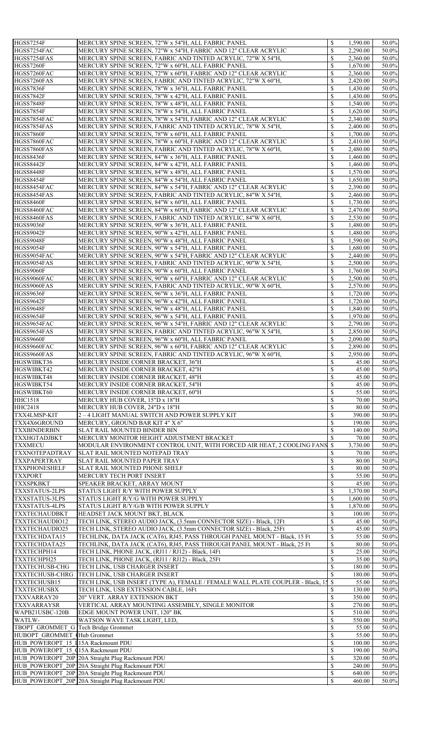| | | | | |
|---|---|---|---|---|
| HGSS7254F | MERCURY SPINE SCREEN, 72"W x 54"H, ALL FABRIC PANEL | $ | 1,590.00 | 50.0% |
| HGSS7254FAC | MERCURY SPINE SCREEN, 72"W x 54"H, FABRIC AND 12" CLEAR ACRYLIC | $ | 2,290.00 | 50.0% |
| HGSS7254FAS | MERCURY SPINE SCREEN, FABRIC AND TINTED ACRYLIC, 72"W X 54"H, | $ | 2,360.00 | 50.0% |
| HGSS7260F | MERCURY SPINE SCREEN, 72"W x 60"H, ALL FABRIC PANEL | $ | 1,670.00 | 50.0% |
| HGSS7260FAC | MERCURY SPINE SCREEN, 72"W x 60"H, FABRIC AND 12" CLEAR ACRYLIC | $ | 2,360.00 | 50.0% |
| HGSS7260FAS | MERCURY SPINE SCREEN, FABRIC AND TINTED ACRYLIC, 72"W X 60"H, | $ | 2,420.00 | 50.0% |
| HGSS7836F | MERCURY SPINE SCREEN, 78"W x 36"H, ALL FABRIC PANEL | $ | 1,430.00 | 50.0% |
| HGSS7842F | MERCURY SPINE SCREEN, 78"W x 42"H, ALL FABRIC PANEL | $ | 1,430.00 | 50.0% |
| HGSS7848F | MERCURY SPINE SCREEN, 78"W x 48"H, ALL FABRIC PANEL | $ | 1,540.00 | 50.0% |
| HGSS7854F | MERCURY SPINE SCREEN, 78"W x 54"H, ALL FABRIC PANEL | $ | 1,620.00 | 50.0% |
| HGSS7854FAC | MERCURY SPINE SCREEN, 78"W x 54"H, FABRIC AND 12" CLEAR ACRYLIC | $ | 2,340.00 | 50.0% |
| HGSS7854FAS | MERCURY SPINE SCREEN, FABRIC AND TINTED ACRYLIC, 78"W X 54"H, | $ | 2,400.00 | 50.0% |
| HGSS7860F | MERCURY SPINE SCREEN, 78"W x 60"H, ALL FABRIC PANEL | $ | 1,700.00 | 50.0% |
| HGSS7860FAC | MERCURY SPINE SCREEN, 78"W x 60"H, FABRIC AND 12" CLEAR ACRYLIC | $ | 2,410.00 | 50.0% |
| HGSS7860FAS | MERCURY SPINE SCREEN, FABRIC AND TINTED ACRYLIC, 78"W X 60"H, | $ | 2,480.00 | 50.0% |
| HGSS8436F | MERCURY SPINE SCREEN, 84"W x 36"H, ALL FABRIC PANEL | $ | 1,460.00 | 50.0% |
| HGSS8442F | MERCURY SPINE SCREEN, 84"W x 42"H, ALL FABRIC PANEL | $ | 1,460.00 | 50.0% |
| HGSS8448F | MERCURY SPINE SCREEN, 84"W x 48"H, ALL FABRIC PANEL | $ | 1,570.00 | 50.0% |
| HGSS8454F | MERCURY SPINE SCREEN, 84"W x 54"H, ALL FABRIC PANEL | $ | 1,650.00 | 50.0% |
| HGSS8454FAC | MERCURY SPINE SCREEN, 84"W x 54"H, FABRIC AND 12" CLEAR ACRYLIC | $ | 2,390.00 | 50.0% |
| HGSS8454FAS | MERCURY SPINE SCREEN, FABRIC AND TINTED ACRYLIC, 84"W X 54"H, | $ | 2,460.00 | 50.0% |
| HGSS8460F | MERCURY SPINE SCREEN, 84"W x 60"H, ALL FABRIC PANEL | $ | 1,730.00 | 50.0% |
| HGSS8460FAC | MERCURY SPINE SCREEN, 84"W x 60"H, FABRIC AND 12" CLEAR ACRYLIC | $ | 2,470.00 | 50.0% |
| HGSS8460FAS | MERCURY SPINE SCREEN, FABRIC AND TINTED ACRYLIC, 84"W X 60"H, | $ | 2,530.00 | 50.0% |
| HGSS9036F | MERCURY SPINE SCREEN, 90"W x 36"H, ALL FABRIC PANEL | $ | 1,480.00 | 50.0% |
| HGSS9042F | MERCURY SPINE SCREEN, 90"W x 42"H, ALL FABRIC PANEL | $ | 1,480.00 | 50.0% |
| HGSS9048F | MERCURY SPINE SCREEN, 90"W x 48"H, ALL FABRIC PANEL | $ | 1,590.00 | 50.0% |
| HGSS9054F | MERCURY SPINE SCREEN, 90"W x 54"H, ALL FABRIC PANEL | $ | 1,680.00 | 50.0% |
| HGSS9054FAC | MERCURY SPINE SCREEN, 90"W x 54"H, FABRIC AND 12" CLEAR ACRYLIC | $ | 2,440.00 | 50.0% |
| HGSS9054FAS | MERCURY SPINE SCREEN, FABRIC AND TINTED ACRYLIC, 90"W X 54"H, | $ | 2,500.00 | 50.0% |
| HGSS9060F | MERCURY SPINE SCREEN, 90"W x 60"H, ALL FABRIC PANEL | $ | 1,760.00 | 50.0% |
| HGSS9060FAC | MERCURY SPINE SCREEN, 90"W x 60"H, FABRIC AND 12" CLEAR ACRYLIC | $ | 2,500.00 | 50.0% |
| HGSS9060FAS | MERCURY SPINE SCREEN, FABRIC AND TINTED ACRYLIC, 90"W X 60"H, | $ | 2,570.00 | 50.0% |
| HGSS9636F | MERCURY SPINE SCREEN, 96"W x 36"H, ALL FABRIC PANEL | $ | 1,720.00 | 50.0% |
| HGSS9642F | MERCURY SPINE SCREEN, 96"W x 42"H, ALL FABRIC PANEL | $ | 1,720.00 | 50.0% |
| HGSS9648F | MERCURY SPINE SCREEN, 96"W x 48"H, ALL FABRIC PANEL | $ | 1,840.00 | 50.0% |
| HGSS9654F | MERCURY SPINE SCREEN, 96"W x 54"H, ALL FABRIC PANEL | $ | 1,970.00 | 50.0% |
| HGSS9654FAC | MERCURY SPINE SCREEN, 96"W x 54"H, FABRIC AND 12" CLEAR ACRYLIC | $ | 2,790.00 | 50.0% |
| HGSS9654FAS | MERCURY SPINE SCREEN, FABRIC AND TINTED ACRYLIC, 96"W X 54"H, | $ | 2,850.00 | 50.0% |
| HGSS9660F | MERCURY SPINE SCREEN, 96"W x 60"H, ALL FABRIC PANEL | $ | 2,090.00 | 50.0% |
| HGSS9660FAC | MERCURY SPINE SCREEN, 96"W x 60"H, FABRIC AND 12" CLEAR ACRYLIC | $ | 2,890.00 | 50.0% |
| HGSS9660FAS | MERCURY SPINE SCREEN, FABRIC AND TINTED ACRYLIC, 96"W X 60"H, | $ | 2,950.00 | 50.0% |
| HGSWIBKT36 | MERCURY INSIDE CORNER BRACKET, 36"H | $ | 45.00 | 50.0% |
| HGSWIBKT42 | MERCURY INSIDE CORNER BRACKET, 42"H | $ | 45.00 | 50.0% |
| HGSWIBKT48 | MERCURY INSIDE CORNER BRACKET, 48"H | $ | 45.00 | 50.0% |
| HGSWIBKT54 | MERCURY INSIDE CORNER BRACKET, 54"H | $ | 45.00 | 50.0% |
| HGSWIBKT60 | MERCURY INSIDE CORNER BRACKET, 60"H | $ | 55.00 | 50.0% |
| HHC1518 | MERCURY HUB COVER, 15"D x 18"H | $ | 70.00 | 50.0% |
| HHC2418 | MERCURY HUB COVER, 24"D x 18"H | $ | 80.00 | 50.0% |
| TXX4LMSP-KIT | 2 – 4 LIGHT MANUAL SWITCH AND POWER SUPPLY KIT | $ | 390.00 | 50.0% |
| TXX4X6GROUND | MERCURY, GROUND BAR KIT 4" X 6" | $ | 190.00 | 50.0% |
| TXXBINDERBIN | SLAT RAIL MOUNTED BINDER BIN | $ | 140.00 | 50.0% |
| TXXHGTADJBKT | MERCURY MONITOR HEIGHT ADJUSTMENT BRACKET | $ | 70.00 | 50.0% |
| TXXMECU | MODULAR ENVIRONMENT CONTROL UNIT, WITH FORCED AIR HEAT, 2 COOLING FANS | $ | 3,730.00 | 50.0% |
| TXXNOTEPADTRAY | SLAT RAIL MOUNTED NOTEPAD TRAY | $ | 70.00 | 50.0% |
| TXXPAPERTRAY | SLAT RAIL MOUNTED PAPER TRAY | $ | 80.00 | 50.0% |
| TXXPHONESHELF | SLAT RAIL MOUNTED PHONE SHELF | $ | 80.00 | 50.0% |
| TXXPORT | MERCURY TECH PORT INSERT | $ | 55.00 | 50.0% |
| TXXSPKBKT | SPEAKER BRACKET, ARRAY MOUNT | $ | 45.00 | 50.0% |
| TXXSTATUS-2LPS | STATUS LIGHT R/Y WITH POWER SUPPLY | $ | 1,370.00 | 50.0% |
| TXXSTATUS-3LPS | STATUS LIGHT R/Y/G WITH POWER SUPPLY | $ | 1,600.00 | 50.0% |
| TXXSTATUS-4LPS | STATUS LIGHT R/Y/G/B WITH POWER SUPPLY | $ | 1,870.00 | 50.0% |
| TXXTECHAUDBKT | HEADSET JACK MOUNT BKT, BLACK | $ | 100.00 | 50.0% |
| TXXTECHAUDIO12 | TECH LINK, STEREO AUDIO JACK, (3.5mm CONNECTOR SIZE) - Black, 12Ft | $ | 45.00 | 50.0% |
| TXXTECHAUDIO25 | TECH LINK, STEREO AUDIO JACK, (3.5mm CONNECTOR SIZE) - Black, 25Ft | $ | 45.00 | 50.0% |
| TXXTECHDATA15 | TECHLINK, DATA JACK (CAT6), RJ45, PASS THROUGH PANEL MOUNT - Black, 15 Ft | $ | 55.00 | 50.0% |
| TXXTECHDATA25 | TECHLINK, DATA JACK (CAT6), RJ45, PASS THROUGH PANEL MOUNT - Black, 25 Ft | $ | 80.00 | 50.0% |
| TXXTECHPH14 | TECH LINK, PHONE JACK, (RJ11 / RJ12) - Black, 14Ft | $ | 25.00 | 50.0% |
| TXXTECHPH25 | TECH LINK, PHONE JACK, (RJ11 / RJ12) - Black, 25Ft | $ | 35.00 | 50.0% |
| TXXTECHUSB-CHG | TECH LINK, USB CHARGER INSERT | $ | 180.00 | 50.0% |
| TXXTECHUSB-CHRG | TECH LINK, USB CHARGER INSERT | $ | 180.00 | 50.0% |
| TXXTECHUSB15 | TECH LINK, USB INSERT (TYPE A), FEMALE / FEMALE WALL PLATE COUPLER - Black, 15 | $ | 55.00 | 50.0% |
| TXXTECHUSBX | TECH LINK, USB EXTENSION CABLE, 16Ft | $ | 130.00 | 50.0% |
| TXXVARRAY20 | 20" VERT. ARRAY EXTENSION BKT | $ | 350.00 | 50.0% |
| TXXVARRAYSR | VERTICAL ARRAY MOUNTING ASSEMBLY, SINGLE MONITOR | $ | 270.00 | 50.0% |
| WAPB21USBC-120B | EDGE MOUNT POWER UNIT, 120" BK | $ | 510.00 | 50.0% |
| WATLW- | WATSON WAVE TASK LIGHT, LED, | $ | 550.00 | 50.0% |
| TBOPT_GROMMET_G | Tech Bridge Grommet | $ | 55.00 | 50.0% |
| HUBOPT_GROMMET_ | Hub Grommet | $ | 55.00 | 50.0% |
| HUB_POWEROPT_15_ | 15A Rackmount PDU | $ | 100.00 | 50.0% |
| HUB_POWEROPT_15_ | 15A Rackmount PDU | $ | 190.00 | 50.0% |
| HUB_POWEROPT_20P | 20A Straight Plug Rackmount PDU | $ | 320.00 | 50.0% |
| HUB_POWEROPT_20P | 20A Straight Plug Rackmount PDU | $ | 240.00 | 50.0% |
| HUB_POWEROPT_20P | 20A Straight Plug Rackmount PDU | $ | 640.00 | 50.0% |
| HUB_POWEROPT_20P | 20A Straight Plug Rackmount PDU | $ | 460.00 | 50.0% |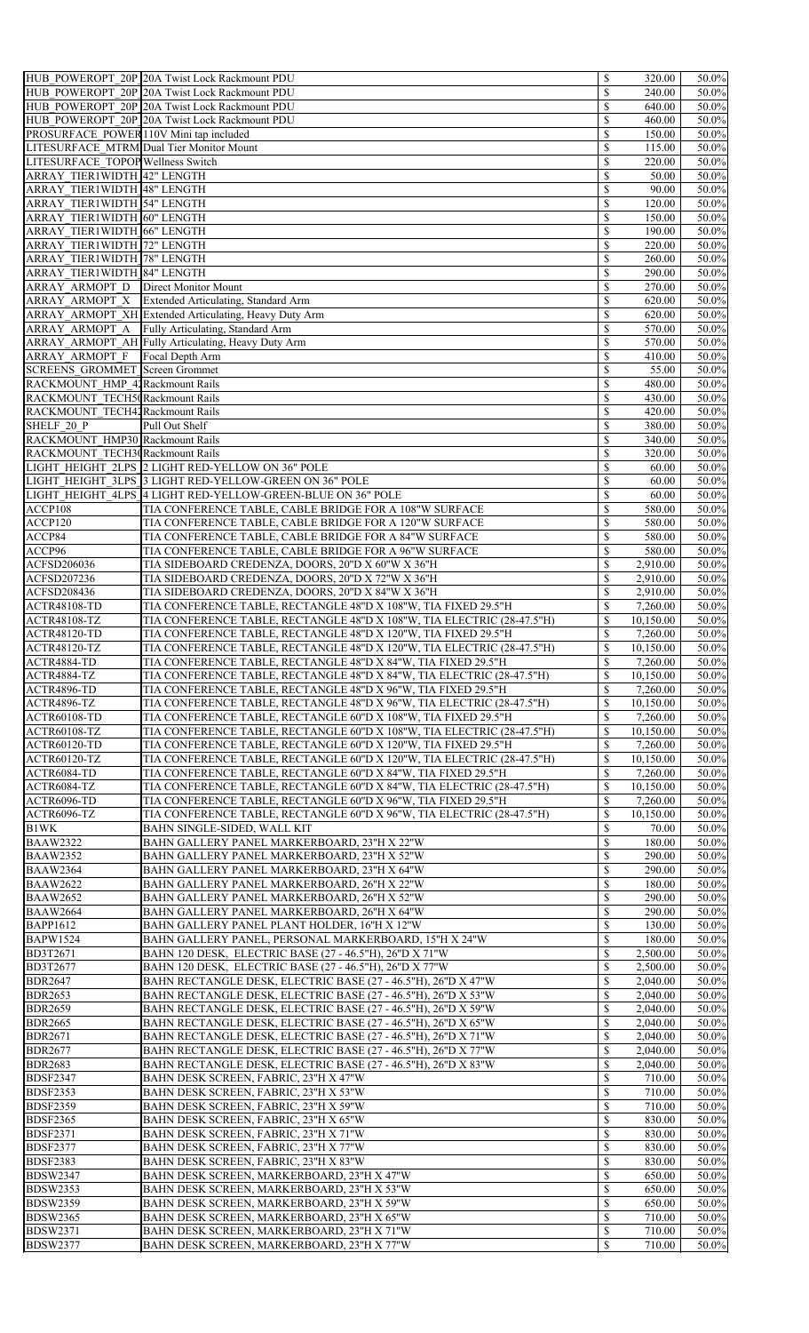| | | | | |
|---|---|---|---|---|
| HUB_POWEROPT_20P | 20A Twist Lock Rackmount PDU | $ | 320.00 | 50.0% |
| HUB_POWEROPT_20P | 20A Twist Lock Rackmount PDU | $ | 240.00 | 50.0% |
| HUB_POWEROPT_20P | 20A Twist Lock Rackmount PDU | $ | 640.00 | 50.0% |
| HUB_POWEROPT_20P | 20A Twist Lock Rackmount PDU | $ | 460.00 | 50.0% |
| PROSURFACE_POWER | 110V Mini tap included | $ | 150.00 | 50.0% |
| LITESURFACE_MTRM | Dual Tier Monitor Mount | $ | 115.00 | 50.0% |
| LITESURFACE_TOPOP | Wellness Switch | $ | 220.00 | 50.0% |
| ARRAY_TIER1WIDTH | 42" LENGTH | $ | 50.00 | 50.0% |
| ARRAY_TIER1WIDTH | 48" LENGTH | $ | 90.00 | 50.0% |
| ARRAY_TIER1WIDTH | 54" LENGTH | $ | 120.00 | 50.0% |
| ARRAY_TIER1WIDTH | 60" LENGTH | $ | 150.00 | 50.0% |
| ARRAY_TIER1WIDTH | 66" LENGTH | $ | 190.00 | 50.0% |
| ARRAY_TIER1WIDTH | 72" LENGTH | $ | 220.00 | 50.0% |
| ARRAY_TIER1WIDTH | 78" LENGTH | $ | 260.00 | 50.0% |
| ARRAY_TIER1WIDTH | 84" LENGTH | $ | 290.00 | 50.0% |
| ARRAY_ARMOPT_D | Direct Monitor Mount | $ | 270.00 | 50.0% |
| ARRAY_ARMOPT_X | Extended Articulating, Standard Arm | $ | 620.00 | 50.0% |
| ARRAY_ARMOPT_XH | Extended Articulating, Heavy Duty Arm | $ | 620.00 | 50.0% |
| ARRAY_ARMOPT_A | Fully Articulating, Standard Arm | $ | 570.00 | 50.0% |
| ARRAY_ARMOPT_AH | Fully Articulating, Heavy Duty Arm | $ | 570.00 | 50.0% |
| ARRAY_ARMOPT_F | Focal Depth Arm | $ | 410.00 | 50.0% |
| SCREENS_GROMMET | Screen Grommet | $ | 55.00 | 50.0% |
| RACKMOUNT_HMP_42 | Rackmount Rails | $ | 480.00 | 50.0% |
| RACKMOUNT_TECH50 | Rackmount Rails | $ | 430.00 | 50.0% |
| RACKMOUNT_TECH42 | Rackmount Rails | $ | 420.00 | 50.0% |
| SHELF_20_P | Pull Out Shelf | $ | 380.00 | 50.0% |
| RACKMOUNT_HMP30 | Rackmount Rails | $ | 340.00 | 50.0% |
| RACKMOUNT_TECH30 | Rackmount Rails | $ | 320.00 | 50.0% |
| LIGHT_HEIGHT_2LPS | 2 LIGHT RED-YELLOW ON 36" POLE | $ | 60.00 | 50.0% |
| LIGHT_HEIGHT_3LPS | 3 LIGHT RED-YELLOW-GREEN ON 36" POLE | $ | 60.00 | 50.0% |
| LIGHT_HEIGHT_4LPS | 4 LIGHT RED-YELLOW-GREEN-BLUE ON 36" POLE | $ | 60.00 | 50.0% |
| ACCP108 | TIA CONFERENCE TABLE, CABLE BRIDGE FOR A 108"W SURFACE | $ | 580.00 | 50.0% |
| ACCP120 | TIA CONFERENCE TABLE, CABLE BRIDGE FOR A 120"W SURFACE | $ | 580.00 | 50.0% |
| ACCP84 | TIA CONFERENCE TABLE, CABLE BRIDGE FOR A 84"W SURFACE | $ | 580.00 | 50.0% |
| ACCP96 | TIA CONFERENCE TABLE, CABLE BRIDGE FOR A 96"W SURFACE | $ | 580.00 | 50.0% |
| ACFSD206036 | TIA SIDEBOARD CREDENZA, DOORS, 20"D X 60"W X 36"H | $ | 2,910.00 | 50.0% |
| ACFSD207236 | TIA SIDEBOARD CREDENZA, DOORS, 20"D X 72"W X 36"H | $ | 2,910.00 | 50.0% |
| ACFSD208436 | TIA SIDEBOARD CREDENZA, DOORS, 20"D X 84"W X 36"H | $ | 2,910.00 | 50.0% |
| ACTR48108-TD | TIA CONFERENCE TABLE, RECTANGLE 48"D X 108"W, TIA FIXED 29.5"H | $ | 7,260.00 | 50.0% |
| ACTR48108-TZ | TIA CONFERENCE TABLE, RECTANGLE 48"D X 108"W, TIA ELECTRIC (28-47.5"H) | $ | 10,150.00 | 50.0% |
| ACTR48120-TD | TIA CONFERENCE TABLE, RECTANGLE 48"D X 120"W, TIA FIXED 29.5"H | $ | 7,260.00 | 50.0% |
| ACTR48120-TZ | TIA CONFERENCE TABLE, RECTANGLE 48"D X 120"W, TIA ELECTRIC (28-47.5"H) | $ | 10,150.00 | 50.0% |
| ACTR4884-TD | TIA CONFERENCE TABLE, RECTANGLE 48"D X 84"W, TIA FIXED 29.5"H | $ | 7,260.00 | 50.0% |
| ACTR4884-TZ | TIA CONFERENCE TABLE, RECTANGLE 48"D X 84"W, TIA ELECTRIC (28-47.5"H) | $ | 10,150.00 | 50.0% |
| ACTR4896-TD | TIA CONFERENCE TABLE, RECTANGLE 48"D X 96"W, TIA FIXED 29.5"H | $ | 7,260.00 | 50.0% |
| ACTR4896-TZ | TIA CONFERENCE TABLE, RECTANGLE 48"D X 96"W, TIA ELECTRIC (28-47.5"H) | $ | 10,150.00 | 50.0% |
| ACTR60108-TD | TIA CONFERENCE TABLE, RECTANGLE 60"D X 108"W, TIA FIXED 29.5"H | $ | 7,260.00 | 50.0% |
| ACTR60108-TZ | TIA CONFERENCE TABLE, RECTANGLE 60"D X 108"W, TIA ELECTRIC (28-47.5"H) | $ | 10,150.00 | 50.0% |
| ACTR60120-TD | TIA CONFERENCE TABLE, RECTANGLE 60"D X 120"W, TIA FIXED 29.5"H | $ | 7,260.00 | 50.0% |
| ACTR60120-TZ | TIA CONFERENCE TABLE, RECTANGLE 60"D X 120"W, TIA ELECTRIC (28-47.5"H) | $ | 10,150.00 | 50.0% |
| ACTR6084-TD | TIA CONFERENCE TABLE, RECTANGLE 60"D X 84"W, TIA FIXED 29.5"H | $ | 7,260.00 | 50.0% |
| ACTR6084-TZ | TIA CONFERENCE TABLE, RECTANGLE 60"D X 84"W, TIA ELECTRIC (28-47.5"H) | $ | 10,150.00 | 50.0% |
| ACTR6096-TD | TIA CONFERENCE TABLE, RECTANGLE 60"D X 96"W, TIA FIXED 29.5"H | $ | 7,260.00 | 50.0% |
| ACTR6096-TZ | TIA CONFERENCE TABLE, RECTANGLE 60"D X 96"W, TIA ELECTRIC (28-47.5"H) | $ | 10,150.00 | 50.0% |
| B1WK | BAHN SINGLE-SIDED, WALL KIT | $ | 70.00 | 50.0% |
| BAAW2322 | BAHN GALLERY PANEL MARKERBOARD, 23"H X 22"W | $ | 180.00 | 50.0% |
| BAAW2352 | BAHN GALLERY PANEL MARKERBOARD, 23"H X 52"W | $ | 290.00 | 50.0% |
| BAAW2364 | BAHN GALLERY PANEL MARKERBOARD, 23"H X 64"W | $ | 290.00 | 50.0% |
| BAAW2622 | BAHN GALLERY PANEL MARKERBOARD, 26"H X 22"W | $ | 180.00 | 50.0% |
| BAAW2652 | BAHN GALLERY PANEL MARKERBOARD, 26"H X 52"W | $ | 290.00 | 50.0% |
| BAAW2664 | BAHN GALLERY PANEL MARKERBOARD, 26"H X 64"W | $ | 290.00 | 50.0% |
| BAPP1612 | BAHN GALLERY PANEL PLANT HOLDER, 16"H X 12"W | $ | 130.00 | 50.0% |
| BAPW1524 | BAHN GALLERY PANEL, PERSONAL MARKERBOARD, 15"H X 24"W | $ | 180.00 | 50.0% |
| BD3T2671 | BAHN 120 DESK, ELECTRIC BASE (27 - 46.5"H), 26"D X 71"W | $ | 2,500.00 | 50.0% |
| BD3T2677 | BAHN 120 DESK, ELECTRIC BASE (27 - 46.5"H), 26"D X 77"W | $ | 2,500.00 | 50.0% |
| BDR2647 | BAHN RECTANGLE DESK, ELECTRIC BASE (27 - 46.5"H), 26"D X 47"W | $ | 2,040.00 | 50.0% |
| BDR2653 | BAHN RECTANGLE DESK, ELECTRIC BASE (27 - 46.5"H), 26"D X 53"W | $ | 2,040.00 | 50.0% |
| BDR2659 | BAHN RECTANGLE DESK, ELECTRIC BASE (27 - 46.5"H), 26"D X 59"W | $ | 2,040.00 | 50.0% |
| BDR2665 | BAHN RECTANGLE DESK, ELECTRIC BASE (27 - 46.5"H), 26"D X 65"W | $ | 2,040.00 | 50.0% |
| BDR2671 | BAHN RECTANGLE DESK, ELECTRIC BASE (27 - 46.5"H), 26"D X 71"W | $ | 2,040.00 | 50.0% |
| BDR2677 | BAHN RECTANGLE DESK, ELECTRIC BASE (27 - 46.5"H), 26"D X 77"W | $ | 2,040.00 | 50.0% |
| BDR2683 | BAHN RECTANGLE DESK, ELECTRIC BASE (27 - 46.5"H), 26"D X 83"W | $ | 2,040.00 | 50.0% |
| BDSF2347 | BAHN DESK SCREEN, FABRIC, 23"H X 47"W | $ | 710.00 | 50.0% |
| BDSF2353 | BAHN DESK SCREEN, FABRIC, 23"H X 53"W | $ | 710.00 | 50.0% |
| BDSF2359 | BAHN DESK SCREEN, FABRIC, 23"H X 59"W | $ | 710.00 | 50.0% |
| BDSF2365 | BAHN DESK SCREEN, FABRIC, 23"H X 65"W | $ | 830.00 | 50.0% |
| BDSF2371 | BAHN DESK SCREEN, FABRIC, 23"H X 71"W | $ | 830.00 | 50.0% |
| BDSF2377 | BAHN DESK SCREEN, FABRIC, 23"H X 77"W | $ | 830.00 | 50.0% |
| BDSF2383 | BAHN DESK SCREEN, FABRIC, 23"H X 83"W | $ | 830.00 | 50.0% |
| BDSW2347 | BAHN DESK SCREEN, MARKERBOARD, 23"H X 47"W | $ | 650.00 | 50.0% |
| BDSW2353 | BAHN DESK SCREEN, MARKERBOARD, 23"H X 53"W | $ | 650.00 | 50.0% |
| BDSW2359 | BAHN DESK SCREEN, MARKERBOARD, 23"H X 59"W | $ | 650.00 | 50.0% |
| BDSW2365 | BAHN DESK SCREEN, MARKERBOARD, 23"H X 65"W | $ | 710.00 | 50.0% |
| BDSW2371 | BAHN DESK SCREEN, MARKERBOARD, 23"H X 71"W | $ | 710.00 | 50.0% |
| BDSW2377 | BAHN DESK SCREEN, MARKERBOARD, 23"H X 77"W | $ | 710.00 | 50.0% |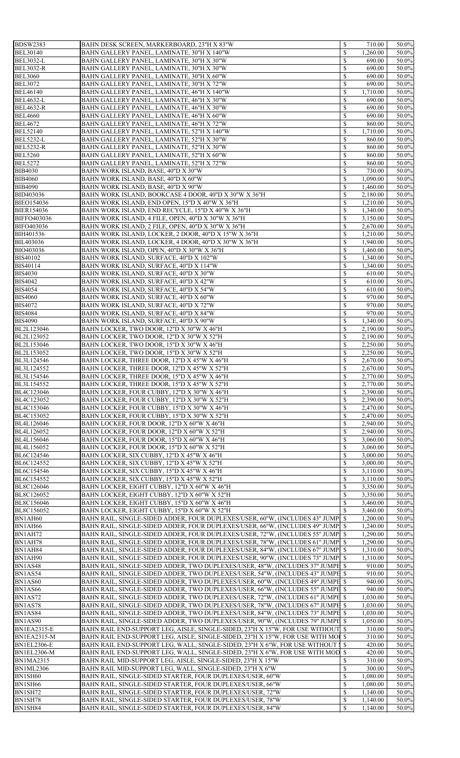| | | | | |
|---|---|---|---|---|
| BDSW2383 | BAHN DESK SCREEN, MARKERBOARD, 23"H X 83"W | $ | 710.00 | 50.0% |
| BEL30140 | BAHN GALLERY PANEL, LAMINATE, 30"H X 140"W | $ | 1,260.00 | 50.0% |
| BEL3032-L | BAHN GALLERY PANEL, LAMINATE, 30"H X 30"W | $ | 690.00 | 50.0% |
| BEL3032-R | BAHN GALLERY PANEL, LAMINATE, 30"H X 30"W | $ | 690.00 | 50.0% |
| BEL3060 | BAHN GALLERY PANEL, LAMINATE, 30"H X 60"W | $ | 690.00 | 50.0% |
| BEL3072 | BAHN GALLERY PANEL, LAMINATE, 30"H X 72"W | $ | 690.00 | 50.0% |
| BEL46140 | BAHN GALLERY PANEL, LAMINATE, 46"H X 140"W | $ | 1,710.00 | 50.0% |
| BEL4632-L | BAHN GALLERY PANEL, LAMINATE, 46"H X 30"W | $ | 690.00 | 50.0% |
| BEL4632-R | BAHN GALLERY PANEL, LAMINATE, 46"H X 30"W | $ | 690.00 | 50.0% |
| BEL4660 | BAHN GALLERY PANEL, LAMINATE, 46"H X 60"W | $ | 690.00 | 50.0% |
| BEL4672 | BAHN GALLERY PANEL, LAMINATE, 46"H X 72"W | $ | 860.00 | 50.0% |
| BEL52140 | BAHN GALLERY PANEL, LAMINATE, 52"H X 140"W | $ | 1,710.00 | 50.0% |
| BEL5232-L | BAHN GALLERY PANEL, LAMINATE, 52"H X 30"W | $ | 860.00 | 50.0% |
| BEL5232-R | BAHN GALLERY PANEL, LAMINATE, 52"H X 30"W | $ | 860.00 | 50.0% |
| BEL5260 | BAHN GALLERY PANEL, LAMINATE, 52"H X 60"W | $ | 860.00 | 50.0% |
| BEL5272 | BAHN GALLERY PANEL, LAMINATE, 52"H X 72"W | $ | 860.00 | 50.0% |
| BIB4030 | BAHN WORK ISLAND, BASE, 40"D X 30"W | $ | 730.00 | 50.0% |
| BIB4060 | BAHN WORK ISLAND, BASE, 40"D X 60"W | $ | 1,090.00 | 50.0% |
| BIB4090 | BAHN WORK ISLAND, BASE, 40"D X 90"W | $ | 1,460.00 | 50.0% |
| BID403036 | BAHN WORK ISLAND, BOOKCASE 4 DOOR, 40"D X 30"W X 36"H | $ | 2,180.00 | 50.0% |
| BIEO154036 | BAHN WORK ISLAND, END OPEN, 15"D X 40"W X 36"H | $ | 1,210.00 | 50.0% |
| BIER154036 | BAHN WORK ISLAND, END RECYCLE, 15"D X 40"W X 36"H | $ | 1,340.00 | 50.0% |
| BIFFO403036 | BAHN WORK ISLAND, 4 FILE, OPEN, 40"D X 30"W X 36"H | $ | 3,150.00 | 50.0% |
| BIFO403036 | BAHN WORK ISLAND, 2 FILE, OPEN, 40"D X 30"W X 36"H | $ | 2,670.00 | 50.0% |
| BIH401536 | BAHN WORK ISLAND, LOCKER, 2 DOOR, 40"D X 15"W X 36"H | $ | 1,210.00 | 50.0% |
| BIL403036 | BAHN WORK ISLAND, LOCKER, 4 DOOR, 40"D X 30"W X 36"H | $ | 1,940.00 | 50.0% |
| BIO403036 | BAHN WORK ISLAND, OPEN, 40"D X 30"W X 36"H | $ | 1,460.00 | 50.0% |
| BIS40102 | BAHN WORK ISLAND, SURFACE, 40"D X 102"W | $ | 1,340.00 | 50.0% |
| BIS40114 | BAHN WORK ISLAND, SURFACE, 40"D X 114"W | $ | 1,340.00 | 50.0% |
| BIS4030 | BAHN WORK ISLAND, SURFACE, 40"D X 30"W | $ | 610.00 | 50.0% |
| BIS4042 | BAHN WORK ISLAND, SURFACE, 40"D X 42"W | $ | 610.00 | 50.0% |
| BIS4054 | BAHN WORK ISLAND, SURFACE, 40"D X 54"W | $ | 610.00 | 50.0% |
| BIS4060 | BAHN WORK ISLAND, SURFACE, 40"D X 60"W | $ | 970.00 | 50.0% |
| BIS4072 | BAHN WORK ISLAND, SURFACE, 40"D X 72"W | $ | 970.00 | 50.0% |
| BIS4084 | BAHN WORK ISLAND, SURFACE, 40"D X 84"W | $ | 970.00 | 50.0% |
| BIS4090 | BAHN WORK ISLAND, SURFACE, 40"D X 90"W | $ | 1,340.00 | 50.0% |
| BL2L123046 | BAHN LOCKER, TWO DOOR, 12"D X 30"W X 46"H | $ | 2,190.00 | 50.0% |
| BL2L123052 | BAHN LOCKER, TWO DOOR, 12"D X 30"W X 52"H | $ | 2,190.00 | 50.0% |
| BL2L153046 | BAHN LOCKER, TWO DOOR, 15"D X 30"W X 46"H | $ | 2,250.00 | 50.0% |
| BL2L153052 | BAHN LOCKER, TWO DOOR, 15"D X 30"W X 52"H | $ | 2,250.00 | 50.0% |
| BL3L124546 | BAHN LOCKER, THREE DOOR, 12"D X 45"W X 46"H | $ | 2,670.00 | 50.0% |
| BL3L124552 | BAHN LOCKER, THREE DOOR, 12"D X 45"W X 52"H | $ | 2,670.00 | 50.0% |
| BL3L154546 | BAHN LOCKER, THREE DOOR, 15"D X 45"W X 46"H | $ | 2,770.00 | 50.0% |
| BL3L154552 | BAHN LOCKER, THREE DOOR, 15"D X 45"W X 52"H | $ | 2,770.00 | 50.0% |
| BL4C123046 | BAHN LOCKER, FOUR CUBBY, 12"D X 30"W X 46"H | $ | 2,390.00 | 50.0% |
| BL4C123052 | BAHN LOCKER, FOUR CUBBY, 12"D X 30"W X 52"H | $ | 2,390.00 | 50.0% |
| BL4C153046 | BAHN LOCKER, FOUR CUBBY, 15"D X 30"W X 46"H | $ | 2,470.00 | 50.0% |
| BL4C153052 | BAHN LOCKER, FOUR CUBBY, 15"D X 30"W X 52"H | $ | 2,470.00 | 50.0% |
| BL4L126046 | BAHN LOCKER, FOUR DOOR, 12"D X 60"W X 46"H | $ | 2,940.00 | 50.0% |
| BL4L126052 | BAHN LOCKER, FOUR DOOR, 12"D X 60"W X 52"H | $ | 2,940.00 | 50.0% |
| BL4L156046 | BAHN LOCKER, FOUR DOOR, 15"D X 60"W X 46"H | $ | 3,060.00 | 50.0% |
| BL4L156052 | BAHN LOCKER, FOUR DOOR, 15"D X 60"W X 52"H | $ | 3,060.00 | 50.0% |
| BL6C124546 | BAHN LOCKER, SIX CUBBY, 12"D X 45"W X 46"H | $ | 3,000.00 | 50.0% |
| BL6C124552 | BAHN LOCKER, SIX CUBBY, 12"D X 45"W X 52"H | $ | 3,000.00 | 50.0% |
| BL6C154546 | BAHN LOCKER, SIX CUBBY, 15"D X 45"W X 46"H | $ | 3,110.00 | 50.0% |
| BL6C154552 | BAHN LOCKER, SIX CUBBY, 15"D X 45"W X 52"H | $ | 3,110.00 | 50.0% |
| BL8C126046 | BAHN LOCKER, EIGHT CUBBY, 12"D X 60"W X 46"H | $ | 3,350.00 | 50.0% |
| BL8C126052 | BAHN LOCKER, EIGHT CUBBY, 12"D X 60"W X 52"H | $ | 3,350.00 | 50.0% |
| BL8C156046 | BAHN LOCKER, EIGHT CUBBY, 15"D X 60"W X 46"H | $ | 3,460.00 | 50.0% |
| BL8C156052 | BAHN LOCKER, EIGHT CUBBY, 15"D X 60"W X 52"H | $ | 3,460.00 | 50.0% |
| BN1AH60 | BAHN RAIL, SINGLE-SIDED ADDER, FOUR DUPLEXES/USER, 60"W, (INCLUDES 43" JUMP | $ | 1,200.00 | 50.0% |
| BN1AH66 | BAHN RAIL, SINGLE-SIDED ADDER, FOUR DUPLEXES/USER, 66"W, (INCLUDES 49" JUMP | $ | 1,240.00 | 50.0% |
| BN1AH72 | BAHN RAIL, SINGLE-SIDED ADDER, FOUR DUPLEXES/USER, 72"W, (INCLUDES 55" JUMP | $ | 1,290.00 | 50.0% |
| BN1AH78 | BAHN RAIL, SINGLE-SIDED ADDER, FOUR DUPLEXES/USER, 78"W, (INCLUDES 61" JUMP | $ | 1,290.00 | 50.0% |
| BN1AH84 | BAHN RAIL, SINGLE-SIDED ADDER, FOUR DUPLEXES/USER, 84"W, (INCLUDES 67" JUMP | $ | 1,310.00 | 50.0% |
| BN1AH90 | BAHN RAIL, SINGLE-SIDED ADDER, FOUR DUPLEXES/USER, 90"W, (INCLUDES 73" JUMP | $ | 1,310.00 | 50.0% |
| BN1AS48 | BAHN RAIL, SINGLE-SIDED ADDER, TWO DUPLEXES/USER, 48"W, (INCLUDES 37" JUMPE | $ | 910.00 | 50.0% |
| BN1AS54 | BAHN RAIL, SINGLE-SIDED ADDER, TWO DUPLEXES/USER, 54"W, (INCLUDES 43" JUMPE | $ | 910.00 | 50.0% |
| BN1AS60 | BAHN RAIL, SINGLE-SIDED ADDER, TWO DUPLEXES/USER, 60"W, (INCLUDES 49" JUMPE | $ | 940.00 | 50.0% |
| BN1AS66 | BAHN RAIL, SINGLE-SIDED ADDER, TWO DUPLEXES/USER, 66"W, (INCLUDES 55" JUMPE | $ | 940.00 | 50.0% |
| BN1AS72 | BAHN RAIL, SINGLE-SIDED ADDER, TWO DUPLEXES/USER, 72"W, (INCLUDES 61" JUMPE | $ | 1,030.00 | 50.0% |
| BN1AS78 | BAHN RAIL, SINGLE-SIDED ADDER, TWO DUPLEXES/USER, 78"W, (INCLUDES 67" JUMPE | $ | 1,030.00 | 50.0% |
| BN1AS84 | BAHN RAIL, SINGLE-SIDED ADDER, TWO DUPLEXES/USER, 84"W, (INCLUDES 73" JUMPE | $ | 1,030.00 | 50.0% |
| BN1AS90 | BAHN RAIL, SINGLE-SIDED ADDER, TWO DUPLEXES/USER, 90"W, (INCLUDES 79" JUMPE | $ | 1,050.00 | 50.0% |
| BN1EA2315-E | BAHN RAIL END-SUPPORT LEG, AISLE, SINGLE-SIDED, 23"H X 15"W, FOR USE WITHOUT | $ | 310.00 | 50.0% |
| BN1EA2315-M | BAHN RAIL END-SUPPORT LEG, AISLE, SINGLE-SIDED, 23"H X 15"W, FOR USE WITH MO | $ | 310.00 | 50.0% |
| BN1EL2306-E | BAHN RAIL END-SUPPORT LEG, WALL, SINGLE-SIDED, 23"H X 6"W, FOR USE WITHOUT | $ | 420.00 | 50.0% |
| BN1EL2306-M | BAHN RAIL END-SUPPORT LEG, WALL, SINGLE-SIDED, 23"H X 6"W, FOR USE WITH MOD | $ | 420.00 | 50.0% |
| BN1MA2315 | BAHN RAIL MID-SUPPORT LEG, AISLE, SINGLE-SIDED, 23"H X 15"W | $ | 310.00 | 50.0% |
| BN1ML2306 | BAHN RAIL MID-SUPPORT LEG, WALL, SINGLE-SIDED, 23"H X 6"W | $ | 300.00 | 50.0% |
| BN1SH60 | BAHN RAIL, SINGLE-SIDED STARTER, FOUR DUPLEXES/USER, 60"W | $ | 1,080.00 | 50.0% |
| BN1SH66 | BAHN RAIL, SINGLE-SIDED STARTER, FOUR DUPLEXES/USER, 66"W | $ | 1,080.00 | 50.0% |
| BN1SH72 | BAHN RAIL, SINGLE-SIDED STARTER, FOUR DUPLEXES/USER, 72"W | $ | 1,140.00 | 50.0% |
| BN1SH78 | BAHN RAIL, SINGLE-SIDED STARTER, FOUR DUPLEXES/USER, 78"W | $ | 1,140.00 | 50.0% |
| BN1SH84 | BAHN RAIL, SINGLE-SIDED STARTER, FOUR DUPLEXES/USER, 84"W | $ | 1,140.00 | 50.0% |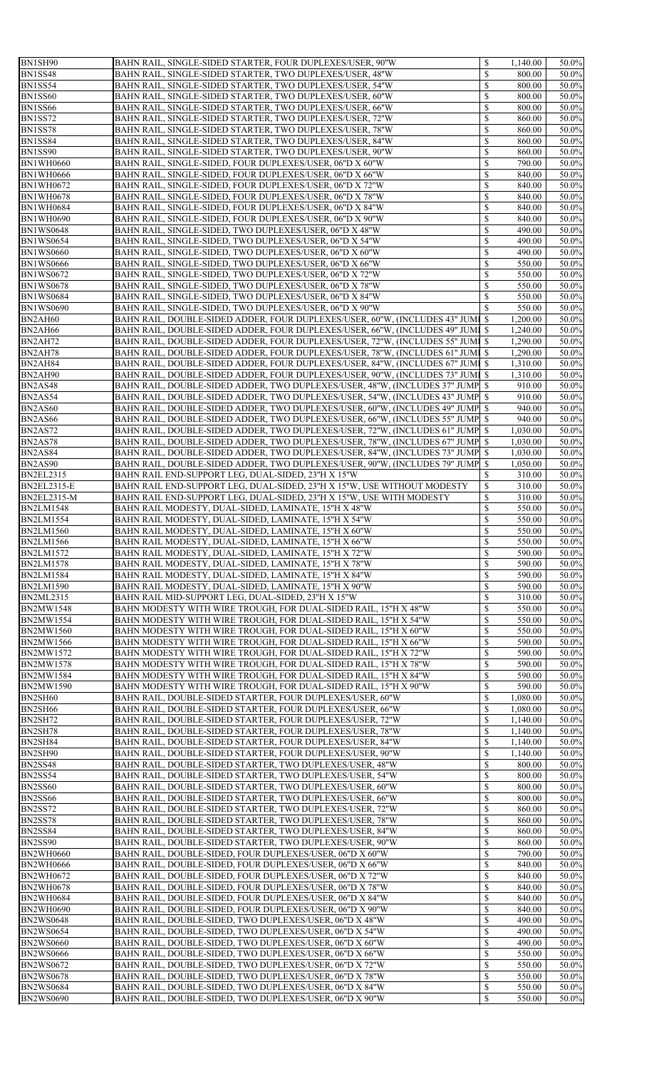| | | | | |
|---|---|---|---|---|
| BN1SH90 | BAHN RAIL, SINGLE-SIDED STARTER, FOUR DUPLEXES/USER, 90"W | $ | 1,140.00 | 50.0% |
| BN1SS48 | BAHN RAIL, SINGLE-SIDED STARTER, TWO DUPLEXES/USER, 48"W | $ | 800.00 | 50.0% |
| BN1SS54 | BAHN RAIL, SINGLE-SIDED STARTER, TWO DUPLEXES/USER, 54"W | $ | 800.00 | 50.0% |
| BN1SS60 | BAHN RAIL, SINGLE-SIDED STARTER, TWO DUPLEXES/USER, 60"W | $ | 800.00 | 50.0% |
| BN1SS66 | BAHN RAIL, SINGLE-SIDED STARTER, TWO DUPLEXES/USER, 66"W | $ | 800.00 | 50.0% |
| BN1SS72 | BAHN RAIL, SINGLE-SIDED STARTER, TWO DUPLEXES/USER, 72"W | $ | 860.00 | 50.0% |
| BN1SS78 | BAHN RAIL, SINGLE-SIDED STARTER, TWO DUPLEXES/USER, 78"W | $ | 860.00 | 50.0% |
| BN1SS84 | BAHN RAIL, SINGLE-SIDED STARTER, TWO DUPLEXES/USER, 84"W | $ | 860.00 | 50.0% |
| BN1SS90 | BAHN RAIL, SINGLE-SIDED STARTER, TWO DUPLEXES/USER, 90"W | $ | 860.00 | 50.0% |
| BN1WH0660 | BAHN RAIL, SINGLE-SIDED, FOUR DUPLEXES/USER, 06"D X 60"W | $ | 790.00 | 50.0% |
| BN1WH0666 | BAHN RAIL, SINGLE-SIDED, FOUR DUPLEXES/USER, 06"D X 66"W | $ | 840.00 | 50.0% |
| BN1WH0672 | BAHN RAIL, SINGLE-SIDED, FOUR DUPLEXES/USER, 06"D X 72"W | $ | 840.00 | 50.0% |
| BN1WH0678 | BAHN RAIL, SINGLE-SIDED, FOUR DUPLEXES/USER, 06"D X 78"W | $ | 840.00 | 50.0% |
| BN1WH0684 | BAHN RAIL, SINGLE-SIDED, FOUR DUPLEXES/USER, 06"D X 84"W | $ | 840.00 | 50.0% |
| BN1WH0690 | BAHN RAIL, SINGLE-SIDED, FOUR DUPLEXES/USER, 06"D X 90"W | $ | 840.00 | 50.0% |
| BN1WS0648 | BAHN RAIL, SINGLE-SIDED, TWO DUPLEXES/USER, 06"D X 48"W | $ | 490.00 | 50.0% |
| BN1WS0654 | BAHN RAIL, SINGLE-SIDED, TWO DUPLEXES/USER, 06"D X 54"W | $ | 490.00 | 50.0% |
| BN1WS0660 | BAHN RAIL, SINGLE-SIDED, TWO DUPLEXES/USER, 06"D X 60"W | $ | 490.00 | 50.0% |
| BN1WS0666 | BAHN RAIL, SINGLE-SIDED, TWO DUPLEXES/USER, 06"D X 66"W | $ | 550.00 | 50.0% |
| BN1WS0672 | BAHN RAIL, SINGLE-SIDED, TWO DUPLEXES/USER, 06"D X 72"W | $ | 550.00 | 50.0% |
| BN1WS0678 | BAHN RAIL, SINGLE-SIDED, TWO DUPLEXES/USER, 06"D X 78"W | $ | 550.00 | 50.0% |
| BN1WS0684 | BAHN RAIL, SINGLE-SIDED, TWO DUPLEXES/USER, 06"D X 84"W | $ | 550.00 | 50.0% |
| BN1WS0690 | BAHN RAIL, SINGLE-SIDED, TWO DUPLEXES/USER, 06"D X 90"W | $ | 550.00 | 50.0% |
| BN2AH60 | BAHN RAIL, DOUBLE-SIDED ADDER, FOUR DUPLEXES/USER, 60"W, (INCLUDES 43" JUMI | $ | 1,200.00 | 50.0% |
| BN2AH66 | BAHN RAIL, DOUBLE-SIDED ADDER, FOUR DUPLEXES/USER, 66"W, (INCLUDES 49" JUMI | $ | 1,240.00 | 50.0% |
| BN2AH72 | BAHN RAIL, DOUBLE-SIDED ADDER, FOUR DUPLEXES/USER, 72"W, (INCLUDES 55" JUMI | $ | 1,290.00 | 50.0% |
| BN2AH78 | BAHN RAIL, DOUBLE-SIDED ADDER, FOUR DUPLEXES/USER, 78"W, (INCLUDES 61" JUMI | $ | 1,290.00 | 50.0% |
| BN2AH84 | BAHN RAIL, DOUBLE-SIDED ADDER, FOUR DUPLEXES/USER, 84"W, (INCLUDES 67" JUMI | $ | 1,310.00 | 50.0% |
| BN2AH90 | BAHN RAIL, DOUBLE-SIDED ADDER, FOUR DUPLEXES/USER, 90"W, (INCLUDES 73" JUMI | $ | 1,310.00 | 50.0% |
| BN2AS48 | BAHN RAIL, DOUBLE-SIDED ADDER, TWO DUPLEXES/USER, 48"W, (INCLUDES 37" JUMP | $ | 910.00 | 50.0% |
| BN2AS54 | BAHN RAIL, DOUBLE-SIDED ADDER, TWO DUPLEXES/USER, 54"W, (INCLUDES 43" JUMP | $ | 910.00 | 50.0% |
| BN2AS60 | BAHN RAIL, DOUBLE-SIDED ADDER, TWO DUPLEXES/USER, 60"W, (INCLUDES 49" JUMP | $ | 940.00 | 50.0% |
| BN2AS66 | BAHN RAIL, DOUBLE-SIDED ADDER, TWO DUPLEXES/USER, 66"W, (INCLUDES 55" JUMP | $ | 940.00 | 50.0% |
| BN2AS72 | BAHN RAIL, DOUBLE-SIDED ADDER, TWO DUPLEXES/USER, 72"W, (INCLUDES 61" JUMP | $ | 1,030.00 | 50.0% |
| BN2AS78 | BAHN RAIL, DOUBLE-SIDED ADDER, TWO DUPLEXES/USER, 78"W, (INCLUDES 67" JUMP | $ | 1,030.00 | 50.0% |
| BN2AS84 | BAHN RAIL, DOUBLE-SIDED ADDER, TWO DUPLEXES/USER, 84"W, (INCLUDES 73" JUMP | $ | 1,030.00 | 50.0% |
| BN2AS90 | BAHN RAIL, DOUBLE-SIDED ADDER, TWO DUPLEXES/USER, 90"W, (INCLUDES 79" JUMP | $ | 1,050.00 | 50.0% |
| BN2EL2315 | BAHN RAIL END-SUPPORT LEG, DUAL-SIDED, 23"H X 15"W | $ | 310.00 | 50.0% |
| BN2EL2315-E | BAHN RAIL END-SUPPORT LEG, DUAL-SIDED, 23"H X 15"W, USE WITHOUT MODESTY | $ | 310.00 | 50.0% |
| BN2EL2315-M | BAHN RAIL END-SUPPORT LEG, DUAL-SIDED, 23"H X 15"W, USE WITH MODESTY | $ | 310.00 | 50.0% |
| BN2LM1548 | BAHN RAIL MODESTY, DUAL-SIDED, LAMINATE, 15"H X 48"W | $ | 550.00 | 50.0% |
| BN2LM1554 | BAHN RAIL MODESTY, DUAL-SIDED, LAMINATE, 15"H X 54"W | $ | 550.00 | 50.0% |
| BN2LM1560 | BAHN RAIL MODESTY, DUAL-SIDED, LAMINATE, 15"H X 60"W | $ | 550.00 | 50.0% |
| BN2LM1566 | BAHN RAIL MODESTY, DUAL-SIDED, LAMINATE, 15"H X 66"W | $ | 550.00 | 50.0% |
| BN2LM1572 | BAHN RAIL MODESTY, DUAL-SIDED, LAMINATE, 15"H X 72"W | $ | 590.00 | 50.0% |
| BN2LM1578 | BAHN RAIL MODESTY, DUAL-SIDED, LAMINATE, 15"H X 78"W | $ | 590.00 | 50.0% |
| BN2LM1584 | BAHN RAIL MODESTY, DUAL-SIDED, LAMINATE, 15"H X 84"W | $ | 590.00 | 50.0% |
| BN2LM1590 | BAHN RAIL MODESTY, DUAL-SIDED, LAMINATE, 15"H X 90"W | $ | 590.00 | 50.0% |
| BN2ML2315 | BAHN RAIL MID-SUPPORT LEG, DUAL-SIDED, 23"H X 15"W | $ | 310.00 | 50.0% |
| BN2MW1548 | BAHN MODESTY WITH WIRE TROUGH, FOR DUAL-SIDED RAIL, 15"H X 48"W | $ | 550.00 | 50.0% |
| BN2MW1554 | BAHN MODESTY WITH WIRE TROUGH, FOR DUAL-SIDED RAIL, 15"H X 54"W | $ | 550.00 | 50.0% |
| BN2MW1560 | BAHN MODESTY WITH WIRE TROUGH, FOR DUAL-SIDED RAIL, 15"H X 60"W | $ | 550.00 | 50.0% |
| BN2MW1566 | BAHN MODESTY WITH WIRE TROUGH, FOR DUAL-SIDED RAIL, 15"H X 66"W | $ | 590.00 | 50.0% |
| BN2MW1572 | BAHN MODESTY WITH WIRE TROUGH, FOR DUAL-SIDED RAIL, 15"H X 72"W | $ | 590.00 | 50.0% |
| BN2MW1578 | BAHN MODESTY WITH WIRE TROUGH, FOR DUAL-SIDED RAIL, 15"H X 78"W | $ | 590.00 | 50.0% |
| BN2MW1584 | BAHN MODESTY WITH WIRE TROUGH, FOR DUAL-SIDED RAIL, 15"H X 84"W | $ | 590.00 | 50.0% |
| BN2MW1590 | BAHN MODESTY WITH WIRE TROUGH, FOR DUAL-SIDED RAIL, 15"H X 90"W | $ | 590.00 | 50.0% |
| BN2SH60 | BAHN RAIL, DOUBLE-SIDED STARTER, FOUR DUPLEXES/USER, 60"W | $ | 1,080.00 | 50.0% |
| BN2SH66 | BAHN RAIL, DOUBLE-SIDED STARTER, FOUR DUPLEXES/USER, 66"W | $ | 1,080.00 | 50.0% |
| BN2SH72 | BAHN RAIL, DOUBLE-SIDED STARTER, FOUR DUPLEXES/USER, 72"W | $ | 1,140.00 | 50.0% |
| BN2SH78 | BAHN RAIL, DOUBLE-SIDED STARTER, FOUR DUPLEXES/USER, 78"W | $ | 1,140.00 | 50.0% |
| BN2SH84 | BAHN RAIL, DOUBLE-SIDED STARTER, FOUR DUPLEXES/USER, 84"W | $ | 1,140.00 | 50.0% |
| BN2SH90 | BAHN RAIL, DOUBLE-SIDED STARTER, FOUR DUPLEXES/USER, 90"W | $ | 1,140.00 | 50.0% |
| BN2SS48 | BAHN RAIL, DOUBLE-SIDED STARTER, TWO DUPLEXES/USER, 48"W | $ | 800.00 | 50.0% |
| BN2SS54 | BAHN RAIL, DOUBLE-SIDED STARTER, TWO DUPLEXES/USER, 54"W | $ | 800.00 | 50.0% |
| BN2SS60 | BAHN RAIL, DOUBLE-SIDED STARTER, TWO DUPLEXES/USER, 60"W | $ | 800.00 | 50.0% |
| BN2SS66 | BAHN RAIL, DOUBLE-SIDED STARTER, TWO DUPLEXES/USER, 66"W | $ | 800.00 | 50.0% |
| BN2SS72 | BAHN RAIL, DOUBLE-SIDED STARTER, TWO DUPLEXES/USER, 72"W | $ | 860.00 | 50.0% |
| BN2SS78 | BAHN RAIL, DOUBLE-SIDED STARTER, TWO DUPLEXES/USER, 78"W | $ | 860.00 | 50.0% |
| BN2SS84 | BAHN RAIL, DOUBLE-SIDED STARTER, TWO DUPLEXES/USER, 84"W | $ | 860.00 | 50.0% |
| BN2SS90 | BAHN RAIL, DOUBLE-SIDED STARTER, TWO DUPLEXES/USER, 90"W | $ | 860.00 | 50.0% |
| BN2WH0660 | BAHN RAIL, DOUBLE-SIDED, FOUR DUPLEXES/USER, 06"D X 60"W | $ | 790.00 | 50.0% |
| BN2WH0666 | BAHN RAIL, DOUBLE-SIDED, FOUR DUPLEXES/USER, 06"D X 66"W | $ | 840.00 | 50.0% |
| BN2WH0672 | BAHN RAIL, DOUBLE-SIDED, FOUR DUPLEXES/USER, 06"D X 72"W | $ | 840.00 | 50.0% |
| BN2WH0678 | BAHN RAIL, DOUBLE-SIDED, FOUR DUPLEXES/USER, 06"D X 78"W | $ | 840.00 | 50.0% |
| BN2WH0684 | BAHN RAIL, DOUBLE-SIDED, FOUR DUPLEXES/USER, 06"D X 84"W | $ | 840.00 | 50.0% |
| BN2WH0690 | BAHN RAIL, DOUBLE-SIDED, FOUR DUPLEXES/USER, 06"D X 90"W | $ | 840.00 | 50.0% |
| BN2WS0648 | BAHN RAIL, DOUBLE-SIDED, TWO DUPLEXES/USER, 06"D X 48"W | $ | 490.00 | 50.0% |
| BN2WS0654 | BAHN RAIL, DOUBLE-SIDED, TWO DUPLEXES/USER, 06"D X 54"W | $ | 490.00 | 50.0% |
| BN2WS0660 | BAHN RAIL, DOUBLE-SIDED, TWO DUPLEXES/USER, 06"D X 60"W | $ | 490.00 | 50.0% |
| BN2WS0666 | BAHN RAIL, DOUBLE-SIDED, TWO DUPLEXES/USER, 06"D X 66"W | $ | 550.00 | 50.0% |
| BN2WS0672 | BAHN RAIL, DOUBLE-SIDED, TWO DUPLEXES/USER, 06"D X 72"W | $ | 550.00 | 50.0% |
| BN2WS0678 | BAHN RAIL, DOUBLE-SIDED, TWO DUPLEXES/USER, 06"D X 78"W | $ | 550.00 | 50.0% |
| BN2WS0684 | BAHN RAIL, DOUBLE-SIDED, TWO DUPLEXES/USER, 06"D X 84"W | $ | 550.00 | 50.0% |
| BN2WS0690 | BAHN RAIL, DOUBLE-SIDED, TWO DUPLEXES/USER, 06"D X 90"W | $ | 550.00 | 50.0% |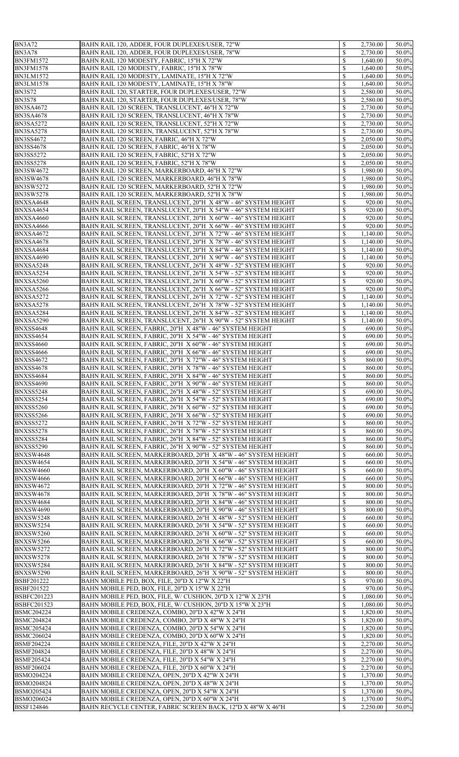| | | | | |
|---|---|---|---|---|
| BN3A72 | BAHN RAIL 120, ADDER, FOUR DUPLEXES/USER, 72"W | $ | 2,730.00 | 50.0% |
| BN3A78 | BAHN RAIL 120, ADDER, FOUR DUPLEXES/USER, 78"W | $ | 2,730.00 | 50.0% |
| BN3FM1572 | BAHN RAIL 120 MODESTY, FABRIC, 15"H X 72"W | $ | 1,640.00 | 50.0% |
| BN3FM1578 | BAHN RAIL 120 MODESTY, FABRIC, 15"H X 78"W | $ | 1,640.00 | 50.0% |
| BN3LM1572 | BAHN RAIL 120 MODESTY, LAMINATE, 15"H X 72"W | $ | 1,640.00 | 50.0% |
| BN3LM1578 | BAHN RAIL 120 MODESTY, LAMINATE, 15"H X 78"W | $ | 1,640.00 | 50.0% |
| BN3S72 | BAHN RAIL 120, STARTER, FOUR DUPLEXES/USER, 72"W | $ | 2,580.00 | 50.0% |
| BN3S78 | BAHN RAIL 120, STARTER, FOUR DUPLEXES/USER, 78"W | $ | 2,580.00 | 50.0% |
| BN3SA4672 | BAHN RAIL 120 SCREEN, TRANSLUCENT, 46"H X 72"W | $ | 2,730.00 | 50.0% |
| BN3SA4678 | BAHN RAIL 120 SCREEN, TRANSLUCENT, 46"H X 78"W | $ | 2,730.00 | 50.0% |
| BN3SA5272 | BAHN RAIL 120 SCREEN, TRANSLUCENT, 52"H X 72"W | $ | 2,730.00 | 50.0% |
| BN3SA5278 | BAHN RAIL 120 SCREEN, TRANSLUCENT, 52"H X 78"W | $ | 2,730.00 | 50.0% |
| BN3SS4672 | BAHN RAIL 120 SCREEN, FABRIC, 46"H X 72"W | $ | 2,050.00 | 50.0% |
| BN3SS4678 | BAHN RAIL 120 SCREEN, FABRIC, 46"H X 78"W | $ | 2,050.00 | 50.0% |
| BN3SS5272 | BAHN RAIL 120 SCREEN, FABRIC, 52"H X 72"W | $ | 2,050.00 | 50.0% |
| BN3SS5278 | BAHN RAIL 120 SCREEN, FABRIC, 52"H X 78"W | $ | 2,050.00 | 50.0% |
| BN3SW4672 | BAHN RAIL 120 SCREEN, MARKERBOARD, 46"H X 72"W | $ | 1,980.00 | 50.0% |
| BN3SW4678 | BAHN RAIL 120 SCREEN, MARKERBOARD, 46"H X 78"W | $ | 1,980.00 | 50.0% |
| BN3SW5272 | BAHN RAIL 120 SCREEN, MARKERBOARD, 52"H X 72"W | $ | 1,980.00 | 50.0% |
| BN3SW5278 | BAHN RAIL 120 SCREEN, MARKERBOARD, 52"H X 78"W | $ | 1,980.00 | 50.0% |
| BNXSA4648 | BAHN RAIL SCREEN, TRANSLUCENT, 20"H X 48"W - 46" SYSTEM HEIGHT | $ | 920.00 | 50.0% |
| BNXSA4654 | BAHN RAIL SCREEN, TRANSLUCENT, 20"H X 54"W - 46" SYSTEM HEIGHT | $ | 920.00 | 50.0% |
| BNXSA4660 | BAHN RAIL SCREEN, TRANSLUCENT, 20"H X 60"W - 46" SYSTEM HEIGHT | $ | 920.00 | 50.0% |
| BNXSA4666 | BAHN RAIL SCREEN, TRANSLUCENT, 20"H X 66"W - 46" SYSTEM HEIGHT | $ | 920.00 | 50.0% |
| BNXSA4672 | BAHN RAIL SCREEN, TRANSLUCENT, 20"H X 72"W - 46" SYSTEM HEIGHT | $ | 1,140.00 | 50.0% |
| BNXSA4678 | BAHN RAIL SCREEN, TRANSLUCENT, 20"H X 78"W - 46" SYSTEM HEIGHT | $ | 1,140.00 | 50.0% |
| BNXSA4684 | BAHN RAIL SCREEN, TRANSLUCENT, 20"H X 84"W - 46" SYSTEM HEIGHT | $ | 1,140.00 | 50.0% |
| BNXSA4690 | BAHN RAIL SCREEN, TRANSLUCENT, 20"H X 90"W - 46" SYSTEM HEIGHT | $ | 1,140.00 | 50.0% |
| BNXSA5248 | BAHN RAIL SCREEN, TRANSLUCENT, 26"H X 48"W - 52" SYSTEM HEIGHT | $ | 920.00 | 50.0% |
| BNXSA5254 | BAHN RAIL SCREEN, TRANSLUCENT, 26"H X 54"W - 52" SYSTEM HEIGHT | $ | 920.00 | 50.0% |
| BNXSA5260 | BAHN RAIL SCREEN, TRANSLUCENT, 26"H X 60"W - 52" SYSTEM HEIGHT | $ | 920.00 | 50.0% |
| BNXSA5266 | BAHN RAIL SCREEN, TRANSLUCENT, 26"H X 66"W - 52" SYSTEM HEIGHT | $ | 920.00 | 50.0% |
| BNXSA5272 | BAHN RAIL SCREEN, TRANSLUCENT, 26"H X 72"W - 52" SYSTEM HEIGHT | $ | 1,140.00 | 50.0% |
| BNXSA5278 | BAHN RAIL SCREEN, TRANSLUCENT, 26"H X 78"W - 52" SYSTEM HEIGHT | $ | 1,140.00 | 50.0% |
| BNXSA5284 | BAHN RAIL SCREEN, TRANSLUCENT, 26"H X 84"W - 52" SYSTEM HEIGHT | $ | 1,140.00 | 50.0% |
| BNXSA5290 | BAHN RAIL SCREEN, TRANSLUCENT, 26"H X 90"W - 52" SYSTEM HEIGHT | $ | 1,140.00 | 50.0% |
| BNXSS4648 | BAHN RAIL SCREEN, FABRIC, 20"H X 48"W - 46" SYSTEM HEIGHT | $ | 690.00 | 50.0% |
| BNXSS4654 | BAHN RAIL SCREEN, FABRIC, 20"H X 54"W - 46" SYSTEM HEIGHT | $ | 690.00 | 50.0% |
| BNXSS4660 | BAHN RAIL SCREEN, FABRIC, 20"H X 60"W - 46" SYSTEM HEIGHT | $ | 690.00 | 50.0% |
| BNXSS4666 | BAHN RAIL SCREEN, FABRIC, 20"H X 66"W - 46" SYSTEM HEIGHT | $ | 690.00 | 50.0% |
| BNXSS4672 | BAHN RAIL SCREEN, FABRIC, 20"H X 72"W - 46" SYSTEM HEIGHT | $ | 860.00 | 50.0% |
| BNXSS4678 | BAHN RAIL SCREEN, FABRIC, 20"H X 78"W - 46" SYSTEM HEIGHT | $ | 860.00 | 50.0% |
| BNXSS4684 | BAHN RAIL SCREEN, FABRIC, 20"H X 84"W - 46" SYSTEM HEIGHT | $ | 860.00 | 50.0% |
| BNXSS4690 | BAHN RAIL SCREEN, FABRIC, 20"H X 90"W - 46" SYSTEM HEIGHT | $ | 860.00 | 50.0% |
| BNXSS5248 | BAHN RAIL SCREEN, FABRIC, 26"H X 48"W - 52" SYSTEM HEIGHT | $ | 690.00 | 50.0% |
| BNXSS5254 | BAHN RAIL SCREEN, FABRIC, 26"H X 54"W - 52" SYSTEM HEIGHT | $ | 690.00 | 50.0% |
| BNXSS5260 | BAHN RAIL SCREEN, FABRIC, 26"H X 60"W - 52" SYSTEM HEIGHT | $ | 690.00 | 50.0% |
| BNXSS5266 | BAHN RAIL SCREEN, FABRIC, 26"H X 66"W - 52" SYSTEM HEIGHT | $ | 690.00 | 50.0% |
| BNXSS5272 | BAHN RAIL SCREEN, FABRIC, 26"H X 72"W - 52" SYSTEM HEIGHT | $ | 860.00 | 50.0% |
| BNXSS5278 | BAHN RAIL SCREEN, FABRIC, 26"H X 78"W - 52" SYSTEM HEIGHT | $ | 860.00 | 50.0% |
| BNXSS5284 | BAHN RAIL SCREEN, FABRIC, 26"H X 84"W - 52" SYSTEM HEIGHT | $ | 860.00 | 50.0% |
| BNXSS5290 | BAHN RAIL SCREEN, FABRIC, 26"H X 90"W - 52" SYSTEM HEIGHT | $ | 860.00 | 50.0% |
| BNXSW4648 | BAHN RAIL SCREEN, MARKERBOARD, 20"H X 48"W - 46" SYSTEM HEIGHT | $ | 660.00 | 50.0% |
| BNXSW4654 | BAHN RAIL SCREEN, MARKERBOARD, 20"H X 54"W - 46" SYSTEM HEIGHT | $ | 660.00 | 50.0% |
| BNXSW4660 | BAHN RAIL SCREEN, MARKERBOARD, 20"H X 60"W - 46" SYSTEM HEIGHT | $ | 660.00 | 50.0% |
| BNXSW4666 | BAHN RAIL SCREEN, MARKERBOARD, 20"H X 66"W - 46" SYSTEM HEIGHT | $ | 660.00 | 50.0% |
| BNXSW4672 | BAHN RAIL SCREEN, MARKERBOARD, 20"H X 72"W - 46" SYSTEM HEIGHT | $ | 800.00 | 50.0% |
| BNXSW4678 | BAHN RAIL SCREEN, MARKERBOARD, 20"H X 78"W - 46" SYSTEM HEIGHT | $ | 800.00 | 50.0% |
| BNXSW4684 | BAHN RAIL SCREEN, MARKERBOARD, 20"H X 84"W - 46" SYSTEM HEIGHT | $ | 800.00 | 50.0% |
| BNXSW4690 | BAHN RAIL SCREEN, MARKERBOARD, 20"H X 90"W - 46" SYSTEM HEIGHT | $ | 800.00 | 50.0% |
| BNXSW5248 | BAHN RAIL SCREEN, MARKERBOARD, 26"H X 48"W - 52" SYSTEM HEIGHT | $ | 660.00 | 50.0% |
| BNXSW5254 | BAHN RAIL SCREEN, MARKERBOARD, 26"H X 54"W - 52" SYSTEM HEIGHT | $ | 660.00 | 50.0% |
| BNXSW5260 | BAHN RAIL SCREEN, MARKERBOARD, 26"H X 60"W - 52" SYSTEM HEIGHT | $ | 660.00 | 50.0% |
| BNXSW5266 | BAHN RAIL SCREEN, MARKERBOARD, 26"H X 66"W - 52" SYSTEM HEIGHT | $ | 660.00 | 50.0% |
| BNXSW5272 | BAHN RAIL SCREEN, MARKERBOARD, 26"H X 72"W - 52" SYSTEM HEIGHT | $ | 800.00 | 50.0% |
| BNXSW5278 | BAHN RAIL SCREEN, MARKERBOARD, 26"H X 78"W - 52" SYSTEM HEIGHT | $ | 800.00 | 50.0% |
| BNXSW5284 | BAHN RAIL SCREEN, MARKERBOARD, 26"H X 84"W - 52" SYSTEM HEIGHT | $ | 800.00 | 50.0% |
| BNXSW5290 | BAHN RAIL SCREEN, MARKERBOARD, 26"H X 90"W - 52" SYSTEM HEIGHT | $ | 800.00 | 50.0% |
| BSBF201222 | BAHN MOBILE PED, BOX, FILE, 20"D X 12"W X 22"H | $ | 970.00 | 50.0% |
| BSBF201522 | BAHN MOBILE PED, BOX, FILE, 20"D X 15"W X 22"H | $ | 970.00 | 50.0% |
| BSBFC201223 | BAHN MOBILE PED, BOX, FILE, W/ CUSHION, 20"D X 12"W X 23"H | $ | 1,080.00 | 50.0% |
| BSBFC201523 | BAHN MOBILE PED, BOX, FILE, W/ CUSHION, 20"D X 15"W X 23"H | $ | 1,080.00 | 50.0% |
| BSMC204224 | BAHN MOBILE CREDENZA, COMBO, 20"D X 42"W X 24"H | $ | 1,820.00 | 50.0% |
| BSMC204824 | BAHN MOBILE CREDENZA, COMBO, 20"D X 48"W X 24"H | $ | 1,820.00 | 50.0% |
| BSMC205424 | BAHN MOBILE CREDENZA, COMBO, 20"D X 54"W X 24"H | $ | 1,820.00 | 50.0% |
| BSMC206024 | BAHN MOBILE CREDENZA, COMBO, 20"D X 60"W X 24"H | $ | 1,820.00 | 50.0% |
| BSMF204224 | BAHN MOBILE CREDENZA, FILE, 20"D X 42"W X 24"H | $ | 2,270.00 | 50.0% |
| BSMF204824 | BAHN MOBILE CREDENZA, FILE, 20"D X 48"W X 24"H | $ | 2,270.00 | 50.0% |
| BSMF205424 | BAHN MOBILE CREDENZA, FILE, 20"D X 54"W X 24"H | $ | 2,270.00 | 50.0% |
| BSMF206024 | BAHN MOBILE CREDENZA, FILE, 20"D X 60"W X 24"H | $ | 2,270.00 | 50.0% |
| BSMO204224 | BAHN MOBILE CREDENZA, OPEN, 20"D X 42"W X 24"H | $ | 1,370.00 | 50.0% |
| BSMO204824 | BAHN MOBILE CREDENZA, OPEN, 20"D X 48"W X 24"H | $ | 1,370.00 | 50.0% |
| BSMO205424 | BAHN MOBILE CREDENZA, OPEN, 20"D X 54"W X 24"H | $ | 1,370.00 | 50.0% |
| BSMO206024 | BAHN MOBILE CREDENZA, OPEN, 20"D X 60"W X 24"H | $ | 1,370.00 | 50.0% |
| BSSF124846 | BAHN RECYCLE CENTER, FABRIC SCREEN BACK, 12"D X 48"W X 46"H | $ | 2,250.00 | 50.0% |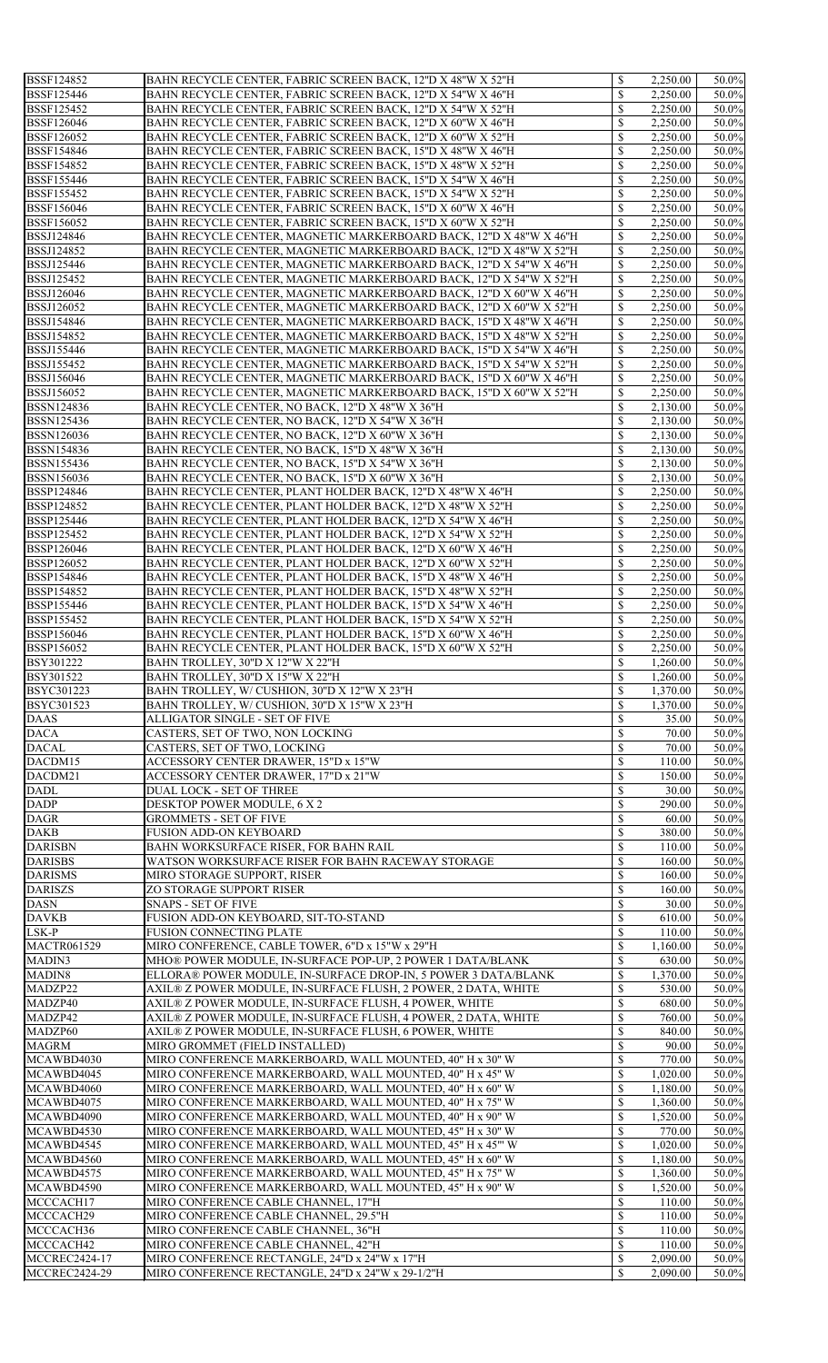| | | | | |
|---|---|---|---|---|
| BSSF124852 | BAHN RECYCLE CENTER, FABRIC SCREEN BACK, 12"D X 48"W X 52"H | $ | 2,250.00 | 50.0% |
| BSSF125446 | BAHN RECYCLE CENTER, FABRIC SCREEN BACK, 12"D X 54"W X 46"H | $ | 2,250.00 | 50.0% |
| BSSF125452 | BAHN RECYCLE CENTER, FABRIC SCREEN BACK, 12"D X 54"W X 52"H | $ | 2,250.00 | 50.0% |
| BSSF126046 | BAHN RECYCLE CENTER, FABRIC SCREEN BACK, 12"D X 60"W X 46"H | $ | 2,250.00 | 50.0% |
| BSSF126052 | BAHN RECYCLE CENTER, FABRIC SCREEN BACK, 12"D X 60"W X 52"H | $ | 2,250.00 | 50.0% |
| BSSF154846 | BAHN RECYCLE CENTER, FABRIC SCREEN BACK, 15"D X 48"W X 46"H | $ | 2,250.00 | 50.0% |
| BSSF154852 | BAHN RECYCLE CENTER, FABRIC SCREEN BACK, 15"D X 48"W X 52"H | $ | 2,250.00 | 50.0% |
| BSSF155446 | BAHN RECYCLE CENTER, FABRIC SCREEN BACK, 15"D X 54"W X 46"H | $ | 2,250.00 | 50.0% |
| BSSF155452 | BAHN RECYCLE CENTER, FABRIC SCREEN BACK, 15"D X 54"W X 52"H | $ | 2,250.00 | 50.0% |
| BSSF156046 | BAHN RECYCLE CENTER, FABRIC SCREEN BACK, 15"D X 60"W X 46"H | $ | 2,250.00 | 50.0% |
| BSSF156052 | BAHN RECYCLE CENTER, FABRIC SCREEN BACK, 15"D X 60"W X 52"H | $ | 2,250.00 | 50.0% |
| BSSJ124846 | BAHN RECYCLE CENTER, MAGNETIC MARKERBOARD BACK, 12"D X 48"W X 46"H | $ | 2,250.00 | 50.0% |
| BSSJ124852 | BAHN RECYCLE CENTER, MAGNETIC MARKERBOARD BACK, 12"D X 48"W X 52"H | $ | 2,250.00 | 50.0% |
| BSSJ125446 | BAHN RECYCLE CENTER, MAGNETIC MARKERBOARD BACK, 12"D X 54"W X 46"H | $ | 2,250.00 | 50.0% |
| BSSJ125452 | BAHN RECYCLE CENTER, MAGNETIC MARKERBOARD BACK, 12"D X 54"W X 52"H | $ | 2,250.00 | 50.0% |
| BSSJ126046 | BAHN RECYCLE CENTER, MAGNETIC MARKERBOARD BACK, 12"D X 60"W X 46"H | $ | 2,250.00 | 50.0% |
| BSSJ126052 | BAHN RECYCLE CENTER, MAGNETIC MARKERBOARD BACK, 12"D X 60"W X 52"H | $ | 2,250.00 | 50.0% |
| BSSJ154846 | BAHN RECYCLE CENTER, MAGNETIC MARKERBOARD BACK, 15"D X 48"W X 46"H | $ | 2,250.00 | 50.0% |
| BSSJ154852 | BAHN RECYCLE CENTER, MAGNETIC MARKERBOARD BACK, 15"D X 48"W X 52"H | $ | 2,250.00 | 50.0% |
| BSSJ155446 | BAHN RECYCLE CENTER, MAGNETIC MARKERBOARD BACK, 15"D X 54"W X 46"H | $ | 2,250.00 | 50.0% |
| BSSJ155452 | BAHN RECYCLE CENTER, MAGNETIC MARKERBOARD BACK, 15"D X 54"W X 52"H | $ | 2,250.00 | 50.0% |
| BSSJ156046 | BAHN RECYCLE CENTER, MAGNETIC MARKERBOARD BACK, 15"D X 60"W X 46"H | $ | 2,250.00 | 50.0% |
| BSSJ156052 | BAHN RECYCLE CENTER, MAGNETIC MARKERBOARD BACK, 15"D X 60"W X 52"H | $ | 2,250.00 | 50.0% |
| BSSN124836 | BAHN RECYCLE CENTER, NO BACK, 12"D X 48"W X 36"H | $ | 2,130.00 | 50.0% |
| BSSN125436 | BAHN RECYCLE CENTER, NO BACK, 12"D X 54"W X 36"H | $ | 2,130.00 | 50.0% |
| BSSN126036 | BAHN RECYCLE CENTER, NO BACK, 12"D X 60"W X 36"H | $ | 2,130.00 | 50.0% |
| BSSN154836 | BAHN RECYCLE CENTER, NO BACK, 15"D X 48"W X 36"H | $ | 2,130.00 | 50.0% |
| BSSN155436 | BAHN RECYCLE CENTER, NO BACK, 15"D X 54"W X 36"H | $ | 2,130.00 | 50.0% |
| BSSN156036 | BAHN RECYCLE CENTER, NO BACK, 15"D X 60"W X 36"H | $ | 2,130.00 | 50.0% |
| BSSP124846 | BAHN RECYCLE CENTER, PLANT HOLDER BACK, 12"D X 48"W X 46"H | $ | 2,250.00 | 50.0% |
| BSSP124852 | BAHN RECYCLE CENTER, PLANT HOLDER BACK, 12"D X 48"W X 52"H | $ | 2,250.00 | 50.0% |
| BSSP125446 | BAHN RECYCLE CENTER, PLANT HOLDER BACK, 12"D X 54"W X 46"H | $ | 2,250.00 | 50.0% |
| BSSP125452 | BAHN RECYCLE CENTER, PLANT HOLDER BACK, 12"D X 54"W X 52"H | $ | 2,250.00 | 50.0% |
| BSSP126046 | BAHN RECYCLE CENTER, PLANT HOLDER BACK, 12"D X 60"W X 46"H | $ | 2,250.00 | 50.0% |
| BSSP126052 | BAHN RECYCLE CENTER, PLANT HOLDER BACK, 12"D X 60"W X 52"H | $ | 2,250.00 | 50.0% |
| BSSP154846 | BAHN RECYCLE CENTER, PLANT HOLDER BACK, 15"D X 48"W X 46"H | $ | 2,250.00 | 50.0% |
| BSSP154852 | BAHN RECYCLE CENTER, PLANT HOLDER BACK, 15"D X 48"W X 52"H | $ | 2,250.00 | 50.0% |
| BSSP155446 | BAHN RECYCLE CENTER, PLANT HOLDER BACK, 15"D X 54"W X 46"H | $ | 2,250.00 | 50.0% |
| BSSP155452 | BAHN RECYCLE CENTER, PLANT HOLDER BACK, 15"D X 54"W X 52"H | $ | 2,250.00 | 50.0% |
| BSSP156046 | BAHN RECYCLE CENTER, PLANT HOLDER BACK, 15"D X 60"W X 46"H | $ | 2,250.00 | 50.0% |
| BSSP156052 | BAHN RECYCLE CENTER, PLANT HOLDER BACK, 15"D X 60"W X 52"H | $ | 2,250.00 | 50.0% |
| BSY301222 | BAHN TROLLEY, 30"D X 12"W X 22"H | $ | 1,260.00 | 50.0% |
| BSY301522 | BAHN TROLLEY, 30"D X 15"W X 22"H | $ | 1,260.00 | 50.0% |
| BSYC301223 | BAHN TROLLEY, W/ CUSHION, 30"D X 12"W X 23"H | $ | 1,370.00 | 50.0% |
| BSYC301523 | BAHN TROLLEY, W/ CUSHION, 30"D X 15"W X 23"H | $ | 1,370.00 | 50.0% |
| DAAS | ALLIGATOR SINGLE - SET OF FIVE | $ | 35.00 | 50.0% |
| DACA | CASTERS, SET OF TWO, NON LOCKING | $ | 70.00 | 50.0% |
| DACAL | CASTERS, SET OF TWO, LOCKING | $ | 70.00 | 50.0% |
| DACDM15 | ACCESSORY CENTER DRAWER, 15"D x 15"W | $ | 110.00 | 50.0% |
| DACDM21 | ACCESSORY CENTER DRAWER, 17"D x 21"W | $ | 150.00 | 50.0% |
| DADL | DUAL LOCK - SET OF THREE | $ | 30.00 | 50.0% |
| DADP | DESKTOP POWER MODULE, 6 X 2 | $ | 290.00 | 50.0% |
| DAGR | GROMMETS - SET OF FIVE | $ | 60.00 | 50.0% |
| DAKB | FUSION ADD-ON KEYBOARD | $ | 380.00 | 50.0% |
| DARISBN | BAHN WORKSURFACE RISER, FOR BAHN RAIL | $ | 110.00 | 50.0% |
| DARISBS | WATSON WORKSURFACE RISER FOR BAHN RACEWAY STORAGE | $ | 160.00 | 50.0% |
| DARISMS | MIRO STORAGE SUPPORT, RISER | $ | 160.00 | 50.0% |
| DARISZS | ZO STORAGE SUPPORT RISER | $ | 160.00 | 50.0% |
| DASN | SNAPS - SET OF FIVE | $ | 30.00 | 50.0% |
| DAVKB | FUSION ADD-ON KEYBOARD, SIT-TO-STAND | $ | 610.00 | 50.0% |
| LSK-P | FUSION CONNECTING PLATE | $ | 110.00 | 50.0% |
| MACTR061529 | MIRO CONFERENCE, CABLE TOWER, 6"D x 15"W x 29"H | $ | 1,160.00 | 50.0% |
| MADIN3 | MHO® POWER MODULE, IN-SURFACE POP-UP, 2 POWER 1 DATA/BLANK | $ | 630.00 | 50.0% |
| MADIN8 | ELLORA® POWER MODULE, IN-SURFACE DROP-IN, 5 POWER 3 DATA/BLANK | $ | 1,370.00 | 50.0% |
| MADZP22 | AXIL® Z POWER MODULE, IN-SURFACE FLUSH, 2 POWER, 2 DATA, WHITE | $ | 530.00 | 50.0% |
| MADZP40 | AXIL® Z POWER MODULE, IN-SURFACE FLUSH, 4 POWER, WHITE | $ | 680.00 | 50.0% |
| MADZP42 | AXIL® Z POWER MODULE, IN-SURFACE FLUSH, 4 POWER, 2 DATA, WHITE | $ | 760.00 | 50.0% |
| MADZP60 | AXIL® Z POWER MODULE, IN-SURFACE FLUSH, 6 POWER, WHITE | $ | 840.00 | 50.0% |
| MAGRM | MIRO GROMMET (FIELD INSTALLED) | $ | 90.00 | 50.0% |
| MCAWBD4030 | MIRO CONFERENCE MARKERBOARD, WALL MOUNTED, 40" H x 30" W | $ | 770.00 | 50.0% |
| MCAWBD4045 | MIRO CONFERENCE MARKERBOARD, WALL MOUNTED, 40" H x 45" W | $ | 1,020.00 | 50.0% |
| MCAWBD4060 | MIRO CONFERENCE MARKERBOARD, WALL MOUNTED, 40" H x 60" W | $ | 1,180.00 | 50.0% |
| MCAWBD4075 | MIRO CONFERENCE MARKERBOARD, WALL MOUNTED, 40" H x 75" W | $ | 1,360.00 | 50.0% |
| MCAWBD4090 | MIRO CONFERENCE MARKERBOARD, WALL MOUNTED, 40" H x 90" W | $ | 1,520.00 | 50.0% |
| MCAWBD4530 | MIRO CONFERENCE MARKERBOARD, WALL MOUNTED, 45" H x 30" W | $ | 770.00 | 50.0% |
| MCAWBD4545 | MIRO CONFERENCE MARKERBOARD, WALL MOUNTED, 45" H x 45"' W | $ | 1,020.00 | 50.0% |
| MCAWBD4560 | MIRO CONFERENCE MARKERBOARD, WALL MOUNTED, 45" H x 60" W | $ | 1,180.00 | 50.0% |
| MCAWBD4575 | MIRO CONFERENCE MARKERBOARD, WALL MOUNTED, 45" H x 75" W | $ | 1,360.00 | 50.0% |
| MCAWBD4590 | MIRO CONFERENCE MARKERBOARD, WALL MOUNTED, 45" H x 90" W | $ | 1,520.00 | 50.0% |
| MCCCACH17 | MIRO CONFERENCE CABLE CHANNEL, 17"H | $ | 110.00 | 50.0% |
| MCCCACH29 | MIRO CONFERENCE CABLE CHANNEL, 29.5"H | $ | 110.00 | 50.0% |
| MCCCACH36 | MIRO CONFERENCE CABLE CHANNEL, 36"H | $ | 110.00 | 50.0% |
| MCCCACH42 | MIRO CONFERENCE CABLE CHANNEL, 42"H | $ | 110.00 | 50.0% |
| MCCREC2424-17 | MIRO CONFERENCE RECTANGLE, 24"D x 24"W x 17"H | $ | 2,090.00 | 50.0% |
| MCCREC2424-29 | MIRO CONFERENCE RECTANGLE, 24"D x 24"W x 29-1/2"H | $ | 2,090.00 | 50.0% |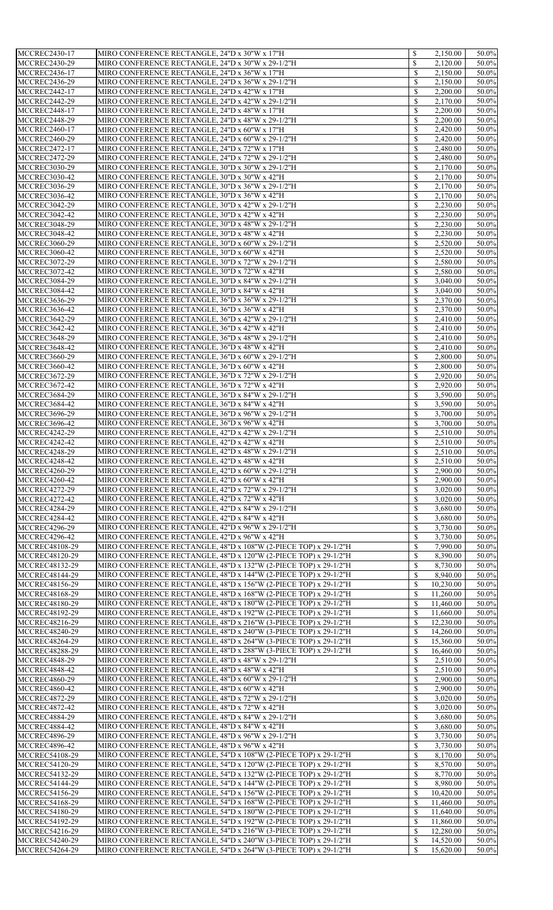| | | | | |
|---|---|---|---|---|
| MCCREC2430-17 | MIRO CONFERENCE RECTANGLE, 24"D x 30"W x 17"H | $ | 2,150.00 | 50.0% |
| MCCREC2430-29 | MIRO CONFERENCE RECTANGLE, 24"D x 30"W x 29-1/2"H | $ | 2,120.00 | 50.0% |
| MCCREC2436-17 | MIRO CONFERENCE RECTANGLE, 24"D x 36"W x 17"H | $ | 2,150.00 | 50.0% |
| MCCREC2436-29 | MIRO CONFERENCE RECTANGLE, 24"D x 36"W x 29-1/2"H | $ | 2,150.00 | 50.0% |
| MCCREC2442-17 | MIRO CONFERENCE RECTANGLE, 24"D x 42"W x 17"H | $ | 2,200.00 | 50.0% |
| MCCREC2442-29 | MIRO CONFERENCE RECTANGLE, 24"D x 42"W x 29-1/2"H | $ | 2,170.00 | 50.0% |
| MCCREC2448-17 | MIRO CONFERENCE RECTANGLE, 24"D x 48"W x 17"H | $ | 2,200.00 | 50.0% |
| MCCREC2448-29 | MIRO CONFERENCE RECTANGLE, 24"D x 48"W x 29-1/2"H | $ | 2,200.00 | 50.0% |
| MCCREC2460-17 | MIRO CONFERENCE RECTANGLE, 24"D x 60"W x 17"H | $ | 2,420.00 | 50.0% |
| MCCREC2460-29 | MIRO CONFERENCE RECTANGLE, 24"D x 60"W x 29-1/2"H | $ | 2,420.00 | 50.0% |
| MCCREC2472-17 | MIRO CONFERENCE RECTANGLE, 24"D x 72"W x 17"H | $ | 2,480.00 | 50.0% |
| MCCREC2472-29 | MIRO CONFERENCE RECTANGLE, 24"D x 72"W x 29-1/2"H | $ | 2,480.00 | 50.0% |
| MCCREC3030-29 | MIRO CONFERENCE RECTANGLE, 30"D x 30"W x 29-1/2"H | $ | 2,170.00 | 50.0% |
| MCCREC3030-42 | MIRO CONFERENCE RECTANGLE, 30"D x 30"W x 42"H | $ | 2,170.00 | 50.0% |
| MCCREC3036-29 | MIRO CONFERENCE RECTANGLE, 30"D x 36"W x 29-1/2"H | $ | 2,170.00 | 50.0% |
| MCCREC3036-42 | MIRO CONFERENCE RECTANGLE, 30"D x 36"W x 42"H | $ | 2,170.00 | 50.0% |
| MCCREC3042-29 | MIRO CONFERENCE RECTANGLE, 30"D x 42"W x 29-1/2"H | $ | 2,230.00 | 50.0% |
| MCCREC3042-42 | MIRO CONFERENCE RECTANGLE, 30"D x 42"W x 42"H | $ | 2,230.00 | 50.0% |
| MCCREC3048-29 | MIRO CONFERENCE RECTANGLE, 30"D x 48"W x 29-1/2"H | $ | 2,230.00 | 50.0% |
| MCCREC3048-42 | MIRO CONFERENCE RECTANGLE, 30"D x 48"W x 42"H | $ | 2,230.00 | 50.0% |
| MCCREC3060-29 | MIRO CONFERENCE RECTANGLE, 30"D x 60"W x 29-1/2"H | $ | 2,520.00 | 50.0% |
| MCCREC3060-42 | MIRO CONFERENCE RECTANGLE, 30"D x 60"W x 42"H | $ | 2,520.00 | 50.0% |
| MCCREC3072-29 | MIRO CONFERENCE RECTANGLE, 30"D x 72"W x 29-1/2"H | $ | 2,580.00 | 50.0% |
| MCCREC3072-42 | MIRO CONFERENCE RECTANGLE, 30"D x 72"W x 42"H | $ | 2,580.00 | 50.0% |
| MCCREC3084-29 | MIRO CONFERENCE RECTANGLE, 30"D x 84"W x 29-1/2"H | $ | 3,040.00 | 50.0% |
| MCCREC3084-42 | MIRO CONFERENCE RECTANGLE, 30"D x 84"W x 42"H | $ | 3,040.00 | 50.0% |
| MCCREC3636-29 | MIRO CONFERENCE RECTANGLE, 36"D x 36"W x 29-1/2"H | $ | 2,370.00 | 50.0% |
| MCCREC3636-42 | MIRO CONFERENCE RECTANGLE, 36"D x 36"W x 42"H | $ | 2,370.00 | 50.0% |
| MCCREC3642-29 | MIRO CONFERENCE RECTANGLE, 36"D x 42"W x 29-1/2"H | $ | 2,410.00 | 50.0% |
| MCCREC3642-42 | MIRO CONFERENCE RECTANGLE, 36"D x 42"W x 42"H | $ | 2,410.00 | 50.0% |
| MCCREC3648-29 | MIRO CONFERENCE RECTANGLE, 36"D x 48"W x 29-1/2"H | $ | 2,410.00 | 50.0% |
| MCCREC3648-42 | MIRO CONFERENCE RECTANGLE, 36"D x 48"W x 42"H | $ | 2,410.00 | 50.0% |
| MCCREC3660-29 | MIRO CONFERENCE RECTANGLE, 36"D x 60"W x 29-1/2"H | $ | 2,800.00 | 50.0% |
| MCCREC3660-42 | MIRO CONFERENCE RECTANGLE, 36"D x 60"W x 42"H | $ | 2,800.00 | 50.0% |
| MCCREC3672-29 | MIRO CONFERENCE RECTANGLE, 36"D x 72"W x 29-1/2"H | $ | 2,920.00 | 50.0% |
| MCCREC3672-42 | MIRO CONFERENCE RECTANGLE, 36"D x 72"W x 42"H | $ | 2,920.00 | 50.0% |
| MCCREC3684-29 | MIRO CONFERENCE RECTANGLE, 36"D x 84"W x 29-1/2"H | $ | 3,590.00 | 50.0% |
| MCCREC3684-42 | MIRO CONFERENCE RECTANGLE, 36"D x 84"W x 42"H | $ | 3,590.00 | 50.0% |
| MCCREC3696-29 | MIRO CONFERENCE RECTANGLE, 36"D x 96"W x 29-1/2"H | $ | 3,700.00 | 50.0% |
| MCCREC3696-42 | MIRO CONFERENCE RECTANGLE, 36"D x 96"W x 42"H | $ | 3,700.00 | 50.0% |
| MCCREC4242-29 | MIRO CONFERENCE RECTANGLE, 42"D x 42"W x 29-1/2"H | $ | 2,510.00 | 50.0% |
| MCCREC4242-42 | MIRO CONFERENCE RECTANGLE, 42"D x 42"W x 42"H | $ | 2,510.00 | 50.0% |
| MCCREC4248-29 | MIRO CONFERENCE RECTANGLE, 42"D x 48"W x 29-1/2"H | $ | 2,510.00 | 50.0% |
| MCCREC4248-42 | MIRO CONFERENCE RECTANGLE, 42"D x 48"W x 42"H | $ | 2,510.00 | 50.0% |
| MCCREC4260-29 | MIRO CONFERENCE RECTANGLE, 42"D x 60"W x 29-1/2"H | $ | 2,900.00 | 50.0% |
| MCCREC4260-42 | MIRO CONFERENCE RECTANGLE, 42"D x 60"W x 42"H | $ | 2,900.00 | 50.0% |
| MCCREC4272-29 | MIRO CONFERENCE RECTANGLE, 42"D x 72"W x 29-1/2"H | $ | 3,020.00 | 50.0% |
| MCCREC4272-42 | MIRO CONFERENCE RECTANGLE, 42"D x 72"W x 42"H | $ | 3,020.00 | 50.0% |
| MCCREC4284-29 | MIRO CONFERENCE RECTANGLE, 42"D x 84"W x 29-1/2"H | $ | 3,680.00 | 50.0% |
| MCCREC4284-42 | MIRO CONFERENCE RECTANGLE, 42"D x 84"W x 42"H | $ | 3,680.00 | 50.0% |
| MCCREC4296-29 | MIRO CONFERENCE RECTANGLE, 42"D x 96"W x 29-1/2"H | $ | 3,730.00 | 50.0% |
| MCCREC4296-42 | MIRO CONFERENCE RECTANGLE, 42"D x 96"W x 42"H | $ | 3,730.00 | 50.0% |
| MCCREC48108-29 | MIRO CONFERENCE RECTANGLE, 48"D x 108"W (2-PIECE TOP) x 29-1/2"H | $ | 7,990.00 | 50.0% |
| MCCREC48120-29 | MIRO CONFERENCE RECTANGLE, 48"D x 120"W (2-PIECE TOP) x 29-1/2"H | $ | 8,390.00 | 50.0% |
| MCCREC48132-29 | MIRO CONFERENCE RECTANGLE, 48"D x 132"W (2-PIECE TOP) x 29-1/2"H | $ | 8,730.00 | 50.0% |
| MCCREC48144-29 | MIRO CONFERENCE RECTANGLE, 48"D x 144"W (2-PIECE TOP) x 29-1/2"H | $ | 8,940.00 | 50.0% |
| MCCREC48156-29 | MIRO CONFERENCE RECTANGLE, 48"D x 156"W (2-PIECE TOP) x 29-1/2"H | $ | 10,230.00 | 50.0% |
| MCCREC48168-29 | MIRO CONFERENCE RECTANGLE, 48"D x 168"W (2-PIECE TOP) x 29-1/2"H | $ | 11,260.00 | 50.0% |
| MCCREC48180-29 | MIRO CONFERENCE RECTANGLE, 48"D x 180"W (2-PIECE TOP) x 29-1/2"H | $ | 11,460.00 | 50.0% |
| MCCREC48192-29 | MIRO CONFERENCE RECTANGLE, 48"D x 192"W (2-PIECE TOP) x 29-1/2"H | $ | 11,660.00 | 50.0% |
| MCCREC48216-29 | MIRO CONFERENCE RECTANGLE, 48"D x 216"W (3-PIECE TOP) x 29-1/2"H | $ | 12,230.00 | 50.0% |
| MCCREC48240-29 | MIRO CONFERENCE RECTANGLE, 48"D x 240"W (3-PIECE TOP) x 29-1/2"H | $ | 14,260.00 | 50.0% |
| MCCREC48264-29 | MIRO CONFERENCE RECTANGLE, 48"D x 264"W (3-PIECE TOP) x 29-1/2"H | $ | 15,360.00 | 50.0% |
| MCCREC48288-29 | MIRO CONFERENCE RECTANGLE, 48"D x 288"W (3-PIECE TOP) x 29-1/2"H | $ | 16,460.00 | 50.0% |
| MCCREC4848-29 | MIRO CONFERENCE RECTANGLE, 48"D x 48"W x 29-1/2"H | $ | 2,510.00 | 50.0% |
| MCCREC4848-42 | MIRO CONFERENCE RECTANGLE, 48"D x 48"W x 42"H | $ | 2,510.00 | 50.0% |
| MCCREC4860-29 | MIRO CONFERENCE RECTANGLE, 48"D x 60"W x 29-1/2"H | $ | 2,900.00 | 50.0% |
| MCCREC4860-42 | MIRO CONFERENCE RECTANGLE, 48"D x 60"W x 42"H | $ | 2,900.00 | 50.0% |
| MCCREC4872-29 | MIRO CONFERENCE RECTANGLE, 48"D x 72"W x 29-1/2"H | $ | 3,020.00 | 50.0% |
| MCCREC4872-42 | MIRO CONFERENCE RECTANGLE, 48"D x 72"W x 42"H | $ | 3,020.00 | 50.0% |
| MCCREC4884-29 | MIRO CONFERENCE RECTANGLE, 48"D x 84"W x 29-1/2"H | $ | 3,680.00 | 50.0% |
| MCCREC4884-42 | MIRO CONFERENCE RECTANGLE, 48"D x 84"W x 42"H | $ | 3,680.00 | 50.0% |
| MCCREC4896-29 | MIRO CONFERENCE RECTANGLE, 48"D x 96"W x 29-1/2"H | $ | 3,730.00 | 50.0% |
| MCCREC4896-42 | MIRO CONFERENCE RECTANGLE, 48"D x 96"W x 42"H | $ | 3,730.00 | 50.0% |
| MCCREC54108-29 | MIRO CONFERENCE RECTANGLE, 54"D x 108"W (2-PIECE TOP) x 29-1/2"H | $ | 8,170.00 | 50.0% |
| MCCREC54120-29 | MIRO CONFERENCE RECTANGLE, 54"D x 120"W (2-PIECE TOP) x 29-1/2"H | $ | 8,570.00 | 50.0% |
| MCCREC54132-29 | MIRO CONFERENCE RECTANGLE, 54"D x 132"W (2-PIECE TOP) x 29-1/2"H | $ | 8,770.00 | 50.0% |
| MCCREC54144-29 | MIRO CONFERENCE RECTANGLE, 54"D x 144"W (2-PIECE TOP) x 29-1/2"H | $ | 8,980.00 | 50.0% |
| MCCREC54156-29 | MIRO CONFERENCE RECTANGLE, 54"D x 156"W (2-PIECE TOP) x 29-1/2"H | $ | 10,420.00 | 50.0% |
| MCCREC54168-29 | MIRO CONFERENCE RECTANGLE, 54"D x 168"W (2-PIECE TOP) x 29-1/2"H | $ | 11,460.00 | 50.0% |
| MCCREC54180-29 | MIRO CONFERENCE RECTANGLE, 54"D x 180"W (2-PIECE TOP) x 29-1/2"H | $ | 11,640.00 | 50.0% |
| MCCREC54192-29 | MIRO CONFERENCE RECTANGLE, 54"D x 192"W (2-PIECE TOP) x 29-1/2"H | $ | 11,860.00 | 50.0% |
| MCCREC54216-29 | MIRO CONFERENCE RECTANGLE, 54"D x 216"W (3-PIECE TOP) x 29-1/2"H | $ | 12,280.00 | 50.0% |
| MCCREC54240-29 | MIRO CONFERENCE RECTANGLE, 54"D x 240"W (3-PIECE TOP) x 29-1/2"H | $ | 14,520.00 | 50.0% |
| MCCREC54264-29 | MIRO CONFERENCE RECTANGLE, 54"D x 264"W (3-PIECE TOP) x 29-1/2"H | $ | 15,620.00 | 50.0% |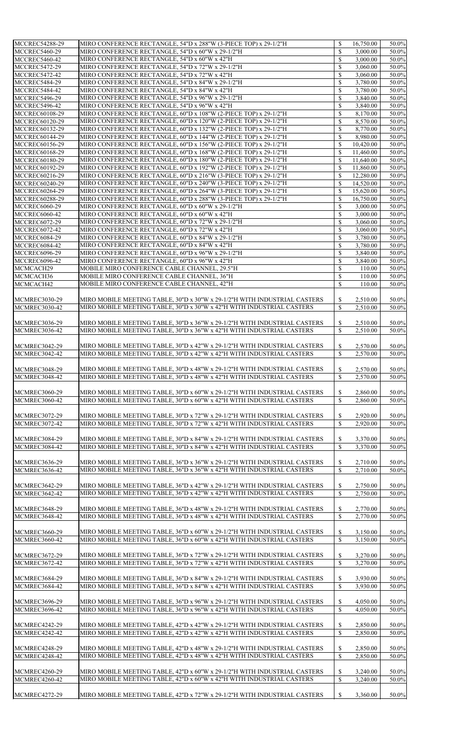| | | | | |
|---|---|---|---|---|
| MCCREC54288-29 | MIRO CONFERENCE RECTANGLE, 54"D x 288"W (3-PIECE TOP) x 29-1/2"H | $ | 16,750.00 | 50.0% |
| MCCREC5460-29 | MIRO CONFERENCE RECTANGLE, 54"D x 60"W x 29-1/2"H | $ | 3,000.00 | 50.0% |
| MCCREC5460-42 | MIRO CONFERENCE RECTANGLE, 54"D x 60"W x 42"H | $ | 3,000.00 | 50.0% |
| MCCREC5472-29 | MIRO CONFERENCE RECTANGLE, 54"D x 72"W x 29-1/2"H | $ | 3,060.00 | 50.0% |
| MCCREC5472-42 | MIRO CONFERENCE RECTANGLE, 54"D x 72"W x 42"H | $ | 3,060.00 | 50.0% |
| MCCREC5484-29 | MIRO CONFERENCE RECTANGLE, 54"D x 84"W x 29-1/2"H | $ | 3,780.00 | 50.0% |
| MCCREC5484-42 | MIRO CONFERENCE RECTANGLE, 54"D x 84"W x 42"H | $ | 3,780.00 | 50.0% |
| MCCREC5496-29 | MIRO CONFERENCE RECTANGLE, 54"D x 96"W x 29-1/2"H | $ | 3,840.00 | 50.0% |
| MCCREC5496-42 | MIRO CONFERENCE RECTANGLE, 54"D x 96"W x 42"H | $ | 3,840.00 | 50.0% |
| MCCREC60108-29 | MIRO CONFERENCE RECTANGLE, 60"D x 108"W (2-PIECE TOP) x 29-1/2"H | $ | 8,170.00 | 50.0% |
| MCCREC60120-29 | MIRO CONFERENCE RECTANGLE, 60"D x 120"W (2-PIECE TOP) x 29-1/2"H | $ | 8,570.00 | 50.0% |
| MCCREC60132-29 | MIRO CONFERENCE RECTANGLE, 60"D x 132"W (2-PIECE TOP) x 29-1/2"H | $ | 8,770.00 | 50.0% |
| MCCREC60144-29 | MIRO CONFERENCE RECTANGLE, 60"D x 144"W (2-PIECE TOP) x 29-1/2"H | $ | 8,980.00 | 50.0% |
| MCCREC60156-29 | MIRO CONFERENCE RECTANGLE, 60"D x 156"W (2-PIECE TOP) x 29-1/2"H | $ | 10,420.00 | 50.0% |
| MCCREC60168-29 | MIRO CONFERENCE RECTANGLE, 60"D x 168"W (2-PIECE TOP) x 29-1/2"H | $ | 11,460.00 | 50.0% |
| MCCREC60180-29 | MIRO CONFERENCE RECTANGLE, 60"D x 180"W (2-PIECE TOP) x 29-1/2"H | $ | 11,640.00 | 50.0% |
| MCCREC60192-29 | MIRO CONFERENCE RECTANGLE, 60"D x 192"W (2-PIECE TOP) x 29-1/2"H | $ | 11,860.00 | 50.0% |
| MCCREC60216-29 | MIRO CONFERENCE RECTANGLE, 60"D x 216"W (3-PIECE TOP) x 29-1/2"H | $ | 12,280.00 | 50.0% |
| MCCREC60240-29 | MIRO CONFERENCE RECTANGLE, 60"D x 240"W (3-PIECE TOP) x 29-1/2"H | $ | 14,520.00 | 50.0% |
| MCCREC60264-29 | MIRO CONFERENCE RECTANGLE, 60"D x 264"W (3-PIECE TOP) x 29-1/2"H | $ | 15,620.00 | 50.0% |
| MCCREC60288-29 | MIRO CONFERENCE RECTANGLE, 60"D x 288"W (3-PIECE TOP) x 29-1/2"H | $ | 16,750.00 | 50.0% |
| MCCREC6060-29 | MIRO CONFERENCE RECTANGLE, 60"D x 60"W x 29-1/2"H | $ | 3,000.00 | 50.0% |
| MCCREC6060-42 | MIRO CONFERENCE RECTANGLE, 60"D x 60"W x 42"H | $ | 3,000.00 | 50.0% |
| MCCREC6072-29 | MIRO CONFERENCE RECTANGLE, 60"D x 72"W x 29-1/2"H | $ | 3,060.00 | 50.0% |
| MCCREC6072-42 | MIRO CONFERENCE RECTANGLE, 60"D x 72"W x 42"H | $ | 3,060.00 | 50.0% |
| MCCREC6084-29 | MIRO CONFERENCE RECTANGLE, 60"D x 84"W x 29-1/2"H | $ | 3,780.00 | 50.0% |
| MCCREC6084-42 | MIRO CONFERENCE RECTANGLE, 60"D x 84"W x 42"H | $ | 3,780.00 | 50.0% |
| MCCREC6096-29 | MIRO CONFERENCE RECTANGLE, 60"D x 96"W x 29-1/2"H | $ | 3,840.00 | 50.0% |
| MCCREC6096-42 | MIRO CONFERENCE RECTANGLE, 60"D x 96"W x 42"H | $ | 3,840.00 | 50.0% |
| MCMCACH29 | MOBILE MIRO CONFERENCE CABLE CHANNEL, 29.5"H | $ | 110.00 | 50.0% |
| MCMCACH36 | MOBILE MIRO CONFERENCE CABLE CHANNEL, 36"H | $ | 110.00 | 50.0% |
| MCMCACH42 | MOBILE MIRO CONFERENCE CABLE CHANNEL, 42"H | $ | 110.00 | 50.0% |
| MCMREC3030-29 | MIRO MOBILE MEETING TABLE, 30"D x 30"W x 29-1/2"H WITH INDUSTRIAL CASTERS | $ | 2,510.00 | 50.0% |
| MCMREC3030-42 | MIRO MOBILE MEETING TABLE, 30"D x 30"W x 42"H WITH INDUSTRIAL CASTERS | $ | 2,510.00 | 50.0% |
| MCMREC3036-29 | MIRO MOBILE MEETING TABLE, 30"D x 36"W x 29-1/2"H WITH INDUSTRIAL CASTERS | $ | 2,510.00 | 50.0% |
| MCMREC3036-42 | MIRO MOBILE MEETING TABLE, 30"D x 36"W x 42"H WITH INDUSTRIAL CASTERS | $ | 2,510.00 | 50.0% |
| MCMREC3042-29 | MIRO MOBILE MEETING TABLE, 30"D x 42"W x 29-1/2"H WITH INDUSTRIAL CASTERS | $ | 2,570.00 | 50.0% |
| MCMREC3042-42 | MIRO MOBILE MEETING TABLE, 30"D x 42"W x 42"H WITH INDUSTRIAL CASTERS | $ | 2,570.00 | 50.0% |
| MCMREC3048-29 | MIRO MOBILE MEETING TABLE, 30"D x 48"W x 29-1/2"H WITH INDUSTRIAL CASTERS | $ | 2,570.00 | 50.0% |
| MCMREC3048-42 | MIRO MOBILE MEETING TABLE, 30"D x 48"W x 42"H WITH INDUSTRIAL CASTERS | $ | 2,570.00 | 50.0% |
| MCMREC3060-29 | MIRO MOBILE MEETING TABLE, 30"D x 60"W x 29-1/2"H WITH INDUSTRIAL CASTERS | $ | 2,860.00 | 50.0% |
| MCMREC3060-42 | MIRO MOBILE MEETING TABLE, 30"D x 60"W x 42"H WITH INDUSTRIAL CASTERS | $ | 2,860.00 | 50.0% |
| MCMREC3072-29 | MIRO MOBILE MEETING TABLE, 30"D x 72"W x 29-1/2"H WITH INDUSTRIAL CASTERS | $ | 2,920.00 | 50.0% |
| MCMREC3072-42 | MIRO MOBILE MEETING TABLE, 30"D x 72"W x 42"H WITH INDUSTRIAL CASTERS | $ | 2,920.00 | 50.0% |
| MCMREC3084-29 | MIRO MOBILE MEETING TABLE, 30"D x 84"W x 29-1/2"H WITH INDUSTRIAL CASTERS | $ | 3,370.00 | 50.0% |
| MCMREC3084-42 | MIRO MOBILE MEETING TABLE, 30"D x 84"W x 42"H WITH INDUSTRIAL CASTERS | $ | 3,370.00 | 50.0% |
| MCMREC3636-29 | MIRO MOBILE MEETING TABLE, 36"D x 36"W x 29-1/2"H WITH INDUSTRIAL CASTERS | $ | 2,710.00 | 50.0% |
| MCMREC3636-42 | MIRO MOBILE MEETING TABLE, 36"D x 36"W x 42"H WITH INDUSTRIAL CASTERS | $ | 2,710.00 | 50.0% |
| MCMREC3642-29 | MIRO MOBILE MEETING TABLE, 36"D x 42"W x 29-1/2"H WITH INDUSTRIAL CASTERS | $ | 2,750.00 | 50.0% |
| MCMREC3642-42 | MIRO MOBILE MEETING TABLE, 36"D x 42"W x 42"H WITH INDUSTRIAL CASTERS | $ | 2,750.00 | 50.0% |
| MCMREC3648-29 | MIRO MOBILE MEETING TABLE, 36"D x 48"W x 29-1/2"H WITH INDUSTRIAL CASTERS | $ | 2,770.00 | 50.0% |
| MCMREC3648-42 | MIRO MOBILE MEETING TABLE, 36"D x 48"W x 42"H WITH INDUSTRIAL CASTERS | $ | 2,770.00 | 50.0% |
| MCMREC3660-29 | MIRO MOBILE MEETING TABLE, 36"D x 60"W x 29-1/2"H WITH INDUSTRIAL CASTERS | $ | 3,150.00 | 50.0% |
| MCMREC3660-42 | MIRO MOBILE MEETING TABLE, 36"D x 60"W x 42"H WITH INDUSTRIAL CASTERS | $ | 3,150.00 | 50.0% |
| MCMREC3672-29 | MIRO MOBILE MEETING TABLE, 36"D x 72"W x 29-1/2"H WITH INDUSTRIAL CASTERS | $ | 3,270.00 | 50.0% |
| MCMREC3672-42 | MIRO MOBILE MEETING TABLE, 36"D x 72"W x 42"H WITH INDUSTRIAL CASTERS | $ | 3,270.00 | 50.0% |
| MCMREC3684-29 | MIRO MOBILE MEETING TABLE, 36"D x 84"W x 29-1/2"H WITH INDUSTRIAL CASTERS | $ | 3,930.00 | 50.0% |
| MCMREC3684-42 | MIRO MOBILE MEETING TABLE, 36"D x 84"W x 42"H WITH INDUSTRIAL CASTERS | $ | 3,930.00 | 50.0% |
| MCMREC3696-29 | MIRO MOBILE MEETING TABLE, 36"D x 96"W x 29-1/2"H WITH INDUSTRIAL CASTERS | $ | 4,050.00 | 50.0% |
| MCMREC3696-42 | MIRO MOBILE MEETING TABLE, 36"D x 96"W x 42"H WITH INDUSTRIAL CASTERS | $ | 4,050.00 | 50.0% |
| MCMREC4242-29 | MIRO MOBILE MEETING TABLE, 42"D x 42"W x 29-1/2"H WITH INDUSTRIAL CASTERS | $ | 2,850.00 | 50.0% |
| MCMREC4242-42 | MIRO MOBILE MEETING TABLE, 42"D x 42"W x 42"H WITH INDUSTRIAL CASTERS | $ | 2,850.00 | 50.0% |
| MCMREC4248-29 | MIRO MOBILE MEETING TABLE, 42"D x 48"W x 29-1/2"H WITH INDUSTRIAL CASTERS | $ | 2,850.00 | 50.0% |
| MCMREC4248-42 | MIRO MOBILE MEETING TABLE, 42"D x 48"W x 42"H WITH INDUSTRIAL CASTERS | $ | 2,850.00 | 50.0% |
| MCMREC4260-29 | MIRO MOBILE MEETING TABLE, 42"D x 60"W x 29-1/2"H WITH INDUSTRIAL CASTERS | $ | 3,240.00 | 50.0% |
| MCMREC4260-42 | MIRO MOBILE MEETING TABLE, 42"D x 60"W x 42"H WITH INDUSTRIAL CASTERS | $ | 3,240.00 | 50.0% |
| MCMREC4272-29 | MIRO MOBILE MEETING TABLE, 42"D x 72"W x 29-1/2"H WITH INDUSTRIAL CASTERS | $ | 3,360.00 | 50.0% |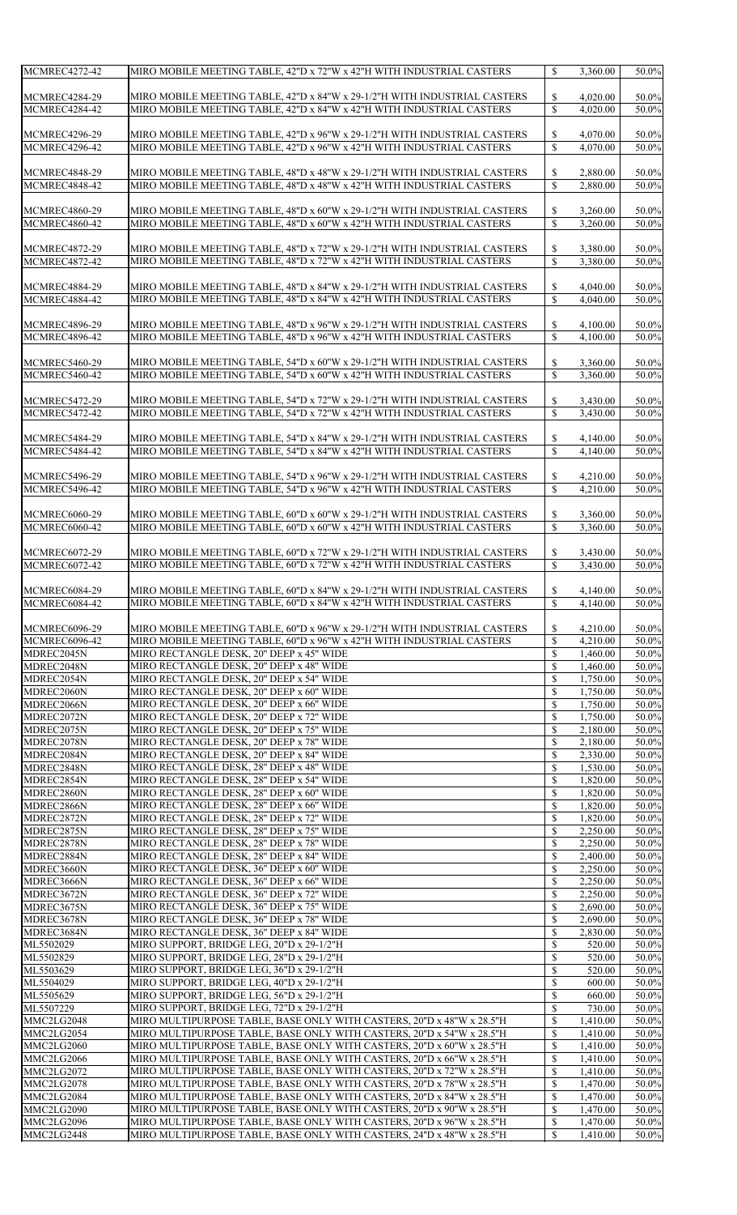| | | | | |
|---|---|---|---|---|
| MCMREC4272-42 | MIRO MOBILE MEETING TABLE, 42"D x 72"W x 42"H WITH INDUSTRIAL CASTERS | $ | 3,360.00 | 50.0% |
| MCMREC4284-29 | MIRO MOBILE MEETING TABLE, 42"D x 84"W x 29-1/2"H WITH INDUSTRIAL CASTERS | $ | 4,020.00 | 50.0% |
| MCMREC4284-42 | MIRO MOBILE MEETING TABLE, 42"D x 84"W x 42"H WITH INDUSTRIAL CASTERS | $ | 4,020.00 | 50.0% |
| MCMREC4296-29 | MIRO MOBILE MEETING TABLE, 42"D x 96"W x 29-1/2"H WITH INDUSTRIAL CASTERS | $ | 4,070.00 | 50.0% |
| MCMREC4296-42 | MIRO MOBILE MEETING TABLE, 42"D x 96"W x 42"H WITH INDUSTRIAL CASTERS | $ | 4,070.00 | 50.0% |
| MCMREC4848-29 | MIRO MOBILE MEETING TABLE, 48"D x 48"W x 29-1/2"H WITH INDUSTRIAL CASTERS | $ | 2,880.00 | 50.0% |
| MCMREC4848-42 | MIRO MOBILE MEETING TABLE, 48"D x 48"W x 42"H WITH INDUSTRIAL CASTERS | $ | 2,880.00 | 50.0% |
| MCMREC4860-29 | MIRO MOBILE MEETING TABLE, 48"D x 60"W x 29-1/2"H WITH INDUSTRIAL CASTERS | $ | 3,260.00 | 50.0% |
| MCMREC4860-42 | MIRO MOBILE MEETING TABLE, 48"D x 60"W x 42"H WITH INDUSTRIAL CASTERS | $ | 3,260.00 | 50.0% |
| MCMREC4872-29 | MIRO MOBILE MEETING TABLE, 48"D x 72"W x 29-1/2"H WITH INDUSTRIAL CASTERS | $ | 3,380.00 | 50.0% |
| MCMREC4872-42 | MIRO MOBILE MEETING TABLE, 48"D x 72"W x 42"H WITH INDUSTRIAL CASTERS | $ | 3,380.00 | 50.0% |
| MCMREC4884-29 | MIRO MOBILE MEETING TABLE, 48"D x 84"W x 29-1/2"H WITH INDUSTRIAL CASTERS | $ | 4,040.00 | 50.0% |
| MCMREC4884-42 | MIRO MOBILE MEETING TABLE, 48"D x 84"W x 42"H WITH INDUSTRIAL CASTERS | $ | 4,040.00 | 50.0% |
| MCMREC4896-29 | MIRO MOBILE MEETING TABLE, 48"D x 96"W x 29-1/2"H WITH INDUSTRIAL CASTERS | $ | 4,100.00 | 50.0% |
| MCMREC4896-42 | MIRO MOBILE MEETING TABLE, 48"D x 96"W x 42"H WITH INDUSTRIAL CASTERS | $ | 4,100.00 | 50.0% |
| MCMREC5460-29 | MIRO MOBILE MEETING TABLE, 54"D x 60"W x 29-1/2"H WITH INDUSTRIAL CASTERS | $ | 3,360.00 | 50.0% |
| MCMREC5460-42 | MIRO MOBILE MEETING TABLE, 54"D x 60"W x 42"H WITH INDUSTRIAL CASTERS | $ | 3,360.00 | 50.0% |
| MCMREC5472-29 | MIRO MOBILE MEETING TABLE, 54"D x 72"W x 29-1/2"H WITH INDUSTRIAL CASTERS | $ | 3,430.00 | 50.0% |
| MCMREC5472-42 | MIRO MOBILE MEETING TABLE, 54"D x 72"W x 42"H WITH INDUSTRIAL CASTERS | $ | 3,430.00 | 50.0% |
| MCMREC5484-29 | MIRO MOBILE MEETING TABLE, 54"D x 84"W x 29-1/2"H WITH INDUSTRIAL CASTERS | $ | 4,140.00 | 50.0% |
| MCMREC5484-42 | MIRO MOBILE MEETING TABLE, 54"D x 84"W x 42"H WITH INDUSTRIAL CASTERS | $ | 4,140.00 | 50.0% |
| MCMREC5496-29 | MIRO MOBILE MEETING TABLE, 54"D x 96"W x 29-1/2"H WITH INDUSTRIAL CASTERS | $ | 4,210.00 | 50.0% |
| MCMREC5496-42 | MIRO MOBILE MEETING TABLE, 54"D x 96"W x 42"H WITH INDUSTRIAL CASTERS | $ | 4,210.00 | 50.0% |
| MCMREC6060-29 | MIRO MOBILE MEETING TABLE, 60"D x 60"W x 29-1/2"H WITH INDUSTRIAL CASTERS | $ | 3,360.00 | 50.0% |
| MCMREC6060-42 | MIRO MOBILE MEETING TABLE, 60"D x 60"W x 42"H WITH INDUSTRIAL CASTERS | $ | 3,360.00 | 50.0% |
| MCMREC6072-29 | MIRO MOBILE MEETING TABLE, 60"D x 72"W x 29-1/2"H WITH INDUSTRIAL CASTERS | $ | 3,430.00 | 50.0% |
| MCMREC6072-42 | MIRO MOBILE MEETING TABLE, 60"D x 72"W x 42"H WITH INDUSTRIAL CASTERS | $ | 3,430.00 | 50.0% |
| MCMREC6084-29 | MIRO MOBILE MEETING TABLE, 60"D x 84"W x 29-1/2"H WITH INDUSTRIAL CASTERS | $ | 4,140.00 | 50.0% |
| MCMREC6084-42 | MIRO MOBILE MEETING TABLE, 60"D x 84"W x 42"H WITH INDUSTRIAL CASTERS | $ | 4,140.00 | 50.0% |
| MCMREC6096-29 | MIRO MOBILE MEETING TABLE, 60"D x 96"W x 29-1/2"H WITH INDUSTRIAL CASTERS | $ | 4,210.00 | 50.0% |
| MCMREC6096-42 | MIRO MOBILE MEETING TABLE, 60"D x 96"W x 42"H WITH INDUSTRIAL CASTERS | $ | 4,210.00 | 50.0% |
| MDREC2045N | MIRO RECTANGLE DESK, 20" DEEP x 45" WIDE | $ | 1,460.00 | 50.0% |
| MDREC2048N | MIRO RECTANGLE DESK, 20" DEEP x 48" WIDE | $ | 1,460.00 | 50.0% |
| MDREC2054N | MIRO RECTANGLE DESK, 20" DEEP x 54" WIDE | $ | 1,750.00 | 50.0% |
| MDREC2060N | MIRO RECTANGLE DESK, 20" DEEP x 60" WIDE | $ | 1,750.00 | 50.0% |
| MDREC2066N | MIRO RECTANGLE DESK, 20" DEEP x 66" WIDE | $ | 1,750.00 | 50.0% |
| MDREC2072N | MIRO RECTANGLE DESK, 20" DEEP x 72" WIDE | $ | 1,750.00 | 50.0% |
| MDREC2075N | MIRO RECTANGLE DESK, 20" DEEP x 75" WIDE | $ | 2,180.00 | 50.0% |
| MDREC2078N | MIRO RECTANGLE DESK, 20" DEEP x 78" WIDE | $ | 2,180.00 | 50.0% |
| MDREC2084N | MIRO RECTANGLE DESK, 20" DEEP x 84" WIDE | $ | 2,330.00 | 50.0% |
| MDREC2848N | MIRO RECTANGLE DESK, 28" DEEP x 48" WIDE | $ | 1,530.00 | 50.0% |
| MDREC2854N | MIRO RECTANGLE DESK, 28" DEEP x 54" WIDE | $ | 1,820.00 | 50.0% |
| MDREC2860N | MIRO RECTANGLE DESK, 28" DEEP x 60" WIDE | $ | 1,820.00 | 50.0% |
| MDREC2866N | MIRO RECTANGLE DESK, 28" DEEP x 66" WIDE | $ | 1,820.00 | 50.0% |
| MDREC2872N | MIRO RECTANGLE DESK, 28" DEEP x 72" WIDE | $ | 1,820.00 | 50.0% |
| MDREC2875N | MIRO RECTANGLE DESK, 28" DEEP x 75" WIDE | $ | 2,250.00 | 50.0% |
| MDREC2878N | MIRO RECTANGLE DESK, 28" DEEP x 78" WIDE | $ | 2,250.00 | 50.0% |
| MDREC2884N | MIRO RECTANGLE DESK, 28" DEEP x 84" WIDE | $ | 2,400.00 | 50.0% |
| MDREC3660N | MIRO RECTANGLE DESK, 36" DEEP x 60" WIDE | $ | 2,250.00 | 50.0% |
| MDREC3666N | MIRO RECTANGLE DESK, 36" DEEP x 66" WIDE | $ | 2,250.00 | 50.0% |
| MDREC3672N | MIRO RECTANGLE DESK, 36" DEEP x 72" WIDE | $ | 2,250.00 | 50.0% |
| MDREC3675N | MIRO RECTANGLE DESK, 36" DEEP x 75" WIDE | $ | 2,690.00 | 50.0% |
| MDREC3678N | MIRO RECTANGLE DESK, 36" DEEP x 78" WIDE | $ | 2,690.00 | 50.0% |
| MDREC3684N | MIRO RECTANGLE DESK, 36" DEEP x 84" WIDE | $ | 2,830.00 | 50.0% |
| ML5502029 | MIRO SUPPORT, BRIDGE LEG, 20"D x 29-1/2"H | $ | 520.00 | 50.0% |
| ML5502829 | MIRO SUPPORT, BRIDGE LEG, 28"D x 29-1/2"H | $ | 520.00 | 50.0% |
| ML5503629 | MIRO SUPPORT, BRIDGE LEG, 36"D x 29-1/2"H | $ | 520.00 | 50.0% |
| ML5504029 | MIRO SUPPORT, BRIDGE LEG, 40"D x 29-1/2"H | $ | 600.00 | 50.0% |
| ML5505629 | MIRO SUPPORT, BRIDGE LEG, 56"D x 29-1/2"H | $ | 660.00 | 50.0% |
| ML5507229 | MIRO SUPPORT, BRIDGE LEG, 72"D x 29-1/2"H | $ | 730.00 | 50.0% |
| MMC2LG2048 | MIRO MULTIPURPOSE TABLE, BASE ONLY WITH CASTERS, 20"D x 48"W x 28.5"H | $ | 1,410.00 | 50.0% |
| MMC2LG2054 | MIRO MULTIPURPOSE TABLE, BASE ONLY WITH CASTERS, 20"D x 54"W x 28.5"H | $ | 1,410.00 | 50.0% |
| MMC2LG2060 | MIRO MULTIPURPOSE TABLE, BASE ONLY WITH CASTERS, 20"D x 60"W x 28.5"H | $ | 1,410.00 | 50.0% |
| MMC2LG2066 | MIRO MULTIPURPOSE TABLE, BASE ONLY WITH CASTERS, 20"D x 66"W x 28.5"H | $ | 1,410.00 | 50.0% |
| MMC2LG2072 | MIRO MULTIPURPOSE TABLE, BASE ONLY WITH CASTERS, 20"D x 72"W x 28.5"H | $ | 1,410.00 | 50.0% |
| MMC2LG2078 | MIRO MULTIPURPOSE TABLE, BASE ONLY WITH CASTERS, 20"D x 78"W x 28.5"H | $ | 1,470.00 | 50.0% |
| MMC2LG2084 | MIRO MULTIPURPOSE TABLE, BASE ONLY WITH CASTERS, 20"D x 84"W x 28.5"H | $ | 1,470.00 | 50.0% |
| MMC2LG2090 | MIRO MULTIPURPOSE TABLE, BASE ONLY WITH CASTERS, 20"D x 90"W x 28.5"H | $ | 1,470.00 | 50.0% |
| MMC2LG2096 | MIRO MULTIPURPOSE TABLE, BASE ONLY WITH CASTERS, 20"D x 96"W x 28.5"H | $ | 1,470.00 | 50.0% |
| MMC2LG2448 | MIRO MULTIPURPOSE TABLE, BASE ONLY WITH CASTERS, 24"D x 48"W x 28.5"H | $ | 1,410.00 | 50.0% |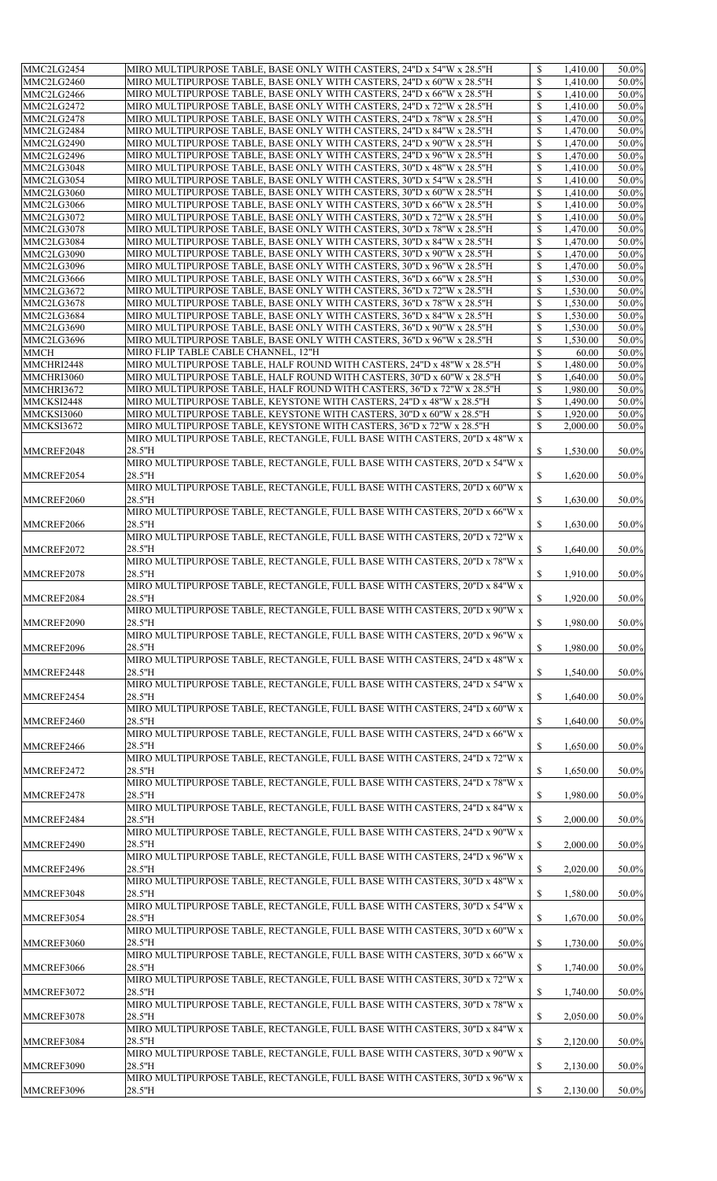| | | | | |
|---|---|---|---|---|
| MMC2LG2454 | MIRO MULTIPURPOSE TABLE, BASE ONLY WITH CASTERS, 24"D x 54"W x 28.5"H | $ | 1,410.00 | 50.0% |
| MMC2LG2460 | MIRO MULTIPURPOSE TABLE, BASE ONLY WITH CASTERS, 24"D x 60"W x 28.5"H | $ | 1,410.00 | 50.0% |
| MMC2LG2466 | MIRO MULTIPURPOSE TABLE, BASE ONLY WITH CASTERS, 24"D x 66"W x 28.5"H | $ | 1,410.00 | 50.0% |
| MMC2LG2472 | MIRO MULTIPURPOSE TABLE, BASE ONLY WITH CASTERS, 24"D x 72"W x 28.5"H | $ | 1,410.00 | 50.0% |
| MMC2LG2478 | MIRO MULTIPURPOSE TABLE, BASE ONLY WITH CASTERS, 24"D x 78"W x 28.5"H | $ | 1,470.00 | 50.0% |
| MMC2LG2484 | MIRO MULTIPURPOSE TABLE, BASE ONLY WITH CASTERS, 24"D x 84"W x 28.5"H | $ | 1,470.00 | 50.0% |
| MMC2LG2490 | MIRO MULTIPURPOSE TABLE, BASE ONLY WITH CASTERS, 24"D x 90"W x 28.5"H | $ | 1,470.00 | 50.0% |
| MMC2LG2496 | MIRO MULTIPURPOSE TABLE, BASE ONLY WITH CASTERS, 24"D x 96"W x 28.5"H | $ | 1,470.00 | 50.0% |
| MMC2LG3048 | MIRO MULTIPURPOSE TABLE, BASE ONLY WITH CASTERS, 30"D x 48"W x 28.5"H | $ | 1,410.00 | 50.0% |
| MMC2LG3054 | MIRO MULTIPURPOSE TABLE, BASE ONLY WITH CASTERS, 30"D x 54"W x 28.5"H | $ | 1,410.00 | 50.0% |
| MMC2LG3060 | MIRO MULTIPURPOSE TABLE, BASE ONLY WITH CASTERS, 30"D x 60"W x 28.5"H | $ | 1,410.00 | 50.0% |
| MMC2LG3066 | MIRO MULTIPURPOSE TABLE, BASE ONLY WITH CASTERS, 30"D x 66"W x 28.5"H | $ | 1,410.00 | 50.0% |
| MMC2LG3072 | MIRO MULTIPURPOSE TABLE, BASE ONLY WITH CASTERS, 30"D x 72"W x 28.5"H | $ | 1,410.00 | 50.0% |
| MMC2LG3078 | MIRO MULTIPURPOSE TABLE, BASE ONLY WITH CASTERS, 30"D x 78"W x 28.5"H | $ | 1,470.00 | 50.0% |
| MMC2LG3084 | MIRO MULTIPURPOSE TABLE, BASE ONLY WITH CASTERS, 30"D x 84"W x 28.5"H | $ | 1,470.00 | 50.0% |
| MMC2LG3090 | MIRO MULTIPURPOSE TABLE, BASE ONLY WITH CASTERS, 30"D x 90"W x 28.5"H | $ | 1,470.00 | 50.0% |
| MMC2LG3096 | MIRO MULTIPURPOSE TABLE, BASE ONLY WITH CASTERS, 30"D x 96"W x 28.5"H | $ | 1,470.00 | 50.0% |
| MMC2LG3666 | MIRO MULTIPURPOSE TABLE, BASE ONLY WITH CASTERS, 36"D x 66"W x 28.5"H | $ | 1,530.00 | 50.0% |
| MMC2LG3672 | MIRO MULTIPURPOSE TABLE, BASE ONLY WITH CASTERS, 36"D x 72"W x 28.5"H | $ | 1,530.00 | 50.0% |
| MMC2LG3678 | MIRO MULTIPURPOSE TABLE, BASE ONLY WITH CASTERS, 36"D x 78"W x 28.5"H | $ | 1,530.00 | 50.0% |
| MMC2LG3684 | MIRO MULTIPURPOSE TABLE, BASE ONLY WITH CASTERS, 36"D x 84"W x 28.5"H | $ | 1,530.00 | 50.0% |
| MMC2LG3690 | MIRO MULTIPURPOSE TABLE, BASE ONLY WITH CASTERS, 36"D x 90"W x 28.5"H | $ | 1,530.00 | 50.0% |
| MMC2LG3696 | MIRO MULTIPURPOSE TABLE, BASE ONLY WITH CASTERS, 36"D x 96"W x 28.5"H | $ | 1,530.00 | 50.0% |
| MMCH | MIRO FLIP TABLE CABLE CHANNEL, 12"H | $ | 60.00 | 50.0% |
| MMCHRI2448 | MIRO MULTIPURPOSE TABLE, HALF ROUND WITH CASTERS, 24"D x 48"W x 28.5"H | $ | 1,480.00 | 50.0% |
| MMCHRI3060 | MIRO MULTIPURPOSE TABLE, HALF ROUND WITH CASTERS, 30"D x 60"W x 28.5"H | $ | 1,640.00 | 50.0% |
| MMCHRI3672 | MIRO MULTIPURPOSE TABLE, HALF ROUND WITH CASTERS, 36"D x 72"W x 28.5"H | $ | 1,980.00 | 50.0% |
| MMCKSI2448 | MIRO MULTIPURPOSE TABLE, KEYSTONE WITH CASTERS, 24"D x 48"W x 28.5"H | $ | 1,490.00 | 50.0% |
| MMCKSI3060 | MIRO MULTIPURPOSE TABLE, KEYSTONE WITH CASTERS, 30"D x 60"W x 28.5"H | $ | 1,920.00 | 50.0% |
| MMCKSI3672 | MIRO MULTIPURPOSE TABLE, KEYSTONE WITH CASTERS, 36"D x 72"W x 28.5"H | $ | 2,000.00 | 50.0% |
| MMCREF2048 | MIRO MULTIPURPOSE TABLE, RECTANGLE, FULL BASE WITH CASTERS, 20"D x 48"W x 28.5"H | $ | 1,530.00 | 50.0% |
| MMCREF2054 | MIRO MULTIPURPOSE TABLE, RECTANGLE, FULL BASE WITH CASTERS, 20"D x 54"W x 28.5"H | $ | 1,620.00 | 50.0% |
| MMCREF2060 | MIRO MULTIPURPOSE TABLE, RECTANGLE, FULL BASE WITH CASTERS, 20"D x 60"W x 28.5"H | $ | 1,630.00 | 50.0% |
| MMCREF2066 | MIRO MULTIPURPOSE TABLE, RECTANGLE, FULL BASE WITH CASTERS, 20"D x 66"W x 28.5"H | $ | 1,630.00 | 50.0% |
| MMCREF2072 | MIRO MULTIPURPOSE TABLE, RECTANGLE, FULL BASE WITH CASTERS, 20"D x 72"W x 28.5"H | $ | 1,640.00 | 50.0% |
| MMCREF2078 | MIRO MULTIPURPOSE TABLE, RECTANGLE, FULL BASE WITH CASTERS, 20"D x 78"W x 28.5"H | $ | 1,910.00 | 50.0% |
| MMCREF2084 | MIRO MULTIPURPOSE TABLE, RECTANGLE, FULL BASE WITH CASTERS, 20"D x 84"W x 28.5"H | $ | 1,920.00 | 50.0% |
| MMCREF2090 | MIRO MULTIPURPOSE TABLE, RECTANGLE, FULL BASE WITH CASTERS, 20"D x 90"W x 28.5"H | $ | 1,980.00 | 50.0% |
| MMCREF2096 | MIRO MULTIPURPOSE TABLE, RECTANGLE, FULL BASE WITH CASTERS, 20"D x 96"W x 28.5"H | $ | 1,980.00 | 50.0% |
| MMCREF2448 | MIRO MULTIPURPOSE TABLE, RECTANGLE, FULL BASE WITH CASTERS, 24"D x 48"W x 28.5"H | $ | 1,540.00 | 50.0% |
| MMCREF2454 | MIRO MULTIPURPOSE TABLE, RECTANGLE, FULL BASE WITH CASTERS, 24"D x 54"W x 28.5"H | $ | 1,640.00 | 50.0% |
| MMCREF2460 | MIRO MULTIPURPOSE TABLE, RECTANGLE, FULL BASE WITH CASTERS, 24"D x 60"W x 28.5"H | $ | 1,640.00 | 50.0% |
| MMCREF2466 | MIRO MULTIPURPOSE TABLE, RECTANGLE, FULL BASE WITH CASTERS, 24"D x 66"W x 28.5"H | $ | 1,650.00 | 50.0% |
| MMCREF2472 | MIRO MULTIPURPOSE TABLE, RECTANGLE, FULL BASE WITH CASTERS, 24"D x 72"W x 28.5"H | $ | 1,650.00 | 50.0% |
| MMCREF2478 | MIRO MULTIPURPOSE TABLE, RECTANGLE, FULL BASE WITH CASTERS, 24"D x 78"W x 28.5"H | $ | 1,980.00 | 50.0% |
| MMCREF2484 | MIRO MULTIPURPOSE TABLE, RECTANGLE, FULL BASE WITH CASTERS, 24"D x 84"W x 28.5"H | $ | 2,000.00 | 50.0% |
| MMCREF2490 | MIRO MULTIPURPOSE TABLE, RECTANGLE, FULL BASE WITH CASTERS, 24"D x 90"W x 28.5"H | $ | 2,000.00 | 50.0% |
| MMCREF2496 | MIRO MULTIPURPOSE TABLE, RECTANGLE, FULL BASE WITH CASTERS, 24"D x 96"W x 28.5"H | $ | 2,020.00 | 50.0% |
| MMCREF3048 | MIRO MULTIPURPOSE TABLE, RECTANGLE, FULL BASE WITH CASTERS, 30"D x 48"W x 28.5"H | $ | 1,580.00 | 50.0% |
| MMCREF3054 | MIRO MULTIPURPOSE TABLE, RECTANGLE, FULL BASE WITH CASTERS, 30"D x 54"W x 28.5"H | $ | 1,670.00 | 50.0% |
| MMCREF3060 | MIRO MULTIPURPOSE TABLE, RECTANGLE, FULL BASE WITH CASTERS, 30"D x 60"W x 28.5"H | $ | 1,730.00 | 50.0% |
| MMCREF3066 | MIRO MULTIPURPOSE TABLE, RECTANGLE, FULL BASE WITH CASTERS, 30"D x 66"W x 28.5"H | $ | 1,740.00 | 50.0% |
| MMCREF3072 | MIRO MULTIPURPOSE TABLE, RECTANGLE, FULL BASE WITH CASTERS, 30"D x 72"W x 28.5"H | $ | 1,740.00 | 50.0% |
| MMCREF3078 | MIRO MULTIPURPOSE TABLE, RECTANGLE, FULL BASE WITH CASTERS, 30"D x 78"W x 28.5"H | $ | 2,050.00 | 50.0% |
| MMCREF3084 | MIRO MULTIPURPOSE TABLE, RECTANGLE, FULL BASE WITH CASTERS, 30"D x 84"W x 28.5"H | $ | 2,120.00 | 50.0% |
| MMCREF3090 | MIRO MULTIPURPOSE TABLE, RECTANGLE, FULL BASE WITH CASTERS, 30"D x 90"W x 28.5"H | $ | 2,130.00 | 50.0% |
| MMCREF3096 | MIRO MULTIPURPOSE TABLE, RECTANGLE, FULL BASE WITH CASTERS, 30"D x 96"W x 28.5"H | $ | 2,130.00 | 50.0% |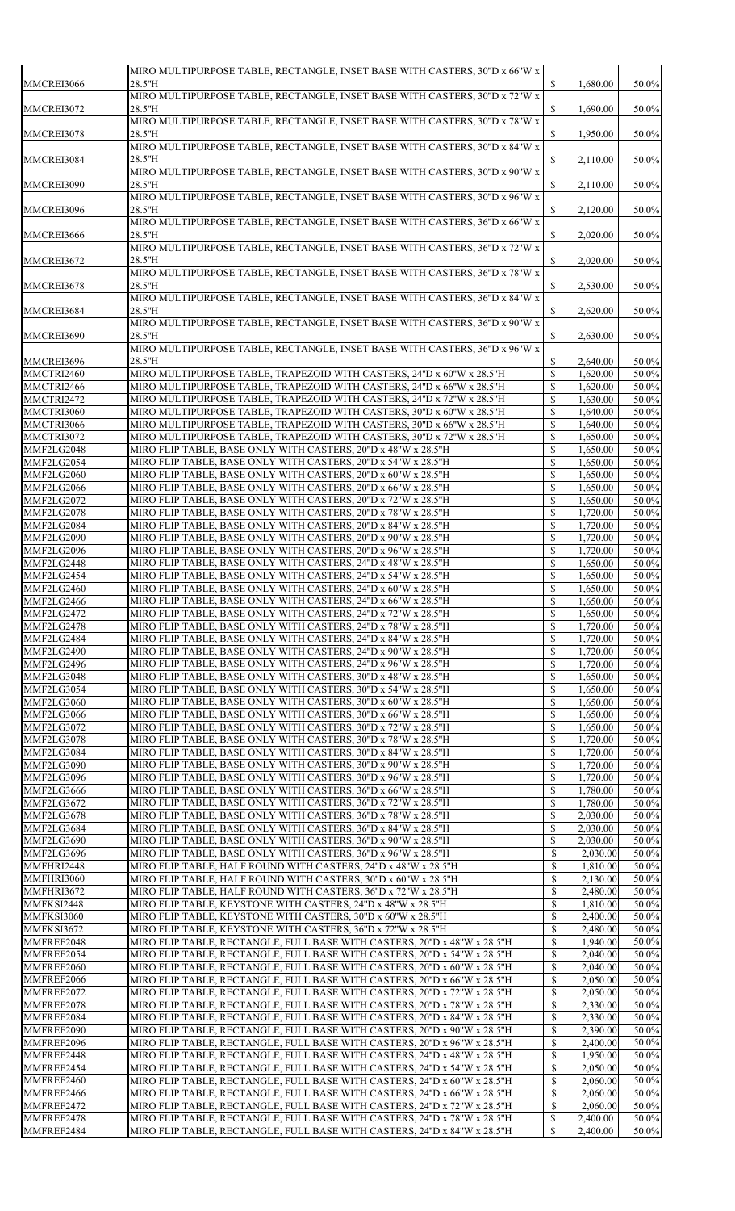| | | | | |
|---|---|---|---|---|
| MMCREI3066 | MIRO MULTIPURPOSE TABLE, RECTANGLE, INSET BASE WITH CASTERS, 30"D x 66"W x 28.5"H | $ | 1,680.00 | 50.0% |
| MMCREI3072 | MIRO MULTIPURPOSE TABLE, RECTANGLE, INSET BASE WITH CASTERS, 30"D x 72"W x 28.5"H | $ | 1,690.00 | 50.0% |
| MMCREI3078 | MIRO MULTIPURPOSE TABLE, RECTANGLE, INSET BASE WITH CASTERS, 30"D x 78"W x 28.5"H | $ | 1,950.00 | 50.0% |
| MMCREI3084 | MIRO MULTIPURPOSE TABLE, RECTANGLE, INSET BASE WITH CASTERS, 30"D x 84"W x 28.5"H | $ | 2,110.00 | 50.0% |
| MMCREI3090 | MIRO MULTIPURPOSE TABLE, RECTANGLE, INSET BASE WITH CASTERS, 30"D x 90"W x 28.5"H | $ | 2,110.00 | 50.0% |
| MMCREI3096 | MIRO MULTIPURPOSE TABLE, RECTANGLE, INSET BASE WITH CASTERS, 30"D x 96"W x 28.5"H | $ | 2,120.00 | 50.0% |
| MMCREI3666 | MIRO MULTIPURPOSE TABLE, RECTANGLE, INSET BASE WITH CASTERS, 36"D x 66"W x 28.5"H | $ | 2,020.00 | 50.0% |
| MMCREI3672 | MIRO MULTIPURPOSE TABLE, RECTANGLE, INSET BASE WITH CASTERS, 36"D x 72"W x 28.5"H | $ | 2,020.00 | 50.0% |
| MMCREI3678 | MIRO MULTIPURPOSE TABLE, RECTANGLE, INSET BASE WITH CASTERS, 36"D x 78"W x 28.5"H | $ | 2,530.00 | 50.0% |
| MMCREI3684 | MIRO MULTIPURPOSE TABLE, RECTANGLE, INSET BASE WITH CASTERS, 36"D x 84"W x 28.5"H | $ | 2,620.00 | 50.0% |
| MMCREI3690 | MIRO MULTIPURPOSE TABLE, RECTANGLE, INSET BASE WITH CASTERS, 36"D x 90"W x 28.5"H | $ | 2,630.00 | 50.0% |
| MMCREI3696 | MIRO MULTIPURPOSE TABLE, RECTANGLE, INSET BASE WITH CASTERS, 36"D x 96"W x 28.5"H | $ | 2,640.00 | 50.0% |
| MMCTRI2460 | MIRO MULTIPURPOSE TABLE, TRAPEZOID WITH CASTERS, 24"D x 60"W x 28.5"H | $ | 1,620.00 | 50.0% |
| MMCTRI2466 | MIRO MULTIPURPOSE TABLE, TRAPEZOID WITH CASTERS, 24"D x 66"W x 28.5"H | $ | 1,620.00 | 50.0% |
| MMCTRI2472 | MIRO MULTIPURPOSE TABLE, TRAPEZOID WITH CASTERS, 24"D x 72"W x 28.5"H | $ | 1,630.00 | 50.0% |
| MMCTRI3060 | MIRO MULTIPURPOSE TABLE, TRAPEZOID WITH CASTERS, 30"D x 60"W x 28.5"H | $ | 1,640.00 | 50.0% |
| MMCTRI3066 | MIRO MULTIPURPOSE TABLE, TRAPEZOID WITH CASTERS, 30"D x 66"W x 28.5"H | $ | 1,640.00 | 50.0% |
| MMCTRI3072 | MIRO MULTIPURPOSE TABLE, TRAPEZOID WITH CASTERS, 30"D x 72"W x 28.5"H | $ | 1,650.00 | 50.0% |
| MMF2LG2048 | MIRO FLIP TABLE, BASE ONLY WITH CASTERS, 20"D x 48"W x 28.5"H | $ | 1,650.00 | 50.0% |
| MMF2LG2054 | MIRO FLIP TABLE, BASE ONLY WITH CASTERS, 20"D x 54"W x 28.5"H | $ | 1,650.00 | 50.0% |
| MMF2LG2060 | MIRO FLIP TABLE, BASE ONLY WITH CASTERS, 20"D x 60"W x 28.5"H | $ | 1,650.00 | 50.0% |
| MMF2LG2066 | MIRO FLIP TABLE, BASE ONLY WITH CASTERS, 20"D x 66"W x 28.5"H | $ | 1,650.00 | 50.0% |
| MMF2LG2072 | MIRO FLIP TABLE, BASE ONLY WITH CASTERS, 20"D x 72"W x 28.5"H | $ | 1,650.00 | 50.0% |
| MMF2LG2078 | MIRO FLIP TABLE, BASE ONLY WITH CASTERS, 20"D x 78"W x 28.5"H | $ | 1,720.00 | 50.0% |
| MMF2LG2084 | MIRO FLIP TABLE, BASE ONLY WITH CASTERS, 20"D x 84"W x 28.5"H | $ | 1,720.00 | 50.0% |
| MMF2LG2090 | MIRO FLIP TABLE, BASE ONLY WITH CASTERS, 20"D x 90"W x 28.5"H | $ | 1,720.00 | 50.0% |
| MMF2LG2096 | MIRO FLIP TABLE, BASE ONLY WITH CASTERS, 20"D x 96"W x 28.5"H | $ | 1,720.00 | 50.0% |
| MMF2LG2448 | MIRO FLIP TABLE, BASE ONLY WITH CASTERS, 24"D x 48"W x 28.5"H | $ | 1,650.00 | 50.0% |
| MMF2LG2454 | MIRO FLIP TABLE, BASE ONLY WITH CASTERS, 24"D x 54"W x 28.5"H | $ | 1,650.00 | 50.0% |
| MMF2LG2460 | MIRO FLIP TABLE, BASE ONLY WITH CASTERS, 24"D x 60"W x 28.5"H | $ | 1,650.00 | 50.0% |
| MMF2LG2466 | MIRO FLIP TABLE, BASE ONLY WITH CASTERS, 24"D x 66"W x 28.5"H | $ | 1,650.00 | 50.0% |
| MMF2LG2472 | MIRO FLIP TABLE, BASE ONLY WITH CASTERS, 24"D x 72"W x 28.5"H | $ | 1,650.00 | 50.0% |
| MMF2LG2478 | MIRO FLIP TABLE, BASE ONLY WITH CASTERS, 24"D x 78"W x 28.5"H | $ | 1,720.00 | 50.0% |
| MMF2LG2484 | MIRO FLIP TABLE, BASE ONLY WITH CASTERS, 24"D x 84"W x 28.5"H | $ | 1,720.00 | 50.0% |
| MMF2LG2490 | MIRO FLIP TABLE, BASE ONLY WITH CASTERS, 24"D x 90"W x 28.5"H | $ | 1,720.00 | 50.0% |
| MMF2LG2496 | MIRO FLIP TABLE, BASE ONLY WITH CASTERS, 24"D x 96"W x 28.5"H | $ | 1,720.00 | 50.0% |
| MMF2LG3048 | MIRO FLIP TABLE, BASE ONLY WITH CASTERS, 30"D x 48"W x 28.5"H | $ | 1,650.00 | 50.0% |
| MMF2LG3054 | MIRO FLIP TABLE, BASE ONLY WITH CASTERS, 30"D x 54"W x 28.5"H | $ | 1,650.00 | 50.0% |
| MMF2LG3060 | MIRO FLIP TABLE, BASE ONLY WITH CASTERS, 30"D x 60"W x 28.5"H | $ | 1,650.00 | 50.0% |
| MMF2LG3066 | MIRO FLIP TABLE, BASE ONLY WITH CASTERS, 30"D x 66"W x 28.5"H | $ | 1,650.00 | 50.0% |
| MMF2LG3072 | MIRO FLIP TABLE, BASE ONLY WITH CASTERS, 30"D x 72"W x 28.5"H | $ | 1,650.00 | 50.0% |
| MMF2LG3078 | MIRO FLIP TABLE, BASE ONLY WITH CASTERS, 30"D x 78"W x 28.5"H | $ | 1,720.00 | 50.0% |
| MMF2LG3084 | MIRO FLIP TABLE, BASE ONLY WITH CASTERS, 30"D x 84"W x 28.5"H | $ | 1,720.00 | 50.0% |
| MMF2LG3090 | MIRO FLIP TABLE, BASE ONLY WITH CASTERS, 30"D x 90"W x 28.5"H | $ | 1,720.00 | 50.0% |
| MMF2LG3096 | MIRO FLIP TABLE, BASE ONLY WITH CASTERS, 30"D x 96"W x 28.5"H | $ | 1,720.00 | 50.0% |
| MMF2LG3666 | MIRO FLIP TABLE, BASE ONLY WITH CASTERS, 36"D x 66"W x 28.5"H | $ | 1,780.00 | 50.0% |
| MMF2LG3672 | MIRO FLIP TABLE, BASE ONLY WITH CASTERS, 36"D x 72"W x 28.5"H | $ | 1,780.00 | 50.0% |
| MMF2LG3678 | MIRO FLIP TABLE, BASE ONLY WITH CASTERS, 36"D x 78"W x 28.5"H | $ | 2,030.00 | 50.0% |
| MMF2LG3684 | MIRO FLIP TABLE, BASE ONLY WITH CASTERS, 36"D x 84"W x 28.5"H | $ | 2,030.00 | 50.0% |
| MMF2LG3690 | MIRO FLIP TABLE, BASE ONLY WITH CASTERS, 36"D x 90"W x 28.5"H | $ | 2,030.00 | 50.0% |
| MMF2LG3696 | MIRO FLIP TABLE, BASE ONLY WITH CASTERS, 36"D x 96"W x 28.5"H | $ | 2,030.00 | 50.0% |
| MMFHRI2448 | MIRO FLIP TABLE, HALF ROUND WITH CASTERS, 24"D x 48"W x 28.5"H | $ | 1,810.00 | 50.0% |
| MMFHRI3060 | MIRO FLIP TABLE, HALF ROUND WITH CASTERS, 30"D x 60"W x 28.5"H | $ | 2,130.00 | 50.0% |
| MMFHRI3672 | MIRO FLIP TABLE, HALF ROUND WITH CASTERS, 36"D x 72"W x 28.5"H | $ | 2,480.00 | 50.0% |
| MMFKSI2448 | MIRO FLIP TABLE, KEYSTONE WITH CASTERS, 24"D x 48"W x 28.5"H | $ | 1,810.00 | 50.0% |
| MMFKSI3060 | MIRO FLIP TABLE, KEYSTONE WITH CASTERS, 30"D x 60"W x 28.5"H | $ | 2,400.00 | 50.0% |
| MMFKSI3672 | MIRO FLIP TABLE, KEYSTONE WITH CASTERS, 36"D x 72"W x 28.5"H | $ | 2,480.00 | 50.0% |
| MMFREF2048 | MIRO FLIP TABLE, RECTANGLE, FULL BASE WITH CASTERS, 20"D x 48"W x 28.5"H | $ | 1,940.00 | 50.0% |
| MMFREF2054 | MIRO FLIP TABLE, RECTANGLE, FULL BASE WITH CASTERS, 20"D x 54"W x 28.5"H | $ | 2,040.00 | 50.0% |
| MMFREF2060 | MIRO FLIP TABLE, RECTANGLE, FULL BASE WITH CASTERS, 20"D x 60"W x 28.5"H | $ | 2,040.00 | 50.0% |
| MMFREF2066 | MIRO FLIP TABLE, RECTANGLE, FULL BASE WITH CASTERS, 20"D x 66"W x 28.5"H | $ | 2,050.00 | 50.0% |
| MMFREF2072 | MIRO FLIP TABLE, RECTANGLE, FULL BASE WITH CASTERS, 20"D x 72"W x 28.5"H | $ | 2,050.00 | 50.0% |
| MMFREF2078 | MIRO FLIP TABLE, RECTANGLE, FULL BASE WITH CASTERS, 20"D x 78"W x 28.5"H | $ | 2,330.00 | 50.0% |
| MMFREF2084 | MIRO FLIP TABLE, RECTANGLE, FULL BASE WITH CASTERS, 20"D x 84"W x 28.5"H | $ | 2,330.00 | 50.0% |
| MMFREF2090 | MIRO FLIP TABLE, RECTANGLE, FULL BASE WITH CASTERS, 20"D x 90"W x 28.5"H | $ | 2,390.00 | 50.0% |
| MMFREF2096 | MIRO FLIP TABLE, RECTANGLE, FULL BASE WITH CASTERS, 20"D x 96"W x 28.5"H | $ | 2,400.00 | 50.0% |
| MMFREF2448 | MIRO FLIP TABLE, RECTANGLE, FULL BASE WITH CASTERS, 24"D x 48"W x 28.5"H | $ | 1,950.00 | 50.0% |
| MMFREF2454 | MIRO FLIP TABLE, RECTANGLE, FULL BASE WITH CASTERS, 24"D x 54"W x 28.5"H | $ | 2,050.00 | 50.0% |
| MMFREF2460 | MIRO FLIP TABLE, RECTANGLE, FULL BASE WITH CASTERS, 24"D x 60"W x 28.5"H | $ | 2,060.00 | 50.0% |
| MMFREF2466 | MIRO FLIP TABLE, RECTANGLE, FULL BASE WITH CASTERS, 24"D x 66"W x 28.5"H | $ | 2,060.00 | 50.0% |
| MMFREF2472 | MIRO FLIP TABLE, RECTANGLE, FULL BASE WITH CASTERS, 24"D x 72"W x 28.5"H | $ | 2,060.00 | 50.0% |
| MMFREF2478 | MIRO FLIP TABLE, RECTANGLE, FULL BASE WITH CASTERS, 24"D x 78"W x 28.5"H | $ | 2,400.00 | 50.0% |
| MMFREF2484 | MIRO FLIP TABLE, RECTANGLE, FULL BASE WITH CASTERS, 24"D x 84"W x 28.5"H | $ | 2,400.00 | 50.0% |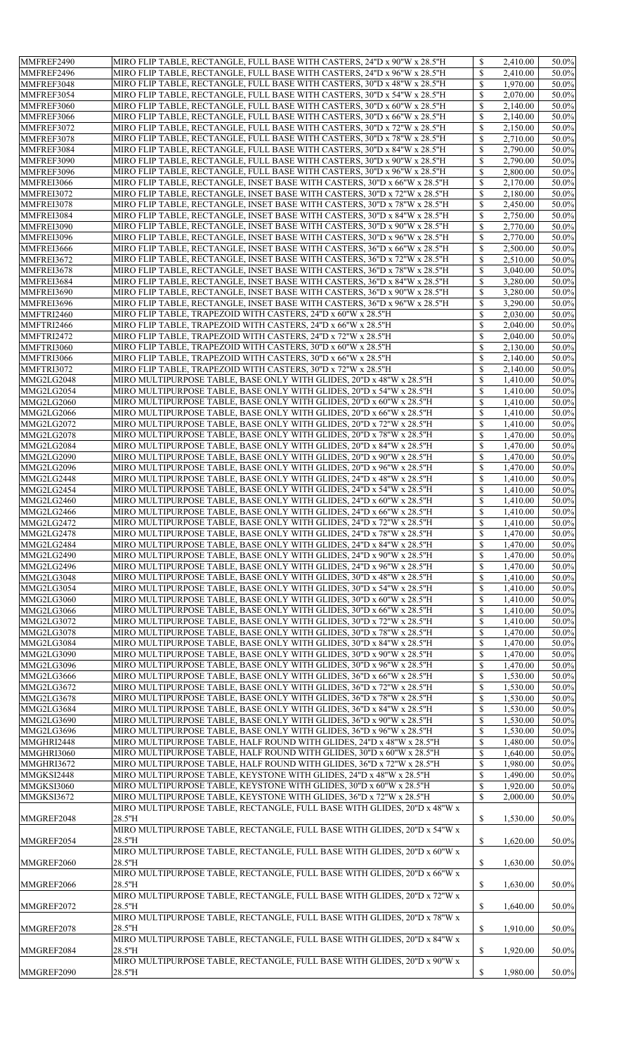| | | | | |
|---|---|---|---|---|
| MMFREF2490 | MIRO FLIP TABLE, RECTANGLE, FULL BASE WITH CASTERS, 24"D x 90"W x 28.5"H | $ | 2,410.00 | 50.0% |
| MMFREF2496 | MIRO FLIP TABLE, RECTANGLE, FULL BASE WITH CASTERS, 24"D x 96"W x 28.5"H | $ | 2,410.00 | 50.0% |
| MMFREF3048 | MIRO FLIP TABLE, RECTANGLE, FULL BASE WITH CASTERS, 30"D x 48"W x 28.5"H | $ | 1,970.00 | 50.0% |
| MMFREF3054 | MIRO FLIP TABLE, RECTANGLE, FULL BASE WITH CASTERS, 30"D x 54"W x 28.5"H | $ | 2,070.00 | 50.0% |
| MMFREF3060 | MIRO FLIP TABLE, RECTANGLE, FULL BASE WITH CASTERS, 30"D x 60"W x 28.5"H | $ | 2,140.00 | 50.0% |
| MMFREF3066 | MIRO FLIP TABLE, RECTANGLE, FULL BASE WITH CASTERS, 30"D x 66"W x 28.5"H | $ | 2,140.00 | 50.0% |
| MMFREF3072 | MIRO FLIP TABLE, RECTANGLE, FULL BASE WITH CASTERS, 30"D x 72"W x 28.5"H | $ | 2,150.00 | 50.0% |
| MMFREF3078 | MIRO FLIP TABLE, RECTANGLE, FULL BASE WITH CASTERS, 30"D x 78"W x 28.5"H | $ | 2,710.00 | 50.0% |
| MMFREF3084 | MIRO FLIP TABLE, RECTANGLE, FULL BASE WITH CASTERS, 30"D x 84"W x 28.5"H | $ | 2,790.00 | 50.0% |
| MMFREF3090 | MIRO FLIP TABLE, RECTANGLE, FULL BASE WITH CASTERS, 30"D x 90"W x 28.5"H | $ | 2,790.00 | 50.0% |
| MMFREF3096 | MIRO FLIP TABLE, RECTANGLE, FULL BASE WITH CASTERS, 30"D x 96"W x 28.5"H | $ | 2,800.00 | 50.0% |
| MMFREI3066 | MIRO FLIP TABLE, RECTANGLE, INSET BASE WITH CASTERS, 30"D x 66"W x 28.5"H | $ | 2,170.00 | 50.0% |
| MMFREI3072 | MIRO FLIP TABLE, RECTANGLE, INSET BASE WITH CASTERS, 30"D x 72"W x 28.5"H | $ | 2,180.00 | 50.0% |
| MMFREI3078 | MIRO FLIP TABLE, RECTANGLE, INSET BASE WITH CASTERS, 30"D x 78"W x 28.5"H | $ | 2,450.00 | 50.0% |
| MMFREI3084 | MIRO FLIP TABLE, RECTANGLE, INSET BASE WITH CASTERS, 30"D x 84"W x 28.5"H | $ | 2,750.00 | 50.0% |
| MMFREI3090 | MIRO FLIP TABLE, RECTANGLE, INSET BASE WITH CASTERS, 30"D x 90"W x 28.5"H | $ | 2,770.00 | 50.0% |
| MMFREI3096 | MIRO FLIP TABLE, RECTANGLE, INSET BASE WITH CASTERS, 30"D x 96"W x 28.5"H | $ | 2,770.00 | 50.0% |
| MMFREI3666 | MIRO FLIP TABLE, RECTANGLE, INSET BASE WITH CASTERS, 36"D x 66"W x 28.5"H | $ | 2,500.00 | 50.0% |
| MMFREI3672 | MIRO FLIP TABLE, RECTANGLE, INSET BASE WITH CASTERS, 36"D x 72"W x 28.5"H | $ | 2,510.00 | 50.0% |
| MMFREI3678 | MIRO FLIP TABLE, RECTANGLE, INSET BASE WITH CASTERS, 36"D x 78"W x 28.5"H | $ | 3,040.00 | 50.0% |
| MMFREI3684 | MIRO FLIP TABLE, RECTANGLE, INSET BASE WITH CASTERS, 36"D x 84"W x 28.5"H | $ | 3,280.00 | 50.0% |
| MMFREI3690 | MIRO FLIP TABLE, RECTANGLE, INSET BASE WITH CASTERS, 36"D x 90"W x 28.5"H | $ | 3,280.00 | 50.0% |
| MMFREI3696 | MIRO FLIP TABLE, RECTANGLE, INSET BASE WITH CASTERS, 36"D x 96"W x 28.5"H | $ | 3,290.00 | 50.0% |
| MMFTRI2460 | MIRO FLIP TABLE, TRAPEZOID WITH CASTERS, 24"D x 60"W x 28.5"H | $ | 2,030.00 | 50.0% |
| MMFTRI2466 | MIRO FLIP TABLE, TRAPEZOID WITH CASTERS, 24"D x 66"W x 28.5"H | $ | 2,040.00 | 50.0% |
| MMFTRI2472 | MIRO FLIP TABLE, TRAPEZOID WITH CASTERS, 24"D x 72"W x 28.5"H | $ | 2,040.00 | 50.0% |
| MMFTRI3060 | MIRO FLIP TABLE, TRAPEZOID WITH CASTERS, 30"D x 60"W x 28.5"H | $ | 2,130.00 | 50.0% |
| MMFTRI3066 | MIRO FLIP TABLE, TRAPEZOID WITH CASTERS, 30"D x 66"W x 28.5"H | $ | 2,140.00 | 50.0% |
| MMFTRI3072 | MIRO FLIP TABLE, TRAPEZOID WITH CASTERS, 30"D x 72"W x 28.5"H | $ | 2,140.00 | 50.0% |
| MMG2LG2048 | MIRO MULTIPURPOSE TABLE, BASE ONLY WITH GLIDES, 20"D x 48"W x 28.5"H | $ | 1,410.00 | 50.0% |
| MMG2LG2054 | MIRO MULTIPURPOSE TABLE, BASE ONLY WITH GLIDES, 20"D x 54"W x 28.5"H | $ | 1,410.00 | 50.0% |
| MMG2LG2060 | MIRO MULTIPURPOSE TABLE, BASE ONLY WITH GLIDES, 20"D x 60"W x 28.5"H | $ | 1,410.00 | 50.0% |
| MMG2LG2066 | MIRO MULTIPURPOSE TABLE, BASE ONLY WITH GLIDES, 20"D x 66"W x 28.5"H | $ | 1,410.00 | 50.0% |
| MMG2LG2072 | MIRO MULTIPURPOSE TABLE, BASE ONLY WITH GLIDES, 20"D x 72"W x 28.5"H | $ | 1,410.00 | 50.0% |
| MMG2LG2078 | MIRO MULTIPURPOSE TABLE, BASE ONLY WITH GLIDES, 20"D x 78"W x 28.5"H | $ | 1,470.00 | 50.0% |
| MMG2LG2084 | MIRO MULTIPURPOSE TABLE, BASE ONLY WITH GLIDES, 20"D x 84"W x 28.5"H | $ | 1,470.00 | 50.0% |
| MMG2LG2090 | MIRO MULTIPURPOSE TABLE, BASE ONLY WITH GLIDES, 20"D x 90"W x 28.5"H | $ | 1,470.00 | 50.0% |
| MMG2LG2096 | MIRO MULTIPURPOSE TABLE, BASE ONLY WITH GLIDES, 20"D x 96"W x 28.5"H | $ | 1,470.00 | 50.0% |
| MMG2LG2448 | MIRO MULTIPURPOSE TABLE, BASE ONLY WITH GLIDES, 24"D x 48"W x 28.5"H | $ | 1,410.00 | 50.0% |
| MMG2LG2454 | MIRO MULTIPURPOSE TABLE, BASE ONLY WITH GLIDES, 24"D x 54"W x 28.5"H | $ | 1,410.00 | 50.0% |
| MMG2LG2460 | MIRO MULTIPURPOSE TABLE, BASE ONLY WITH GLIDES, 24"D x 60"W x 28.5"H | $ | 1,410.00 | 50.0% |
| MMG2LG2466 | MIRO MULTIPURPOSE TABLE, BASE ONLY WITH GLIDES, 24"D x 66"W x 28.5"H | $ | 1,410.00 | 50.0% |
| MMG2LG2472 | MIRO MULTIPURPOSE TABLE, BASE ONLY WITH GLIDES, 24"D x 72"W x 28.5"H | $ | 1,410.00 | 50.0% |
| MMG2LG2478 | MIRO MULTIPURPOSE TABLE, BASE ONLY WITH GLIDES, 24"D x 78"W x 28.5"H | $ | 1,470.00 | 50.0% |
| MMG2LG2484 | MIRO MULTIPURPOSE TABLE, BASE ONLY WITH GLIDES, 24"D x 84"W x 28.5"H | $ | 1,470.00 | 50.0% |
| MMG2LG2490 | MIRO MULTIPURPOSE TABLE, BASE ONLY WITH GLIDES, 24"D x 90"W x 28.5"H | $ | 1,470.00 | 50.0% |
| MMG2LG2496 | MIRO MULTIPURPOSE TABLE, BASE ONLY WITH GLIDES, 24"D x 96"W x 28.5"H | $ | 1,470.00 | 50.0% |
| MMG2LG3048 | MIRO MULTIPURPOSE TABLE, BASE ONLY WITH GLIDES, 30"D x 48"W x 28.5"H | $ | 1,410.00 | 50.0% |
| MMG2LG3054 | MIRO MULTIPURPOSE TABLE, BASE ONLY WITH GLIDES, 30"D x 54"W x 28.5"H | $ | 1,410.00 | 50.0% |
| MMG2LG3060 | MIRO MULTIPURPOSE TABLE, BASE ONLY WITH GLIDES, 30"D x 60"W x 28.5"H | $ | 1,410.00 | 50.0% |
| MMG2LG3066 | MIRO MULTIPURPOSE TABLE, BASE ONLY WITH GLIDES, 30"D x 66"W x 28.5"H | $ | 1,410.00 | 50.0% |
| MMG2LG3072 | MIRO MULTIPURPOSE TABLE, BASE ONLY WITH GLIDES, 30"D x 72"W x 28.5"H | $ | 1,410.00 | 50.0% |
| MMG2LG3078 | MIRO MULTIPURPOSE TABLE, BASE ONLY WITH GLIDES, 30"D x 78"W x 28.5"H | $ | 1,470.00 | 50.0% |
| MMG2LG3084 | MIRO MULTIPURPOSE TABLE, BASE ONLY WITH GLIDES, 30"D x 84"W x 28.5"H | $ | 1,470.00 | 50.0% |
| MMG2LG3090 | MIRO MULTIPURPOSE TABLE, BASE ONLY WITH GLIDES, 30"D x 90"W x 28.5"H | $ | 1,470.00 | 50.0% |
| MMG2LG3096 | MIRO MULTIPURPOSE TABLE, BASE ONLY WITH GLIDES, 30"D x 96"W x 28.5"H | $ | 1,470.00 | 50.0% |
| MMG2LG3666 | MIRO MULTIPURPOSE TABLE, BASE ONLY WITH GLIDES, 36"D x 66"W x 28.5"H | $ | 1,530.00 | 50.0% |
| MMG2LG3672 | MIRO MULTIPURPOSE TABLE, BASE ONLY WITH GLIDES, 36"D x 72"W x 28.5"H | $ | 1,530.00 | 50.0% |
| MMG2LG3678 | MIRO MULTIPURPOSE TABLE, BASE ONLY WITH GLIDES, 36"D x 78"W x 28.5"H | $ | 1,530.00 | 50.0% |
| MMG2LG3684 | MIRO MULTIPURPOSE TABLE, BASE ONLY WITH GLIDES, 36"D x 84"W x 28.5"H | $ | 1,530.00 | 50.0% |
| MMG2LG3690 | MIRO MULTIPURPOSE TABLE, BASE ONLY WITH GLIDES, 36"D x 90"W x 28.5"H | $ | 1,530.00 | 50.0% |
| MMG2LG3696 | MIRO MULTIPURPOSE TABLE, BASE ONLY WITH GLIDES, 36"D x 96"W x 28.5"H | $ | 1,530.00 | 50.0% |
| MMGHRI2448 | MIRO MULTIPURPOSE TABLE, HALF ROUND WITH GLIDES, 24"D x 48"W x 28.5"H | $ | 1,480.00 | 50.0% |
| MMGHRI3060 | MIRO MULTIPURPOSE TABLE, HALF ROUND WITH GLIDES, 30"D x 60"W x 28.5"H | $ | 1,640.00 | 50.0% |
| MMGHRI3672 | MIRO MULTIPURPOSE TABLE, HALF ROUND WITH GLIDES, 36"D x 72"W x 28.5"H | $ | 1,980.00 | 50.0% |
| MMGKSI2448 | MIRO MULTIPURPOSE TABLE, KEYSTONE WITH GLIDES, 24"D x 48"W x 28.5"H | $ | 1,490.00 | 50.0% |
| MMGKSI3060 | MIRO MULTIPURPOSE TABLE, KEYSTONE WITH GLIDES, 30"D x 60"W x 28.5"H | $ | 1,920.00 | 50.0% |
| MMGKSI3672 | MIRO MULTIPURPOSE TABLE, KEYSTONE WITH GLIDES, 36"D x 72"W x 28.5"H | $ | 2,000.00 | 50.0% |
| MMGREF2048 | MIRO MULTIPURPOSE TABLE, RECTANGLE, FULL BASE WITH GLIDES, 20"D x 48"W x 28.5"H | $ | 1,530.00 | 50.0% |
| MMGREF2054 | MIRO MULTIPURPOSE TABLE, RECTANGLE, FULL BASE WITH GLIDES, 20"D x 54"W x 28.5"H | $ | 1,620.00 | 50.0% |
| MMGREF2060 | MIRO MULTIPURPOSE TABLE, RECTANGLE, FULL BASE WITH GLIDES, 20"D x 60"W x 28.5"H | $ | 1,630.00 | 50.0% |
| MMGREF2066 | MIRO MULTIPURPOSE TABLE, RECTANGLE, FULL BASE WITH GLIDES, 20"D x 66"W x 28.5"H | $ | 1,630.00 | 50.0% |
| MMGREF2072 | MIRO MULTIPURPOSE TABLE, RECTANGLE, FULL BASE WITH GLIDES, 20"D x 72"W x 28.5"H | $ | 1,640.00 | 50.0% |
| MMGREF2078 | MIRO MULTIPURPOSE TABLE, RECTANGLE, FULL BASE WITH GLIDES, 20"D x 78"W x 28.5"H | $ | 1,910.00 | 50.0% |
| MMGREF2084 | MIRO MULTIPURPOSE TABLE, RECTANGLE, FULL BASE WITH GLIDES, 20"D x 84"W x 28.5"H | $ | 1,920.00 | 50.0% |
| MMGREF2090 | MIRO MULTIPURPOSE TABLE, RECTANGLE, FULL BASE WITH GLIDES, 20"D x 90"W x 28.5"H | $ | 1,980.00 | 50.0% |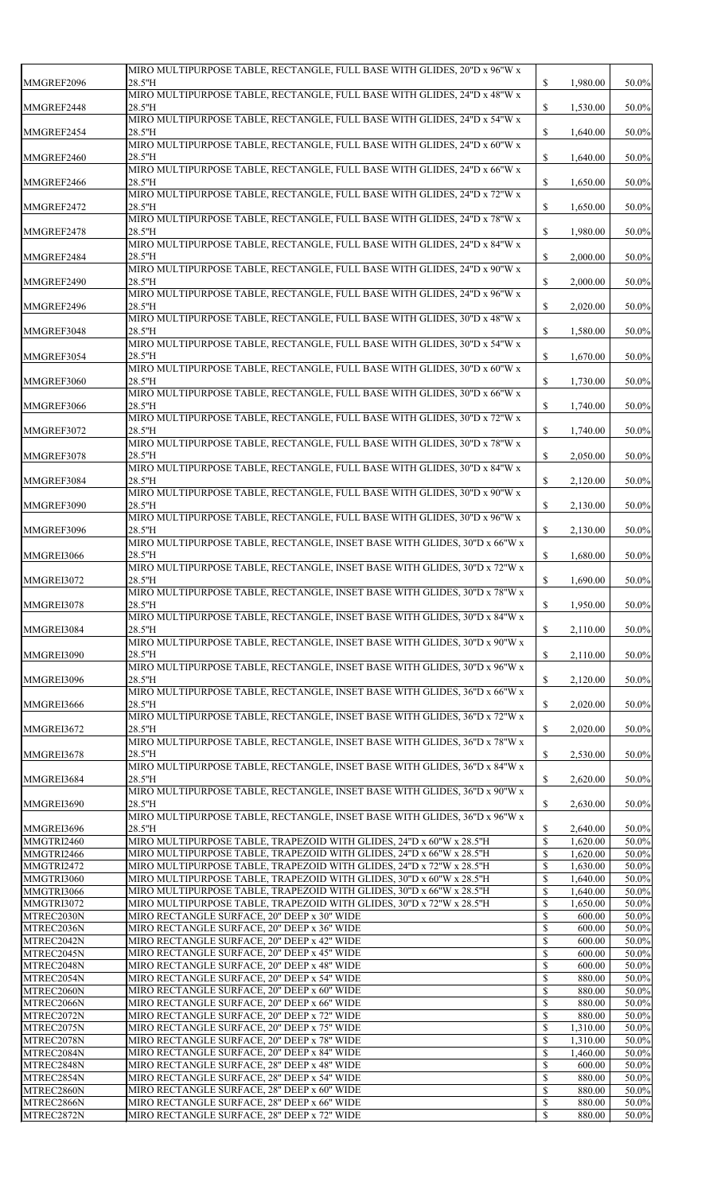| | | | | |
|---|---|---|---|---|
| MMGREF2096 | MIRO MULTIPURPOSE TABLE, RECTANGLE, FULL BASE WITH GLIDES, 20"D x 96"W x 28.5"H | $ | 1,980.00 | 50.0% |
| MMGREF2448 | MIRO MULTIPURPOSE TABLE, RECTANGLE, FULL BASE WITH GLIDES, 24"D x 48"W x 28.5"H | $ | 1,530.00 | 50.0% |
| MMGREF2454 | MIRO MULTIPURPOSE TABLE, RECTANGLE, FULL BASE WITH GLIDES, 24"D x 54"W x 28.5"H | $ | 1,640.00 | 50.0% |
| MMGREF2460 | MIRO MULTIPURPOSE TABLE, RECTANGLE, FULL BASE WITH GLIDES, 24"D x 60"W x 28.5"H | $ | 1,640.00 | 50.0% |
| MMGREF2466 | MIRO MULTIPURPOSE TABLE, RECTANGLE, FULL BASE WITH GLIDES, 24"D x 66"W x 28.5"H | $ | 1,650.00 | 50.0% |
| MMGREF2472 | MIRO MULTIPURPOSE TABLE, RECTANGLE, FULL BASE WITH GLIDES, 24"D x 72"W x 28.5"H | $ | 1,650.00 | 50.0% |
| MMGREF2478 | MIRO MULTIPURPOSE TABLE, RECTANGLE, FULL BASE WITH GLIDES, 24"D x 78"W x 28.5"H | $ | 1,980.00 | 50.0% |
| MMGREF2484 | MIRO MULTIPURPOSE TABLE, RECTANGLE, FULL BASE WITH GLIDES, 24"D x 84"W x 28.5"H | $ | 2,000.00 | 50.0% |
| MMGREF2490 | MIRO MULTIPURPOSE TABLE, RECTANGLE, FULL BASE WITH GLIDES, 24"D x 90"W x 28.5"H | $ | 2,000.00 | 50.0% |
| MMGREF2496 | MIRO MULTIPURPOSE TABLE, RECTANGLE, FULL BASE WITH GLIDES, 24"D x 96"W x 28.5"H | $ | 2,020.00 | 50.0% |
| MMGREF3048 | MIRO MULTIPURPOSE TABLE, RECTANGLE, FULL BASE WITH GLIDES, 30"D x 48"W x 28.5"H | $ | 1,580.00 | 50.0% |
| MMGREF3054 | MIRO MULTIPURPOSE TABLE, RECTANGLE, FULL BASE WITH GLIDES, 30"D x 54"W x 28.5"H | $ | 1,670.00 | 50.0% |
| MMGREF3060 | MIRO MULTIPURPOSE TABLE, RECTANGLE, FULL BASE WITH GLIDES, 30"D x 60"W x 28.5"H | $ | 1,730.00 | 50.0% |
| MMGREF3066 | MIRO MULTIPURPOSE TABLE, RECTANGLE, FULL BASE WITH GLIDES, 30"D x 66"W x 28.5"H | $ | 1,740.00 | 50.0% |
| MMGREF3072 | MIRO MULTIPURPOSE TABLE, RECTANGLE, FULL BASE WITH GLIDES, 30"D x 72"W x 28.5"H | $ | 1,740.00 | 50.0% |
| MMGREF3078 | MIRO MULTIPURPOSE TABLE, RECTANGLE, FULL BASE WITH GLIDES, 30"D x 78"W x 28.5"H | $ | 2,050.00 | 50.0% |
| MMGREF3084 | MIRO MULTIPURPOSE TABLE, RECTANGLE, FULL BASE WITH GLIDES, 30"D x 84"W x 28.5"H | $ | 2,120.00 | 50.0% |
| MMGREF3090 | MIRO MULTIPURPOSE TABLE, RECTANGLE, FULL BASE WITH GLIDES, 30"D x 90"W x 28.5"H | $ | 2,130.00 | 50.0% |
| MMGREF3096 | MIRO MULTIPURPOSE TABLE, RECTANGLE, FULL BASE WITH GLIDES, 30"D x 96"W x 28.5"H | $ | 2,130.00 | 50.0% |
| MMGREI3066 | MIRO MULTIPURPOSE TABLE, RECTANGLE, INSET BASE WITH GLIDES, 30"D x 66"W x 28.5"H | $ | 1,680.00 | 50.0% |
| MMGREI3072 | MIRO MULTIPURPOSE TABLE, RECTANGLE, INSET BASE WITH GLIDES, 30"D x 72"W x 28.5"H | $ | 1,690.00 | 50.0% |
| MMGREI3078 | MIRO MULTIPURPOSE TABLE, RECTANGLE, INSET BASE WITH GLIDES, 30"D x 78"W x 28.5"H | $ | 1,950.00 | 50.0% |
| MMGREI3084 | MIRO MULTIPURPOSE TABLE, RECTANGLE, INSET BASE WITH GLIDES, 30"D x 84"W x 28.5"H | $ | 2,110.00 | 50.0% |
| MMGREI3090 | MIRO MULTIPURPOSE TABLE, RECTANGLE, INSET BASE WITH GLIDES, 30"D x 90"W x 28.5"H | $ | 2,110.00 | 50.0% |
| MMGREI3096 | MIRO MULTIPURPOSE TABLE, RECTANGLE, INSET BASE WITH GLIDES, 30"D x 96"W x 28.5"H | $ | 2,120.00 | 50.0% |
| MMGREI3666 | MIRO MULTIPURPOSE TABLE, RECTANGLE, INSET BASE WITH GLIDES, 36"D x 66"W x 28.5"H | $ | 2,020.00 | 50.0% |
| MMGREI3672 | MIRO MULTIPURPOSE TABLE, RECTANGLE, INSET BASE WITH GLIDES, 36"D x 72"W x 28.5"H | $ | 2,020.00 | 50.0% |
| MMGREI3678 | MIRO MULTIPURPOSE TABLE, RECTANGLE, INSET BASE WITH GLIDES, 36"D x 78"W x 28.5"H | $ | 2,530.00 | 50.0% |
| MMGREI3684 | MIRO MULTIPURPOSE TABLE, RECTANGLE, INSET BASE WITH GLIDES, 36"D x 84"W x 28.5"H | $ | 2,620.00 | 50.0% |
| MMGREI3690 | MIRO MULTIPURPOSE TABLE, RECTANGLE, INSET BASE WITH GLIDES, 36"D x 90"W x 28.5"H | $ | 2,630.00 | 50.0% |
| MMGREI3696 | MIRO MULTIPURPOSE TABLE, RECTANGLE, INSET BASE WITH GLIDES, 36"D x 96"W x 28.5"H | $ | 2,640.00 | 50.0% |
| MMGTRI2460 | MIRO MULTIPURPOSE TABLE, TRAPEZOID WITH GLIDES, 24"D x 60"W x 28.5"H | $ | 1,620.00 | 50.0% |
| MMGTRI2466 | MIRO MULTIPURPOSE TABLE, TRAPEZOID WITH GLIDES, 24"D x 66"W x 28.5"H | $ | 1,620.00 | 50.0% |
| MMGTRI2472 | MIRO MULTIPURPOSE TABLE, TRAPEZOID WITH GLIDES, 24"D x 72"W x 28.5"H | $ | 1,630.00 | 50.0% |
| MMGTRI3060 | MIRO MULTIPURPOSE TABLE, TRAPEZOID WITH GLIDES, 30"D x 60"W x 28.5"H | $ | 1,640.00 | 50.0% |
| MMGTRI3066 | MIRO MULTIPURPOSE TABLE, TRAPEZOID WITH GLIDES, 30"D x 66"W x 28.5"H | $ | 1,640.00 | 50.0% |
| MMGTRI3072 | MIRO MULTIPURPOSE TABLE, TRAPEZOID WITH GLIDES, 30"D x 72"W x 28.5"H | $ | 1,650.00 | 50.0% |
| MTREC2030N | MIRO RECTANGLE SURFACE, 20" DEEP x 30" WIDE | $ | 600.00 | 50.0% |
| MTREC2036N | MIRO RECTANGLE SURFACE, 20" DEEP x 36" WIDE | $ | 600.00 | 50.0% |
| MTREC2042N | MIRO RECTANGLE SURFACE, 20" DEEP x 42" WIDE | $ | 600.00 | 50.0% |
| MTREC2045N | MIRO RECTANGLE SURFACE, 20" DEEP x 45" WIDE | $ | 600.00 | 50.0% |
| MTREC2048N | MIRO RECTANGLE SURFACE, 20" DEEP x 48" WIDE | $ | 600.00 | 50.0% |
| MTREC2054N | MIRO RECTANGLE SURFACE, 20" DEEP x 54" WIDE | $ | 880.00 | 50.0% |
| MTREC2060N | MIRO RECTANGLE SURFACE, 20" DEEP x 60" WIDE | $ | 880.00 | 50.0% |
| MTREC2066N | MIRO RECTANGLE SURFACE, 20" DEEP x 66" WIDE | $ | 880.00 | 50.0% |
| MTREC2072N | MIRO RECTANGLE SURFACE, 20" DEEP x 72" WIDE | $ | 880.00 | 50.0% |
| MTREC2075N | MIRO RECTANGLE SURFACE, 20" DEEP x 75" WIDE | $ | 1,310.00 | 50.0% |
| MTREC2078N | MIRO RECTANGLE SURFACE, 20" DEEP x 78" WIDE | $ | 1,310.00 | 50.0% |
| MTREC2084N | MIRO RECTANGLE SURFACE, 20" DEEP x 84" WIDE | $ | 1,460.00 | 50.0% |
| MTREC2848N | MIRO RECTANGLE SURFACE, 28" DEEP x 48" WIDE | $ | 600.00 | 50.0% |
| MTREC2854N | MIRO RECTANGLE SURFACE, 28" DEEP x 54" WIDE | $ | 880.00 | 50.0% |
| MTREC2860N | MIRO RECTANGLE SURFACE, 28" DEEP x 60" WIDE | $ | 880.00 | 50.0% |
| MTREC2866N | MIRO RECTANGLE SURFACE, 28" DEEP x 66" WIDE | $ | 880.00 | 50.0% |
| MTREC2872N | MIRO RECTANGLE SURFACE, 28" DEEP x 72" WIDE | $ | 880.00 | 50.0% |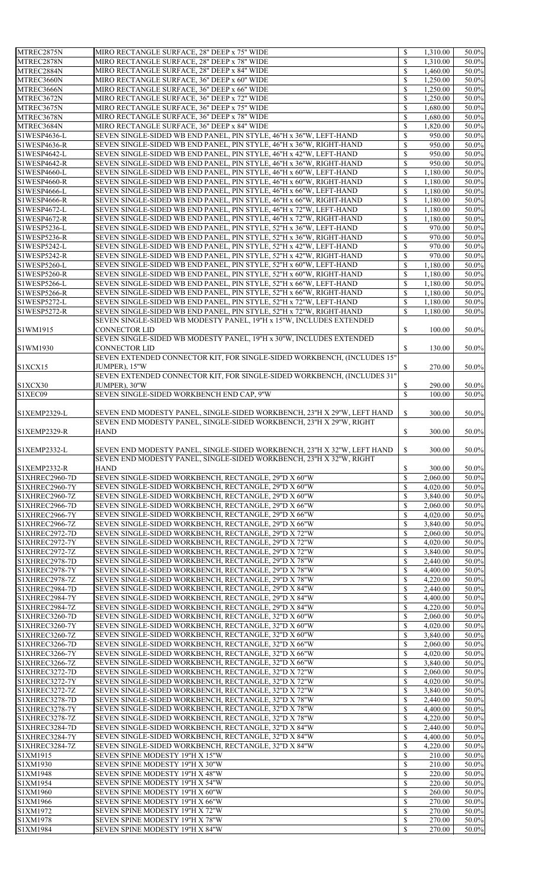| | | | | |
|---|---|---|---|---|
| MTREC2875N | MIRO RECTANGLE SURFACE, 28" DEEP x 75" WIDE | $ | 1,310.00 | 50.0% |
| MTREC2878N | MIRO RECTANGLE SURFACE, 28" DEEP x 78" WIDE | $ | 1,310.00 | 50.0% |
| MTREC2884N | MIRO RECTANGLE SURFACE, 28" DEEP x 84" WIDE | $ | 1,460.00 | 50.0% |
| MTREC3660N | MIRO RECTANGLE SURFACE, 36" DEEP x 60" WIDE | $ | 1,250.00 | 50.0% |
| MTREC3666N | MIRO RECTANGLE SURFACE, 36" DEEP x 66" WIDE | $ | 1,250.00 | 50.0% |
| MTREC3672N | MIRO RECTANGLE SURFACE, 36" DEEP x 72" WIDE | $ | 1,250.00 | 50.0% |
| MTREC3675N | MIRO RECTANGLE SURFACE, 36" DEEP x 75" WIDE | $ | 1,680.00 | 50.0% |
| MTREC3678N | MIRO RECTANGLE SURFACE, 36" DEEP x 78" WIDE | $ | 1,680.00 | 50.0% |
| MTREC3684N | MIRO RECTANGLE SURFACE, 36" DEEP x 84" WIDE | $ | 1,820.00 | 50.0% |
| S1WESP4636-L | SEVEN SINGLE-SIDED WB END PANEL, PIN STYLE, 46"H x 36"W, LEFT-HAND | $ | 950.00 | 50.0% |
| S1WESP4636-R | SEVEN SINGLE-SIDED WB END PANEL, PIN STYLE, 46"H x 36"W, RIGHT-HAND | $ | 950.00 | 50.0% |
| S1WESP4642-L | SEVEN SINGLE-SIDED WB END PANEL, PIN STYLE, 46"H x 42"W, LEFT-HAND | $ | 950.00 | 50.0% |
| S1WESP4642-R | SEVEN SINGLE-SIDED WB END PANEL, PIN STYLE, 46"H x 36"W, RIGHT-HAND | $ | 950.00 | 50.0% |
| S1WESP4660-L | SEVEN SINGLE-SIDED WB END PANEL, PIN STYLE, 46"H x 60"W, LEFT-HAND | $ | 1,180.00 | 50.0% |
| S1WESP4660-R | SEVEN SINGLE-SIDED WB END PANEL, PIN STYLE, 46"H x 60"W, RIGHT-HAND | $ | 1,180.00 | 50.0% |
| S1WESP4666-L | SEVEN SINGLE-SIDED WB END PANEL, PIN STYLE, 46"H x 66"W, LEFT-HAND | $ | 1,180.00 | 50.0% |
| S1WESP4666-R | SEVEN SINGLE-SIDED WB END PANEL, PIN STYLE, 46"H x 66"W, RIGHT-HAND | $ | 1,180.00 | 50.0% |
| S1WESP4672-L | SEVEN SINGLE-SIDED WB END PANEL, PIN STYLE, 46"H x 72"W, LEFT-HAND | $ | 1,180.00 | 50.0% |
| S1WESP4672-R | SEVEN SINGLE-SIDED WB END PANEL, PIN STYLE, 46"H x 72"W, RIGHT-HAND | $ | 1,180.00 | 50.0% |
| S1WESP5236-L | SEVEN SINGLE-SIDED WB END PANEL, PIN STYLE, 52"H x 36"W, LEFT-HAND | $ | 970.00 | 50.0% |
| S1WESP5236-R | SEVEN SINGLE-SIDED WB END PANEL, PIN STYLE, 52"H x 36"W, RIGHT-HAND | $ | 970.00 | 50.0% |
| S1WESP5242-L | SEVEN SINGLE-SIDED WB END PANEL, PIN STYLE, 52"H x 42"W, LEFT-HAND | $ | 970.00 | 50.0% |
| S1WESP5242-R | SEVEN SINGLE-SIDED WB END PANEL, PIN STYLE, 52"H x 42"W, RIGHT-HAND | $ | 970.00 | 50.0% |
| S1WESP5260-L | SEVEN SINGLE-SIDED WB END PANEL, PIN STYLE, 52"H x 60"W, LEFT-HAND | $ | 1,180.00 | 50.0% |
| S1WESP5260-R | SEVEN SINGLE-SIDED WB END PANEL, PIN STYLE, 52"H x 60"W, RIGHT-HAND | $ | 1,180.00 | 50.0% |
| S1WESP5266-L | SEVEN SINGLE-SIDED WB END PANEL, PIN STYLE, 52"H x 66"W, LEFT-HAND | $ | 1,180.00 | 50.0% |
| S1WESP5266-R | SEVEN SINGLE-SIDED WB END PANEL, PIN STYLE, 52"H x 66"W, RIGHT-HAND | $ | 1,180.00 | 50.0% |
| S1WESP5272-L | SEVEN SINGLE-SIDED WB END PANEL, PIN STYLE, 52"H x 72"W, LEFT-HAND | $ | 1,180.00 | 50.0% |
| S1WESP5272-R | SEVEN SINGLE-SIDED WB END PANEL, PIN STYLE, 52"H x 72"W, RIGHT-HAND | $ | 1,180.00 | 50.0% |
| S1WM1915 | SEVEN SINGLE-SIDED WB MODESTY PANEL, 19"H x 15"W, INCLUDES EXTENDED CONNECTOR LID | $ | 100.00 | 50.0% |
| S1WM1930 | SEVEN SINGLE-SIDED WB MODESTY PANEL, 19"H x 30"W, INCLUDES EXTENDED CONNECTOR LID | $ | 130.00 | 50.0% |
| S1XCX15 | SEVEN EXTENDED CONNECTOR KIT, FOR SINGLE-SIDED WORKBENCH, (INCLUDES 15" JUMPER), 15"W | $ | 270.00 | 50.0% |
| S1XCX30 | SEVEN EXTENDED CONNECTOR KIT, FOR SINGLE-SIDED WORKBENCH, (INCLUDES 31" JUMPER), 30"W | $ | 290.00 | 50.0% |
| S1XEC09 | SEVEN SINGLE-SIDED WORKBENCH END CAP, 9"W | $ | 100.00 | 50.0% |
| S1XEMP2329-L | SEVEN END MODESTY PANEL, SINGLE-SIDED WORKBENCH, 23"H X 29"W, LEFT HAND | $ | 300.00 | 50.0% |
| S1XEMP2329-R | SEVEN END MODESTY PANEL, SINGLE-SIDED WORKBENCH, 23"H X 29"W, RIGHT HAND | $ | 300.00 | 50.0% |
| S1XEMP2332-L | SEVEN END MODESTY PANEL, SINGLE-SIDED WORKBENCH, 23"H X 32"W, LEFT HAND | $ | 300.00 | 50.0% |
| S1XEMP2332-R | SEVEN END MODESTY PANEL, SINGLE-SIDED WORKBENCH, 23"H X 32"W, RIGHT HAND | $ | 300.00 | 50.0% |
| S1XHREC2960-7D | SEVEN SINGLE-SIDED WORKBENCH, RECTANGLE, 29"D X 60"W | $ | 2,060.00 | 50.0% |
| S1XHREC2960-7Y | SEVEN SINGLE-SIDED WORKBENCH, RECTANGLE, 29"D X 60"W | $ | 4,020.00 | 50.0% |
| S1XHREC2960-7Z | SEVEN SINGLE-SIDED WORKBENCH, RECTANGLE, 29"D X 60"W | $ | 3,840.00 | 50.0% |
| S1XHREC2966-7D | SEVEN SINGLE-SIDED WORKBENCH, RECTANGLE, 29"D X 66"W | $ | 2,060.00 | 50.0% |
| S1XHREC2966-7Y | SEVEN SINGLE-SIDED WORKBENCH, RECTANGLE, 29"D X 66"W | $ | 4,020.00 | 50.0% |
| S1XHREC2966-7Z | SEVEN SINGLE-SIDED WORKBENCH, RECTANGLE, 29"D X 66"W | $ | 3,840.00 | 50.0% |
| S1XHREC2972-7D | SEVEN SINGLE-SIDED WORKBENCH, RECTANGLE, 29"D X 72"W | $ | 2,060.00 | 50.0% |
| S1XHREC2972-7Y | SEVEN SINGLE-SIDED WORKBENCH, RECTANGLE, 29"D X 72"W | $ | 4,020.00 | 50.0% |
| S1XHREC2972-7Z | SEVEN SINGLE-SIDED WORKBENCH, RECTANGLE, 29"D X 72"W | $ | 3,840.00 | 50.0% |
| S1XHREC2978-7D | SEVEN SINGLE-SIDED WORKBENCH, RECTANGLE, 29"D X 78"W | $ | 2,440.00 | 50.0% |
| S1XHREC2978-7Y | SEVEN SINGLE-SIDED WORKBENCH, RECTANGLE, 29"D X 78"W | $ | 4,400.00 | 50.0% |
| S1XHREC2978-7Z | SEVEN SINGLE-SIDED WORKBENCH, RECTANGLE, 29"D X 78"W | $ | 4,220.00 | 50.0% |
| S1XHREC2984-7D | SEVEN SINGLE-SIDED WORKBENCH, RECTANGLE, 29"D X 84"W | $ | 2,440.00 | 50.0% |
| S1XHREC2984-7Y | SEVEN SINGLE-SIDED WORKBENCH, RECTANGLE, 29"D X 84"W | $ | 4,400.00 | 50.0% |
| S1XHREC2984-7Z | SEVEN SINGLE-SIDED WORKBENCH, RECTANGLE, 29"D X 84"W | $ | 4,220.00 | 50.0% |
| S1XHREC3260-7D | SEVEN SINGLE-SIDED WORKBENCH, RECTANGLE, 32"D X 60"W | $ | 2,060.00 | 50.0% |
| S1XHREC3260-7Y | SEVEN SINGLE-SIDED WORKBENCH, RECTANGLE, 32"D X 60"W | $ | 4,020.00 | 50.0% |
| S1XHREC3260-7Z | SEVEN SINGLE-SIDED WORKBENCH, RECTANGLE, 32"D X 60"W | $ | 3,840.00 | 50.0% |
| S1XHREC3266-7D | SEVEN SINGLE-SIDED WORKBENCH, RECTANGLE, 32"D X 66"W | $ | 2,060.00 | 50.0% |
| S1XHREC3266-7Y | SEVEN SINGLE-SIDED WORKBENCH, RECTANGLE, 32"D X 66"W | $ | 4,020.00 | 50.0% |
| S1XHREC3266-7Z | SEVEN SINGLE-SIDED WORKBENCH, RECTANGLE, 32"D X 66"W | $ | 3,840.00 | 50.0% |
| S1XHREC3272-7D | SEVEN SINGLE-SIDED WORKBENCH, RECTANGLE, 32"D X 72"W | $ | 2,060.00 | 50.0% |
| S1XHREC3272-7Y | SEVEN SINGLE-SIDED WORKBENCH, RECTANGLE, 32"D X 72"W | $ | 4,020.00 | 50.0% |
| S1XHREC3272-7Z | SEVEN SINGLE-SIDED WORKBENCH, RECTANGLE, 32"D X 72"W | $ | 3,840.00 | 50.0% |
| S1XHREC3278-7D | SEVEN SINGLE-SIDED WORKBENCH, RECTANGLE, 32"D X 78"W | $ | 2,440.00 | 50.0% |
| S1XHREC3278-7Y | SEVEN SINGLE-SIDED WORKBENCH, RECTANGLE, 32"D X 78"W | $ | 4,400.00 | 50.0% |
| S1XHREC3278-7Z | SEVEN SINGLE-SIDED WORKBENCH, RECTANGLE, 32"D X 78"W | $ | 4,220.00 | 50.0% |
| S1XHREC3284-7D | SEVEN SINGLE-SIDED WORKBENCH, RECTANGLE, 32"D X 84"W | $ | 2,440.00 | 50.0% |
| S1XHREC3284-7Y | SEVEN SINGLE-SIDED WORKBENCH, RECTANGLE, 32"D X 84"W | $ | 4,400.00 | 50.0% |
| S1XHREC3284-7Z | SEVEN SINGLE-SIDED WORKBENCH, RECTANGLE, 32"D X 84"W | $ | 4,220.00 | 50.0% |
| S1XM1915 | SEVEN SPINE MODESTY 19"H X 15"W | $ | 210.00 | 50.0% |
| S1XM1930 | SEVEN SPINE MODESTY 19"H X 30"W | $ | 210.00 | 50.0% |
| S1XM1948 | SEVEN SPINE MODESTY 19"H X 48"W | $ | 220.00 | 50.0% |
| S1XM1954 | SEVEN SPINE MODESTY 19"H X 54"W | $ | 220.00 | 50.0% |
| S1XM1960 | SEVEN SPINE MODESTY 19"H X 60"W | $ | 260.00 | 50.0% |
| S1XM1966 | SEVEN SPINE MODESTY 19"H X 66"W | $ | 270.00 | 50.0% |
| S1XM1972 | SEVEN SPINE MODESTY 19"H X 72"W | $ | 270.00 | 50.0% |
| S1XM1978 | SEVEN SPINE MODESTY 19"H X 78"W | $ | 270.00 | 50.0% |
| S1XM1984 | SEVEN SPINE MODESTY 19"H X 84"W | $ | 270.00 | 50.0% |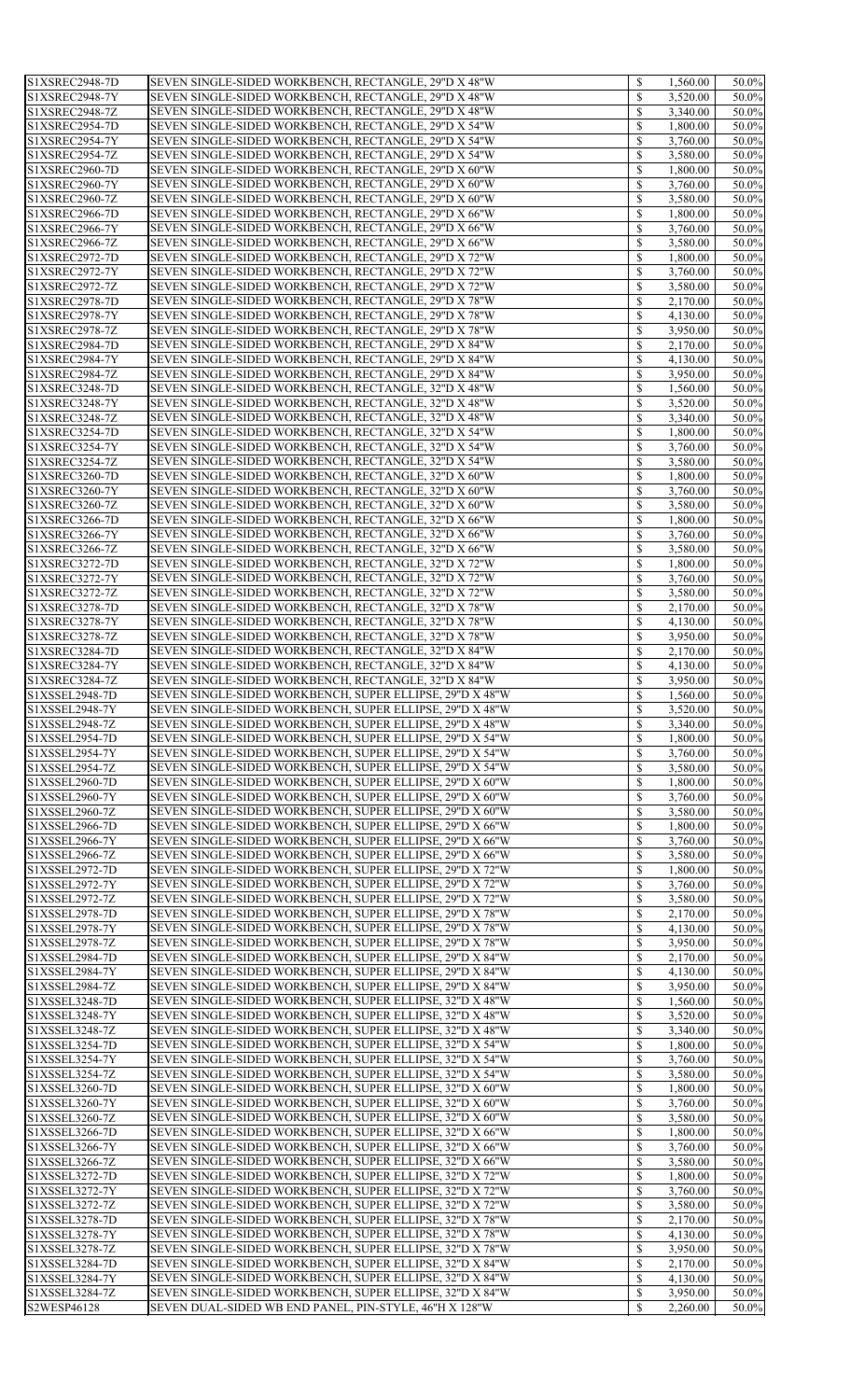| | | | | |
|---|---|---|---|---|
| S1XSREC2948-7D | SEVEN SINGLE-SIDED WORKBENCH, RECTANGLE, 29"D X 48"W | $ | 1,560.00 | 50.0% |
| S1XSREC2948-7Y | SEVEN SINGLE-SIDED WORKBENCH, RECTANGLE, 29"D X 48"W | $ | 3,520.00 | 50.0% |
| S1XSREC2948-7Z | SEVEN SINGLE-SIDED WORKBENCH, RECTANGLE, 29"D X 48"W | $ | 3,340.00 | 50.0% |
| S1XSREC2954-7D | SEVEN SINGLE-SIDED WORKBENCH, RECTANGLE, 29"D X 54"W | $ | 1,800.00 | 50.0% |
| S1XSREC2954-7Y | SEVEN SINGLE-SIDED WORKBENCH, RECTANGLE, 29"D X 54"W | $ | 3,760.00 | 50.0% |
| S1XSREC2954-7Z | SEVEN SINGLE-SIDED WORKBENCH, RECTANGLE, 29"D X 54"W | $ | 3,580.00 | 50.0% |
| S1XSREC2960-7D | SEVEN SINGLE-SIDED WORKBENCH, RECTANGLE, 29"D X 60"W | $ | 1,800.00 | 50.0% |
| S1XSREC2960-7Y | SEVEN SINGLE-SIDED WORKBENCH, RECTANGLE, 29"D X 60"W | $ | 3,760.00 | 50.0% |
| S1XSREC2960-7Z | SEVEN SINGLE-SIDED WORKBENCH, RECTANGLE, 29"D X 60"W | $ | 3,580.00 | 50.0% |
| S1XSREC2966-7D | SEVEN SINGLE-SIDED WORKBENCH, RECTANGLE, 29"D X 66"W | $ | 1,800.00 | 50.0% |
| S1XSREC2966-7Y | SEVEN SINGLE-SIDED WORKBENCH, RECTANGLE, 29"D X 66"W | $ | 3,760.00 | 50.0% |
| S1XSREC2966-7Z | SEVEN SINGLE-SIDED WORKBENCH, RECTANGLE, 29"D X 66"W | $ | 3,580.00 | 50.0% |
| S1XSREC2972-7D | SEVEN SINGLE-SIDED WORKBENCH, RECTANGLE, 29"D X 72"W | $ | 1,800.00 | 50.0% |
| S1XSREC2972-7Y | SEVEN SINGLE-SIDED WORKBENCH, RECTANGLE, 29"D X 72"W | $ | 3,760.00 | 50.0% |
| S1XSREC2972-7Z | SEVEN SINGLE-SIDED WORKBENCH, RECTANGLE, 29"D X 72"W | $ | 3,580.00 | 50.0% |
| S1XSREC2978-7D | SEVEN SINGLE-SIDED WORKBENCH, RECTANGLE, 29"D X 78"W | $ | 2,170.00 | 50.0% |
| S1XSREC2978-7Y | SEVEN SINGLE-SIDED WORKBENCH, RECTANGLE, 29"D X 78"W | $ | 4,130.00 | 50.0% |
| S1XSREC2978-7Z | SEVEN SINGLE-SIDED WORKBENCH, RECTANGLE, 29"D X 78"W | $ | 3,950.00 | 50.0% |
| S1XSREC2984-7D | SEVEN SINGLE-SIDED WORKBENCH, RECTANGLE, 29"D X 84"W | $ | 2,170.00 | 50.0% |
| S1XSREC2984-7Y | SEVEN SINGLE-SIDED WORKBENCH, RECTANGLE, 29"D X 84"W | $ | 4,130.00 | 50.0% |
| S1XSREC2984-7Z | SEVEN SINGLE-SIDED WORKBENCH, RECTANGLE, 29"D X 84"W | $ | 3,950.00 | 50.0% |
| S1XSREC3248-7D | SEVEN SINGLE-SIDED WORKBENCH, RECTANGLE, 32"D X 48"W | $ | 1,560.00 | 50.0% |
| S1XSREC3248-7Y | SEVEN SINGLE-SIDED WORKBENCH, RECTANGLE, 32"D X 48"W | $ | 3,520.00 | 50.0% |
| S1XSREC3248-7Z | SEVEN SINGLE-SIDED WORKBENCH, RECTANGLE, 32"D X 48"W | $ | 3,340.00 | 50.0% |
| S1XSREC3254-7D | SEVEN SINGLE-SIDED WORKBENCH, RECTANGLE, 32"D X 54"W | $ | 1,800.00 | 50.0% |
| S1XSREC3254-7Y | SEVEN SINGLE-SIDED WORKBENCH, RECTANGLE, 32"D X 54"W | $ | 3,760.00 | 50.0% |
| S1XSREC3254-7Z | SEVEN SINGLE-SIDED WORKBENCH, RECTANGLE, 32"D X 54"W | $ | 3,580.00 | 50.0% |
| S1XSREC3260-7D | SEVEN SINGLE-SIDED WORKBENCH, RECTANGLE, 32"D X 60"W | $ | 1,800.00 | 50.0% |
| S1XSREC3260-7Y | SEVEN SINGLE-SIDED WORKBENCH, RECTANGLE, 32"D X 60"W | $ | 3,760.00 | 50.0% |
| S1XSREC3260-7Z | SEVEN SINGLE-SIDED WORKBENCH, RECTANGLE, 32"D X 60"W | $ | 3,580.00 | 50.0% |
| S1XSREC3266-7D | SEVEN SINGLE-SIDED WORKBENCH, RECTANGLE, 32"D X 66"W | $ | 1,800.00 | 50.0% |
| S1XSREC3266-7Y | SEVEN SINGLE-SIDED WORKBENCH, RECTANGLE, 32"D X 66"W | $ | 3,760.00 | 50.0% |
| S1XSREC3266-7Z | SEVEN SINGLE-SIDED WORKBENCH, RECTANGLE, 32"D X 66"W | $ | 3,580.00 | 50.0% |
| S1XSREC3272-7D | SEVEN SINGLE-SIDED WORKBENCH, RECTANGLE, 32"D X 72"W | $ | 1,800.00 | 50.0% |
| S1XSREC3272-7Y | SEVEN SINGLE-SIDED WORKBENCH, RECTANGLE, 32"D X 72"W | $ | 3,760.00 | 50.0% |
| S1XSREC3272-7Z | SEVEN SINGLE-SIDED WORKBENCH, RECTANGLE, 32"D X 72"W | $ | 3,580.00 | 50.0% |
| S1XSREC3278-7D | SEVEN SINGLE-SIDED WORKBENCH, RECTANGLE, 32"D X 78"W | $ | 2,170.00 | 50.0% |
| S1XSREC3278-7Y | SEVEN SINGLE-SIDED WORKBENCH, RECTANGLE, 32"D X 78"W | $ | 4,130.00 | 50.0% |
| S1XSREC3278-7Z | SEVEN SINGLE-SIDED WORKBENCH, RECTANGLE, 32"D X 78"W | $ | 3,950.00 | 50.0% |
| S1XSREC3284-7D | SEVEN SINGLE-SIDED WORKBENCH, RECTANGLE, 32"D X 84"W | $ | 2,170.00 | 50.0% |
| S1XSREC3284-7Y | SEVEN SINGLE-SIDED WORKBENCH, RECTANGLE, 32"D X 84"W | $ | 4,130.00 | 50.0% |
| S1XSREC3284-7Z | SEVEN SINGLE-SIDED WORKBENCH, RECTANGLE, 32"D X 84"W | $ | 3,950.00 | 50.0% |
| S1XSSEL2948-7D | SEVEN SINGLE-SIDED WORKBENCH, SUPER ELLIPSE, 29"D X 48"W | $ | 1,560.00 | 50.0% |
| S1XSSEL2948-7Y | SEVEN SINGLE-SIDED WORKBENCH, SUPER ELLIPSE, 29"D X 48"W | $ | 3,520.00 | 50.0% |
| S1XSSEL2948-7Z | SEVEN SINGLE-SIDED WORKBENCH, SUPER ELLIPSE, 29"D X 48"W | $ | 3,340.00 | 50.0% |
| S1XSSEL2954-7D | SEVEN SINGLE-SIDED WORKBENCH, SUPER ELLIPSE, 29"D X 54"W | $ | 1,800.00 | 50.0% |
| S1XSSEL2954-7Y | SEVEN SINGLE-SIDED WORKBENCH, SUPER ELLIPSE, 29"D X 54"W | $ | 3,760.00 | 50.0% |
| S1XSSEL2954-7Z | SEVEN SINGLE-SIDED WORKBENCH, SUPER ELLIPSE, 29"D X 54"W | $ | 3,580.00 | 50.0% |
| S1XSSEL2960-7D | SEVEN SINGLE-SIDED WORKBENCH, SUPER ELLIPSE, 29"D X 60"W | $ | 1,800.00 | 50.0% |
| S1XSSEL2960-7Y | SEVEN SINGLE-SIDED WORKBENCH, SUPER ELLIPSE, 29"D X 60"W | $ | 3,760.00 | 50.0% |
| S1XSSEL2960-7Z | SEVEN SINGLE-SIDED WORKBENCH, SUPER ELLIPSE, 29"D X 60"W | $ | 3,580.00 | 50.0% |
| S1XSSEL2966-7D | SEVEN SINGLE-SIDED WORKBENCH, SUPER ELLIPSE, 29"D X 66"W | $ | 1,800.00 | 50.0% |
| S1XSSEL2966-7Y | SEVEN SINGLE-SIDED WORKBENCH, SUPER ELLIPSE, 29"D X 66"W | $ | 3,760.00 | 50.0% |
| S1XSSEL2966-7Z | SEVEN SINGLE-SIDED WORKBENCH, SUPER ELLIPSE, 29"D X 66"W | $ | 3,580.00 | 50.0% |
| S1XSSEL2972-7D | SEVEN SINGLE-SIDED WORKBENCH, SUPER ELLIPSE, 29"D X 72"W | $ | 1,800.00 | 50.0% |
| S1XSSEL2972-7Y | SEVEN SINGLE-SIDED WORKBENCH, SUPER ELLIPSE, 29"D X 72"W | $ | 3,760.00 | 50.0% |
| S1XSSEL2972-7Z | SEVEN SINGLE-SIDED WORKBENCH, SUPER ELLIPSE, 29"D X 72"W | $ | 3,580.00 | 50.0% |
| S1XSSEL2978-7D | SEVEN SINGLE-SIDED WORKBENCH, SUPER ELLIPSE, 29"D X 78"W | $ | 2,170.00 | 50.0% |
| S1XSSEL2978-7Y | SEVEN SINGLE-SIDED WORKBENCH, SUPER ELLIPSE, 29"D X 78"W | $ | 4,130.00 | 50.0% |
| S1XSSEL2978-7Z | SEVEN SINGLE-SIDED WORKBENCH, SUPER ELLIPSE, 29"D X 78"W | $ | 3,950.00 | 50.0% |
| S1XSSEL2984-7D | SEVEN SINGLE-SIDED WORKBENCH, SUPER ELLIPSE, 29"D X 84"W | $ | 2,170.00 | 50.0% |
| S1XSSEL2984-7Y | SEVEN SINGLE-SIDED WORKBENCH, SUPER ELLIPSE, 29"D X 84"W | $ | 4,130.00 | 50.0% |
| S1XSSEL2984-7Z | SEVEN SINGLE-SIDED WORKBENCH, SUPER ELLIPSE, 29"D X 84"W | $ | 3,950.00 | 50.0% |
| S1XSSEL3248-7D | SEVEN SINGLE-SIDED WORKBENCH, SUPER ELLIPSE, 32"D X 48"W | $ | 1,560.00 | 50.0% |
| S1XSSEL3248-7Y | SEVEN SINGLE-SIDED WORKBENCH, SUPER ELLIPSE, 32"D X 48"W | $ | 3,520.00 | 50.0% |
| S1XSSEL3248-7Z | SEVEN SINGLE-SIDED WORKBENCH, SUPER ELLIPSE, 32"D X 48"W | $ | 3,340.00 | 50.0% |
| S1XSSEL3254-7D | SEVEN SINGLE-SIDED WORKBENCH, SUPER ELLIPSE, 32"D X 54"W | $ | 1,800.00 | 50.0% |
| S1XSSEL3254-7Y | SEVEN SINGLE-SIDED WORKBENCH, SUPER ELLIPSE, 32"D X 54"W | $ | 3,760.00 | 50.0% |
| S1XSSEL3254-7Z | SEVEN SINGLE-SIDED WORKBENCH, SUPER ELLIPSE, 32"D X 54"W | $ | 3,580.00 | 50.0% |
| S1XSSEL3260-7D | SEVEN SINGLE-SIDED WORKBENCH, SUPER ELLIPSE, 32"D X 60"W | $ | 1,800.00 | 50.0% |
| S1XSSEL3260-7Y | SEVEN SINGLE-SIDED WORKBENCH, SUPER ELLIPSE, 32"D X 60"W | $ | 3,760.00 | 50.0% |
| S1XSSEL3260-7Z | SEVEN SINGLE-SIDED WORKBENCH, SUPER ELLIPSE, 32"D X 60"W | $ | 3,580.00 | 50.0% |
| S1XSSEL3266-7D | SEVEN SINGLE-SIDED WORKBENCH, SUPER ELLIPSE, 32"D X 66"W | $ | 1,800.00 | 50.0% |
| S1XSSEL3266-7Y | SEVEN SINGLE-SIDED WORKBENCH, SUPER ELLIPSE, 32"D X 66"W | $ | 3,760.00 | 50.0% |
| S1XSSEL3266-7Z | SEVEN SINGLE-SIDED WORKBENCH, SUPER ELLIPSE, 32"D X 66"W | $ | 3,580.00 | 50.0% |
| S1XSSEL3272-7D | SEVEN SINGLE-SIDED WORKBENCH, SUPER ELLIPSE, 32"D X 72"W | $ | 1,800.00 | 50.0% |
| S1XSSEL3272-7Y | SEVEN SINGLE-SIDED WORKBENCH, SUPER ELLIPSE, 32"D X 72"W | $ | 3,760.00 | 50.0% |
| S1XSSEL3272-7Z | SEVEN SINGLE-SIDED WORKBENCH, SUPER ELLIPSE, 32"D X 72"W | $ | 3,580.00 | 50.0% |
| S1XSSEL3278-7D | SEVEN SINGLE-SIDED WORKBENCH, SUPER ELLIPSE, 32"D X 78"W | $ | 2,170.00 | 50.0% |
| S1XSSEL3278-7Y | SEVEN SINGLE-SIDED WORKBENCH, SUPER ELLIPSE, 32"D X 78"W | $ | 4,130.00 | 50.0% |
| S1XSSEL3278-7Z | SEVEN SINGLE-SIDED WORKBENCH, SUPER ELLIPSE, 32"D X 78"W | $ | 3,950.00 | 50.0% |
| S1XSSEL3284-7D | SEVEN SINGLE-SIDED WORKBENCH, SUPER ELLIPSE, 32"D X 84"W | $ | 2,170.00 | 50.0% |
| S1XSSEL3284-7Y | SEVEN SINGLE-SIDED WORKBENCH, SUPER ELLIPSE, 32"D X 84"W | $ | 4,130.00 | 50.0% |
| S1XSSEL3284-7Z | SEVEN SINGLE-SIDED WORKBENCH, SUPER ELLIPSE, 32"D X 84"W | $ | 3,950.00 | 50.0% |
| S2WESP46128 | SEVEN DUAL-SIDED WB END PANEL, PIN-STYLE, 46"H X 128"W | $ | 2,260.00 | 50.0% |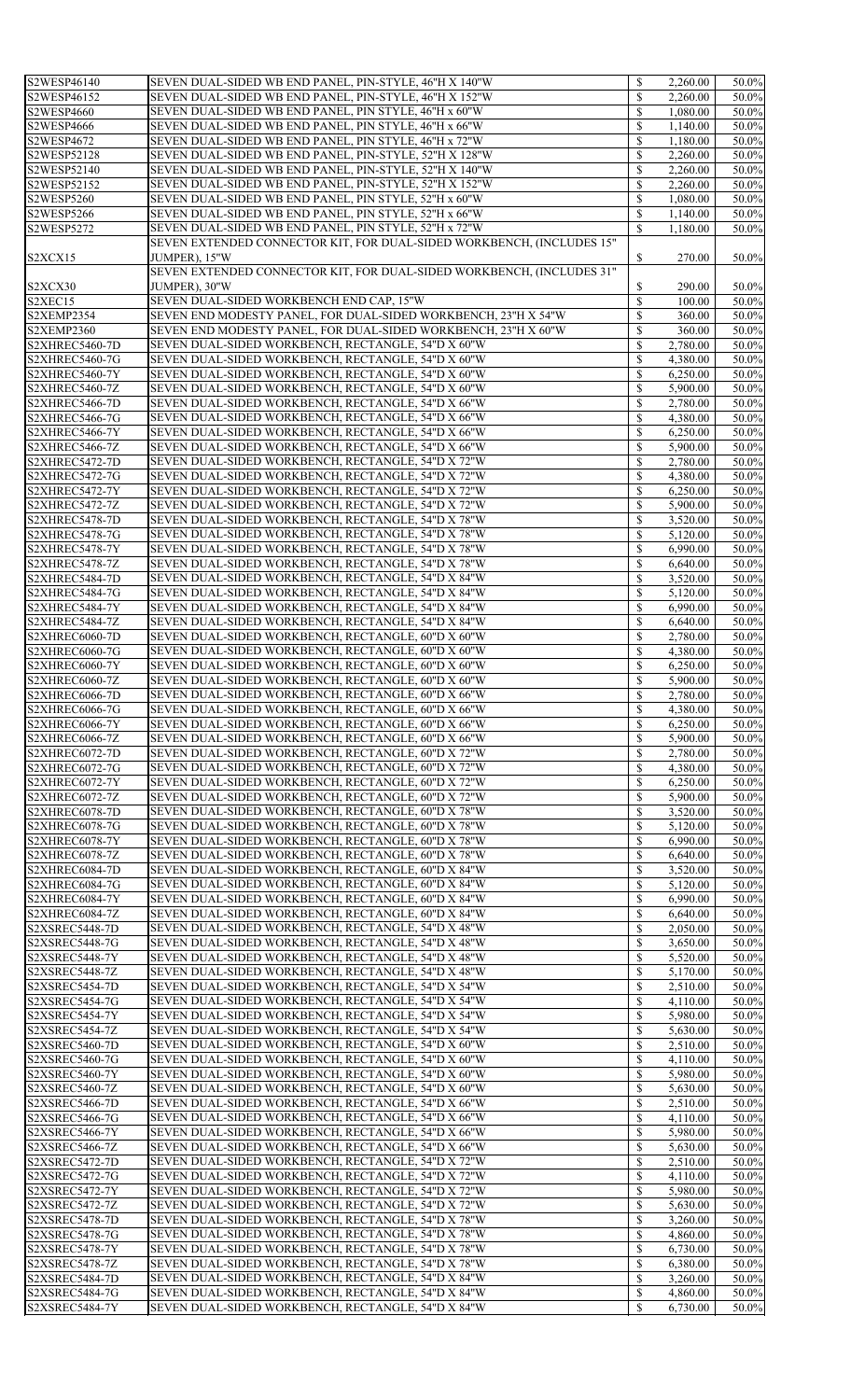| | | | |
|---|---|---|---|
| S2WESP46140 | SEVEN DUAL-SIDED WB END PANEL, PIN-STYLE, 46"H X 140"W | $ 2,260.00 | 50.0% |
| S2WESP46152 | SEVEN DUAL-SIDED WB END PANEL, PIN-STYLE, 46"H X 152"W | $ 2,260.00 | 50.0% |
| S2WESP4660 | SEVEN DUAL-SIDED WB END PANEL, PIN STYLE, 46"H x 60"W | $ 1,080.00 | 50.0% |
| S2WESP4666 | SEVEN DUAL-SIDED WB END PANEL, PIN STYLE, 46"H x 66"W | $ 1,140.00 | 50.0% |
| S2WESP4672 | SEVEN DUAL-SIDED WB END PANEL, PIN STYLE, 46"H x 72"W | $ 1,180.00 | 50.0% |
| S2WESP52128 | SEVEN DUAL-SIDED WB END PANEL, PIN-STYLE, 52"H X 128"W | $ 2,260.00 | 50.0% |
| S2WESP52140 | SEVEN DUAL-SIDED WB END PANEL, PIN-STYLE, 52"H X 140"W | $ 2,260.00 | 50.0% |
| S2WESP52152 | SEVEN DUAL-SIDED WB END PANEL, PIN-STYLE, 52"H X 152"W | $ 2,260.00 | 50.0% |
| S2WESP5260 | SEVEN DUAL-SIDED WB END PANEL, PIN STYLE, 52"H x 60"W | $ 1,080.00 | 50.0% |
| S2WESP5266 | SEVEN DUAL-SIDED WB END PANEL, PIN STYLE, 52"H x 66"W | $ 1,140.00 | 50.0% |
| S2WESP5272 | SEVEN DUAL-SIDED WB END PANEL, PIN STYLE, 52"H x 72"W | $ 1,180.00 | 50.0% |
| S2XCX15 | SEVEN EXTENDED CONNECTOR KIT, FOR DUAL-SIDED WORKBENCH, (INCLUDES 15" JUMPER), 15"W | $ 270.00 | 50.0% |
| S2XCX30 | SEVEN EXTENDED CONNECTOR KIT, FOR DUAL-SIDED WORKBENCH, (INCLUDES 31" JUMPER), 30"W | $ 290.00 | 50.0% |
| S2XEC15 | SEVEN DUAL-SIDED WORKBENCH END CAP, 15"W | $ 100.00 | 50.0% |
| S2XEMP2354 | SEVEN END MODESTY PANEL, FOR DUAL-SIDED WORKBENCH, 23"H X 54"W | $ 360.00 | 50.0% |
| S2XEMP2360 | SEVEN END MODESTY PANEL, FOR DUAL-SIDED WORKBENCH, 23"H X 60"W | $ 360.00 | 50.0% |
| S2XHREC5460-7D | SEVEN DUAL-SIDED WORKBENCH, RECTANGLE, 54"D X 60"W | $ 2,780.00 | 50.0% |
| S2XHREC5460-7G | SEVEN DUAL-SIDED WORKBENCH, RECTANGLE, 54"D X 60"W | $ 4,380.00 | 50.0% |
| S2XHREC5460-7Y | SEVEN DUAL-SIDED WORKBENCH, RECTANGLE, 54"D X 60"W | $ 6,250.00 | 50.0% |
| S2XHREC5460-7Z | SEVEN DUAL-SIDED WORKBENCH, RECTANGLE, 54"D X 60"W | $ 5,900.00 | 50.0% |
| S2XHREC5466-7D | SEVEN DUAL-SIDED WORKBENCH, RECTANGLE, 54"D X 66"W | $ 2,780.00 | 50.0% |
| S2XHREC5466-7G | SEVEN DUAL-SIDED WORKBENCH, RECTANGLE, 54"D X 66"W | $ 4,380.00 | 50.0% |
| S2XHREC5466-7Y | SEVEN DUAL-SIDED WORKBENCH, RECTANGLE, 54"D X 66"W | $ 6,250.00 | 50.0% |
| S2XHREC5466-7Z | SEVEN DUAL-SIDED WORKBENCH, RECTANGLE, 54"D X 66"W | $ 5,900.00 | 50.0% |
| S2XHREC5472-7D | SEVEN DUAL-SIDED WORKBENCH, RECTANGLE, 54"D X 72"W | $ 2,780.00 | 50.0% |
| S2XHREC5472-7G | SEVEN DUAL-SIDED WORKBENCH, RECTANGLE, 54"D X 72"W | $ 4,380.00 | 50.0% |
| S2XHREC5472-7Y | SEVEN DUAL-SIDED WORKBENCH, RECTANGLE, 54"D X 72"W | $ 6,250.00 | 50.0% |
| S2XHREC5472-7Z | SEVEN DUAL-SIDED WORKBENCH, RECTANGLE, 54"D X 72"W | $ 5,900.00 | 50.0% |
| S2XHREC5478-7D | SEVEN DUAL-SIDED WORKBENCH, RECTANGLE, 54"D X 78"W | $ 3,520.00 | 50.0% |
| S2XHREC5478-7G | SEVEN DUAL-SIDED WORKBENCH, RECTANGLE, 54"D X 78"W | $ 5,120.00 | 50.0% |
| S2XHREC5478-7Y | SEVEN DUAL-SIDED WORKBENCH, RECTANGLE, 54"D X 78"W | $ 6,990.00 | 50.0% |
| S2XHREC5478-7Z | SEVEN DUAL-SIDED WORKBENCH, RECTANGLE, 54"D X 78"W | $ 6,640.00 | 50.0% |
| S2XHREC5484-7D | SEVEN DUAL-SIDED WORKBENCH, RECTANGLE, 54"D X 84"W | $ 3,520.00 | 50.0% |
| S2XHREC5484-7G | SEVEN DUAL-SIDED WORKBENCH, RECTANGLE, 54"D X 84"W | $ 5,120.00 | 50.0% |
| S2XHREC5484-7Y | SEVEN DUAL-SIDED WORKBENCH, RECTANGLE, 54"D X 84"W | $ 6,990.00 | 50.0% |
| S2XHREC5484-7Z | SEVEN DUAL-SIDED WORKBENCH, RECTANGLE, 54"D X 84"W | $ 6,640.00 | 50.0% |
| S2XHREC6060-7D | SEVEN DUAL-SIDED WORKBENCH, RECTANGLE, 60"D X 60"W | $ 2,780.00 | 50.0% |
| S2XHREC6060-7G | SEVEN DUAL-SIDED WORKBENCH, RECTANGLE, 60"D X 60"W | $ 4,380.00 | 50.0% |
| S2XHREC6060-7Y | SEVEN DUAL-SIDED WORKBENCH, RECTANGLE, 60"D X 60"W | $ 6,250.00 | 50.0% |
| S2XHREC6060-7Z | SEVEN DUAL-SIDED WORKBENCH, RECTANGLE, 60"D X 60"W | $ 5,900.00 | 50.0% |
| S2XHREC6066-7D | SEVEN DUAL-SIDED WORKBENCH, RECTANGLE, 60"D X 66"W | $ 2,780.00 | 50.0% |
| S2XHREC6066-7G | SEVEN DUAL-SIDED WORKBENCH, RECTANGLE, 60"D X 66"W | $ 4,380.00 | 50.0% |
| S2XHREC6066-7Y | SEVEN DUAL-SIDED WORKBENCH, RECTANGLE, 60"D X 66"W | $ 6,250.00 | 50.0% |
| S2XHREC6066-7Z | SEVEN DUAL-SIDED WORKBENCH, RECTANGLE, 60"D X 66"W | $ 5,900.00 | 50.0% |
| S2XHREC6072-7D | SEVEN DUAL-SIDED WORKBENCH, RECTANGLE, 60"D X 72"W | $ 2,780.00 | 50.0% |
| S2XHREC6072-7G | SEVEN DUAL-SIDED WORKBENCH, RECTANGLE, 60"D X 72"W | $ 4,380.00 | 50.0% |
| S2XHREC6072-7Y | SEVEN DUAL-SIDED WORKBENCH, RECTANGLE, 60"D X 72"W | $ 6,250.00 | 50.0% |
| S2XHREC6072-7Z | SEVEN DUAL-SIDED WORKBENCH, RECTANGLE, 60"D X 72"W | $ 5,900.00 | 50.0% |
| S2XHREC6078-7D | SEVEN DUAL-SIDED WORKBENCH, RECTANGLE, 60"D X 78"W | $ 3,520.00 | 50.0% |
| S2XHREC6078-7G | SEVEN DUAL-SIDED WORKBENCH, RECTANGLE, 60"D X 78"W | $ 5,120.00 | 50.0% |
| S2XHREC6078-7Y | SEVEN DUAL-SIDED WORKBENCH, RECTANGLE, 60"D X 78"W | $ 6,990.00 | 50.0% |
| S2XHREC6078-7Z | SEVEN DUAL-SIDED WORKBENCH, RECTANGLE, 60"D X 78"W | $ 6,640.00 | 50.0% |
| S2XHREC6084-7D | SEVEN DUAL-SIDED WORKBENCH, RECTANGLE, 60"D X 84"W | $ 3,520.00 | 50.0% |
| S2XHREC6084-7G | SEVEN DUAL-SIDED WORKBENCH, RECTANGLE, 60"D X 84"W | $ 5,120.00 | 50.0% |
| S2XHREC6084-7Y | SEVEN DUAL-SIDED WORKBENCH, RECTANGLE, 60"D X 84"W | $ 6,990.00 | 50.0% |
| S2XHREC6084-7Z | SEVEN DUAL-SIDED WORKBENCH, RECTANGLE, 60"D X 84"W | $ 6,640.00 | 50.0% |
| S2XSREC5448-7D | SEVEN DUAL-SIDED WORKBENCH, RECTANGLE, 54"D X 48"W | $ 2,050.00 | 50.0% |
| S2XSREC5448-7G | SEVEN DUAL-SIDED WORKBENCH, RECTANGLE, 54"D X 48"W | $ 3,650.00 | 50.0% |
| S2XSREC5448-7Y | SEVEN DUAL-SIDED WORKBENCH, RECTANGLE, 54"D X 48"W | $ 5,520.00 | 50.0% |
| S2XSREC5448-7Z | SEVEN DUAL-SIDED WORKBENCH, RECTANGLE, 54"D X 48"W | $ 5,170.00 | 50.0% |
| S2XSREC5454-7D | SEVEN DUAL-SIDED WORKBENCH, RECTANGLE, 54"D X 54"W | $ 2,510.00 | 50.0% |
| S2XSREC5454-7G | SEVEN DUAL-SIDED WORKBENCH, RECTANGLE, 54"D X 54"W | $ 4,110.00 | 50.0% |
| S2XSREC5454-7Y | SEVEN DUAL-SIDED WORKBENCH, RECTANGLE, 54"D X 54"W | $ 5,980.00 | 50.0% |
| S2XSREC5454-7Z | SEVEN DUAL-SIDED WORKBENCH, RECTANGLE, 54"D X 54"W | $ 5,630.00 | 50.0% |
| S2XSREC5460-7D | SEVEN DUAL-SIDED WORKBENCH, RECTANGLE, 54"D X 60"W | $ 2,510.00 | 50.0% |
| S2XSREC5460-7G | SEVEN DUAL-SIDED WORKBENCH, RECTANGLE, 54"D X 60"W | $ 4,110.00 | 50.0% |
| S2XSREC5460-7Y | SEVEN DUAL-SIDED WORKBENCH, RECTANGLE, 54"D X 60"W | $ 5,980.00 | 50.0% |
| S2XSREC5460-7Z | SEVEN DUAL-SIDED WORKBENCH, RECTANGLE, 54"D X 60"W | $ 5,630.00 | 50.0% |
| S2XSREC5466-7D | SEVEN DUAL-SIDED WORKBENCH, RECTANGLE, 54"D X 66"W | $ 2,510.00 | 50.0% |
| S2XSREC5466-7G | SEVEN DUAL-SIDED WORKBENCH, RECTANGLE, 54"D X 66"W | $ 4,110.00 | 50.0% |
| S2XSREC5466-7Y | SEVEN DUAL-SIDED WORKBENCH, RECTANGLE, 54"D X 66"W | $ 5,980.00 | 50.0% |
| S2XSREC5466-7Z | SEVEN DUAL-SIDED WORKBENCH, RECTANGLE, 54"D X 66"W | $ 5,630.00 | 50.0% |
| S2XSREC5472-7D | SEVEN DUAL-SIDED WORKBENCH, RECTANGLE, 54"D X 72"W | $ 2,510.00 | 50.0% |
| S2XSREC5472-7G | SEVEN DUAL-SIDED WORKBENCH, RECTANGLE, 54"D X 72"W | $ 4,110.00 | 50.0% |
| S2XSREC5472-7Y | SEVEN DUAL-SIDED WORKBENCH, RECTANGLE, 54"D X 72"W | $ 5,980.00 | 50.0% |
| S2XSREC5472-7Z | SEVEN DUAL-SIDED WORKBENCH, RECTANGLE, 54"D X 72"W | $ 5,630.00 | 50.0% |
| S2XSREC5478-7D | SEVEN DUAL-SIDED WORKBENCH, RECTANGLE, 54"D X 78"W | $ 3,260.00 | 50.0% |
| S2XSREC5478-7G | SEVEN DUAL-SIDED WORKBENCH, RECTANGLE, 54"D X 78"W | $ 4,860.00 | 50.0% |
| S2XSREC5478-7Y | SEVEN DUAL-SIDED WORKBENCH, RECTANGLE, 54"D X 78"W | $ 6,730.00 | 50.0% |
| S2XSREC5478-7Z | SEVEN DUAL-SIDED WORKBENCH, RECTANGLE, 54"D X 78"W | $ 6,380.00 | 50.0% |
| S2XSREC5484-7D | SEVEN DUAL-SIDED WORKBENCH, RECTANGLE, 54"D X 84"W | $ 3,260.00 | 50.0% |
| S2XSREC5484-7G | SEVEN DUAL-SIDED WORKBENCH, RECTANGLE, 54"D X 84"W | $ 4,860.00 | 50.0% |
| S2XSREC5484-7Y | SEVEN DUAL-SIDED WORKBENCH, RECTANGLE, 54"D X 84"W | $ 6,730.00 | 50.0% |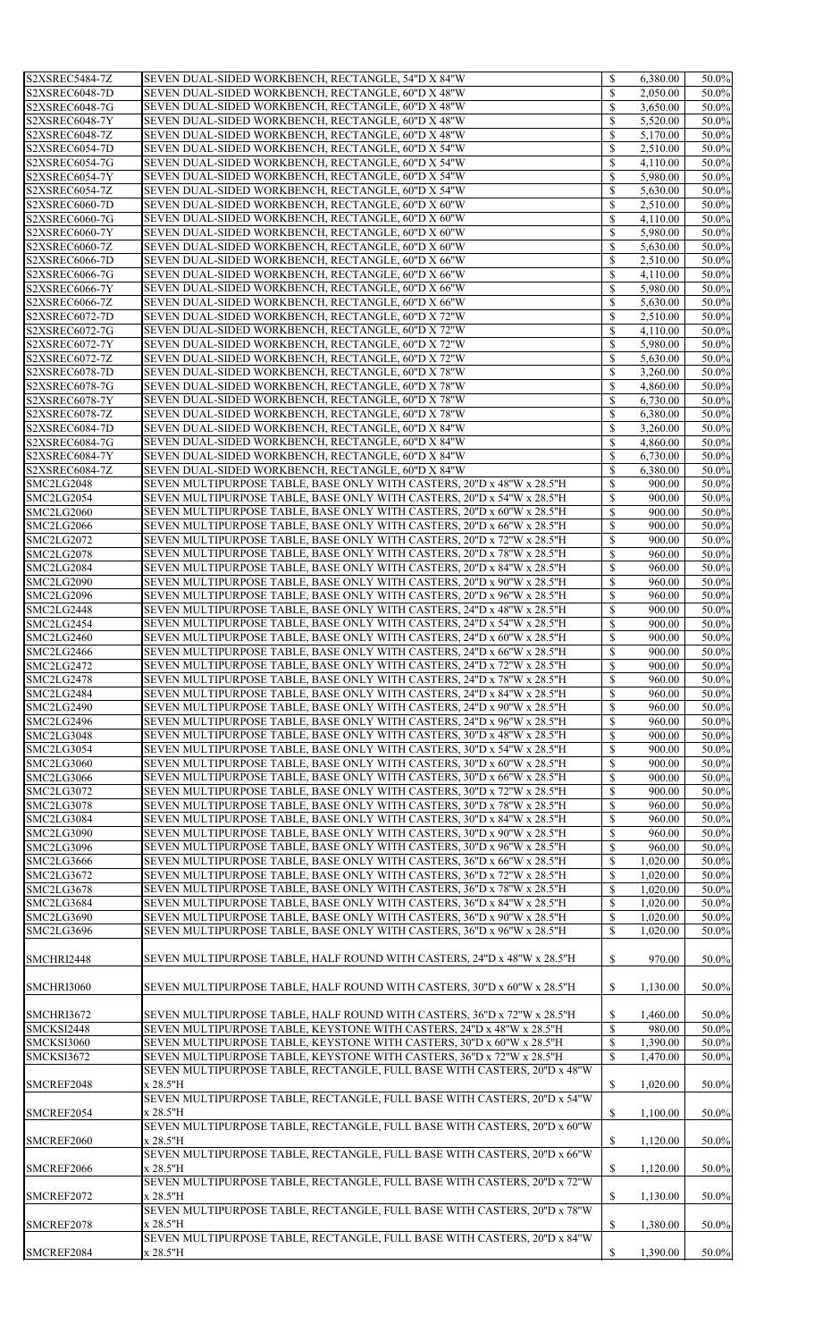| | | | | |
|---|---|---|---|---|
| S2XSREC5484-7Z | SEVEN DUAL-SIDED WORKBENCH, RECTANGLE, 54"D X 84"W | $ | 6,380.00 | 50.0% |
| S2XSREC6048-7D | SEVEN DUAL-SIDED WORKBENCH, RECTANGLE, 60"D X 48"W | $ | 2,050.00 | 50.0% |
| S2XSREC6048-7G | SEVEN DUAL-SIDED WORKBENCH, RECTANGLE, 60"D X 48"W | $ | 3,650.00 | 50.0% |
| S2XSREC6048-7Y | SEVEN DUAL-SIDED WORKBENCH, RECTANGLE, 60"D X 48"W | $ | 5,520.00 | 50.0% |
| S2XSREC6048-7Z | SEVEN DUAL-SIDED WORKBENCH, RECTANGLE, 60"D X 48"W | $ | 5,170.00 | 50.0% |
| S2XSREC6054-7D | SEVEN DUAL-SIDED WORKBENCH, RECTANGLE, 60"D X 54"W | $ | 2,510.00 | 50.0% |
| S2XSREC6054-7G | SEVEN DUAL-SIDED WORKBENCH, RECTANGLE, 60"D X 54"W | $ | 4,110.00 | 50.0% |
| S2XSREC6054-7Y | SEVEN DUAL-SIDED WORKBENCH, RECTANGLE, 60"D X 54"W | $ | 5,980.00 | 50.0% |
| S2XSREC6054-7Z | SEVEN DUAL-SIDED WORKBENCH, RECTANGLE, 60"D X 54"W | $ | 5,630.00 | 50.0% |
| S2XSREC6060-7D | SEVEN DUAL-SIDED WORKBENCH, RECTANGLE, 60"D X 60"W | $ | 2,510.00 | 50.0% |
| S2XSREC6060-7G | SEVEN DUAL-SIDED WORKBENCH, RECTANGLE, 60"D X 60"W | $ | 4,110.00 | 50.0% |
| S2XSREC6060-7Y | SEVEN DUAL-SIDED WORKBENCH, RECTANGLE, 60"D X 60"W | $ | 5,980.00 | 50.0% |
| S2XSREC6060-7Z | SEVEN DUAL-SIDED WORKBENCH, RECTANGLE, 60"D X 60"W | $ | 5,630.00 | 50.0% |
| S2XSREC6066-7D | SEVEN DUAL-SIDED WORKBENCH, RECTANGLE, 60"D X 66"W | $ | 2,510.00 | 50.0% |
| S2XSREC6066-7G | SEVEN DUAL-SIDED WORKBENCH, RECTANGLE, 60"D X 66"W | $ | 4,110.00 | 50.0% |
| S2XSREC6066-7Y | SEVEN DUAL-SIDED WORKBENCH, RECTANGLE, 60"D X 66"W | $ | 5,980.00 | 50.0% |
| S2XSREC6066-7Z | SEVEN DUAL-SIDED WORKBENCH, RECTANGLE, 60"D X 66"W | $ | 5,630.00 | 50.0% |
| S2XSREC6072-7D | SEVEN DUAL-SIDED WORKBENCH, RECTANGLE, 60"D X 72"W | $ | 2,510.00 | 50.0% |
| S2XSREC6072-7G | SEVEN DUAL-SIDED WORKBENCH, RECTANGLE, 60"D X 72"W | $ | 4,110.00 | 50.0% |
| S2XSREC6072-7Y | SEVEN DUAL-SIDED WORKBENCH, RECTANGLE, 60"D X 72"W | $ | 5,980.00 | 50.0% |
| S2XSREC6072-7Z | SEVEN DUAL-SIDED WORKBENCH, RECTANGLE, 60"D X 72"W | $ | 5,630.00 | 50.0% |
| S2XSREC6078-7D | SEVEN DUAL-SIDED WORKBENCH, RECTANGLE, 60"D X 78"W | $ | 3,260.00 | 50.0% |
| S2XSREC6078-7G | SEVEN DUAL-SIDED WORKBENCH, RECTANGLE, 60"D X 78"W | $ | 4,860.00 | 50.0% |
| S2XSREC6078-7Y | SEVEN DUAL-SIDED WORKBENCH, RECTANGLE, 60"D X 78"W | $ | 6,730.00 | 50.0% |
| S2XSREC6078-7Z | SEVEN DUAL-SIDED WORKBENCH, RECTANGLE, 60"D X 78"W | $ | 6,380.00 | 50.0% |
| S2XSREC6084-7D | SEVEN DUAL-SIDED WORKBENCH, RECTANGLE, 60"D X 84"W | $ | 3,260.00 | 50.0% |
| S2XSREC6084-7G | SEVEN DUAL-SIDED WORKBENCH, RECTANGLE, 60"D X 84"W | $ | 4,860.00 | 50.0% |
| S2XSREC6084-7Y | SEVEN DUAL-SIDED WORKBENCH, RECTANGLE, 60"D X 84"W | $ | 6,730.00 | 50.0% |
| S2XSREC6084-7Z | SEVEN DUAL-SIDED WORKBENCH, RECTANGLE, 60"D X 84"W | $ | 6,380.00 | 50.0% |
| SMC2LG2048 | SEVEN MULTIPURPOSE TABLE, BASE ONLY WITH CASTERS, 20"D x 48"W x 28.5"H | $ | 900.00 | 50.0% |
| SMC2LG2054 | SEVEN MULTIPURPOSE TABLE, BASE ONLY WITH CASTERS, 20"D x 54"W x 28.5"H | $ | 900.00 | 50.0% |
| SMC2LG2060 | SEVEN MULTIPURPOSE TABLE, BASE ONLY WITH CASTERS, 20"D x 60"W x 28.5"H | $ | 900.00 | 50.0% |
| SMC2LG2066 | SEVEN MULTIPURPOSE TABLE, BASE ONLY WITH CASTERS, 20"D x 66"W x 28.5"H | $ | 900.00 | 50.0% |
| SMC2LG2072 | SEVEN MULTIPURPOSE TABLE, BASE ONLY WITH CASTERS, 20"D x 72"W x 28.5"H | $ | 900.00 | 50.0% |
| SMC2LG2078 | SEVEN MULTIPURPOSE TABLE, BASE ONLY WITH CASTERS, 20"D x 78"W x 28.5"H | $ | 960.00 | 50.0% |
| SMC2LG2084 | SEVEN MULTIPURPOSE TABLE, BASE ONLY WITH CASTERS, 20"D x 84"W x 28.5"H | $ | 960.00 | 50.0% |
| SMC2LG2090 | SEVEN MULTIPURPOSE TABLE, BASE ONLY WITH CASTERS, 20"D x 90"W x 28.5"H | $ | 960.00 | 50.0% |
| SMC2LG2096 | SEVEN MULTIPURPOSE TABLE, BASE ONLY WITH CASTERS, 20"D x 96"W x 28.5"H | $ | 960.00 | 50.0% |
| SMC2LG2448 | SEVEN MULTIPURPOSE TABLE, BASE ONLY WITH CASTERS, 24"D x 48"W x 28.5"H | $ | 900.00 | 50.0% |
| SMC2LG2454 | SEVEN MULTIPURPOSE TABLE, BASE ONLY WITH CASTERS, 24"D x 54"W x 28.5"H | $ | 900.00 | 50.0% |
| SMC2LG2460 | SEVEN MULTIPURPOSE TABLE, BASE ONLY WITH CASTERS, 24"D x 60"W x 28.5"H | $ | 900.00 | 50.0% |
| SMC2LG2466 | SEVEN MULTIPURPOSE TABLE, BASE ONLY WITH CASTERS, 24"D x 66"W x 28.5"H | $ | 900.00 | 50.0% |
| SMC2LG2472 | SEVEN MULTIPURPOSE TABLE, BASE ONLY WITH CASTERS, 24"D x 72"W x 28.5"H | $ | 900.00 | 50.0% |
| SMC2LG2478 | SEVEN MULTIPURPOSE TABLE, BASE ONLY WITH CASTERS, 24"D x 78"W x 28.5"H | $ | 960.00 | 50.0% |
| SMC2LG2484 | SEVEN MULTIPURPOSE TABLE, BASE ONLY WITH CASTERS, 24"D x 84"W x 28.5"H | $ | 960.00 | 50.0% |
| SMC2LG2490 | SEVEN MULTIPURPOSE TABLE, BASE ONLY WITH CASTERS, 24"D x 90"W x 28.5"H | $ | 960.00 | 50.0% |
| SMC2LG2496 | SEVEN MULTIPURPOSE TABLE, BASE ONLY WITH CASTERS, 24"D x 96"W x 28.5"H | $ | 960.00 | 50.0% |
| SMC2LG3048 | SEVEN MULTIPURPOSE TABLE, BASE ONLY WITH CASTERS, 30"D x 48"W x 28.5"H | $ | 900.00 | 50.0% |
| SMC2LG3054 | SEVEN MULTIPURPOSE TABLE, BASE ONLY WITH CASTERS, 30"D x 54"W x 28.5"H | $ | 900.00 | 50.0% |
| SMC2LG3060 | SEVEN MULTIPURPOSE TABLE, BASE ONLY WITH CASTERS, 30"D x 60"W x 28.5"H | $ | 900.00 | 50.0% |
| SMC2LG3066 | SEVEN MULTIPURPOSE TABLE, BASE ONLY WITH CASTERS, 30"D x 66"W x 28.5"H | $ | 900.00 | 50.0% |
| SMC2LG3072 | SEVEN MULTIPURPOSE TABLE, BASE ONLY WITH CASTERS, 30"D x 72"W x 28.5"H | $ | 900.00 | 50.0% |
| SMC2LG3078 | SEVEN MULTIPURPOSE TABLE, BASE ONLY WITH CASTERS, 30"D x 78"W x 28.5"H | $ | 960.00 | 50.0% |
| SMC2LG3084 | SEVEN MULTIPURPOSE TABLE, BASE ONLY WITH CASTERS, 30"D x 84"W x 28.5"H | $ | 960.00 | 50.0% |
| SMC2LG3090 | SEVEN MULTIPURPOSE TABLE, BASE ONLY WITH CASTERS, 30"D x 90"W x 28.5"H | $ | 960.00 | 50.0% |
| SMC2LG3096 | SEVEN MULTIPURPOSE TABLE, BASE ONLY WITH CASTERS, 30"D x 96"W x 28.5"H | $ | 960.00 | 50.0% |
| SMC2LG3666 | SEVEN MULTIPURPOSE TABLE, BASE ONLY WITH CASTERS, 36"D x 66"W x 28.5"H | $ | 1,020.00 | 50.0% |
| SMC2LG3672 | SEVEN MULTIPURPOSE TABLE, BASE ONLY WITH CASTERS, 36"D x 72"W x 28.5"H | $ | 1,020.00 | 50.0% |
| SMC2LG3678 | SEVEN MULTIPURPOSE TABLE, BASE ONLY WITH CASTERS, 36"D x 78"W x 28.5"H | $ | 1,020.00 | 50.0% |
| SMC2LG3684 | SEVEN MULTIPURPOSE TABLE, BASE ONLY WITH CASTERS, 36"D x 84"W x 28.5"H | $ | 1,020.00 | 50.0% |
| SMC2LG3690 | SEVEN MULTIPURPOSE TABLE, BASE ONLY WITH CASTERS, 36"D x 90"W x 28.5"H | $ | 1,020.00 | 50.0% |
| SMC2LG3696 | SEVEN MULTIPURPOSE TABLE, BASE ONLY WITH CASTERS, 36"D x 96"W x 28.5"H | $ | 1,020.00 | 50.0% |
| SMCHRI2448 | SEVEN MULTIPURPOSE TABLE, HALF ROUND WITH CASTERS, 24"D x 48"W x 28.5"H | $ | 970.00 | 50.0% |
| SMCHRI3060 | SEVEN MULTIPURPOSE TABLE, HALF ROUND WITH CASTERS, 30"D x 60"W x 28.5"H | $ | 1,130.00 | 50.0% |
| SMCHRI3672 | SEVEN MULTIPURPOSE TABLE, HALF ROUND WITH CASTERS, 36"D x 72"W x 28.5"H | $ | 1,460.00 | 50.0% |
| SMCKSI2448 | SEVEN MULTIPURPOSE TABLE, KEYSTONE WITH CASTERS, 24"D x 48"W x 28.5"H | $ | 980.00 | 50.0% |
| SMCKSI3060 | SEVEN MULTIPURPOSE TABLE, KEYSTONE WITH CASTERS, 30"D x 60"W x 28.5"H | $ | 1,390.00 | 50.0% |
| SMCKSI3672 | SEVEN MULTIPURPOSE TABLE, KEYSTONE WITH CASTERS, 36"D x 72"W x 28.5"H | $ | 1,470.00 | 50.0% |
| SMCREF2048 | SEVEN MULTIPURPOSE TABLE, RECTANGLE, FULL BASE WITH CASTERS, 20"D x 48"W x 28.5"H | $ | 1,020.00 | 50.0% |
| SMCREF2054 | SEVEN MULTIPURPOSE TABLE, RECTANGLE, FULL BASE WITH CASTERS, 20"D x 54"W x 28.5"H | $ | 1,100.00 | 50.0% |
| SMCREF2060 | SEVEN MULTIPURPOSE TABLE, RECTANGLE, FULL BASE WITH CASTERS, 20"D x 60"W x 28.5"H | $ | 1,120.00 | 50.0% |
| SMCREF2066 | SEVEN MULTIPURPOSE TABLE, RECTANGLE, FULL BASE WITH CASTERS, 20"D x 66"W x 28.5"H | $ | 1,120.00 | 50.0% |
| SMCREF2072 | SEVEN MULTIPURPOSE TABLE, RECTANGLE, FULL BASE WITH CASTERS, 20"D x 72"W x 28.5"H | $ | 1,130.00 | 50.0% |
| SMCREF2078 | SEVEN MULTIPURPOSE TABLE, RECTANGLE, FULL BASE WITH CASTERS, 20"D x 78"W x 28.5"H | $ | 1,380.00 | 50.0% |
| SMCREF2084 | SEVEN MULTIPURPOSE TABLE, RECTANGLE, FULL BASE WITH CASTERS, 20"D x 84"W x 28.5"H | $ | 1,390.00 | 50.0% |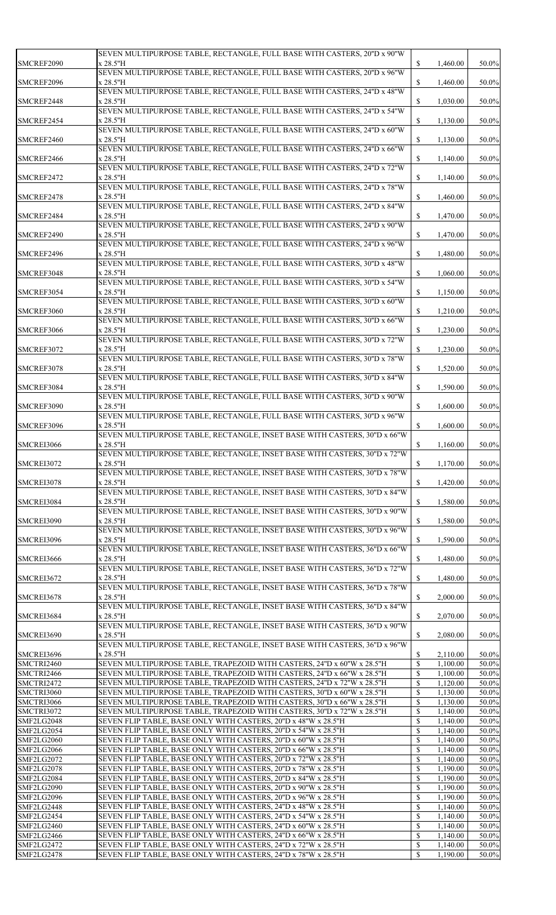| | | | |
|---|---|---|---|
| SMCREF2090 | SEVEN MULTIPURPOSE TABLE, RECTANGLE, FULL BASE WITH CASTERS, 20"D x 90"W x 28.5"H | $ 1,460.00 | 50.0% |
| SMCREF2096 | SEVEN MULTIPURPOSE TABLE, RECTANGLE, FULL BASE WITH CASTERS, 20"D x 96"W x 28.5"H | $ 1,460.00 | 50.0% |
| SMCREF2448 | SEVEN MULTIPURPOSE TABLE, RECTANGLE, FULL BASE WITH CASTERS, 24"D x 48"W x 28.5"H | $ 1,030.00 | 50.0% |
| SMCREF2454 | SEVEN MULTIPURPOSE TABLE, RECTANGLE, FULL BASE WITH CASTERS, 24"D x 54"W x 28.5"H | $ 1,130.00 | 50.0% |
| SMCREF2460 | SEVEN MULTIPURPOSE TABLE, RECTANGLE, FULL BASE WITH CASTERS, 24"D x 60"W x 28.5"H | $ 1,130.00 | 50.0% |
| SMCREF2466 | SEVEN MULTIPURPOSE TABLE, RECTANGLE, FULL BASE WITH CASTERS, 24"D x 66"W x 28.5"H | $ 1,140.00 | 50.0% |
| SMCREF2472 | SEVEN MULTIPURPOSE TABLE, RECTANGLE, FULL BASE WITH CASTERS, 24"D x 72"W x 28.5"H | $ 1,140.00 | 50.0% |
| SMCREF2478 | SEVEN MULTIPURPOSE TABLE, RECTANGLE, FULL BASE WITH CASTERS, 24"D x 78"W x 28.5"H | $ 1,460.00 | 50.0% |
| SMCREF2484 | SEVEN MULTIPURPOSE TABLE, RECTANGLE, FULL BASE WITH CASTERS, 24"D x 84"W x 28.5"H | $ 1,470.00 | 50.0% |
| SMCREF2490 | SEVEN MULTIPURPOSE TABLE, RECTANGLE, FULL BASE WITH CASTERS, 24"D x 90"W x 28.5"H | $ 1,470.00 | 50.0% |
| SMCREF2496 | SEVEN MULTIPURPOSE TABLE, RECTANGLE, FULL BASE WITH CASTERS, 24"D x 96"W x 28.5"H | $ 1,480.00 | 50.0% |
| SMCREF3048 | SEVEN MULTIPURPOSE TABLE, RECTANGLE, FULL BASE WITH CASTERS, 30"D x 48"W x 28.5"H | $ 1,060.00 | 50.0% |
| SMCREF3054 | SEVEN MULTIPURPOSE TABLE, RECTANGLE, FULL BASE WITH CASTERS, 30"D x 54"W x 28.5"H | $ 1,150.00 | 50.0% |
| SMCREF3060 | SEVEN MULTIPURPOSE TABLE, RECTANGLE, FULL BASE WITH CASTERS, 30"D x 60"W x 28.5"H | $ 1,210.00 | 50.0% |
| SMCREF3066 | SEVEN MULTIPURPOSE TABLE, RECTANGLE, FULL BASE WITH CASTERS, 30"D x 66"W x 28.5"H | $ 1,230.00 | 50.0% |
| SMCREF3072 | SEVEN MULTIPURPOSE TABLE, RECTANGLE, FULL BASE WITH CASTERS, 30"D x 72"W x 28.5"H | $ 1,230.00 | 50.0% |
| SMCREF3078 | SEVEN MULTIPURPOSE TABLE, RECTANGLE, FULL BASE WITH CASTERS, 30"D x 78"W x 28.5"H | $ 1,520.00 | 50.0% |
| SMCREF3084 | SEVEN MULTIPURPOSE TABLE, RECTANGLE, FULL BASE WITH CASTERS, 30"D x 84"W x 28.5"H | $ 1,590.00 | 50.0% |
| SMCREF3090 | SEVEN MULTIPURPOSE TABLE, RECTANGLE, FULL BASE WITH CASTERS, 30"D x 90"W x 28.5"H | $ 1,600.00 | 50.0% |
| SMCREF3096 | SEVEN MULTIPURPOSE TABLE, RECTANGLE, FULL BASE WITH CASTERS, 30"D x 96"W x 28.5"H | $ 1,600.00 | 50.0% |
| SMCREI3066 | SEVEN MULTIPURPOSE TABLE, RECTANGLE, INSET BASE WITH CASTERS, 30"D x 66"W x 28.5"H | $ 1,160.00 | 50.0% |
| SMCREI3072 | SEVEN MULTIPURPOSE TABLE, RECTANGLE, INSET BASE WITH CASTERS, 30"D x 72"W x 28.5"H | $ 1,170.00 | 50.0% |
| SMCREI3078 | SEVEN MULTIPURPOSE TABLE, RECTANGLE, INSET BASE WITH CASTERS, 30"D x 78"W x 28.5"H | $ 1,420.00 | 50.0% |
| SMCREI3084 | SEVEN MULTIPURPOSE TABLE, RECTANGLE, INSET BASE WITH CASTERS, 30"D x 84"W x 28.5"H | $ 1,580.00 | 50.0% |
| SMCREI3090 | SEVEN MULTIPURPOSE TABLE, RECTANGLE, INSET BASE WITH CASTERS, 30"D x 90"W x 28.5"H | $ 1,580.00 | 50.0% |
| SMCREI3096 | SEVEN MULTIPURPOSE TABLE, RECTANGLE, INSET BASE WITH CASTERS, 30"D x 96"W x 28.5"H | $ 1,590.00 | 50.0% |
| SMCREI3666 | SEVEN MULTIPURPOSE TABLE, RECTANGLE, INSET BASE WITH CASTERS, 36"D x 66"W x 28.5"H | $ 1,480.00 | 50.0% |
| SMCREI3672 | SEVEN MULTIPURPOSE TABLE, RECTANGLE, INSET BASE WITH CASTERS, 36"D x 72"W x 28.5"H | $ 1,480.00 | 50.0% |
| SMCREI3678 | SEVEN MULTIPURPOSE TABLE, RECTANGLE, INSET BASE WITH CASTERS, 36"D x 78"W x 28.5"H | $ 2,000.00 | 50.0% |
| SMCREI3684 | SEVEN MULTIPURPOSE TABLE, RECTANGLE, INSET BASE WITH CASTERS, 36"D x 84"W x 28.5"H | $ 2,070.00 | 50.0% |
| SMCREI3690 | SEVEN MULTIPURPOSE TABLE, RECTANGLE, INSET BASE WITH CASTERS, 36"D x 90"W x 28.5"H | $ 2,080.00 | 50.0% |
| SMCREI3696 | SEVEN MULTIPURPOSE TABLE, RECTANGLE, INSET BASE WITH CASTERS, 36"D x 96"W x 28.5"H | $ 2,110.00 | 50.0% |
| SMCTRI2460 | SEVEN MULTIPURPOSE TABLE, TRAPEZOID WITH CASTERS, 24"D x 60"W x 28.5"H | $ 1,100.00 | 50.0% |
| SMCTRI2466 | SEVEN MULTIPURPOSE TABLE, TRAPEZOID WITH CASTERS, 24"D x 66"W x 28.5"H | $ 1,100.00 | 50.0% |
| SMCTRI2472 | SEVEN MULTIPURPOSE TABLE, TRAPEZOID WITH CASTERS, 24"D x 72"W x 28.5"H | $ 1,120.00 | 50.0% |
| SMCTRI3060 | SEVEN MULTIPURPOSE TABLE, TRAPEZOID WITH CASTERS, 30"D x 60"W x 28.5"H | $ 1,130.00 | 50.0% |
| SMCTRI3066 | SEVEN MULTIPURPOSE TABLE, TRAPEZOID WITH CASTERS, 30"D x 66"W x 28.5"H | $ 1,130.00 | 50.0% |
| SMCTRI3072 | SEVEN MULTIPURPOSE TABLE, TRAPEZOID WITH CASTERS, 30"D x 72"W x 28.5"H | $ 1,140.00 | 50.0% |
| SMF2LG2048 | SEVEN FLIP TABLE, BASE ONLY WITH CASTERS, 20"D x 48"W x 28.5"H | $ 1,140.00 | 50.0% |
| SMF2LG2054 | SEVEN FLIP TABLE, BASE ONLY WITH CASTERS, 20"D x 54"W x 28.5"H | $ 1,140.00 | 50.0% |
| SMF2LG2060 | SEVEN FLIP TABLE, BASE ONLY WITH CASTERS, 20"D x 60"W x 28.5"H | $ 1,140.00 | 50.0% |
| SMF2LG2066 | SEVEN FLIP TABLE, BASE ONLY WITH CASTERS, 20"D x 66"W x 28.5"H | $ 1,140.00 | 50.0% |
| SMF2LG2072 | SEVEN FLIP TABLE, BASE ONLY WITH CASTERS, 20"D x 72"W x 28.5"H | $ 1,140.00 | 50.0% |
| SMF2LG2078 | SEVEN FLIP TABLE, BASE ONLY WITH CASTERS, 20"D x 78"W x 28.5"H | $ 1,190.00 | 50.0% |
| SMF2LG2084 | SEVEN FLIP TABLE, BASE ONLY WITH CASTERS, 20"D x 84"W x 28.5"H | $ 1,190.00 | 50.0% |
| SMF2LG2090 | SEVEN FLIP TABLE, BASE ONLY WITH CASTERS, 20"D x 90"W x 28.5"H | $ 1,190.00 | 50.0% |
| SMF2LG2096 | SEVEN FLIP TABLE, BASE ONLY WITH CASTERS, 20"D x 96"W x 28.5"H | $ 1,190.00 | 50.0% |
| SMF2LG2448 | SEVEN FLIP TABLE, BASE ONLY WITH CASTERS, 24"D x 48"W x 28.5"H | $ 1,140.00 | 50.0% |
| SMF2LG2454 | SEVEN FLIP TABLE, BASE ONLY WITH CASTERS, 24"D x 54"W x 28.5"H | $ 1,140.00 | 50.0% |
| SMF2LG2460 | SEVEN FLIP TABLE, BASE ONLY WITH CASTERS, 24"D x 60"W x 28.5"H | $ 1,140.00 | 50.0% |
| SMF2LG2466 | SEVEN FLIP TABLE, BASE ONLY WITH CASTERS, 24"D x 66"W x 28.5"H | $ 1,140.00 | 50.0% |
| SMF2LG2472 | SEVEN FLIP TABLE, BASE ONLY WITH CASTERS, 24"D x 72"W x 28.5"H | $ 1,140.00 | 50.0% |
| SMF2LG2478 | SEVEN FLIP TABLE, BASE ONLY WITH CASTERS, 24"D x 78"W x 28.5"H | $ 1,190.00 | 50.0% |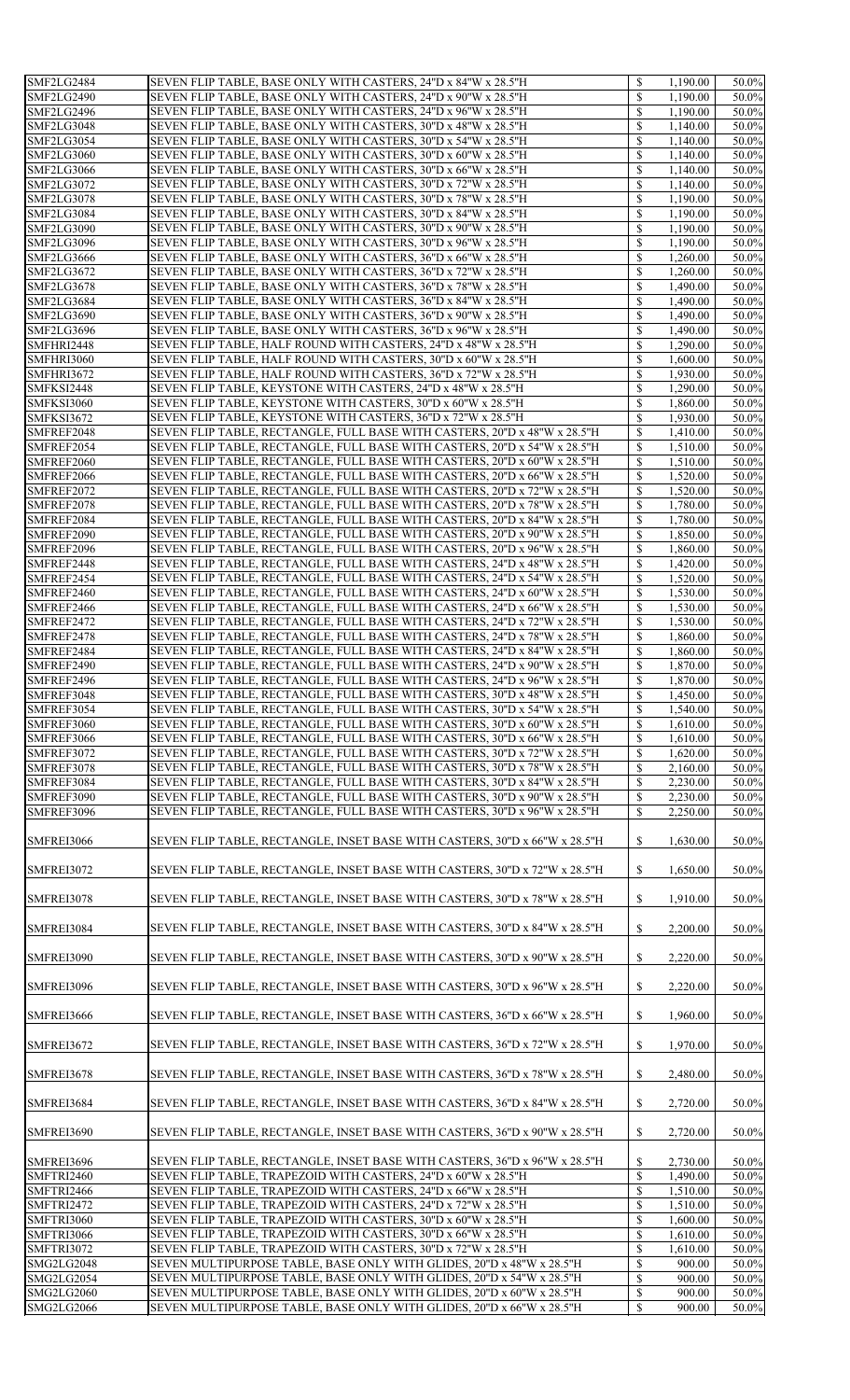| | | | | |
|---|---|---|---|---|
| SMF2LG2484 | SEVEN FLIP TABLE, BASE ONLY WITH CASTERS, 24"D x 84"W x 28.5"H | $ | 1,190.00 | 50.0% |
| SMF2LG2490 | SEVEN FLIP TABLE, BASE ONLY WITH CASTERS, 24"D x 90"W x 28.5"H | $ | 1,190.00 | 50.0% |
| SMF2LG2496 | SEVEN FLIP TABLE, BASE ONLY WITH CASTERS, 24"D x 96"W x 28.5"H | $ | 1,190.00 | 50.0% |
| SMF2LG3048 | SEVEN FLIP TABLE, BASE ONLY WITH CASTERS, 30"D x 48"W x 28.5"H | $ | 1,140.00 | 50.0% |
| SMF2LG3054 | SEVEN FLIP TABLE, BASE ONLY WITH CASTERS, 30"D x 54"W x 28.5"H | $ | 1,140.00 | 50.0% |
| SMF2LG3060 | SEVEN FLIP TABLE, BASE ONLY WITH CASTERS, 30"D x 60"W x 28.5"H | $ | 1,140.00 | 50.0% |
| SMF2LG3066 | SEVEN FLIP TABLE, BASE ONLY WITH CASTERS, 30"D x 66"W x 28.5"H | $ | 1,140.00 | 50.0% |
| SMF2LG3072 | SEVEN FLIP TABLE, BASE ONLY WITH CASTERS, 30"D x 72"W x 28.5"H | $ | 1,140.00 | 50.0% |
| SMF2LG3078 | SEVEN FLIP TABLE, BASE ONLY WITH CASTERS, 30"D x 78"W x 28.5"H | $ | 1,190.00 | 50.0% |
| SMF2LG3084 | SEVEN FLIP TABLE, BASE ONLY WITH CASTERS, 30"D x 84"W x 28.5"H | $ | 1,190.00 | 50.0% |
| SMF2LG3090 | SEVEN FLIP TABLE, BASE ONLY WITH CASTERS, 30"D x 90"W x 28.5"H | $ | 1,190.00 | 50.0% |
| SMF2LG3096 | SEVEN FLIP TABLE, BASE ONLY WITH CASTERS, 30"D x 96"W x 28.5"H | $ | 1,190.00 | 50.0% |
| SMF2LG3666 | SEVEN FLIP TABLE, BASE ONLY WITH CASTERS, 36"D x 66"W x 28.5"H | $ | 1,260.00 | 50.0% |
| SMF2LG3672 | SEVEN FLIP TABLE, BASE ONLY WITH CASTERS, 36"D x 72"W x 28.5"H | $ | 1,260.00 | 50.0% |
| SMF2LG3678 | SEVEN FLIP TABLE, BASE ONLY WITH CASTERS, 36"D x 78"W x 28.5"H | $ | 1,490.00 | 50.0% |
| SMF2LG3684 | SEVEN FLIP TABLE, BASE ONLY WITH CASTERS, 36"D x 84"W x 28.5"H | $ | 1,490.00 | 50.0% |
| SMF2LG3690 | SEVEN FLIP TABLE, BASE ONLY WITH CASTERS, 36"D x 90"W x 28.5"H | $ | 1,490.00 | 50.0% |
| SMF2LG3696 | SEVEN FLIP TABLE, BASE ONLY WITH CASTERS, 36"D x 96"W x 28.5"H | $ | 1,490.00 | 50.0% |
| SMFHRI2448 | SEVEN FLIP TABLE, HALF ROUND WITH CASTERS, 24"D x 48"W x 28.5"H | $ | 1,290.00 | 50.0% |
| SMFHRI3060 | SEVEN FLIP TABLE, HALF ROUND WITH CASTERS, 30"D x 60"W x 28.5"H | $ | 1,600.00 | 50.0% |
| SMFHRI3672 | SEVEN FLIP TABLE, HALF ROUND WITH CASTERS, 36"D x 72"W x 28.5"H | $ | 1,930.00 | 50.0% |
| SMFKSI2448 | SEVEN FLIP TABLE, KEYSTONE WITH CASTERS, 24"D x 48"W x 28.5"H | $ | 1,290.00 | 50.0% |
| SMFKSI3060 | SEVEN FLIP TABLE, KEYSTONE WITH CASTERS, 30"D x 60"W x 28.5"H | $ | 1,860.00 | 50.0% |
| SMFKSI3672 | SEVEN FLIP TABLE, KEYSTONE WITH CASTERS, 36"D x 72"W x 28.5"H | $ | 1,930.00 | 50.0% |
| SMFREF2048 | SEVEN FLIP TABLE, RECTANGLE, FULL BASE WITH CASTERS, 20"D x 48"W x 28.5"H | $ | 1,410.00 | 50.0% |
| SMFREF2054 | SEVEN FLIP TABLE, RECTANGLE, FULL BASE WITH CASTERS, 20"D x 54"W x 28.5"H | $ | 1,510.00 | 50.0% |
| SMFREF2060 | SEVEN FLIP TABLE, RECTANGLE, FULL BASE WITH CASTERS, 20"D x 60"W x 28.5"H | $ | 1,510.00 | 50.0% |
| SMFREF2066 | SEVEN FLIP TABLE, RECTANGLE, FULL BASE WITH CASTERS, 20"D x 66"W x 28.5"H | $ | 1,520.00 | 50.0% |
| SMFREF2072 | SEVEN FLIP TABLE, RECTANGLE, FULL BASE WITH CASTERS, 20"D x 72"W x 28.5"H | $ | 1,520.00 | 50.0% |
| SMFREF2078 | SEVEN FLIP TABLE, RECTANGLE, FULL BASE WITH CASTERS, 20"D x 78"W x 28.5"H | $ | 1,780.00 | 50.0% |
| SMFREF2084 | SEVEN FLIP TABLE, RECTANGLE, FULL BASE WITH CASTERS, 20"D x 84"W x 28.5"H | $ | 1,780.00 | 50.0% |
| SMFREF2090 | SEVEN FLIP TABLE, RECTANGLE, FULL BASE WITH CASTERS, 20"D x 90"W x 28.5"H | $ | 1,850.00 | 50.0% |
| SMFREF2096 | SEVEN FLIP TABLE, RECTANGLE, FULL BASE WITH CASTERS, 20"D x 96"W x 28.5"H | $ | 1,860.00 | 50.0% |
| SMFREF2448 | SEVEN FLIP TABLE, RECTANGLE, FULL BASE WITH CASTERS, 24"D x 48"W x 28.5"H | $ | 1,420.00 | 50.0% |
| SMFREF2454 | SEVEN FLIP TABLE, RECTANGLE, FULL BASE WITH CASTERS, 24"D x 54"W x 28.5"H | $ | 1,520.00 | 50.0% |
| SMFREF2460 | SEVEN FLIP TABLE, RECTANGLE, FULL BASE WITH CASTERS, 24"D x 60"W x 28.5"H | $ | 1,530.00 | 50.0% |
| SMFREF2466 | SEVEN FLIP TABLE, RECTANGLE, FULL BASE WITH CASTERS, 24"D x 66"W x 28.5"H | $ | 1,530.00 | 50.0% |
| SMFREF2472 | SEVEN FLIP TABLE, RECTANGLE, FULL BASE WITH CASTERS, 24"D x 72"W x 28.5"H | $ | 1,530.00 | 50.0% |
| SMFREF2478 | SEVEN FLIP TABLE, RECTANGLE, FULL BASE WITH CASTERS, 24"D x 78"W x 28.5"H | $ | 1,860.00 | 50.0% |
| SMFREF2484 | SEVEN FLIP TABLE, RECTANGLE, FULL BASE WITH CASTERS, 24"D x 84"W x 28.5"H | $ | 1,860.00 | 50.0% |
| SMFREF2490 | SEVEN FLIP TABLE, RECTANGLE, FULL BASE WITH CASTERS, 24"D x 90"W x 28.5"H | $ | 1,870.00 | 50.0% |
| SMFREF2496 | SEVEN FLIP TABLE, RECTANGLE, FULL BASE WITH CASTERS, 24"D x 96"W x 28.5"H | $ | 1,870.00 | 50.0% |
| SMFREF3048 | SEVEN FLIP TABLE, RECTANGLE, FULL BASE WITH CASTERS, 30"D x 48"W x 28.5"H | $ | 1,450.00 | 50.0% |
| SMFREF3054 | SEVEN FLIP TABLE, RECTANGLE, FULL BASE WITH CASTERS, 30"D x 54"W x 28.5"H | $ | 1,540.00 | 50.0% |
| SMFREF3060 | SEVEN FLIP TABLE, RECTANGLE, FULL BASE WITH CASTERS, 30"D x 60"W x 28.5"H | $ | 1,610.00 | 50.0% |
| SMFREF3066 | SEVEN FLIP TABLE, RECTANGLE, FULL BASE WITH CASTERS, 30"D x 66"W x 28.5"H | $ | 1,610.00 | 50.0% |
| SMFREF3072 | SEVEN FLIP TABLE, RECTANGLE, FULL BASE WITH CASTERS, 30"D x 72"W x 28.5"H | $ | 1,620.00 | 50.0% |
| SMFREF3078 | SEVEN FLIP TABLE, RECTANGLE, FULL BASE WITH CASTERS, 30"D x 78"W x 28.5"H | $ | 2,160.00 | 50.0% |
| SMFREF3084 | SEVEN FLIP TABLE, RECTANGLE, FULL BASE WITH CASTERS, 30"D x 84"W x 28.5"H | $ | 2,230.00 | 50.0% |
| SMFREF3090 | SEVEN FLIP TABLE, RECTANGLE, FULL BASE WITH CASTERS, 30"D x 90"W x 28.5"H | $ | 2,230.00 | 50.0% |
| SMFREF3096 | SEVEN FLIP TABLE, RECTANGLE, FULL BASE WITH CASTERS, 30"D x 96"W x 28.5"H | $ | 2,250.00 | 50.0% |
| SMFREI3066 | SEVEN FLIP TABLE, RECTANGLE, INSET BASE WITH CASTERS, 30"D x 66"W x 28.5"H | $ | 1,630.00 | 50.0% |
| SMFREI3072 | SEVEN FLIP TABLE, RECTANGLE, INSET BASE WITH CASTERS, 30"D x 72"W x 28.5"H | $ | 1,650.00 | 50.0% |
| SMFREI3078 | SEVEN FLIP TABLE, RECTANGLE, INSET BASE WITH CASTERS, 30"D x 78"W x 28.5"H | $ | 1,910.00 | 50.0% |
| SMFREI3084 | SEVEN FLIP TABLE, RECTANGLE, INSET BASE WITH CASTERS, 30"D x 84"W x 28.5"H | $ | 2,200.00 | 50.0% |
| SMFREI3090 | SEVEN FLIP TABLE, RECTANGLE, INSET BASE WITH CASTERS, 30"D x 90"W x 28.5"H | $ | 2,220.00 | 50.0% |
| SMFREI3096 | SEVEN FLIP TABLE, RECTANGLE, INSET BASE WITH CASTERS, 30"D x 96"W x 28.5"H | $ | 2,220.00 | 50.0% |
| SMFREI3666 | SEVEN FLIP TABLE, RECTANGLE, INSET BASE WITH CASTERS, 36"D x 66"W x 28.5"H | $ | 1,960.00 | 50.0% |
| SMFREI3672 | SEVEN FLIP TABLE, RECTANGLE, INSET BASE WITH CASTERS, 36"D x 72"W x 28.5"H | $ | 1,970.00 | 50.0% |
| SMFREI3678 | SEVEN FLIP TABLE, RECTANGLE, INSET BASE WITH CASTERS, 36"D x 78"W x 28.5"H | $ | 2,480.00 | 50.0% |
| SMFREI3684 | SEVEN FLIP TABLE, RECTANGLE, INSET BASE WITH CASTERS, 36"D x 84"W x 28.5"H | $ | 2,720.00 | 50.0% |
| SMFREI3690 | SEVEN FLIP TABLE, RECTANGLE, INSET BASE WITH CASTERS, 36"D x 90"W x 28.5"H | $ | 2,720.00 | 50.0% |
| SMFREI3696 | SEVEN FLIP TABLE, RECTANGLE, INSET BASE WITH CASTERS, 36"D x 96"W x 28.5"H | $ | 2,730.00 | 50.0% |
| SMFTRI2460 | SEVEN FLIP TABLE, TRAPEZOID WITH CASTERS, 24"D x 60"W x 28.5"H | $ | 1,490.00 | 50.0% |
| SMFTRI2466 | SEVEN FLIP TABLE, TRAPEZOID WITH CASTERS, 24"D x 66"W x 28.5"H | $ | 1,510.00 | 50.0% |
| SMFTRI2472 | SEVEN FLIP TABLE, TRAPEZOID WITH CASTERS, 24"D x 72"W x 28.5"H | $ | 1,510.00 | 50.0% |
| SMFTRI3060 | SEVEN FLIP TABLE, TRAPEZOID WITH CASTERS, 30"D x 60"W x 28.5"H | $ | 1,600.00 | 50.0% |
| SMFTRI3066 | SEVEN FLIP TABLE, TRAPEZOID WITH CASTERS, 30"D x 66"W x 28.5"H | $ | 1,610.00 | 50.0% |
| SMFTRI3072 | SEVEN FLIP TABLE, TRAPEZOID WITH CASTERS, 30"D x 72"W x 28.5"H | $ | 1,610.00 | 50.0% |
| SMG2LG2048 | SEVEN MULTIPURPOSE TABLE, BASE ONLY WITH GLIDES, 20"D x 48"W x 28.5"H | $ | 900.00 | 50.0% |
| SMG2LG2054 | SEVEN MULTIPURPOSE TABLE, BASE ONLY WITH GLIDES, 20"D x 54"W x 28.5"H | $ | 900.00 | 50.0% |
| SMG2LG2060 | SEVEN MULTIPURPOSE TABLE, BASE ONLY WITH GLIDES, 20"D x 60"W x 28.5"H | $ | 900.00 | 50.0% |
| SMG2LG2066 | SEVEN MULTIPURPOSE TABLE, BASE ONLY WITH GLIDES, 20"D x 66"W x 28.5"H | $ | 900.00 | 50.0% |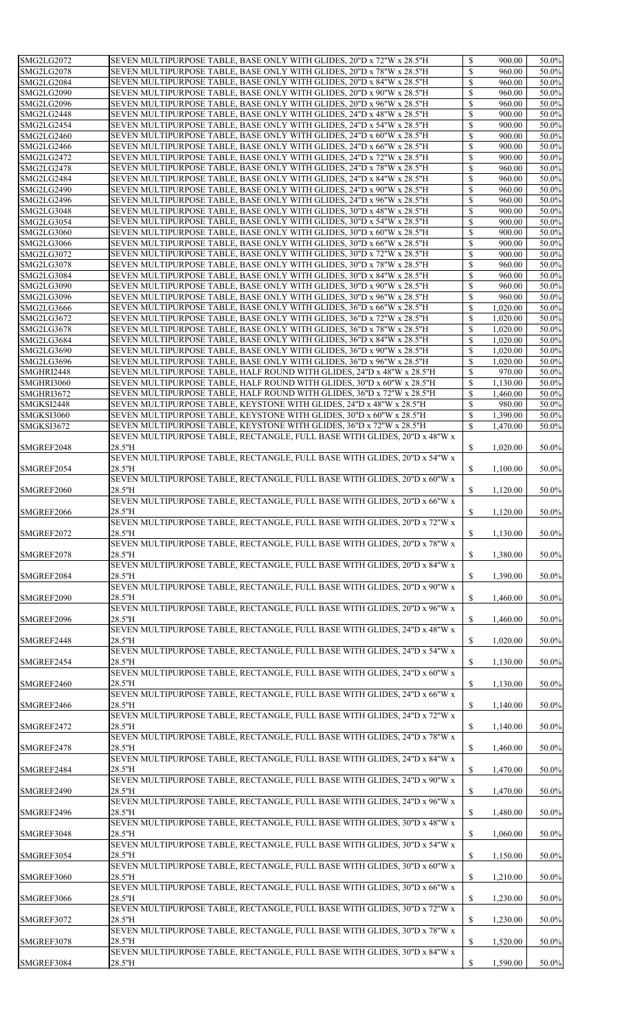| | | | | |
|---|---|---|---|---|
| SMG2LG2072 | SEVEN MULTIPURPOSE TABLE, BASE ONLY WITH GLIDES, 20"D x 72"W x 28.5"H | $ | 900.00 | 50.0% |
| SMG2LG2078 | SEVEN MULTIPURPOSE TABLE, BASE ONLY WITH GLIDES, 20"D x 78"W x 28.5"H | $ | 960.00 | 50.0% |
| SMG2LG2084 | SEVEN MULTIPURPOSE TABLE, BASE ONLY WITH GLIDES, 20"D x 84"W x 28.5"H | $ | 960.00 | 50.0% |
| SMG2LG2090 | SEVEN MULTIPURPOSE TABLE, BASE ONLY WITH GLIDES, 20"D x 90"W x 28.5"H | $ | 960.00 | 50.0% |
| SMG2LG2096 | SEVEN MULTIPURPOSE TABLE, BASE ONLY WITH GLIDES, 20"D x 96"W x 28.5"H | $ | 960.00 | 50.0% |
| SMG2LG2448 | SEVEN MULTIPURPOSE TABLE, BASE ONLY WITH GLIDES, 24"D x 48"W x 28.5"H | $ | 900.00 | 50.0% |
| SMG2LG2454 | SEVEN MULTIPURPOSE TABLE, BASE ONLY WITH GLIDES, 24"D x 54"W x 28.5"H | $ | 900.00 | 50.0% |
| SMG2LG2460 | SEVEN MULTIPURPOSE TABLE, BASE ONLY WITH GLIDES, 24"D x 60"W x 28.5"H | $ | 900.00 | 50.0% |
| SMG2LG2466 | SEVEN MULTIPURPOSE TABLE, BASE ONLY WITH GLIDES, 24"D x 66"W x 28.5"H | $ | 900.00 | 50.0% |
| SMG2LG2472 | SEVEN MULTIPURPOSE TABLE, BASE ONLY WITH GLIDES, 24"D x 72"W x 28.5"H | $ | 900.00 | 50.0% |
| SMG2LG2478 | SEVEN MULTIPURPOSE TABLE, BASE ONLY WITH GLIDES, 24"D x 78"W x 28.5"H | $ | 960.00 | 50.0% |
| SMG2LG2484 | SEVEN MULTIPURPOSE TABLE, BASE ONLY WITH GLIDES, 24"D x 84"W x 28.5"H | $ | 960.00 | 50.0% |
| SMG2LG2490 | SEVEN MULTIPURPOSE TABLE, BASE ONLY WITH GLIDES, 24"D x 90"W x 28.5"H | $ | 960.00 | 50.0% |
| SMG2LG2496 | SEVEN MULTIPURPOSE TABLE, BASE ONLY WITH GLIDES, 24"D x 96"W x 28.5"H | $ | 960.00 | 50.0% |
| SMG2LG3048 | SEVEN MULTIPURPOSE TABLE, BASE ONLY WITH GLIDES, 30"D x 48"W x 28.5"H | $ | 900.00 | 50.0% |
| SMG2LG3054 | SEVEN MULTIPURPOSE TABLE, BASE ONLY WITH GLIDES, 30"D x 54"W x 28.5"H | $ | 900.00 | 50.0% |
| SMG2LG3060 | SEVEN MULTIPURPOSE TABLE, BASE ONLY WITH GLIDES, 30"D x 60"W x 28.5"H | $ | 900.00 | 50.0% |
| SMG2LG3066 | SEVEN MULTIPURPOSE TABLE, BASE ONLY WITH GLIDES, 30"D x 66"W x 28.5"H | $ | 900.00 | 50.0% |
| SMG2LG3072 | SEVEN MULTIPURPOSE TABLE, BASE ONLY WITH GLIDES, 30"D x 72"W x 28.5"H | $ | 900.00 | 50.0% |
| SMG2LG3078 | SEVEN MULTIPURPOSE TABLE, BASE ONLY WITH GLIDES, 30"D x 78"W x 28.5"H | $ | 960.00 | 50.0% |
| SMG2LG3084 | SEVEN MULTIPURPOSE TABLE, BASE ONLY WITH GLIDES, 30"D x 84"W x 28.5"H | $ | 960.00 | 50.0% |
| SMG2LG3090 | SEVEN MULTIPURPOSE TABLE, BASE ONLY WITH GLIDES, 30"D x 90"W x 28.5"H | $ | 960.00 | 50.0% |
| SMG2LG3096 | SEVEN MULTIPURPOSE TABLE, BASE ONLY WITH GLIDES, 30"D x 96"W x 28.5"H | $ | 960.00 | 50.0% |
| SMG2LG3666 | SEVEN MULTIPURPOSE TABLE, BASE ONLY WITH GLIDES, 36"D x 66"W x 28.5"H | $ | 1,020.00 | 50.0% |
| SMG2LG3672 | SEVEN MULTIPURPOSE TABLE, BASE ONLY WITH GLIDES, 36"D x 72"W x 28.5"H | $ | 1,020.00 | 50.0% |
| SMG2LG3678 | SEVEN MULTIPURPOSE TABLE, BASE ONLY WITH GLIDES, 36"D x 78"W x 28.5"H | $ | 1,020.00 | 50.0% |
| SMG2LG3684 | SEVEN MULTIPURPOSE TABLE, BASE ONLY WITH GLIDES, 36"D x 84"W x 28.5"H | $ | 1,020.00 | 50.0% |
| SMG2LG3690 | SEVEN MULTIPURPOSE TABLE, BASE ONLY WITH GLIDES, 36"D x 90"W x 28.5"H | $ | 1,020.00 | 50.0% |
| SMG2LG3696 | SEVEN MULTIPURPOSE TABLE, BASE ONLY WITH GLIDES, 36"D x 96"W x 28.5"H | $ | 1,020.00 | 50.0% |
| SMGHRI2448 | SEVEN MULTIPURPOSE TABLE, HALF ROUND WITH GLIDES, 24"D x 48"W x 28.5"H | $ | 970.00 | 50.0% |
| SMGHRI3060 | SEVEN MULTIPURPOSE TABLE, HALF ROUND WITH GLIDES, 30"D x 60"W x 28.5"H | $ | 1,130.00 | 50.0% |
| SMGHRI3672 | SEVEN MULTIPURPOSE TABLE, HALF ROUND WITH GLIDES, 36"D x 72"W x 28.5"H | $ | 1,460.00 | 50.0% |
| SMGKSI2448 | SEVEN MULTIPURPOSE TABLE, KEYSTONE WITH GLIDES, 24"D x 48"W x 28.5"H | $ | 980.00 | 50.0% |
| SMGKSI3060 | SEVEN MULTIPURPOSE TABLE, KEYSTONE WITH GLIDES, 30"D x 60"W x 28.5"H | $ | 1,390.00 | 50.0% |
| SMGKSI3672 | SEVEN MULTIPURPOSE TABLE, KEYSTONE WITH GLIDES, 36"D x 72"W x 28.5"H | $ | 1,470.00 | 50.0% |
| SMGREF2048 | SEVEN MULTIPURPOSE TABLE, RECTANGLE, FULL BASE WITH GLIDES, 20"D x 48"W x 28.5"H | $ | 1,020.00 | 50.0% |
| SMGREF2054 | SEVEN MULTIPURPOSE TABLE, RECTANGLE, FULL BASE WITH GLIDES, 20"D x 54"W x 28.5"H | $ | 1,100.00 | 50.0% |
| SMGREF2060 | SEVEN MULTIPURPOSE TABLE, RECTANGLE, FULL BASE WITH GLIDES, 20"D x 60"W x 28.5"H | $ | 1,120.00 | 50.0% |
| SMGREF2066 | SEVEN MULTIPURPOSE TABLE, RECTANGLE, FULL BASE WITH GLIDES, 20"D x 66"W x 28.5"H | $ | 1,120.00 | 50.0% |
| SMGREF2072 | SEVEN MULTIPURPOSE TABLE, RECTANGLE, FULL BASE WITH GLIDES, 20"D x 72"W x 28.5"H | $ | 1,130.00 | 50.0% |
| SMGREF2078 | SEVEN MULTIPURPOSE TABLE, RECTANGLE, FULL BASE WITH GLIDES, 20"D x 78"W x 28.5"H | $ | 1,380.00 | 50.0% |
| SMGREF2084 | SEVEN MULTIPURPOSE TABLE, RECTANGLE, FULL BASE WITH GLIDES, 20"D x 84"W x 28.5"H | $ | 1,390.00 | 50.0% |
| SMGREF2090 | SEVEN MULTIPURPOSE TABLE, RECTANGLE, FULL BASE WITH GLIDES, 20"D x 90"W x 28.5"H | $ | 1,460.00 | 50.0% |
| SMGREF2096 | SEVEN MULTIPURPOSE TABLE, RECTANGLE, FULL BASE WITH GLIDES, 20"D x 96"W x 28.5"H | $ | 1,460.00 | 50.0% |
| SMGREF2448 | SEVEN MULTIPURPOSE TABLE, RECTANGLE, FULL BASE WITH GLIDES, 24"D x 48"W x 28.5"H | $ | 1,020.00 | 50.0% |
| SMGREF2454 | SEVEN MULTIPURPOSE TABLE, RECTANGLE, FULL BASE WITH GLIDES, 24"D x 54"W x 28.5"H | $ | 1,130.00 | 50.0% |
| SMGREF2460 | SEVEN MULTIPURPOSE TABLE, RECTANGLE, FULL BASE WITH GLIDES, 24"D x 60"W x 28.5"H | $ | 1,130.00 | 50.0% |
| SMGREF2466 | SEVEN MULTIPURPOSE TABLE, RECTANGLE, FULL BASE WITH GLIDES, 24"D x 66"W x 28.5"H | $ | 1,140.00 | 50.0% |
| SMGREF2472 | SEVEN MULTIPURPOSE TABLE, RECTANGLE, FULL BASE WITH GLIDES, 24"D x 72"W x 28.5"H | $ | 1,140.00 | 50.0% |
| SMGREF2478 | SEVEN MULTIPURPOSE TABLE, RECTANGLE, FULL BASE WITH GLIDES, 24"D x 78"W x 28.5"H | $ | 1,460.00 | 50.0% |
| SMGREF2484 | SEVEN MULTIPURPOSE TABLE, RECTANGLE, FULL BASE WITH GLIDES, 24"D x 84"W x 28.5"H | $ | 1,470.00 | 50.0% |
| SMGREF2490 | SEVEN MULTIPURPOSE TABLE, RECTANGLE, FULL BASE WITH GLIDES, 24"D x 90"W x 28.5"H | $ | 1,470.00 | 50.0% |
| SMGREF2496 | SEVEN MULTIPURPOSE TABLE, RECTANGLE, FULL BASE WITH GLIDES, 24"D x 96"W x 28.5"H | $ | 1,480.00 | 50.0% |
| SMGREF3048 | SEVEN MULTIPURPOSE TABLE, RECTANGLE, FULL BASE WITH GLIDES, 30"D x 48"W x 28.5"H | $ | 1,060.00 | 50.0% |
| SMGREF3054 | SEVEN MULTIPURPOSE TABLE, RECTANGLE, FULL BASE WITH GLIDES, 30"D x 54"W x 28.5"H | $ | 1,150.00 | 50.0% |
| SMGREF3060 | SEVEN MULTIPURPOSE TABLE, RECTANGLE, FULL BASE WITH GLIDES, 30"D x 60"W x 28.5"H | $ | 1,210.00 | 50.0% |
| SMGREF3066 | SEVEN MULTIPURPOSE TABLE, RECTANGLE, FULL BASE WITH GLIDES, 30"D x 66"W x 28.5"H | $ | 1,230.00 | 50.0% |
| SMGREF3072 | SEVEN MULTIPURPOSE TABLE, RECTANGLE, FULL BASE WITH GLIDES, 30"D x 72"W x 28.5"H | $ | 1,230.00 | 50.0% |
| SMGREF3078 | SEVEN MULTIPURPOSE TABLE, RECTANGLE, FULL BASE WITH GLIDES, 30"D x 78"W x 28.5"H | $ | 1,520.00 | 50.0% |
| SMGREF3084 | SEVEN MULTIPURPOSE TABLE, RECTANGLE, FULL BASE WITH GLIDES, 30"D x 84"W x 28.5"H | $ | 1,590.00 | 50.0% |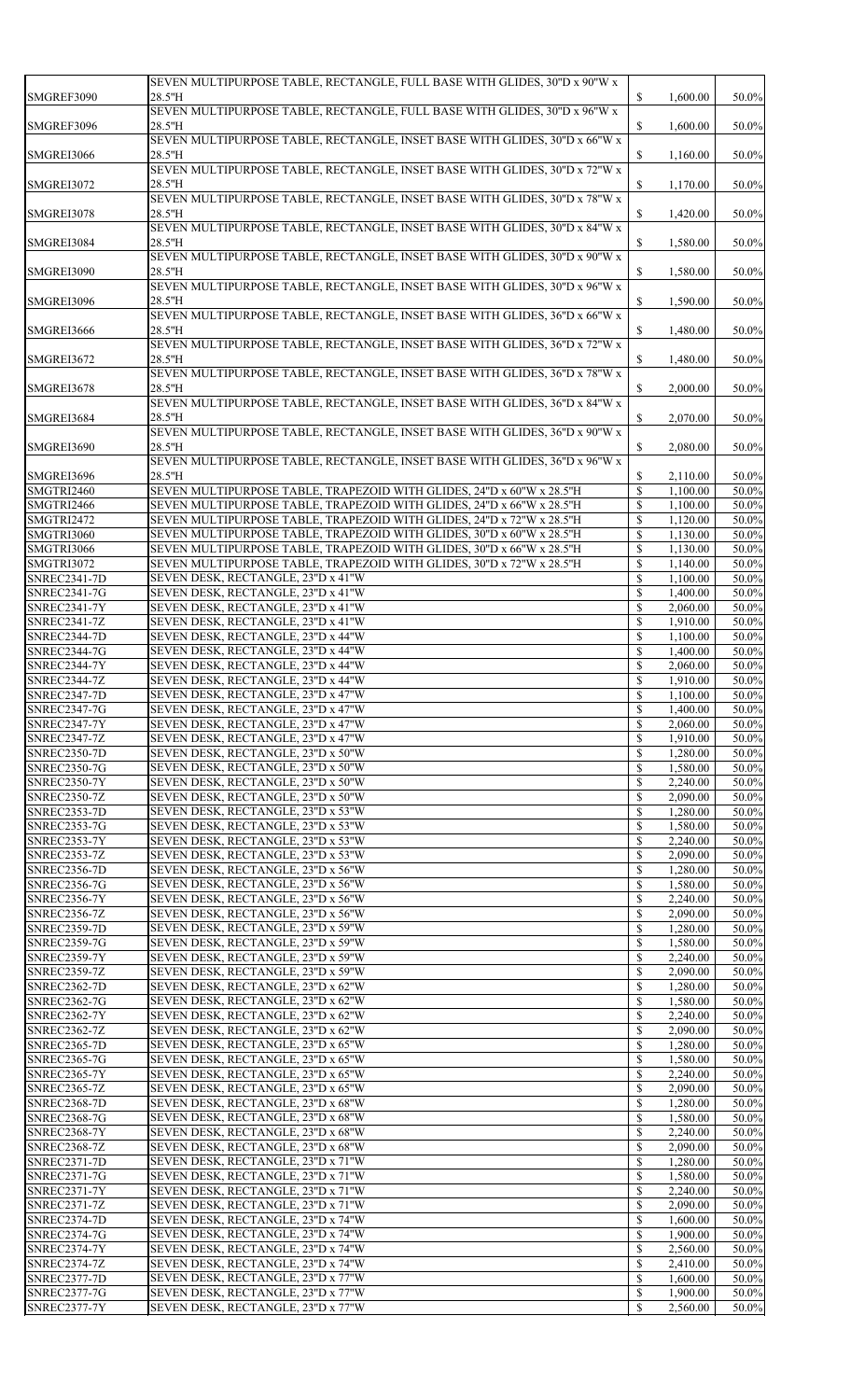| | | | |
|---|---|---|---|
| SMGREF3090 | SEVEN MULTIPURPOSE TABLE, RECTANGLE, FULL BASE WITH GLIDES, 30"D x 90"W x 28.5"H | $ 1,600.00 | 50.0% |
| SMGREF3096 | SEVEN MULTIPURPOSE TABLE, RECTANGLE, FULL BASE WITH GLIDES, 30"D x 96"W x 28.5"H | $ 1,600.00 | 50.0% |
| SMGREI3066 | SEVEN MULTIPURPOSE TABLE, RECTANGLE, INSET BASE WITH GLIDES, 30"D x 66"W x 28.5"H | $ 1,160.00 | 50.0% |
| SMGREI3072 | SEVEN MULTIPURPOSE TABLE, RECTANGLE, INSET BASE WITH GLIDES, 30"D x 72"W x 28.5"H | $ 1,170.00 | 50.0% |
| SMGREI3078 | SEVEN MULTIPURPOSE TABLE, RECTANGLE, INSET BASE WITH GLIDES, 30"D x 78"W x 28.5"H | $ 1,420.00 | 50.0% |
| SMGREI3084 | SEVEN MULTIPURPOSE TABLE, RECTANGLE, INSET BASE WITH GLIDES, 30"D x 84"W x 28.5"H | $ 1,580.00 | 50.0% |
| SMGREI3090 | SEVEN MULTIPURPOSE TABLE, RECTANGLE, INSET BASE WITH GLIDES, 30"D x 90"W x 28.5"H | $ 1,580.00 | 50.0% |
| SMGREI3096 | SEVEN MULTIPURPOSE TABLE, RECTANGLE, INSET BASE WITH GLIDES, 30"D x 96"W x 28.5"H | $ 1,590.00 | 50.0% |
| SMGREI3666 | SEVEN MULTIPURPOSE TABLE, RECTANGLE, INSET BASE WITH GLIDES, 36"D x 66"W x 28.5"H | $ 1,480.00 | 50.0% |
| SMGREI3672 | SEVEN MULTIPURPOSE TABLE, RECTANGLE, INSET BASE WITH GLIDES, 36"D x 72"W x 28.5"H | $ 1,480.00 | 50.0% |
| SMGREI3678 | SEVEN MULTIPURPOSE TABLE, RECTANGLE, INSET BASE WITH GLIDES, 36"D x 78"W x 28.5"H | $ 2,000.00 | 50.0% |
| SMGREI3684 | SEVEN MULTIPURPOSE TABLE, RECTANGLE, INSET BASE WITH GLIDES, 36"D x 84"W x 28.5"H | $ 2,070.00 | 50.0% |
| SMGREI3690 | SEVEN MULTIPURPOSE TABLE, RECTANGLE, INSET BASE WITH GLIDES, 36"D x 90"W x 28.5"H | $ 2,080.00 | 50.0% |
| SMGREI3696 | SEVEN MULTIPURPOSE TABLE, RECTANGLE, INSET BASE WITH GLIDES, 36"D x 96"W x 28.5"H | $ 2,110.00 | 50.0% |
| SMGTRI2460 | SEVEN MULTIPURPOSE TABLE, TRAPEZOID WITH GLIDES, 24"D x 60"W x 28.5"H | $ 1,100.00 | 50.0% |
| SMGTRI2466 | SEVEN MULTIPURPOSE TABLE, TRAPEZOID WITH GLIDES, 24"D x 66"W x 28.5"H | $ 1,100.00 | 50.0% |
| SMGTRI2472 | SEVEN MULTIPURPOSE TABLE, TRAPEZOID WITH GLIDES, 24"D x 72"W x 28.5"H | $ 1,120.00 | 50.0% |
| SMGTRI3060 | SEVEN MULTIPURPOSE TABLE, TRAPEZOID WITH GLIDES, 30"D x 60"W x 28.5"H | $ 1,130.00 | 50.0% |
| SMGTRI3066 | SEVEN MULTIPURPOSE TABLE, TRAPEZOID WITH GLIDES, 30"D x 66"W x 28.5"H | $ 1,130.00 | 50.0% |
| SMGTRI3072 | SEVEN MULTIPURPOSE TABLE, TRAPEZOID WITH GLIDES, 30"D x 72"W x 28.5"H | $ 1,140.00 | 50.0% |
| SNREC2341-7D | SEVEN DESK, RECTANGLE, 23"D x 41"W | $ 1,100.00 | 50.0% |
| SNREC2341-7G | SEVEN DESK, RECTANGLE, 23"D x 41"W | $ 1,400.00 | 50.0% |
| SNREC2341-7Y | SEVEN DESK, RECTANGLE, 23"D x 41"W | $ 2,060.00 | 50.0% |
| SNREC2341-7Z | SEVEN DESK, RECTANGLE, 23"D x 41"W | $ 1,910.00 | 50.0% |
| SNREC2344-7D | SEVEN DESK, RECTANGLE, 23"D x 44"W | $ 1,100.00 | 50.0% |
| SNREC2344-7G | SEVEN DESK, RECTANGLE, 23"D x 44"W | $ 1,400.00 | 50.0% |
| SNREC2344-7Y | SEVEN DESK, RECTANGLE, 23"D x 44"W | $ 2,060.00 | 50.0% |
| SNREC2344-7Z | SEVEN DESK, RECTANGLE, 23"D x 44"W | $ 1,910.00 | 50.0% |
| SNREC2347-7D | SEVEN DESK, RECTANGLE, 23"D x 47"W | $ 1,100.00 | 50.0% |
| SNREC2347-7G | SEVEN DESK, RECTANGLE, 23"D x 47"W | $ 1,400.00 | 50.0% |
| SNREC2347-7Y | SEVEN DESK, RECTANGLE, 23"D x 47"W | $ 2,060.00 | 50.0% |
| SNREC2347-7Z | SEVEN DESK, RECTANGLE, 23"D x 47"W | $ 1,910.00 | 50.0% |
| SNREC2350-7D | SEVEN DESK, RECTANGLE, 23"D x 50"W | $ 1,280.00 | 50.0% |
| SNREC2350-7G | SEVEN DESK, RECTANGLE, 23"D x 50"W | $ 1,580.00 | 50.0% |
| SNREC2350-7Y | SEVEN DESK, RECTANGLE, 23"D x 50"W | $ 2,240.00 | 50.0% |
| SNREC2350-7Z | SEVEN DESK, RECTANGLE, 23"D x 50"W | $ 2,090.00 | 50.0% |
| SNREC2353-7D | SEVEN DESK, RECTANGLE, 23"D x 53"W | $ 1,280.00 | 50.0% |
| SNREC2353-7G | SEVEN DESK, RECTANGLE, 23"D x 53"W | $ 1,580.00 | 50.0% |
| SNREC2353-7Y | SEVEN DESK, RECTANGLE, 23"D x 53"W | $ 2,240.00 | 50.0% |
| SNREC2353-7Z | SEVEN DESK, RECTANGLE, 23"D x 53"W | $ 2,090.00 | 50.0% |
| SNREC2356-7D | SEVEN DESK, RECTANGLE, 23"D x 56"W | $ 1,280.00 | 50.0% |
| SNREC2356-7G | SEVEN DESK, RECTANGLE, 23"D x 56"W | $ 1,580.00 | 50.0% |
| SNREC2356-7Y | SEVEN DESK, RECTANGLE, 23"D x 56"W | $ 2,240.00 | 50.0% |
| SNREC2356-7Z | SEVEN DESK, RECTANGLE, 23"D x 56"W | $ 2,090.00 | 50.0% |
| SNREC2359-7D | SEVEN DESK, RECTANGLE, 23"D x 59"W | $ 1,280.00 | 50.0% |
| SNREC2359-7G | SEVEN DESK, RECTANGLE, 23"D x 59"W | $ 1,580.00 | 50.0% |
| SNREC2359-7Y | SEVEN DESK, RECTANGLE, 23"D x 59"W | $ 2,240.00 | 50.0% |
| SNREC2359-7Z | SEVEN DESK, RECTANGLE, 23"D x 59"W | $ 2,090.00 | 50.0% |
| SNREC2362-7D | SEVEN DESK, RECTANGLE, 23"D x 62"W | $ 1,280.00 | 50.0% |
| SNREC2362-7G | SEVEN DESK, RECTANGLE, 23"D x 62"W | $ 1,580.00 | 50.0% |
| SNREC2362-7Y | SEVEN DESK, RECTANGLE, 23"D x 62"W | $ 2,240.00 | 50.0% |
| SNREC2362-7Z | SEVEN DESK, RECTANGLE, 23"D x 62"W | $ 2,090.00 | 50.0% |
| SNREC2365-7D | SEVEN DESK, RECTANGLE, 23"D x 65"W | $ 1,280.00 | 50.0% |
| SNREC2365-7G | SEVEN DESK, RECTANGLE, 23"D x 65"W | $ 1,580.00 | 50.0% |
| SNREC2365-7Y | SEVEN DESK, RECTANGLE, 23"D x 65"W | $ 2,240.00 | 50.0% |
| SNREC2365-7Z | SEVEN DESK, RECTANGLE, 23"D x 65"W | $ 2,090.00 | 50.0% |
| SNREC2368-7D | SEVEN DESK, RECTANGLE, 23"D x 68"W | $ 1,280.00 | 50.0% |
| SNREC2368-7G | SEVEN DESK, RECTANGLE, 23"D x 68"W | $ 1,580.00 | 50.0% |
| SNREC2368-7Y | SEVEN DESK, RECTANGLE, 23"D x 68"W | $ 2,240.00 | 50.0% |
| SNREC2368-7Z | SEVEN DESK, RECTANGLE, 23"D x 68"W | $ 2,090.00 | 50.0% |
| SNREC2371-7D | SEVEN DESK, RECTANGLE, 23"D x 71"W | $ 1,280.00 | 50.0% |
| SNREC2371-7G | SEVEN DESK, RECTANGLE, 23"D x 71"W | $ 1,580.00 | 50.0% |
| SNREC2371-7Y | SEVEN DESK, RECTANGLE, 23"D x 71"W | $ 2,240.00 | 50.0% |
| SNREC2371-7Z | SEVEN DESK, RECTANGLE, 23"D x 71"W | $ 2,090.00 | 50.0% |
| SNREC2374-7D | SEVEN DESK, RECTANGLE, 23"D x 74"W | $ 1,600.00 | 50.0% |
| SNREC2374-7G | SEVEN DESK, RECTANGLE, 23"D x 74"W | $ 1,900.00 | 50.0% |
| SNREC2374-7Y | SEVEN DESK, RECTANGLE, 23"D x 74"W | $ 2,560.00 | 50.0% |
| SNREC2374-7Z | SEVEN DESK, RECTANGLE, 23"D x 74"W | $ 2,410.00 | 50.0% |
| SNREC2377-7D | SEVEN DESK, RECTANGLE, 23"D x 77"W | $ 1,600.00 | 50.0% |
| SNREC2377-7G | SEVEN DESK, RECTANGLE, 23"D x 77"W | $ 1,900.00 | 50.0% |
| SNREC2377-7Y | SEVEN DESK, RECTANGLE, 23"D x 77"W | $ 2,560.00 | 50.0% |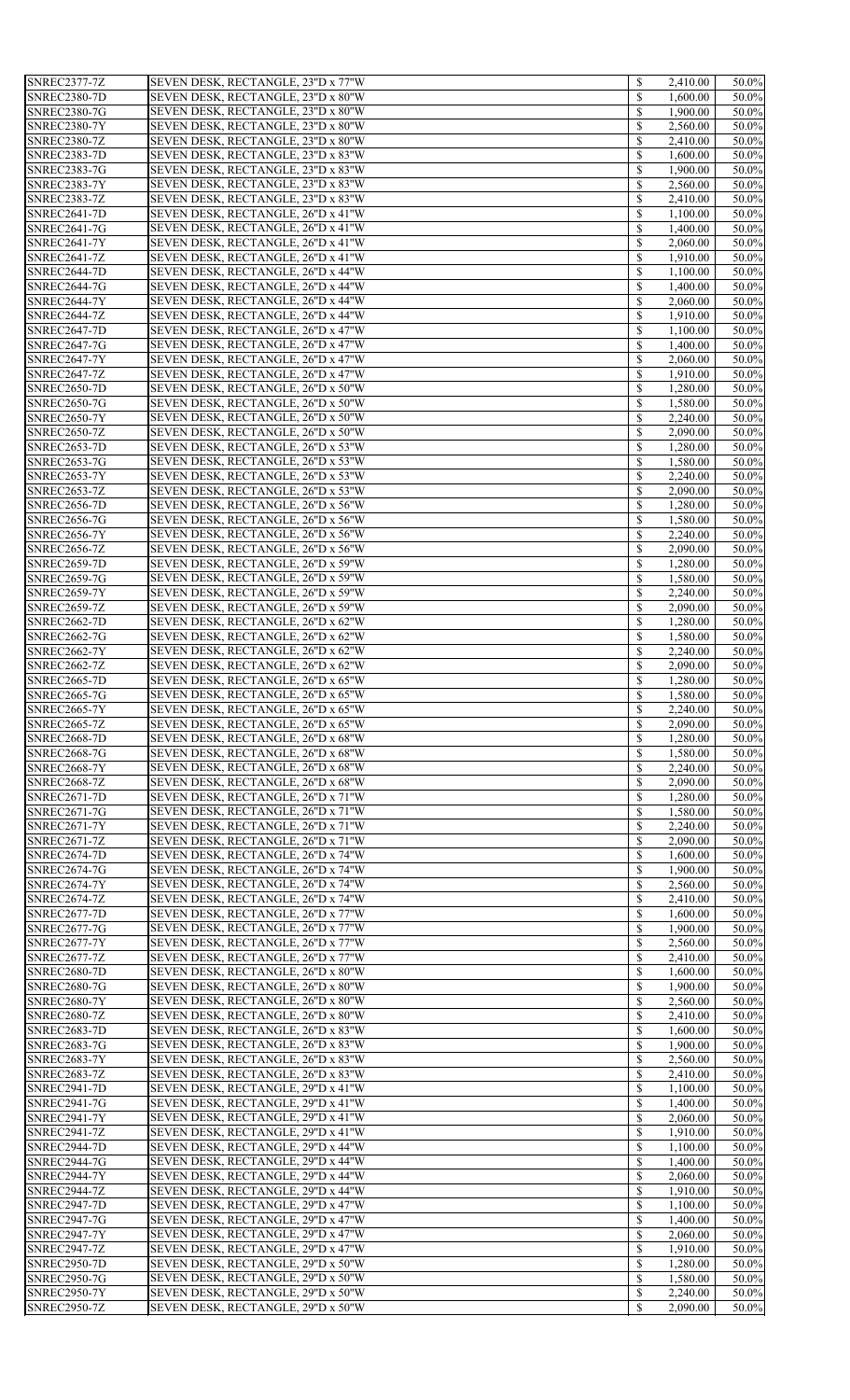| | | | | |
|---|---|---|---|---|
| SNREC2377-7Z | SEVEN DESK, RECTANGLE, 23"D x 77"W | $ | 2,410.00 | 50.0% |
| SNREC2380-7D | SEVEN DESK, RECTANGLE, 23"D x 80"W | $ | 1,600.00 | 50.0% |
| SNREC2380-7G | SEVEN DESK, RECTANGLE, 23"D x 80"W | $ | 1,900.00 | 50.0% |
| SNREC2380-7Y | SEVEN DESK, RECTANGLE, 23"D x 80"W | $ | 2,560.00 | 50.0% |
| SNREC2380-7Z | SEVEN DESK, RECTANGLE, 23"D x 80"W | $ | 2,410.00 | 50.0% |
| SNREC2383-7D | SEVEN DESK, RECTANGLE, 23"D x 83"W | $ | 1,600.00 | 50.0% |
| SNREC2383-7G | SEVEN DESK, RECTANGLE, 23"D x 83"W | $ | 1,900.00 | 50.0% |
| SNREC2383-7Y | SEVEN DESK, RECTANGLE, 23"D x 83"W | $ | 2,560.00 | 50.0% |
| SNREC2383-7Z | SEVEN DESK, RECTANGLE, 23"D x 83"W | $ | 2,410.00 | 50.0% |
| SNREC2641-7D | SEVEN DESK, RECTANGLE, 26"D x 41"W | $ | 1,100.00 | 50.0% |
| SNREC2641-7G | SEVEN DESK, RECTANGLE, 26"D x 41"W | $ | 1,400.00 | 50.0% |
| SNREC2641-7Y | SEVEN DESK, RECTANGLE, 26"D x 41"W | $ | 2,060.00 | 50.0% |
| SNREC2641-7Z | SEVEN DESK, RECTANGLE, 26"D x 41"W | $ | 1,910.00 | 50.0% |
| SNREC2644-7D | SEVEN DESK, RECTANGLE, 26"D x 44"W | $ | 1,100.00 | 50.0% |
| SNREC2644-7G | SEVEN DESK, RECTANGLE, 26"D x 44"W | $ | 1,400.00 | 50.0% |
| SNREC2644-7Y | SEVEN DESK, RECTANGLE, 26"D x 44"W | $ | 2,060.00 | 50.0% |
| SNREC2644-7Z | SEVEN DESK, RECTANGLE, 26"D x 44"W | $ | 1,910.00 | 50.0% |
| SNREC2647-7D | SEVEN DESK, RECTANGLE, 26"D x 47"W | $ | 1,100.00 | 50.0% |
| SNREC2647-7G | SEVEN DESK, RECTANGLE, 26"D x 47"W | $ | 1,400.00 | 50.0% |
| SNREC2647-7Y | SEVEN DESK, RECTANGLE, 26"D x 47"W | $ | 2,060.00 | 50.0% |
| SNREC2647-7Z | SEVEN DESK, RECTANGLE, 26"D x 47"W | $ | 1,910.00 | 50.0% |
| SNREC2650-7D | SEVEN DESK, RECTANGLE, 26"D x 50"W | $ | 1,280.00 | 50.0% |
| SNREC2650-7G | SEVEN DESK, RECTANGLE, 26"D x 50"W | $ | 1,580.00 | 50.0% |
| SNREC2650-7Y | SEVEN DESK, RECTANGLE, 26"D x 50"W | $ | 2,240.00 | 50.0% |
| SNREC2650-7Z | SEVEN DESK, RECTANGLE, 26"D x 50"W | $ | 2,090.00 | 50.0% |
| SNREC2653-7D | SEVEN DESK, RECTANGLE, 26"D x 53"W | $ | 1,280.00 | 50.0% |
| SNREC2653-7G | SEVEN DESK, RECTANGLE, 26"D x 53"W | $ | 1,580.00 | 50.0% |
| SNREC2653-7Y | SEVEN DESK, RECTANGLE, 26"D x 53"W | $ | 2,240.00 | 50.0% |
| SNREC2653-7Z | SEVEN DESK, RECTANGLE, 26"D x 53"W | $ | 2,090.00 | 50.0% |
| SNREC2656-7D | SEVEN DESK, RECTANGLE, 26"D x 56"W | $ | 1,280.00 | 50.0% |
| SNREC2656-7G | SEVEN DESK, RECTANGLE, 26"D x 56"W | $ | 1,580.00 | 50.0% |
| SNREC2656-7Y | SEVEN DESK, RECTANGLE, 26"D x 56"W | $ | 2,240.00 | 50.0% |
| SNREC2656-7Z | SEVEN DESK, RECTANGLE, 26"D x 56"W | $ | 2,090.00 | 50.0% |
| SNREC2659-7D | SEVEN DESK, RECTANGLE, 26"D x 59"W | $ | 1,280.00 | 50.0% |
| SNREC2659-7G | SEVEN DESK, RECTANGLE, 26"D x 59"W | $ | 1,580.00 | 50.0% |
| SNREC2659-7Y | SEVEN DESK, RECTANGLE, 26"D x 59"W | $ | 2,240.00 | 50.0% |
| SNREC2659-7Z | SEVEN DESK, RECTANGLE, 26"D x 59"W | $ | 2,090.00 | 50.0% |
| SNREC2662-7D | SEVEN DESK, RECTANGLE, 26"D x 62"W | $ | 1,280.00 | 50.0% |
| SNREC2662-7G | SEVEN DESK, RECTANGLE, 26"D x 62"W | $ | 1,580.00 | 50.0% |
| SNREC2662-7Y | SEVEN DESK, RECTANGLE, 26"D x 62"W | $ | 2,240.00 | 50.0% |
| SNREC2662-7Z | SEVEN DESK, RECTANGLE, 26"D x 62"W | $ | 2,090.00 | 50.0% |
| SNREC2665-7D | SEVEN DESK, RECTANGLE, 26"D x 65"W | $ | 1,280.00 | 50.0% |
| SNREC2665-7G | SEVEN DESK, RECTANGLE, 26"D x 65"W | $ | 1,580.00 | 50.0% |
| SNREC2665-7Y | SEVEN DESK, RECTANGLE, 26"D x 65"W | $ | 2,240.00 | 50.0% |
| SNREC2665-7Z | SEVEN DESK, RECTANGLE, 26"D x 65"W | $ | 2,090.00 | 50.0% |
| SNREC2668-7D | SEVEN DESK, RECTANGLE, 26"D x 68"W | $ | 1,280.00 | 50.0% |
| SNREC2668-7G | SEVEN DESK, RECTANGLE, 26"D x 68"W | $ | 1,580.00 | 50.0% |
| SNREC2668-7Y | SEVEN DESK, RECTANGLE, 26"D x 68"W | $ | 2,240.00 | 50.0% |
| SNREC2668-7Z | SEVEN DESK, RECTANGLE, 26"D x 68"W | $ | 2,090.00 | 50.0% |
| SNREC2671-7D | SEVEN DESK, RECTANGLE, 26"D x 71"W | $ | 1,280.00 | 50.0% |
| SNREC2671-7G | SEVEN DESK, RECTANGLE, 26"D x 71"W | $ | 1,580.00 | 50.0% |
| SNREC2671-7Y | SEVEN DESK, RECTANGLE, 26"D x 71"W | $ | 2,240.00 | 50.0% |
| SNREC2671-7Z | SEVEN DESK, RECTANGLE, 26"D x 71"W | $ | 2,090.00 | 50.0% |
| SNREC2674-7D | SEVEN DESK, RECTANGLE, 26"D x 74"W | $ | 1,600.00 | 50.0% |
| SNREC2674-7G | SEVEN DESK, RECTANGLE, 26"D x 74"W | $ | 1,900.00 | 50.0% |
| SNREC2674-7Y | SEVEN DESK, RECTANGLE, 26"D x 74"W | $ | 2,560.00 | 50.0% |
| SNREC2674-7Z | SEVEN DESK, RECTANGLE, 26"D x 74"W | $ | 2,410.00 | 50.0% |
| SNREC2677-7D | SEVEN DESK, RECTANGLE, 26"D x 77"W | $ | 1,600.00 | 50.0% |
| SNREC2677-7G | SEVEN DESK, RECTANGLE, 26"D x 77"W | $ | 1,900.00 | 50.0% |
| SNREC2677-7Y | SEVEN DESK, RECTANGLE, 26"D x 77"W | $ | 2,560.00 | 50.0% |
| SNREC2677-7Z | SEVEN DESK, RECTANGLE, 26"D x 77"W | $ | 2,410.00 | 50.0% |
| SNREC2680-7D | SEVEN DESK, RECTANGLE, 26"D x 80"W | $ | 1,600.00 | 50.0% |
| SNREC2680-7G | SEVEN DESK, RECTANGLE, 26"D x 80"W | $ | 1,900.00 | 50.0% |
| SNREC2680-7Y | SEVEN DESK, RECTANGLE, 26"D x 80"W | $ | 2,560.00 | 50.0% |
| SNREC2680-7Z | SEVEN DESK, RECTANGLE, 26"D x 80"W | $ | 2,410.00 | 50.0% |
| SNREC2683-7D | SEVEN DESK, RECTANGLE, 26"D x 83"W | $ | 1,600.00 | 50.0% |
| SNREC2683-7G | SEVEN DESK, RECTANGLE, 26"D x 83"W | $ | 1,900.00 | 50.0% |
| SNREC2683-7Y | SEVEN DESK, RECTANGLE, 26"D x 83"W | $ | 2,560.00 | 50.0% |
| SNREC2683-7Z | SEVEN DESK, RECTANGLE, 26"D x 83"W | $ | 2,410.00 | 50.0% |
| SNREC2941-7D | SEVEN DESK, RECTANGLE, 29"D x 41"W | $ | 1,100.00 | 50.0% |
| SNREC2941-7G | SEVEN DESK, RECTANGLE, 29"D x 41"W | $ | 1,400.00 | 50.0% |
| SNREC2941-7Y | SEVEN DESK, RECTANGLE, 29"D x 41"W | $ | 2,060.00 | 50.0% |
| SNREC2941-7Z | SEVEN DESK, RECTANGLE, 29"D x 41"W | $ | 1,910.00 | 50.0% |
| SNREC2944-7D | SEVEN DESK, RECTANGLE, 29"D x 44"W | $ | 1,100.00 | 50.0% |
| SNREC2944-7G | SEVEN DESK, RECTANGLE, 29"D x 44"W | $ | 1,400.00 | 50.0% |
| SNREC2944-7Y | SEVEN DESK, RECTANGLE, 29"D x 44"W | $ | 2,060.00 | 50.0% |
| SNREC2944-7Z | SEVEN DESK, RECTANGLE, 29"D x 44"W | $ | 1,910.00 | 50.0% |
| SNREC2947-7D | SEVEN DESK, RECTANGLE, 29"D x 47"W | $ | 1,100.00 | 50.0% |
| SNREC2947-7G | SEVEN DESK, RECTANGLE, 29"D x 47"W | $ | 1,400.00 | 50.0% |
| SNREC2947-7Y | SEVEN DESK, RECTANGLE, 29"D x 47"W | $ | 2,060.00 | 50.0% |
| SNREC2947-7Z | SEVEN DESK, RECTANGLE, 29"D x 47"W | $ | 1,910.00 | 50.0% |
| SNREC2950-7D | SEVEN DESK, RECTANGLE, 29"D x 50"W | $ | 1,280.00 | 50.0% |
| SNREC2950-7G | SEVEN DESK, RECTANGLE, 29"D x 50"W | $ | 1,580.00 | 50.0% |
| SNREC2950-7Y | SEVEN DESK, RECTANGLE, 29"D x 50"W | $ | 2,240.00 | 50.0% |
| SNREC2950-7Z | SEVEN DESK, RECTANGLE, 29"D x 50"W | $ | 2,090.00 | 50.0% |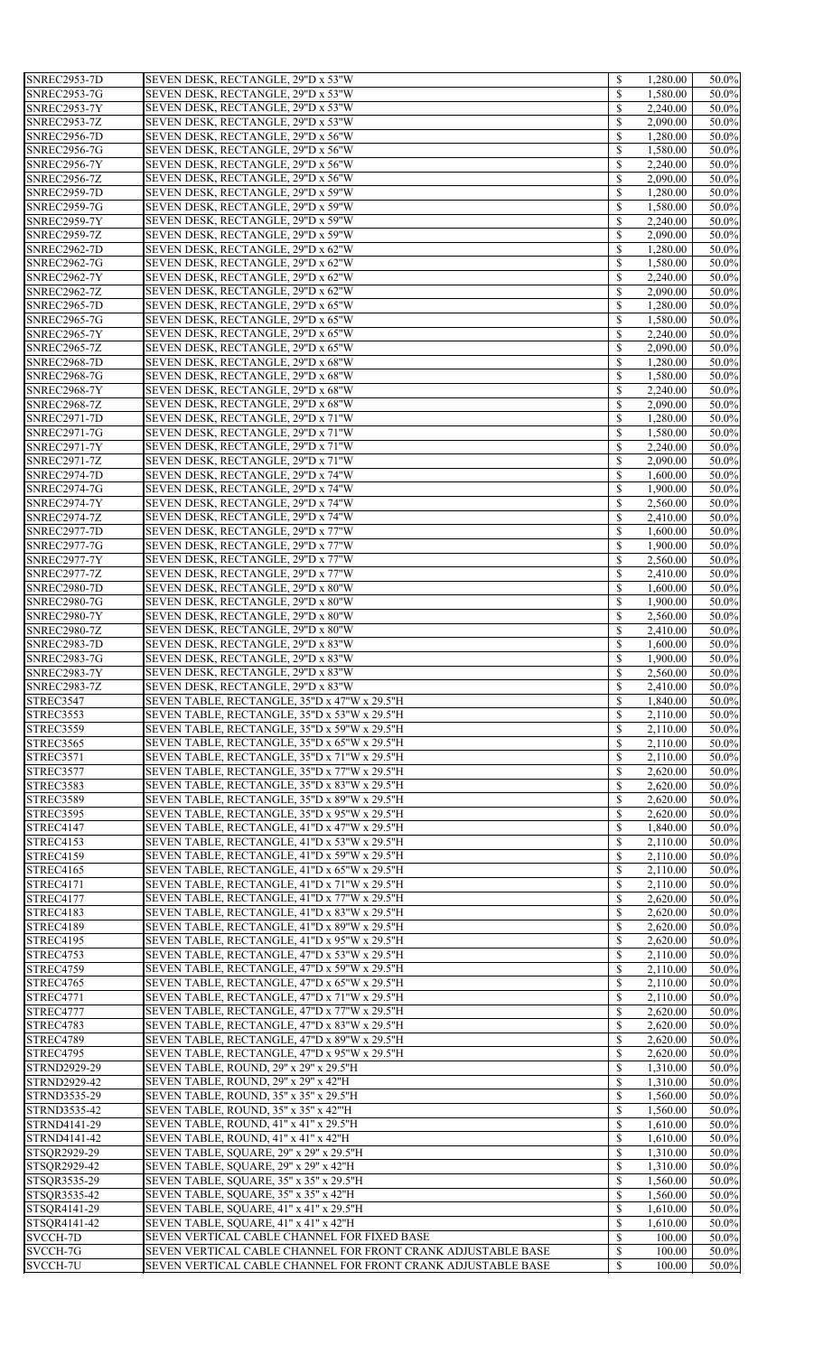| | | | | |
|---|---|---|---|---|
| SNREC2953-7D | SEVEN DESK, RECTANGLE, 29"D x 53"W | $ | 1,280.00 | 50.0% |
| SNREC2953-7G | SEVEN DESK, RECTANGLE, 29"D x 53"W | $ | 1,580.00 | 50.0% |
| SNREC2953-7Y | SEVEN DESK, RECTANGLE, 29"D x 53"W | $ | 2,240.00 | 50.0% |
| SNREC2953-7Z | SEVEN DESK, RECTANGLE, 29"D x 53"W | $ | 2,090.00 | 50.0% |
| SNREC2956-7D | SEVEN DESK, RECTANGLE, 29"D x 56"W | $ | 1,280.00 | 50.0% |
| SNREC2956-7G | SEVEN DESK, RECTANGLE, 29"D x 56"W | $ | 1,580.00 | 50.0% |
| SNREC2956-7Y | SEVEN DESK, RECTANGLE, 29"D x 56"W | $ | 2,240.00 | 50.0% |
| SNREC2956-7Z | SEVEN DESK, RECTANGLE, 29"D x 56"W | $ | 2,090.00 | 50.0% |
| SNREC2959-7D | SEVEN DESK, RECTANGLE, 29"D x 59"W | $ | 1,280.00 | 50.0% |
| SNREC2959-7G | SEVEN DESK, RECTANGLE, 29"D x 59"W | $ | 1,580.00 | 50.0% |
| SNREC2959-7Y | SEVEN DESK, RECTANGLE, 29"D x 59"W | $ | 2,240.00 | 50.0% |
| SNREC2959-7Z | SEVEN DESK, RECTANGLE, 29"D x 59"W | $ | 2,090.00 | 50.0% |
| SNREC2962-7D | SEVEN DESK, RECTANGLE, 29"D x 62"W | $ | 1,280.00 | 50.0% |
| SNREC2962-7G | SEVEN DESK, RECTANGLE, 29"D x 62"W | $ | 1,580.00 | 50.0% |
| SNREC2962-7Y | SEVEN DESK, RECTANGLE, 29"D x 62"W | $ | 2,240.00 | 50.0% |
| SNREC2962-7Z | SEVEN DESK, RECTANGLE, 29"D x 62"W | $ | 2,090.00 | 50.0% |
| SNREC2965-7D | SEVEN DESK, RECTANGLE, 29"D x 65"W | $ | 1,280.00 | 50.0% |
| SNREC2965-7G | SEVEN DESK, RECTANGLE, 29"D x 65"W | $ | 1,580.00 | 50.0% |
| SNREC2965-7Y | SEVEN DESK, RECTANGLE, 29"D x 65"W | $ | 2,240.00 | 50.0% |
| SNREC2965-7Z | SEVEN DESK, RECTANGLE, 29"D x 65"W | $ | 2,090.00 | 50.0% |
| SNREC2968-7D | SEVEN DESK, RECTANGLE, 29"D x 68"W | $ | 1,280.00 | 50.0% |
| SNREC2968-7G | SEVEN DESK, RECTANGLE, 29"D x 68"W | $ | 1,580.00 | 50.0% |
| SNREC2968-7Y | SEVEN DESK, RECTANGLE, 29"D x 68"W | $ | 2,240.00 | 50.0% |
| SNREC2968-7Z | SEVEN DESK, RECTANGLE, 29"D x 68"W | $ | 2,090.00 | 50.0% |
| SNREC2971-7D | SEVEN DESK, RECTANGLE, 29"D x 71"W | $ | 1,280.00 | 50.0% |
| SNREC2971-7G | SEVEN DESK, RECTANGLE, 29"D x 71"W | $ | 1,580.00 | 50.0% |
| SNREC2971-7Y | SEVEN DESK, RECTANGLE, 29"D x 71"W | $ | 2,240.00 | 50.0% |
| SNREC2971-7Z | SEVEN DESK, RECTANGLE, 29"D x 71"W | $ | 2,090.00 | 50.0% |
| SNREC2974-7D | SEVEN DESK, RECTANGLE, 29"D x 74"W | $ | 1,600.00 | 50.0% |
| SNREC2974-7G | SEVEN DESK, RECTANGLE, 29"D x 74"W | $ | 1,900.00 | 50.0% |
| SNREC2974-7Y | SEVEN DESK, RECTANGLE, 29"D x 74"W | $ | 2,560.00 | 50.0% |
| SNREC2974-7Z | SEVEN DESK, RECTANGLE, 29"D x 74"W | $ | 2,410.00 | 50.0% |
| SNREC2977-7D | SEVEN DESK, RECTANGLE, 29"D x 77"W | $ | 1,600.00 | 50.0% |
| SNREC2977-7G | SEVEN DESK, RECTANGLE, 29"D x 77"W | $ | 1,900.00 | 50.0% |
| SNREC2977-7Y | SEVEN DESK, RECTANGLE, 29"D x 77"W | $ | 2,560.00 | 50.0% |
| SNREC2977-7Z | SEVEN DESK, RECTANGLE, 29"D x 77"W | $ | 2,410.00 | 50.0% |
| SNREC2980-7D | SEVEN DESK, RECTANGLE, 29"D x 80"W | $ | 1,600.00 | 50.0% |
| SNREC2980-7G | SEVEN DESK, RECTANGLE, 29"D x 80"W | $ | 1,900.00 | 50.0% |
| SNREC2980-7Y | SEVEN DESK, RECTANGLE, 29"D x 80"W | $ | 2,560.00 | 50.0% |
| SNREC2980-7Z | SEVEN DESK, RECTANGLE, 29"D x 80"W | $ | 2,410.00 | 50.0% |
| SNREC2983-7D | SEVEN DESK, RECTANGLE, 29"D x 83"W | $ | 1,600.00 | 50.0% |
| SNREC2983-7G | SEVEN DESK, RECTANGLE, 29"D x 83"W | $ | 1,900.00 | 50.0% |
| SNREC2983-7Y | SEVEN DESK, RECTANGLE, 29"D x 83"W | $ | 2,560.00 | 50.0% |
| SNREC2983-7Z | SEVEN DESK, RECTANGLE, 29"D x 83"W | $ | 2,410.00 | 50.0% |
| STREC3547 | SEVEN TABLE, RECTANGLE, 35"D x 47"W x 29.5"H | $ | 1,840.00 | 50.0% |
| STREC3553 | SEVEN TABLE, RECTANGLE, 35"D x 53"W x 29.5"H | $ | 2,110.00 | 50.0% |
| STREC3559 | SEVEN TABLE, RECTANGLE, 35"D x 59"W x 29.5"H | $ | 2,110.00 | 50.0% |
| STREC3565 | SEVEN TABLE, RECTANGLE, 35"D x 65"W x 29.5"H | $ | 2,110.00 | 50.0% |
| STREC3571 | SEVEN TABLE, RECTANGLE, 35"D x 71"W x 29.5"H | $ | 2,110.00 | 50.0% |
| STREC3577 | SEVEN TABLE, RECTANGLE, 35"D x 77"W x 29.5"H | $ | 2,620.00 | 50.0% |
| STREC3583 | SEVEN TABLE, RECTANGLE, 35"D x 83"W x 29.5"H | $ | 2,620.00 | 50.0% |
| STREC3589 | SEVEN TABLE, RECTANGLE, 35"D x 89"W x 29.5"H | $ | 2,620.00 | 50.0% |
| STREC3595 | SEVEN TABLE, RECTANGLE, 35"D x 95"W x 29.5"H | $ | 2,620.00 | 50.0% |
| STREC4147 | SEVEN TABLE, RECTANGLE, 41"D x 47"W x 29.5"H | $ | 1,840.00 | 50.0% |
| STREC4153 | SEVEN TABLE, RECTANGLE, 41"D x 53"W x 29.5"H | $ | 2,110.00 | 50.0% |
| STREC4159 | SEVEN TABLE, RECTANGLE, 41"D x 59"W x 29.5"H | $ | 2,110.00 | 50.0% |
| STREC4165 | SEVEN TABLE, RECTANGLE, 41"D x 65"W x 29.5"H | $ | 2,110.00 | 50.0% |
| STREC4171 | SEVEN TABLE, RECTANGLE, 41"D x 71"W x 29.5"H | $ | 2,110.00 | 50.0% |
| STREC4177 | SEVEN TABLE, RECTANGLE, 41"D x 77"W x 29.5"H | $ | 2,620.00 | 50.0% |
| STREC4183 | SEVEN TABLE, RECTANGLE, 41"D x 83"W x 29.5"H | $ | 2,620.00 | 50.0% |
| STREC4189 | SEVEN TABLE, RECTANGLE, 41"D x 89"W x 29.5"H | $ | 2,620.00 | 50.0% |
| STREC4195 | SEVEN TABLE, RECTANGLE, 41"D x 95"W x 29.5"H | $ | 2,620.00 | 50.0% |
| STREC4753 | SEVEN TABLE, RECTANGLE, 47"D x 53"W x 29.5"H | $ | 2,110.00 | 50.0% |
| STREC4759 | SEVEN TABLE, RECTANGLE, 47"D x 59"W x 29.5"H | $ | 2,110.00 | 50.0% |
| STREC4765 | SEVEN TABLE, RECTANGLE, 47"D x 65"W x 29.5"H | $ | 2,110.00 | 50.0% |
| STREC4771 | SEVEN TABLE, RECTANGLE, 47"D x 71"W x 29.5"H | $ | 2,110.00 | 50.0% |
| STREC4777 | SEVEN TABLE, RECTANGLE, 47"D x 77"W x 29.5"H | $ | 2,620.00 | 50.0% |
| STREC4783 | SEVEN TABLE, RECTANGLE, 47"D x 83"W x 29.5"H | $ | 2,620.00 | 50.0% |
| STREC4789 | SEVEN TABLE, RECTANGLE, 47"D x 89"W x 29.5"H | $ | 2,620.00 | 50.0% |
| STREC4795 | SEVEN TABLE, RECTANGLE, 47"D x 95"W x 29.5"H | $ | 2,620.00 | 50.0% |
| STRND2929-29 | SEVEN TABLE, ROUND, 29" x 29" x 29.5"H | $ | 1,310.00 | 50.0% |
| STRND2929-42 | SEVEN TABLE, ROUND, 29" x 29" x 42"H | $ | 1,310.00 | 50.0% |
| STRND3535-29 | SEVEN TABLE, ROUND, 35" x 35" x 29.5"H | $ | 1,560.00 | 50.0% |
| STRND3535-42 | SEVEN TABLE, ROUND, 35" x 35" x 42"'H | $ | 1,560.00 | 50.0% |
| STRND4141-29 | SEVEN TABLE, ROUND, 41" x 41" x 29.5"H | $ | 1,610.00 | 50.0% |
| STRND4141-42 | SEVEN TABLE, ROUND, 41" x 41" x 42"H | $ | 1,610.00 | 50.0% |
| STSQR2929-29 | SEVEN TABLE, SQUARE, 29" x 29" x 29.5"H | $ | 1,310.00 | 50.0% |
| STSQR2929-42 | SEVEN TABLE, SQUARE, 29" x 29" x 42"H | $ | 1,310.00 | 50.0% |
| STSQR3535-29 | SEVEN TABLE, SQUARE, 35" x 35" x 29.5"H | $ | 1,560.00 | 50.0% |
| STSQR3535-42 | SEVEN TABLE, SQUARE, 35" x 35" x 42"H | $ | 1,560.00 | 50.0% |
| STSQR4141-29 | SEVEN TABLE, SQUARE, 41" x 41" x 29.5"H | $ | 1,610.00 | 50.0% |
| STSQR4141-42 | SEVEN TABLE, SQUARE, 41" x 41" x 42"H | $ | 1,610.00 | 50.0% |
| SVCCH-7D | SEVEN VERTICAL CABLE CHANNEL FOR FIXED BASE | $ | 100.00 | 50.0% |
| SVCCH-7G | SEVEN VERTICAL CABLE CHANNEL FOR FRONT CRANK ADJUSTABLE BASE | $ | 100.00 | 50.0% |
| SVCCH-7U | SEVEN VERTICAL CABLE CHANNEL FOR FRONT CRANK ADJUSTABLE BASE | $ | 100.00 | 50.0% |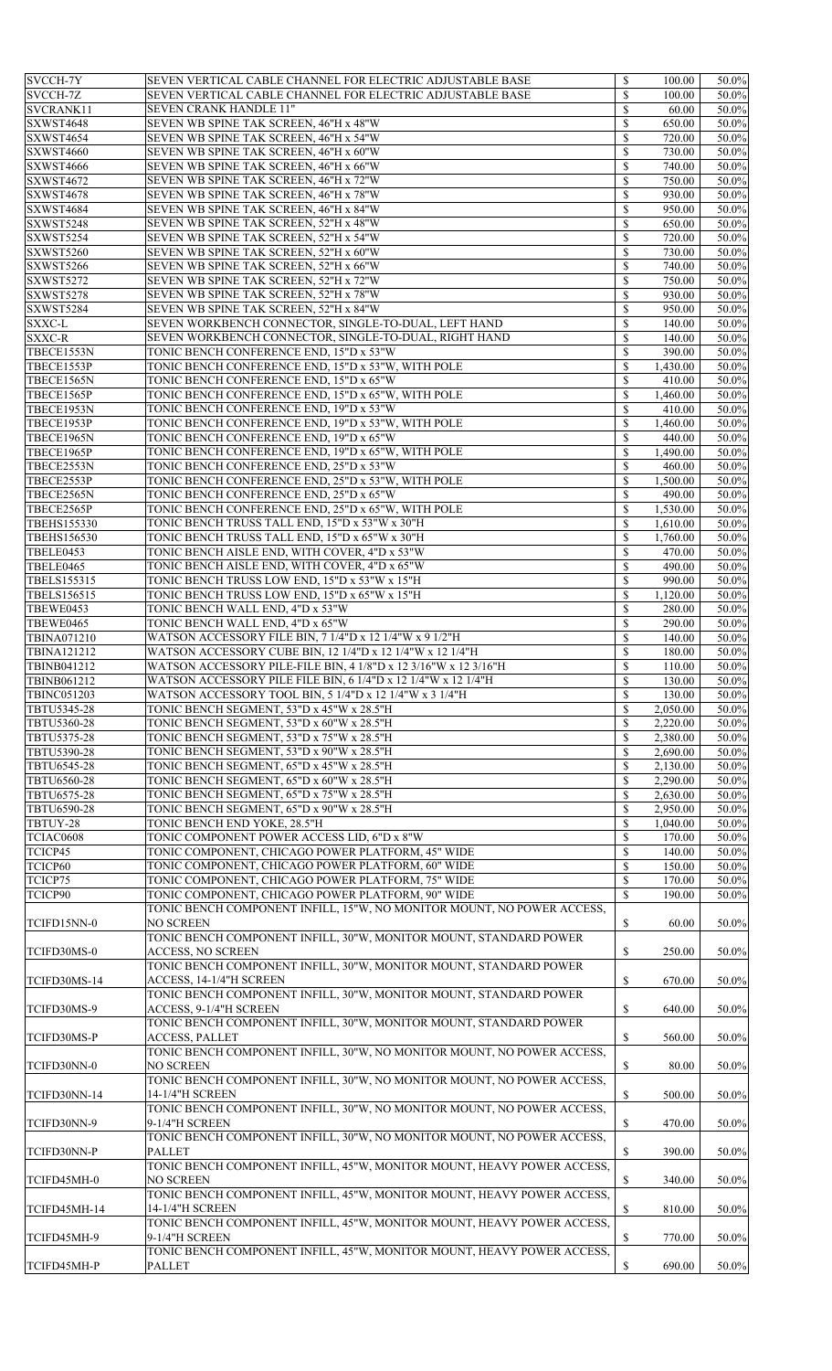| | | | | |
|---|---|---|---|---|
| SVCCH-7Y | SEVEN VERTICAL CABLE CHANNEL FOR ELECTRIC ADJUSTABLE BASE | $ | 100.00 | 50.0% |
| SVCCH-7Z | SEVEN VERTICAL CABLE CHANNEL FOR ELECTRIC ADJUSTABLE BASE | $ | 100.00 | 50.0% |
| SVCRANK11 | SEVEN CRANK HANDLE 11" | $ | 60.00 | 50.0% |
| SXWST4648 | SEVEN WB SPINE TAK SCREEN, 46"H x 48"W | $ | 650.00 | 50.0% |
| SXWST4654 | SEVEN WB SPINE TAK SCREEN, 46"H x 54"W | $ | 720.00 | 50.0% |
| SXWST4660 | SEVEN WB SPINE TAK SCREEN, 46"H x 60"W | $ | 730.00 | 50.0% |
| SXWST4666 | SEVEN WB SPINE TAK SCREEN, 46"H x 66"W | $ | 740.00 | 50.0% |
| SXWST4672 | SEVEN WB SPINE TAK SCREEN, 46"H x 72"W | $ | 750.00 | 50.0% |
| SXWST4678 | SEVEN WB SPINE TAK SCREEN, 46"H x 78"W | $ | 930.00 | 50.0% |
| SXWST4684 | SEVEN WB SPINE TAK SCREEN, 46"H x 84"W | $ | 950.00 | 50.0% |
| SXWST5248 | SEVEN WB SPINE TAK SCREEN, 52"H x 48"W | $ | 650.00 | 50.0% |
| SXWST5254 | SEVEN WB SPINE TAK SCREEN, 52"H x 54"W | $ | 720.00 | 50.0% |
| SXWST5260 | SEVEN WB SPINE TAK SCREEN, 52"H x 60"W | $ | 730.00 | 50.0% |
| SXWST5266 | SEVEN WB SPINE TAK SCREEN, 52"H x 66"W | $ | 740.00 | 50.0% |
| SXWST5272 | SEVEN WB SPINE TAK SCREEN, 52"H x 72"W | $ | 750.00 | 50.0% |
| SXWST5278 | SEVEN WB SPINE TAK SCREEN, 52"H x 78"W | $ | 930.00 | 50.0% |
| SXWST5284 | SEVEN WB SPINE TAK SCREEN, 52"H x 84"W | $ | 950.00 | 50.0% |
| SXXC-L | SEVEN WORKBENCH CONNECTOR, SINGLE-TO-DUAL, LEFT HAND | $ | 140.00 | 50.0% |
| SXXC-R | SEVEN WORKBENCH CONNECTOR, SINGLE-TO-DUAL, RIGHT HAND | $ | 140.00 | 50.0% |
| TBECE1553N | TONIC BENCH CONFERENCE END, 15"D x 53"W | $ | 390.00 | 50.0% |
| TBECE1553P | TONIC BENCH CONFERENCE END, 15"D x 53"W, WITH POLE | $ | 1,430.00 | 50.0% |
| TBECE1565N | TONIC BENCH CONFERENCE END, 15"D x 65"W | $ | 410.00 | 50.0% |
| TBECE1565P | TONIC BENCH CONFERENCE END, 15"D x 65"W, WITH POLE | $ | 1,460.00 | 50.0% |
| TBECE1953N | TONIC BENCH CONFERENCE END, 19"D x 53"W | $ | 410.00 | 50.0% |
| TBECE1953P | TONIC BENCH CONFERENCE END, 19"D x 53"W, WITH POLE | $ | 1,460.00 | 50.0% |
| TBECE1965N | TONIC BENCH CONFERENCE END, 19"D x 65"W | $ | 440.00 | 50.0% |
| TBECE1965P | TONIC BENCH CONFERENCE END, 19"D x 65"W, WITH POLE | $ | 1,490.00 | 50.0% |
| TBECE2553N | TONIC BENCH CONFERENCE END, 25"D x 53"W | $ | 460.00 | 50.0% |
| TBECE2553P | TONIC BENCH CONFERENCE END, 25"D x 53"W, WITH POLE | $ | 1,500.00 | 50.0% |
| TBECE2565N | TONIC BENCH CONFERENCE END, 25"D x 65"W | $ | 490.00 | 50.0% |
| TBECE2565P | TONIC BENCH CONFERENCE END, 25"D x 65"W, WITH POLE | $ | 1,530.00 | 50.0% |
| TBEHS155330 | TONIC BENCH TRUSS TALL END, 15"D x 53"W x 30"H | $ | 1,610.00 | 50.0% |
| TBEHS156530 | TONIC BENCH TRUSS TALL END, 15"D x 65"W x 30"H | $ | 1,760.00 | 50.0% |
| TBELE0453 | TONIC BENCH AISLE END, WITH COVER, 4"D x 53"W | $ | 470.00 | 50.0% |
| TBELE0465 | TONIC BENCH AISLE END, WITH COVER, 4"D x 65"W | $ | 490.00 | 50.0% |
| TBELS155315 | TONIC BENCH TRUSS LOW END, 15"D x 53"W x 15"H | $ | 990.00 | 50.0% |
| TBELS156515 | TONIC BENCH TRUSS LOW END, 15"D x 65"W x 15"H | $ | 1,120.00 | 50.0% |
| TBEWE0453 | TONIC BENCH WALL END, 4"D x 53"W | $ | 280.00 | 50.0% |
| TBEWE0465 | TONIC BENCH WALL END, 4"D x 65"W | $ | 290.00 | 50.0% |
| TBINA071210 | WATSON ACCESSORY FILE BIN, 7 1/4"D x 12 1/4"W x 9 1/2"H | $ | 140.00 | 50.0% |
| TBINA121212 | WATSON ACCESSORY CUBE BIN, 12 1/4"D x 12 1/4"W x 12 1/4"H | $ | 180.00 | 50.0% |
| TBINB041212 | WATSON ACCESSORY PILE-FILE BIN, 4 1/8"D x 12 3/16"W x 12 3/16"H | $ | 110.00 | 50.0% |
| TBINB061212 | WATSON ACCESSORY PILE FILE BIN, 6 1/4"D x 12 1/4"W x 12 1/4"H | $ | 130.00 | 50.0% |
| TBINC051203 | WATSON ACCESSORY TOOL BIN, 5 1/4"D x 12 1/4"W x 3 1/4"H | $ | 130.00 | 50.0% |
| TBTU5345-28 | TONIC BENCH SEGMENT, 53"D x 45"W x 28.5"H | $ | 2,050.00 | 50.0% |
| TBTU5360-28 | TONIC BENCH SEGMENT, 53"D x 60"W x 28.5"H | $ | 2,220.00 | 50.0% |
| TBTU5375-28 | TONIC BENCH SEGMENT, 53"D x 75"W x 28.5"H | $ | 2,380.00 | 50.0% |
| TBTU5390-28 | TONIC BENCH SEGMENT, 53"D x 90"W x 28.5"H | $ | 2,690.00 | 50.0% |
| TBTU6545-28 | TONIC BENCH SEGMENT, 65"D x 45"W x 28.5"H | $ | 2,130.00 | 50.0% |
| TBTU6560-28 | TONIC BENCH SEGMENT, 65"D x 60"W x 28.5"H | $ | 2,290.00 | 50.0% |
| TBTU6575-28 | TONIC BENCH SEGMENT, 65"D x 75"W x 28.5"H | $ | 2,630.00 | 50.0% |
| TBTU6590-28 | TONIC BENCH SEGMENT, 65"D x 90"W x 28.5"H | $ | 2,950.00 | 50.0% |
| TBTUY-28 | TONIC BENCH END YOKE, 28.5"H | $ | 1,040.00 | 50.0% |
| TCIAC0608 | TONIC COMPONENT POWER ACCESS LID, 6"D x 8"W | $ | 170.00 | 50.0% |
| TCICP45 | TONIC COMPONENT, CHICAGO POWER PLATFORM, 45" WIDE | $ | 140.00 | 50.0% |
| TCICP60 | TONIC COMPONENT, CHICAGO POWER PLATFORM, 60" WIDE | $ | 150.00 | 50.0% |
| TCICP75 | TONIC COMPONENT, CHICAGO POWER PLATFORM, 75" WIDE | $ | 170.00 | 50.0% |
| TCICP90 | TONIC COMPONENT, CHICAGO POWER PLATFORM, 90" WIDE | $ | 190.00 | 50.0% |
| TCIFD15NN-0 | TONIC BENCH COMPONENT INFILL, 15"W, NO MONITOR MOUNT, NO POWER ACCESS, NO SCREEN | $ | 60.00 | 50.0% |
| TCIFD30MS-0 | TONIC BENCH COMPONENT INFILL, 30"W, MONITOR MOUNT, STANDARD POWER ACCESS, NO SCREEN | $ | 250.00 | 50.0% |
| TCIFD30MS-14 | TONIC BENCH COMPONENT INFILL, 30"W, MONITOR MOUNT, STANDARD POWER ACCESS, 14-1/4"H SCREEN | $ | 670.00 | 50.0% |
| TCIFD30MS-9 | TONIC BENCH COMPONENT INFILL, 30"W, MONITOR MOUNT, STANDARD POWER ACCESS, 9-1/4"H SCREEN | $ | 640.00 | 50.0% |
| TCIFD30MS-P | TONIC BENCH COMPONENT INFILL, 30"W, MONITOR MOUNT, STANDARD POWER ACCESS, PALLET | $ | 560.00 | 50.0% |
| TCIFD30NN-0 | TONIC BENCH COMPONENT INFILL, 30"W, NO MONITOR MOUNT, NO POWER ACCESS, NO SCREEN | $ | 80.00 | 50.0% |
| TCIFD30NN-14 | TONIC BENCH COMPONENT INFILL, 30"W, NO MONITOR MOUNT, NO POWER ACCESS, 14-1/4"H SCREEN | $ | 500.00 | 50.0% |
| TCIFD30NN-9 | TONIC BENCH COMPONENT INFILL, 30"W, NO MONITOR MOUNT, NO POWER ACCESS, 9-1/4"H SCREEN | $ | 470.00 | 50.0% |
| TCIFD30NN-P | TONIC BENCH COMPONENT INFILL, 30"W, NO MONITOR MOUNT, NO POWER ACCESS, PALLET | $ | 390.00 | 50.0% |
| TCIFD45MH-0 | TONIC BENCH COMPONENT INFILL, 45"W, MONITOR MOUNT, HEAVY POWER ACCESS, NO SCREEN | $ | 340.00 | 50.0% |
| TCIFD45MH-14 | TONIC BENCH COMPONENT INFILL, 45"W, MONITOR MOUNT, HEAVY POWER ACCESS, 14-1/4"H SCREEN | $ | 810.00 | 50.0% |
| TCIFD45MH-9 | TONIC BENCH COMPONENT INFILL, 45"W, MONITOR MOUNT, HEAVY POWER ACCESS, 9-1/4"H SCREEN | $ | 770.00 | 50.0% |
| TCIFD45MH-P | TONIC BENCH COMPONENT INFILL, 45"W, MONITOR MOUNT, HEAVY POWER ACCESS, PALLET | $ | 690.00 | 50.0% |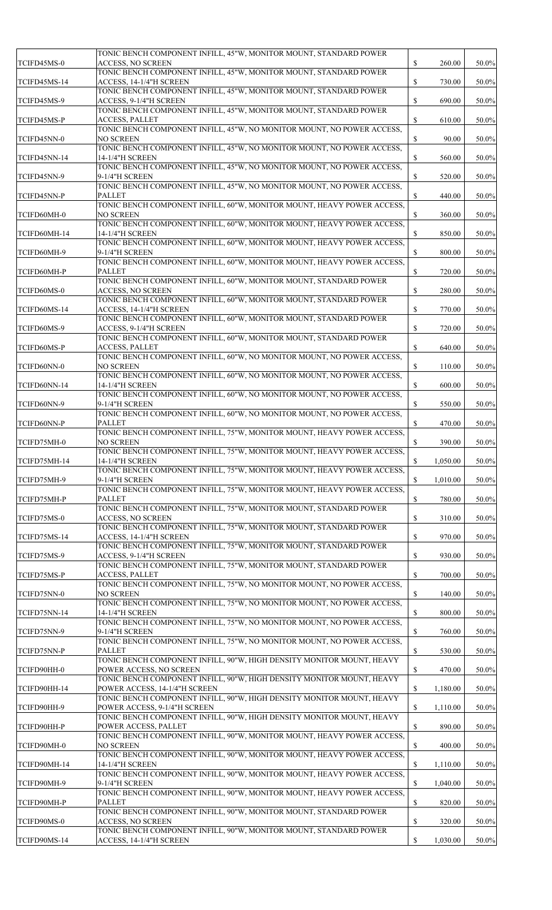| | | | |
|---|---|---|---|
| TCIFD45MS-0 | TONIC BENCH COMPONENT INFILL, 45"W, MONITOR MOUNT, STANDARD POWER ACCESS, NO SCREEN | $ 260.00 | 50.0% |
| TCIFD45MS-14 | TONIC BENCH COMPONENT INFILL, 45"W, MONITOR MOUNT, STANDARD POWER ACCESS, 14-1/4"H SCREEN | $ 730.00 | 50.0% |
| TCIFD45MS-9 | TONIC BENCH COMPONENT INFILL, 45"W, MONITOR MOUNT, STANDARD POWER ACCESS, 9-1/4"H SCREEN | $ 690.00 | 50.0% |
| TCIFD45MS-P | TONIC BENCH COMPONENT INFILL, 45"W, MONITOR MOUNT, STANDARD POWER ACCESS, PALLET | $ 610.00 | 50.0% |
| TCIFD45NN-0 | TONIC BENCH COMPONENT INFILL, 45"W, NO MONITOR MOUNT, NO POWER ACCESS, NO SCREEN | $ 90.00 | 50.0% |
| TCIFD45NN-14 | TONIC BENCH COMPONENT INFILL, 45"W, NO MONITOR MOUNT, NO POWER ACCESS, 14-1/4"H SCREEN | $ 560.00 | 50.0% |
| TCIFD45NN-9 | TONIC BENCH COMPONENT INFILL, 45"W, NO MONITOR MOUNT, NO POWER ACCESS, 9-1/4"H SCREEN | $ 520.00 | 50.0% |
| TCIFD45NN-P | TONIC BENCH COMPONENT INFILL, 45"W, NO MONITOR MOUNT, NO POWER ACCESS, PALLET | $ 440.00 | 50.0% |
| TCIFD60MH-0 | TONIC BENCH COMPONENT INFILL, 60"W, MONITOR MOUNT, HEAVY POWER ACCESS, NO SCREEN | $ 360.00 | 50.0% |
| TCIFD60MH-14 | TONIC BENCH COMPONENT INFILL, 60"W, MONITOR MOUNT, HEAVY POWER ACCESS, 14-1/4"H SCREEN | $ 850.00 | 50.0% |
| TCIFD60MH-9 | TONIC BENCH COMPONENT INFILL, 60"W, MONITOR MOUNT, HEAVY POWER ACCESS, 9-1/4"H SCREEN | $ 800.00 | 50.0% |
| TCIFD60MH-P | TONIC BENCH COMPONENT INFILL, 60"W, MONITOR MOUNT, HEAVY POWER ACCESS, PALLET | $ 720.00 | 50.0% |
| TCIFD60MS-0 | TONIC BENCH COMPONENT INFILL, 60"W, MONITOR MOUNT, STANDARD POWER ACCESS, NO SCREEN | $ 280.00 | 50.0% |
| TCIFD60MS-14 | TONIC BENCH COMPONENT INFILL, 60"W, MONITOR MOUNT, STANDARD POWER ACCESS, 14-1/4"H SCREEN | $ 770.00 | 50.0% |
| TCIFD60MS-9 | TONIC BENCH COMPONENT INFILL, 60"W, MONITOR MOUNT, STANDARD POWER ACCESS, 9-1/4"H SCREEN | $ 720.00 | 50.0% |
| TCIFD60MS-P | TONIC BENCH COMPONENT INFILL, 60"W, MONITOR MOUNT, STANDARD POWER ACCESS, PALLET | $ 640.00 | 50.0% |
| TCIFD60NN-0 | TONIC BENCH COMPONENT INFILL, 60"W, NO MONITOR MOUNT, NO POWER ACCESS, NO SCREEN | $ 110.00 | 50.0% |
| TCIFD60NN-14 | TONIC BENCH COMPONENT INFILL, 60"W, NO MONITOR MOUNT, NO POWER ACCESS, 14-1/4"H SCREEN | $ 600.00 | 50.0% |
| TCIFD60NN-9 | TONIC BENCH COMPONENT INFILL, 60"W, NO MONITOR MOUNT, NO POWER ACCESS, 9-1/4"H SCREEN | $ 550.00 | 50.0% |
| TCIFD60NN-P | TONIC BENCH COMPONENT INFILL, 60"W, NO MONITOR MOUNT, NO POWER ACCESS, PALLET | $ 470.00 | 50.0% |
| TCIFD75MH-0 | TONIC BENCH COMPONENT INFILL, 75"W, MONITOR MOUNT, HEAVY POWER ACCESS, NO SCREEN | $ 390.00 | 50.0% |
| TCIFD75MH-14 | TONIC BENCH COMPONENT INFILL, 75"W, MONITOR MOUNT, HEAVY POWER ACCESS, 14-1/4"H SCREEN | $ 1,050.00 | 50.0% |
| TCIFD75MH-9 | TONIC BENCH COMPONENT INFILL, 75"W, MONITOR MOUNT, HEAVY POWER ACCESS, 9-1/4"H SCREEN | $ 1,010.00 | 50.0% |
| TCIFD75MH-P | TONIC BENCH COMPONENT INFILL, 75"W, MONITOR MOUNT, HEAVY POWER ACCESS, PALLET | $ 780.00 | 50.0% |
| TCIFD75MS-0 | TONIC BENCH COMPONENT INFILL, 75"W, MONITOR MOUNT, STANDARD POWER ACCESS, NO SCREEN | $ 310.00 | 50.0% |
| TCIFD75MS-14 | TONIC BENCH COMPONENT INFILL, 75"W, MONITOR MOUNT, STANDARD POWER ACCESS, 14-1/4"H SCREEN | $ 970.00 | 50.0% |
| TCIFD75MS-9 | TONIC BENCH COMPONENT INFILL, 75"W, MONITOR MOUNT, STANDARD POWER ACCESS, 9-1/4"H SCREEN | $ 930.00 | 50.0% |
| TCIFD75MS-P | TONIC BENCH COMPONENT INFILL, 75"W, MONITOR MOUNT, STANDARD POWER ACCESS, PALLET | $ 700.00 | 50.0% |
| TCIFD75NN-0 | TONIC BENCH COMPONENT INFILL, 75"W, NO MONITOR MOUNT, NO POWER ACCESS, NO SCREEN | $ 140.00 | 50.0% |
| TCIFD75NN-14 | TONIC BENCH COMPONENT INFILL, 75"W, NO MONITOR MOUNT, NO POWER ACCESS, 14-1/4"H SCREEN | $ 800.00 | 50.0% |
| TCIFD75NN-9 | TONIC BENCH COMPONENT INFILL, 75"W, NO MONITOR MOUNT, NO POWER ACCESS, 9-1/4"H SCREEN | $ 760.00 | 50.0% |
| TCIFD75NN-P | TONIC BENCH COMPONENT INFILL, 75"W, NO MONITOR MOUNT, NO POWER ACCESS, PALLET | $ 530.00 | 50.0% |
| TCIFD90HH-0 | TONIC BENCH COMPONENT INFILL, 90"W, HIGH DENSITY MONITOR MOUNT, HEAVY POWER ACCESS, NO SCREEN | $ 470.00 | 50.0% |
| TCIFD90HH-14 | TONIC BENCH COMPONENT INFILL, 90"W, HIGH DENSITY MONITOR MOUNT, HEAVY POWER ACCESS, 14-1/4"H SCREEN | $ 1,180.00 | 50.0% |
| TCIFD90HH-9 | TONIC BENCH COMPONENT INFILL, 90"W, HIGH DENSITY MONITOR MOUNT, HEAVY POWER ACCESS, 9-1/4"H SCREEN | $ 1,110.00 | 50.0% |
| TCIFD90HH-P | TONIC BENCH COMPONENT INFILL, 90"W, HIGH DENSITY MONITOR MOUNT, HEAVY POWER ACCESS, PALLET | $ 890.00 | 50.0% |
| TCIFD90MH-0 | TONIC BENCH COMPONENT INFILL, 90"W, MONITOR MOUNT, HEAVY POWER ACCESS, NO SCREEN | $ 400.00 | 50.0% |
| TCIFD90MH-14 | TONIC BENCH COMPONENT INFILL, 90"W, MONITOR MOUNT, HEAVY POWER ACCESS, 14-1/4"H SCREEN | $ 1,110.00 | 50.0% |
| TCIFD90MH-9 | TONIC BENCH COMPONENT INFILL, 90"W, MONITOR MOUNT, HEAVY POWER ACCESS, 9-1/4"H SCREEN | $ 1,040.00 | 50.0% |
| TCIFD90MH-P | TONIC BENCH COMPONENT INFILL, 90"W, MONITOR MOUNT, HEAVY POWER ACCESS, PALLET | $ 820.00 | 50.0% |
| TCIFD90MS-0 | TONIC BENCH COMPONENT INFILL, 90"W, MONITOR MOUNT, STANDARD POWER ACCESS, NO SCREEN | $ 320.00 | 50.0% |
| TCIFD90MS-14 | TONIC BENCH COMPONENT INFILL, 90"W, MONITOR MOUNT, STANDARD POWER ACCESS, 14-1/4"H SCREEN | $ 1,030.00 | 50.0% |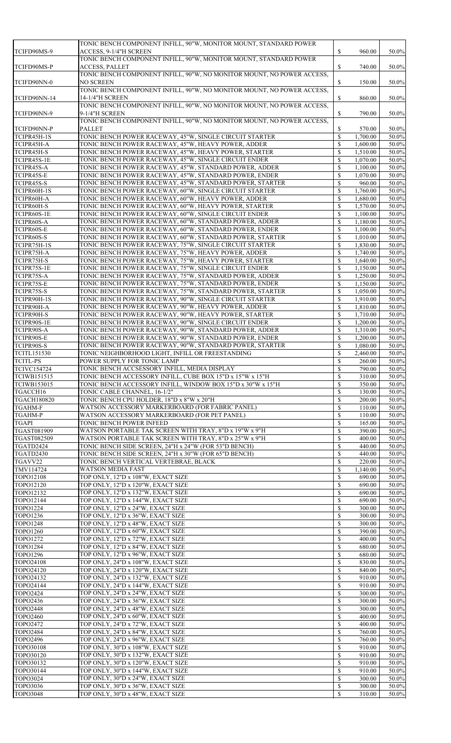| | | | |
|---|---|---|---|
| TCIFD90MS-9 | TONIC BENCH COMPONENT INFILL, 90"W, MONITOR MOUNT, STANDARD POWER ACCESS, 9-1/4"H SCREEN | $ 960.00 | 50.0% |
| TCIFD90MS-P | TONIC BENCH COMPONENT INFILL, 90"W, MONITOR MOUNT, STANDARD POWER ACCESS, PALLET | $ 740.00 | 50.0% |
| TCIFD90NN-0 | TONIC BENCH COMPONENT INFILL, 90"W, NO MONITOR MOUNT, NO POWER ACCESS, NO SCREEN | $ 150.00 | 50.0% |
| TCIFD90NN-14 | TONIC BENCH COMPONENT INFILL, 90"W, NO MONITOR MOUNT, NO POWER ACCESS, 14-1/4"H SCREEN | $ 860.00 | 50.0% |
| TCIFD90NN-9 | TONIC BENCH COMPONENT INFILL, 90"W, NO MONITOR MOUNT, NO POWER ACCESS, 9-1/4"H SCREEN | $ 790.00 | 50.0% |
| TCIFD90NN-P | TONIC BENCH COMPONENT INFILL, 90"W, NO MONITOR MOUNT, NO POWER ACCESS, PALLET | $ 570.00 | 50.0% |
| TCIPR45H-1S | TONIC BENCH POWER RACEWAY, 45"W, SINGLE CIRCUIT STARTER | $ 1,700.00 | 50.0% |
| TCIPR45H-A | TONIC BENCH POWER RACEWAY, 45"W, HEAVY POWER, ADDER | $ 1,600.00 | 50.0% |
| TCIPR45H-S | TONIC BENCH POWER RACEWAY, 45"W, HEAVY POWER, STARTER | $ 1,510.00 | 50.0% |
| TCIPR45S-1E | TONIC BENCH POWER RACEWAY, 45"W, SINGLE CIRCUIT ENDER | $ 1,070.00 | 50.0% |
| TCIPR45S-A | TONIC BENCH POWER RACEWAY, 45"W, STANDARD POWER, ADDER | $ 1,100.00 | 50.0% |
| TCIPR45S-E | TONIC BENCH POWER RACEWAY, 45"W, STANDARD POWER, ENDER | $ 1,070.00 | 50.0% |
| TCIPR45S-S | TONIC BENCH POWER RACEWAY, 45"W, STANDARD POWER, STARTER | $ 960.00 | 50.0% |
| TCIPR60H-1S | TONIC BENCH POWER RACEWAY, 60"W, SINGLE CIRCUIT STARTER | $ 1,760.00 | 50.0% |
| TCIPR60H-A | TONIC BENCH POWER RACEWAY, 60"W, HEAVY POWER, ADDER | $ 1,680.00 | 50.0% |
| TCIPR60H-S | TONIC BENCH POWER RACEWAY, 60"W, HEAVY POWER, STARTER | $ 1,570.00 | 50.0% |
| TCIPR60S-1E | TONIC BENCH POWER RACEWAY, 60"W, SINGLE CIRCUIT ENDER | $ 1,100.00 | 50.0% |
| TCIPR60S-A | TONIC BENCH POWER RACEWAY, 60"W, STANDARD POWER, ADDER | $ 1,180.00 | 50.0% |
| TCIPR60S-E | TONIC BENCH POWER RACEWAY, 60"W, STANDARD POWER, ENDER | $ 1,100.00 | 50.0% |
| TCIPR60S-S | TONIC BENCH POWER RACEWAY, 60"W, STANDARD POWER, STARTER | $ 1,010.00 | 50.0% |
| TCIPR75H-1S | TONIC BENCH POWER RACEWAY, 75"W, SINGLE CIRCUIT STARTER | $ 1,830.00 | 50.0% |
| TCIPR75H-A | TONIC BENCH POWER RACEWAY, 75"W, HEAVY POWER, ADDER | $ 1,740.00 | 50.0% |
| TCIPR75H-S | TONIC BENCH POWER RACEWAY, 75"W, HEAVY POWER, STARTER | $ 1,640.00 | 50.0% |
| TCIPR75S-1E | TONIC BENCH POWER RACEWAY, 75"W, SINGLE CIRCUIT ENDER | $ 1,150.00 | 50.0% |
| TCIPR75S-A | TONIC BENCH POWER RACEWAY, 75"W, STANDARD POWER, ADDER | $ 1,250.00 | 50.0% |
| TCIPR75S-E | TONIC BENCH POWER RACEWAY, 75"W, STANDARD POWER, ENDER | $ 1,150.00 | 50.0% |
| TCIPR75S-S | TONIC BENCH POWER RACEWAY, 75"W, STANDARD POWER, STARTER | $ 1,050.00 | 50.0% |
| TCIPR90H-1S | TONIC BENCH POWER RACEWAY, 90"W, SINGLE CIRCUIT STARTER | $ 1,910.00 | 50.0% |
| TCIPR90H-A | TONIC BENCH POWER RACEWAY, 90"W, HEAVY POWER, ADDER | $ 1,810.00 | 50.0% |
| TCIPR90H-S | TONIC BENCH POWER RACEWAY, 90"W, HEAVY POWER, STARTER | $ 1,710.00 | 50.0% |
| TCIPR90S-1E | TONIC BENCH POWER RACEWAY, 90"W, SINGLE CIRCUIT ENDER | $ 1,200.00 | 50.0% |
| TCIPR90S-A | TONIC BENCH POWER RACEWAY, 90"W, STANDARD POWER, ADDER | $ 1,310.00 | 50.0% |
| TCIPR90S-E | TONIC BENCH POWER RACEWAY, 90"W, STANDARD POWER, ENDER | $ 1,200.00 | 50.0% |
| TCIPR90S-S | TONIC BENCH POWER RACEWAY, 90"W, STANDARD POWER, STARTER | $ 1,080.00 | 50.0% |
| TCITL151530 | TONIC NEIGHBORHOOD LIGHT, INFILL OR FREESTANDING | $ 2,460.00 | 50.0% |
| TCITL-PS | POWER SUPPLY FOR TONIC LAMP | $ 260.00 | 50.0% |
| TCIVC154724 | TONIC BENCH ACCSESSORY INFILL, MEDIA DISPLAY | $ 790.00 | 50.0% |
| TCIWB151515 | TONIC BENCH ACCESSORY INFILL, CUBE BOX 15"D x 15"W x 15"H | $ 310.00 | 50.0% |
| TCIWB153015 | TONIC BENCH ACCESSORY INFILL, WINDOW BOX 15"D x 30"W x 15"H | $ 350.00 | 50.0% |
| TGACCH16 | TONIC CABLE CHANNEL, 16-1/2" | $ 130.00 | 50.0% |
| TGACH180820 | TONIC BENCH CPU HOLDER, 18"D x 8"W x 20"H | $ 200.00 | 50.0% |
| TGAHM-F | WATSON ACCESSORY MARKERBOARD (FOR FABRIC PANEL) | $ 110.00 | 50.0% |
| TGAHM-P | WATSON ACCESSORY MARKERBOARD (FOR PET PANEL) | $ 110.00 | 50.0% |
| TGAPI | TONIC BENCH POWER INFEED | $ 165.00 | 50.0% |
| TGAST081909 | WATSON PORTABLE TAK SCREEN WITH TRAY, 8"D x 19"W x 9"H | $ 390.00 | 50.0% |
| TGAST082509 | WATSON PORTABLE TAK SCREEN WITH TRAY, 8"D x 25"W x 9"H | $ 400.00 | 50.0% |
| TGATD2424 | TONIC BENCH SIDE SCREEN, 24"H x 24"W (FOR 53"D BENCH) | $ 440.00 | 50.0% |
| TGATD2430 | TONIC BENCH SIDE SCREEN, 24"H x 30"W (FOR 65"D BENCH) | $ 440.00 | 50.0% |
| TGAVV22 | TONIC BENCH VERTICAL VERTEBRAE, BLACK | $ 220.00 | 50.0% |
| TMV114724 | WATSON MEDIA FAST | $ 1,140.00 | 50.0% |
| TOPO12108 | TOP ONLY, 12"D x 108"W, EXACT SIZE | $ 690.00 | 50.0% |
| TOPO12120 | TOP ONLY, 12"D x 120"W, EXACT SIZE | $ 690.00 | 50.0% |
| TOPO12132 | TOP ONLY, 12"D x 132"W, EXACT SIZE | $ 690.00 | 50.0% |
| TOPO12144 | TOP ONLY, 12"D x 144"W, EXACT SIZE | $ 690.00 | 50.0% |
| TOPO1224 | TOP ONLY, 12"D x 24"W, EXACT SIZE | $ 300.00 | 50.0% |
| TOPO1236 | TOP ONLY, 12"D x 36"W, EXACT SIZE | $ 300.00 | 50.0% |
| TOPO1248 | TOP ONLY, 12"D x 48"W, EXACT SIZE | $ 300.00 | 50.0% |
| TOPO1260 | TOP ONLY, 12"D x 60"W, EXACT SIZE | $ 390.00 | 50.0% |
| TOPO1272 | TOP ONLY, 12"D x 72"W, EXACT SIZE | $ 400.00 | 50.0% |
| TOPO1284 | TOP ONLY, 12"D x 84"W, EXACT SIZE | $ 680.00 | 50.0% |
| TOPO1296 | TOP ONLY, 12"D x 96"W, EXACT SIZE | $ 680.00 | 50.0% |
| TOPO24108 | TOP ONLY, 24"D x 108"W, EXACT SIZE | $ 830.00 | 50.0% |
| TOPO24120 | TOP ONLY, 24"D x 120"W, EXACT SIZE | $ 840.00 | 50.0% |
| TOPO24132 | TOP ONLY, 24"D x 132"W, EXACT SIZE | $ 910.00 | 50.0% |
| TOPO24144 | TOP ONLY, 24"D x 144"W, EXACT SIZE | $ 910.00 | 50.0% |
| TOPO2424 | TOP ONLY, 24"D x 24"W, EXACT SIZE | $ 300.00 | 50.0% |
| TOPO2436 | TOP ONLY, 24"D x 36"W, EXACT SIZE | $ 300.00 | 50.0% |
| TOPO2448 | TOP ONLY, 24"D x 48"W, EXACT SIZE | $ 300.00 | 50.0% |
| TOPO2460 | TOP ONLY, 24"D x 60"W, EXACT SIZE | $ 400.00 | 50.0% |
| TOPO2472 | TOP ONLY, 24"D x 72"W, EXACT SIZE | $ 400.00 | 50.0% |
| TOPO2484 | TOP ONLY, 24"D x 84"W, EXACT SIZE | $ 760.00 | 50.0% |
| TOPO2496 | TOP ONLY, 24"D x 96"W, EXACT SIZE | $ 760.00 | 50.0% |
| TOPO30108 | TOP ONLY, 30"D x 108"W, EXACT SIZE | $ 910.00 | 50.0% |
| TOPO30120 | TOP ONLY, 30"D x 132"W, EXACT SIZE | $ 910.00 | 50.0% |
| TOPO30132 | TOP ONLY, 30"D x 120"W, EXACT SIZE | $ 910.00 | 50.0% |
| TOPO30144 | TOP ONLY, 30"D x 144"W, EXACT SIZE | $ 910.00 | 50.0% |
| TOPO3024 | TOP ONLY, 30"D x 24"W, EXACT SIZE | $ 300.00 | 50.0% |
| TOPO3036 | TOP ONLY, 30"D x 36"W, EXACT SIZE | $ 300.00 | 50.0% |
| TOPO3048 | TOP ONLY, 30"D x 48"W, EXACT SIZE | $ 310.00 | 50.0% |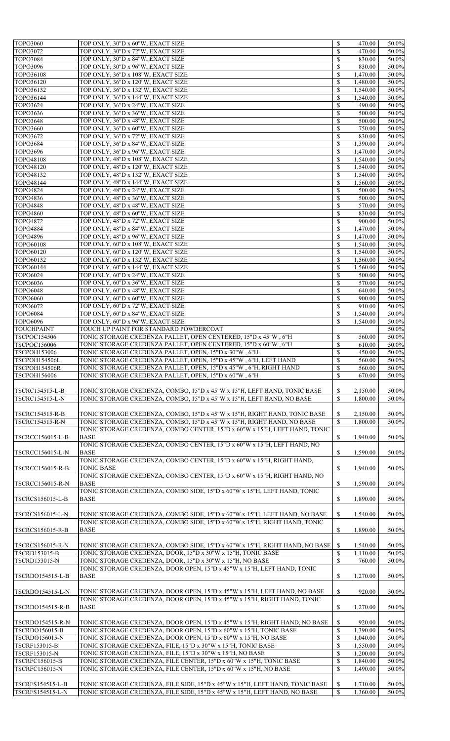| | | | |
|---|---|---|---|
| TOPO3060 | TOP ONLY, 30"D x 60"W, EXACT SIZE | $ 470.00 | 50.0% |
| TOPO3072 | TOP ONLY, 30"D x 72"W, EXACT SIZE | $ 470.00 | 50.0% |
| TOPO3084 | TOP ONLY, 30"D x 84"W, EXACT SIZE | $ 830.00 | 50.0% |
| TOPO3096 | TOP ONLY, 30"D x 96"W, EXACT SIZE | $ 830.00 | 50.0% |
| TOPO36108 | TOP ONLY, 36"D x 108"W, EXACT SIZE | $ 1,470.00 | 50.0% |
| TOPO36120 | TOP ONLY, 36"D x 120"W, EXACT SIZE | $ 1,480.00 | 50.0% |
| TOPO36132 | TOP ONLY, 36"D x 132"W, EXACT SIZE | $ 1,540.00 | 50.0% |
| TOPO36144 | TOP ONLY, 36"D x 144"W, EXACT SIZE | $ 1,540.00 | 50.0% |
| TOPO3624 | TOP ONLY, 36"D x 24"W, EXACT SIZE | $ 490.00 | 50.0% |
| TOPO3636 | TOP ONLY, 36"D x 36"W, EXACT SIZE | $ 500.00 | 50.0% |
| TOPO3648 | TOP ONLY, 36"D x 48"W, EXACT SIZE | $ 500.00 | 50.0% |
| TOPO3660 | TOP ONLY, 36"D x 60"W, EXACT SIZE | $ 750.00 | 50.0% |
| TOPO3672 | TOP ONLY, 36"D x 72"W, EXACT SIZE | $ 830.00 | 50.0% |
| TOPO3684 | TOP ONLY, 36"D x 84"W, EXACT SIZE | $ 1,390.00 | 50.0% |
| TOPO3696 | TOP ONLY, 36"D x 96"W, EXACT SIZE | $ 1,470.00 | 50.0% |
| TOPO48108 | TOP ONLY, 48"D x 108"W, EXACT SIZE | $ 1,540.00 | 50.0% |
| TOPO48120 | TOP ONLY, 48"D x 120"W, EXACT SIZE | $ 1,540.00 | 50.0% |
| TOPO48132 | TOP ONLY, 48"D x 132"W, EXACT SIZE | $ 1,540.00 | 50.0% |
| TOPO48144 | TOP ONLY, 48"D x 144"W, EXACT SIZE | $ 1,560.00 | 50.0% |
| TOPO4824 | TOP ONLY, 48"D x 24"W, EXACT SIZE | $ 500.00 | 50.0% |
| TOPO4836 | TOP ONLY, 48"D x 36"W, EXACT SIZE | $ 500.00 | 50.0% |
| TOPO4848 | TOP ONLY, 48"D x 48"W, EXACT SIZE | $ 570.00 | 50.0% |
| TOPO4860 | TOP ONLY, 48"D x 60"W, EXACT SIZE | $ 830.00 | 50.0% |
| TOPO4872 | TOP ONLY, 48"D x 72"W, EXACT SIZE | $ 900.00 | 50.0% |
| TOPO4884 | TOP ONLY, 48"D x 84"W, EXACT SIZE | $ 1,470.00 | 50.0% |
| TOPO4896 | TOP ONLY, 48"D x 96"W, EXACT SIZE | $ 1,470.00 | 50.0% |
| TOPO60108 | TOP ONLY, 60"D x 108"W, EXACT SIZE | $ 1,540.00 | 50.0% |
| TOPO60120 | TOP ONLY, 60"D x 120"W, EXACT SIZE | $ 1,540.00 | 50.0% |
| TOPO60132 | TOP ONLY, 60"D x 132"W, EXACT SIZE | $ 1,560.00 | 50.0% |
| TOPO60144 | TOP ONLY, 60"D x 144"W, EXACT SIZE | $ 1,560.00 | 50.0% |
| TOPO6024 | TOP ONLY, 60"D x 24"W, EXACT SIZE | $ 500.00 | 50.0% |
| TOPO6036 | TOP ONLY, 60"D x 36"W, EXACT SIZE | $ 570.00 | 50.0% |
| TOPO6048 | TOP ONLY, 60"D x 48"W, EXACT SIZE | $ 640.00 | 50.0% |
| TOPO6060 | TOP ONLY, 60"D x 60"W, EXACT SIZE | $ 900.00 | 50.0% |
| TOPO6072 | TOP ONLY, 60"D x 72"W, EXACT SIZE | $ 910.00 | 50.0% |
| TOPO6084 | TOP ONLY, 60"D x 84"W, EXACT SIZE | $ 1,540.00 | 50.0% |
| TOPO6096 | TOP ONLY, 60"D x 96"W, EXACT SIZE | $ 1,540.00 | 50.0% |
| TOUCHPAINT | TOUCH UP PAINT FOR STANDARD POWDERCOAT | | 50.0% |
| TSCPOC154506 | TONIC STORAGE CREDENZA PALLET, OPEN CENTERED, 15"D x 45"W , 6"H | $ 560.00 | 50.0% |
| TSCPOC156006 | TONIC STORAGE CREDENZA PALLET, OPEN CENTERED, 15"D x 60"W , 6"H | $ 610.00 | 50.0% |
| TSCPOH153006 | TONIC STORAGE CREDENZA PALLET, OPEN, 15"D x 30"W , 6"H | $ 450.00 | 50.0% |
| TSCPOH154506L | TONIC STORAGE CREDENZA PALLET, OPEN, 15"D x 45"W , 6"H, LEFT HAND | $ 560.00 | 50.0% |
| TSCPOH154506R | TONIC STORAGE CREDENZA PALLET, OPEN, 15"D x 45"W , 6"H, RIGHT HAND | $ 560.00 | 50.0% |
| TSCPOH156006 | TONIC STORAGE CREDENZA PALLET, OPEN, 15"D x 60"W , 6"H | $ 670.00 | 50.0% |
| TSCRC154515-L-B | TONIC STORAGE CREDENZA, COMBO, 15"D x 45"W x 15"H, LEFT HAND, TONIC BASE | $ 2,150.00 | 50.0% |
| TSCRC154515-L-N | TONIC STORAGE CREDENZA, COMBO, 15"D x 45"W x 15"H, LEFT HAND, NO BASE | $ 1,800.00 | 50.0% |
| TSCRC154515-R-B | TONIC STORAGE CREDENZA, COMBO, 15"D x 45"W x 15"H, RIGHT HAND, TONIC BASE | $ 2,150.00 | 50.0% |
| TSCRC154515-R-N | TONIC STORAGE CREDENZA, COMBO, 15"D x 45"W x 15"H, RIGHT HAND, NO BASE | $ 1,800.00 | 50.0% |
| TSCRCC156015-L-B | TONIC STORAGE CREDENZA, COMBO CENTER, 15"D x 60"W x 15"H, LEFT HAND, TONIC BASE | $ 1,940.00 | 50.0% |
| TSCRCC156015-L-N | TONIC STORAGE CREDENZA, COMBO CENTER, 15"D x 60"W x 15"H, LEFT HAND, NO BASE | $ 1,590.00 | 50.0% |
| TSCRCC156015-R-B | TONIC STORAGE CREDENZA, COMBO CENTER, 15"D x 60"W x 15"H, RIGHT HAND, TONIC BASE | $ 1,940.00 | 50.0% |
| TSCRCC156015-R-N | TONIC STORAGE CREDENZA, COMBO CENTER, 15"D x 60"W x 15"H, RIGHT HAND, NO BASE | $ 1,590.00 | 50.0% |
| TSCRCS156015-L-B | TONIC STORAGE CREDENZA, COMBO SIDE, 15"D x 60"W x 15"H, LEFT HAND, TONIC BASE | $ 1,890.00 | 50.0% |
| TSCRCS156015-L-N | TONIC STORAGE CREDENZA, COMBO SIDE, 15"D x 60"W x 15"H, LEFT HAND, NO BASE | $ 1,540.00 | 50.0% |
| TSCRCS156015-R-B | TONIC STORAGE CREDENZA, COMBO SIDE, 15"D x 60"W x 15"H, RIGHT HAND, TONIC BASE | $ 1,890.00 | 50.0% |
| TSCRCS156015-R-N | TONIC STORAGE CREDENZA, COMBO SIDE, 15"D x 60"W x 15"H, RIGHT HAND, NO BASE | $ 1,540.00 | 50.0% |
| TSCRD153015-B | TONIC STORAGE CREDENZA, DOOR, 15"D x 30"W x 15"H, TONIC BASE | $ 1,110.00 | 50.0% |
| TSCRD153015-N | TONIC STORAGE CREDENZA, DOOR, 15"D x 30"W x 15"H, NO BASE | $ 760.00 | 50.0% |
| TSCRDO154515-L-B | TONIC STORAGE CREDENZA, DOOR OPEN, 15"D x 45"W x 15"H, LEFT HAND, TONIC BASE | $ 1,270.00 | 50.0% |
| TSCRDO154515-L-N | TONIC STORAGE CREDENZA, DOOR OPEN, 15"D x 45"W x 15"H, LEFT HAND, NO BASE | $ 920.00 | 50.0% |
| TSCRDO154515-R-B | TONIC STORAGE CREDENZA, DOOR OPEN, 15"D x 45"W x 15"H, RIGHT HAND, TONIC BASE | $ 1,270.00 | 50.0% |
| TSCRDO154515-R-N | TONIC STORAGE CREDENZA, DOOR OPEN, 15"D x 45"W x 15"H, RIGHT HAND, NO BASE | $ 920.00 | 50.0% |
| TSCRDO156015-B | TONIC STORAGE CREDENZA, DOOR OPEN, 15"D x 60"W x 15"H, TONIC BASE | $ 1,390.00 | 50.0% |
| TSCRDO156015-N | TONIC STORAGE CREDENZA, DOOR OPEN, 15"D x 60"W x 15"H, NO BASE | $ 1,040.00 | 50.0% |
| TSCRF153015-B | TONIC STORAGE CREDENZA, FILE, 15"D x 30"W x 15"H, TONIC BASE | $ 1,550.00 | 50.0% |
| TSCRF153015-N | TONIC STORAGE CREDENZA, FILE, 15"D x 30"W x 15"H, NO BASE | $ 1,200.00 | 50.0% |
| TSCRFC156015-B | TONIC STORAGE CREDENZA, FILE CENTER, 15"D x 60"W x 15"H, TONIC BASE | $ 1,840.00 | 50.0% |
| TSCRFC156015-N | TONIC STORAGE CREDENZA, FILE CENTER, 15"D x 60"W x 15"H, NO BASE | $ 1,490.00 | 50.0% |
| TSCRFS154515-L-B | TONIC STORAGE CREDENZA, FILE SIDE, 15"D x 45"W x 15"H, LEFT HAND, TONIC BASE | $ 1,710.00 | 50.0% |
| TSCRFS154515-L-N | TONIC STORAGE CREDENZA, FILE SIDE, 15"D x 45"W x 15"H, LEFT HAND, NO BASE | $ 1,360.00 | 50.0% |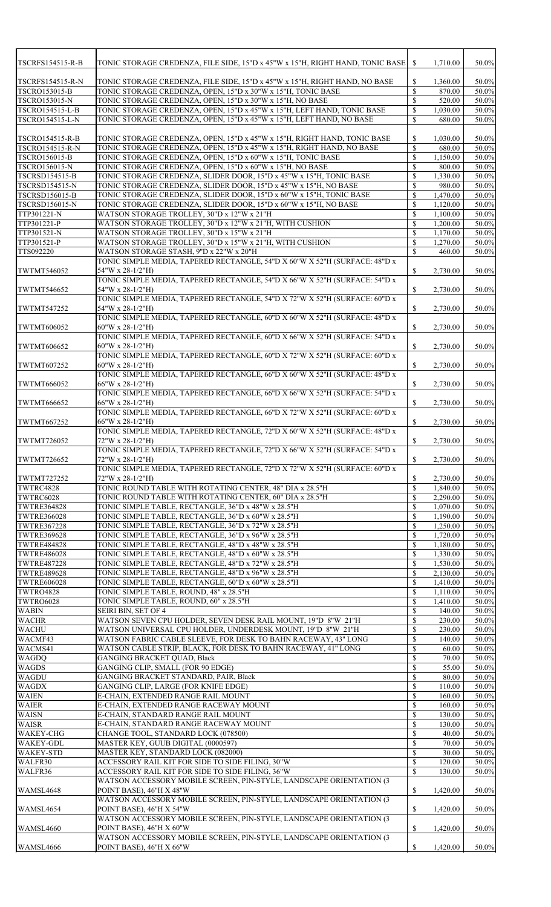| | | | | |
|---|---|---|---|---|
| TSCRFS154515-R-B | TONIC STORAGE CREDENZA, FILE SIDE, 15"D x 45"W x 15"H, RIGHT HAND, TONIC BASE | $ | 1,710.00 | 50.0% |
| TSCRFS154515-R-N | TONIC STORAGE CREDENZA, FILE SIDE, 15"D x 45"W x 15"H, RIGHT HAND, NO BASE | $ | 1,360.00 | 50.0% |
| TSCRO153015-B | TONIC STORAGE CREDENZA, OPEN, 15"D x 30"W x 15"H, TONIC BASE | $ | 870.00 | 50.0% |
| TSCRO153015-N | TONIC STORAGE CREDENZA, OPEN, 15"D x 30"W x 15"H, NO BASE | $ | 520.00 | 50.0% |
| TSCRO154515-L-B | TONIC STORAGE CREDENZA, OPEN, 15"D x 45"W x 15"H, LEFT HAND, TONIC BASE | $ | 1,030.00 | 50.0% |
| TSCRO154515-L-N | TONIC STORAGE CREDENZA, OPEN, 15"D x 45"W x 15"H, LEFT HAND, NO BASE | $ | 680.00 | 50.0% |
| TSCRO154515-R-B | TONIC STORAGE CREDENZA, OPEN, 15"D x 45"W x 15"H, RIGHT HAND, TONIC BASE | $ | 1,030.00 | 50.0% |
| TSCRO154515-R-N | TONIC STORAGE CREDENZA, OPEN, 15"D x 45"W x 15"H, RIGHT HAND, NO BASE | $ | 680.00 | 50.0% |
| TSCRO156015-B | TONIC STORAGE CREDENZA, OPEN, 15"D x 60"W x 15"H, TONIC BASE | $ | 1,150.00 | 50.0% |
| TSCRO156015-N | TONIC STORAGE CREDENZA, OPEN, 15"D x 60"W x 15"H, NO BASE | $ | 800.00 | 50.0% |
| TSCRSD154515-B | TONIC STORAGE CREDENZA, SLIDER DOOR, 15"D x 45"W x 15"H, TONIC BASE | $ | 1,330.00 | 50.0% |
| TSCRSD154515-N | TONIC STORAGE CREDENZA, SLIDER DOOR, 15"D x 45"W x 15"H, NO BASE | $ | 980.00 | 50.0% |
| TSCRSD156015-B | TONIC STORAGE CREDENZA, SLIDER DOOR, 15"D x 60"W x 15"H, TONIC BASE | $ | 1,470.00 | 50.0% |
| TSCRSD156015-N | TONIC STORAGE CREDENZA, SLIDER DOOR, 15"D x 60"W x 15"H, NO BASE | $ | 1,120.00 | 50.0% |
| TTP301221-N | WATSON STORAGE TROLLEY, 30"D x 12"W x 21"H | $ | 1,100.00 | 50.0% |
| TTP301221-P | WATSON STORAGE TROLLEY, 30"D x 12"W x 21"H, WITH CUSHION | $ | 1,200.00 | 50.0% |
| TTP301521-N | WATSON STORAGE TROLLEY, 30"D x 15"W x 21"H | $ | 1,170.00 | 50.0% |
| TTP301521-P | WATSON STORAGE TROLLEY, 30"D x 15"W x 21"H, WITH CUSHION | $ | 1,270.00 | 50.0% |
| TTS092220 | WATSON STORAGE STASH, 9"D x 22"W x 20"H | $ | 460.00 | 50.0% |
| TWTMT546052 | TONIC SIMPLE MEDIA, TAPERED RECTANGLE, 54"D X 60"W X 52"H (SURFACE: 48"D x 54"W x 28-1/2"H) | $ | 2,730.00 | 50.0% |
| TWTMT546652 | TONIC SIMPLE MEDIA, TAPERED RECTANGLE, 54"D X 66"W X 52"H (SURFACE: 54"D x 54"W x 28-1/2"H) | $ | 2,730.00 | 50.0% |
| TWTMT547252 | TONIC SIMPLE MEDIA, TAPERED RECTANGLE, 54"D X 72"W X 52"H (SURFACE: 60"D x 54"W x 28-1/2"H) | $ | 2,730.00 | 50.0% |
| TWTMT606052 | TONIC SIMPLE MEDIA, TAPERED RECTANGLE, 60"D X 60"W X 52"H (SURFACE: 48"D x 60"W x 28-1/2"H) | $ | 2,730.00 | 50.0% |
| TWTMT606652 | TONIC SIMPLE MEDIA, TAPERED RECTANGLE, 60"D X 66"W X 52"H (SURFACE: 54"D x 60"W x 28-1/2"H) | $ | 2,730.00 | 50.0% |
| TWTMT607252 | TONIC SIMPLE MEDIA, TAPERED RECTANGLE, 60"D X 72"W X 52"H (SURFACE: 60"D x 60"W x 28-1/2"H) | $ | 2,730.00 | 50.0% |
| TWTMT666052 | TONIC SIMPLE MEDIA, TAPERED RECTANGLE, 66"D X 60"W X 52"H (SURFACE: 48"D x 66"W x 28-1/2"H) | $ | 2,730.00 | 50.0% |
| TWTMT666652 | TONIC SIMPLE MEDIA, TAPERED RECTANGLE, 66"D X 66"W X 52"H (SURFACE: 54"D x 66"W x 28-1/2"H) | $ | 2,730.00 | 50.0% |
| TWTMT667252 | TONIC SIMPLE MEDIA, TAPERED RECTANGLE, 66"D X 72"W X 52"H (SURFACE: 60"D x 66"W x 28-1/2"H) | $ | 2,730.00 | 50.0% |
| TWTMT726052 | TONIC SIMPLE MEDIA, TAPERED RECTANGLE, 72"D X 60"W X 52"H (SURFACE: 48"D x 72"W x 28-1/2"H) | $ | 2,730.00 | 50.0% |
| TWTMT726652 | TONIC SIMPLE MEDIA, TAPERED RECTANGLE, 72"D X 66"W X 52"H (SURFACE: 54"D x 72"W x 28-1/2"H) | $ | 2,730.00 | 50.0% |
| TWTMT727252 | TONIC SIMPLE MEDIA, TAPERED RECTANGLE, 72"D X 72"W X 52"H (SURFACE: 60"D x 72"W x 28-1/2"H) | $ | 2,730.00 | 50.0% |
| TWTRC4828 | TONIC ROUND TABLE WITH ROTATING CENTER, 48" DIA x 28.5"H | $ | 1,840.00 | 50.0% |
| TWTRC6028 | TONIC ROUND TABLE WITH ROTATING CENTER, 60" DIA x 28.5"H | $ | 2,290.00 | 50.0% |
| TWTRE364828 | TONIC SIMPLE TABLE, RECTANGLE, 36"D x 48"W x 28.5"H | $ | 1,070.00 | 50.0% |
| TWTRE366028 | TONIC SIMPLE TABLE, RECTANGLE, 36"D x 60"W x 28.5"H | $ | 1,190.00 | 50.0% |
| TWTRE367228 | TONIC SIMPLE TABLE, RECTANGLE, 36"D x 72"W x 28.5"H | $ | 1,250.00 | 50.0% |
| TWTRE369628 | TONIC SIMPLE TABLE, RECTANGLE, 36"D x 96"W x 28.5"H | $ | 1,720.00 | 50.0% |
| TWTRE484828 | TONIC SIMPLE TABLE, RECTANGLE, 48"D x 48"W x 28.5"H | $ | 1,180.00 | 50.0% |
| TWTRE486028 | TONIC SIMPLE TABLE, RECTANGLE, 48"D x 60"W x 28.5"H | $ | 1,330.00 | 50.0% |
| TWTRE487228 | TONIC SIMPLE TABLE, RECTANGLE, 48"D x 72"W x 28.5"H | $ | 1,530.00 | 50.0% |
| TWTRE489628 | TONIC SIMPLE TABLE, RECTANGLE, 48"D x 96"W x 28.5"H | $ | 2,130.00 | 50.0% |
| TWTRE606028 | TONIC SIMPLE TABLE, RECTANGLE, 60"D x 60"W x 28.5"H | $ | 1,410.00 | 50.0% |
| TWTRO4828 | TONIC SIMPLE TABLE, ROUND, 48" x 28.5"H | $ | 1,110.00 | 50.0% |
| TWTRO6028 | TONIC SIMPLE TABLE, ROUND, 60" x 28.5"H | $ | 1,410.00 | 50.0% |
| WABIN | SEIRI BIN, SET OF 4 | $ | 140.00 | 50.0% |
| WACHR | WATSON SEVEN CPU HOLDER, SEVEN DESK RAIL MOUNT, 19"D 8"W 21"H | $ | 230.00 | 50.0% |
| WACHU | WATSON UNIVERSAL CPU HOLDER, UNDERDESK MOUNT, 19"D 8"W 21"H | $ | 230.00 | 50.0% |
| WACMF43 | WATSON FABRIC CABLE SLEEVE, FOR DESK TO BAHN RACEWAY, 43" LONG | $ | 140.00 | 50.0% |
| WACMS41 | WATSON CABLE STRIP, BLACK, FOR DESK TO BAHN RACEWAY, 41" LONG | $ | 60.00 | 50.0% |
| WAGDQ | GANGING BRACKET QUAD, Black | $ | 70.00 | 50.0% |
| WAGDS | GANGING CLIP, SMALL (FOR 90 EDGE) | $ | 55.00 | 50.0% |
| WAGDU | GANGING BRACKET STANDARD, PAIR, Black | $ | 80.00 | 50.0% |
| WAGDX | GANGING CLIP, LARGE (FOR KNIFE EDGE) | $ | 110.00 | 50.0% |
| WAIEN | E-CHAIN, EXTENDED RANGE RAIL MOUNT | $ | 160.00 | 50.0% |
| WAIER | E-CHAIN, EXTENDED RANGE RACEWAY MOUNT | $ | 160.00 | 50.0% |
| WAISN | E-CHAIN, STANDARD RANGE RAIL MOUNT | $ | 130.00 | 50.0% |
| WAISR | E-CHAIN, STANDARD RANGE RACEWAY MOUNT | $ | 130.00 | 50.0% |
| WAKEY-CHG | CHANGE TOOL, STANDARD LOCK (078500) | $ | 40.00 | 50.0% |
| WAKEY-GDL | MASTER KEY, GUUB DIGITAL (0000597) | $ | 70.00 | 50.0% |
| WAKEY-STD | MASTER KEY, STANDARD LOCK (082000) | $ | 30.00 | 50.0% |
| WALFR30 | ACCESSORY RAIL KIT FOR SIDE TO SIDE FILING, 30"W | $ | 120.00 | 50.0% |
| WALFR36 | ACCESSORY RAIL KIT FOR SIDE TO SIDE FILING, 36"W | $ | 130.00 | 50.0% |
| WAMSL4648 | WATSON ACCESSORY MOBILE SCREEN, PIN-STYLE, LANDSCAPE ORIENTATION (3 POINT BASE), 46"H X 48"W | $ | 1,420.00 | 50.0% |
| WAMSL4654 | WATSON ACCESSORY MOBILE SCREEN, PIN-STYLE, LANDSCAPE ORIENTATION (3 POINT BASE), 46"H X 54"W | $ | 1,420.00 | 50.0% |
| WAMSL4660 | WATSON ACCESSORY MOBILE SCREEN, PIN-STYLE, LANDSCAPE ORIENTATION (3 POINT BASE), 46"H X 60"W | $ | 1,420.00 | 50.0% |
| WAMSL4666 | WATSON ACCESSORY MOBILE SCREEN, PIN-STYLE, LANDSCAPE ORIENTATION (3 POINT BASE), 46"H X 66"W | $ | 1,420.00 | 50.0% |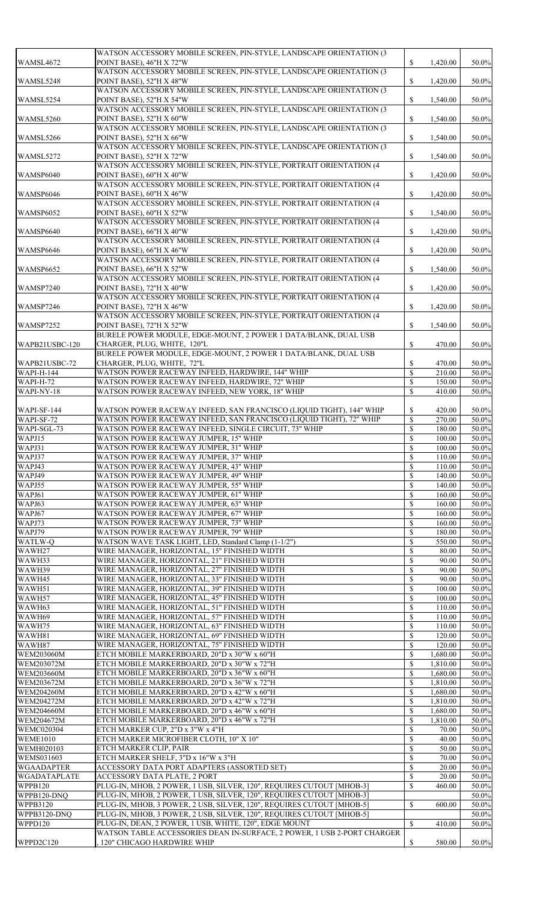| | | | | |
|---|---|---|---|---|
| WAMSL4672 | WATSON ACCESSORY MOBILE SCREEN, PIN-STYLE, LANDSCAPE ORIENTATION (3 POINT BASE), 46"H X 72"W | $ | 1,420.00 | 50.0% |
| WAMSL5248 | WATSON ACCESSORY MOBILE SCREEN, PIN-STYLE, LANDSCAPE ORIENTATION (3 POINT BASE), 52"H X 48"W | $ | 1,420.00 | 50.0% |
| WAMSL5254 | WATSON ACCESSORY MOBILE SCREEN, PIN-STYLE, LANDSCAPE ORIENTATION (3 POINT BASE), 52"H X 54"W | $ | 1,540.00 | 50.0% |
| WAMSL5260 | WATSON ACCESSORY MOBILE SCREEN, PIN-STYLE, LANDSCAPE ORIENTATION (3 POINT BASE), 52"H X 60"W | $ | 1,540.00 | 50.0% |
| WAMSL5266 | WATSON ACCESSORY MOBILE SCREEN, PIN-STYLE, LANDSCAPE ORIENTATION (3 POINT BASE), 52"H X 66"W | $ | 1,540.00 | 50.0% |
| WAMSL5272 | WATSON ACCESSORY MOBILE SCREEN, PIN-STYLE, LANDSCAPE ORIENTATION (3 POINT BASE), 52"H X 72"W | $ | 1,540.00 | 50.0% |
| WAMSP6040 | WATSON ACCESSORY MOBILE SCREEN, PIN-STYLE, PORTRAIT ORIENTATION (4 POINT BASE), 60"H X 40"W | $ | 1,420.00 | 50.0% |
| WAMSP6046 | WATSON ACCESSORY MOBILE SCREEN, PIN-STYLE, PORTRAIT ORIENTATION (4 POINT BASE), 60"H X 46"W | $ | 1,420.00 | 50.0% |
| WAMSP6052 | WATSON ACCESSORY MOBILE SCREEN, PIN-STYLE, PORTRAIT ORIENTATION (4 POINT BASE), 60"H X 52"W | $ | 1,540.00 | 50.0% |
| WAMSP6640 | WATSON ACCESSORY MOBILE SCREEN, PIN-STYLE, PORTRAIT ORIENTATION (4 POINT BASE), 66"H X 40"W | $ | 1,420.00 | 50.0% |
| WAMSP6646 | WATSON ACCESSORY MOBILE SCREEN, PIN-STYLE, PORTRAIT ORIENTATION (4 POINT BASE), 66"H X 46"W | $ | 1,420.00 | 50.0% |
| WAMSP6652 | WATSON ACCESSORY MOBILE SCREEN, PIN-STYLE, PORTRAIT ORIENTATION (4 POINT BASE), 66"H X 52"W | $ | 1,540.00 | 50.0% |
| WAMSP7240 | WATSON ACCESSORY MOBILE SCREEN, PIN-STYLE, PORTRAIT ORIENTATION (4 POINT BASE), 72"H X 40"W | $ | 1,420.00 | 50.0% |
| WAMSP7246 | WATSON ACCESSORY MOBILE SCREEN, PIN-STYLE, PORTRAIT ORIENTATION (4 POINT BASE), 72"H X 46"W | $ | 1,420.00 | 50.0% |
| WAMSP7252 | WATSON ACCESSORY MOBILE SCREEN, PIN-STYLE, PORTRAIT ORIENTATION (4 POINT BASE), 72"H X 52"W | $ | 1,540.00 | 50.0% |
| WAPB21USBC-120 | BURELE POWER MODULE, EDGE-MOUNT, 2 POWER 1 DATA/BLANK, DUAL USB CHARGER, PLUG, WHITE, 120"L | $ | 470.00 | 50.0% |
| WAPB21USBC-72 | BURELE POWER MODULE, EDGE-MOUNT, 2 POWER 1 DATA/BLANK, DUAL USB CHARGER, PLUG, WHITE, 72"L | $ | 470.00 | 50.0% |
| WAPI-H-144 | WATSON POWER RACEWAY INFEED, HARDWIRE, 144" WHIP | $ | 210.00 | 50.0% |
| WAPI-H-72 | WATSON POWER RACEWAY INFEED, HARDWIRE, 72" WHIP | $ | 150.00 | 50.0% |
| WAPI-NY-18 | WATSON POWER RACEWAY INFEED, NEW YORK, 18" WHIP | $ | 410.00 | 50.0% |
| WAPI-SF-144 | WATSON POWER RACEWAY INFEED, SAN FRANCISCO (LIQUID TIGHT), 144" WHIP | $ | 420.00 | 50.0% |
| WAPI-SF-72 | WATSON POWER RACEWAY INFEED, SAN FRANCISCO (LIQUID TIGHT), 72" WHIP | $ | 270.00 | 50.0% |
| WAPI-SGL-73 | WATSON POWER RACEWAY INFEED, SINGLE CIRCUIT, 73" WHIP | $ | 180.00 | 50.0% |
| WAPJ15 | WATSON POWER RACEWAY JUMPER, 15" WHIP | $ | 100.00 | 50.0% |
| WAPJ31 | WATSON POWER RACEWAY JUMPER, 31" WHIP | $ | 100.00 | 50.0% |
| WAPJ37 | WATSON POWER RACEWAY JUMPER, 37" WHIP | $ | 110.00 | 50.0% |
| WAPJ43 | WATSON POWER RACEWAY JUMPER, 43" WHIP | $ | 110.00 | 50.0% |
| WAPJ49 | WATSON POWER RACEWAY JUMPER, 49" WHIP | $ | 140.00 | 50.0% |
| WAPJ55 | WATSON POWER RACEWAY JUMPER, 55" WHIP | $ | 140.00 | 50.0% |
| WAPJ61 | WATSON POWER RACEWAY JUMPER, 61" WHIP | $ | 160.00 | 50.0% |
| WAPJ63 | WATSON POWER RACEWAY JUMPER, 63" WHIP | $ | 160.00 | 50.0% |
| WAPJ67 | WATSON POWER RACEWAY JUMPER, 67" WHIP | $ | 160.00 | 50.0% |
| WAPJ73 | WATSON POWER RACEWAY JUMPER, 73" WHIP | $ | 160.00 | 50.0% |
| WAPJ79 | WATSON POWER RACEWAY JUMPER, 79" WHIP | $ | 180.00 | 50.0% |
| WATLW-Q | WATSON WAVE TASK LIGHT, LED, Standard Clamp (1-1/2") | $ | 550.00 | 50.0% |
| WAWH27 | WIRE MANAGER, HORIZONTAL, 15" FINISHED WIDTH | $ | 80.00 | 50.0% |
| WAWH33 | WIRE MANAGER, HORIZONTAL, 21" FINISHED WIDTH | $ | 90.00 | 50.0% |
| WAWH39 | WIRE MANAGER, HORIZONTAL, 27" FINISHED WIDTH | $ | 90.00 | 50.0% |
| WAWH45 | WIRE MANAGER, HORIZONTAL, 33" FINISHED WIDTH | $ | 90.00 | 50.0% |
| WAWH51 | WIRE MANAGER, HORIZONTAL, 39" FINISHED WIDTH | $ | 100.00 | 50.0% |
| WAWH57 | WIRE MANAGER, HORIZONTAL, 45" FINISHED WIDTH | $ | 100.00 | 50.0% |
| WAWH63 | WIRE MANAGER, HORIZONTAL, 51" FINISHED WIDTH | $ | 110.00 | 50.0% |
| WAWH69 | WIRE MANAGER, HORIZONTAL, 57" FINISHED WIDTH | $ | 110.00 | 50.0% |
| WAWH75 | WIRE MANAGER, HORIZONTAL, 63" FINISHED WIDTH | $ | 110.00 | 50.0% |
| WAWH81 | WIRE MANAGER, HORIZONTAL, 69" FINISHED WIDTH | $ | 120.00 | 50.0% |
| WAWH87 | WIRE MANAGER, HORIZONTAL, 75" FINISHED WIDTH | $ | 120.00 | 50.0% |
| WEM203060M | ETCH MOBILE MARKERBOARD, 20"D x 30"W x 60"H | $ | 1,680.00 | 50.0% |
| WEM203072M | ETCH MOBILE MARKERBOARD, 20"D x 30"W x 72"H | $ | 1,810.00 | 50.0% |
| WEM203660M | ETCH MOBILE MARKERBOARD, 20"D x 36"W x 60"H | $ | 1,680.00 | 50.0% |
| WEM203672M | ETCH MOBILE MARKERBOARD, 20"D x 36"W x 72"H | $ | 1,810.00 | 50.0% |
| WEM204260M | ETCH MOBILE MARKERBOARD, 20"D x 42"W x 60"H | $ | 1,680.00 | 50.0% |
| WEM204272M | ETCH MOBILE MARKERBOARD, 20"D x 42"W x 72"H | $ | 1,810.00 | 50.0% |
| WEM204660M | ETCH MOBILE MARKERBOARD, 20"D x 46"W x 60"H | $ | 1,680.00 | 50.0% |
| WEM204672M | ETCH MOBILE MARKERBOARD, 20"D x 46"W x 72"H | $ | 1,810.00 | 50.0% |
| WEMC020304 | ETCH MARKER CUP, 2"D x 3"W x 4"H | $ | 70.00 | 50.0% |
| WEME1010 | ETCH MARKER MICROFIBER CLOTH, 10" X 10" | $ | 40.00 | 50.0% |
| WEMH020103 | ETCH MARKER CLIP, PAIR | $ | 50.00 | 50.0% |
| WEMS031603 | ETCH MARKER SHELF, 3"D x 16"W x 3"H | $ | 70.00 | 50.0% |
| WGAADAPTER | ACCESSORY DATA PORT ADAPTERS (ASSORTED SET) | $ | 20.00 | 50.0% |
| WGADATAPLATE | ACCESSORY DATA PLATE, 2 PORT | $ | 20.00 | 50.0% |
| WPPB120 | PLUG-IN, MHOB, 2 POWER, 1 USB, SILVER, 120", REQUIRES CUTOUT [MHOB-3] | $ | 460.00 | 50.0% |
| WPPB120-DNQ | PLUG-IN, MHOB, 2 POWER, 1 USB, SILVER, 120", REQUIRES CUTOUT [MHOB-3] | | | 50.0% |
| WPPB3120 | PLUG-IN, MHOB, 3 POWER, 2 USB, SILVER, 120", REQUIRES CUTOUT [MHOB-5] | $ | 600.00 | 50.0% |
| WPPB3120-DNQ | PLUG-IN, MHOB, 3 POWER, 2 USB, SILVER, 120", REQUIRES CUTOUT [MHOB-5] | | | 50.0% |
| WPPD120 | PLUG-IN, DEAN, 2 POWER, 1 USB, WHITE, 120", EDGE MOUNT | $ | 410.00 | 50.0% |
| WPPD2C120 | WATSON TABLE ACCESSORIES DEAN IN-SURFACE, 2 POWER, 1 USB 2-PORT CHARGER , 120" CHICAGO HARDWIRE WHIP | $ | 580.00 | 50.0% |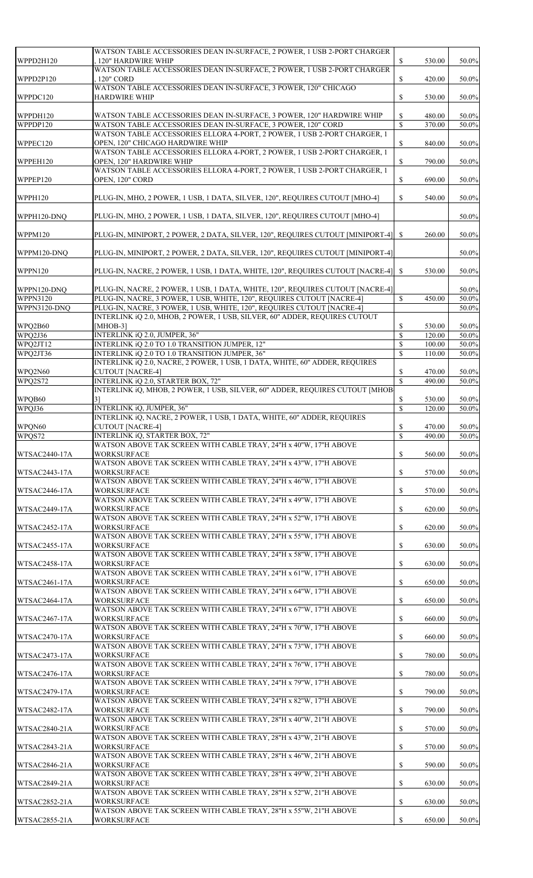| | | | | |
|---|---|---|---|---|
| WPPD2H120 | WATSON TABLE ACCESSORIES DEAN IN-SURFACE, 2 POWER, 1 USB 2-PORT CHARGER , 120" HARDWIRE WHIP | $ | 530.00 | 50.0% |
| WPPD2P120 | WATSON TABLE ACCESSORIES DEAN IN-SURFACE, 2 POWER, 1 USB 2-PORT CHARGER , 120" CORD | $ | 420.00 | 50.0% |
| WPPDC120 | WATSON TABLE ACCESSORIES DEAN IN-SURFACE, 3 POWER, 120" CHICAGO HARDWIRE WHIP | $ | 530.00 | 50.0% |
| WPPDH120 | WATSON TABLE ACCESSORIES DEAN IN-SURFACE, 3 POWER, 120" HARDWIRE WHIP | $ | 480.00 | 50.0% |
| WPPDP120 | WATSON TABLE ACCESSORIES DEAN IN-SURFACE, 3 POWER, 120" CORD | $ | 370.00 | 50.0% |
| WPPEC120 | WATSON TABLE ACCESSORIES ELLORA 4-PORT, 2 POWER, 1 USB 2-PORT CHARGER, 1 OPEN, 120" CHICAGO HARDWIRE WHIP | $ | 840.00 | 50.0% |
| WPPEH120 | WATSON TABLE ACCESSORIES ELLORA 4-PORT, 2 POWER, 1 USB 2-PORT CHARGER, 1 OPEN, 120" HARDWIRE WHIP | $ | 790.00 | 50.0% |
| WPPEP120 | WATSON TABLE ACCESSORIES ELLORA 4-PORT, 2 POWER, 1 USB 2-PORT CHARGER, 1 OPEN, 120" CORD | $ | 690.00 | 50.0% |
| WPPH120 | PLUG-IN, MHO, 2 POWER, 1 USB, 1 DATA, SILVER, 120", REQUIRES CUTOUT [MHO-4] | $ | 540.00 | 50.0% |
| WPPH120-DNQ | PLUG-IN, MHO, 2 POWER, 1 USB, 1 DATA, SILVER, 120", REQUIRES CUTOUT [MHO-4] | | | 50.0% |
| WPPM120 | PLUG-IN, MINIPORT, 2 POWER, 2 DATA, SILVER, 120", REQUIRES CUTOUT [MINIPORT-4] | $ | 260.00 | 50.0% |
| WPPM120-DNQ | PLUG-IN, MINIPORT, 2 POWER, 2 DATA, SILVER, 120", REQUIRES CUTOUT [MINIPORT-4] | | | 50.0% |
| WPPN120 | PLUG-IN, NACRE, 2 POWER, 1 USB, 1 DATA, WHITE, 120", REQUIRES CUTOUT [NACRE-4] | $ | 530.00 | 50.0% |
| WPPN120-DNQ | PLUG-IN, NACRE, 2 POWER, 1 USB, 1 DATA, WHITE, 120", REQUIRES CUTOUT [NACRE-4] | | | 50.0% |
| WPPN3120 | PLUG-IN, NACRE, 3 POWER, 1 USB, WHITE, 120", REQUIRES CUTOUT [NACRE-4] | $ | 450.00 | 50.0% |
| WPPN3120-DNQ | PLUG-IN, NACRE, 3 POWER, 1 USB, WHITE, 120", REQUIRES CUTOUT [NACRE-4] | | | 50.0% |
| WPQ2B60 | INTERLINK iQ 2.0, MHOB, 2 POWER, 1 USB, SILVER, 60" ADDER, REQUIRES CUTOUT [MHOB-3] | $ | 530.00 | 50.0% |
| WPQ2J36 | INTERLINK iQ 2.0, JUMPER, 36" | $ | 120.00 | 50.0% |
| WPQ2JT12 | INTERLINK iQ 2.0 TO 1.0 TRANSITION JUMPER, 12" | $ | 100.00 | 50.0% |
| WPQ2JT36 | INTERLINK iQ 2.0 TO 1.0 TRANSITION JUMPER, 36" | $ | 110.00 | 50.0% |
| WPQ2N60 | INTERLINK iQ 2.0, NACRE, 2 POWER, 1 USB, 1 DATA, WHITE, 60" ADDER, REQUIRES CUTOUT [NACRE-4] | $ | 470.00 | 50.0% |
| WPQ2S72 | INTERLINK iQ 2.0, STARTER BOX, 72" | $ | 490.00 | 50.0% |
| WPQB60 | INTERLINK iQ, MHOB, 2 POWER, 1 USB, SILVER, 60" ADDER, REQUIRES CUTOUT [MHOB-3] | $ | 530.00 | 50.0% |
| WPQJ36 | INTERLINK iQ, JUMPER, 36" | $ | 120.00 | 50.0% |
| WPQN60 | INTERLINK iQ, NACRE, 2 POWER, 1 USB, 1 DATA, WHITE, 60" ADDER, REQUIRES CUTOUT [NACRE-4] | $ | 470.00 | 50.0% |
| WPQS72 | INTERLINK iQ, STARTER BOX, 72" | $ | 490.00 | 50.0% |
| WTSAC2440-17A | WATSON ABOVE TAK SCREEN WITH CABLE TRAY, 24"H x 40"W, 17"H ABOVE WORKSURFACE | $ | 560.00 | 50.0% |
| WTSAC2443-17A | WATSON ABOVE TAK SCREEN WITH CABLE TRAY, 24"H x 43"W, 17"H ABOVE WORKSURFACE | $ | 570.00 | 50.0% |
| WTSAC2446-17A | WATSON ABOVE TAK SCREEN WITH CABLE TRAY, 24"H x 46"W, 17"H ABOVE WORKSURFACE | $ | 570.00 | 50.0% |
| WTSAC2449-17A | WATSON ABOVE TAK SCREEN WITH CABLE TRAY, 24"H x 49"W, 17"H ABOVE WORKSURFACE | $ | 620.00 | 50.0% |
| WTSAC2452-17A | WATSON ABOVE TAK SCREEN WITH CABLE TRAY, 24"H x 52"W, 17"H ABOVE WORKSURFACE | $ | 620.00 | 50.0% |
| WTSAC2455-17A | WATSON ABOVE TAK SCREEN WITH CABLE TRAY, 24"H x 55"W, 17"H ABOVE WORKSURFACE | $ | 630.00 | 50.0% |
| WTSAC2458-17A | WATSON ABOVE TAK SCREEN WITH CABLE TRAY, 24"H x 58"W, 17"H ABOVE WORKSURFACE | $ | 630.00 | 50.0% |
| WTSAC2461-17A | WATSON ABOVE TAK SCREEN WITH CABLE TRAY, 24"H x 61"W, 17"H ABOVE WORKSURFACE | $ | 650.00 | 50.0% |
| WTSAC2464-17A | WATSON ABOVE TAK SCREEN WITH CABLE TRAY, 24"H x 64"W, 17"H ABOVE WORKSURFACE | $ | 650.00 | 50.0% |
| WTSAC2467-17A | WATSON ABOVE TAK SCREEN WITH CABLE TRAY, 24"H x 67"W, 17"H ABOVE WORKSURFACE | $ | 660.00 | 50.0% |
| WTSAC2470-17A | WATSON ABOVE TAK SCREEN WITH CABLE TRAY, 24"H x 70"W, 17"H ABOVE WORKSURFACE | $ | 660.00 | 50.0% |
| WTSAC2473-17A | WATSON ABOVE TAK SCREEN WITH CABLE TRAY, 24"H x 73"W, 17"H ABOVE WORKSURFACE | $ | 780.00 | 50.0% |
| WTSAC2476-17A | WATSON ABOVE TAK SCREEN WITH CABLE TRAY, 24"H x 76"W, 17"H ABOVE WORKSURFACE | $ | 780.00 | 50.0% |
| WTSAC2479-17A | WATSON ABOVE TAK SCREEN WITH CABLE TRAY, 24"H x 79"W, 17"H ABOVE WORKSURFACE | $ | 790.00 | 50.0% |
| WTSAC2482-17A | WATSON ABOVE TAK SCREEN WITH CABLE TRAY, 24"H x 82"W, 17"H ABOVE WORKSURFACE | $ | 790.00 | 50.0% |
| WTSAC2840-21A | WATSON ABOVE TAK SCREEN WITH CABLE TRAY, 28"H x 40"W, 21"H ABOVE WORKSURFACE | $ | 570.00 | 50.0% |
| WTSAC2843-21A | WATSON ABOVE TAK SCREEN WITH CABLE TRAY, 28"H x 43"W, 21"H ABOVE WORKSURFACE | $ | 570.00 | 50.0% |
| WTSAC2846-21A | WATSON ABOVE TAK SCREEN WITH CABLE TRAY, 28"H x 46"W, 21"H ABOVE WORKSURFACE | $ | 590.00 | 50.0% |
| WTSAC2849-21A | WATSON ABOVE TAK SCREEN WITH CABLE TRAY, 28"H x 49"W, 21"H ABOVE WORKSURFACE | $ | 630.00 | 50.0% |
| WTSAC2852-21A | WATSON ABOVE TAK SCREEN WITH CABLE TRAY, 28"H x 52"W, 21"H ABOVE WORKSURFACE | $ | 630.00 | 50.0% |
| WTSAC2855-21A | WATSON ABOVE TAK SCREEN WITH CABLE TRAY, 28"H x 55"W, 21"H ABOVE WORKSURFACE | $ | 650.00 | 50.0% |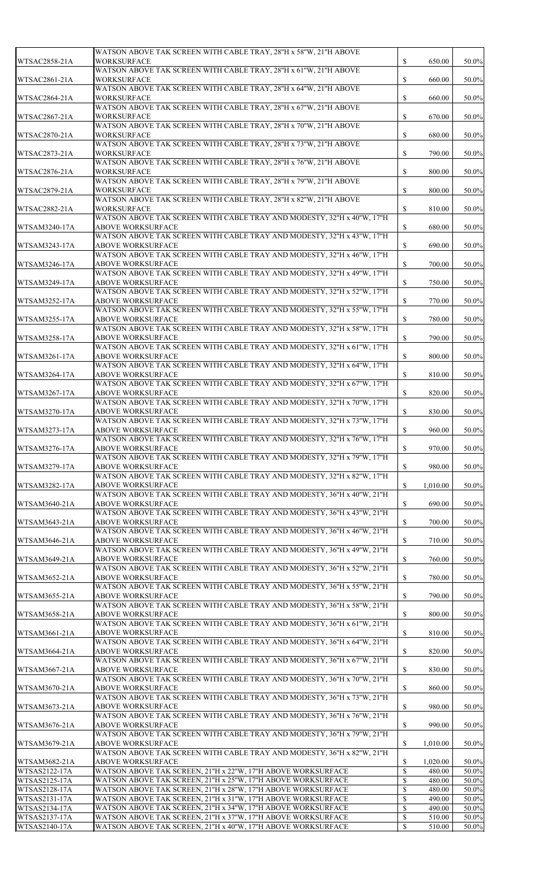| | | | |
|---|---|---|---|
| WTSAC2858-21A | WATSON ABOVE TAK SCREEN WITH CABLE TRAY, 28"H x 58"W, 21"H ABOVE WORKSURFACE | $ 650.00 | 50.0% |
| WTSAC2861-21A | WATSON ABOVE TAK SCREEN WITH CABLE TRAY, 28"H x 61"W, 21"H ABOVE WORKSURFACE | $ 660.00 | 50.0% |
| WTSAC2864-21A | WATSON ABOVE TAK SCREEN WITH CABLE TRAY, 28"H x 64"W, 21"H ABOVE WORKSURFACE | $ 660.00 | 50.0% |
| WTSAC2867-21A | WATSON ABOVE TAK SCREEN WITH CABLE TRAY, 28"H x 67"W, 21"H ABOVE WORKSURFACE | $ 670.00 | 50.0% |
| WTSAC2870-21A | WATSON ABOVE TAK SCREEN WITH CABLE TRAY, 28"H x 70"W, 21"H ABOVE WORKSURFACE | $ 680.00 | 50.0% |
| WTSAC2873-21A | WATSON ABOVE TAK SCREEN WITH CABLE TRAY, 28"H x 73"W, 21"H ABOVE WORKSURFACE | $ 790.00 | 50.0% |
| WTSAC2876-21A | WATSON ABOVE TAK SCREEN WITH CABLE TRAY, 28"H x 76"W, 21"H ABOVE WORKSURFACE | $ 800.00 | 50.0% |
| WTSAC2879-21A | WATSON ABOVE TAK SCREEN WITH CABLE TRAY, 28"H x 79"W, 21"H ABOVE WORKSURFACE | $ 800.00 | 50.0% |
| WTSAC2882-21A | WATSON ABOVE TAK SCREEN WITH CABLE TRAY, 28"H x 82"W, 21"H ABOVE WORKSURFACE | $ 810.00 | 50.0% |
| WTSAM3240-17A | WATSON ABOVE TAK SCREEN WITH CABLE TRAY AND MODESTY, 32"H x 40"W, 17"H ABOVE WORKSURFACE | $ 680.00 | 50.0% |
| WTSAM3243-17A | WATSON ABOVE TAK SCREEN WITH CABLE TRAY AND MODESTY, 32"H x 43"W, 17"H ABOVE WORKSURFACE | $ 690.00 | 50.0% |
| WTSAM3246-17A | WATSON ABOVE TAK SCREEN WITH CABLE TRAY AND MODESTY, 32"H x 46"W, 17"H ABOVE WORKSURFACE | $ 700.00 | 50.0% |
| WTSAM3249-17A | WATSON ABOVE TAK SCREEN WITH CABLE TRAY AND MODESTY, 32"H x 49"W, 17"H ABOVE WORKSURFACE | $ 750.00 | 50.0% |
| WTSAM3252-17A | WATSON ABOVE TAK SCREEN WITH CABLE TRAY AND MODESTY, 32"H x 52"W, 17"H ABOVE WORKSURFACE | $ 770.00 | 50.0% |
| WTSAM3255-17A | WATSON ABOVE TAK SCREEN WITH CABLE TRAY AND MODESTY, 32"H x 55"W, 17"H ABOVE WORKSURFACE | $ 780.00 | 50.0% |
| WTSAM3258-17A | WATSON ABOVE TAK SCREEN WITH CABLE TRAY AND MODESTY, 32"H x 58"W, 17"H ABOVE WORKSURFACE | $ 790.00 | 50.0% |
| WTSAM3261-17A | WATSON ABOVE TAK SCREEN WITH CABLE TRAY AND MODESTY, 32"H x 61"W, 17"H ABOVE WORKSURFACE | $ 800.00 | 50.0% |
| WTSAM3264-17A | WATSON ABOVE TAK SCREEN WITH CABLE TRAY AND MODESTY, 32"H x 64"W, 17"H ABOVE WORKSURFACE | $ 810.00 | 50.0% |
| WTSAM3267-17A | WATSON ABOVE TAK SCREEN WITH CABLE TRAY AND MODESTY, 32"H x 67"W, 17"H ABOVE WORKSURFACE | $ 820.00 | 50.0% |
| WTSAM3270-17A | WATSON ABOVE TAK SCREEN WITH CABLE TRAY AND MODESTY, 32"H x 70"W, 17"H ABOVE WORKSURFACE | $ 830.00 | 50.0% |
| WTSAM3273-17A | WATSON ABOVE TAK SCREEN WITH CABLE TRAY AND MODESTY, 32"H x 73"W, 17"H ABOVE WORKSURFACE | $ 960.00 | 50.0% |
| WTSAM3276-17A | WATSON ABOVE TAK SCREEN WITH CABLE TRAY AND MODESTY, 32"H x 76"W, 17"H ABOVE WORKSURFACE | $ 970.00 | 50.0% |
| WTSAM3279-17A | WATSON ABOVE TAK SCREEN WITH CABLE TRAY AND MODESTY, 32"H x 79"W, 17"H ABOVE WORKSURFACE | $ 980.00 | 50.0% |
| WTSAM3282-17A | WATSON ABOVE TAK SCREEN WITH CABLE TRAY AND MODESTY, 32"H x 82"W, 17"H ABOVE WORKSURFACE | $ 1,010.00 | 50.0% |
| WTSAM3640-21A | WATSON ABOVE TAK SCREEN WITH CABLE TRAY AND MODESTY, 36"H x 40"W, 21"H ABOVE WORKSURFACE | $ 690.00 | 50.0% |
| WTSAM3643-21A | WATSON ABOVE TAK SCREEN WITH CABLE TRAY AND MODESTY, 36"H x 43"W, 21"H ABOVE WORKSURFACE | $ 700.00 | 50.0% |
| WTSAM3646-21A | WATSON ABOVE TAK SCREEN WITH CABLE TRAY AND MODESTY, 36"H x 46"W, 21"H ABOVE WORKSURFACE | $ 710.00 | 50.0% |
| WTSAM3649-21A | WATSON ABOVE TAK SCREEN WITH CABLE TRAY AND MODESTY, 36"H x 49"W, 21"H ABOVE WORKSURFACE | $ 760.00 | 50.0% |
| WTSAM3652-21A | WATSON ABOVE TAK SCREEN WITH CABLE TRAY AND MODESTY, 36"H x 52"W, 21"H ABOVE WORKSURFACE | $ 780.00 | 50.0% |
| WTSAM3655-21A | WATSON ABOVE TAK SCREEN WITH CABLE TRAY AND MODESTY, 36"H x 55"W, 21"H ABOVE WORKSURFACE | $ 790.00 | 50.0% |
| WTSAM3658-21A | WATSON ABOVE TAK SCREEN WITH CABLE TRAY AND MODESTY, 36"H x 58"W, 21"H ABOVE WORKSURFACE | $ 800.00 | 50.0% |
| WTSAM3661-21A | WATSON ABOVE TAK SCREEN WITH CABLE TRAY AND MODESTY, 36"H x 61"W, 21"H ABOVE WORKSURFACE | $ 810.00 | 50.0% |
| WTSAM3664-21A | WATSON ABOVE TAK SCREEN WITH CABLE TRAY AND MODESTY, 36"H x 64"W, 21"H ABOVE WORKSURFACE | $ 820.00 | 50.0% |
| WTSAM3667-21A | WATSON ABOVE TAK SCREEN WITH CABLE TRAY AND MODESTY, 36"H x 67"W, 21"H ABOVE WORKSURFACE | $ 830.00 | 50.0% |
| WTSAM3670-21A | WATSON ABOVE TAK SCREEN WITH CABLE TRAY AND MODESTY, 36"H x 70"W, 21"H ABOVE WORKSURFACE | $ 860.00 | 50.0% |
| WTSAM3673-21A | WATSON ABOVE TAK SCREEN WITH CABLE TRAY AND MODESTY, 36"H x 73"W, 21"H ABOVE WORKSURFACE | $ 980.00 | 50.0% |
| WTSAM3676-21A | WATSON ABOVE TAK SCREEN WITH CABLE TRAY AND MODESTY, 36"H x 76"W, 21"H ABOVE WORKSURFACE | $ 990.00 | 50.0% |
| WTSAM3679-21A | WATSON ABOVE TAK SCREEN WITH CABLE TRAY AND MODESTY, 36"H x 79"W, 21"H ABOVE WORKSURFACE | $ 1,010.00 | 50.0% |
| WTSAM3682-21A | WATSON ABOVE TAK SCREEN WITH CABLE TRAY AND MODESTY, 36"H x 82"W, 21"H ABOVE WORKSURFACE | $ 1,020.00 | 50.0% |
| WTSAS2122-17A | WATSON ABOVE TAK SCREEN, 21"H x 22"W, 17"H ABOVE WORKSURFACE | $ 480.00 | 50.0% |
| WTSAS2125-17A | WATSON ABOVE TAK SCREEN, 21"H x 25"W, 17"H ABOVE WORKSURFACE | $ 480.00 | 50.0% |
| WTSAS2128-17A | WATSON ABOVE TAK SCREEN, 21"H x 28"W, 17"H ABOVE WORKSURFACE | $ 480.00 | 50.0% |
| WTSAS2131-17A | WATSON ABOVE TAK SCREEN, 21"H x 31"W, 17"H ABOVE WORKSURFACE | $ 490.00 | 50.0% |
| WTSAS2134-17A | WATSON ABOVE TAK SCREEN, 21"H x 34"W, 17"H ABOVE WORKSURFACE | $ 490.00 | 50.0% |
| WTSAS2137-17A | WATSON ABOVE TAK SCREEN, 21"H x 37"W, 17"H ABOVE WORKSURFACE | $ 510.00 | 50.0% |
| WTSAS2140-17A | WATSON ABOVE TAK SCREEN, 21"H x 40"W, 17"H ABOVE WORKSURFACE | $ 510.00 | 50.0% |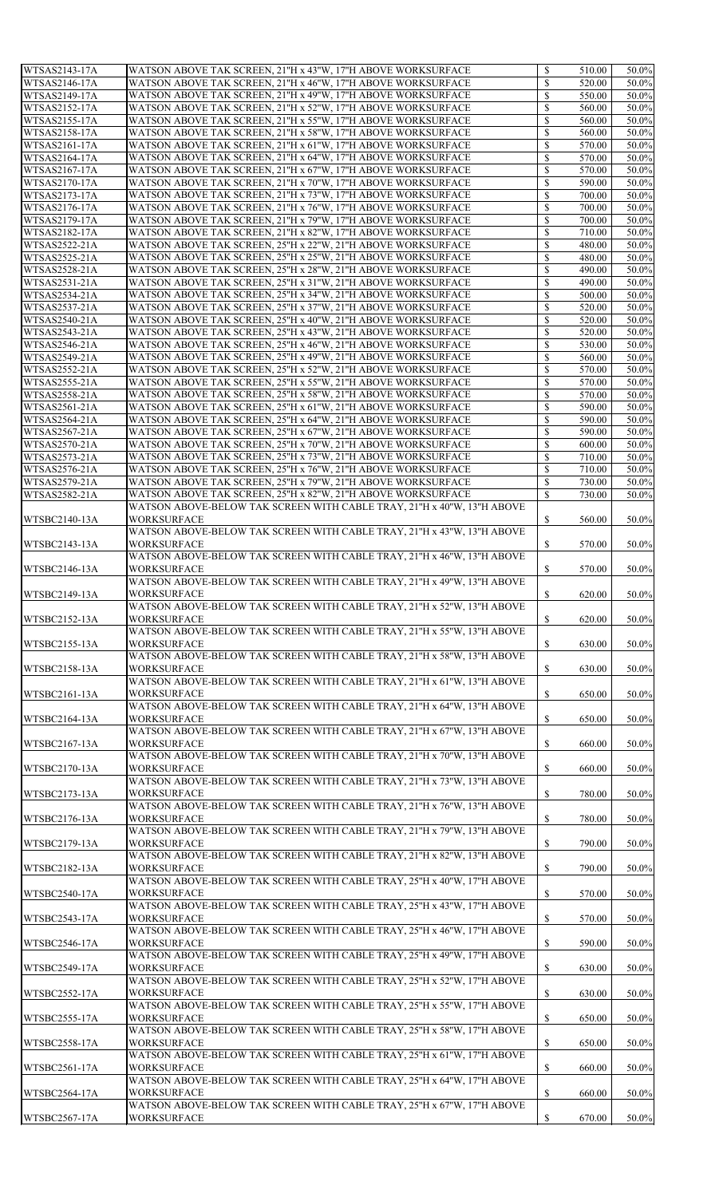| | | | | |
|---|---|---|---|---|
| WTSAS2143-17A | WATSON ABOVE TAK SCREEN, 21"H x 43"W, 17"H ABOVE WORKSURFACE | $ | 510.00 | 50.0% |
| WTSAS2146-17A | WATSON ABOVE TAK SCREEN, 21"H x 46"W, 17"H ABOVE WORKSURFACE | $ | 520.00 | 50.0% |
| WTSAS2149-17A | WATSON ABOVE TAK SCREEN, 21"H x 49"W, 17"H ABOVE WORKSURFACE | $ | 550.00 | 50.0% |
| WTSAS2152-17A | WATSON ABOVE TAK SCREEN, 21"H x 52"W, 17"H ABOVE WORKSURFACE | $ | 560.00 | 50.0% |
| WTSAS2155-17A | WATSON ABOVE TAK SCREEN, 21"H x 55"W, 17"H ABOVE WORKSURFACE | $ | 560.00 | 50.0% |
| WTSAS2158-17A | WATSON ABOVE TAK SCREEN, 21"H x 58"W, 17"H ABOVE WORKSURFACE | $ | 560.00 | 50.0% |
| WTSAS2161-17A | WATSON ABOVE TAK SCREEN, 21"H x 61"W, 17"H ABOVE WORKSURFACE | $ | 570.00 | 50.0% |
| WTSAS2164-17A | WATSON ABOVE TAK SCREEN, 21"H x 64"W, 17"H ABOVE WORKSURFACE | $ | 570.00 | 50.0% |
| WTSAS2167-17A | WATSON ABOVE TAK SCREEN, 21"H x 67"W, 17"H ABOVE WORKSURFACE | $ | 570.00 | 50.0% |
| WTSAS2170-17A | WATSON ABOVE TAK SCREEN, 21"H x 70"W, 17"H ABOVE WORKSURFACE | $ | 590.00 | 50.0% |
| WTSAS2173-17A | WATSON ABOVE TAK SCREEN, 21"H x 73"W, 17"H ABOVE WORKSURFACE | $ | 700.00 | 50.0% |
| WTSAS2176-17A | WATSON ABOVE TAK SCREEN, 21"H x 76"W, 17"H ABOVE WORKSURFACE | $ | 700.00 | 50.0% |
| WTSAS2179-17A | WATSON ABOVE TAK SCREEN, 21"H x 79"W, 17"H ABOVE WORKSURFACE | $ | 700.00 | 50.0% |
| WTSAS2182-17A | WATSON ABOVE TAK SCREEN, 21"H x 82"W, 17"H ABOVE WORKSURFACE | $ | 710.00 | 50.0% |
| WTSAS2522-21A | WATSON ABOVE TAK SCREEN, 25"H x 22"W, 21"H ABOVE WORKSURFACE | $ | 480.00 | 50.0% |
| WTSAS2525-21A | WATSON ABOVE TAK SCREEN, 25"H x 25"W, 21"H ABOVE WORKSURFACE | $ | 480.00 | 50.0% |
| WTSAS2528-21A | WATSON ABOVE TAK SCREEN, 25"H x 28"W, 21"H ABOVE WORKSURFACE | $ | 490.00 | 50.0% |
| WTSAS2531-21A | WATSON ABOVE TAK SCREEN, 25"H x 31"W, 21"H ABOVE WORKSURFACE | $ | 490.00 | 50.0% |
| WTSAS2534-21A | WATSON ABOVE TAK SCREEN, 25"H x 34"W, 21"H ABOVE WORKSURFACE | $ | 500.00 | 50.0% |
| WTSAS2537-21A | WATSON ABOVE TAK SCREEN, 25"H x 37"W, 21"H ABOVE WORKSURFACE | $ | 520.00 | 50.0% |
| WTSAS2540-21A | WATSON ABOVE TAK SCREEN, 25"H x 40"W, 21"H ABOVE WORKSURFACE | $ | 520.00 | 50.0% |
| WTSAS2543-21A | WATSON ABOVE TAK SCREEN, 25"H x 43"W, 21"H ABOVE WORKSURFACE | $ | 520.00 | 50.0% |
| WTSAS2546-21A | WATSON ABOVE TAK SCREEN, 25"H x 46"W, 21"H ABOVE WORKSURFACE | $ | 530.00 | 50.0% |
| WTSAS2549-21A | WATSON ABOVE TAK SCREEN, 25"H x 49"W, 21"H ABOVE WORKSURFACE | $ | 560.00 | 50.0% |
| WTSAS2552-21A | WATSON ABOVE TAK SCREEN, 25"H x 52"W, 21"H ABOVE WORKSURFACE | $ | 570.00 | 50.0% |
| WTSAS2555-21A | WATSON ABOVE TAK SCREEN, 25"H x 55"W, 21"H ABOVE WORKSURFACE | $ | 570.00 | 50.0% |
| WTSAS2558-21A | WATSON ABOVE TAK SCREEN, 25"H x 58"W, 21"H ABOVE WORKSURFACE | $ | 570.00 | 50.0% |
| WTSAS2561-21A | WATSON ABOVE TAK SCREEN, 25"H x 61"W, 21"H ABOVE WORKSURFACE | $ | 590.00 | 50.0% |
| WTSAS2564-21A | WATSON ABOVE TAK SCREEN, 25"H x 64"W, 21"H ABOVE WORKSURFACE | $ | 590.00 | 50.0% |
| WTSAS2567-21A | WATSON ABOVE TAK SCREEN, 25"H x 67"W, 21"H ABOVE WORKSURFACE | $ | 590.00 | 50.0% |
| WTSAS2570-21A | WATSON ABOVE TAK SCREEN, 25"H x 70"W, 21"H ABOVE WORKSURFACE | $ | 600.00 | 50.0% |
| WTSAS2573-21A | WATSON ABOVE TAK SCREEN, 25"H x 73"W, 21"H ABOVE WORKSURFACE | $ | 710.00 | 50.0% |
| WTSAS2576-21A | WATSON ABOVE TAK SCREEN, 25"H x 76"W, 21"H ABOVE WORKSURFACE | $ | 710.00 | 50.0% |
| WTSAS2579-21A | WATSON ABOVE TAK SCREEN, 25"H x 79"W, 21"H ABOVE WORKSURFACE | $ | 730.00 | 50.0% |
| WTSAS2582-21A | WATSON ABOVE TAK SCREEN, 25"H x 82"W, 21"H ABOVE WORKSURFACE | $ | 730.00 | 50.0% |
| WTSBC2140-13A | WATSON ABOVE-BELOW TAK SCREEN WITH CABLE TRAY, 21"H x 40"W, 13"H ABOVE WORKSURFACE | $ | 560.00 | 50.0% |
| WTSBC2143-13A | WATSON ABOVE-BELOW TAK SCREEN WITH CABLE TRAY, 21"H x 43"W, 13"H ABOVE WORKSURFACE | $ | 570.00 | 50.0% |
| WTSBC2146-13A | WATSON ABOVE-BELOW TAK SCREEN WITH CABLE TRAY, 21"H x 46"W, 13"H ABOVE WORKSURFACE | $ | 570.00 | 50.0% |
| WTSBC2149-13A | WATSON ABOVE-BELOW TAK SCREEN WITH CABLE TRAY, 21"H x 49"W, 13"H ABOVE WORKSURFACE | $ | 620.00 | 50.0% |
| WTSBC2152-13A | WATSON ABOVE-BELOW TAK SCREEN WITH CABLE TRAY, 21"H x 52"W, 13"H ABOVE WORKSURFACE | $ | 620.00 | 50.0% |
| WTSBC2155-13A | WATSON ABOVE-BELOW TAK SCREEN WITH CABLE TRAY, 21"H x 55"W, 13"H ABOVE WORKSURFACE | $ | 630.00 | 50.0% |
| WTSBC2158-13A | WATSON ABOVE-BELOW TAK SCREEN WITH CABLE TRAY, 21"H x 58"W, 13"H ABOVE WORKSURFACE | $ | 630.00 | 50.0% |
| WTSBC2161-13A | WATSON ABOVE-BELOW TAK SCREEN WITH CABLE TRAY, 21"H x 61"W, 13"H ABOVE WORKSURFACE | $ | 650.00 | 50.0% |
| WTSBC2164-13A | WATSON ABOVE-BELOW TAK SCREEN WITH CABLE TRAY, 21"H x 64"W, 13"H ABOVE WORKSURFACE | $ | 650.00 | 50.0% |
| WTSBC2167-13A | WATSON ABOVE-BELOW TAK SCREEN WITH CABLE TRAY, 21"H x 67"W, 13"H ABOVE WORKSURFACE | $ | 660.00 | 50.0% |
| WTSBC2170-13A | WATSON ABOVE-BELOW TAK SCREEN WITH CABLE TRAY, 21"H x 70"W, 13"H ABOVE WORKSURFACE | $ | 660.00 | 50.0% |
| WTSBC2173-13A | WATSON ABOVE-BELOW TAK SCREEN WITH CABLE TRAY, 21"H x 73"W, 13"H ABOVE WORKSURFACE | $ | 780.00 | 50.0% |
| WTSBC2176-13A | WATSON ABOVE-BELOW TAK SCREEN WITH CABLE TRAY, 21"H x 76"W, 13"H ABOVE WORKSURFACE | $ | 780.00 | 50.0% |
| WTSBC2179-13A | WATSON ABOVE-BELOW TAK SCREEN WITH CABLE TRAY, 21"H x 79"W, 13"H ABOVE WORKSURFACE | $ | 790.00 | 50.0% |
| WTSBC2182-13A | WATSON ABOVE-BELOW TAK SCREEN WITH CABLE TRAY, 21"H x 82"W, 13"H ABOVE WORKSURFACE | $ | 790.00 | 50.0% |
| WTSBC2540-17A | WATSON ABOVE-BELOW TAK SCREEN WITH CABLE TRAY, 25"H x 40"W, 17"H ABOVE WORKSURFACE | $ | 570.00 | 50.0% |
| WTSBC2543-17A | WATSON ABOVE-BELOW TAK SCREEN WITH CABLE TRAY, 25"H x 43"W, 17"H ABOVE WORKSURFACE | $ | 570.00 | 50.0% |
| WTSBC2546-17A | WATSON ABOVE-BELOW TAK SCREEN WITH CABLE TRAY, 25"H x 46"W, 17"H ABOVE WORKSURFACE | $ | 590.00 | 50.0% |
| WTSBC2549-17A | WATSON ABOVE-BELOW TAK SCREEN WITH CABLE TRAY, 25"H x 49"W, 17"H ABOVE WORKSURFACE | $ | 630.00 | 50.0% |
| WTSBC2552-17A | WATSON ABOVE-BELOW TAK SCREEN WITH CABLE TRAY, 25"H x 52"W, 17"H ABOVE WORKSURFACE | $ | 630.00 | 50.0% |
| WTSBC2555-17A | WATSON ABOVE-BELOW TAK SCREEN WITH CABLE TRAY, 25"H x 55"W, 17"H ABOVE WORKSURFACE | $ | 650.00 | 50.0% |
| WTSBC2558-17A | WATSON ABOVE-BELOW TAK SCREEN WITH CABLE TRAY, 25"H x 58"W, 17"H ABOVE WORKSURFACE | $ | 650.00 | 50.0% |
| WTSBC2561-17A | WATSON ABOVE-BELOW TAK SCREEN WITH CABLE TRAY, 25"H x 61"W, 17"H ABOVE WORKSURFACE | $ | 660.00 | 50.0% |
| WTSBC2564-17A | WATSON ABOVE-BELOW TAK SCREEN WITH CABLE TRAY, 25"H x 64"W, 17"H ABOVE WORKSURFACE | $ | 660.00 | 50.0% |
| WTSBC2567-17A | WATSON ABOVE-BELOW TAK SCREEN WITH CABLE TRAY, 25"H x 67"W, 17"H ABOVE WORKSURFACE | $ | 670.00 | 50.0% |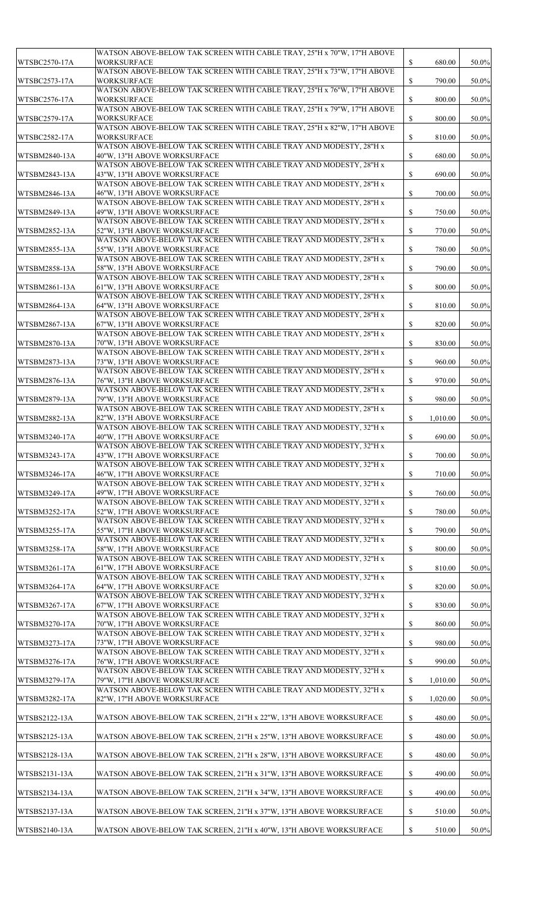| | | | |
|---|---|---|---|
| WTSBC2570-17A | WATSON ABOVE-BELOW TAK SCREEN WITH CABLE TRAY, 25"H x 70"W, 17"H ABOVE WORKSURFACE | $ 680.00 | 50.0% |
| WTSBC2573-17A | WATSON ABOVE-BELOW TAK SCREEN WITH CABLE TRAY, 25"H x 73"W, 17"H ABOVE WORKSURFACE | $ 790.00 | 50.0% |
| WTSBC2576-17A | WATSON ABOVE-BELOW TAK SCREEN WITH CABLE TRAY, 25"H x 76"W, 17"H ABOVE WORKSURFACE | $ 800.00 | 50.0% |
| WTSBC2579-17A | WATSON ABOVE-BELOW TAK SCREEN WITH CABLE TRAY, 25"H x 79"W, 17"H ABOVE WORKSURFACE | $ 800.00 | 50.0% |
| WTSBC2582-17A | WATSON ABOVE-BELOW TAK SCREEN WITH CABLE TRAY, 25"H x 82"W, 17"H ABOVE WORKSURFACE | $ 810.00 | 50.0% |
| WTSBM2840-13A | WATSON ABOVE-BELOW TAK SCREEN WITH CABLE TRAY AND MODESTY, 28"H x 40"W, 13"H ABOVE WORKSURFACE | $ 680.00 | 50.0% |
| WTSBM2843-13A | WATSON ABOVE-BELOW TAK SCREEN WITH CABLE TRAY AND MODESTY, 28"H x 43"W, 13"H ABOVE WORKSURFACE | $ 690.00 | 50.0% |
| WTSBM2846-13A | WATSON ABOVE-BELOW TAK SCREEN WITH CABLE TRAY AND MODESTY, 28"H x 46"W, 13"H ABOVE WORKSURFACE | $ 700.00 | 50.0% |
| WTSBM2849-13A | WATSON ABOVE-BELOW TAK SCREEN WITH CABLE TRAY AND MODESTY, 28"H x 49"W, 13"H ABOVE WORKSURFACE | $ 750.00 | 50.0% |
| WTSBM2852-13A | WATSON ABOVE-BELOW TAK SCREEN WITH CABLE TRAY AND MODESTY, 28"H x 52"W, 13"H ABOVE WORKSURFACE | $ 770.00 | 50.0% |
| WTSBM2855-13A | WATSON ABOVE-BELOW TAK SCREEN WITH CABLE TRAY AND MODESTY, 28"H x 55"W, 13"H ABOVE WORKSURFACE | $ 780.00 | 50.0% |
| WTSBM2858-13A | WATSON ABOVE-BELOW TAK SCREEN WITH CABLE TRAY AND MODESTY, 28"H x 58"W, 13"H ABOVE WORKSURFACE | $ 790.00 | 50.0% |
| WTSBM2861-13A | WATSON ABOVE-BELOW TAK SCREEN WITH CABLE TRAY AND MODESTY, 28"H x 61"W, 13"H ABOVE WORKSURFACE | $ 800.00 | 50.0% |
| WTSBM2864-13A | WATSON ABOVE-BELOW TAK SCREEN WITH CABLE TRAY AND MODESTY, 28"H x 64"W, 13"H ABOVE WORKSURFACE | $ 810.00 | 50.0% |
| WTSBM2867-13A | WATSON ABOVE-BELOW TAK SCREEN WITH CABLE TRAY AND MODESTY, 28"H x 67"W, 13"H ABOVE WORKSURFACE | $ 820.00 | 50.0% |
| WTSBM2870-13A | WATSON ABOVE-BELOW TAK SCREEN WITH CABLE TRAY AND MODESTY, 28"H x 70"W, 13"H ABOVE WORKSURFACE | $ 830.00 | 50.0% |
| WTSBM2873-13A | WATSON ABOVE-BELOW TAK SCREEN WITH CABLE TRAY AND MODESTY, 28"H x 73"W, 13"H ABOVE WORKSURFACE | $ 960.00 | 50.0% |
| WTSBM2876-13A | WATSON ABOVE-BELOW TAK SCREEN WITH CABLE TRAY AND MODESTY, 28"H x 76"W, 13"H ABOVE WORKSURFACE | $ 970.00 | 50.0% |
| WTSBM2879-13A | WATSON ABOVE-BELOW TAK SCREEN WITH CABLE TRAY AND MODESTY, 28"H x 79"W, 13"H ABOVE WORKSURFACE | $ 980.00 | 50.0% |
| WTSBM2882-13A | WATSON ABOVE-BELOW TAK SCREEN WITH CABLE TRAY AND MODESTY, 28"H x 82"W, 13"H ABOVE WORKSURFACE | $ 1,010.00 | 50.0% |
| WTSBM3240-17A | WATSON ABOVE-BELOW TAK SCREEN WITH CABLE TRAY AND MODESTY, 32"H x 40"W, 17"H ABOVE WORKSURFACE | $ 690.00 | 50.0% |
| WTSBM3243-17A | WATSON ABOVE-BELOW TAK SCREEN WITH CABLE TRAY AND MODESTY, 32"H x 43"W, 17"H ABOVE WORKSURFACE | $ 700.00 | 50.0% |
| WTSBM3246-17A | WATSON ABOVE-BELOW TAK SCREEN WITH CABLE TRAY AND MODESTY, 32"H x 46"W, 17"H ABOVE WORKSURFACE | $ 710.00 | 50.0% |
| WTSBM3249-17A | WATSON ABOVE-BELOW TAK SCREEN WITH CABLE TRAY AND MODESTY, 32"H x 49"W, 17"H ABOVE WORKSURFACE | $ 760.00 | 50.0% |
| WTSBM3252-17A | WATSON ABOVE-BELOW TAK SCREEN WITH CABLE TRAY AND MODESTY, 32"H x 52"W, 17"H ABOVE WORKSURFACE | $ 780.00 | 50.0% |
| WTSBM3255-17A | WATSON ABOVE-BELOW TAK SCREEN WITH CABLE TRAY AND MODESTY, 32"H x 55"W, 17"H ABOVE WORKSURFACE | $ 790.00 | 50.0% |
| WTSBM3258-17A | WATSON ABOVE-BELOW TAK SCREEN WITH CABLE TRAY AND MODESTY, 32"H x 58"W, 17"H ABOVE WORKSURFACE | $ 800.00 | 50.0% |
| WTSBM3261-17A | WATSON ABOVE-BELOW TAK SCREEN WITH CABLE TRAY AND MODESTY, 32"H x 61"W, 17"H ABOVE WORKSURFACE | $ 810.00 | 50.0% |
| WTSBM3264-17A | WATSON ABOVE-BELOW TAK SCREEN WITH CABLE TRAY AND MODESTY, 32"H x 64"W, 17"H ABOVE WORKSURFACE | $ 820.00 | 50.0% |
| WTSBM3267-17A | WATSON ABOVE-BELOW TAK SCREEN WITH CABLE TRAY AND MODESTY, 32"H x 67"W, 17"H ABOVE WORKSURFACE | $ 830.00 | 50.0% |
| WTSBM3270-17A | WATSON ABOVE-BELOW TAK SCREEN WITH CABLE TRAY AND MODESTY, 32"H x 70"W, 17"H ABOVE WORKSURFACE | $ 860.00 | 50.0% |
| WTSBM3273-17A | WATSON ABOVE-BELOW TAK SCREEN WITH CABLE TRAY AND MODESTY, 32"H x 73"W, 17"H ABOVE WORKSURFACE | $ 980.00 | 50.0% |
| WTSBM3276-17A | WATSON ABOVE-BELOW TAK SCREEN WITH CABLE TRAY AND MODESTY, 32"H x 76"W, 17"H ABOVE WORKSURFACE | $ 990.00 | 50.0% |
| WTSBM3279-17A | WATSON ABOVE-BELOW TAK SCREEN WITH CABLE TRAY AND MODESTY, 32"H x 79"W, 17"H ABOVE WORKSURFACE | $ 1,010.00 | 50.0% |
| WTSBM3282-17A | WATSON ABOVE-BELOW TAK SCREEN WITH CABLE TRAY AND MODESTY, 32"H x 82"W, 17"H ABOVE WORKSURFACE | $ 1,020.00 | 50.0% |
| WTSBS2122-13A | WATSON ABOVE-BELOW TAK SCREEN, 21"H x 22"W, 13"H ABOVE WORKSURFACE | $ 480.00 | 50.0% |
| WTSBS2125-13A | WATSON ABOVE-BELOW TAK SCREEN, 21"H x 25"W, 13"H ABOVE WORKSURFACE | $ 480.00 | 50.0% |
| WTSBS2128-13A | WATSON ABOVE-BELOW TAK SCREEN, 21"H x 28"W, 13"H ABOVE WORKSURFACE | $ 480.00 | 50.0% |
| WTSBS2131-13A | WATSON ABOVE-BELOW TAK SCREEN, 21"H x 31"W, 13"H ABOVE WORKSURFACE | $ 490.00 | 50.0% |
| WTSBS2134-13A | WATSON ABOVE-BELOW TAK SCREEN, 21"H x 34"W, 13"H ABOVE WORKSURFACE | $ 490.00 | 50.0% |
| WTSBS2137-13A | WATSON ABOVE-BELOW TAK SCREEN, 21"H x 37"W, 13"H ABOVE WORKSURFACE | $ 510.00 | 50.0% |
| WTSBS2140-13A | WATSON ABOVE-BELOW TAK SCREEN, 21"H x 40"W, 13"H ABOVE WORKSURFACE | $ 510.00 | 50.0% |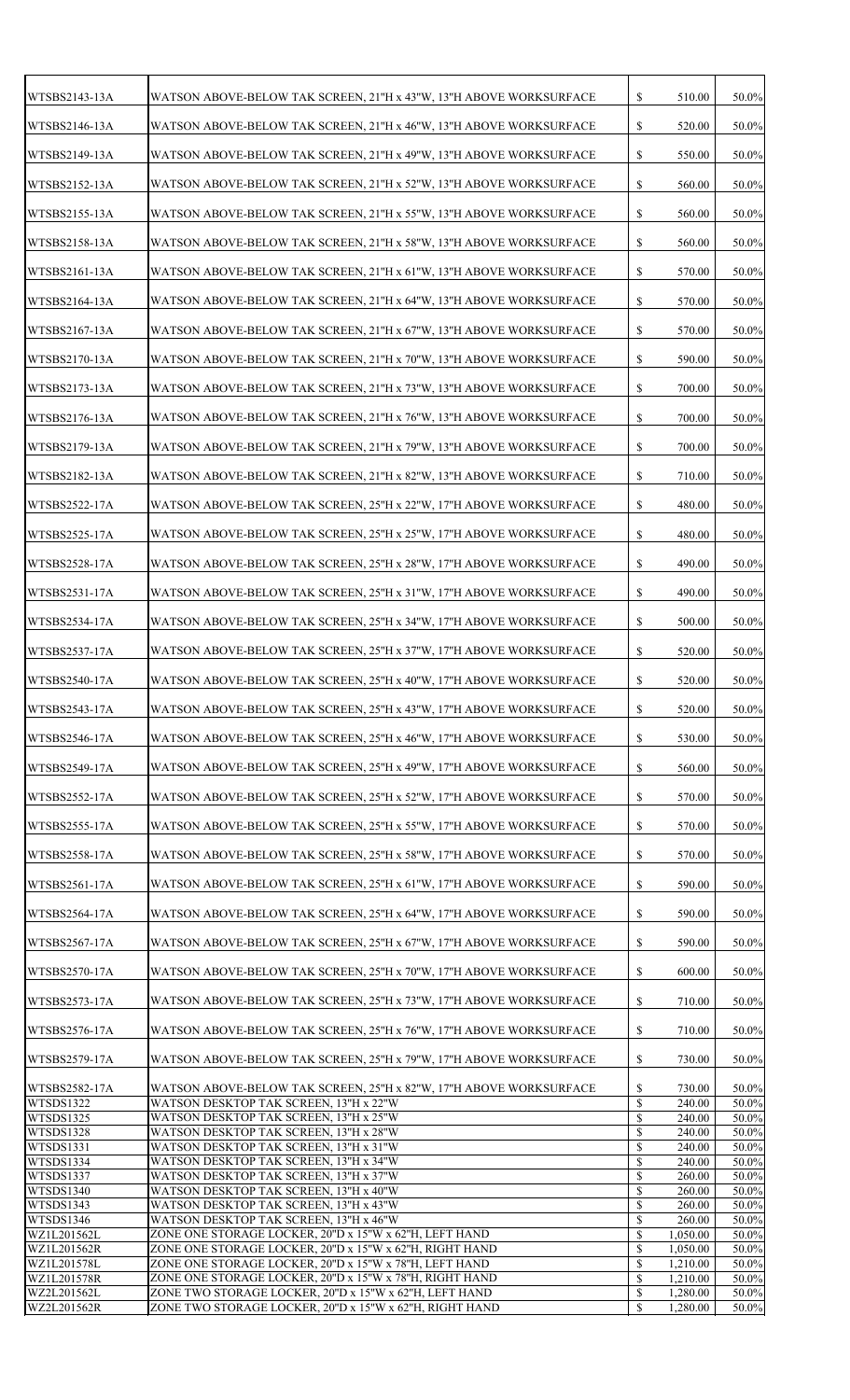| | | | |
|---|---|---|---|
| WTSBS2143-13A | WATSON ABOVE-BELOW TAK SCREEN, 21"H x 43"W, 13"H ABOVE WORKSURFACE | $ 510.00 | 50.0% |
| WTSBS2146-13A | WATSON ABOVE-BELOW TAK SCREEN, 21"H x 46"W, 13"H ABOVE WORKSURFACE | $ 520.00 | 50.0% |
| WTSBS2149-13A | WATSON ABOVE-BELOW TAK SCREEN, 21"H x 49"W, 13"H ABOVE WORKSURFACE | $ 550.00 | 50.0% |
| WTSBS2152-13A | WATSON ABOVE-BELOW TAK SCREEN, 21"H x 52"W, 13"H ABOVE WORKSURFACE | $ 560.00 | 50.0% |
| WTSBS2155-13A | WATSON ABOVE-BELOW TAK SCREEN, 21"H x 55"W, 13"H ABOVE WORKSURFACE | $ 560.00 | 50.0% |
| WTSBS2158-13A | WATSON ABOVE-BELOW TAK SCREEN, 21"H x 58"W, 13"H ABOVE WORKSURFACE | $ 560.00 | 50.0% |
| WTSBS2161-13A | WATSON ABOVE-BELOW TAK SCREEN, 21"H x 61"W, 13"H ABOVE WORKSURFACE | $ 570.00 | 50.0% |
| WTSBS2164-13A | WATSON ABOVE-BELOW TAK SCREEN, 21"H x 64"W, 13"H ABOVE WORKSURFACE | $ 570.00 | 50.0% |
| WTSBS2167-13A | WATSON ABOVE-BELOW TAK SCREEN, 21"H x 67"W, 13"H ABOVE WORKSURFACE | $ 570.00 | 50.0% |
| WTSBS2170-13A | WATSON ABOVE-BELOW TAK SCREEN, 21"H x 70"W, 13"H ABOVE WORKSURFACE | $ 590.00 | 50.0% |
| WTSBS2173-13A | WATSON ABOVE-BELOW TAK SCREEN, 21"H x 73"W, 13"H ABOVE WORKSURFACE | $ 700.00 | 50.0% |
| WTSBS2176-13A | WATSON ABOVE-BELOW TAK SCREEN, 21"H x 76"W, 13"H ABOVE WORKSURFACE | $ 700.00 | 50.0% |
| WTSBS2179-13A | WATSON ABOVE-BELOW TAK SCREEN, 21"H x 79"W, 13"H ABOVE WORKSURFACE | $ 700.00 | 50.0% |
| WTSBS2182-13A | WATSON ABOVE-BELOW TAK SCREEN, 21"H x 82"W, 13"H ABOVE WORKSURFACE | $ 710.00 | 50.0% |
| WTSBS2522-17A | WATSON ABOVE-BELOW TAK SCREEN, 25"H x 22"W, 17"H ABOVE WORKSURFACE | $ 480.00 | 50.0% |
| WTSBS2525-17A | WATSON ABOVE-BELOW TAK SCREEN, 25"H x 25"W, 17"H ABOVE WORKSURFACE | $ 480.00 | 50.0% |
| WTSBS2528-17A | WATSON ABOVE-BELOW TAK SCREEN, 25"H x 28"W, 17"H ABOVE WORKSURFACE | $ 490.00 | 50.0% |
| WTSBS2531-17A | WATSON ABOVE-BELOW TAK SCREEN, 25"H x 31"W, 17"H ABOVE WORKSURFACE | $ 490.00 | 50.0% |
| WTSBS2534-17A | WATSON ABOVE-BELOW TAK SCREEN, 25"H x 34"W, 17"H ABOVE WORKSURFACE | $ 500.00 | 50.0% |
| WTSBS2537-17A | WATSON ABOVE-BELOW TAK SCREEN, 25"H x 37"W, 17"H ABOVE WORKSURFACE | $ 520.00 | 50.0% |
| WTSBS2540-17A | WATSON ABOVE-BELOW TAK SCREEN, 25"H x 40"W, 17"H ABOVE WORKSURFACE | $ 520.00 | 50.0% |
| WTSBS2543-17A | WATSON ABOVE-BELOW TAK SCREEN, 25"H x 43"W, 17"H ABOVE WORKSURFACE | $ 520.00 | 50.0% |
| WTSBS2546-17A | WATSON ABOVE-BELOW TAK SCREEN, 25"H x 46"W, 17"H ABOVE WORKSURFACE | $ 530.00 | 50.0% |
| WTSBS2549-17A | WATSON ABOVE-BELOW TAK SCREEN, 25"H x 49"W, 17"H ABOVE WORKSURFACE | $ 560.00 | 50.0% |
| WTSBS2552-17A | WATSON ABOVE-BELOW TAK SCREEN, 25"H x 52"W, 17"H ABOVE WORKSURFACE | $ 570.00 | 50.0% |
| WTSBS2555-17A | WATSON ABOVE-BELOW TAK SCREEN, 25"H x 55"W, 17"H ABOVE WORKSURFACE | $ 570.00 | 50.0% |
| WTSBS2558-17A | WATSON ABOVE-BELOW TAK SCREEN, 25"H x 58"W, 17"H ABOVE WORKSURFACE | $ 570.00 | 50.0% |
| WTSBS2561-17A | WATSON ABOVE-BELOW TAK SCREEN, 25"H x 61"W, 17"H ABOVE WORKSURFACE | $ 590.00 | 50.0% |
| WTSBS2564-17A | WATSON ABOVE-BELOW TAK SCREEN, 25"H x 64"W, 17"H ABOVE WORKSURFACE | $ 590.00 | 50.0% |
| WTSBS2567-17A | WATSON ABOVE-BELOW TAK SCREEN, 25"H x 67"W, 17"H ABOVE WORKSURFACE | $ 590.00 | 50.0% |
| WTSBS2570-17A | WATSON ABOVE-BELOW TAK SCREEN, 25"H x 70"W, 17"H ABOVE WORKSURFACE | $ 600.00 | 50.0% |
| WTSBS2573-17A | WATSON ABOVE-BELOW TAK SCREEN, 25"H x 73"W, 17"H ABOVE WORKSURFACE | $ 710.00 | 50.0% |
| WTSBS2576-17A | WATSON ABOVE-BELOW TAK SCREEN, 25"H x 76"W, 17"H ABOVE WORKSURFACE | $ 710.00 | 50.0% |
| WTSBS2579-17A | WATSON ABOVE-BELOW TAK SCREEN, 25"H x 79"W, 17"H ABOVE WORKSURFACE | $ 730.00 | 50.0% |
| WTSBS2582-17A | WATSON ABOVE-BELOW TAK SCREEN, 25"H x 82"W, 17"H ABOVE WORKSURFACE | $ 730.00 | 50.0% |
| WTSDS1322 | WATSON DESKTOP TAK SCREEN, 13"H x 22"W | $ 240.00 | 50.0% |
| WTSDS1325 | WATSON DESKTOP TAK SCREEN, 13"H x 25"W | $ 240.00 | 50.0% |
| WTSDS1328 | WATSON DESKTOP TAK SCREEN, 13"H x 28"W | $ 240.00 | 50.0% |
| WTSDS1331 | WATSON DESKTOP TAK SCREEN, 13"H x 31"W | $ 240.00 | 50.0% |
| WTSDS1334 | WATSON DESKTOP TAK SCREEN, 13"H x 34"W | $ 240.00 | 50.0% |
| WTSDS1337 | WATSON DESKTOP TAK SCREEN, 13"H x 37"W | $ 260.00 | 50.0% |
| WTSDS1340 | WATSON DESKTOP TAK SCREEN, 13"H x 40"W | $ 260.00 | 50.0% |
| WTSDS1343 | WATSON DESKTOP TAK SCREEN, 13"H x 43"W | $ 260.00 | 50.0% |
| WTSDS1346 | WATSON DESKTOP TAK SCREEN, 13"H x 46"W | $ 260.00 | 50.0% |
| WZ1L201562L | ZONE ONE STORAGE LOCKER, 20"D x 15"W x 62"H, LEFT HAND | $ 1,050.00 | 50.0% |
| WZ1L201562R | ZONE ONE STORAGE LOCKER, 20"D x 15"W x 62"H, RIGHT HAND | $ 1,050.00 | 50.0% |
| WZ1L201578L | ZONE ONE STORAGE LOCKER, 20"D x 15"W x 78"H, LEFT HAND | $ 1,210.00 | 50.0% |
| WZ1L201578R | ZONE ONE STORAGE LOCKER, 20"D x 15"W x 78"H, RIGHT HAND | $ 1,210.00 | 50.0% |
| WZ2L201562L | ZONE TWO STORAGE LOCKER, 20"D x 15"W x 62"H, LEFT HAND | $ 1,280.00 | 50.0% |
| WZ2L201562R | ZONE TWO STORAGE LOCKER, 20"D x 15"W x 62"H, RIGHT HAND | $ 1,280.00 | 50.0% |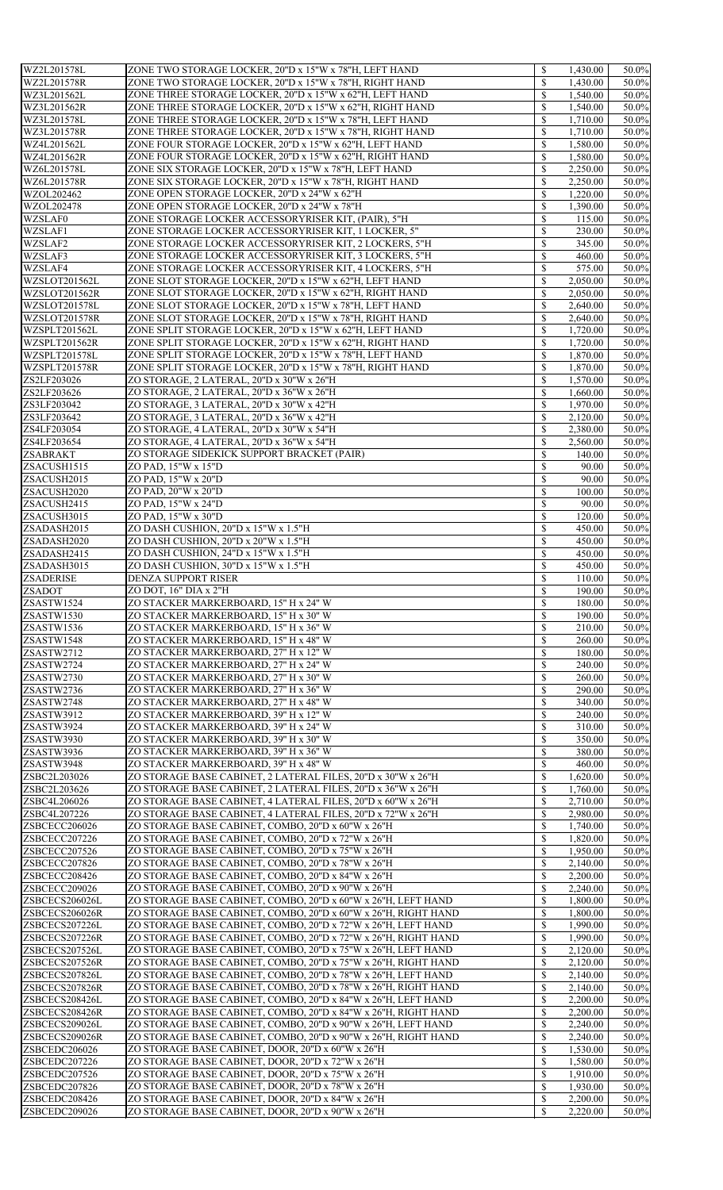| | | | | |
|---|---|---|---|---|
| WZ2L201578L | ZONE TWO STORAGE LOCKER, 20"D x 15"W x 78"H, LEFT HAND | $ | 1,430.00 | 50.0% |
| WZ2L201578R | ZONE TWO STORAGE LOCKER, 20"D x 15"W x 78"H, RIGHT HAND | $ | 1,430.00 | 50.0% |
| WZ3L201562L | ZONE THREE STORAGE LOCKER, 20"D x 15"W x 62"H, LEFT HAND | $ | 1,540.00 | 50.0% |
| WZ3L201562R | ZONE THREE STORAGE LOCKER, 20"D x 15"W x 62"H, RIGHT HAND | $ | 1,540.00 | 50.0% |
| WZ3L201578L | ZONE THREE STORAGE LOCKER, 20"D x 15"W x 78"H, LEFT HAND | $ | 1,710.00 | 50.0% |
| WZ3L201578R | ZONE THREE STORAGE LOCKER, 20"D x 15"W x 78"H, RIGHT HAND | $ | 1,710.00 | 50.0% |
| WZ4L201562L | ZONE FOUR STORAGE LOCKER, 20"D x 15"W x 62"H, LEFT HAND | $ | 1,580.00 | 50.0% |
| WZ4L201562R | ZONE FOUR STORAGE LOCKER, 20"D x 15"W x 62"H, RIGHT HAND | $ | 1,580.00 | 50.0% |
| WZ6L201578L | ZONE SIX STORAGE LOCKER, 20"D x 15"W x 78"H, LEFT HAND | $ | 2,250.00 | 50.0% |
| WZ6L201578R | ZONE SIX STORAGE LOCKER, 20"D x 15"W x 78"H, RIGHT HAND | $ | 2,250.00 | 50.0% |
| WZOL202462 | ZONE OPEN STORAGE LOCKER, 20"D x 24"W x 62"H | $ | 1,220.00 | 50.0% |
| WZOL202478 | ZONE OPEN STORAGE LOCKER, 20"D x 24"W x 78"H | $ | 1,390.00 | 50.0% |
| WZSLAF0 | ZONE STORAGE LOCKER ACCESSORYRISER KIT, (PAIR), 5"H | $ | 115.00 | 50.0% |
| WZSLAF1 | ZONE STORAGE LOCKER ACCESSORYRISER KIT, 1 LOCKER, 5" | $ | 230.00 | 50.0% |
| WZSLAF2 | ZONE STORAGE LOCKER ACCESSORYRISER KIT, 2 LOCKERS, 5"H | $ | 345.00 | 50.0% |
| WZSLAF3 | ZONE STORAGE LOCKER ACCESSORYRISER KIT, 3 LOCKERS, 5"H | $ | 460.00 | 50.0% |
| WZSLAF4 | ZONE STORAGE LOCKER ACCESSORYRISER KIT, 4 LOCKERS, 5"H | $ | 575.00 | 50.0% |
| WZSLOT201562L | ZONE SLOT STORAGE LOCKER, 20"D x 15"W x 62"H, LEFT HAND | $ | 2,050.00 | 50.0% |
| WZSLOT201562R | ZONE SLOT STORAGE LOCKER, 20"D x 15"W x 62"H, RIGHT HAND | $ | 2,050.00 | 50.0% |
| WZSLOT201578L | ZONE SLOT STORAGE LOCKER, 20"D x 15"W x 78"H, LEFT HAND | $ | 2,640.00 | 50.0% |
| WZSLOT201578R | ZONE SLOT STORAGE LOCKER, 20"D x 15"W x 78"H, RIGHT HAND | $ | 2,640.00 | 50.0% |
| WZSPLT201562L | ZONE SPLIT STORAGE LOCKER, 20"D x 15"W x 62"H, LEFT HAND | $ | 1,720.00 | 50.0% |
| WZSPLT201562R | ZONE SPLIT STORAGE LOCKER, 20"D x 15"W x 62"H, RIGHT HAND | $ | 1,720.00 | 50.0% |
| WZSPLT201578L | ZONE SPLIT STORAGE LOCKER, 20"D x 15"W x 78"H, LEFT HAND | $ | 1,870.00 | 50.0% |
| WZSPLT201578R | ZONE SPLIT STORAGE LOCKER, 20"D x 15"W x 78"H, RIGHT HAND | $ | 1,870.00 | 50.0% |
| ZS2LF203026 | ZO STORAGE, 2 LATERAL, 20"D x 30"W x 26"H | $ | 1,570.00 | 50.0% |
| ZS2LF203626 | ZO STORAGE, 2 LATERAL, 20"D x 36"W x 26"H | $ | 1,660.00 | 50.0% |
| ZS3LF203042 | ZO STORAGE, 3 LATERAL, 20"D x 30"W x 42"H | $ | 1,970.00 | 50.0% |
| ZS3LF203642 | ZO STORAGE, 3 LATERAL, 20"D x 36"W x 42"H | $ | 2,120.00 | 50.0% |
| ZS4LF203054 | ZO STORAGE, 4 LATERAL, 20"D x 30"W x 54"H | $ | 2,380.00 | 50.0% |
| ZS4LF203654 | ZO STORAGE, 4 LATERAL, 20"D x 36"W x 54"H | $ | 2,560.00 | 50.0% |
| ZSABRAKT | ZO STORAGE SIDEKICK SUPPORT BRACKET (PAIR) | $ | 140.00 | 50.0% |
| ZSACUSH1515 | ZO PAD, 15"W x 15"D | $ | 90.00 | 50.0% |
| ZSACUSH2015 | ZO PAD, 15"W x 20"D | $ | 90.00 | 50.0% |
| ZSACUSH2020 | ZO PAD, 20"W x 20"D | $ | 100.00 | 50.0% |
| ZSACUSH2415 | ZO PAD, 15"W x 24"D | $ | 90.00 | 50.0% |
| ZSACUSH3015 | ZO PAD, 15"W x 30"D | $ | 120.00 | 50.0% |
| ZSADASH2015 | ZO DASH CUSHION, 20"D x 15"W x 1.5"H | $ | 450.00 | 50.0% |
| ZSADASH2020 | ZO DASH CUSHION, 20"D x 20"W x 1.5"H | $ | 450.00 | 50.0% |
| ZSADASH2415 | ZO DASH CUSHION, 24"D x 15"W x 1.5"H | $ | 450.00 | 50.0% |
| ZSADASH3015 | ZO DASH CUSHION, 30"D x 15"W x 1.5"H | $ | 450.00 | 50.0% |
| ZSADERISE | DENZA SUPPORT RISER | $ | 110.00 | 50.0% |
| ZSADOT | ZO DOT, 16" DIA x 2"H | $ | 190.00 | 50.0% |
| ZSASTW1524 | ZO STACKER MARKERBOARD, 15" H x 24" W | $ | 180.00 | 50.0% |
| ZSASTW1530 | ZO STACKER MARKERBOARD, 15" H x 30" W | $ | 190.00 | 50.0% |
| ZSASTW1536 | ZO STACKER MARKERBOARD, 15" H x 36" W | $ | 210.00 | 50.0% |
| ZSASTW1548 | ZO STACKER MARKERBOARD, 15" H x 48" W | $ | 260.00 | 50.0% |
| ZSASTW2712 | ZO STACKER MARKERBOARD, 27" H x 12" W | $ | 180.00 | 50.0% |
| ZSASTW2724 | ZO STACKER MARKERBOARD, 27" H x 24" W | $ | 240.00 | 50.0% |
| ZSASTW2730 | ZO STACKER MARKERBOARD, 27" H x 30" W | $ | 260.00 | 50.0% |
| ZSASTW2736 | ZO STACKER MARKERBOARD, 27" H x 36" W | $ | 290.00 | 50.0% |
| ZSASTW2748 | ZO STACKER MARKERBOARD, 27" H x 48" W | $ | 340.00 | 50.0% |
| ZSASTW3912 | ZO STACKER MARKERBOARD, 39" H x 12" W | $ | 240.00 | 50.0% |
| ZSASTW3924 | ZO STACKER MARKERBOARD, 39" H x 24" W | $ | 310.00 | 50.0% |
| ZSASTW3930 | ZO STACKER MARKERBOARD, 39" H x 30" W | $ | 350.00 | 50.0% |
| ZSASTW3936 | ZO STACKER MARKERBOARD, 39" H x 36" W | $ | 380.00 | 50.0% |
| ZSASTW3948 | ZO STACKER MARKERBOARD, 39" H x 48" W | $ | 460.00 | 50.0% |
| ZSBC2L203026 | ZO STORAGE BASE CABINET, 2 LATERAL FILES, 20"D x 30"W x 26"H | $ | 1,620.00 | 50.0% |
| ZSBC2L203626 | ZO STORAGE BASE CABINET, 2 LATERAL FILES, 20"D x 36"W x 26"H | $ | 1,760.00 | 50.0% |
| ZSBC4L206026 | ZO STORAGE BASE CABINET, 4 LATERAL FILES, 20"D x 60"W x 26"H | $ | 2,710.00 | 50.0% |
| ZSBC4L207226 | ZO STORAGE BASE CABINET, 4 LATERAL FILES, 20"D x 72"W x 26"H | $ | 2,980.00 | 50.0% |
| ZSBCECC206026 | ZO STORAGE BASE CABINET, COMBO, 20"D x 60"W x 26"H | $ | 1,740.00 | 50.0% |
| ZSBCECC207226 | ZO STORAGE BASE CABINET, COMBO, 20"D x 72"W x 26"H | $ | 1,820.00 | 50.0% |
| ZSBCECC207526 | ZO STORAGE BASE CABINET, COMBO, 20"D x 75"W x 26"H | $ | 1,950.00 | 50.0% |
| ZSBCECC207826 | ZO STORAGE BASE CABINET, COMBO, 20"D x 78"W x 26"H | $ | 2,140.00 | 50.0% |
| ZSBCECC208426 | ZO STORAGE BASE CABINET, COMBO, 20"D x 84"W x 26"H | $ | 2,200.00 | 50.0% |
| ZSBCECC209026 | ZO STORAGE BASE CABINET, COMBO, 20"D x 90"W x 26"H | $ | 2,240.00 | 50.0% |
| ZSBCECS206026L | ZO STORAGE BASE CABINET, COMBO, 20"D x 60"W x 26"H, LEFT HAND | $ | 1,800.00 | 50.0% |
| ZSBCECS206026R | ZO STORAGE BASE CABINET, COMBO, 20"D x 60"W x 26"H, RIGHT HAND | $ | 1,800.00 | 50.0% |
| ZSBCECS207226L | ZO STORAGE BASE CABINET, COMBO, 20"D x 72"W x 26"H, LEFT HAND | $ | 1,990.00 | 50.0% |
| ZSBCECS207226R | ZO STORAGE BASE CABINET, COMBO, 20"D x 72"W x 26"H, RIGHT HAND | $ | 1,990.00 | 50.0% |
| ZSBCECS207526L | ZO STORAGE BASE CABINET, COMBO, 20"D x 75"W x 26"H, LEFT HAND | $ | 2,120.00 | 50.0% |
| ZSBCECS207526R | ZO STORAGE BASE CABINET, COMBO, 20"D x 75"W x 26"H, RIGHT HAND | $ | 2,120.00 | 50.0% |
| ZSBCECS207826L | ZO STORAGE BASE CABINET, COMBO, 20"D x 78"W x 26"H, LEFT HAND | $ | 2,140.00 | 50.0% |
| ZSBCECS207826R | ZO STORAGE BASE CABINET, COMBO, 20"D x 78"W x 26"H, RIGHT HAND | $ | 2,140.00 | 50.0% |
| ZSBCECS208426L | ZO STORAGE BASE CABINET, COMBO, 20"D x 84"W x 26"H, LEFT HAND | $ | 2,200.00 | 50.0% |
| ZSBCECS208426R | ZO STORAGE BASE CABINET, COMBO, 20"D x 84"W x 26"H, RIGHT HAND | $ | 2,200.00 | 50.0% |
| ZSBCECS209026L | ZO STORAGE BASE CABINET, COMBO, 20"D x 90"W x 26"H, LEFT HAND | $ | 2,240.00 | 50.0% |
| ZSBCECS209026R | ZO STORAGE BASE CABINET, COMBO, 20"D x 90"W x 26"H, RIGHT HAND | $ | 2,240.00 | 50.0% |
| ZSBCEDC206026 | ZO STORAGE BASE CABINET, DOOR, 20"D x 60"W x 26"H | $ | 1,530.00 | 50.0% |
| ZSBCEDC207226 | ZO STORAGE BASE CABINET, DOOR, 20"D x 72"W x 26"H | $ | 1,580.00 | 50.0% |
| ZSBCEDC207526 | ZO STORAGE BASE CABINET, DOOR, 20"D x 75"W x 26"H | $ | 1,910.00 | 50.0% |
| ZSBCEDC207826 | ZO STORAGE BASE CABINET, DOOR, 20"D x 78"W x 26"H | $ | 1,930.00 | 50.0% |
| ZSBCEDC208426 | ZO STORAGE BASE CABINET, DOOR, 20"D x 84"W x 26"H | $ | 2,200.00 | 50.0% |
| ZSBCEDC209026 | ZO STORAGE BASE CABINET, DOOR, 20"D x 90"W x 26"H | $ | 2,220.00 | 50.0% |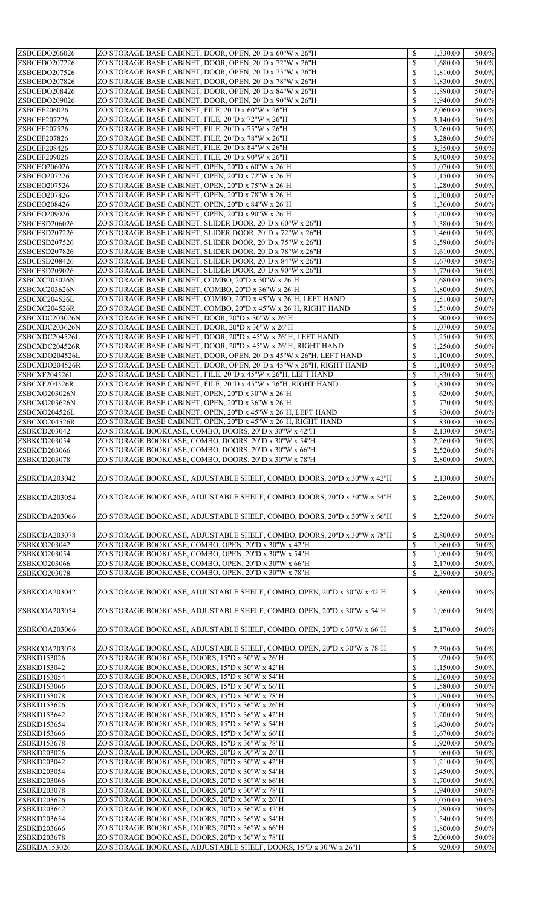| | | | | |
|---|---|---|---|---|
| ZSBCEDO206026 | ZO STORAGE BASE CABINET, DOOR, OPEN, 20"D x 60"W x 26"H | $ | 1,330.00 | 50.0% |
| ZSBCEDO207226 | ZO STORAGE BASE CABINET, DOOR, OPEN, 20"D x 72"W x 26"H | $ | 1,680.00 | 50.0% |
| ZSBCEDO207526 | ZO STORAGE BASE CABINET, DOOR, OPEN, 20"D x 75"W x 26"H | $ | 1,810.00 | 50.0% |
| ZSBCEDO207826 | ZO STORAGE BASE CABINET, DOOR, OPEN, 20"D x 78"W x 26"H | $ | 1,830.00 | 50.0% |
| ZSBCEDO208426 | ZO STORAGE BASE CABINET, DOOR, OPEN, 20"D x 84"W x 26"H | $ | 1,890.00 | 50.0% |
| ZSBCEDO209026 | ZO STORAGE BASE CABINET, DOOR, OPEN, 20"D x 90"W x 26"H | $ | 1,940.00 | 50.0% |
| ZSBCEF206026 | ZO STORAGE BASE CABINET, FILE, 20"D x 60"W x 26"H | $ | 2,060.00 | 50.0% |
| ZSBCEF207226 | ZO STORAGE BASE CABINET, FILE, 20"D x 72"W x 26"H | $ | 3,140.00 | 50.0% |
| ZSBCEF207526 | ZO STORAGE BASE CABINET, FILE, 20"D x 75"W x 26"H | $ | 3,260.00 | 50.0% |
| ZSBCEF207826 | ZO STORAGE BASE CABINET, FILE, 20"D x 78"W x 26"H | $ | 3,280.00 | 50.0% |
| ZSBCEF208426 | ZO STORAGE BASE CABINET, FILE, 20"D x 84"W x 26"H | $ | 3,350.00 | 50.0% |
| ZSBCEF209026 | ZO STORAGE BASE CABINET, FILE, 20"D x 90"W x 26"H | $ | 3,400.00 | 50.0% |
| ZSBCEO206026 | ZO STORAGE BASE CABINET, OPEN, 20"D x 60"W x 26"H | $ | 1,070.00 | 50.0% |
| ZSBCEO207226 | ZO STORAGE BASE CABINET, OPEN, 20"D x 72"W x 26"H | $ | 1,150.00 | 50.0% |
| ZSBCEO207526 | ZO STORAGE BASE CABINET, OPEN, 20"D x 75"W x 26"H | $ | 1,280.00 | 50.0% |
| ZSBCEO207826 | ZO STORAGE BASE CABINET, OPEN, 20"D x 78"W x 26"H | $ | 1,300.00 | 50.0% |
| ZSBCEO208426 | ZO STORAGE BASE CABINET, OPEN, 20"D x 84"W x 26"H | $ | 1,360.00 | 50.0% |
| ZSBCEO209026 | ZO STORAGE BASE CABINET, OPEN, 20"D x 90"W x 26"H | $ | 1,400.00 | 50.0% |
| ZSBCESD206026 | ZO STORAGE BASE CABINET, SLIDER DOOR, 20"D x 60"W x 26"H | $ | 1,380.00 | 50.0% |
| ZSBCESD207226 | ZO STORAGE BASE CABINET, SLIDER DOOR, 20"D x 72"W x 26"H | $ | 1,460.00 | 50.0% |
| ZSBCESD207526 | ZO STORAGE BASE CABINET, SLIDER DOOR, 20"D x 75"W x 26"H | $ | 1,590.00 | 50.0% |
| ZSBCESD207826 | ZO STORAGE BASE CABINET, SLIDER DOOR, 20"D x 78"W x 26"H | $ | 1,610.00 | 50.0% |
| ZSBCESD208426 | ZO STORAGE BASE CABINET, SLIDER DOOR, 20"D x 84"W x 26"H | $ | 1,670.00 | 50.0% |
| ZSBCESD209026 | ZO STORAGE BASE CABINET, SLIDER DOOR, 20"D x 90"W x 26"H | $ | 1,720.00 | 50.0% |
| ZSBCXC203026N | ZO STORAGE BASE CABINET, COMBO, 20"D x 30"W x 26"H | $ | 1,680.00 | 50.0% |
| ZSBCXC203626N | ZO STORAGE BASE CABINET, COMBO, 20"D x 36"W x 26"H | $ | 1,800.00 | 50.0% |
| ZSBCXC204526L | ZO STORAGE BASE CABINET, COMBO, 20"D x 45"W x 26"H, LEFT HAND | $ | 1,510.00 | 50.0% |
| ZSBCXC204526R | ZO STORAGE BASE CABINET, COMBO, 20"D x 45"W x 26"H, RIGHT HAND | $ | 1,510.00 | 50.0% |
| ZSBCXDC203026N | ZO STORAGE BASE CABINET, DOOR, 20"D x 30"W x 26"H | $ | 900.00 | 50.0% |
| ZSBCXDC203626N | ZO STORAGE BASE CABINET, DOOR, 20"D x 36"W x 26"H | $ | 1,070.00 | 50.0% |
| ZSBCXDC204526L | ZO STORAGE BASE CABINET, DOOR, 20"D x 45"W x 26"H, LEFT HAND | $ | 1,250.00 | 50.0% |
| ZSBCXDC204526R | ZO STORAGE BASE CABINET, DOOR, 20"D x 45"W x 26"H, RIGHT HAND | $ | 1,250.00 | 50.0% |
| ZSBCXDO204526L | ZO STORAGE BASE CABINET, DOOR, OPEN, 20"D x 45"W x 26"H, LEFT HAND | $ | 1,100.00 | 50.0% |
| ZSBCXDO204526R | ZO STORAGE BASE CABINET, DOOR, OPEN, 20"D x 45"W x 26"H, RIGHT HAND | $ | 1,100.00 | 50.0% |
| ZSBCXF204526L | ZO STORAGE BASE CABINET, FILE, 20"D x 45"W x 26"H, LEFT HAND | $ | 1,830.00 | 50.0% |
| ZSBCXF204526R | ZO STORAGE BASE CABINET, FILE, 20"D x 45"W x 26"H, RIGHT HAND | $ | 1,830.00 | 50.0% |
| ZSBCXO203026N | ZO STORAGE BASE CABINET, OPEN, 20"D x 30"W x 26"H | $ | 620.00 | 50.0% |
| ZSBCXO203626N | ZO STORAGE BASE CABINET, OPEN, 20"D x 36"W x 26"H | $ | 770.00 | 50.0% |
| ZSBCXO204526L | ZO STORAGE BASE CABINET, OPEN, 20"D x 45"W x 26"H, LEFT HAND | $ | 830.00 | 50.0% |
| ZSBCXO204526R | ZO STORAGE BASE CABINET, OPEN, 20"D x 45"W x 26"H, RIGHT HAND | $ | 830.00 | 50.0% |
| ZSBKCD203042 | ZO STORAGE BOOKCASE, COMBO, DOORS, 20"D x 30"W x 42"H | $ | 2,130.00 | 50.0% |
| ZSBKCD203054 | ZO STORAGE BOOKCASE, COMBO, DOORS, 20"D x 30"W x 54"H | $ | 2,260.00 | 50.0% |
| ZSBKCD203066 | ZO STORAGE BOOKCASE, COMBO, DOORS, 20"D x 30"W x 66"H | $ | 2,520.00 | 50.0% |
| ZSBKCD203078 | ZO STORAGE BOOKCASE, COMBO, DOORS, 20"D x 30"W x 78"H | $ | 2,800.00 | 50.0% |
| ZSBKCDA203042 | ZO STORAGE BOOKCASE, ADJUSTABLE SHELF, COMBO, DOORS, 20"D x 30"W x 42"H | $ | 2,130.00 | 50.0% |
| ZSBKCDA203054 | ZO STORAGE BOOKCASE, ADJUSTABLE SHELF, COMBO, DOORS, 20"D x 30"W x 54"H | $ | 2,260.00 | 50.0% |
| ZSBKCDA203066 | ZO STORAGE BOOKCASE, ADJUSTABLE SHELF, COMBO, DOORS, 20"D x 30"W x 66"H | $ | 2,520.00 | 50.0% |
| ZSBKCDA203078 | ZO STORAGE BOOKCASE, ADJUSTABLE SHELF, COMBO, DOORS, 20"D x 30"W x 78"H | $ | 2,800.00 | 50.0% |
| ZSBKCO203042 | ZO STORAGE BOOKCASE, COMBO, OPEN, 20"D x 30"W x 42"H | $ | 1,860.00 | 50.0% |
| ZSBKCO203054 | ZO STORAGE BOOKCASE, COMBO, OPEN, 20"D x 30"W x 54"H | $ | 1,960.00 | 50.0% |
| ZSBKCO203066 | ZO STORAGE BOOKCASE, COMBO, OPEN, 20"D x 30"W x 66"H | $ | 2,170.00 | 50.0% |
| ZSBKCO203078 | ZO STORAGE BOOKCASE, COMBO, OPEN, 20"D x 30"W x 78"H | $ | 2,390.00 | 50.0% |
| ZSBKCOA203042 | ZO STORAGE BOOKCASE, ADJUSTABLE SHELF, COMBO, OPEN, 20"D x 30"W x 42"H | $ | 1,860.00 | 50.0% |
| ZSBKCOA203054 | ZO STORAGE BOOKCASE, ADJUSTABLE SHELF, COMBO, OPEN, 20"D x 30"W x 54"H | $ | 1,960.00 | 50.0% |
| ZSBKCOA203066 | ZO STORAGE BOOKCASE, ADJUSTABLE SHELF, COMBO, OPEN, 20"D x 30"W x 66"H | $ | 2,170.00 | 50.0% |
| ZSBKCOA203078 | ZO STORAGE BOOKCASE, ADJUSTABLE SHELF, COMBO, OPEN, 20"D x 30"W x 78"H | $ | 2,390.00 | 50.0% |
| ZSBKD153026 | ZO STORAGE BOOKCASE, DOORS, 15"D x 30"W x 26"H | $ | 920.00 | 50.0% |
| ZSBKD153042 | ZO STORAGE BOOKCASE, DOORS, 15"D x 30"W x 42"H | $ | 1,150.00 | 50.0% |
| ZSBKD153054 | ZO STORAGE BOOKCASE, DOORS, 15"D x 30"W x 54"H | $ | 1,360.00 | 50.0% |
| ZSBKD153066 | ZO STORAGE BOOKCASE, DOORS, 15"D x 30"W x 66"H | $ | 1,580.00 | 50.0% |
| ZSBKD153078 | ZO STORAGE BOOKCASE, DOORS, 15"D x 30"W x 78"H | $ | 1,790.00 | 50.0% |
| ZSBKD153626 | ZO STORAGE BOOKCASE, DOORS, 15"D x 36"W x 26"H | $ | 1,000.00 | 50.0% |
| ZSBKD153642 | ZO STORAGE BOOKCASE, DOORS, 15"D x 36"W x 42"H | $ | 1,200.00 | 50.0% |
| ZSBKD153654 | ZO STORAGE BOOKCASE, DOORS, 15"D x 36"W x 54"H | $ | 1,430.00 | 50.0% |
| ZSBKD153666 | ZO STORAGE BOOKCASE, DOORS, 15"D x 36"W x 66"H | $ | 1,670.00 | 50.0% |
| ZSBKD153678 | ZO STORAGE BOOKCASE, DOORS, 15"D x 36"W x 78"H | $ | 1,920.00 | 50.0% |
| ZSBKD203026 | ZO STORAGE BOOKCASE, DOORS, 20"D x 30"W x 26"H | $ | 960.00 | 50.0% |
| ZSBKD203042 | ZO STORAGE BOOKCASE, DOORS, 20"D x 30"W x 42"H | $ | 1,210.00 | 50.0% |
| ZSBKD203054 | ZO STORAGE BOOKCASE, DOORS, 20"D x 30"W x 54"H | $ | 1,450.00 | 50.0% |
| ZSBKD203066 | ZO STORAGE BOOKCASE, DOORS, 20"D x 30"W x 66"H | $ | 1,700.00 | 50.0% |
| ZSBKD203078 | ZO STORAGE BOOKCASE, DOORS, 20"D x 30"W x 78"H | $ | 1,940.00 | 50.0% |
| ZSBKD203626 | ZO STORAGE BOOKCASE, DOORS, 20"D x 36"W x 26"H | $ | 1,050.00 | 50.0% |
| ZSBKD203642 | ZO STORAGE BOOKCASE, DOORS, 20"D x 36"W x 42"H | $ | 1,290.00 | 50.0% |
| ZSBKD203654 | ZO STORAGE BOOKCASE, DOORS, 20"D x 36"W x 54"H | $ | 1,540.00 | 50.0% |
| ZSBKD203666 | ZO STORAGE BOOKCASE, DOORS, 20"D x 36"W x 66"H | $ | 1,800.00 | 50.0% |
| ZSBKD203678 | ZO STORAGE BOOKCASE, DOORS, 20"D x 36"W x 78"H | $ | 2,060.00 | 50.0% |
| ZSBKDA153026 | ZO STORAGE BOOKCASE, ADJUSTABLE SHELF, DOORS, 15"D x 30"W x 26"H | $ | 920.00 | 50.0% |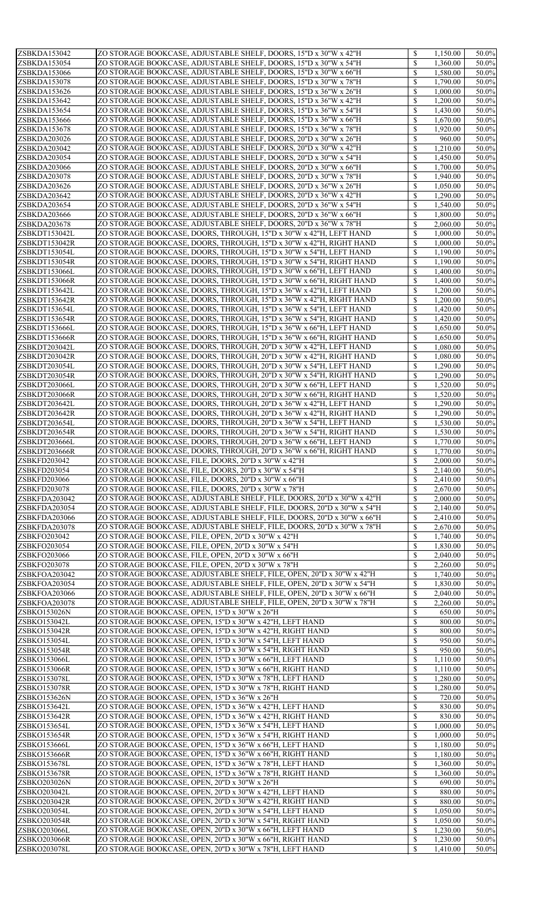| | | | | |
|---|---|---|---|---|
| ZSBKDA153042 | ZO STORAGE BOOKCASE, ADJUSTABLE SHELF, DOORS, 15"D x 30"W x 42"H | $ | 1,150.00 | 50.0% |
| ZSBKDA153054 | ZO STORAGE BOOKCASE, ADJUSTABLE SHELF, DOORS, 15"D x 30"W x 54"H | $ | 1,360.00 | 50.0% |
| ZSBKDA153066 | ZO STORAGE BOOKCASE, ADJUSTABLE SHELF, DOORS, 15"D x 30"W x 66"H | $ | 1,580.00 | 50.0% |
| ZSBKDA153078 | ZO STORAGE BOOKCASE, ADJUSTABLE SHELF, DOORS, 15"D x 30"W x 78"H | $ | 1,790.00 | 50.0% |
| ZSBKDA153626 | ZO STORAGE BOOKCASE, ADJUSTABLE SHELF, DOORS, 15"D x 36"W x 26"H | $ | 1,000.00 | 50.0% |
| ZSBKDA153642 | ZO STORAGE BOOKCASE, ADJUSTABLE SHELF, DOORS, 15"D x 36"W x 42"H | $ | 1,200.00 | 50.0% |
| ZSBKDA153654 | ZO STORAGE BOOKCASE, ADJUSTABLE SHELF, DOORS, 15"D x 36"W x 54"H | $ | 1,430.00 | 50.0% |
| ZSBKDA153666 | ZO STORAGE BOOKCASE, ADJUSTABLE SHELF, DOORS, 15"D x 36"W x 66"H | $ | 1,670.00 | 50.0% |
| ZSBKDA153678 | ZO STORAGE BOOKCASE, ADJUSTABLE SHELF, DOORS, 15"D x 36"W x 78"H | $ | 1,920.00 | 50.0% |
| ZSBKDA203026 | ZO STORAGE BOOKCASE, ADJUSTABLE SHELF, DOORS, 20"D x 30"W x 26"H | $ | 960.00 | 50.0% |
| ZSBKDA203042 | ZO STORAGE BOOKCASE, ADJUSTABLE SHELF, DOORS, 20"D x 30"W x 42"H | $ | 1,210.00 | 50.0% |
| ZSBKDA203054 | ZO STORAGE BOOKCASE, ADJUSTABLE SHELF, DOORS, 20"D x 30"W x 54"H | $ | 1,450.00 | 50.0% |
| ZSBKDA203066 | ZO STORAGE BOOKCASE, ADJUSTABLE SHELF, DOORS, 20"D x 30"W x 66"H | $ | 1,700.00 | 50.0% |
| ZSBKDA203078 | ZO STORAGE BOOKCASE, ADJUSTABLE SHELF, DOORS, 20"D x 30"W x 78"H | $ | 1,940.00 | 50.0% |
| ZSBKDA203626 | ZO STORAGE BOOKCASE, ADJUSTABLE SHELF, DOORS, 20"D x 36"W x 26"H | $ | 1,050.00 | 50.0% |
| ZSBKDA203642 | ZO STORAGE BOOKCASE, ADJUSTABLE SHELF, DOORS, 20"D x 36"W x 42"H | $ | 1,290.00 | 50.0% |
| ZSBKDA203654 | ZO STORAGE BOOKCASE, ADJUSTABLE SHELF, DOORS, 20"D x 36"W x 54"H | $ | 1,540.00 | 50.0% |
| ZSBKDA203666 | ZO STORAGE BOOKCASE, ADJUSTABLE SHELF, DOORS, 20"D x 36"W x 66"H | $ | 1,800.00 | 50.0% |
| ZSBKDA203678 | ZO STORAGE BOOKCASE, ADJUSTABLE SHELF, DOORS, 20"D x 36"W x 78"H | $ | 2,060.00 | 50.0% |
| ZSBKDT153042L | ZO STORAGE BOOKCASE, DOORS, THROUGH, 15"D x 30"W x 42"H, LEFT HAND | $ | 1,000.00 | 50.0% |
| ZSBKDT153042R | ZO STORAGE BOOKCASE, DOORS, THROUGH, 15"D x 30"W x 42"H, RIGHT HAND | $ | 1,000.00 | 50.0% |
| ZSBKDT153054L | ZO STORAGE BOOKCASE, DOORS, THROUGH, 15"D x 30"W x 54"H, LEFT HAND | $ | 1,190.00 | 50.0% |
| ZSBKDT153054R | ZO STORAGE BOOKCASE, DOORS, THROUGH, 15"D x 30"W x 54"H, RIGHT HAND | $ | 1,190.00 | 50.0% |
| ZSBKDT153066L | ZO STORAGE BOOKCASE, DOORS, THROUGH, 15"D x 30"W x 66"H, LEFT HAND | $ | 1,400.00 | 50.0% |
| ZSBKDT153066R | ZO STORAGE BOOKCASE, DOORS, THROUGH, 15"D x 30"W x 66"H, RIGHT HAND | $ | 1,400.00 | 50.0% |
| ZSBKDT153642L | ZO STORAGE BOOKCASE, DOORS, THROUGH, 15"D x 36"W x 42"H, LEFT HAND | $ | 1,200.00 | 50.0% |
| ZSBKDT153642R | ZO STORAGE BOOKCASE, DOORS, THROUGH, 15"D x 36"W x 42"H, RIGHT HAND | $ | 1,200.00 | 50.0% |
| ZSBKDT153654L | ZO STORAGE BOOKCASE, DOORS, THROUGH, 15"D x 36"W x 54"H, LEFT HAND | $ | 1,420.00 | 50.0% |
| ZSBKDT153654R | ZO STORAGE BOOKCASE, DOORS, THROUGH, 15"D x 36"W x 54"H, RIGHT HAND | $ | 1,420.00 | 50.0% |
| ZSBKDT153666L | ZO STORAGE BOOKCASE, DOORS, THROUGH, 15"D x 36"W x 66"H, LEFT HAND | $ | 1,650.00 | 50.0% |
| ZSBKDT153666R | ZO STORAGE BOOKCASE, DOORS, THROUGH, 15"D x 36"W x 66"H, RIGHT HAND | $ | 1,650.00 | 50.0% |
| ZSBKDT203042L | ZO STORAGE BOOKCASE, DOORS, THROUGH, 20"D x 30"W x 42"H, LEFT HAND | $ | 1,080.00 | 50.0% |
| ZSBKDT203042R | ZO STORAGE BOOKCASE, DOORS, THROUGH, 20"D x 30"W x 42"H, RIGHT HAND | $ | 1,080.00 | 50.0% |
| ZSBKDT203054L | ZO STORAGE BOOKCASE, DOORS, THROUGH, 20"D x 30"W x 54"H, LEFT HAND | $ | 1,290.00 | 50.0% |
| ZSBKDT203054R | ZO STORAGE BOOKCASE, DOORS, THROUGH, 20"D x 30"W x 54"H, RIGHT HAND | $ | 1,290.00 | 50.0% |
| ZSBKDT203066L | ZO STORAGE BOOKCASE, DOORS, THROUGH, 20"D x 30"W x 66"H, LEFT HAND | $ | 1,520.00 | 50.0% |
| ZSBKDT203066R | ZO STORAGE BOOKCASE, DOORS, THROUGH, 20"D x 30"W x 66"H, RIGHT HAND | $ | 1,520.00 | 50.0% |
| ZSBKDT203642L | ZO STORAGE BOOKCASE, DOORS, THROUGH, 20"D x 36"W x 42"H, LEFT HAND | $ | 1,290.00 | 50.0% |
| ZSBKDT203642R | ZO STORAGE BOOKCASE, DOORS, THROUGH, 20"D x 36"W x 42"H, RIGHT HAND | $ | 1,290.00 | 50.0% |
| ZSBKDT203654L | ZO STORAGE BOOKCASE, DOORS, THROUGH, 20"D x 36"W x 54"H, LEFT HAND | $ | 1,530.00 | 50.0% |
| ZSBKDT203654R | ZO STORAGE BOOKCASE, DOORS, THROUGH, 20"D x 36"W x 54"H, RIGHT HAND | $ | 1,530.00 | 50.0% |
| ZSBKDT203666L | ZO STORAGE BOOKCASE, DOORS, THROUGH, 20"D x 36"W x 66"H, LEFT HAND | $ | 1,770.00 | 50.0% |
| ZSBKDT203666R | ZO STORAGE BOOKCASE, DOORS, THROUGH, 20"D x 36"W x 66"H, RIGHT HAND | $ | 1,770.00 | 50.0% |
| ZSBKFD203042 | ZO STORAGE BOOKCASE, FILE, DOORS, 20"D x 30"W x 42"H | $ | 2,000.00 | 50.0% |
| ZSBKFD203054 | ZO STORAGE BOOKCASE, FILE, DOORS, 20"D x 30"W x 54"H | $ | 2,140.00 | 50.0% |
| ZSBKFD203066 | ZO STORAGE BOOKCASE, FILE, DOORS, 20"D x 30"W x 66"H | $ | 2,410.00 | 50.0% |
| ZSBKFD203078 | ZO STORAGE BOOKCASE, FILE, DOORS, 20"D x 30"W x 78"H | $ | 2,670.00 | 50.0% |
| ZSBKFDA203042 | ZO STORAGE BOOKCASE, ADJUSTABLE SHELF, FILE, DOORS, 20"D x 30"W x 42"H | $ | 2,000.00 | 50.0% |
| ZSBKFDA203054 | ZO STORAGE BOOKCASE, ADJUSTABLE SHELF, FILE, DOORS, 20"D x 30"W x 54"H | $ | 2,140.00 | 50.0% |
| ZSBKFDA203066 | ZO STORAGE BOOKCASE, ADJUSTABLE SHELF, FILE, DOORS, 20"D x 30"W x 66"H | $ | 2,410.00 | 50.0% |
| ZSBKFDA203078 | ZO STORAGE BOOKCASE, ADJUSTABLE SHELF, FILE, DOORS, 20"D x 30"W x 78"H | $ | 2,670.00 | 50.0% |
| ZSBKFO203042 | ZO STORAGE BOOKCASE, FILE, OPEN, 20"D x 30"W x 42"H | $ | 1,740.00 | 50.0% |
| ZSBKFO203054 | ZO STORAGE BOOKCASE, FILE, OPEN, 20"D x 30"W x 54"H | $ | 1,830.00 | 50.0% |
| ZSBKFO203066 | ZO STORAGE BOOKCASE, FILE, OPEN, 20"D x 30"W x 66"H | $ | 2,040.00 | 50.0% |
| ZSBKFO203078 | ZO STORAGE BOOKCASE, FILE, OPEN, 20"D x 30"W x 78"H | $ | 2,260.00 | 50.0% |
| ZSBKFOA203042 | ZO STORAGE BOOKCASE, ADJUSTABLE SHELF, FILE, OPEN, 20"D x 30"W x 42"H | $ | 1,740.00 | 50.0% |
| ZSBKFOA203054 | ZO STORAGE BOOKCASE, ADJUSTABLE SHELF, FILE, OPEN, 20"D x 30"W x 54"H | $ | 1,830.00 | 50.0% |
| ZSBKFOA203066 | ZO STORAGE BOOKCASE, ADJUSTABLE SHELF, FILE, OPEN, 20"D x 30"W x 66"H | $ | 2,040.00 | 50.0% |
| ZSBKFOA203078 | ZO STORAGE BOOKCASE, ADJUSTABLE SHELF, FILE, OPEN, 20"D x 30"W x 78"H | $ | 2,260.00 | 50.0% |
| ZSBKO153026N | ZO STORAGE BOOKCASE, OPEN, 15"D x 30"W x 26"H | $ | 650.00 | 50.0% |
| ZSBKO153042L | ZO STORAGE BOOKCASE, OPEN, 15"D x 30"W x 42"H, LEFT HAND | $ | 800.00 | 50.0% |
| ZSBKO153042R | ZO STORAGE BOOKCASE, OPEN, 15"D x 30"W x 42"H, RIGHT HAND | $ | 800.00 | 50.0% |
| ZSBKO153054L | ZO STORAGE BOOKCASE, OPEN, 15"D x 30"W x 54"H, LEFT HAND | $ | 950.00 | 50.0% |
| ZSBKO153054R | ZO STORAGE BOOKCASE, OPEN, 15"D x 30"W x 54"H, RIGHT HAND | $ | 950.00 | 50.0% |
| ZSBKO153066L | ZO STORAGE BOOKCASE, OPEN, 15"D x 30"W x 66"H, LEFT HAND | $ | 1,110.00 | 50.0% |
| ZSBKO153066R | ZO STORAGE BOOKCASE, OPEN, 15"D x 30"W x 66"H, RIGHT HAND | $ | 1,110.00 | 50.0% |
| ZSBKO153078L | ZO STORAGE BOOKCASE, OPEN, 15"D x 30"W x 78"H, LEFT HAND | $ | 1,280.00 | 50.0% |
| ZSBKO153078R | ZO STORAGE BOOKCASE, OPEN, 15"D x 30"W x 78"H, RIGHT HAND | $ | 1,280.00 | 50.0% |
| ZSBKO153626N | ZO STORAGE BOOKCASE, OPEN, 15"D x 36"W x 26"H | $ | 720.00 | 50.0% |
| ZSBKO153642L | ZO STORAGE BOOKCASE, OPEN, 15"D x 36"W x 42"H, LEFT HAND | $ | 830.00 | 50.0% |
| ZSBKO153642R | ZO STORAGE BOOKCASE, OPEN, 15"D x 36"W x 42"H, RIGHT HAND | $ | 830.00 | 50.0% |
| ZSBKO153654L | ZO STORAGE BOOKCASE, OPEN, 15"D x 36"W x 54"H, LEFT HAND | $ | 1,000.00 | 50.0% |
| ZSBKO153654R | ZO STORAGE BOOKCASE, OPEN, 15"D x 36"W x 54"H, RIGHT HAND | $ | 1,000.00 | 50.0% |
| ZSBKO153666L | ZO STORAGE BOOKCASE, OPEN, 15"D x 36"W x 66"H, LEFT HAND | $ | 1,180.00 | 50.0% |
| ZSBKO153666R | ZO STORAGE BOOKCASE, OPEN, 15"D x 36"W x 66"H, RIGHT HAND | $ | 1,180.00 | 50.0% |
| ZSBKO153678L | ZO STORAGE BOOKCASE, OPEN, 15"D x 36"W x 78"H, LEFT HAND | $ | 1,360.00 | 50.0% |
| ZSBKO153678R | ZO STORAGE BOOKCASE, OPEN, 15"D x 36"W x 78"H, RIGHT HAND | $ | 1,360.00 | 50.0% |
| ZSBKO203026N | ZO STORAGE BOOKCASE, OPEN, 20"D x 30"W x 26"H | $ | 690.00 | 50.0% |
| ZSBKO203042L | ZO STORAGE BOOKCASE, OPEN, 20"D x 30"W x 42"H, LEFT HAND | $ | 880.00 | 50.0% |
| ZSBKO203042R | ZO STORAGE BOOKCASE, OPEN, 20"D x 30"W x 42"H, RIGHT HAND | $ | 880.00 | 50.0% |
| ZSBKO203054L | ZO STORAGE BOOKCASE, OPEN, 20"D x 30"W x 54"H, LEFT HAND | $ | 1,050.00 | 50.0% |
| ZSBKO203054R | ZO STORAGE BOOKCASE, OPEN, 20"D x 30"W x 54"H, RIGHT HAND | $ | 1,050.00 | 50.0% |
| ZSBKO203066L | ZO STORAGE BOOKCASE, OPEN, 20"D x 30"W x 66"H, LEFT HAND | $ | 1,230.00 | 50.0% |
| ZSBKO203066R | ZO STORAGE BOOKCASE, OPEN, 20"D x 30"W x 66"H, RIGHT HAND | $ | 1,230.00 | 50.0% |
| ZSBKO203078L | ZO STORAGE BOOKCASE, OPEN, 20"D x 30"W x 78"H, LEFT HAND | $ | 1,410.00 | 50.0% |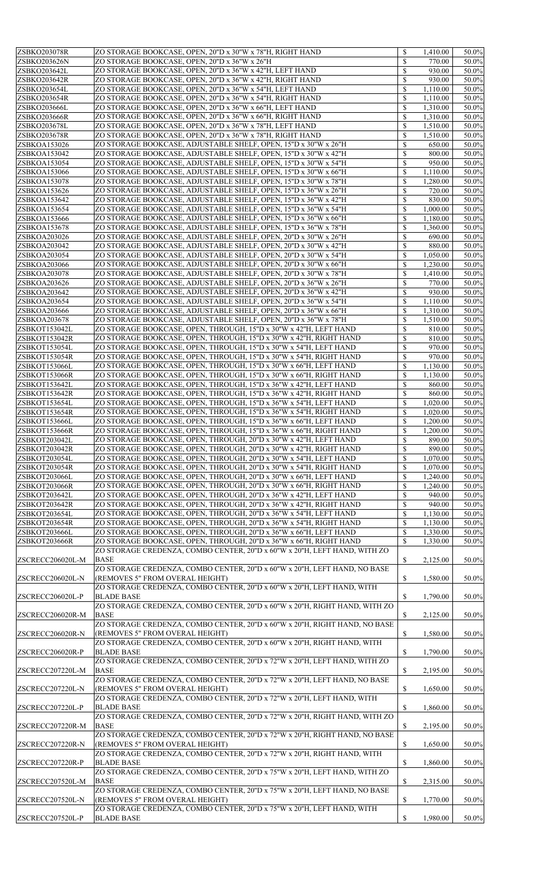| | | | | |
|---|---|---|---|---|
| ZSBKO203078R | ZO STORAGE BOOKCASE, OPEN, 20"D x 30"W x 78"H, RIGHT HAND | $ | 1,410.00 | 50.0% |
| ZSBKO203626N | ZO STORAGE BOOKCASE, OPEN, 20"D x 36"W x 26"H | $ | 770.00 | 50.0% |
| ZSBKO203642L | ZO STORAGE BOOKCASE, OPEN, 20"D x 36"W x 42"H, LEFT HAND | $ | 930.00 | 50.0% |
| ZSBKO203642R | ZO STORAGE BOOKCASE, OPEN, 20"D x 36"W x 42"H, RIGHT HAND | $ | 930.00 | 50.0% |
| ZSBKO203654L | ZO STORAGE BOOKCASE, OPEN, 20"D x 36"W x 54"H, LEFT HAND | $ | 1,110.00 | 50.0% |
| ZSBKO203654R | ZO STORAGE BOOKCASE, OPEN, 20"D x 36"W x 54"H, RIGHT HAND | $ | 1,110.00 | 50.0% |
| ZSBKO203666L | ZO STORAGE BOOKCASE, OPEN, 20"D x 36"W x 66"H, LEFT HAND | $ | 1,310.00 | 50.0% |
| ZSBKO203666R | ZO STORAGE BOOKCASE, OPEN, 20"D x 36"W x 66"H, RIGHT HAND | $ | 1,310.00 | 50.0% |
| ZSBKO203678L | ZO STORAGE BOOKCASE, OPEN, 20"D x 36"W x 78"H, LEFT HAND | $ | 1,510.00 | 50.0% |
| ZSBKO203678R | ZO STORAGE BOOKCASE, OPEN, 20"D x 36"W x 78"H, RIGHT HAND | $ | 1,510.00 | 50.0% |
| ZSBKOA153026 | ZO STORAGE BOOKCASE, ADJUSTABLE SHELF, OPEN, 15"D x 30"W x 26"H | $ | 650.00 | 50.0% |
| ZSBKOA153042 | ZO STORAGE BOOKCASE, ADJUSTABLE SHELF, OPEN, 15"D x 30"W x 42"H | $ | 800.00 | 50.0% |
| ZSBKOA153054 | ZO STORAGE BOOKCASE, ADJUSTABLE SHELF, OPEN, 15"D x 30"W x 54"H | $ | 950.00 | 50.0% |
| ZSBKOA153066 | ZO STORAGE BOOKCASE, ADJUSTABLE SHELF, OPEN, 15"D x 30"W x 66"H | $ | 1,110.00 | 50.0% |
| ZSBKOA153078 | ZO STORAGE BOOKCASE, ADJUSTABLE SHELF, OPEN, 15"D x 30"W x 78"H | $ | 1,280.00 | 50.0% |
| ZSBKOA153626 | ZO STORAGE BOOKCASE, ADJUSTABLE SHELF, OPEN, 15"D x 36"W x 26"H | $ | 720.00 | 50.0% |
| ZSBKOA153642 | ZO STORAGE BOOKCASE, ADJUSTABLE SHELF, OPEN, 15"D x 36"W x 42"H | $ | 830.00 | 50.0% |
| ZSBKOA153654 | ZO STORAGE BOOKCASE, ADJUSTABLE SHELF, OPEN, 15"D x 36"W x 54"H | $ | 1,000.00 | 50.0% |
| ZSBKOA153666 | ZO STORAGE BOOKCASE, ADJUSTABLE SHELF, OPEN, 15"D x 36"W x 66"H | $ | 1,180.00 | 50.0% |
| ZSBKOA153678 | ZO STORAGE BOOKCASE, ADJUSTABLE SHELF, OPEN, 15"D x 36"W x 78"H | $ | 1,360.00 | 50.0% |
| ZSBKOA203026 | ZO STORAGE BOOKCASE, ADJUSTABLE SHELF, OPEN, 20"D x 30"W x 26"H | $ | 690.00 | 50.0% |
| ZSBKOA203042 | ZO STORAGE BOOKCASE, ADJUSTABLE SHELF, OPEN, 20"D x 30"W x 42"H | $ | 880.00 | 50.0% |
| ZSBKOA203054 | ZO STORAGE BOOKCASE, ADJUSTABLE SHELF, OPEN, 20"D x 30"W x 54"H | $ | 1,050.00 | 50.0% |
| ZSBKOA203066 | ZO STORAGE BOOKCASE, ADJUSTABLE SHELF, OPEN, 20"D x 30"W x 66"H | $ | 1,230.00 | 50.0% |
| ZSBKOA203078 | ZO STORAGE BOOKCASE, ADJUSTABLE SHELF, OPEN, 20"D x 30"W x 78"H | $ | 1,410.00 | 50.0% |
| ZSBKOA203626 | ZO STORAGE BOOKCASE, ADJUSTABLE SHELF, OPEN, 20"D x 36"W x 26"H | $ | 770.00 | 50.0% |
| ZSBKOA203642 | ZO STORAGE BOOKCASE, ADJUSTABLE SHELF, OPEN, 20"D x 36"W x 42"H | $ | 930.00 | 50.0% |
| ZSBKOA203654 | ZO STORAGE BOOKCASE, ADJUSTABLE SHELF, OPEN, 20"D x 36"W x 54"H | $ | 1,110.00 | 50.0% |
| ZSBKOA203666 | ZO STORAGE BOOKCASE, ADJUSTABLE SHELF, OPEN, 20"D x 36"W x 66"H | $ | 1,310.00 | 50.0% |
| ZSBKOA203678 | ZO STORAGE BOOKCASE, ADJUSTABLE SHELF, OPEN, 20"D x 36"W x 78"H | $ | 1,510.00 | 50.0% |
| ZSBKOT153042L | ZO STORAGE BOOKCASE, OPEN, THROUGH, 15"D x 30"W x 42"H, LEFT HAND | $ | 810.00 | 50.0% |
| ZSBKOT153042R | ZO STORAGE BOOKCASE, OPEN, THROUGH, 15"D x 30"W x 42"H, RIGHT HAND | $ | 810.00 | 50.0% |
| ZSBKOT153054L | ZO STORAGE BOOKCASE, OPEN, THROUGH, 15"D x 30"W x 54"H, LEFT HAND | $ | 970.00 | 50.0% |
| ZSBKOT153054R | ZO STORAGE BOOKCASE, OPEN, THROUGH, 15"D x 30"W x 54"H, RIGHT HAND | $ | 970.00 | 50.0% |
| ZSBKOT153066L | ZO STORAGE BOOKCASE, OPEN, THROUGH, 15"D x 30"W x 66"H, LEFT HAND | $ | 1,130.00 | 50.0% |
| ZSBKOT153066R | ZO STORAGE BOOKCASE, OPEN, THROUGH, 15"D x 30"W x 66"H, RIGHT HAND | $ | 1,130.00 | 50.0% |
| ZSBKOT153642L | ZO STORAGE BOOKCASE, OPEN, THROUGH, 15"D x 36"W x 42"H, LEFT HAND | $ | 860.00 | 50.0% |
| ZSBKOT153642R | ZO STORAGE BOOKCASE, OPEN, THROUGH, 15"D x 36"W x 42"H, RIGHT HAND | $ | 860.00 | 50.0% |
| ZSBKOT153654L | ZO STORAGE BOOKCASE, OPEN, THROUGH, 15"D x 36"W x 54"H, LEFT HAND | $ | 1,020.00 | 50.0% |
| ZSBKOT153654R | ZO STORAGE BOOKCASE, OPEN, THROUGH, 15"D x 36"W x 54"H, RIGHT HAND | $ | 1,020.00 | 50.0% |
| ZSBKOT153666L | ZO STORAGE BOOKCASE, OPEN, THROUGH, 15"D x 36"W x 66"H, LEFT HAND | $ | 1,200.00 | 50.0% |
| ZSBKOT153666R | ZO STORAGE BOOKCASE, OPEN, THROUGH, 15"D x 36"W x 66"H, RIGHT HAND | $ | 1,200.00 | 50.0% |
| ZSBKOT203042L | ZO STORAGE BOOKCASE, OPEN, THROUGH, 20"D x 30"W x 42"H, LEFT HAND | $ | 890.00 | 50.0% |
| ZSBKOT203042R | ZO STORAGE BOOKCASE, OPEN, THROUGH, 20"D x 30"W x 42"H, RIGHT HAND | $ | 890.00 | 50.0% |
| ZSBKOT203054L | ZO STORAGE BOOKCASE, OPEN, THROUGH, 20"D x 30"W x 54"H, LEFT HAND | $ | 1,070.00 | 50.0% |
| ZSBKOT203054R | ZO STORAGE BOOKCASE, OPEN, THROUGH, 20"D x 30"W x 54"H, RIGHT HAND | $ | 1,070.00 | 50.0% |
| ZSBKOT203066L | ZO STORAGE BOOKCASE, OPEN, THROUGH, 20"D x 30"W x 66"H, LEFT HAND | $ | 1,240.00 | 50.0% |
| ZSBKOT203066R | ZO STORAGE BOOKCASE, OPEN, THROUGH, 20"D x 30"W x 66"H, RIGHT HAND | $ | 1,240.00 | 50.0% |
| ZSBKOT203642L | ZO STORAGE BOOKCASE, OPEN, THROUGH, 20"D x 36"W x 42"H, LEFT HAND | $ | 940.00 | 50.0% |
| ZSBKOT203642R | ZO STORAGE BOOKCASE, OPEN, THROUGH, 20"D x 36"W x 42"H, RIGHT HAND | $ | 940.00 | 50.0% |
| ZSBKOT203654L | ZO STORAGE BOOKCASE, OPEN, THROUGH, 20"D x 36"W x 54"H, LEFT HAND | $ | 1,130.00 | 50.0% |
| ZSBKOT203654R | ZO STORAGE BOOKCASE, OPEN, THROUGH, 20"D x 36"W x 54"H, RIGHT HAND | $ | 1,130.00 | 50.0% |
| ZSBKOT203666L | ZO STORAGE BOOKCASE, OPEN, THROUGH, 20"D x 36"W x 66"H, LEFT HAND | $ | 1,330.00 | 50.0% |
| ZSBKOT203666R | ZO STORAGE BOOKCASE, OPEN, THROUGH, 20"D x 36"W x 66"H, RIGHT HAND | $ | 1,330.00 | 50.0% |
| ZSCRECC206020L-M | ZO STORAGE CREDENZA, COMBO CENTER, 20"D x 60"W x 20"H, LEFT HAND, WITH ZO BASE | $ | 2,125.00 | 50.0% |
| ZSCRECC206020L-N | ZO STORAGE CREDENZA, COMBO CENTER, 20"D x 60"W x 20"H, LEFT HAND, NO BASE (REMOVES 5" FROM OVERAL HEIGHT) | $ | 1,580.00 | 50.0% |
| ZSCRECC206020L-P | ZO STORAGE CREDENZA, COMBO CENTER, 20"D x 60"W x 20"H, LEFT HAND, WITH BLADE BASE | $ | 1,790.00 | 50.0% |
| ZSCRECC206020R-M | ZO STORAGE CREDENZA, COMBO CENTER, 20"D x 60"W x 20"H, RIGHT HAND, WITH ZO BASE | $ | 2,125.00 | 50.0% |
| ZSCRECC206020R-N | ZO STORAGE CREDENZA, COMBO CENTER, 20"D x 60"W x 20"H, RIGHT HAND, NO BASE (REMOVES 5" FROM OVERAL HEIGHT) | $ | 1,580.00 | 50.0% |
| ZSCRECC206020R-P | ZO STORAGE CREDENZA, COMBO CENTER, 20"D x 60"W x 20"H, RIGHT HAND, WITH BLADE BASE | $ | 1,790.00 | 50.0% |
| ZSCRECC207220L-M | ZO STORAGE CREDENZA, COMBO CENTER, 20"D x 72"W x 20"H, LEFT HAND, WITH ZO BASE | $ | 2,195.00 | 50.0% |
| ZSCRECC207220L-N | ZO STORAGE CREDENZA, COMBO CENTER, 20"D x 72"W x 20"H, LEFT HAND, NO BASE (REMOVES 5" FROM OVERAL HEIGHT) | $ | 1,650.00 | 50.0% |
| ZSCRECC207220L-P | ZO STORAGE CREDENZA, COMBO CENTER, 20"D x 72"W x 20"H, LEFT HAND, WITH BLADE BASE | $ | 1,860.00 | 50.0% |
| ZSCRECC207220R-M | ZO STORAGE CREDENZA, COMBO CENTER, 20"D x 72"W x 20"H, RIGHT HAND, WITH ZO BASE | $ | 2,195.00 | 50.0% |
| ZSCRECC207220R-N | ZO STORAGE CREDENZA, COMBO CENTER, 20"D x 72"W x 20"H, RIGHT HAND, NO BASE (REMOVES 5" FROM OVERAL HEIGHT) | $ | 1,650.00 | 50.0% |
| ZSCRECC207220R-P | ZO STORAGE CREDENZA, COMBO CENTER, 20"D x 72"W x 20"H, RIGHT HAND, WITH BLADE BASE | $ | 1,860.00 | 50.0% |
| ZSCRECC207520L-M | ZO STORAGE CREDENZA, COMBO CENTER, 20"D x 75"W x 20"H, LEFT HAND, WITH ZO BASE | $ | 2,315.00 | 50.0% |
| ZSCRECC207520L-N | ZO STORAGE CREDENZA, COMBO CENTER, 20"D x 75"W x 20"H, LEFT HAND, NO BASE (REMOVES 5" FROM OVERAL HEIGHT) | $ | 1,770.00 | 50.0% |
| ZSCRECC207520L-P | ZO STORAGE CREDENZA, COMBO CENTER, 20"D x 75"W x 20"H, LEFT HAND, WITH BLADE BASE | $ | 1,980.00 | 50.0% |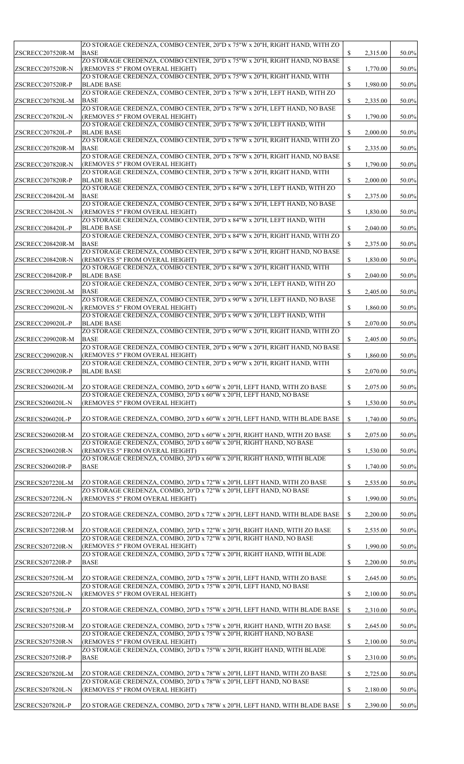| | | | | |
|---|---|---|---|---|
| ZSCRECC207520R-M | ZO STORAGE CREDENZA, COMBO CENTER, 20"D x 75"W x 20"H, RIGHT HAND, WITH ZO BASE | $ | 2,315.00 | 50.0% |
| ZSCRECC207520R-N | ZO STORAGE CREDENZA, COMBO CENTER, 20"D x 75"W x 20"H, RIGHT HAND, NO BASE (REMOVES 5" FROM OVERAL HEIGHT) | $ | 1,770.00 | 50.0% |
| ZSCRECC207520R-P | ZO STORAGE CREDENZA, COMBO CENTER, 20"D x 75"W x 20"H, RIGHT HAND, WITH BLADE BASE | $ | 1,980.00 | 50.0% |
| ZSCRECC207820L-M | ZO STORAGE CREDENZA, COMBO CENTER, 20"D x 78"W x 20"H, LEFT HAND, WITH ZO BASE | $ | 2,335.00 | 50.0% |
| ZSCRECC207820L-N | ZO STORAGE CREDENZA, COMBO CENTER, 20"D x 78"W x 20"H, LEFT HAND, NO BASE (REMOVES 5" FROM OVERAL HEIGHT) | $ | 1,790.00 | 50.0% |
| ZSCRECC207820L-P | ZO STORAGE CREDENZA, COMBO CENTER, 20"D x 78"W x 20"H, LEFT HAND, WITH BLADE BASE | $ | 2,000.00 | 50.0% |
| ZSCRECC207820R-M | ZO STORAGE CREDENZA, COMBO CENTER, 20"D x 78"W x 20"H, RIGHT HAND, WITH ZO BASE | $ | 2,335.00 | 50.0% |
| ZSCRECC207820R-N | ZO STORAGE CREDENZA, COMBO CENTER, 20"D x 78"W x 20"H, RIGHT HAND, NO BASE (REMOVES 5" FROM OVERAL HEIGHT) | $ | 1,790.00 | 50.0% |
| ZSCRECC207820R-P | ZO STORAGE CREDENZA, COMBO CENTER, 20"D x 78"W x 20"H, RIGHT HAND, WITH BLADE BASE | $ | 2,000.00 | 50.0% |
| ZSCRECC208420L-M | ZO STORAGE CREDENZA, COMBO CENTER, 20"D x 84"W x 20"H, LEFT HAND, WITH ZO BASE | $ | 2,375.00 | 50.0% |
| ZSCRECC208420L-N | ZO STORAGE CREDENZA, COMBO CENTER, 20"D x 84"W x 20"H, LEFT HAND, NO BASE (REMOVES 5" FROM OVERAL HEIGHT) | $ | 1,830.00 | 50.0% |
| ZSCRECC208420L-P | ZO STORAGE CREDENZA, COMBO CENTER, 20"D x 84"W x 20"H, LEFT HAND, WITH BLADE BASE | $ | 2,040.00 | 50.0% |
| ZSCRECC208420R-M | ZO STORAGE CREDENZA, COMBO CENTER, 20"D x 84"W x 20"H, RIGHT HAND, WITH ZO BASE | $ | 2,375.00 | 50.0% |
| ZSCRECC208420R-N | ZO STORAGE CREDENZA, COMBO CENTER, 20"D x 84"W x 20"H, RIGHT HAND, NO BASE (REMOVES 5" FROM OVERAL HEIGHT) | $ | 1,830.00 | 50.0% |
| ZSCRECC208420R-P | ZO STORAGE CREDENZA, COMBO CENTER, 20"D x 84"W x 20"H, RIGHT HAND, WITH BLADE BASE | $ | 2,040.00 | 50.0% |
| ZSCRECC209020L-M | ZO STORAGE CREDENZA, COMBO CENTER, 20"D x 90"W x 20"H, LEFT HAND, WITH ZO BASE | $ | 2,405.00 | 50.0% |
| ZSCRECC209020L-N | ZO STORAGE CREDENZA, COMBO CENTER, 20"D x 90"W x 20"H, LEFT HAND, NO BASE (REMOVES 5" FROM OVERAL HEIGHT) | $ | 1,860.00 | 50.0% |
| ZSCRECC209020L-P | ZO STORAGE CREDENZA, COMBO CENTER, 20"D x 90"W x 20"H, LEFT HAND, WITH BLADE BASE | $ | 2,070.00 | 50.0% |
| ZSCRECC209020R-M | ZO STORAGE CREDENZA, COMBO CENTER, 20"D x 90"W x 20"H, RIGHT HAND, WITH ZO BASE | $ | 2,405.00 | 50.0% |
| ZSCRECC209020R-N | ZO STORAGE CREDENZA, COMBO CENTER, 20"D x 90"W x 20"H, RIGHT HAND, NO BASE (REMOVES 5" FROM OVERAL HEIGHT) | $ | 1,860.00 | 50.0% |
| ZSCRECC209020R-P | ZO STORAGE CREDENZA, COMBO CENTER, 20"D x 90"W x 20"H, RIGHT HAND, WITH BLADE BASE | $ | 2,070.00 | 50.0% |
| ZSCRECS206020L-M | ZO STORAGE CREDENZA, COMBO, 20"D x 60"W x 20"H, LEFT HAND, WITH ZO BASE | $ | 2,075.00 | 50.0% |
| ZSCRECS206020L-N | ZO STORAGE CREDENZA, COMBO, 20"D x 60"W x 20"H, LEFT HAND, NO BASE (REMOVES 5" FROM OVERAL HEIGHT) | $ | 1,530.00 | 50.0% |
| ZSCRECS206020L-P | ZO STORAGE CREDENZA, COMBO, 20"D x 60"W x 20"H, LEFT HAND, WITH BLADE BASE | $ | 1,740.00 | 50.0% |
| ZSCRECS206020R-M | ZO STORAGE CREDENZA, COMBO, 20"D x 60"W x 20"H, RIGHT HAND, WITH ZO BASE | $ | 2,075.00 | 50.0% |
| ZSCRECS206020R-N | ZO STORAGE CREDENZA, COMBO, 20"D x 60"W x 20"H, RIGHT HAND, NO BASE (REMOVES 5" FROM OVERAL HEIGHT) | $ | 1,530.00 | 50.0% |
| ZSCRECS206020R-P | ZO STORAGE CREDENZA, COMBO, 20"D x 60"W x 20"H, RIGHT HAND, WITH BLADE BASE | $ | 1,740.00 | 50.0% |
| ZSCRECS207220L-M | ZO STORAGE CREDENZA, COMBO, 20"D x 72"W x 20"H, LEFT HAND, WITH ZO BASE | $ | 2,535.00 | 50.0% |
| ZSCRECS207220L-N | ZO STORAGE CREDENZA, COMBO, 20"D x 72"W x 20"H, LEFT HAND, NO BASE (REMOVES 5" FROM OVERAL HEIGHT) | $ | 1,990.00 | 50.0% |
| ZSCRECS207220L-P | ZO STORAGE CREDENZA, COMBO, 20"D x 72"W x 20"H, LEFT HAND, WITH BLADE BASE | $ | 2,200.00 | 50.0% |
| ZSCRECS207220R-M | ZO STORAGE CREDENZA, COMBO, 20"D x 72"W x 20"H, RIGHT HAND, WITH ZO BASE | $ | 2,535.00 | 50.0% |
| ZSCRECS207220R-N | ZO STORAGE CREDENZA, COMBO, 20"D x 72"W x 20"H, RIGHT HAND, NO BASE (REMOVES 5" FROM OVERAL HEIGHT) | $ | 1,990.00 | 50.0% |
| ZSCRECS207220R-P | ZO STORAGE CREDENZA, COMBO, 20"D x 72"W x 20"H, RIGHT HAND, WITH BLADE BASE | $ | 2,200.00 | 50.0% |
| ZSCRECS207520L-M | ZO STORAGE CREDENZA, COMBO, 20"D x 75"W x 20"H, LEFT HAND, WITH ZO BASE | $ | 2,645.00 | 50.0% |
| ZSCRECS207520L-N | ZO STORAGE CREDENZA, COMBO, 20"D x 75"W x 20"H, LEFT HAND, NO BASE (REMOVES 5" FROM OVERAL HEIGHT) | $ | 2,100.00 | 50.0% |
| ZSCRECS207520L-P | ZO STORAGE CREDENZA, COMBO, 20"D x 75"W x 20"H, LEFT HAND, WITH BLADE BASE | $ | 2,310.00 | 50.0% |
| ZSCRECS207520R-M | ZO STORAGE CREDENZA, COMBO, 20"D x 75"W x 20"H, RIGHT HAND, WITH ZO BASE | $ | 2,645.00 | 50.0% |
| ZSCRECS207520R-N | ZO STORAGE CREDENZA, COMBO, 20"D x 75"W x 20"H, RIGHT HAND, NO BASE (REMOVES 5" FROM OVERAL HEIGHT) | $ | 2,100.00 | 50.0% |
| ZSCRECS207520R-P | ZO STORAGE CREDENZA, COMBO, 20"D x 75"W x 20"H, RIGHT HAND, WITH BLADE BASE | $ | 2,310.00 | 50.0% |
| ZSCRECS207820L-M | ZO STORAGE CREDENZA, COMBO, 20"D x 78"W x 20"H, LEFT HAND, WITH ZO BASE | $ | 2,725.00 | 50.0% |
| ZSCRECS207820L-N | ZO STORAGE CREDENZA, COMBO, 20"D x 78"W x 20"H, LEFT HAND, NO BASE (REMOVES 5" FROM OVERAL HEIGHT) | $ | 2,180.00 | 50.0% |
| ZSCRECS207820L-P | ZO STORAGE CREDENZA, COMBO, 20"D x 78"W x 20"H, LEFT HAND, WITH BLADE BASE | $ | 2,390.00 | 50.0% |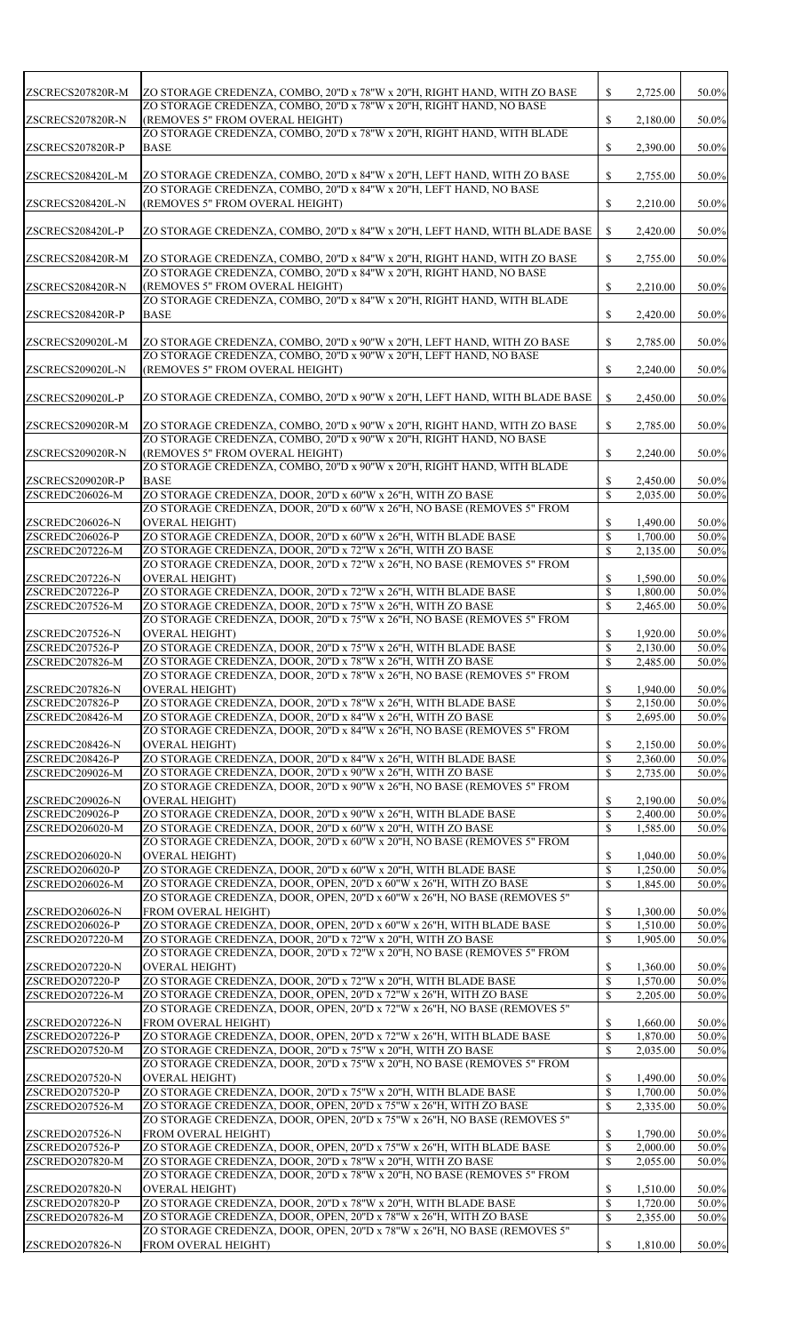| | | | | |
|---|---|---|---|---|
| ZSCRECS207820R-M | ZO STORAGE CREDENZA, COMBO, 20"D x 78"W x 20"H, RIGHT HAND, WITH ZO BASE | $ | 2,725.00 | 50.0% |
| ZSCRECS207820R-N | ZO STORAGE CREDENZA, COMBO, 20"D x 78"W x 20"H, RIGHT HAND, NO BASE (REMOVES 5" FROM OVERAL HEIGHT) | $ | 2,180.00 | 50.0% |
| ZSCRECS207820R-P | ZO STORAGE CREDENZA, COMBO, 20"D x 78"W x 20"H, RIGHT HAND, WITH BLADE BASE | $ | 2,390.00 | 50.0% |
| ZSCRECS208420L-M | ZO STORAGE CREDENZA, COMBO, 20"D x 84"W x 20"H, LEFT HAND, WITH ZO BASE | $ | 2,755.00 | 50.0% |
| ZSCRECS208420L-N | ZO STORAGE CREDENZA, COMBO, 20"D x 84"W x 20"H, LEFT HAND, NO BASE (REMOVES 5" FROM OVERAL HEIGHT) | $ | 2,210.00 | 50.0% |
| ZSCRECS208420L-P | ZO STORAGE CREDENZA, COMBO, 20"D x 84"W x 20"H, LEFT HAND, WITH BLADE BASE | $ | 2,420.00 | 50.0% |
| ZSCRECS208420R-M | ZO STORAGE CREDENZA, COMBO, 20"D x 84"W x 20"H, RIGHT HAND, WITH ZO BASE | $ | 2,755.00 | 50.0% |
| ZSCRECS208420R-N | ZO STORAGE CREDENZA, COMBO, 20"D x 84"W x 20"H, RIGHT HAND, NO BASE (REMOVES 5" FROM OVERAL HEIGHT) | $ | 2,210.00 | 50.0% |
| ZSCRECS208420R-P | ZO STORAGE CREDENZA, COMBO, 20"D x 84"W x 20"H, RIGHT HAND, WITH BLADE BASE | $ | 2,420.00 | 50.0% |
| ZSCRECS209020L-M | ZO STORAGE CREDENZA, COMBO, 20"D x 90"W x 20"H, LEFT HAND, WITH ZO BASE | $ | 2,785.00 | 50.0% |
| ZSCRECS209020L-N | ZO STORAGE CREDENZA, COMBO, 20"D x 90"W x 20"H, LEFT HAND, NO BASE (REMOVES 5" FROM OVERAL HEIGHT) | $ | 2,240.00 | 50.0% |
| ZSCRECS209020L-P | ZO STORAGE CREDENZA, COMBO, 20"D x 90"W x 20"H, LEFT HAND, WITH BLADE BASE | $ | 2,450.00 | 50.0% |
| ZSCRECS209020R-M | ZO STORAGE CREDENZA, COMBO, 20"D x 90"W x 20"H, RIGHT HAND, WITH ZO BASE | $ | 2,785.00 | 50.0% |
| ZSCRECS209020R-N | ZO STORAGE CREDENZA, COMBO, 20"D x 90"W x 20"H, RIGHT HAND, NO BASE (REMOVES 5" FROM OVERAL HEIGHT) | $ | 2,240.00 | 50.0% |
| ZSCRECS209020R-P | ZO STORAGE CREDENZA, COMBO, 20"D x 90"W x 20"H, RIGHT HAND, WITH BLADE BASE | $ | 2,450.00 | 50.0% |
| ZSCREDC206026-M | ZO STORAGE CREDENZA, DOOR, 20"D x 60"W x 26"H, WITH ZO BASE | $ | 2,035.00 | 50.0% |
| ZSCREDC206026-N | ZO STORAGE CREDENZA, DOOR, 20"D x 60"W x 26"H, NO BASE (REMOVES 5" FROM OVERAL HEIGHT) | $ | 1,490.00 | 50.0% |
| ZSCREDC206026-P | ZO STORAGE CREDENZA, DOOR, 20"D x 60"W x 26"H, WITH BLADE BASE | $ | 1,700.00 | 50.0% |
| ZSCREDC207226-M | ZO STORAGE CREDENZA, DOOR, 20"D x 72"W x 26"H, WITH ZO BASE | $ | 2,135.00 | 50.0% |
| ZSCREDC207226-N | ZO STORAGE CREDENZA, DOOR, 20"D x 72"W x 26"H, NO BASE (REMOVES 5" FROM OVERAL HEIGHT) | $ | 1,590.00 | 50.0% |
| ZSCREDC207226-P | ZO STORAGE CREDENZA, DOOR, 20"D x 72"W x 26"H, WITH BLADE BASE | $ | 1,800.00 | 50.0% |
| ZSCREDC207526-M | ZO STORAGE CREDENZA, DOOR, 20"D x 75"W x 26"H, WITH ZO BASE | $ | 2,465.00 | 50.0% |
| ZSCREDC207526-N | ZO STORAGE CREDENZA, DOOR, 20"D x 75"W x 26"H, NO BASE (REMOVES 5" FROM OVERAL HEIGHT) | $ | 1,920.00 | 50.0% |
| ZSCREDC207526-P | ZO STORAGE CREDENZA, DOOR, 20"D x 75"W x 26"H, WITH BLADE BASE | $ | 2,130.00 | 50.0% |
| ZSCREDC207826-M | ZO STORAGE CREDENZA, DOOR, 20"D x 78"W x 26"H, WITH ZO BASE | $ | 2,485.00 | 50.0% |
| ZSCREDC207826-N | ZO STORAGE CREDENZA, DOOR, 20"D x 78"W x 26"H, NO BASE (REMOVES 5" FROM OVERAL HEIGHT) | $ | 1,940.00 | 50.0% |
| ZSCREDC207826-P | ZO STORAGE CREDENZA, DOOR, 20"D x 78"W x 26"H, WITH BLADE BASE | $ | 2,150.00 | 50.0% |
| ZSCREDC208426-M | ZO STORAGE CREDENZA, DOOR, 20"D x 84"W x 26"H, WITH ZO BASE | $ | 2,695.00 | 50.0% |
| ZSCREDC208426-N | ZO STORAGE CREDENZA, DOOR, 20"D x 84"W x 26"H, NO BASE (REMOVES 5" FROM OVERAL HEIGHT) | $ | 2,150.00 | 50.0% |
| ZSCREDC208426-P | ZO STORAGE CREDENZA, DOOR, 20"D x 84"W x 26"H, WITH BLADE BASE | $ | 2,360.00 | 50.0% |
| ZSCREDC209026-M | ZO STORAGE CREDENZA, DOOR, 20"D x 90"W x 26"H, WITH ZO BASE | $ | 2,735.00 | 50.0% |
| ZSCREDC209026-N | ZO STORAGE CREDENZA, DOOR, 20"D x 90"W x 26"H, NO BASE (REMOVES 5" FROM OVERAL HEIGHT) | $ | 2,190.00 | 50.0% |
| ZSCREDC209026-P | ZO STORAGE CREDENZA, DOOR, 20"D x 90"W x 26"H, WITH BLADE BASE | $ | 2,400.00 | 50.0% |
| ZSCREDO206020-M | ZO STORAGE CREDENZA, DOOR, 20"D x 60"W x 20"H, WITH ZO BASE | $ | 1,585.00 | 50.0% |
| ZSCREDO206020-N | ZO STORAGE CREDENZA, DOOR, 20"D x 60"W x 20"H, NO BASE (REMOVES 5" FROM OVERAL HEIGHT) | $ | 1,040.00 | 50.0% |
| ZSCREDO206020-P | ZO STORAGE CREDENZA, DOOR, 20"D x 60"W x 20"H, WITH BLADE BASE | $ | 1,250.00 | 50.0% |
| ZSCREDO206026-M | ZO STORAGE CREDENZA, DOOR, OPEN, 20"D x 60"W x 26"H, WITH ZO BASE | $ | 1,845.00 | 50.0% |
| ZSCREDO206026-N | ZO STORAGE CREDENZA, DOOR, OPEN, 20"D x 60"W x 26"H, NO BASE (REMOVES 5" FROM OVERAL HEIGHT) | $ | 1,300.00 | 50.0% |
| ZSCREDO206026-P | ZO STORAGE CREDENZA, DOOR, OPEN, 20"D x 60"W x 26"H, WITH BLADE BASE | $ | 1,510.00 | 50.0% |
| ZSCREDO207220-M | ZO STORAGE CREDENZA, DOOR, 20"D x 72"W x 20"H, WITH ZO BASE | $ | 1,905.00 | 50.0% |
| ZSCREDO207220-N | ZO STORAGE CREDENZA, DOOR, 20"D x 72"W x 20"H, NO BASE (REMOVES 5" FROM OVERAL HEIGHT) | $ | 1,360.00 | 50.0% |
| ZSCREDO207220-P | ZO STORAGE CREDENZA, DOOR, 20"D x 72"W x 20"H, WITH BLADE BASE | $ | 1,570.00 | 50.0% |
| ZSCREDO207226-M | ZO STORAGE CREDENZA, DOOR, OPEN, 20"D x 72"W x 26"H, WITH ZO BASE | $ | 2,205.00 | 50.0% |
| ZSCREDO207226-N | ZO STORAGE CREDENZA, DOOR, OPEN, 20"D x 72"W x 26"H, NO BASE (REMOVES 5" FROM OVERAL HEIGHT) | $ | 1,660.00 | 50.0% |
| ZSCREDO207226-P | ZO STORAGE CREDENZA, DOOR, OPEN, 20"D x 72"W x 26"H, WITH BLADE BASE | $ | 1,870.00 | 50.0% |
| ZSCREDO207520-M | ZO STORAGE CREDENZA, DOOR, 20"D x 75"W x 20"H, WITH ZO BASE | $ | 2,035.00 | 50.0% |
| ZSCREDO207520-N | ZO STORAGE CREDENZA, DOOR, 20"D x 75"W x 20"H, NO BASE (REMOVES 5" FROM OVERAL HEIGHT) | $ | 1,490.00 | 50.0% |
| ZSCREDO207520-P | ZO STORAGE CREDENZA, DOOR, 20"D x 75"W x 20"H, WITH BLADE BASE | $ | 1,700.00 | 50.0% |
| ZSCREDO207526-M | ZO STORAGE CREDENZA, DOOR, OPEN, 20"D x 75"W x 26"H, WITH ZO BASE | $ | 2,335.00 | 50.0% |
| ZSCREDO207526-N | ZO STORAGE CREDENZA, DOOR, OPEN, 20"D x 75"W x 26"H, NO BASE (REMOVES 5" FROM OVERAL HEIGHT) | $ | 1,790.00 | 50.0% |
| ZSCREDO207526-P | ZO STORAGE CREDENZA, DOOR, OPEN, 20"D x 75"W x 26"H, WITH BLADE BASE | $ | 2,000.00 | 50.0% |
| ZSCREDO207820-M | ZO STORAGE CREDENZA, DOOR, 20"D x 78"W x 20"H, WITH ZO BASE | $ | 2,055.00 | 50.0% |
| ZSCREDO207820-N | ZO STORAGE CREDENZA, DOOR, 20"D x 78"W x 20"H, NO BASE (REMOVES 5" FROM OVERAL HEIGHT) | $ | 1,510.00 | 50.0% |
| ZSCREDO207820-P | ZO STORAGE CREDENZA, DOOR, 20"D x 78"W x 20"H, WITH BLADE BASE | $ | 1,720.00 | 50.0% |
| ZSCREDO207826-M | ZO STORAGE CREDENZA, DOOR, OPEN, 20"D x 78"W x 26"H, WITH ZO BASE | $ | 2,355.00 | 50.0% |
| ZSCREDO207826-N | ZO STORAGE CREDENZA, DOOR, OPEN, 20"D x 78"W x 26"H, NO BASE (REMOVES 5" FROM OVERAL HEIGHT) | $ | 1,810.00 | 50.0% |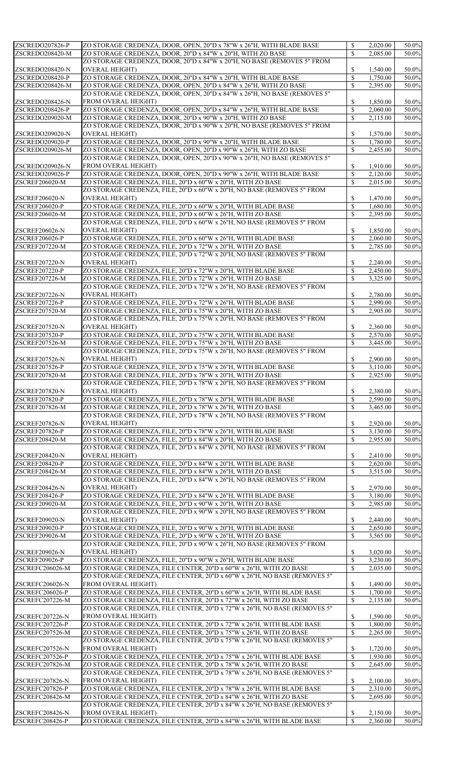| | | | | |
|---|---|---|---|---|
| ZSCREDO207826-P | ZO STORAGE CREDENZA, DOOR, OPEN, 20"D x 78"W x 26"H, WITH BLADE BASE | $ | 2,020.00 | 50.0% |
| ZSCREDO208420-M | ZO STORAGE CREDENZA, DOOR, 20"D x 84"W x 20"H, WITH ZO BASE | $ | 2,085.00 | 50.0% |
| ZSCREDO208420-N | ZO STORAGE CREDENZA, DOOR, 20"D x 84"W x 20"H, NO BASE (REMOVES 5" FROM OVERAL HEIGHT) | $ | 1,540.00 | 50.0% |
| ZSCREDO208420-P | ZO STORAGE CREDENZA, DOOR, 20"D x 84"W x 20"H, WITH BLADE BASE | $ | 1,750.00 | 50.0% |
| ZSCREDO208426-M | ZO STORAGE CREDENZA, DOOR, OPEN, 20"D x 84"W x 26"H, WITH ZO BASE | $ | 2,395.00 | 50.0% |
| ZSCREDO208426-N | ZO STORAGE CREDENZA, DOOR, OPEN, 20"D x 84"W x 26"H, NO BASE (REMOVES 5" FROM OVERAL HEIGHT) | $ | 1,850.00 | 50.0% |
| ZSCREDO208426-P | ZO STORAGE CREDENZA, DOOR, OPEN, 20"D x 84"W x 26"H, WITH BLADE BASE | $ | 2,060.00 | 50.0% |
| ZSCREDO209020-M | ZO STORAGE CREDENZA, DOOR, 20"D x 90"W x 20"H, WITH ZO BASE | $ | 2,115.00 | 50.0% |
| ZSCREDO209020-N | ZO STORAGE CREDENZA, DOOR, 20"D x 90"W x 20"H, NO BASE (REMOVES 5" FROM OVERAL HEIGHT) | $ | 1,570.00 | 50.0% |
| ZSCREDO209020-P | ZO STORAGE CREDENZA, DOOR, 20"D x 90"W x 20"H, WITH BLADE BASE | $ | 1,780.00 | 50.0% |
| ZSCREDO209026-M | ZO STORAGE CREDENZA, DOOR, OPEN, 20"D x 90"W x 26"H, WITH ZO BASE | $ | 2,455.00 | 50.0% |
| ZSCREDO209026-N | ZO STORAGE CREDENZA, DOOR, OPEN, 20"D x 90"W x 26"H, NO BASE (REMOVES 5" FROM OVERAL HEIGHT) | $ | 1,910.00 | 50.0% |
| ZSCREDO209026-P | ZO STORAGE CREDENZA, DOOR, OPEN, 20"D x 90"W x 26"H, WITH BLADE BASE | $ | 2,120.00 | 50.0% |
| ZSCREF206020-M | ZO STORAGE CREDENZA, FILE, 20"D x 60"W x 20"H, WITH ZO BASE | $ | 2,015.00 | 50.0% |
| ZSCREF206020-N | ZO STORAGE CREDENZA, FILE, 20"D x 60"W x 20"H, NO BASE (REMOVES 5" FROM OVERAL HEIGHT) | $ | 1,470.00 | 50.0% |
| ZSCREF206020-P | ZO STORAGE CREDENZA, FILE, 20"D x 60"W x 20"H, WITH BLADE BASE | $ | 1,680.00 | 50.0% |
| ZSCREF206026-M | ZO STORAGE CREDENZA, FILE, 20"D x 60"W x 26"H, WITH ZO BASE | $ | 2,395.00 | 50.0% |
| ZSCREF206026-N | ZO STORAGE CREDENZA, FILE, 20"D x 60"W x 26"H, NO BASE (REMOVES 5" FROM OVERAL HEIGHT) | $ | 1,850.00 | 50.0% |
| ZSCREF206026-P | ZO STORAGE CREDENZA, FILE, 20"D x 60"W x 26"H, WITH BLADE BASE | $ | 2,060.00 | 50.0% |
| ZSCREF207220-M | ZO STORAGE CREDENZA, FILE, 20"D x 72"W x 20"H, WITH ZO BASE | $ | 2,785.00 | 50.0% |
| ZSCREF207220-N | ZO STORAGE CREDENZA, FILE, 20"D x 72"W x 20"H, NO BASE (REMOVES 5" FROM OVERAL HEIGHT) | $ | 2,240.00 | 50.0% |
| ZSCREF207220-P | ZO STORAGE CREDENZA, FILE, 20"D x 72"W x 20"H, WITH BLADE BASE | $ | 2,450.00 | 50.0% |
| ZSCREF207226-M | ZO STORAGE CREDENZA, FILE, 20"D x 72"W x 26"H, WITH ZO BASE | $ | 3,325.00 | 50.0% |
| ZSCREF207226-N | ZO STORAGE CREDENZA, FILE, 20"D x 72"W x 26"H, NO BASE (REMOVES 5" FROM OVERAL HEIGHT) | $ | 2,780.00 | 50.0% |
| ZSCREF207226-P | ZO STORAGE CREDENZA, FILE, 20"D x 72"W x 26"H, WITH BLADE BASE | $ | 2,990.00 | 50.0% |
| ZSCREF207520-M | ZO STORAGE CREDENZA, FILE, 20"D x 75"W x 20"H, WITH ZO BASE | $ | 2,905.00 | 50.0% |
| ZSCREF207520-N | ZO STORAGE CREDENZA, FILE, 20"D x 75"W x 20"H, NO BASE (REMOVES 5" FROM OVERAL HEIGHT) | $ | 2,360.00 | 50.0% |
| ZSCREF207520-P | ZO STORAGE CREDENZA, FILE, 20"D x 75"W x 20"H, WITH BLADE BASE | $ | 2,570.00 | 50.0% |
| ZSCREF207526-M | ZO STORAGE CREDENZA, FILE, 20"D x 75"W x 26"H, WITH ZO BASE | $ | 3,445.00 | 50.0% |
| ZSCREF207526-N | ZO STORAGE CREDENZA, FILE, 20"D x 75"W x 26"H, NO BASE (REMOVES 5" FROM OVERAL HEIGHT) | $ | 2,900.00 | 50.0% |
| ZSCREF207526-P | ZO STORAGE CREDENZA, FILE, 20"D x 75"W x 26"H, WITH BLADE BASE | $ | 3,110.00 | 50.0% |
| ZSCREF207820-M | ZO STORAGE CREDENZA, FILE, 20"D x 78"W x 20"H, WITH ZO BASE | $ | 2,925.00 | 50.0% |
| ZSCREF207820-N | ZO STORAGE CREDENZA, FILE, 20"D x 78"W x 20"H, NO BASE (REMOVES 5" FROM OVERAL HEIGHT) | $ | 2,380.00 | 50.0% |
| ZSCREF207820-P | ZO STORAGE CREDENZA, FILE, 20"D x 78"W x 20"H, WITH BLADE BASE | $ | 2,590.00 | 50.0% |
| ZSCREF207826-M | ZO STORAGE CREDENZA, FILE, 20"D x 78"W x 26"H, WITH ZO BASE | $ | 3,465.00 | 50.0% |
| ZSCREF207826-N | ZO STORAGE CREDENZA, FILE, 20"D x 78"W x 26"H, NO BASE (REMOVES 5" FROM OVERAL HEIGHT) | $ | 2,920.00 | 50.0% |
| ZSCREF207826-P | ZO STORAGE CREDENZA, FILE, 20"D x 78"W x 26"H, WITH BLADE BASE | $ | 3,130.00 | 50.0% |
| ZSCREF208420-M | ZO STORAGE CREDENZA, FILE, 20"D x 84"W x 20"H, WITH ZO BASE | $ | 2,955.00 | 50.0% |
| ZSCREF208420-N | ZO STORAGE CREDENZA, FILE, 20"D x 84"W x 20"H, NO BASE (REMOVES 5" FROM OVERAL HEIGHT) | $ | 2,410.00 | 50.0% |
| ZSCREF208420-P | ZO STORAGE CREDENZA, FILE, 20"D x 84"W x 20"H, WITH BLADE BASE | $ | 2,620.00 | 50.0% |
| ZSCREF208426-M | ZO STORAGE CREDENZA, FILE, 20"D x 84"W x 26"H, WITH ZO BASE | $ | 3,515.00 | 50.0% |
| ZSCREF208426-N | ZO STORAGE CREDENZA, FILE, 20"D x 84"W x 26"H, NO BASE (REMOVES 5" FROM OVERAL HEIGHT) | $ | 2,970.00 | 50.0% |
| ZSCREF208426-P | ZO STORAGE CREDENZA, FILE, 20"D x 84"W x 26"H, WITH BLADE BASE | $ | 3,180.00 | 50.0% |
| ZSCREF209020-M | ZO STORAGE CREDENZA, FILE, 20"D x 90"W x 20"H, WITH ZO BASE | $ | 2,985.00 | 50.0% |
| ZSCREF209020-N | ZO STORAGE CREDENZA, FILE, 20"D x 90"W x 20"H, NO BASE (REMOVES 5" FROM OVERAL HEIGHT) | $ | 2,440.00 | 50.0% |
| ZSCREF209020-P | ZO STORAGE CREDENZA, FILE, 20"D x 90"W x 20"H, WITH BLADE BASE | $ | 2,650.00 | 50.0% |
| ZSCREF209026-M | ZO STORAGE CREDENZA, FILE, 20"D x 90"W x 26"H, WITH ZO BASE | $ | 3,565.00 | 50.0% |
| ZSCREF209026-N | ZO STORAGE CREDENZA, FILE, 20"D x 90"W x 26"H, NO BASE (REMOVES 5" FROM OVERAL HEIGHT) | $ | 3,020.00 | 50.0% |
| ZSCREF209026-P | ZO STORAGE CREDENZA, FILE, 20"D x 90"W x 26"H, WITH BLADE BASE | $ | 3,230.00 | 50.0% |
| ZSCREFC206026-M | ZO STORAGE CREDENZA, FILE CENTER, 20"D x 60"W x 26"H, WITH ZO BASE | $ | 2,035.00 | 50.0% |
| ZSCREFC206026-N | ZO STORAGE CREDENZA, FILE CENTER, 20"D x 60"W x 26"H, NO BASE (REMOVES 5" FROM OVERAL HEIGHT) | $ | 1,490.00 | 50.0% |
| ZSCREFC206026-P | ZO STORAGE CREDENZA, FILE CENTER, 20"D x 60"W x 26"H, WITH BLADE BASE | $ | 1,700.00 | 50.0% |
| ZSCREFC207226-M | ZO STORAGE CREDENZA, FILE CENTER, 20"D x 72"W x 26"H, WITH ZO BASE | $ | 2,135.00 | 50.0% |
| ZSCREFC207226-N | ZO STORAGE CREDENZA, FILE CENTER, 20"D x 72"W x 26"H, NO BASE (REMOVES 5" FROM OVERAL HEIGHT) | $ | 1,590.00 | 50.0% |
| ZSCREFC207226-P | ZO STORAGE CREDENZA, FILE CENTER, 20"D x 72"W x 26"H, WITH BLADE BASE | $ | 1,800.00 | 50.0% |
| ZSCREFC207526-M | ZO STORAGE CREDENZA, FILE CENTER, 20"D x 75"W x 26"H, WITH ZO BASE | $ | 2,265.00 | 50.0% |
| ZSCREFC207526-N | ZO STORAGE CREDENZA, FILE CENTER, 20"D x 75"W x 26"H, NO BASE (REMOVES 5" FROM OVERAL HEIGHT) | $ | 1,720.00 | 50.0% |
| ZSCREFC207526-P | ZO STORAGE CREDENZA, FILE CENTER, 20"D x 75"W x 26"H, WITH BLADE BASE | $ | 1,930.00 | 50.0% |
| ZSCREFC207826-M | ZO STORAGE CREDENZA, FILE CENTER, 20"D x 78"W x 26"H, WITH ZO BASE | $ | 2,645.00 | 50.0% |
| ZSCREFC207826-N | ZO STORAGE CREDENZA, FILE CENTER, 20"D x 78"W x 26"H, NO BASE (REMOVES 5" FROM OVERAL HEIGHT) | $ | 2,100.00 | 50.0% |
| ZSCREFC207826-P | ZO STORAGE CREDENZA, FILE CENTER, 20"D x 78"W x 26"H, WITH BLADE BASE | $ | 2,310.00 | 50.0% |
| ZSCREFC208426-M | ZO STORAGE CREDENZA, FILE CENTER, 20"D x 84"W x 26"H, WITH ZO BASE | $ | 2,695.00 | 50.0% |
| ZSCREFC208426-N | ZO STORAGE CREDENZA, FILE CENTER, 20"D x 84"W x 26"H, NO BASE (REMOVES 5" FROM OVERAL HEIGHT) | $ | 2,150.00 | 50.0% |
| ZSCREFC208426-P | ZO STORAGE CREDENZA, FILE CENTER, 20"D x 84"W x 26"H, WITH BLADE BASE | $ | 2,360.00 | 50.0% |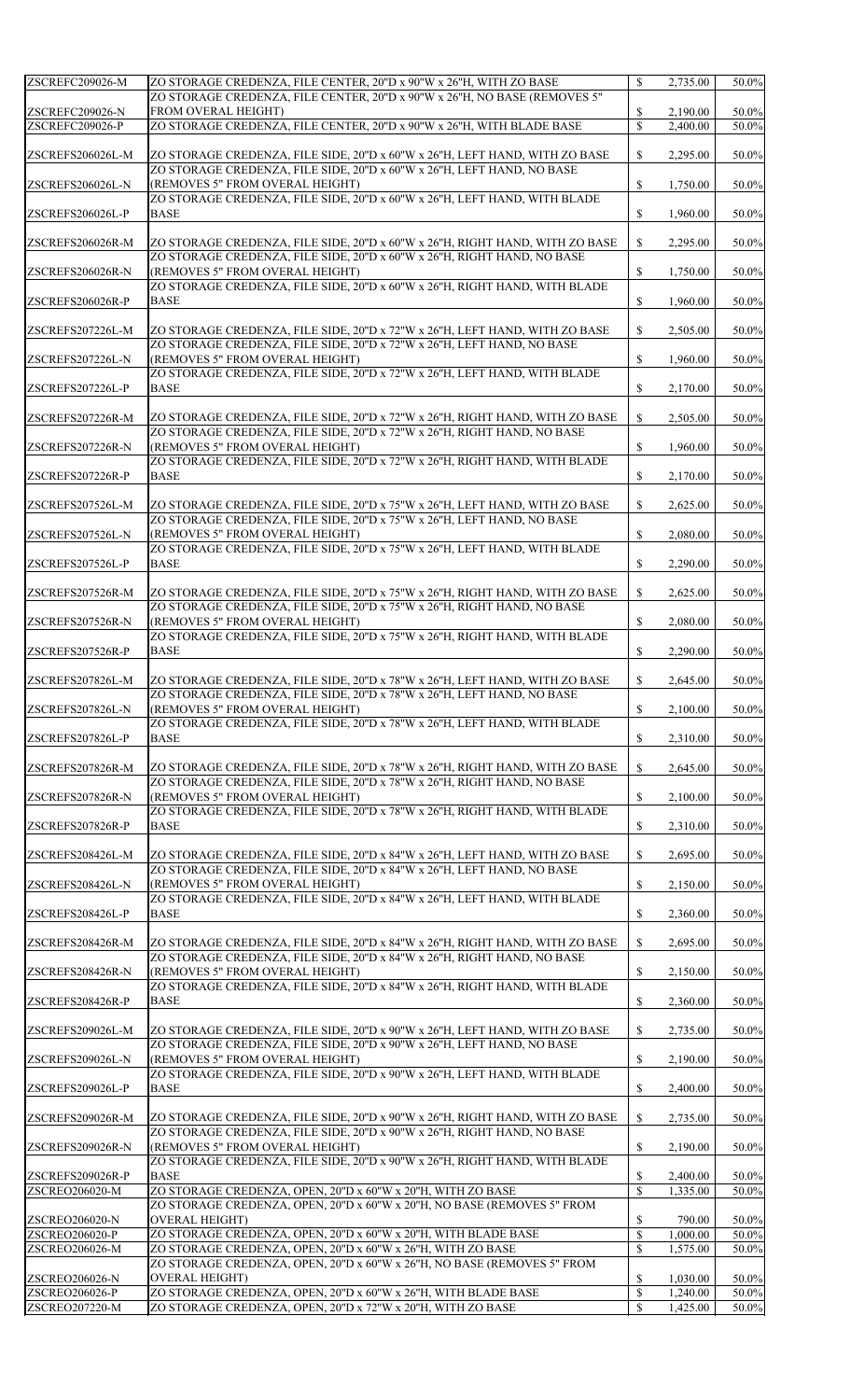| | | | | |
|---|---|---|---|---|
| ZSCREFC209026-M | ZO STORAGE CREDENZA, FILE CENTER, 20"D x 90"W x 26"H, WITH ZO BASE | $ | 2,735.00 | 50.0% |
| ZSCREFC209026-N | ZO STORAGE CREDENZA, FILE CENTER, 20"D x 90"W x 26"H, NO BASE (REMOVES 5" FROM OVERAL HEIGHT) | $ | 2,190.00 | 50.0% |
| ZSCREFC209026-P | ZO STORAGE CREDENZA, FILE CENTER, 20"D x 90"W x 26"H, WITH BLADE BASE | $ | 2,400.00 | 50.0% |
| ZSCREFS206026L-M | ZO STORAGE CREDENZA, FILE SIDE, 20"D x 60"W x 26"H, LEFT HAND, WITH ZO BASE | $ | 2,295.00 | 50.0% |
| ZSCREFS206026L-N | ZO STORAGE CREDENZA, FILE SIDE, 20"D x 60"W x 26"H, LEFT HAND, NO BASE (REMOVES 5" FROM OVERAL HEIGHT) | $ | 1,750.00 | 50.0% |
| ZSCREFS206026L-P | ZO STORAGE CREDENZA, FILE SIDE, 20"D x 60"W x 26"H, LEFT HAND, WITH BLADE BASE | $ | 1,960.00 | 50.0% |
| ZSCREFS206026R-M | ZO STORAGE CREDENZA, FILE SIDE, 20"D x 60"W x 26"H, RIGHT HAND, WITH ZO BASE | $ | 2,295.00 | 50.0% |
| ZSCREFS206026R-N | ZO STORAGE CREDENZA, FILE SIDE, 20"D x 60"W x 26"H, RIGHT HAND, NO BASE (REMOVES 5" FROM OVERAL HEIGHT) | $ | 1,750.00 | 50.0% |
| ZSCREFS206026R-P | ZO STORAGE CREDENZA, FILE SIDE, 20"D x 60"W x 26"H, RIGHT HAND, WITH BLADE BASE | $ | 1,960.00 | 50.0% |
| ZSCREFS207226L-M | ZO STORAGE CREDENZA, FILE SIDE, 20"D x 72"W x 26"H, LEFT HAND, WITH ZO BASE | $ | 2,505.00 | 50.0% |
| ZSCREFS207226L-N | ZO STORAGE CREDENZA, FILE SIDE, 20"D x 72"W x 26"H, LEFT HAND, NO BASE (REMOVES 5" FROM OVERAL HEIGHT) | $ | 1,960.00 | 50.0% |
| ZSCREFS207226L-P | ZO STORAGE CREDENZA, FILE SIDE, 20"D x 72"W x 26"H, LEFT HAND, WITH BLADE BASE | $ | 2,170.00 | 50.0% |
| ZSCREFS207226R-M | ZO STORAGE CREDENZA, FILE SIDE, 20"D x 72"W x 26"H, RIGHT HAND, WITH ZO BASE | $ | 2,505.00 | 50.0% |
| ZSCREFS207226R-N | ZO STORAGE CREDENZA, FILE SIDE, 20"D x 72"W x 26"H, RIGHT HAND, NO BASE (REMOVES 5" FROM OVERAL HEIGHT) | $ | 1,960.00 | 50.0% |
| ZSCREFS207226R-P | ZO STORAGE CREDENZA, FILE SIDE, 20"D x 72"W x 26"H, RIGHT HAND, WITH BLADE BASE | $ | 2,170.00 | 50.0% |
| ZSCREFS207526L-M | ZO STORAGE CREDENZA, FILE SIDE, 20"D x 75"W x 26"H, LEFT HAND, WITH ZO BASE | $ | 2,625.00 | 50.0% |
| ZSCREFS207526L-N | ZO STORAGE CREDENZA, FILE SIDE, 20"D x 75"W x 26"H, LEFT HAND, NO BASE (REMOVES 5" FROM OVERAL HEIGHT) | $ | 2,080.00 | 50.0% |
| ZSCREFS207526L-P | ZO STORAGE CREDENZA, FILE SIDE, 20"D x 75"W x 26"H, LEFT HAND, WITH BLADE BASE | $ | 2,290.00 | 50.0% |
| ZSCREFS207526R-M | ZO STORAGE CREDENZA, FILE SIDE, 20"D x 75"W x 26"H, RIGHT HAND, WITH ZO BASE | $ | 2,625.00 | 50.0% |
| ZSCREFS207526R-N | ZO STORAGE CREDENZA, FILE SIDE, 20"D x 75"W x 26"H, RIGHT HAND, NO BASE (REMOVES 5" FROM OVERAL HEIGHT) | $ | 2,080.00 | 50.0% |
| ZSCREFS207526R-P | ZO STORAGE CREDENZA, FILE SIDE, 20"D x 75"W x 26"H, RIGHT HAND, WITH BLADE BASE | $ | 2,290.00 | 50.0% |
| ZSCREFS207826L-M | ZO STORAGE CREDENZA, FILE SIDE, 20"D x 78"W x 26"H, LEFT HAND, WITH ZO BASE | $ | 2,645.00 | 50.0% |
| ZSCREFS207826L-N | ZO STORAGE CREDENZA, FILE SIDE, 20"D x 78"W x 26"H, LEFT HAND, NO BASE (REMOVES 5" FROM OVERAL HEIGHT) | $ | 2,100.00 | 50.0% |
| ZSCREFS207826L-P | ZO STORAGE CREDENZA, FILE SIDE, 20"D x 78"W x 26"H, LEFT HAND, WITH BLADE BASE | $ | 2,310.00 | 50.0% |
| ZSCREFS207826R-M | ZO STORAGE CREDENZA, FILE SIDE, 20"D x 78"W x 26"H, RIGHT HAND, WITH ZO BASE | $ | 2,645.00 | 50.0% |
| ZSCREFS207826R-N | ZO STORAGE CREDENZA, FILE SIDE, 20"D x 78"W x 26"H, RIGHT HAND, NO BASE (REMOVES 5" FROM OVERAL HEIGHT) | $ | 2,100.00 | 50.0% |
| ZSCREFS207826R-P | ZO STORAGE CREDENZA, FILE SIDE, 20"D x 78"W x 26"H, RIGHT HAND, WITH BLADE BASE | $ | 2,310.00 | 50.0% |
| ZSCREFS208426L-M | ZO STORAGE CREDENZA, FILE SIDE, 20"D x 84"W x 26"H, LEFT HAND, WITH ZO BASE | $ | 2,695.00 | 50.0% |
| ZSCREFS208426L-N | ZO STORAGE CREDENZA, FILE SIDE, 20"D x 84"W x 26"H, LEFT HAND, NO BASE (REMOVES 5" FROM OVERAL HEIGHT) | $ | 2,150.00 | 50.0% |
| ZSCREFS208426L-P | ZO STORAGE CREDENZA, FILE SIDE, 20"D x 84"W x 26"H, LEFT HAND, WITH BLADE BASE | $ | 2,360.00 | 50.0% |
| ZSCREFS208426R-M | ZO STORAGE CREDENZA, FILE SIDE, 20"D x 84"W x 26"H, RIGHT HAND, WITH ZO BASE | $ | 2,695.00 | 50.0% |
| ZSCREFS208426R-N | ZO STORAGE CREDENZA, FILE SIDE, 20"D x 84"W x 26"H, RIGHT HAND, NO BASE (REMOVES 5" FROM OVERAL HEIGHT) | $ | 2,150.00 | 50.0% |
| ZSCREFS208426R-P | ZO STORAGE CREDENZA, FILE SIDE, 20"D x 84"W x 26"H, RIGHT HAND, WITH BLADE BASE | $ | 2,360.00 | 50.0% |
| ZSCREFS209026L-M | ZO STORAGE CREDENZA, FILE SIDE, 20"D x 90"W x 26"H, LEFT HAND, WITH ZO BASE | $ | 2,735.00 | 50.0% |
| ZSCREFS209026L-N | ZO STORAGE CREDENZA, FILE SIDE, 20"D x 90"W x 26"H, LEFT HAND, NO BASE (REMOVES 5" FROM OVERAL HEIGHT) | $ | 2,190.00 | 50.0% |
| ZSCREFS209026L-P | ZO STORAGE CREDENZA, FILE SIDE, 20"D x 90"W x 26"H, LEFT HAND, WITH BLADE BASE | $ | 2,400.00 | 50.0% |
| ZSCREFS209026R-M | ZO STORAGE CREDENZA, FILE SIDE, 20"D x 90"W x 26"H, RIGHT HAND, WITH ZO BASE | $ | 2,735.00 | 50.0% |
| ZSCREFS209026R-N | ZO STORAGE CREDENZA, FILE SIDE, 20"D x 90"W x 26"H, RIGHT HAND, NO BASE (REMOVES 5" FROM OVERAL HEIGHT) | $ | 2,190.00 | 50.0% |
| ZSCREFS209026R-P | ZO STORAGE CREDENZA, FILE SIDE, 20"D x 90"W x 26"H, RIGHT HAND, WITH BLADE BASE | $ | 2,400.00 | 50.0% |
| ZSCREO206020-M | ZO STORAGE CREDENZA, OPEN, 20"D x 60"W x 20"H, WITH ZO BASE | $ | 1,335.00 | 50.0% |
| ZSCREO206020-N | ZO STORAGE CREDENZA, OPEN, 20"D x 60"W x 20"H, NO BASE (REMOVES 5" FROM OVERAL HEIGHT) | $ | 790.00 | 50.0% |
| ZSCREO206020-P | ZO STORAGE CREDENZA, OPEN, 20"D x 60"W x 20"H, WITH BLADE BASE | $ | 1,000.00 | 50.0% |
| ZSCREO206026-M | ZO STORAGE CREDENZA, OPEN, 20"D x 60"W x 26"H, WITH ZO BASE | $ | 1,575.00 | 50.0% |
| ZSCREO206026-N | ZO STORAGE CREDENZA, OPEN, 20"D x 60"W x 26"H, NO BASE (REMOVES 5" FROM OVERAL HEIGHT) | $ | 1,030.00 | 50.0% |
| ZSCREO206026-P | ZO STORAGE CREDENZA, OPEN, 20"D x 60"W x 26"H, WITH BLADE BASE | $ | 1,240.00 | 50.0% |
| ZSCREO207220-M | ZO STORAGE CREDENZA, OPEN, 20"D x 72"W x 20"H, WITH ZO BASE | $ | 1,425.00 | 50.0% |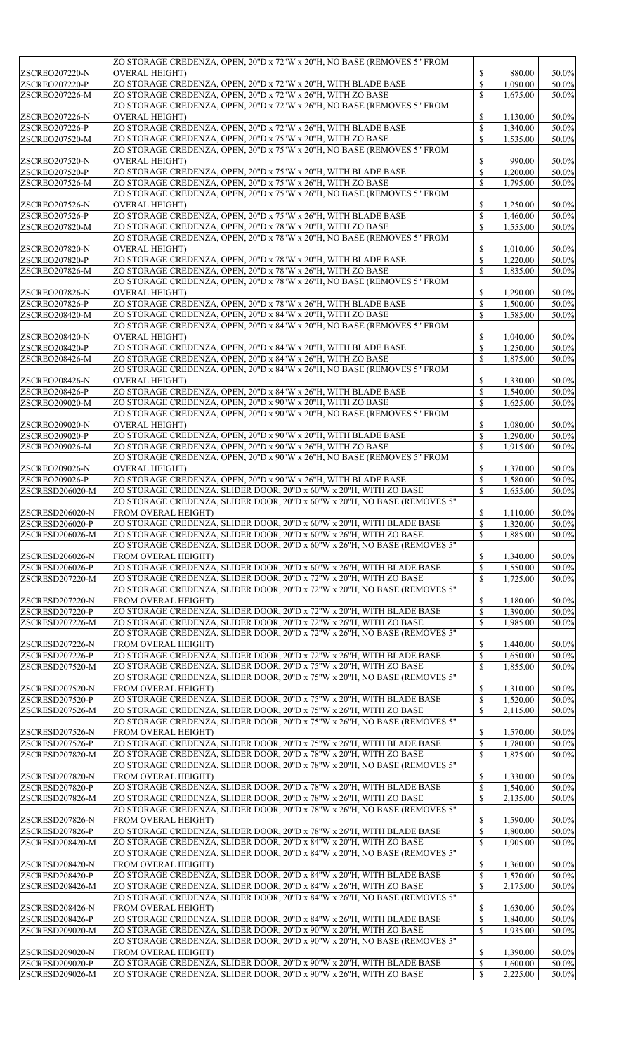| | | | | |
|---|---|---|---|---|
| ZSCREO207220-N | ZO STORAGE CREDENZA, OPEN, 20"D x 72"W x 20"H, NO BASE (REMOVES 5" FROM OVERAL HEIGHT) | $ | 880.00 | 50.0% |
| ZSCREO207220-P | ZO STORAGE CREDENZA, OPEN, 20"D x 72"W x 20"H, WITH BLADE BASE | $ | 1,090.00 | 50.0% |
| ZSCREO207226-M | ZO STORAGE CREDENZA, OPEN, 20"D x 72"W x 26"H, WITH ZO BASE | $ | 1,675.00 | 50.0% |
| ZSCREO207226-N | ZO STORAGE CREDENZA, OPEN, 20"D x 72"W x 26"H, NO BASE (REMOVES 5" FROM OVERAL HEIGHT) | $ | 1,130.00 | 50.0% |
| ZSCREO207226-P | ZO STORAGE CREDENZA, OPEN, 20"D x 72"W x 26"H, WITH BLADE BASE | $ | 1,340.00 | 50.0% |
| ZSCREO207520-M | ZO STORAGE CREDENZA, OPEN, 20"D x 75"W x 20"H, WITH ZO BASE | $ | 1,535.00 | 50.0% |
| ZSCREO207520-N | ZO STORAGE CREDENZA, OPEN, 20"D x 75"W x 20"H, NO BASE (REMOVES 5" FROM OVERAL HEIGHT) | $ | 990.00 | 50.0% |
| ZSCREO207520-P | ZO STORAGE CREDENZA, OPEN, 20"D x 75"W x 20"H, WITH BLADE BASE | $ | 1,200.00 | 50.0% |
| ZSCREO207526-M | ZO STORAGE CREDENZA, OPEN, 20"D x 75"W x 26"H, WITH ZO BASE | $ | 1,795.00 | 50.0% |
| ZSCREO207526-N | ZO STORAGE CREDENZA, OPEN, 20"D x 75"W x 26"H, NO BASE (REMOVES 5" FROM OVERAL HEIGHT) | $ | 1,250.00 | 50.0% |
| ZSCREO207526-P | ZO STORAGE CREDENZA, OPEN, 20"D x 75"W x 26"H, WITH BLADE BASE | $ | 1,460.00 | 50.0% |
| ZSCREO207820-M | ZO STORAGE CREDENZA, OPEN, 20"D x 78"W x 20"H, WITH ZO BASE | $ | 1,555.00 | 50.0% |
| ZSCREO207820-N | ZO STORAGE CREDENZA, OPEN, 20"D x 78"W x 20"H, NO BASE (REMOVES 5" FROM OVERAL HEIGHT) | $ | 1,010.00 | 50.0% |
| ZSCREO207820-P | ZO STORAGE CREDENZA, OPEN, 20"D x 78"W x 20"H, WITH BLADE BASE | $ | 1,220.00 | 50.0% |
| ZSCREO207826-M | ZO STORAGE CREDENZA, OPEN, 20"D x 78"W x 26"H, WITH ZO BASE | $ | 1,835.00 | 50.0% |
| ZSCREO207826-N | ZO STORAGE CREDENZA, OPEN, 20"D x 78"W x 26"H, NO BASE (REMOVES 5" FROM OVERAL HEIGHT) | $ | 1,290.00 | 50.0% |
| ZSCREO207826-P | ZO STORAGE CREDENZA, OPEN, 20"D x 78"W x 26"H, WITH BLADE BASE | $ | 1,500.00 | 50.0% |
| ZSCREO208420-M | ZO STORAGE CREDENZA, OPEN, 20"D x 84"W x 20"H, WITH ZO BASE | $ | 1,585.00 | 50.0% |
| ZSCREO208420-N | ZO STORAGE CREDENZA, OPEN, 20"D x 84"W x 20"H, NO BASE (REMOVES 5" FROM OVERAL HEIGHT) | $ | 1,040.00 | 50.0% |
| ZSCREO208420-P | ZO STORAGE CREDENZA, OPEN, 20"D x 84"W x 20"H, WITH BLADE BASE | $ | 1,250.00 | 50.0% |
| ZSCREO208426-M | ZO STORAGE CREDENZA, OPEN, 20"D x 84"W x 26"H, WITH ZO BASE | $ | 1,875.00 | 50.0% |
| ZSCREO208426-N | ZO STORAGE CREDENZA, OPEN, 20"D x 84"W x 26"H, NO BASE (REMOVES 5" FROM OVERAL HEIGHT) | $ | 1,330.00 | 50.0% |
| ZSCREO208426-P | ZO STORAGE CREDENZA, OPEN, 20"D x 84"W x 26"H, WITH BLADE BASE | $ | 1,540.00 | 50.0% |
| ZSCREO209020-M | ZO STORAGE CREDENZA, OPEN, 20"D x 90"W x 20"H, WITH ZO BASE | $ | 1,625.00 | 50.0% |
| ZSCREO209020-N | ZO STORAGE CREDENZA, OPEN, 20"D x 90"W x 20"H, NO BASE (REMOVES 5" FROM OVERAL HEIGHT) | $ | 1,080.00 | 50.0% |
| ZSCREO209020-P | ZO STORAGE CREDENZA, OPEN, 20"D x 90"W x 20"H, WITH BLADE BASE | $ | 1,290.00 | 50.0% |
| ZSCREO209026-M | ZO STORAGE CREDENZA, OPEN, 20"D x 90"W x 26"H, WITH ZO BASE | $ | 1,915.00 | 50.0% |
| ZSCREO209026-N | ZO STORAGE CREDENZA, OPEN, 20"D x 90"W x 26"H, NO BASE (REMOVES 5" FROM OVERAL HEIGHT) | $ | 1,370.00 | 50.0% |
| ZSCREO209026-P | ZO STORAGE CREDENZA, OPEN, 20"D x 90"W x 26"H, WITH BLADE BASE | $ | 1,580.00 | 50.0% |
| ZSCRESD206020-M | ZO STORAGE CREDENZA, SLIDER DOOR, 20"D x 60"W x 20"H, WITH ZO BASE | $ | 1,655.00 | 50.0% |
| ZSCRESD206020-N | ZO STORAGE CREDENZA, SLIDER DOOR, 20"D x 60"W x 20"H, NO BASE (REMOVES 5" FROM OVERAL HEIGHT) | $ | 1,110.00 | 50.0% |
| ZSCRESD206020-P | ZO STORAGE CREDENZA, SLIDER DOOR, 20"D x 60"W x 20"H, WITH BLADE BASE | $ | 1,320.00 | 50.0% |
| ZSCRESD206026-M | ZO STORAGE CREDENZA, SLIDER DOOR, 20"D x 60"W x 26"H, WITH ZO BASE | $ | 1,885.00 | 50.0% |
| ZSCRESD206026-N | ZO STORAGE CREDENZA, SLIDER DOOR, 20"D x 60"W x 26"H, NO BASE (REMOVES 5" FROM OVERAL HEIGHT) | $ | 1,340.00 | 50.0% |
| ZSCRESD206026-P | ZO STORAGE CREDENZA, SLIDER DOOR, 20"D x 60"W x 26"H, WITH BLADE BASE | $ | 1,550.00 | 50.0% |
| ZSCRESD207220-M | ZO STORAGE CREDENZA, SLIDER DOOR, 20"D x 72"W x 20"H, WITH ZO BASE | $ | 1,725.00 | 50.0% |
| ZSCRESD207220-N | ZO STORAGE CREDENZA, SLIDER DOOR, 20"D x 72"W x 20"H, NO BASE (REMOVES 5" FROM OVERAL HEIGHT) | $ | 1,180.00 | 50.0% |
| ZSCRESD207220-P | ZO STORAGE CREDENZA, SLIDER DOOR, 20"D x 72"W x 20"H, WITH BLADE BASE | $ | 1,390.00 | 50.0% |
| ZSCRESD207226-M | ZO STORAGE CREDENZA, SLIDER DOOR, 20"D x 72"W x 26"H, WITH ZO BASE | $ | 1,985.00 | 50.0% |
| ZSCRESD207226-N | ZO STORAGE CREDENZA, SLIDER DOOR, 20"D x 72"W x 26"H, NO BASE (REMOVES 5" FROM OVERAL HEIGHT) | $ | 1,440.00 | 50.0% |
| ZSCRESD207226-P | ZO STORAGE CREDENZA, SLIDER DOOR, 20"D x 72"W x 26"H, WITH BLADE BASE | $ | 1,650.00 | 50.0% |
| ZSCRESD207520-M | ZO STORAGE CREDENZA, SLIDER DOOR, 20"D x 75"W x 20"H, WITH ZO BASE | $ | 1,855.00 | 50.0% |
| ZSCRESD207520-N | ZO STORAGE CREDENZA, SLIDER DOOR, 20"D x 75"W x 20"H, NO BASE (REMOVES 5" FROM OVERAL HEIGHT) | $ | 1,310.00 | 50.0% |
| ZSCRESD207520-P | ZO STORAGE CREDENZA, SLIDER DOOR, 20"D x 75"W x 20"H, WITH BLADE BASE | $ | 1,520.00 | 50.0% |
| ZSCRESD207526-M | ZO STORAGE CREDENZA, SLIDER DOOR, 20"D x 75"W x 26"H, WITH ZO BASE | $ | 2,115.00 | 50.0% |
| ZSCRESD207526-N | ZO STORAGE CREDENZA, SLIDER DOOR, 20"D x 75"W x 26"H, NO BASE (REMOVES 5" FROM OVERAL HEIGHT) | $ | 1,570.00 | 50.0% |
| ZSCRESD207526-P | ZO STORAGE CREDENZA, SLIDER DOOR, 20"D x 75"W x 26"H, WITH BLADE BASE | $ | 1,780.00 | 50.0% |
| ZSCRESD207820-M | ZO STORAGE CREDENZA, SLIDER DOOR, 20"D x 78"W x 20"H, WITH ZO BASE | $ | 1,875.00 | 50.0% |
| ZSCRESD207820-N | ZO STORAGE CREDENZA, SLIDER DOOR, 20"D x 78"W x 20"H, NO BASE (REMOVES 5" FROM OVERAL HEIGHT) | $ | 1,330.00 | 50.0% |
| ZSCRESD207820-P | ZO STORAGE CREDENZA, SLIDER DOOR, 20"D x 78"W x 20"H, WITH BLADE BASE | $ | 1,540.00 | 50.0% |
| ZSCRESD207826-M | ZO STORAGE CREDENZA, SLIDER DOOR, 20"D x 78"W x 26"H, WITH ZO BASE | $ | 2,135.00 | 50.0% |
| ZSCRESD207826-N | ZO STORAGE CREDENZA, SLIDER DOOR, 20"D x 78"W x 26"H, NO BASE (REMOVES 5" FROM OVERAL HEIGHT) | $ | 1,590.00 | 50.0% |
| ZSCRESD207826-P | ZO STORAGE CREDENZA, SLIDER DOOR, 20"D x 78"W x 26"H, WITH BLADE BASE | $ | 1,800.00 | 50.0% |
| ZSCRESD208420-M | ZO STORAGE CREDENZA, SLIDER DOOR, 20"D x 84"W x 20"H, WITH ZO BASE | $ | 1,905.00 | 50.0% |
| ZSCRESD208420-N | ZO STORAGE CREDENZA, SLIDER DOOR, 20"D x 84"W x 20"H, NO BASE (REMOVES 5" FROM OVERAL HEIGHT) | $ | 1,360.00 | 50.0% |
| ZSCRESD208420-P | ZO STORAGE CREDENZA, SLIDER DOOR, 20"D x 84"W x 20"H, WITH BLADE BASE | $ | 1,570.00 | 50.0% |
| ZSCRESD208426-M | ZO STORAGE CREDENZA, SLIDER DOOR, 20"D x 84"W x 26"H, WITH ZO BASE | $ | 2,175.00 | 50.0% |
| ZSCRESD208426-N | ZO STORAGE CREDENZA, SLIDER DOOR, 20"D x 84"W x 26"H, NO BASE (REMOVES 5" FROM OVERAL HEIGHT) | $ | 1,630.00 | 50.0% |
| ZSCRESD208426-P | ZO STORAGE CREDENZA, SLIDER DOOR, 20"D x 84"W x 26"H, WITH BLADE BASE | $ | 1,840.00 | 50.0% |
| ZSCRESD209020-M | ZO STORAGE CREDENZA, SLIDER DOOR, 20"D x 90"W x 20"H, WITH ZO BASE | $ | 1,935.00 | 50.0% |
| ZSCRESD209020-N | ZO STORAGE CREDENZA, SLIDER DOOR, 20"D x 90"W x 20"H, NO BASE (REMOVES 5" FROM OVERAL HEIGHT) | $ | 1,390.00 | 50.0% |
| ZSCRESD209020-P | ZO STORAGE CREDENZA, SLIDER DOOR, 20"D x 90"W x 20"H, WITH BLADE BASE | $ | 1,600.00 | 50.0% |
| ZSCRESD209026-M | ZO STORAGE CREDENZA, SLIDER DOOR, 20"D x 90"W x 26"H, WITH ZO BASE | $ | 2,225.00 | 50.0% |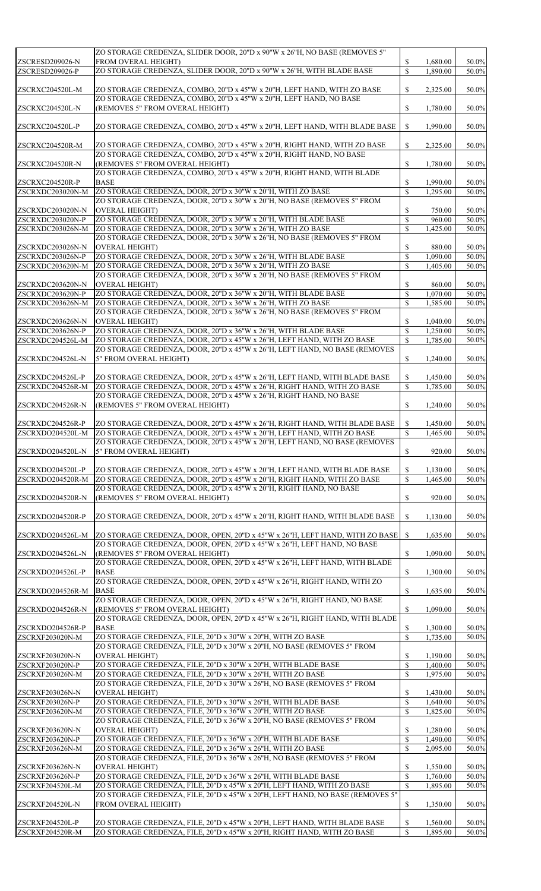| | | | | |
|---|---|---|---|---|
| ZSCRESD209026-N | ZO STORAGE CREDENZA, SLIDER DOOR, 20"D x 90"W x 26"H, NO BASE (REMOVES 5" FROM OVERAL HEIGHT) | $ | 1,680.00 | 50.0% |
| ZSCRESD209026-P | ZO STORAGE CREDENZA, SLIDER DOOR, 20"D x 90"W x 26"H, WITH BLADE BASE | $ | 1,890.00 | 50.0% |
| ZSCRXC204520L-M | ZO STORAGE CREDENZA, COMBO, 20"D x 45"W x 20"H, LEFT HAND, WITH ZO BASE | $ | 2,325.00 | 50.0% |
| ZSCRXC204520L-N | ZO STORAGE CREDENZA, COMBO, 20"D x 45"W x 20"H, LEFT HAND, NO BASE (REMOVES 5" FROM OVERAL HEIGHT) | $ | 1,780.00 | 50.0% |
| ZSCRXC204520L-P | ZO STORAGE CREDENZA, COMBO, 20"D x 45"W x 20"H, LEFT HAND, WITH BLADE BASE | $ | 1,990.00 | 50.0% |
| ZSCRXC204520R-M | ZO STORAGE CREDENZA, COMBO, 20"D x 45"W x 20"H, RIGHT HAND, WITH ZO BASE | $ | 2,325.00 | 50.0% |
| ZSCRXC204520R-N | ZO STORAGE CREDENZA, COMBO, 20"D x 45"W x 20"H, RIGHT HAND, NO BASE (REMOVES 5" FROM OVERAL HEIGHT) | $ | 1,780.00 | 50.0% |
| ZSCRXC204520R-P | ZO STORAGE CREDENZA, COMBO, 20"D x 45"W x 20"H, RIGHT HAND, WITH BLADE BASE | $ | 1,990.00 | 50.0% |
| ZSCRXDC203020N-M | ZO STORAGE CREDENZA, DOOR, 20"D x 30"W x 20"H, WITH ZO BASE | $ | 1,295.00 | 50.0% |
| ZSCRXDC203020N-N | ZO STORAGE CREDENZA, DOOR, 20"D x 30"W x 20"H, NO BASE (REMOVES 5" FROM OVERAL HEIGHT) | $ | 750.00 | 50.0% |
| ZSCRXDC203020N-P | ZO STORAGE CREDENZA, DOOR, 20"D x 30"W x 20"H, WITH BLADE BASE | $ | 960.00 | 50.0% |
| ZSCRXDC203026N-M | ZO STORAGE CREDENZA, DOOR, 20"D x 30"W x 26"H, WITH ZO BASE | $ | 1,425.00 | 50.0% |
| ZSCRXDC203026N-N | ZO STORAGE CREDENZA, DOOR, 20"D x 30"W x 26"H, NO BASE (REMOVES 5" FROM OVERAL HEIGHT) | $ | 880.00 | 50.0% |
| ZSCRXDC203026N-P | ZO STORAGE CREDENZA, DOOR, 20"D x 30"W x 26"H, WITH BLADE BASE | $ | 1,090.00 | 50.0% |
| ZSCRXDC203620N-M | ZO STORAGE CREDENZA, DOOR, 20"D x 36"W x 20"H, WITH ZO BASE | $ | 1,405.00 | 50.0% |
| ZSCRXDC203620N-N | ZO STORAGE CREDENZA, DOOR, 20"D x 36"W x 20"H, NO BASE (REMOVES 5" FROM OVERAL HEIGHT) | $ | 860.00 | 50.0% |
| ZSCRXDC203620N-P | ZO STORAGE CREDENZA, DOOR, 20"D x 36"W x 20"H, WITH BLADE BASE | $ | 1,070.00 | 50.0% |
| ZSCRXDC203626N-M | ZO STORAGE CREDENZA, DOOR, 20"D x 36"W x 26"H, WITH ZO BASE | $ | 1,585.00 | 50.0% |
| ZSCRXDC203626N-N | ZO STORAGE CREDENZA, DOOR, 20"D x 36"W x 26"H, NO BASE (REMOVES 5" FROM OVERAL HEIGHT) | $ | 1,040.00 | 50.0% |
| ZSCRXDC203626N-P | ZO STORAGE CREDENZA, DOOR, 20"D x 36"W x 26"H, WITH BLADE BASE | $ | 1,250.00 | 50.0% |
| ZSCRXDC204526L-M | ZO STORAGE CREDENZA, DOOR, 20"D x 45"W x 26"H, LEFT HAND, WITH ZO BASE | $ | 1,785.00 | 50.0% |
| ZSCRXDC204526L-N | ZO STORAGE CREDENZA, DOOR, 20"D x 45"W x 26"H, LEFT HAND, NO BASE (REMOVES 5" FROM OVERAL HEIGHT) | $ | 1,240.00 | 50.0% |
| ZSCRXDC204526L-P | ZO STORAGE CREDENZA, DOOR, 20"D x 45"W x 26"H, LEFT HAND, WITH BLADE BASE | $ | 1,450.00 | 50.0% |
| ZSCRXDC204526R-M | ZO STORAGE CREDENZA, DOOR, 20"D x 45"W x 26"H, RIGHT HAND, WITH ZO BASE | $ | 1,785.00 | 50.0% |
| ZSCRXDC204526R-N | ZO STORAGE CREDENZA, DOOR, 20"D x 45"W x 26"H, RIGHT HAND, NO BASE (REMOVES 5" FROM OVERAL HEIGHT) | $ | 1,240.00 | 50.0% |
| ZSCRXDC204526R-P | ZO STORAGE CREDENZA, DOOR, 20"D x 45"W x 26"H, RIGHT HAND, WITH BLADE BASE | $ | 1,450.00 | 50.0% |
| ZSCRXDO204520L-M | ZO STORAGE CREDENZA, DOOR, 20"D x 45"W x 20"H, LEFT HAND, WITH ZO BASE | $ | 1,465.00 | 50.0% |
| ZSCRXDO204520L-N | ZO STORAGE CREDENZA, DOOR, 20"D x 45"W x 20"H, LEFT HAND, NO BASE (REMOVES 5" FROM OVERAL HEIGHT) | $ | 920.00 | 50.0% |
| ZSCRXDO204520L-P | ZO STORAGE CREDENZA, DOOR, 20"D x 45"W x 20"H, LEFT HAND, WITH BLADE BASE | $ | 1,130.00 | 50.0% |
| ZSCRXDO204520R-M | ZO STORAGE CREDENZA, DOOR, 20"D x 45"W x 20"H, RIGHT HAND, WITH ZO BASE | $ | 1,465.00 | 50.0% |
| ZSCRXDO204520R-N | ZO STORAGE CREDENZA, DOOR, 20"D x 45"W x 20"H, RIGHT HAND, NO BASE (REMOVES 5" FROM OVERAL HEIGHT) | $ | 920.00 | 50.0% |
| ZSCRXDO204520R-P | ZO STORAGE CREDENZA, DOOR, 20"D x 45"W x 20"H, RIGHT HAND, WITH BLADE BASE | $ | 1,130.00 | 50.0% |
| ZSCRXDO204526L-M | ZO STORAGE CREDENZA, DOOR, OPEN, 20"D x 45"W x 26"H, LEFT HAND, WITH ZO BASE | $ | 1,635.00 | 50.0% |
| ZSCRXDO204526L-N | ZO STORAGE CREDENZA, DOOR, OPEN, 20"D x 45"W x 26"H, LEFT HAND, NO BASE (REMOVES 5" FROM OVERAL HEIGHT) | $ | 1,090.00 | 50.0% |
| ZSCRXDO204526L-P | ZO STORAGE CREDENZA, DOOR, OPEN, 20"D x 45"W x 26"H, LEFT HAND, WITH BLADE BASE | $ | 1,300.00 | 50.0% |
| ZSCRXDO204526R-M | ZO STORAGE CREDENZA, DOOR, OPEN, 20"D x 45"W x 26"H, RIGHT HAND, WITH ZO BASE | $ | 1,635.00 | 50.0% |
| ZSCRXDO204526R-N | ZO STORAGE CREDENZA, DOOR, OPEN, 20"D x 45"W x 26"H, RIGHT HAND, NO BASE (REMOVES 5" FROM OVERAL HEIGHT) | $ | 1,090.00 | 50.0% |
| ZSCRXDO204526R-P | ZO STORAGE CREDENZA, DOOR, OPEN, 20"D x 45"W x 26"H, RIGHT HAND, WITH BLADE BASE | $ | 1,300.00 | 50.0% |
| ZSCRXF203020N-M | ZO STORAGE CREDENZA, FILE, 20"D x 30"W x 20"H, WITH ZO BASE | $ | 1,735.00 | 50.0% |
| ZSCRXF203020N-N | ZO STORAGE CREDENZA, FILE, 20"D x 30"W x 20"H, NO BASE (REMOVES 5" FROM OVERAL HEIGHT) | $ | 1,190.00 | 50.0% |
| ZSCRXF203020N-P | ZO STORAGE CREDENZA, FILE, 20"D x 30"W x 20"H, WITH BLADE BASE | $ | 1,400.00 | 50.0% |
| ZSCRXF203026N-M | ZO STORAGE CREDENZA, FILE, 20"D x 30"W x 26"H, WITH ZO BASE | $ | 1,975.00 | 50.0% |
| ZSCRXF203026N-N | ZO STORAGE CREDENZA, FILE, 20"D x 30"W x 26"H, NO BASE (REMOVES 5" FROM OVERAL HEIGHT) | $ | 1,430.00 | 50.0% |
| ZSCRXF203026N-P | ZO STORAGE CREDENZA, FILE, 20"D x 30"W x 26"H, WITH BLADE BASE | $ | 1,640.00 | 50.0% |
| ZSCRXF203620N-M | ZO STORAGE CREDENZA, FILE, 20"D x 36"W x 20"H, WITH ZO BASE | $ | 1,825.00 | 50.0% |
| ZSCRXF203620N-N | ZO STORAGE CREDENZA, FILE, 20"D x 36"W x 20"H, NO BASE (REMOVES 5" FROM OVERAL HEIGHT) | $ | 1,280.00 | 50.0% |
| ZSCRXF203620N-P | ZO STORAGE CREDENZA, FILE, 20"D x 36"W x 20"H, WITH BLADE BASE | $ | 1,490.00 | 50.0% |
| ZSCRXF203626N-M | ZO STORAGE CREDENZA, FILE, 20"D x 36"W x 26"H, WITH ZO BASE | $ | 2,095.00 | 50.0% |
| ZSCRXF203626N-N | ZO STORAGE CREDENZA, FILE, 20"D x 36"W x 26"H, NO BASE (REMOVES 5" FROM OVERAL HEIGHT) | $ | 1,550.00 | 50.0% |
| ZSCRXF203626N-P | ZO STORAGE CREDENZA, FILE, 20"D x 36"W x 26"H, WITH BLADE BASE | $ | 1,760.00 | 50.0% |
| ZSCRXF204520L-M | ZO STORAGE CREDENZA, FILE, 20"D x 45"W x 20"H, LEFT HAND, WITH ZO BASE | $ | 1,895.00 | 50.0% |
| ZSCRXF204520L-N | ZO STORAGE CREDENZA, FILE, 20"D x 45"W x 20"H, LEFT HAND, NO BASE (REMOVES 5" FROM OVERAL HEIGHT) | $ | 1,350.00 | 50.0% |
| ZSCRXF204520L-P | ZO STORAGE CREDENZA, FILE, 20"D x 45"W x 20"H, LEFT HAND, WITH BLADE BASE | $ | 1,560.00 | 50.0% |
| ZSCRXF204520R-M | ZO STORAGE CREDENZA, FILE, 20"D x 45"W x 20"H, RIGHT HAND, WITH ZO BASE | $ | 1,895.00 | 50.0% |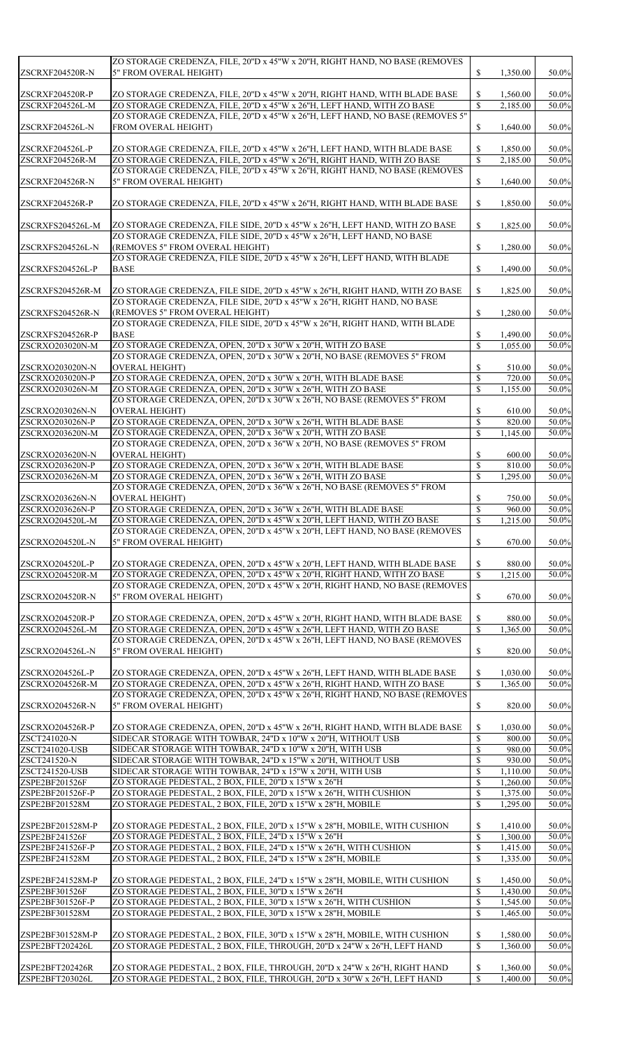| | | | |
|---|---|---|---|
| ZSCRXF204520R-N | ZO STORAGE CREDENZA, FILE, 20"D x 45"W x 20"H, RIGHT HAND, NO BASE (REMOVES 5" FROM OVERAL HEIGHT) | $ 1,350.00 | 50.0% |
| ZSCRXF204520R-P | ZO STORAGE CREDENZA, FILE, 20"D x 45"W x 20"H, RIGHT HAND, WITH BLADE BASE | $ 1,560.00 | 50.0% |
| ZSCRXF204526L-M | ZO STORAGE CREDENZA, FILE, 20"D x 45"W x 26"H, LEFT HAND, WITH ZO BASE | $ 2,185.00 | 50.0% |
| ZSCRXF204526L-N | ZO STORAGE CREDENZA, FILE, 20"D x 45"W x 26"H, LEFT HAND, NO BASE (REMOVES 5" FROM OVERAL HEIGHT) | $ 1,640.00 | 50.0% |
| ZSCRXF204526L-P | ZO STORAGE CREDENZA, FILE, 20"D x 45"W x 26"H, LEFT HAND, WITH BLADE BASE | $ 1,850.00 | 50.0% |
| ZSCRXF204526R-M | ZO STORAGE CREDENZA, FILE, 20"D x 45"W x 26"H, RIGHT HAND, WITH ZO BASE | $ 2,185.00 | 50.0% |
| ZSCRXF204526R-N | ZO STORAGE CREDENZA, FILE, 20"D x 45"W x 26"H, RIGHT HAND, NO BASE (REMOVES 5" FROM OVERAL HEIGHT) | $ 1,640.00 | 50.0% |
| ZSCRXF204526R-P | ZO STORAGE CREDENZA, FILE, 20"D x 45"W x 26"H, RIGHT HAND, WITH BLADE BASE | $ 1,850.00 | 50.0% |
| ZSCRXFS204526L-M | ZO STORAGE CREDENZA, FILE SIDE, 20"D x 45"W x 26"H, LEFT HAND, WITH ZO BASE | $ 1,825.00 | 50.0% |
| ZSCRXFS204526L-N | ZO STORAGE CREDENZA, FILE SIDE, 20"D x 45"W x 26"H, LEFT HAND, NO BASE (REMOVES 5" FROM OVERAL HEIGHT) | $ 1,280.00 | 50.0% |
| ZSCRXFS204526L-P | ZO STORAGE CREDENZA, FILE SIDE, 20"D x 45"W x 26"H, LEFT HAND, WITH BLADE BASE | $ 1,490.00 | 50.0% |
| ZSCRXFS204526R-M | ZO STORAGE CREDENZA, FILE SIDE, 20"D x 45"W x 26"H, RIGHT HAND, WITH ZO BASE | $ 1,825.00 | 50.0% |
| ZSCRXFS204526R-N | ZO STORAGE CREDENZA, FILE SIDE, 20"D x 45"W x 26"H, RIGHT HAND, NO BASE (REMOVES 5" FROM OVERAL HEIGHT) | $ 1,280.00 | 50.0% |
| ZSCRXFS204526R-P | ZO STORAGE CREDENZA, FILE SIDE, 20"D x 45"W x 26"H, RIGHT HAND, WITH BLADE BASE | $ 1,490.00 | 50.0% |
| ZSCRXO203020N-M | ZO STORAGE CREDENZA, OPEN, 20"D x 30"W x 20"H, WITH ZO BASE | $ 1,055.00 | 50.0% |
| ZSCRXO203020N-N | ZO STORAGE CREDENZA, OPEN, 20"D x 30"W x 20"H, NO BASE (REMOVES 5" FROM OVERAL HEIGHT) | $ 510.00 | 50.0% |
| ZSCRXO203020N-P | ZO STORAGE CREDENZA, OPEN, 20"D x 30"W x 20"H, WITH BLADE BASE | $ 720.00 | 50.0% |
| ZSCRXO203026N-M | ZO STORAGE CREDENZA, OPEN, 20"D x 30"W x 26"H, WITH ZO BASE | $ 1,155.00 | 50.0% |
| ZSCRXO203026N-N | ZO STORAGE CREDENZA, OPEN, 20"D x 30"W x 26"H, NO BASE (REMOVES 5" FROM OVERAL HEIGHT) | $ 610.00 | 50.0% |
| ZSCRXO203026N-P | ZO STORAGE CREDENZA, OPEN, 20"D x 30"W x 26"H, WITH BLADE BASE | $ 820.00 | 50.0% |
| ZSCRXO203620N-M | ZO STORAGE CREDENZA, OPEN, 20"D x 36"W x 20"H, WITH ZO BASE | $ 1,145.00 | 50.0% |
| ZSCRXO203620N-N | ZO STORAGE CREDENZA, OPEN, 20"D x 36"W x 20"H, NO BASE (REMOVES 5" FROM OVERAL HEIGHT) | $ 600.00 | 50.0% |
| ZSCRXO203620N-P | ZO STORAGE CREDENZA, OPEN, 20"D x 36"W x 20"H, WITH BLADE BASE | $ 810.00 | 50.0% |
| ZSCRXO203626N-M | ZO STORAGE CREDENZA, OPEN, 20"D x 36"W x 26"H, WITH ZO BASE | $ 1,295.00 | 50.0% |
| ZSCRXO203626N-N | ZO STORAGE CREDENZA, OPEN, 20"D x 36"W x 26"H, NO BASE (REMOVES 5" FROM OVERAL HEIGHT) | $ 750.00 | 50.0% |
| ZSCRXO203626N-P | ZO STORAGE CREDENZA, OPEN, 20"D x 36"W x 26"H, WITH BLADE BASE | $ 960.00 | 50.0% |
| ZSCRXO204520L-M | ZO STORAGE CREDENZA, OPEN, 20"D x 45"W x 20"H, LEFT HAND, WITH ZO BASE | $ 1,215.00 | 50.0% |
| ZSCRXO204520L-N | ZO STORAGE CREDENZA, OPEN, 20"D x 45"W x 20"H, LEFT HAND, NO BASE (REMOVES 5" FROM OVERAL HEIGHT) | $ 670.00 | 50.0% |
| ZSCRXO204520L-P | ZO STORAGE CREDENZA, OPEN, 20"D x 45"W x 20"H, LEFT HAND, WITH BLADE BASE | $ 880.00 | 50.0% |
| ZSCRXO204520R-M | ZO STORAGE CREDENZA, OPEN, 20"D x 45"W x 20"H, RIGHT HAND, WITH ZO BASE | $ 1,215.00 | 50.0% |
| ZSCRXO204520R-N | ZO STORAGE CREDENZA, OPEN, 20"D x 45"W x 20"H, RIGHT HAND, NO BASE (REMOVES 5" FROM OVERAL HEIGHT) | $ 670.00 | 50.0% |
| ZSCRXO204520R-P | ZO STORAGE CREDENZA, OPEN, 20"D x 45"W x 20"H, RIGHT HAND, WITH BLADE BASE | $ 880.00 | 50.0% |
| ZSCRXO204526L-M | ZO STORAGE CREDENZA, OPEN, 20"D x 45"W x 26"H, LEFT HAND, WITH ZO BASE | $ 1,365.00 | 50.0% |
| ZSCRXO204526L-N | ZO STORAGE CREDENZA, OPEN, 20"D x 45"W x 26"H, LEFT HAND, NO BASE (REMOVES 5" FROM OVERAL HEIGHT) | $ 820.00 | 50.0% |
| ZSCRXO204526L-P | ZO STORAGE CREDENZA, OPEN, 20"D x 45"W x 26"H, LEFT HAND, WITH BLADE BASE | $ 1,030.00 | 50.0% |
| ZSCRXO204526R-M | ZO STORAGE CREDENZA, OPEN, 20"D x 45"W x 26"H, RIGHT HAND, WITH ZO BASE | $ 1,365.00 | 50.0% |
| ZSCRXO204526R-N | ZO STORAGE CREDENZA, OPEN, 20"D x 45"W x 26"H, RIGHT HAND, NO BASE (REMOVES 5" FROM OVERAL HEIGHT) | $ 820.00 | 50.0% |
| ZSCRXO204526R-P | ZO STORAGE CREDENZA, OPEN, 20"D x 45"W x 26"H, RIGHT HAND, WITH BLADE BASE | $ 1,030.00 | 50.0% |
| ZSCT241020-N | SIDECAR STORAGE WITH TOWBAR, 24"D x 10"W x 20"H, WITHOUT USB | $ 800.00 | 50.0% |
| ZSCT241020-USB | SIDECAR STORAGE WITH TOWBAR, 24"D x 10"W x 20"H, WITH USB | $ 980.00 | 50.0% |
| ZSCT241520-N | SIDECAR STORAGE WITH TOWBAR, 24"D x 15"W x 20"H, WITHOUT USB | $ 930.00 | 50.0% |
| ZSCT241520-USB | SIDECAR STORAGE WITH TOWBAR, 24"D x 15"W x 20"H, WITH USB | $ 1,110.00 | 50.0% |
| ZSPE2BF201526F | ZO STORAGE PEDESTAL, 2 BOX, FILE, 20"D x 15"W x 26"H | $ 1,260.00 | 50.0% |
| ZSPE2BF201526F-P | ZO STORAGE PEDESTAL, 2 BOX, FILE, 20"D x 15"W x 26"H, WITH CUSHION | $ 1,375.00 | 50.0% |
| ZSPE2BF201528M | ZO STORAGE PEDESTAL, 2 BOX, FILE, 20"D x 15"W x 28"H, MOBILE | $ 1,295.00 | 50.0% |
| ZSPE2BF201528M-P | ZO STORAGE PEDESTAL, 2 BOX, FILE, 20"D x 15"W x 28"H, MOBILE, WITH CUSHION | $ 1,410.00 | 50.0% |
| ZSPE2BF241526F | ZO STORAGE PEDESTAL, 2 BOX, FILE, 24"D x 15"W x 26"H | $ 1,300.00 | 50.0% |
| ZSPE2BF241526F-P | ZO STORAGE PEDESTAL, 2 BOX, FILE, 24"D x 15"W x 26"H, WITH CUSHION | $ 1,415.00 | 50.0% |
| ZSPE2BF241528M | ZO STORAGE PEDESTAL, 2 BOX, FILE, 24"D x 15"W x 28"H, MOBILE | $ 1,335.00 | 50.0% |
| ZSPE2BF241528M-P | ZO STORAGE PEDESTAL, 2 BOX, FILE, 24"D x 15"W x 28"H, MOBILE, WITH CUSHION | $ 1,450.00 | 50.0% |
| ZSPE2BF301526F | ZO STORAGE PEDESTAL, 2 BOX, FILE, 30"D x 15"W x 26"H | $ 1,430.00 | 50.0% |
| ZSPE2BF301526F-P | ZO STORAGE PEDESTAL, 2 BOX, FILE, 30"D x 15"W x 26"H, WITH CUSHION | $ 1,545.00 | 50.0% |
| ZSPE2BF301528M | ZO STORAGE PEDESTAL, 2 BOX, FILE, 30"D x 15"W x 28"H, MOBILE | $ 1,465.00 | 50.0% |
| ZSPE2BF301528M-P | ZO STORAGE PEDESTAL, 2 BOX, FILE, 30"D x 15"W x 28"H, MOBILE, WITH CUSHION | $ 1,580.00 | 50.0% |
| ZSPE2BFT202426L | ZO STORAGE PEDESTAL, 2 BOX, FILE, THROUGH, 20"D x 24"W x 26"H, LEFT HAND | $ 1,360.00 | 50.0% |
| ZSPE2BFT202426R | ZO STORAGE PEDESTAL, 2 BOX, FILE, THROUGH, 20"D x 24"W x 26"H, RIGHT HAND | $ 1,360.00 | 50.0% |
| ZSPE2BFT203026L | ZO STORAGE PEDESTAL, 2 BOX, FILE, THROUGH, 20"D x 30"W x 26"H, LEFT HAND | $ 1,400.00 | 50.0% |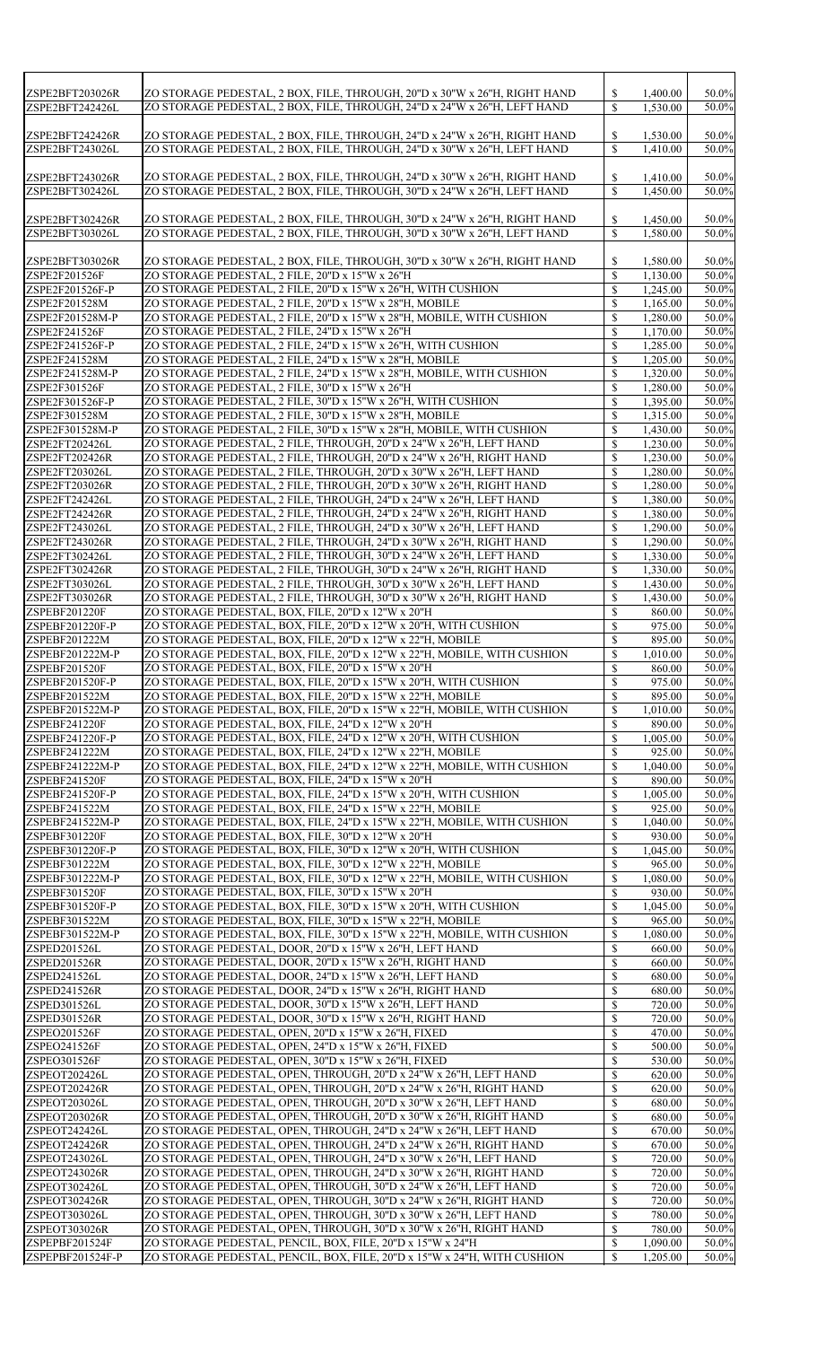| | | | | |
|---|---|---|---|---|
| ZSPE2BFT203026R | ZO STORAGE PEDESTAL, 2 BOX, FILE, THROUGH, 20"D x 30"W x 26"H, RIGHT HAND | $ | 1,400.00 | 50.0% |
| ZSPE2BFT242426L | ZO STORAGE PEDESTAL, 2 BOX, FILE, THROUGH, 24"D x 24"W x 26"H, LEFT HAND | $ | 1,530.00 | 50.0% |
| ZSPE2BFT242426R | ZO STORAGE PEDESTAL, 2 BOX, FILE, THROUGH, 24"D x 24"W x 26"H, RIGHT HAND | $ | 1,530.00 | 50.0% |
| ZSPE2BFT243026L | ZO STORAGE PEDESTAL, 2 BOX, FILE, THROUGH, 24"D x 30"W x 26"H, LEFT HAND | $ | 1,410.00 | 50.0% |
| ZSPE2BFT243026R | ZO STORAGE PEDESTAL, 2 BOX, FILE, THROUGH, 24"D x 30"W x 26"H, RIGHT HAND | $ | 1,410.00 | 50.0% |
| ZSPE2BFT302426L | ZO STORAGE PEDESTAL, 2 BOX, FILE, THROUGH, 30"D x 24"W x 26"H, LEFT HAND | $ | 1,450.00 | 50.0% |
| ZSPE2BFT302426R | ZO STORAGE PEDESTAL, 2 BOX, FILE, THROUGH, 30"D x 24"W x 26"H, RIGHT HAND | $ | 1,450.00 | 50.0% |
| ZSPE2BFT303026L | ZO STORAGE PEDESTAL, 2 BOX, FILE, THROUGH, 30"D x 30"W x 26"H, LEFT HAND | $ | 1,580.00 | 50.0% |
| ZSPE2BFT303026R | ZO STORAGE PEDESTAL, 2 BOX, FILE, THROUGH, 30"D x 30"W x 26"H, RIGHT HAND | $ | 1,580.00 | 50.0% |
| ZSPE2F201526F | ZO STORAGE PEDESTAL, 2 FILE, 20"D x 15"W x 26"H | $ | 1,130.00 | 50.0% |
| ZSPE2F201526F-P | ZO STORAGE PEDESTAL, 2 FILE, 20"D x 15"W x 26"H, WITH CUSHION | $ | 1,245.00 | 50.0% |
| ZSPE2F201528M | ZO STORAGE PEDESTAL, 2 FILE, 20"D x 15"W x 28"H, MOBILE | $ | 1,165.00 | 50.0% |
| ZSPE2F201528M-P | ZO STORAGE PEDESTAL, 2 FILE, 20"D x 15"W x 28"H, MOBILE, WITH CUSHION | $ | 1,280.00 | 50.0% |
| ZSPE2F241526F | ZO STORAGE PEDESTAL, 2 FILE, 24"D x 15"W x 26"H | $ | 1,170.00 | 50.0% |
| ZSPE2F241526F-P | ZO STORAGE PEDESTAL, 2 FILE, 24"D x 15"W x 26"H, WITH CUSHION | $ | 1,285.00 | 50.0% |
| ZSPE2F241528M | ZO STORAGE PEDESTAL, 2 FILE, 24"D x 15"W x 28"H, MOBILE | $ | 1,205.00 | 50.0% |
| ZSPE2F241528M-P | ZO STORAGE PEDESTAL, 2 FILE, 24"D x 15"W x 28"H, MOBILE, WITH CUSHION | $ | 1,320.00 | 50.0% |
| ZSPE2F301526F | ZO STORAGE PEDESTAL, 2 FILE, 30"D x 15"W x 26"H | $ | 1,280.00 | 50.0% |
| ZSPE2F301526F-P | ZO STORAGE PEDESTAL, 2 FILE, 30"D x 15"W x 26"H, WITH CUSHION | $ | 1,395.00 | 50.0% |
| ZSPE2F301528M | ZO STORAGE PEDESTAL, 2 FILE, 30"D x 15"W x 28"H, MOBILE | $ | 1,315.00 | 50.0% |
| ZSPE2F301528M-P | ZO STORAGE PEDESTAL, 2 FILE, 30"D x 15"W x 28"H, MOBILE, WITH CUSHION | $ | 1,430.00 | 50.0% |
| ZSPE2FT202426L | ZO STORAGE PEDESTAL, 2 FILE, THROUGH, 20"D x 24"W x 26"H, LEFT HAND | $ | 1,230.00 | 50.0% |
| ZSPE2FT202426R | ZO STORAGE PEDESTAL, 2 FILE, THROUGH, 20"D x 24"W x 26"H, RIGHT HAND | $ | 1,230.00 | 50.0% |
| ZSPE2FT203026L | ZO STORAGE PEDESTAL, 2 FILE, THROUGH, 20"D x 30"W x 26"H, LEFT HAND | $ | 1,280.00 | 50.0% |
| ZSPE2FT203026R | ZO STORAGE PEDESTAL, 2 FILE, THROUGH, 20"D x 30"W x 26"H, RIGHT HAND | $ | 1,280.00 | 50.0% |
| ZSPE2FT242426L | ZO STORAGE PEDESTAL, 2 FILE, THROUGH, 24"D x 24"W x 26"H, LEFT HAND | $ | 1,380.00 | 50.0% |
| ZSPE2FT242426R | ZO STORAGE PEDESTAL, 2 FILE, THROUGH, 24"D x 24"W x 26"H, RIGHT HAND | $ | 1,380.00 | 50.0% |
| ZSPE2FT243026L | ZO STORAGE PEDESTAL, 2 FILE, THROUGH, 24"D x 30"W x 26"H, LEFT HAND | $ | 1,290.00 | 50.0% |
| ZSPE2FT243026R | ZO STORAGE PEDESTAL, 2 FILE, THROUGH, 24"D x 30"W x 26"H, RIGHT HAND | $ | 1,290.00 | 50.0% |
| ZSPE2FT302426L | ZO STORAGE PEDESTAL, 2 FILE, THROUGH, 30"D x 24"W x 26"H, LEFT HAND | $ | 1,330.00 | 50.0% |
| ZSPE2FT302426R | ZO STORAGE PEDESTAL, 2 FILE, THROUGH, 30"D x 24"W x 26"H, RIGHT HAND | $ | 1,330.00 | 50.0% |
| ZSPE2FT303026L | ZO STORAGE PEDESTAL, 2 FILE, THROUGH, 30"D x 30"W x 26"H, LEFT HAND | $ | 1,430.00 | 50.0% |
| ZSPE2FT303026R | ZO STORAGE PEDESTAL, 2 FILE, THROUGH, 30"D x 30"W x 26"H, RIGHT HAND | $ | 1,430.00 | 50.0% |
| ZSPEBF201220F | ZO STORAGE PEDESTAL, BOX, FILE, 20"D x 12"W x 20"H | $ | 860.00 | 50.0% |
| ZSPEBF201220F-P | ZO STORAGE PEDESTAL, BOX, FILE, 20"D x 12"W x 20"H, WITH CUSHION | $ | 975.00 | 50.0% |
| ZSPEBF201222M | ZO STORAGE PEDESTAL, BOX, FILE, 20"D x 12"W x 22"H, MOBILE | $ | 895.00 | 50.0% |
| ZSPEBF201222M-P | ZO STORAGE PEDESTAL, BOX, FILE, 20"D x 12"W x 22"H, MOBILE, WITH CUSHION | $ | 1,010.00 | 50.0% |
| ZSPEBF201520F | ZO STORAGE PEDESTAL, BOX, FILE, 20"D x 15"W x 20"H | $ | 860.00 | 50.0% |
| ZSPEBF201520F-P | ZO STORAGE PEDESTAL, BOX, FILE, 20"D x 15"W x 20"H, WITH CUSHION | $ | 975.00 | 50.0% |
| ZSPEBF201522M | ZO STORAGE PEDESTAL, BOX, FILE, 20"D x 15"W x 22"H, MOBILE | $ | 895.00 | 50.0% |
| ZSPEBF201522M-P | ZO STORAGE PEDESTAL, BOX, FILE, 20"D x 15"W x 22"H, MOBILE, WITH CUSHION | $ | 1,010.00 | 50.0% |
| ZSPEBF241220F | ZO STORAGE PEDESTAL, BOX, FILE, 24"D x 12"W x 20"H | $ | 890.00 | 50.0% |
| ZSPEBF241220F-P | ZO STORAGE PEDESTAL, BOX, FILE, 24"D x 12"W x 20"H, WITH CUSHION | $ | 1,005.00 | 50.0% |
| ZSPEBF241222M | ZO STORAGE PEDESTAL, BOX, FILE, 24"D x 12"W x 22"H, MOBILE | $ | 925.00 | 50.0% |
| ZSPEBF241222M-P | ZO STORAGE PEDESTAL, BOX, FILE, 24"D x 12"W x 22"H, MOBILE, WITH CUSHION | $ | 1,040.00 | 50.0% |
| ZSPEBF241520F | ZO STORAGE PEDESTAL, BOX, FILE, 24"D x 15"W x 20"H | $ | 890.00 | 50.0% |
| ZSPEBF241520F-P | ZO STORAGE PEDESTAL, BOX, FILE, 24"D x 15"W x 20"H, WITH CUSHION | $ | 1,005.00 | 50.0% |
| ZSPEBF241522M | ZO STORAGE PEDESTAL, BOX, FILE, 24"D x 15"W x 22"H, MOBILE | $ | 925.00 | 50.0% |
| ZSPEBF241522M-P | ZO STORAGE PEDESTAL, BOX, FILE, 24"D x 15"W x 22"H, MOBILE, WITH CUSHION | $ | 1,040.00 | 50.0% |
| ZSPEBF301220F | ZO STORAGE PEDESTAL, BOX, FILE, 30"D x 12"W x 20"H | $ | 930.00 | 50.0% |
| ZSPEBF301220F-P | ZO STORAGE PEDESTAL, BOX, FILE, 30"D x 12"W x 20"H, WITH CUSHION | $ | 1,045.00 | 50.0% |
| ZSPEBF301222M | ZO STORAGE PEDESTAL, BOX, FILE, 30"D x 12"W x 22"H, MOBILE | $ | 965.00 | 50.0% |
| ZSPEBF301222M-P | ZO STORAGE PEDESTAL, BOX, FILE, 30"D x 12"W x 22"H, MOBILE, WITH CUSHION | $ | 1,080.00 | 50.0% |
| ZSPEBF301520F | ZO STORAGE PEDESTAL, BOX, FILE, 30"D x 15"W x 20"H | $ | 930.00 | 50.0% |
| ZSPEBF301520F-P | ZO STORAGE PEDESTAL, BOX, FILE, 30"D x 15"W x 20"H, WITH CUSHION | $ | 1,045.00 | 50.0% |
| ZSPEBF301522M | ZO STORAGE PEDESTAL, BOX, FILE, 30"D x 15"W x 22"H, MOBILE | $ | 965.00 | 50.0% |
| ZSPEBF301522M-P | ZO STORAGE PEDESTAL, BOX, FILE, 30"D x 15"W x 22"H, MOBILE, WITH CUSHION | $ | 1,080.00 | 50.0% |
| ZSPED201526L | ZO STORAGE PEDESTAL, DOOR, 20"D x 15"W x 26"H, LEFT HAND | $ | 660.00 | 50.0% |
| ZSPED201526R | ZO STORAGE PEDESTAL, DOOR, 20"D x 15"W x 26"H, RIGHT HAND | $ | 660.00 | 50.0% |
| ZSPED241526L | ZO STORAGE PEDESTAL, DOOR, 24"D x 15"W x 26"H, LEFT HAND | $ | 680.00 | 50.0% |
| ZSPED241526R | ZO STORAGE PEDESTAL, DOOR, 24"D x 15"W x 26"H, RIGHT HAND | $ | 680.00 | 50.0% |
| ZSPED301526L | ZO STORAGE PEDESTAL, DOOR, 30"D x 15"W x 26"H, LEFT HAND | $ | 720.00 | 50.0% |
| ZSPED301526R | ZO STORAGE PEDESTAL, DOOR, 30"D x 15"W x 26"H, RIGHT HAND | $ | 720.00 | 50.0% |
| ZSPEO201526F | ZO STORAGE PEDESTAL, OPEN, 20"D x 15"W x 26"H, FIXED | $ | 470.00 | 50.0% |
| ZSPEO241526F | ZO STORAGE PEDESTAL, OPEN, 24"D x 15"W x 26"H, FIXED | $ | 500.00 | 50.0% |
| ZSPEO301526F | ZO STORAGE PEDESTAL, OPEN, 30"D x 15"W x 26"H, FIXED | $ | 530.00 | 50.0% |
| ZSPEOT202426L | ZO STORAGE PEDESTAL, OPEN, THROUGH, 20"D x 24"W x 26"H, LEFT HAND | $ | 620.00 | 50.0% |
| ZSPEOT202426R | ZO STORAGE PEDESTAL, OPEN, THROUGH, 20"D x 24"W x 26"H, RIGHT HAND | $ | 620.00 | 50.0% |
| ZSPEOT203026L | ZO STORAGE PEDESTAL, OPEN, THROUGH, 20"D x 30"W x 26"H, LEFT HAND | $ | 680.00 | 50.0% |
| ZSPEOT203026R | ZO STORAGE PEDESTAL, OPEN, THROUGH, 20"D x 30"W x 26"H, RIGHT HAND | $ | 680.00 | 50.0% |
| ZSPEOT242426L | ZO STORAGE PEDESTAL, OPEN, THROUGH, 24"D x 24"W x 26"H, LEFT HAND | $ | 670.00 | 50.0% |
| ZSPEOT242426R | ZO STORAGE PEDESTAL, OPEN, THROUGH, 24"D x 24"W x 26"H, RIGHT HAND | $ | 670.00 | 50.0% |
| ZSPEOT243026L | ZO STORAGE PEDESTAL, OPEN, THROUGH, 24"D x 30"W x 26"H, LEFT HAND | $ | 720.00 | 50.0% |
| ZSPEOT243026R | ZO STORAGE PEDESTAL, OPEN, THROUGH, 24"D x 30"W x 26"H, RIGHT HAND | $ | 720.00 | 50.0% |
| ZSPEOT302426L | ZO STORAGE PEDESTAL, OPEN, THROUGH, 30"D x 24"W x 26"H, LEFT HAND | $ | 720.00 | 50.0% |
| ZSPEOT302426R | ZO STORAGE PEDESTAL, OPEN, THROUGH, 30"D x 24"W x 26"H, RIGHT HAND | $ | 720.00 | 50.0% |
| ZSPEOT303026L | ZO STORAGE PEDESTAL, OPEN, THROUGH, 30"D x 30"W x 26"H, LEFT HAND | $ | 780.00 | 50.0% |
| ZSPEOT303026R | ZO STORAGE PEDESTAL, OPEN, THROUGH, 30"D x 30"W x 26"H, RIGHT HAND | $ | 780.00 | 50.0% |
| ZSPEPBF201524F | ZO STORAGE PEDESTAL, PENCIL, BOX, FILE, 20"D x 15"W x 24"H | $ | 1,090.00 | 50.0% |
| ZSPEPBF201524F-P | ZO STORAGE PEDESTAL, PENCIL, BOX, FILE, 20"D x 15"W x 24"H, WITH CUSHION | $ | 1,205.00 | 50.0% |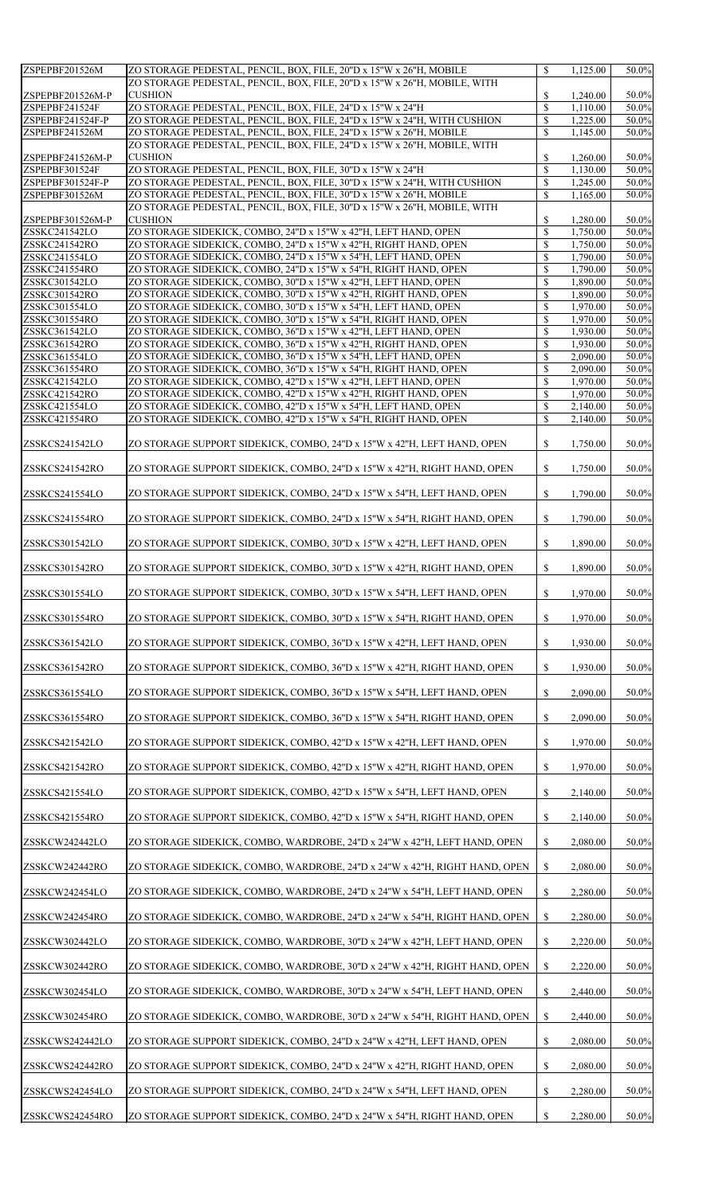| | | | | |
|---|---|---|---|---|
| ZSPEPBF201526M | ZO STORAGE PEDESTAL, PENCIL, BOX, FILE, 20"D x 15"W x 26"H, MOBILE | $ | 1,125.00 | 50.0% |
| ZSPEPBF201526M-P | ZO STORAGE PEDESTAL, PENCIL, BOX, FILE, 20"D x 15"W x 26"H, MOBILE, WITH CUSHION | $ | 1,240.00 | 50.0% |
| ZSPEPBF241524F | ZO STORAGE PEDESTAL, PENCIL, BOX, FILE, 24"D x 15"W x 24"H | $ | 1,110.00 | 50.0% |
| ZSPEPBF241524F-P | ZO STORAGE PEDESTAL, PENCIL, BOX, FILE, 24"D x 15"W x 24"H, WITH CUSHION | $ | 1,225.00 | 50.0% |
| ZSPEPBF241526M | ZO STORAGE PEDESTAL, PENCIL, BOX, FILE, 24"D x 15"W x 26"H, MOBILE | $ | 1,145.00 | 50.0% |
| ZSPEPBF241526M-P | ZO STORAGE PEDESTAL, PENCIL, BOX, FILE, 24"D x 15"W x 26"H, MOBILE, WITH CUSHION | $ | 1,260.00 | 50.0% |
| ZSPEPBF301524F | ZO STORAGE PEDESTAL, PENCIL, BOX, FILE, 30"D x 15"W x 24"H | $ | 1,130.00 | 50.0% |
| ZSPEPBF301524F-P | ZO STORAGE PEDESTAL, PENCIL, BOX, FILE, 30"D x 15"W x 24"H, WITH CUSHION | $ | 1,245.00 | 50.0% |
| ZSPEPBF301526M | ZO STORAGE PEDESTAL, PENCIL, BOX, FILE, 30"D x 15"W x 26"H, MOBILE | $ | 1,165.00 | 50.0% |
| ZSPEPBF301526M-P | ZO STORAGE PEDESTAL, PENCIL, BOX, FILE, 30"D x 15"W x 26"H, MOBILE, WITH CUSHION | $ | 1,280.00 | 50.0% |
| ZSSKC241542LO | ZO STORAGE SIDEKICK, COMBO, 24"D x 15"W x 42"H, LEFT HAND, OPEN | $ | 1,750.00 | 50.0% |
| ZSSKC241542RO | ZO STORAGE SIDEKICK, COMBO, 24"D x 15"W x 42"H, RIGHT HAND, OPEN | $ | 1,750.00 | 50.0% |
| ZSSKC241554LO | ZO STORAGE SIDEKICK, COMBO, 24"D x 15"W x 54"H, LEFT HAND, OPEN | $ | 1,790.00 | 50.0% |
| ZSSKC241554RO | ZO STORAGE SIDEKICK, COMBO, 24"D x 15"W x 54"H, RIGHT HAND, OPEN | $ | 1,790.00 | 50.0% |
| ZSSKC301542LO | ZO STORAGE SIDEKICK, COMBO, 30"D x 15"W x 42"H, LEFT HAND, OPEN | $ | 1,890.00 | 50.0% |
| ZSSKC301542RO | ZO STORAGE SIDEKICK, COMBO, 30"D x 15"W x 42"H, RIGHT HAND, OPEN | $ | 1,890.00 | 50.0% |
| ZSSKC301554LO | ZO STORAGE SIDEKICK, COMBO, 30"D x 15"W x 54"H, LEFT HAND, OPEN | $ | 1,970.00 | 50.0% |
| ZSSKC301554RO | ZO STORAGE SIDEKICK, COMBO, 30"D x 15"W x 54"H, RIGHT HAND, OPEN | $ | 1,970.00 | 50.0% |
| ZSSKC361542LO | ZO STORAGE SIDEKICK, COMBO, 36"D x 15"W x 42"H, LEFT HAND, OPEN | $ | 1,930.00 | 50.0% |
| ZSSKC361542RO | ZO STORAGE SIDEKICK, COMBO, 36"D x 15"W x 42"H, RIGHT HAND, OPEN | $ | 1,930.00 | 50.0% |
| ZSSKC361554LO | ZO STORAGE SIDEKICK, COMBO, 36"D x 15"W x 54"H, LEFT HAND, OPEN | $ | 2,090.00 | 50.0% |
| ZSSKC361554RO | ZO STORAGE SIDEKICK, COMBO, 36"D x 15"W x 54"H, RIGHT HAND, OPEN | $ | 2,090.00 | 50.0% |
| ZSSKC421542LO | ZO STORAGE SIDEKICK, COMBO, 42"D x 15"W x 42"H, LEFT HAND, OPEN | $ | 1,970.00 | 50.0% |
| ZSSKC421542RO | ZO STORAGE SIDEKICK, COMBO, 42"D x 15"W x 42"H, RIGHT HAND, OPEN | $ | 1,970.00 | 50.0% |
| ZSSKC421554LO | ZO STORAGE SIDEKICK, COMBO, 42"D x 15"W x 54"H, LEFT HAND, OPEN | $ | 2,140.00 | 50.0% |
| ZSSKC421554RO | ZO STORAGE SIDEKICK, COMBO, 42"D x 15"W x 54"H, RIGHT HAND, OPEN | $ | 2,140.00 | 50.0% |
| ZSSKCS241542LO | ZO STORAGE SUPPORT SIDEKICK, COMBO, 24"D x 15"W x 42"H, LEFT HAND, OPEN | $ | 1,750.00 | 50.0% |
| ZSSKCS241542RO | ZO STORAGE SUPPORT SIDEKICK, COMBO, 24"D x 15"W x 42"H, RIGHT HAND, OPEN | $ | 1,750.00 | 50.0% |
| ZSSKCS241554LO | ZO STORAGE SUPPORT SIDEKICK, COMBO, 24"D x 15"W x 54"H, LEFT HAND, OPEN | $ | 1,790.00 | 50.0% |
| ZSSKCS241554RO | ZO STORAGE SUPPORT SIDEKICK, COMBO, 24"D x 15"W x 54"H, RIGHT HAND, OPEN | $ | 1,790.00 | 50.0% |
| ZSSKCS301542LO | ZO STORAGE SUPPORT SIDEKICK, COMBO, 30"D x 15"W x 42"H, LEFT HAND, OPEN | $ | 1,890.00 | 50.0% |
| ZSSKCS301542RO | ZO STORAGE SUPPORT SIDEKICK, COMBO, 30"D x 15"W x 42"H, RIGHT HAND, OPEN | $ | 1,890.00 | 50.0% |
| ZSSKCS301554LO | ZO STORAGE SUPPORT SIDEKICK, COMBO, 30"D x 15"W x 54"H, LEFT HAND, OPEN | $ | 1,970.00 | 50.0% |
| ZSSKCS301554RO | ZO STORAGE SUPPORT SIDEKICK, COMBO, 30"D x 15"W x 54"H, RIGHT HAND, OPEN | $ | 1,970.00 | 50.0% |
| ZSSKCS361542LO | ZO STORAGE SUPPORT SIDEKICK, COMBO, 36"D x 15"W x 42"H, LEFT HAND, OPEN | $ | 1,930.00 | 50.0% |
| ZSSKCS361542RO | ZO STORAGE SUPPORT SIDEKICK, COMBO, 36"D x 15"W x 42"H, RIGHT HAND, OPEN | $ | 1,930.00 | 50.0% |
| ZSSKCS361554LO | ZO STORAGE SUPPORT SIDEKICK, COMBO, 36"D x 15"W x 54"H, LEFT HAND, OPEN | $ | 2,090.00 | 50.0% |
| ZSSKCS361554RO | ZO STORAGE SUPPORT SIDEKICK, COMBO, 36"D x 15"W x 54"H, RIGHT HAND, OPEN | $ | 2,090.00 | 50.0% |
| ZSSKCS421542LO | ZO STORAGE SUPPORT SIDEKICK, COMBO, 42"D x 15"W x 42"H, LEFT HAND, OPEN | $ | 1,970.00 | 50.0% |
| ZSSKCS421542RO | ZO STORAGE SUPPORT SIDEKICK, COMBO, 42"D x 15"W x 42"H, RIGHT HAND, OPEN | $ | 1,970.00 | 50.0% |
| ZSSKCS421554LO | ZO STORAGE SUPPORT SIDEKICK, COMBO, 42"D x 15"W x 54"H, LEFT HAND, OPEN | $ | 2,140.00 | 50.0% |
| ZSSKCS421554RO | ZO STORAGE SUPPORT SIDEKICK, COMBO, 42"D x 15"W x 54"H, RIGHT HAND, OPEN | $ | 2,140.00 | 50.0% |
| ZSSKCW242442LO | ZO STORAGE SIDEKICK, COMBO, WARDROBE, 24"D x 24"W x 42"H, LEFT HAND, OPEN | $ | 2,080.00 | 50.0% |
| ZSSKCW242442RO | ZO STORAGE SIDEKICK, COMBO, WARDROBE, 24"D x 24"W x 42"H, RIGHT HAND, OPEN | $ | 2,080.00 | 50.0% |
| ZSSKCW242454LO | ZO STORAGE SIDEKICK, COMBO, WARDROBE, 24"D x 24"W x 54"H, LEFT HAND, OPEN | $ | 2,280.00 | 50.0% |
| ZSSKCW242454RO | ZO STORAGE SIDEKICK, COMBO, WARDROBE, 24"D x 24"W x 54"H, RIGHT HAND, OPEN | $ | 2,280.00 | 50.0% |
| ZSSKCW302442LO | ZO STORAGE SIDEKICK, COMBO, WARDROBE, 30"D x 24"W x 42"H, LEFT HAND, OPEN | $ | 2,220.00 | 50.0% |
| ZSSKCW302442RO | ZO STORAGE SIDEKICK, COMBO, WARDROBE, 30"D x 24"W x 42"H, RIGHT HAND, OPEN | $ | 2,220.00 | 50.0% |
| ZSSKCW302454LO | ZO STORAGE SIDEKICK, COMBO, WARDROBE, 30"D x 24"W x 54"H, LEFT HAND, OPEN | $ | 2,440.00 | 50.0% |
| ZSSKCW302454RO | ZO STORAGE SIDEKICK, COMBO, WARDROBE, 30"D x 24"W x 54"H, RIGHT HAND, OPEN | $ | 2,440.00 | 50.0% |
| ZSSKCWS242442LO | ZO STORAGE SUPPORT SIDEKICK, COMBO, 24"D x 24"W x 42"H, LEFT HAND, OPEN | $ | 2,080.00 | 50.0% |
| ZSSKCWS242442RO | ZO STORAGE SUPPORT SIDEKICK, COMBO, 24"D x 24"W x 42"H, RIGHT HAND, OPEN | $ | 2,080.00 | 50.0% |
| ZSSKCWS242454LO | ZO STORAGE SUPPORT SIDEKICK, COMBO, 24"D x 24"W x 54"H, LEFT HAND, OPEN | $ | 2,280.00 | 50.0% |
| ZSSKCWS242454RO | ZO STORAGE SUPPORT SIDEKICK, COMBO, 24"D x 24"W x 54"H, RIGHT HAND, OPEN | $ | 2,280.00 | 50.0% |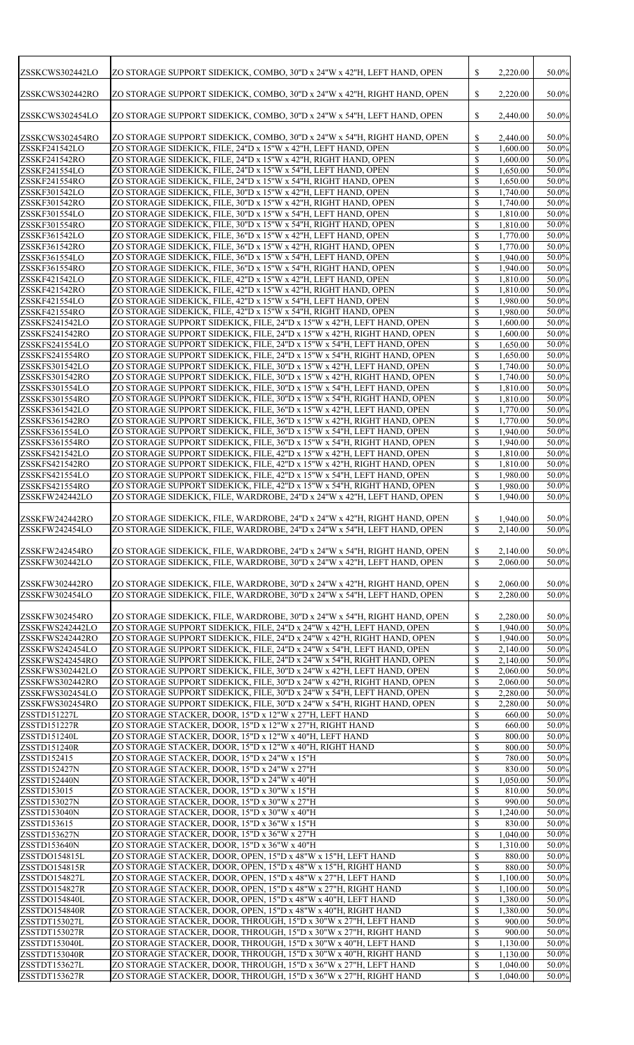| | | | | |
|---|---|---|---|---|
| ZSSKCWS302442LO | ZO STORAGE SUPPORT SIDEKICK, COMBO, 30"D x 24"W x 42"H, LEFT HAND, OPEN | $ | 2,220.00 | 50.0% |
| ZSSKCWS302442RO | ZO STORAGE SUPPORT SIDEKICK, COMBO, 30"D x 24"W x 42"H, RIGHT HAND, OPEN | $ | 2,220.00 | 50.0% |
| ZSSKCWS302454LO | ZO STORAGE SUPPORT SIDEKICK, COMBO, 30"D x 24"W x 54"H, LEFT HAND, OPEN | $ | 2,440.00 | 50.0% |
| ZSSKCWS302454RO | ZO STORAGE SUPPORT SIDEKICK, COMBO, 30"D x 24"W x 54"H, RIGHT HAND, OPEN | $ | 2,440.00 | 50.0% |
| ZSSKF241542LO | ZO STORAGE SIDEKICK, FILE, 24"D x 15"W x 42"H, LEFT HAND, OPEN | $ | 1,600.00 | 50.0% |
| ZSSKF241542RO | ZO STORAGE SIDEKICK, FILE, 24"D x 15"W x 42"H, RIGHT HAND, OPEN | $ | 1,600.00 | 50.0% |
| ZSSKF241554LO | ZO STORAGE SIDEKICK, FILE, 24"D x 15"W x 54"H, LEFT HAND, OPEN | $ | 1,650.00 | 50.0% |
| ZSSKF241554RO | ZO STORAGE SIDEKICK, FILE, 24"D x 15"W x 54"H, RIGHT HAND, OPEN | $ | 1,650.00 | 50.0% |
| ZSSKF301542LO | ZO STORAGE SIDEKICK, FILE, 30"D x 15"W x 42"H, LEFT HAND, OPEN | $ | 1,740.00 | 50.0% |
| ZSSKF301542RO | ZO STORAGE SIDEKICK, FILE, 30"D x 15"W x 42"H, RIGHT HAND, OPEN | $ | 1,740.00 | 50.0% |
| ZSSKF301554LO | ZO STORAGE SIDEKICK, FILE, 30"D x 15"W x 54"H, LEFT HAND, OPEN | $ | 1,810.00 | 50.0% |
| ZSSKF301554RO | ZO STORAGE SIDEKICK, FILE, 30"D x 15"W x 54"H, RIGHT HAND, OPEN | $ | 1,810.00 | 50.0% |
| ZSSKF361542LO | ZO STORAGE SIDEKICK, FILE, 36"D x 15"W x 42"H, LEFT HAND, OPEN | $ | 1,770.00 | 50.0% |
| ZSSKF361542RO | ZO STORAGE SIDEKICK, FILE, 36"D x 15"W x 42"H, RIGHT HAND, OPEN | $ | 1,770.00 | 50.0% |
| ZSSKF361554LO | ZO STORAGE SIDEKICK, FILE, 36"D x 15"W x 54"H, LEFT HAND, OPEN | $ | 1,940.00 | 50.0% |
| ZSSKF361554RO | ZO STORAGE SIDEKICK, FILE, 36"D x 15"W x 54"H, RIGHT HAND, OPEN | $ | 1,940.00 | 50.0% |
| ZSSKF421542LO | ZO STORAGE SIDEKICK, FILE, 42"D x 15"W x 42"H, LEFT HAND, OPEN | $ | 1,810.00 | 50.0% |
| ZSSKF421542RO | ZO STORAGE SIDEKICK, FILE, 42"D x 15"W x 42"H, RIGHT HAND, OPEN | $ | 1,810.00 | 50.0% |
| ZSSKF421554LO | ZO STORAGE SIDEKICK, FILE, 42"D x 15"W x 54"H, LEFT HAND, OPEN | $ | 1,980.00 | 50.0% |
| ZSSKF421554RO | ZO STORAGE SIDEKICK, FILE, 42"D x 15"W x 54"H, RIGHT HAND, OPEN | $ | 1,980.00 | 50.0% |
| ZSSKFS241542LO | ZO STORAGE SUPPORT SIDEKICK, FILE, 24"D x 15"W x 42"H, LEFT HAND, OPEN | $ | 1,600.00 | 50.0% |
| ZSSKFS241542RO | ZO STORAGE SUPPORT SIDEKICK, FILE, 24"D x 15"W x 42"H, RIGHT HAND, OPEN | $ | 1,600.00 | 50.0% |
| ZSSKFS241554LO | ZO STORAGE SUPPORT SIDEKICK, FILE, 24"D x 15"W x 54"H, LEFT HAND, OPEN | $ | 1,650.00 | 50.0% |
| ZSSKFS241554RO | ZO STORAGE SUPPORT SIDEKICK, FILE, 24"D x 15"W x 54"H, RIGHT HAND, OPEN | $ | 1,650.00 | 50.0% |
| ZSSKFS301542LO | ZO STORAGE SUPPORT SIDEKICK, FILE, 30"D x 15"W x 42"H, LEFT HAND, OPEN | $ | 1,740.00 | 50.0% |
| ZSSKFS301542RO | ZO STORAGE SUPPORT SIDEKICK, FILE, 30"D x 15"W x 42"H, RIGHT HAND, OPEN | $ | 1,740.00 | 50.0% |
| ZSSKFS301554LO | ZO STORAGE SUPPORT SIDEKICK, FILE, 30"D x 15"W x 54"H, LEFT HAND, OPEN | $ | 1,810.00 | 50.0% |
| ZSSKFS301554RO | ZO STORAGE SUPPORT SIDEKICK, FILE, 30"D x 15"W x 54"H, RIGHT HAND, OPEN | $ | 1,810.00 | 50.0% |
| ZSSKFS361542LO | ZO STORAGE SUPPORT SIDEKICK, FILE, 36"D x 15"W x 42"H, LEFT HAND, OPEN | $ | 1,770.00 | 50.0% |
| ZSSKFS361542RO | ZO STORAGE SUPPORT SIDEKICK, FILE, 36"D x 15"W x 42"H, RIGHT HAND, OPEN | $ | 1,770.00 | 50.0% |
| ZSSKFS361554LO | ZO STORAGE SUPPORT SIDEKICK, FILE, 36"D x 15"W x 54"H, LEFT HAND, OPEN | $ | 1,940.00 | 50.0% |
| ZSSKFS361554RO | ZO STORAGE SUPPORT SIDEKICK, FILE, 36"D x 15"W x 54"H, RIGHT HAND, OPEN | $ | 1,940.00 | 50.0% |
| ZSSKFS421542LO | ZO STORAGE SUPPORT SIDEKICK, FILE, 42"D x 15"W x 42"H, LEFT HAND, OPEN | $ | 1,810.00 | 50.0% |
| ZSSKFS421542RO | ZO STORAGE SUPPORT SIDEKICK, FILE, 42"D x 15"W x 42"H, RIGHT HAND, OPEN | $ | 1,810.00 | 50.0% |
| ZSSKFS421554LO | ZO STORAGE SUPPORT SIDEKICK, FILE, 42"D x 15"W x 54"H, LEFT HAND, OPEN | $ | 1,980.00 | 50.0% |
| ZSSKFS421554RO | ZO STORAGE SUPPORT SIDEKICK, FILE, 42"D x 15"W x 54"H, RIGHT HAND, OPEN | $ | 1,980.00 | 50.0% |
| ZSSKFW242442LO | ZO STORAGE SIDEKICK, FILE, WARDROBE, 24"D x 24"W x 42"H, LEFT HAND, OPEN | $ | 1,940.00 | 50.0% |
| ZSSKFW242442RO | ZO STORAGE SIDEKICK, FILE, WARDROBE, 24"D x 24"W x 42"H, RIGHT HAND, OPEN | $ | 1,940.00 | 50.0% |
| ZSSKFW242454LO | ZO STORAGE SIDEKICK, FILE, WARDROBE, 24"D x 24"W x 54"H, LEFT HAND, OPEN | $ | 2,140.00 | 50.0% |
| ZSSKFW242454RO | ZO STORAGE SIDEKICK, FILE, WARDROBE, 24"D x 24"W x 54"H, RIGHT HAND, OPEN | $ | 2,140.00 | 50.0% |
| ZSSKFW302442LO | ZO STORAGE SIDEKICK, FILE, WARDROBE, 30"D x 24"W x 42"H, LEFT HAND, OPEN | $ | 2,060.00 | 50.0% |
| ZSSKFW302442RO | ZO STORAGE SIDEKICK, FILE, WARDROBE, 30"D x 24"W x 42"H, RIGHT HAND, OPEN | $ | 2,060.00 | 50.0% |
| ZSSKFW302454LO | ZO STORAGE SIDEKICK, FILE, WARDROBE, 30"D x 24"W x 54"H, LEFT HAND, OPEN | $ | 2,280.00 | 50.0% |
| ZSSKFW302454RO | ZO STORAGE SIDEKICK, FILE, WARDROBE, 30"D x 24"W x 54"H, RIGHT HAND, OPEN | $ | 2,280.00 | 50.0% |
| ZSSKFWS242442LO | ZO STORAGE SUPPORT SIDEKICK, FILE, 24"D x 24"W x 42"H, LEFT HAND, OPEN | $ | 1,940.00 | 50.0% |
| ZSSKFWS242442RO | ZO STORAGE SUPPORT SIDEKICK, FILE, 24"D x 24"W x 42"H, RIGHT HAND, OPEN | $ | 1,940.00 | 50.0% |
| ZSSKFWS242454LO | ZO STORAGE SUPPORT SIDEKICK, FILE, 24"D x 24"W x 54"H, LEFT HAND, OPEN | $ | 2,140.00 | 50.0% |
| ZSSKFWS242454RO | ZO STORAGE SUPPORT SIDEKICK, FILE, 24"D x 24"W x 54"H, RIGHT HAND, OPEN | $ | 2,140.00 | 50.0% |
| ZSSKFWS302442LO | ZO STORAGE SUPPORT SIDEKICK, FILE, 30"D x 24"W x 42"H, LEFT HAND, OPEN | $ | 2,060.00 | 50.0% |
| ZSSKFWS302442RO | ZO STORAGE SUPPORT SIDEKICK, FILE, 30"D x 24"W x 42"H, RIGHT HAND, OPEN | $ | 2,060.00 | 50.0% |
| ZSSKFWS302454LO | ZO STORAGE SUPPORT SIDEKICK, FILE, 30"D x 24"W x 54"H, LEFT HAND, OPEN | $ | 2,280.00 | 50.0% |
| ZSSKFWS302454RO | ZO STORAGE SUPPORT SIDEKICK, FILE, 30"D x 24"W x 54"H, RIGHT HAND, OPEN | $ | 2,280.00 | 50.0% |
| ZSSTD151227L | ZO STORAGE STACKER, DOOR, 15"D x 12"W x 27"H, LEFT HAND | $ | 660.00 | 50.0% |
| ZSSTD151227R | ZO STORAGE STACKER, DOOR, 15"D x 12"W x 27"H, RIGHT HAND | $ | 660.00 | 50.0% |
| ZSSTD151240L | ZO STORAGE STACKER, DOOR, 15"D x 12"W x 40"H, LEFT HAND | $ | 800.00 | 50.0% |
| ZSSTD151240R | ZO STORAGE STACKER, DOOR, 15"D x 12"W x 40"H, RIGHT HAND | $ | 800.00 | 50.0% |
| ZSSTD152415 | ZO STORAGE STACKER, DOOR, 15"D x 24"W x 15"H | $ | 780.00 | 50.0% |
| ZSSTD152427N | ZO STORAGE STACKER, DOOR, 15"D x 24"W x 27"H | $ | 830.00 | 50.0% |
| ZSSTD152440N | ZO STORAGE STACKER, DOOR, 15"D x 24"W x 40"H | $ | 1,050.00 | 50.0% |
| ZSSTD153015 | ZO STORAGE STACKER, DOOR, 15"D x 30"W x 15"H | $ | 810.00 | 50.0% |
| ZSSTD153027N | ZO STORAGE STACKER, DOOR, 15"D x 30"W x 27"H | $ | 990.00 | 50.0% |
| ZSSTD153040N | ZO STORAGE STACKER, DOOR, 15"D x 30"W x 40"H | $ | 1,240.00 | 50.0% |
| ZSSTD153615 | ZO STORAGE STACKER, DOOR, 15"D x 36"W x 15"H | $ | 830.00 | 50.0% |
| ZSSTD153627N | ZO STORAGE STACKER, DOOR, 15"D x 36"W x 27"H | $ | 1,040.00 | 50.0% |
| ZSSTD153640N | ZO STORAGE STACKER, DOOR, 15"D x 36"W x 40"H | $ | 1,310.00 | 50.0% |
| ZSSTDO154815L | ZO STORAGE STACKER, DOOR, OPEN, 15"D x 48"W x 15"H, LEFT HAND | $ | 880.00 | 50.0% |
| ZSSTDO154815R | ZO STORAGE STACKER, DOOR, OPEN, 15"D x 48"W x 15"H, RIGHT HAND | $ | 880.00 | 50.0% |
| ZSSTDO154827L | ZO STORAGE STACKER, DOOR, OPEN, 15"D x 48"W x 27"H, LEFT HAND | $ | 1,100.00 | 50.0% |
| ZSSTDO154827R | ZO STORAGE STACKER, DOOR, OPEN, 15"D x 48"W x 27"H, RIGHT HAND | $ | 1,100.00 | 50.0% |
| ZSSTDO154840L | ZO STORAGE STACKER, DOOR, OPEN, 15"D x 48"W x 40"H, LEFT HAND | $ | 1,380.00 | 50.0% |
| ZSSTDO154840R | ZO STORAGE STACKER, DOOR, OPEN, 15"D x 48"W x 40"H, RIGHT HAND | $ | 1,380.00 | 50.0% |
| ZSSTDT153027L | ZO STORAGE STACKER, DOOR, THROUGH, 15"D x 30"W x 27"H, LEFT HAND | $ | 900.00 | 50.0% |
| ZSSTDT153027R | ZO STORAGE STACKER, DOOR, THROUGH, 15"D x 30"W x 27"H, RIGHT HAND | $ | 900.00 | 50.0% |
| ZSSTDT153040L | ZO STORAGE STACKER, DOOR, THROUGH, 15"D x 30"W x 40"H, LEFT HAND | $ | 1,130.00 | 50.0% |
| ZSSTDT153040R | ZO STORAGE STACKER, DOOR, THROUGH, 15"D x 30"W x 40"H, RIGHT HAND | $ | 1,130.00 | 50.0% |
| ZSSTDT153627L | ZO STORAGE STACKER, DOOR, THROUGH, 15"D x 36"W x 27"H, LEFT HAND | $ | 1,040.00 | 50.0% |
| ZSSTDT153627R | ZO STORAGE STACKER, DOOR, THROUGH, 15"D x 36"W x 27"H, RIGHT HAND | $ | 1,040.00 | 50.0% |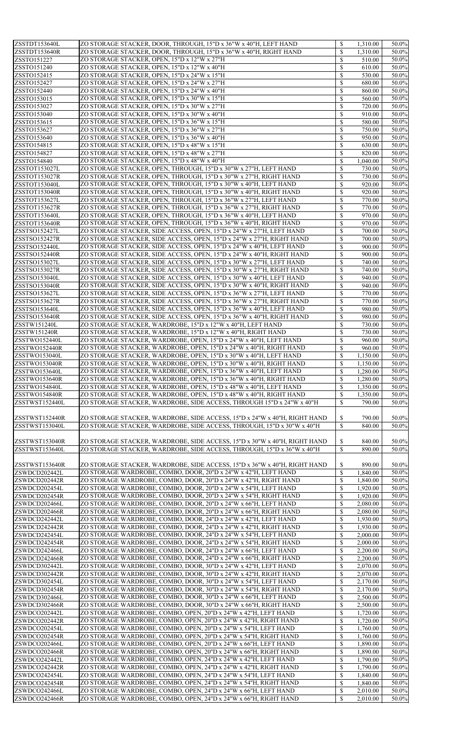| | | | | |
|---|---|---|---|---|
| ZSSTDT153640L | ZO STORAGE STACKER, DOOR, THROUGH, 15"D x 36"W x 40"H, LEFT HAND | $ | 1,310.00 | 50.0% |
| ZSSTDT153640R | ZO STORAGE STACKER, DOOR, THROUGH, 15"D x 36"W x 40"H, RIGHT HAND | $ | 1,310.00 | 50.0% |
| ZSSTO151227 | ZO STORAGE STACKER, OPEN, 15"D x 12"W x 27"H | $ | 510.00 | 50.0% |
| ZSSTO151240 | ZO STORAGE STACKER, OPEN, 15"D x 12"W x 40"H | $ | 610.00 | 50.0% |
| ZSSTO152415 | ZO STORAGE STACKER, OPEN, 15"D x 24"W x 15"H | $ | 530.00 | 50.0% |
| ZSSTO152427 | ZO STORAGE STACKER, OPEN, 15"D x 24"W x 27"H | $ | 680.00 | 50.0% |
| ZSSTO152440 | ZO STORAGE STACKER, OPEN, 15"D x 24"W x 40"H | $ | 860.00 | 50.0% |
| ZSSTO153015 | ZO STORAGE STACKER, OPEN, 15"D x 30"W x 15"H | $ | 560.00 | 50.0% |
| ZSSTO153027 | ZO STORAGE STACKER, OPEN, 15"D x 30"W x 27"H | $ | 720.00 | 50.0% |
| ZSSTO153040 | ZO STORAGE STACKER, OPEN, 15"D x 30"W x 40"H | $ | 910.00 | 50.0% |
| ZSSTO153615 | ZO STORAGE STACKER, OPEN, 15"D x 36"W x 15"H | $ | 580.00 | 50.0% |
| ZSSTO153627 | ZO STORAGE STACKER, OPEN, 15"D x 36"W x 27"H | $ | 750.00 | 50.0% |
| ZSSTO153640 | ZO STORAGE STACKER, OPEN, 15"D x 36"W x 40"H | $ | 950.00 | 50.0% |
| ZSSTO154815 | ZO STORAGE STACKER, OPEN, 15"D x 48"W x 15"H | $ | 630.00 | 50.0% |
| ZSSTO154827 | ZO STORAGE STACKER, OPEN, 15"D x 48"W x 27"H | $ | 820.00 | 50.0% |
| ZSSTO154840 | ZO STORAGE STACKER, OPEN, 15"D x 48"W x 40"H | $ | 1,040.00 | 50.0% |
| ZSSTOT153027L | ZO STORAGE STACKER, OPEN, THROUGH, 15"D x 30"W x 27"H, LEFT HAND | $ | 730.00 | 50.0% |
| ZSSTOT153027R | ZO STORAGE STACKER, OPEN, THROUGH, 15"D x 30"W x 27"H, RIGHT HAND | $ | 730.00 | 50.0% |
| ZSSTOT153040L | ZO STORAGE STACKER, OPEN, THROUGH, 15"D x 30"W x 40"H, LEFT HAND | $ | 920.00 | 50.0% |
| ZSSTOT153040R | ZO STORAGE STACKER, OPEN, THROUGH, 15"D x 30"W x 40"H, RIGHT HAND | $ | 920.00 | 50.0% |
| ZSSTOT153627L | ZO STORAGE STACKER, OPEN, THROUGH, 15"D x 36"W x 27"H, LEFT HAND | $ | 770.00 | 50.0% |
| ZSSTOT153627R | ZO STORAGE STACKER, OPEN, THROUGH, 15"D x 36"W x 27"H, RIGHT HAND | $ | 770.00 | 50.0% |
| ZSSTOT153640L | ZO STORAGE STACKER, OPEN, THROUGH, 15"D x 36"W x 40"H, LEFT HAND | $ | 970.00 | 50.0% |
| ZSSTOT153640R | ZO STORAGE STACKER, OPEN, THROUGH, 15"D x 36"W x 40"H, RIGHT HAND | $ | 970.00 | 50.0% |
| ZSSTSO152427L | ZO STORAGE STACKER, SIDE ACCESS, OPEN, 15"D x 24"W x 27"H, LEFT HAND | $ | 700.00 | 50.0% |
| ZSSTSO152427R | ZO STORAGE STACKER, SIDE ACCESS, OPEN, 15"D x 24"W x 27"H, RIGHT HAND | $ | 700.00 | 50.0% |
| ZSSTSO152440L | ZO STORAGE STACKER, SIDE ACCESS, OPEN, 15"D x 24"W x 40"H, LEFT HAND | $ | 900.00 | 50.0% |
| ZSSTSO152440R | ZO STORAGE STACKER, SIDE ACCESS, OPEN, 15"D x 24"W x 40"H, RIGHT HAND | $ | 900.00 | 50.0% |
| ZSSTSO153027L | ZO STORAGE STACKER, SIDE ACCESS, OPEN, 15"D x 30"W x 27"H, LEFT HAND | $ | 740.00 | 50.0% |
| ZSSTSO153027R | ZO STORAGE STACKER, SIDE ACCESS, OPEN, 15"D x 30"W x 27"H, RIGHT HAND | $ | 740.00 | 50.0% |
| ZSSTSO153040L | ZO STORAGE STACKER, SIDE ACCESS, OPEN, 15"D x 30"W x 40"H, LEFT HAND | $ | 940.00 | 50.0% |
| ZSSTSO153040R | ZO STORAGE STACKER, SIDE ACCESS, OPEN, 15"D x 30"W x 40"H, RIGHT HAND | $ | 940.00 | 50.0% |
| ZSSTSO153627L | ZO STORAGE STACKER, SIDE ACCESS, OPEN, 15"D x 36"W x 27"H, LEFT HAND | $ | 770.00 | 50.0% |
| ZSSTSO153627R | ZO STORAGE STACKER, SIDE ACCESS, OPEN, 15"D x 36"W x 27"H, RIGHT HAND | $ | 770.00 | 50.0% |
| ZSSTSO153640L | ZO STORAGE STACKER, SIDE ACCESS, OPEN, 15"D x 36"W x 40"H, LEFT HAND | $ | 980.00 | 50.0% |
| ZSSTSO153640R | ZO STORAGE STACKER, SIDE ACCESS, OPEN, 15"D x 36"W x 40"H, RIGHT HAND | $ | 980.00 | 50.0% |
| ZSSTW151240L | ZO STORAGE STACKER, WARDROBE, 15"D x 12"W x 40"H, LEFT HAND | $ | 730.00 | 50.0% |
| ZSSTW151240R | ZO STORAGE STACKER, WARDROBE, 15"D x 12"W x 40"H, RIGHT HAND | $ | 730.00 | 50.0% |
| ZSSTWO152440L | ZO STORAGE STACKER, WARDROBE, OPEN, 15"D x 24"W x 40"H, LEFT HAND | $ | 960.00 | 50.0% |
| ZSSTWO152440R | ZO STORAGE STACKER, WARDROBE, OPEN, 15"D x 24"W x 40"H, RIGHT HAND | $ | 960.00 | 50.0% |
| ZSSTWO153040L | ZO STORAGE STACKER, WARDROBE, OPEN, 15"D x 30"W x 40"H, LEFT HAND | $ | 1,150.00 | 50.0% |
| ZSSTWO153040R | ZO STORAGE STACKER, WARDROBE, OPEN, 15"D x 30"W x 40"H, RIGHT HAND | $ | 1,150.00 | 50.0% |
| ZSSTWO153640L | ZO STORAGE STACKER, WARDROBE, OPEN, 15"D x 36"W x 40"H, LEFT HAND | $ | 1,280.00 | 50.0% |
| ZSSTWO153640R | ZO STORAGE STACKER, WARDROBE, OPEN, 15"D x 36"W x 40"H, RIGHT HAND | $ | 1,280.00 | 50.0% |
| ZSSTWO154840L | ZO STORAGE STACKER, WARDROBE, OPEN, 15"D x 48"W x 40"H, LEFT HAND | $ | 1,350.00 | 50.0% |
| ZSSTWO154840R | ZO STORAGE STACKER, WARDROBE, OPEN, 15"D x 48"W x 40"H, RIGHT HAND | $ | 1,350.00 | 50.0% |
| ZSSTWST152440L | ZO STORAGE STACKER, WARDROBE, SIDE ACCESS, THROUGH 15"D x 24"W x 40"H | $ | 790.00 | 50.0% |
| ZSSTWST152440R | ZO STORAGE STACKER, WARDROBE, SIDE ACCESS, 15"D x 24"W x 40"H, RIGHT HAND | $ | 790.00 | 50.0% |
| ZSSTWST153040L | ZO STORAGE STACKER, WARDROBE, SIDE ACCESS, THROUGH, 15"D x 30"W x 40"H | $ | 840.00 | 50.0% |
| ZSSTWST153040R | ZO STORAGE STACKER, WARDROBE, SIDE ACCESS, 15"D x 30"W x 40"H, RIGHT HAND | $ | 840.00 | 50.0% |
| ZSSTWST153640L | ZO STORAGE STACKER, WARDROBE, SIDE ACCESS, THROUGH, 15"D x 36"W x 40"H | $ | 890.00 | 50.0% |
| ZSSTWST153640R | ZO STORAGE STACKER, WARDROBE, SIDE ACCESS, 15"D x 36"W x 40"H, RIGHT HAND | $ | 890.00 | 50.0% |
| ZSWDCD202442L | ZO STORAGE WARDROBE, COMBO, DOOR, 20"D x 24"W x 42"H, LEFT HAND | $ | 1,840.00 | 50.0% |
| ZSWDCD202442R | ZO STORAGE WARDROBE, COMBO, DOOR, 20"D x 24"W x 42"H, RIGHT HAND | $ | 1,840.00 | 50.0% |
| ZSWDCD202454L | ZO STORAGE WARDROBE, COMBO, DOOR, 20"D x 24"W x 54"H, LEFT HAND | $ | 1,920.00 | 50.0% |
| ZSWDCD202454R | ZO STORAGE WARDROBE, COMBO, DOOR, 20"D x 24"W x 54"H, RIGHT HAND | $ | 1,920.00 | 50.0% |
| ZSWDCD202466L | ZO STORAGE WARDROBE, COMBO, DOOR, 20"D x 24"W x 66"H, LEFT HAND | $ | 2,080.00 | 50.0% |
| ZSWDCD202466R | ZO STORAGE WARDROBE, COMBO, DOOR, 20"D x 24"W x 66"H, RIGHT HAND | $ | 2,080.00 | 50.0% |
| ZSWDCD242442L | ZO STORAGE WARDROBE, COMBO, DOOR, 24"D x 24"W x 42"H, LEFT HAND | $ | 1,930.00 | 50.0% |
| ZSWDCD242442R | ZO STORAGE WARDROBE, COMBO, DOOR, 24"D x 24"W x 42"H, RIGHT HAND | $ | 1,930.00 | 50.0% |
| ZSWDCD242454L | ZO STORAGE WARDROBE, COMBO, DOOR, 24"D x 24"W x 54"H, LEFT HAND | $ | 2,000.00 | 50.0% |
| ZSWDCD242454R | ZO STORAGE WARDROBE, COMBO, DOOR, 24"D x 24"W x 54"H, RIGHT HAND | $ | 2,000.00 | 50.0% |
| ZSWDCD242466L | ZO STORAGE WARDROBE, COMBO, DOOR, 24"D x 24"W x 66"H, LEFT HAND | $ | 2,200.00 | 50.0% |
| ZSWDCD242466R | ZO STORAGE WARDROBE, COMBO, DOOR, 24"D x 24"W x 66"H, RIGHT HAND | $ | 2,200.00 | 50.0% |
| ZSWDCD302442L | ZO STORAGE WARDROBE, COMBO, DOOR, 30"D x 24"W x 42"H, LEFT HAND | $ | 2,070.00 | 50.0% |
| ZSWDCD302442R | ZO STORAGE WARDROBE, COMBO, DOOR, 30"D x 24"W x 42"H, RIGHT HAND | $ | 2,070.00 | 50.0% |
| ZSWDCD302454L | ZO STORAGE WARDROBE, COMBO, DOOR, 30"D x 24"W x 54"H, LEFT HAND | $ | 2,170.00 | 50.0% |
| ZSWDCD302454R | ZO STORAGE WARDROBE, COMBO, DOOR, 30"D x 24"W x 54"H, RIGHT HAND | $ | 2,170.00 | 50.0% |
| ZSWDCD302466L | ZO STORAGE WARDROBE, COMBO, DOOR, 30"D x 24"W x 66"H, LEFT HAND | $ | 2,500.00 | 50.0% |
| ZSWDCD302466R | ZO STORAGE WARDROBE, COMBO, DOOR, 30"D x 24"W x 66"H, RIGHT HAND | $ | 2,500.00 | 50.0% |
| ZSWDCO202442L | ZO STORAGE WARDROBE, COMBO, OPEN, 20"D x 24"W x 42"H, LEFT HAND | $ | 1,720.00 | 50.0% |
| ZSWDCO202442R | ZO STORAGE WARDROBE, COMBO, OPEN, 20"D x 24"W x 42"H, RIGHT HAND | $ | 1,720.00 | 50.0% |
| ZSWDCO202454L | ZO STORAGE WARDROBE, COMBO, OPEN, 20"D x 24"W x 54"H, LEFT HAND | $ | 1,760.00 | 50.0% |
| ZSWDCO202454R | ZO STORAGE WARDROBE, COMBO, OPEN, 20"D x 24"W x 54"H, RIGHT HAND | $ | 1,760.00 | 50.0% |
| ZSWDCO202466L | ZO STORAGE WARDROBE, COMBO, OPEN, 20"D x 24"W x 66"H, LEFT HAND | $ | 1,890.00 | 50.0% |
| ZSWDCO202466R | ZO STORAGE WARDROBE, COMBO, OPEN, 20"D x 24"W x 66"H, RIGHT HAND | $ | 1,890.00 | 50.0% |
| ZSWDCO242442L | ZO STORAGE WARDROBE, COMBO, OPEN, 24"D x 24"W x 42"H, LEFT HAND | $ | 1,790.00 | 50.0% |
| ZSWDCO242442R | ZO STORAGE WARDROBE, COMBO, OPEN, 24"D x 24"W x 42"H, RIGHT HAND | $ | 1,790.00 | 50.0% |
| ZSWDCO242454L | ZO STORAGE WARDROBE, COMBO, OPEN, 24"D x 24"W x 54"H, LEFT HAND | $ | 1,840.00 | 50.0% |
| ZSWDCO242454R | ZO STORAGE WARDROBE, COMBO, OPEN, 24"D x 24"W x 54"H, RIGHT HAND | $ | 1,840.00 | 50.0% |
| ZSWDCO242466L | ZO STORAGE WARDROBE, COMBO, OPEN, 24"D x 24"W x 66"H, LEFT HAND | $ | 2,010.00 | 50.0% |
| ZSWDCO242466R | ZO STORAGE WARDROBE, COMBO, OPEN, 24"D x 24"W x 66"H, RIGHT HAND | $ | 2,010.00 | 50.0% |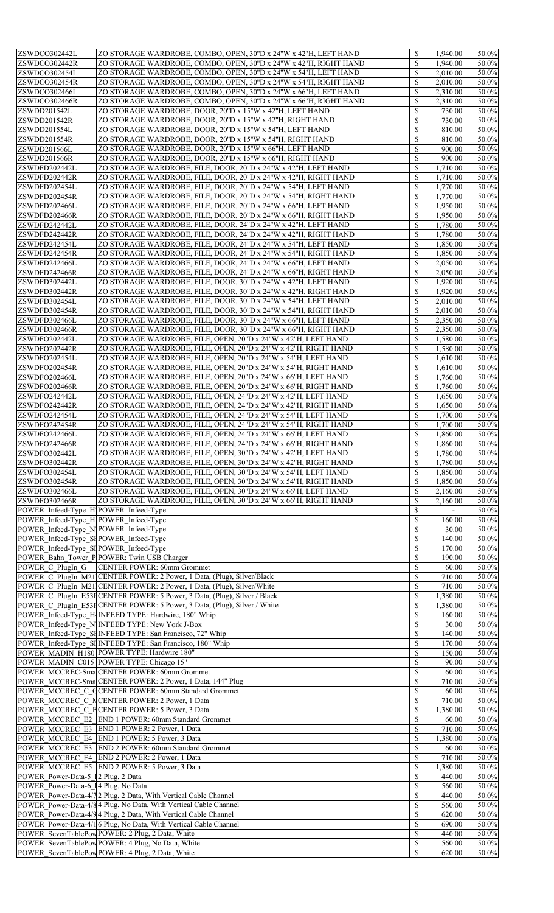| | | | | |
|---|---|---|---|---|
| ZSWDCO302442L | ZO STORAGE WARDROBE, COMBO, OPEN, 30"D x 24"W x 42"H, LEFT HAND | $ | 1,940.00 | 50.0% |
| ZSWDCO302442R | ZO STORAGE WARDROBE, COMBO, OPEN, 30"D x 24"W x 42"H, RIGHT HAND | $ | 1,940.00 | 50.0% |
| ZSWDCO302454L | ZO STORAGE WARDROBE, COMBO, OPEN, 30"D x 24"W x 54"H, LEFT HAND | $ | 2,010.00 | 50.0% |
| ZSWDCO302454R | ZO STORAGE WARDROBE, COMBO, OPEN, 30"D x 24"W x 54"H, RIGHT HAND | $ | 2,010.00 | 50.0% |
| ZSWDCO302466L | ZO STORAGE WARDROBE, COMBO, OPEN, 30"D x 24"W x 66"H, LEFT HAND | $ | 2,310.00 | 50.0% |
| ZSWDCO302466R | ZO STORAGE WARDROBE, COMBO, OPEN, 30"D x 24"W x 66"H, RIGHT HAND | $ | 2,310.00 | 50.0% |
| ZSWDD201542L | ZO STORAGE WARDROBE, DOOR, 20"D x 15"W x 42"H, LEFT HAND | $ | 730.00 | 50.0% |
| ZSWDD201542R | ZO STORAGE WARDROBE, DOOR, 20"D x 15"W x 42"H, RIGHT HAND | $ | 730.00 | 50.0% |
| ZSWDD201554L | ZO STORAGE WARDROBE, DOOR, 20"D x 15"W x 54"H, LEFT HAND | $ | 810.00 | 50.0% |
| ZSWDD201554R | ZO STORAGE WARDROBE, DOOR, 20"D x 15"W x 54"H, RIGHT HAND | $ | 810.00 | 50.0% |
| ZSWDD201566L | ZO STORAGE WARDROBE, DOOR, 20"D x 15"W x 66"H, LEFT HAND | $ | 900.00 | 50.0% |
| ZSWDD201566R | ZO STORAGE WARDROBE, DOOR, 20"D x 15"W x 66"H, RIGHT HAND | $ | 900.00 | 50.0% |
| ZSWDFD202442L | ZO STORAGE WARDROBE, FILE, DOOR, 20"D x 24"W x 42"H, LEFT HAND | $ | 1,710.00 | 50.0% |
| ZSWDFD202442R | ZO STORAGE WARDROBE, FILE, DOOR, 20"D x 24"W x 42"H, RIGHT HAND | $ | 1,710.00 | 50.0% |
| ZSWDFD202454L | ZO STORAGE WARDROBE, FILE, DOOR, 20"D x 24"W x 54"H, LEFT HAND | $ | 1,770.00 | 50.0% |
| ZSWDFD202454R | ZO STORAGE WARDROBE, FILE, DOOR, 20"D x 24"W x 54"H, RIGHT HAND | $ | 1,770.00 | 50.0% |
| ZSWDFD202466L | ZO STORAGE WARDROBE, FILE, DOOR, 20"D x 24"W x 66"H, LEFT HAND | $ | 1,950.00 | 50.0% |
| ZSWDFD202466R | ZO STORAGE WARDROBE, FILE, DOOR, 20"D x 24"W x 66"H, RIGHT HAND | $ | 1,950.00 | 50.0% |
| ZSWDFD242442L | ZO STORAGE WARDROBE, FILE, DOOR, 24"D x 24"W x 42"H, LEFT HAND | $ | 1,780.00 | 50.0% |
| ZSWDFD242442R | ZO STORAGE WARDROBE, FILE, DOOR, 24"D x 24"W x 42"H, RIGHT HAND | $ | 1,780.00 | 50.0% |
| ZSWDFD242454L | ZO STORAGE WARDROBE, FILE, DOOR, 24"D x 24"W x 54"H, LEFT HAND | $ | 1,850.00 | 50.0% |
| ZSWDFD242454R | ZO STORAGE WARDROBE, FILE, DOOR, 24"D x 24"W x 54"H, RIGHT HAND | $ | 1,850.00 | 50.0% |
| ZSWDFD242466L | ZO STORAGE WARDROBE, FILE, DOOR, 24"D x 24"W x 66"H, LEFT HAND | $ | 2,050.00 | 50.0% |
| ZSWDFD242466R | ZO STORAGE WARDROBE, FILE, DOOR, 24"D x 24"W x 66"H, RIGHT HAND | $ | 2,050.00 | 50.0% |
| ZSWDFD302442L | ZO STORAGE WARDROBE, FILE, DOOR, 30"D x 24"W x 42"H, LEFT HAND | $ | 1,920.00 | 50.0% |
| ZSWDFD302442R | ZO STORAGE WARDROBE, FILE, DOOR, 30"D x 24"W x 42"H, RIGHT HAND | $ | 1,920.00 | 50.0% |
| ZSWDFD302454L | ZO STORAGE WARDROBE, FILE, DOOR, 30"D x 24"W x 54"H, LEFT HAND | $ | 2,010.00 | 50.0% |
| ZSWDFD302454R | ZO STORAGE WARDROBE, FILE, DOOR, 30"D x 24"W x 54"H, RIGHT HAND | $ | 2,010.00 | 50.0% |
| ZSWDFD302466L | ZO STORAGE WARDROBE, FILE, DOOR, 30"D x 24"W x 66"H, LEFT HAND | $ | 2,350.00 | 50.0% |
| ZSWDFD302466R | ZO STORAGE WARDROBE, FILE, DOOR, 30"D x 24"W x 66"H, RIGHT HAND | $ | 2,350.00 | 50.0% |
| ZSWDFO202442L | ZO STORAGE WARDROBE, FILE, OPEN, 20"D x 24"W x 42"H, LEFT HAND | $ | 1,580.00 | 50.0% |
| ZSWDFO202442R | ZO STORAGE WARDROBE, FILE, OPEN, 20"D x 24"W x 42"H, RIGHT HAND | $ | 1,580.00 | 50.0% |
| ZSWDFO202454L | ZO STORAGE WARDROBE, FILE, OPEN, 20"D x 24"W x 54"H, LEFT HAND | $ | 1,610.00 | 50.0% |
| ZSWDFO202454R | ZO STORAGE WARDROBE, FILE, OPEN, 20"D x 24"W x 54"H, RIGHT HAND | $ | 1,610.00 | 50.0% |
| ZSWDFO202466L | ZO STORAGE WARDROBE, FILE, OPEN, 20"D x 24"W x 66"H, LEFT HAND | $ | 1,760.00 | 50.0% |
| ZSWDFO202466R | ZO STORAGE WARDROBE, FILE, OPEN, 20"D x 24"W x 66"H, RIGHT HAND | $ | 1,760.00 | 50.0% |
| ZSWDFO242442L | ZO STORAGE WARDROBE, FILE, OPEN, 24"D x 24"W x 42"H, LEFT HAND | $ | 1,650.00 | 50.0% |
| ZSWDFO242442R | ZO STORAGE WARDROBE, FILE, OPEN, 24"D x 24"W x 42"H, RIGHT HAND | $ | 1,650.00 | 50.0% |
| ZSWDFO242454L | ZO STORAGE WARDROBE, FILE, OPEN, 24"D x 24"W x 54"H, LEFT HAND | $ | 1,700.00 | 50.0% |
| ZSWDFO242454R | ZO STORAGE WARDROBE, FILE, OPEN, 24"D x 24"W x 54"H, RIGHT HAND | $ | 1,700.00 | 50.0% |
| ZSWDFO242466L | ZO STORAGE WARDROBE, FILE, OPEN, 24"D x 24"W x 66"H, LEFT HAND | $ | 1,860.00 | 50.0% |
| ZSWDFO242466R | ZO STORAGE WARDROBE, FILE, OPEN, 24"D x 24"W x 66"H, RIGHT HAND | $ | 1,860.00 | 50.0% |
| ZSWDFO302442L | ZO STORAGE WARDROBE, FILE, OPEN, 30"D x 24"W x 42"H, LEFT HAND | $ | 1,780.00 | 50.0% |
| ZSWDFO302442R | ZO STORAGE WARDROBE, FILE, OPEN, 30"D x 24"W x 42"H, RIGHT HAND | $ | 1,780.00 | 50.0% |
| ZSWDFO302454L | ZO STORAGE WARDROBE, FILE, OPEN, 30"D x 24"W x 54"H, LEFT HAND | $ | 1,850.00 | 50.0% |
| ZSWDFO302454R | ZO STORAGE WARDROBE, FILE, OPEN, 30"D x 24"W x 54"H, RIGHT HAND | $ | 1,850.00 | 50.0% |
| ZSWDFO302466L | ZO STORAGE WARDROBE, FILE, OPEN, 30"D x 24"W x 66"H, LEFT HAND | $ | 2,160.00 | 50.0% |
| ZSWDFO302466R | ZO STORAGE WARDROBE, FILE, OPEN, 30"D x 24"W x 66"H, RIGHT HAND | $ | 2,160.00 | 50.0% |
| POWER_Infeed-Type_H | POWER_Infeed-Type | $ | - | 50.0% |
| POWER_Infeed-Type_H | POWER_Infeed-Type | $ | 160.00 | 50.0% |
| POWER_Infeed-Type_N | POWER_Infeed-Type | $ | 30.00 | 50.0% |
| POWER_Infeed-Type_Sl | POWER_Infeed-Type | $ | 140.00 | 50.0% |
| POWER_Infeed-Type_Sl | POWER_Infeed-Type | $ | 170.00 | 50.0% |
| POWER_Bahn_Tower_P | POWER: Twin USB Charger | $ | 190.00 | 50.0% |
| POWER_C_PlugIn_G | CENTER POWER: 60mm Grommet | $ | 60.00 | 50.0% |
| POWER_C_PlugIn_M21 | CENTER POWER: 2 Power, 1 Data, (Plug), Silver/Black | $ | 710.00 | 50.0% |
| POWER_C_PlugIn_M21 | CENTER POWER: 2 Power, 1 Data, (Plug), Silver/White | $ | 710.00 | 50.0% |
| POWER_C_PlugIn_E53I | CENTER POWER: 5 Power, 3 Data, (Plug), Silver / Black | $ | 1,380.00 | 50.0% |
| POWER_C_PlugIn_E53I | CENTER POWER: 5 Power, 3 Data, (Plug), Silver / White | $ | 1,380.00 | 50.0% |
| POWER_Infeed-Type_H | INFEED TYPE: Hardwire, 180" Whip | $ | 160.00 | 50.0% |
| POWER_Infeed-Type_N | INFEED TYPE: New York J-Box | $ | 30.00 | 50.0% |
| POWER_Infeed-Type_Sl | INFEED TYPE: San Francisco, 72" Whip | $ | 140.00 | 50.0% |
| POWER_Infeed-Type_Sl | INFEED TYPE: San Francisco, 180" Whip | $ | 170.00 | 50.0% |
| POWER_MADIN_H180 | POWER TYPE: Hardwire 180" | $ | 150.00 | 50.0% |
| POWER_MADIN_C015 | POWER TYPE: Chicago 15" | $ | 90.00 | 50.0% |
| POWER_MCCREC-Sma | CENTER POWER: 60mm Grommet | $ | 60.00 | 50.0% |
| POWER_MCCREC-Sma | CENTER POWER: 2 Power, 1 Data, 144" Plug | $ | 710.00 | 50.0% |
| POWER_MCCREC_C_C | CENTER POWER: 60mm Standard Grommet | $ | 60.00 | 50.0% |
| POWER_MCCREC_C_N | CENTER POWER: 2 Power, 1 Data | $ | 710.00 | 50.0% |
| POWER_MCCREC_C_E | CENTER POWER: 5 Power, 3 Data | $ | 1,380.00 | 50.0% |
| POWER_MCCREC_E2 | END 1 POWER: 60mm Standard Grommet | $ | 60.00 | 50.0% |
| POWER_MCCREC_E3 | END 1 POWER: 2 Power, 1 Data | $ | 710.00 | 50.0% |
| POWER_MCCREC_E4 | END 1 POWER: 5 Power, 3 Data | $ | 1,380.00 | 50.0% |
| POWER_MCCREC_E3 | END 2 POWER: 60mm Standard Grommet | $ | 60.00 | 50.0% |
| POWER_MCCREC_E4 | END 2 POWER: 2 Power, 1 Data | $ | 710.00 | 50.0% |
| POWER_MCCREC_E5 | END 2 POWER: 5 Power, 3 Data | $ | 1,380.00 | 50.0% |
| POWER_Power-Data-5 | 2 Plug, 2 Data | $ | 440.00 | 50.0% |
| POWER_Power-Data-6 | 4 Plug, No Data | $ | 560.00 | 50.0% |
| POWER_Power-Data-4/7 | 2 Plug, 2 Data, With Vertical Cable Channel | $ | 440.00 | 50.0% |
| POWER_Power-Data-4/8 | 4 Plug, No Data, With Vertical Cable Channel | $ | 560.00 | 50.0% |
| POWER_Power-Data-4/9 | 4 Plug, 2 Data, With Vertical Cable Channel | $ | 620.00 | 50.0% |
| POWER_Power-Data-4/1 | 6 Plug, No Data, With Vertical Cable Channel | $ | 690.00 | 50.0% |
| POWER_SevenTablePow | POWER: 2 Plug, 2 Data, White | $ | 440.00 | 50.0% |
| POWER_SevenTablePow | POWER: 4 Plug, No Data, White | $ | 560.00 | 50.0% |
| POWER_SevenTablePow | POWER: 4 Plug, 2 Data, White | $ | 620.00 | 50.0% |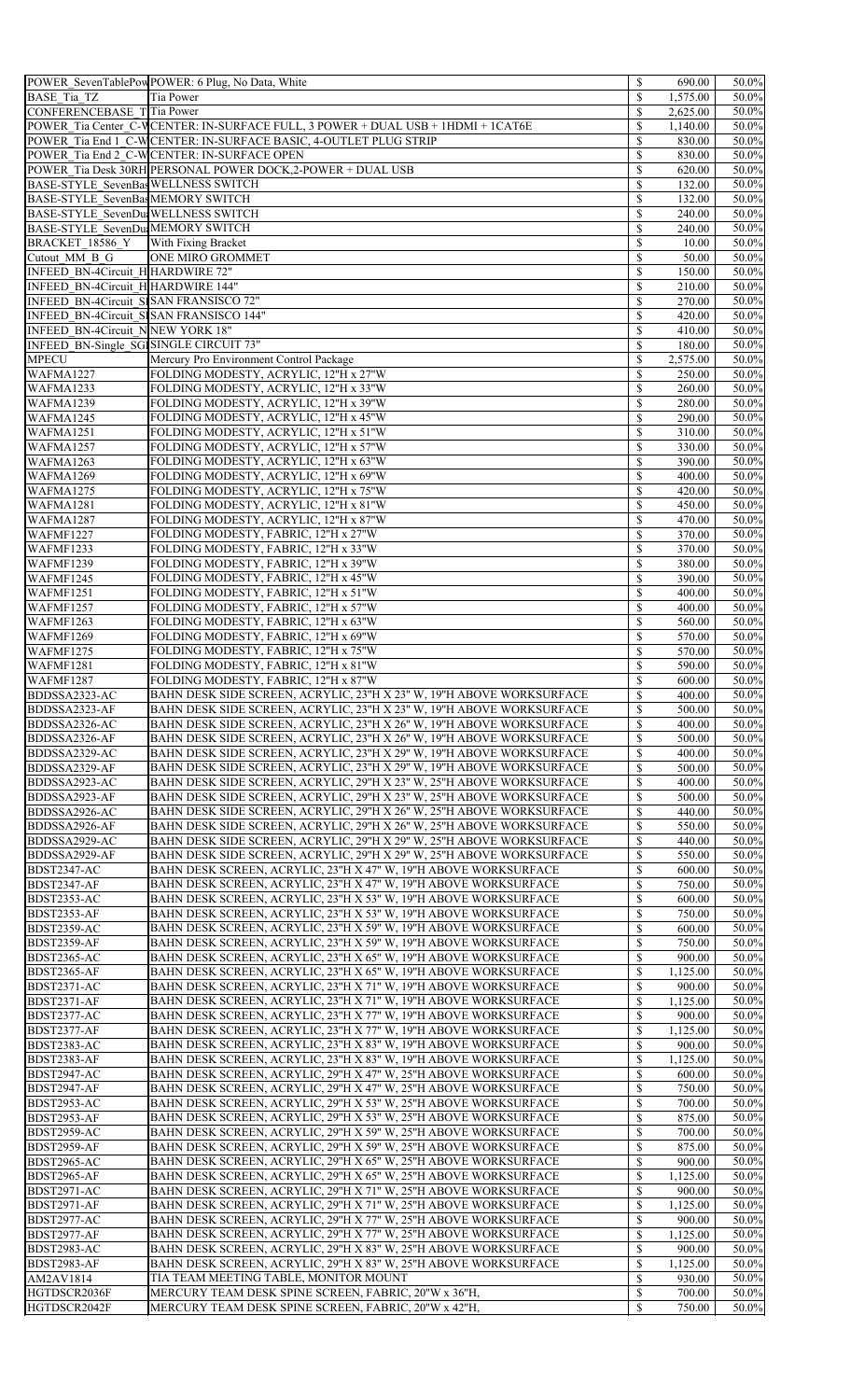| | | | | |
|---|---|---|---|---|
| POWER_SevenTablePow | POWER: 6 Plug, No Data, White | $ | 690.00 | 50.0% |
| BASE_Tia_TZ | Tia Power | $ | 1,575.00 | 50.0% |
| CONFERENCEBASE_T | Tia Power | $ | 2,625.00 | 50.0% |
| POWER_Tia Center_C-V | CENTER: IN-SURFACE FULL, 3 POWER + DUAL USB + 1HDMI + 1CAT6E | $ | 1,140.00 | 50.0% |
| POWER_Tia End 1_C-W | CENTER: IN-SURFACE BASIC, 4-OUTLET PLUG STRIP | $ | 830.00 | 50.0% |
| POWER_Tia End 2_C-W | CENTER: IN-SURFACE OPEN | $ | 830.00 | 50.0% |
| POWER_Tia Desk 30RH | PERSONAL POWER DOCK,2-POWER + DUAL USB | $ | 620.00 | 50.0% |
| BASE-STYLE_SevenBas | WELLNESS SWITCH | $ | 132.00 | 50.0% |
| BASE-STYLE_SevenBas | MEMORY SWITCH | $ | 132.00 | 50.0% |
| BASE-STYLE_SevenDu | WELLNESS SWITCH | $ | 240.00 | 50.0% |
| BASE-STYLE_SevenDu | MEMORY SWITCH | $ | 240.00 | 50.0% |
| BRACKET_18586_Y | With Fixing Bracket | $ | 10.00 | 50.0% |
| Cutout_MM_B_G | ONE MIRO GROMMET | $ | 50.00 | 50.0% |
| INFEED_BN-4Circuit_H | HARDWIRE 72" | $ | 150.00 | 50.0% |
| INFEED_BN-4Circuit_H | HARDWIRE 144" | $ | 210.00 | 50.0% |
| INFEED_BN-4Circuit_S | SAN FRANSISCO 72" | $ | 270.00 | 50.0% |
| INFEED_BN-4Circuit_S | SAN FRANSISCO 144" | $ | 420.00 | 50.0% |
| INFEED_BN-4Circuit_N | NEW YORK 18" | $ | 410.00 | 50.0% |
| INFEED_BN-Single_SG | SINGLE CIRCUIT 73" | $ | 180.00 | 50.0% |
| MPECU | Mercury Pro Environment Control Package | $ | 2,575.00 | 50.0% |
| WAFMA1227 | FOLDING MODESTY, ACRYLIC, 12"H x 27"W | $ | 250.00 | 50.0% |
| WAFMA1233 | FOLDING MODESTY, ACRYLIC, 12"H x 33"W | $ | 260.00 | 50.0% |
| WAFMA1239 | FOLDING MODESTY, ACRYLIC, 12"H x 39"W | $ | 280.00 | 50.0% |
| WAFMA1245 | FOLDING MODESTY, ACRYLIC, 12"H x 45"W | $ | 290.00 | 50.0% |
| WAFMA1251 | FOLDING MODESTY, ACRYLIC, 12"H x 51"W | $ | 310.00 | 50.0% |
| WAFMA1257 | FOLDING MODESTY, ACRYLIC, 12"H x 57"W | $ | 330.00 | 50.0% |
| WAFMA1263 | FOLDING MODESTY, ACRYLIC, 12"H x 63"W | $ | 390.00 | 50.0% |
| WAFMA1269 | FOLDING MODESTY, ACRYLIC, 12"H x 69"W | $ | 400.00 | 50.0% |
| WAFMA1275 | FOLDING MODESTY, ACRYLIC, 12"H x 75"W | $ | 420.00 | 50.0% |
| WAFMA1281 | FOLDING MODESTY, ACRYLIC, 12"H x 81"W | $ | 450.00 | 50.0% |
| WAFMA1287 | FOLDING MODESTY, ACRYLIC, 12"H x 87"W | $ | 470.00 | 50.0% |
| WAFMF1227 | FOLDING MODESTY, FABRIC, 12"H x 27"W | $ | 370.00 | 50.0% |
| WAFMF1233 | FOLDING MODESTY, FABRIC, 12"H x 33"W | $ | 370.00 | 50.0% |
| WAFMF1239 | FOLDING MODESTY, FABRIC, 12"H x 39"W | $ | 380.00 | 50.0% |
| WAFMF1245 | FOLDING MODESTY, FABRIC, 12"H x 45"W | $ | 390.00 | 50.0% |
| WAFMF1251 | FOLDING MODESTY, FABRIC, 12"H x 51"W | $ | 400.00 | 50.0% |
| WAFMF1257 | FOLDING MODESTY, FABRIC, 12"H x 57"W | $ | 400.00 | 50.0% |
| WAFMF1263 | FOLDING MODESTY, FABRIC, 12"H x 63"W | $ | 560.00 | 50.0% |
| WAFMF1269 | FOLDING MODESTY, FABRIC, 12"H x 69"W | $ | 570.00 | 50.0% |
| WAFMF1275 | FOLDING MODESTY, FABRIC, 12"H x 75"W | $ | 570.00 | 50.0% |
| WAFMF1281 | FOLDING MODESTY, FABRIC, 12"H x 81"W | $ | 590.00 | 50.0% |
| WAFMF1287 | FOLDING MODESTY, FABRIC, 12"H x 87"W | $ | 600.00 | 50.0% |
| BDDSSA2323-AC | BAHN DESK SIDE SCREEN, ACRYLIC, 23"H X 23" W, 19"H ABOVE WORKSURFACE | $ | 400.00 | 50.0% |
| BDDSSA2323-AF | BAHN DESK SIDE SCREEN, ACRYLIC, 23"H X 23" W, 19"H ABOVE WORKSURFACE | $ | 500.00 | 50.0% |
| BDDSSA2326-AC | BAHN DESK SIDE SCREEN, ACRYLIC, 23"H X 26" W, 19"H ABOVE WORKSURFACE | $ | 400.00 | 50.0% |
| BDDSSA2326-AF | BAHN DESK SIDE SCREEN, ACRYLIC, 23"H X 26" W, 19"H ABOVE WORKSURFACE | $ | 500.00 | 50.0% |
| BDDSSA2329-AC | BAHN DESK SIDE SCREEN, ACRYLIC, 23"H X 29" W, 19"H ABOVE WORKSURFACE | $ | 400.00 | 50.0% |
| BDDSSA2329-AF | BAHN DESK SIDE SCREEN, ACRYLIC, 23"H X 29" W, 19"H ABOVE WORKSURFACE | $ | 500.00 | 50.0% |
| BDDSSA2923-AC | BAHN DESK SIDE SCREEN, ACRYLIC, 29"H X 23" W, 25"H ABOVE WORKSURFACE | $ | 400.00 | 50.0% |
| BDDSSA2923-AF | BAHN DESK SIDE SCREEN, ACRYLIC, 29"H X 23" W, 25"H ABOVE WORKSURFACE | $ | 500.00 | 50.0% |
| BDDSSA2926-AC | BAHN DESK SIDE SCREEN, ACRYLIC, 29"H X 26" W, 25"H ABOVE WORKSURFACE | $ | 440.00 | 50.0% |
| BDDSSA2926-AF | BAHN DESK SIDE SCREEN, ACRYLIC, 29"H X 26" W, 25"H ABOVE WORKSURFACE | $ | 550.00 | 50.0% |
| BDDSSA2929-AC | BAHN DESK SIDE SCREEN, ACRYLIC, 29"H X 29" W, 25"H ABOVE WORKSURFACE | $ | 440.00 | 50.0% |
| BDDSSA2929-AF | BAHN DESK SIDE SCREEN, ACRYLIC, 29"H X 29" W, 25"H ABOVE WORKSURFACE | $ | 550.00 | 50.0% |
| BDST2347-AC | BAHN DESK SCREEN, ACRYLIC, 23"H X 47" W, 19"H ABOVE WORKSURFACE | $ | 600.00 | 50.0% |
| BDST2347-AF | BAHN DESK SCREEN, ACRYLIC, 23"H X 47" W, 19"H ABOVE WORKSURFACE | $ | 750.00 | 50.0% |
| BDST2353-AC | BAHN DESK SCREEN, ACRYLIC, 23"H X 53" W, 19"H ABOVE WORKSURFACE | $ | 600.00 | 50.0% |
| BDST2353-AF | BAHN DESK SCREEN, ACRYLIC, 23"H X 53" W, 19"H ABOVE WORKSURFACE | $ | 750.00 | 50.0% |
| BDST2359-AC | BAHN DESK SCREEN, ACRYLIC, 23"H X 59" W, 19"H ABOVE WORKSURFACE | $ | 600.00 | 50.0% |
| BDST2359-AF | BAHN DESK SCREEN, ACRYLIC, 23"H X 59" W, 19"H ABOVE WORKSURFACE | $ | 750.00 | 50.0% |
| BDST2365-AC | BAHN DESK SCREEN, ACRYLIC, 23"H X 65" W, 19"H ABOVE WORKSURFACE | $ | 900.00 | 50.0% |
| BDST2365-AF | BAHN DESK SCREEN, ACRYLIC, 23"H X 65" W, 19"H ABOVE WORKSURFACE | $ | 1,125.00 | 50.0% |
| BDST2371-AC | BAHN DESK SCREEN, ACRYLIC, 23"H X 71" W, 19"H ABOVE WORKSURFACE | $ | 900.00 | 50.0% |
| BDST2371-AF | BAHN DESK SCREEN, ACRYLIC, 23"H X 71" W, 19"H ABOVE WORKSURFACE | $ | 1,125.00 | 50.0% |
| BDST2377-AC | BAHN DESK SCREEN, ACRYLIC, 23"H X 77" W, 19"H ABOVE WORKSURFACE | $ | 900.00 | 50.0% |
| BDST2377-AF | BAHN DESK SCREEN, ACRYLIC, 23"H X 77" W, 19"H ABOVE WORKSURFACE | $ | 1,125.00 | 50.0% |
| BDST2383-AC | BAHN DESK SCREEN, ACRYLIC, 23"H X 83" W, 19"H ABOVE WORKSURFACE | $ | 900.00 | 50.0% |
| BDST2383-AF | BAHN DESK SCREEN, ACRYLIC, 23"H X 83" W, 19"H ABOVE WORKSURFACE | $ | 1,125.00 | 50.0% |
| BDST2947-AC | BAHN DESK SCREEN, ACRYLIC, 29"H X 47" W, 25"H ABOVE WORKSURFACE | $ | 600.00 | 50.0% |
| BDST2947-AF | BAHN DESK SCREEN, ACRYLIC, 29"H X 47" W, 25"H ABOVE WORKSURFACE | $ | 750.00 | 50.0% |
| BDST2953-AC | BAHN DESK SCREEN, ACRYLIC, 29"H X 53" W, 25"H ABOVE WORKSURFACE | $ | 700.00 | 50.0% |
| BDST2953-AF | BAHN DESK SCREEN, ACRYLIC, 29"H X 53" W, 25"H ABOVE WORKSURFACE | $ | 875.00 | 50.0% |
| BDST2959-AC | BAHN DESK SCREEN, ACRYLIC, 29"H X 59" W, 25"H ABOVE WORKSURFACE | $ | 700.00 | 50.0% |
| BDST2959-AF | BAHN DESK SCREEN, ACRYLIC, 29"H X 59" W, 25"H ABOVE WORKSURFACE | $ | 875.00 | 50.0% |
| BDST2965-AC | BAHN DESK SCREEN, ACRYLIC, 29"H X 65" W, 25"H ABOVE WORKSURFACE | $ | 900.00 | 50.0% |
| BDST2965-AF | BAHN DESK SCREEN, ACRYLIC, 29"H X 65" W, 25"H ABOVE WORKSURFACE | $ | 1,125.00 | 50.0% |
| BDST2971-AC | BAHN DESK SCREEN, ACRYLIC, 29"H X 71" W, 25"H ABOVE WORKSURFACE | $ | 900.00 | 50.0% |
| BDST2971-AF | BAHN DESK SCREEN, ACRYLIC, 29"H X 71" W, 25"H ABOVE WORKSURFACE | $ | 1,125.00 | 50.0% |
| BDST2977-AC | BAHN DESK SCREEN, ACRYLIC, 29"H X 77" W, 25"H ABOVE WORKSURFACE | $ | 900.00 | 50.0% |
| BDST2977-AF | BAHN DESK SCREEN, ACRYLIC, 29"H X 77" W, 25"H ABOVE WORKSURFACE | $ | 1,125.00 | 50.0% |
| BDST2983-AC | BAHN DESK SCREEN, ACRYLIC, 29"H X 83" W, 25"H ABOVE WORKSURFACE | $ | 900.00 | 50.0% |
| BDST2983-AF | BAHN DESK SCREEN, ACRYLIC, 29"H X 83" W, 25"H ABOVE WORKSURFACE | $ | 1,125.00 | 50.0% |
| AM2AV1814 | TIA TEAM MEETING TABLE, MONITOR MOUNT | $ | 930.00 | 50.0% |
| HGTDSCR2036F | MERCURY TEAM DESK SPINE SCREEN, FABRIC, 20"W x 36"H, | $ | 700.00 | 50.0% |
| HGTDSCR2042F | MERCURY TEAM DESK SPINE SCREEN, FABRIC, 20"W x 42"H, | $ | 750.00 | 50.0% |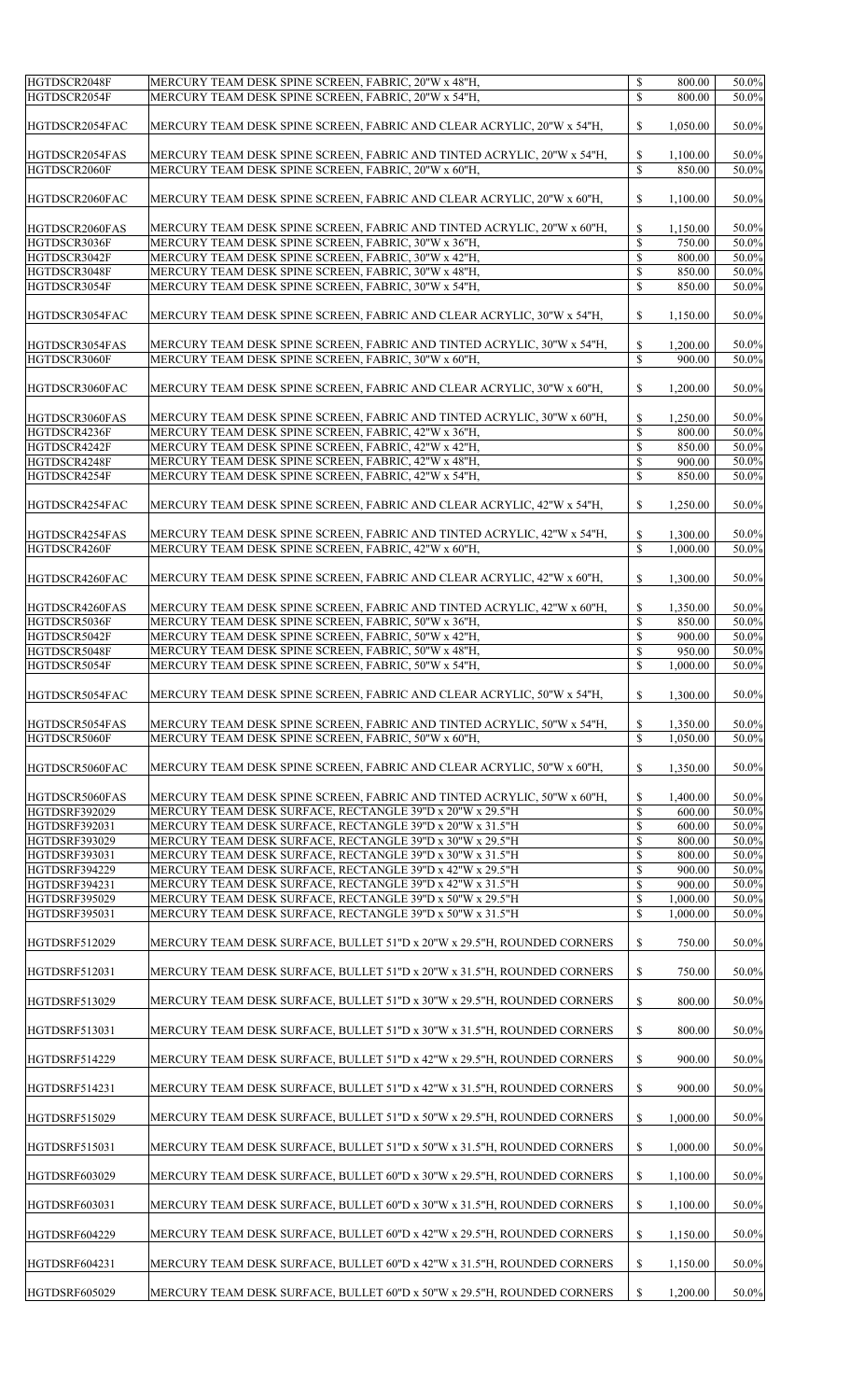| | | | | |
|---|---|---|---|---|
| HGTDSCR2048F | MERCURY TEAM DESK SPINE SCREEN, FABRIC, 20"W x 48"H, | $ | 800.00 | 50.0% |
| HGTDSCR2054F | MERCURY TEAM DESK SPINE SCREEN, FABRIC, 20"W x 54"H, | $ | 800.00 | 50.0% |
| HGTDSCR2054FAC | MERCURY TEAM DESK SPINE SCREEN, FABRIC AND CLEAR ACRYLIC, 20"W x 54"H, | $ | 1,050.00 | 50.0% |
| HGTDSCR2054FAS | MERCURY TEAM DESK SPINE SCREEN, FABRIC AND TINTED ACRYLIC, 20"W x 54"H, | $ | 1,100.00 | 50.0% |
| HGTDSCR2060F | MERCURY TEAM DESK SPINE SCREEN, FABRIC, 20"W x 60"H, | $ | 850.00 | 50.0% |
| HGTDSCR2060FAC | MERCURY TEAM DESK SPINE SCREEN, FABRIC AND CLEAR ACRYLIC, 20"W x 60"H, | $ | 1,100.00 | 50.0% |
| HGTDSCR2060FAS | MERCURY TEAM DESK SPINE SCREEN, FABRIC AND TINTED ACRYLIC, 20"W x 60"H, | $ | 1,150.00 | 50.0% |
| HGTDSCR3036F | MERCURY TEAM DESK SPINE SCREEN, FABRIC, 30"W x 36"H, | $ | 750.00 | 50.0% |
| HGTDSCR3042F | MERCURY TEAM DESK SPINE SCREEN, FABRIC, 30"W x 42"H, | $ | 800.00 | 50.0% |
| HGTDSCR3048F | MERCURY TEAM DESK SPINE SCREEN, FABRIC, 30"W x 48"H, | $ | 850.00 | 50.0% |
| HGTDSCR3054F | MERCURY TEAM DESK SPINE SCREEN, FABRIC, 30"W x 54"H, | $ | 850.00 | 50.0% |
| HGTDSCR3054FAC | MERCURY TEAM DESK SPINE SCREEN, FABRIC AND CLEAR ACRYLIC, 30"W x 54"H, | $ | 1,150.00 | 50.0% |
| HGTDSCR3054FAS | MERCURY TEAM DESK SPINE SCREEN, FABRIC AND TINTED ACRYLIC, 30"W x 54"H, | $ | 1,200.00 | 50.0% |
| HGTDSCR3060F | MERCURY TEAM DESK SPINE SCREEN, FABRIC, 30"W x 60"H, | $ | 900.00 | 50.0% |
| HGTDSCR3060FAC | MERCURY TEAM DESK SPINE SCREEN, FABRIC AND CLEAR ACRYLIC, 30"W x 60"H, | $ | 1,200.00 | 50.0% |
| HGTDSCR3060FAS | MERCURY TEAM DESK SPINE SCREEN, FABRIC AND TINTED ACRYLIC, 30"W x 60"H, | $ | 1,250.00 | 50.0% |
| HGTDSCR4236F | MERCURY TEAM DESK SPINE SCREEN, FABRIC, 42"W x 36"H, | $ | 800.00 | 50.0% |
| HGTDSCR4242F | MERCURY TEAM DESK SPINE SCREEN, FABRIC, 42"W x 42"H, | $ | 850.00 | 50.0% |
| HGTDSCR4248F | MERCURY TEAM DESK SPINE SCREEN, FABRIC, 42"W x 48"H, | $ | 900.00 | 50.0% |
| HGTDSCR4254F | MERCURY TEAM DESK SPINE SCREEN, FABRIC, 42"W x 54"H, | $ | 850.00 | 50.0% |
| HGTDSCR4254FAC | MERCURY TEAM DESK SPINE SCREEN, FABRIC AND CLEAR ACRYLIC, 42"W x 54"H, | $ | 1,250.00 | 50.0% |
| HGTDSCR4254FAS | MERCURY TEAM DESK SPINE SCREEN, FABRIC AND TINTED ACRYLIC, 42"W x 54"H, | $ | 1,300.00 | 50.0% |
| HGTDSCR4260F | MERCURY TEAM DESK SPINE SCREEN, FABRIC, 42"W x 60"H, | $ | 1,000.00 | 50.0% |
| HGTDSCR4260FAC | MERCURY TEAM DESK SPINE SCREEN, FABRIC AND CLEAR ACRYLIC, 42"W x 60"H, | $ | 1,300.00 | 50.0% |
| HGTDSCR4260FAS | MERCURY TEAM DESK SPINE SCREEN, FABRIC AND TINTED ACRYLIC, 42"W x 60"H, | $ | 1,350.00 | 50.0% |
| HGTDSCR5036F | MERCURY TEAM DESK SPINE SCREEN, FABRIC, 50"W x 36"H, | $ | 850.00 | 50.0% |
| HGTDSCR5042F | MERCURY TEAM DESK SPINE SCREEN, FABRIC, 50"W x 42"H, | $ | 900.00 | 50.0% |
| HGTDSCR5048F | MERCURY TEAM DESK SPINE SCREEN, FABRIC, 50"W x 48"H, | $ | 950.00 | 50.0% |
| HGTDSCR5054F | MERCURY TEAM DESK SPINE SCREEN, FABRIC, 50"W x 54"H, | $ | 1,000.00 | 50.0% |
| HGTDSCR5054FAC | MERCURY TEAM DESK SPINE SCREEN, FABRIC AND CLEAR ACRYLIC, 50"W x 54"H, | $ | 1,300.00 | 50.0% |
| HGTDSCR5054FAS | MERCURY TEAM DESK SPINE SCREEN, FABRIC AND TINTED ACRYLIC, 50"W x 54"H, | $ | 1,350.00 | 50.0% |
| HGTDSCR5060F | MERCURY TEAM DESK SPINE SCREEN, FABRIC, 50"W x 60"H, | $ | 1,050.00 | 50.0% |
| HGTDSCR5060FAC | MERCURY TEAM DESK SPINE SCREEN, FABRIC AND CLEAR ACRYLIC, 50"W x 60"H, | $ | 1,350.00 | 50.0% |
| HGTDSCR5060FAS | MERCURY TEAM DESK SPINE SCREEN, FABRIC AND TINTED ACRYLIC, 50"W x 60"H, | $ | 1,400.00 | 50.0% |
| HGTDSRF392029 | MERCURY TEAM DESK SURFACE, RECTANGLE 39"D x 20"W x 29.5"H | $ | 600.00 | 50.0% |
| HGTDSRF392031 | MERCURY TEAM DESK SURFACE, RECTANGLE 39"D x 20"W x 31.5"H | $ | 600.00 | 50.0% |
| HGTDSRF393029 | MERCURY TEAM DESK SURFACE, RECTANGLE 39"D x 30"W x 29.5"H | $ | 800.00 | 50.0% |
| HGTDSRF393031 | MERCURY TEAM DESK SURFACE, RECTANGLE 39"D x 30"W x 31.5"H | $ | 800.00 | 50.0% |
| HGTDSRF394229 | MERCURY TEAM DESK SURFACE, RECTANGLE 39"D x 42"W x 29.5"H | $ | 900.00 | 50.0% |
| HGTDSRF394231 | MERCURY TEAM DESK SURFACE, RECTANGLE 39"D x 42"W x 31.5"H | $ | 900.00 | 50.0% |
| HGTDSRF395029 | MERCURY TEAM DESK SURFACE, RECTANGLE 39"D x 50"W x 29.5"H | $ | 1,000.00 | 50.0% |
| HGTDSRF395031 | MERCURY TEAM DESK SURFACE, RECTANGLE 39"D x 50"W x 31.5"H | $ | 1,000.00 | 50.0% |
| HGTDSRF512029 | MERCURY TEAM DESK SURFACE, BULLET 51"D x 20"W x 29.5"H, ROUNDED CORNERS | $ | 750.00 | 50.0% |
| HGTDSRF512031 | MERCURY TEAM DESK SURFACE, BULLET 51"D x 20"W x 31.5"H, ROUNDED CORNERS | $ | 750.00 | 50.0% |
| HGTDSRF513029 | MERCURY TEAM DESK SURFACE, BULLET 51"D x 30"W x 29.5"H, ROUNDED CORNERS | $ | 800.00 | 50.0% |
| HGTDSRF513031 | MERCURY TEAM DESK SURFACE, BULLET 51"D x 30"W x 31.5"H, ROUNDED CORNERS | $ | 800.00 | 50.0% |
| HGTDSRF514229 | MERCURY TEAM DESK SURFACE, BULLET 51"D x 42"W x 29.5"H, ROUNDED CORNERS | $ | 900.00 | 50.0% |
| HGTDSRF514231 | MERCURY TEAM DESK SURFACE, BULLET 51"D x 42"W x 31.5"H, ROUNDED CORNERS | $ | 900.00 | 50.0% |
| HGTDSRF515029 | MERCURY TEAM DESK SURFACE, BULLET 51"D x 50"W x 29.5"H, ROUNDED CORNERS | $ | 1,000.00 | 50.0% |
| HGTDSRF515031 | MERCURY TEAM DESK SURFACE, BULLET 51"D x 50"W x 31.5"H, ROUNDED CORNERS | $ | 1,000.00 | 50.0% |
| HGTDSRF603029 | MERCURY TEAM DESK SURFACE, BULLET 60"D x 30"W x 29.5"H, ROUNDED CORNERS | $ | 1,100.00 | 50.0% |
| HGTDSRF603031 | MERCURY TEAM DESK SURFACE, BULLET 60"D x 30"W x 31.5"H, ROUNDED CORNERS | $ | 1,100.00 | 50.0% |
| HGTDSRF604229 | MERCURY TEAM DESK SURFACE, BULLET 60"D x 42"W x 29.5"H, ROUNDED CORNERS | $ | 1,150.00 | 50.0% |
| HGTDSRF604231 | MERCURY TEAM DESK SURFACE, BULLET 60"D x 42"W x 31.5"H, ROUNDED CORNERS | $ | 1,150.00 | 50.0% |
| HGTDSRF605029 | MERCURY TEAM DESK SURFACE, BULLET 60"D x 50"W x 29.5"H, ROUNDED CORNERS | $ | 1,200.00 | 50.0% |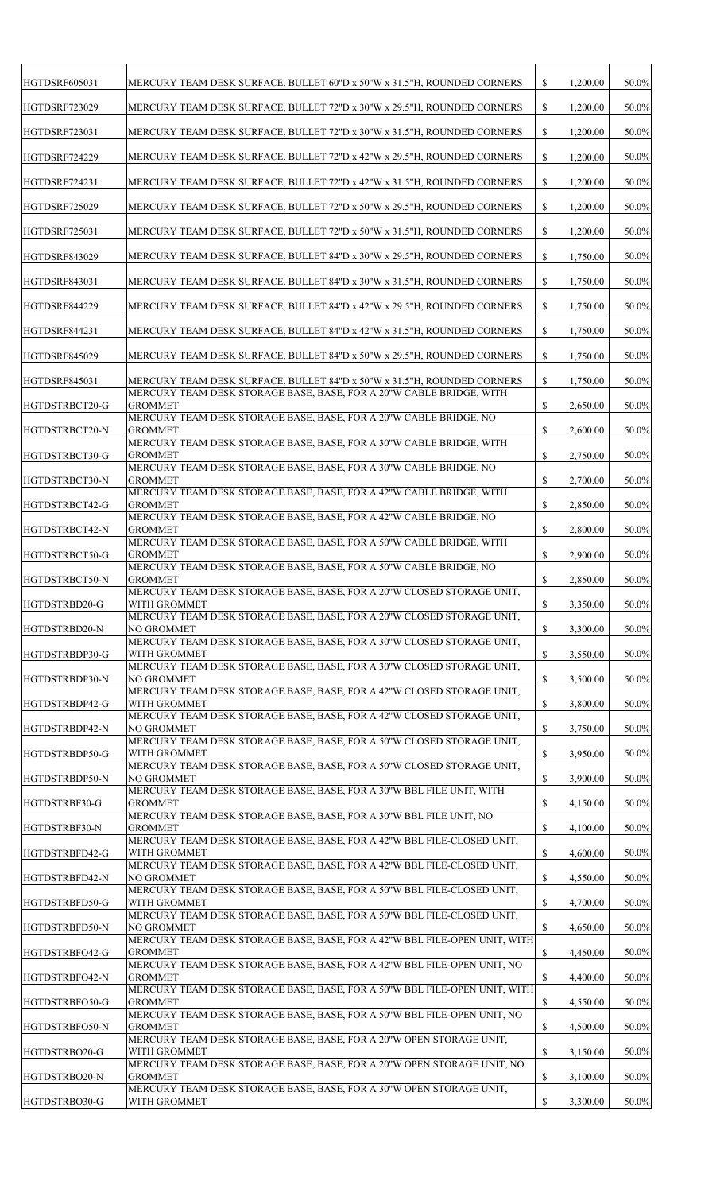| | | | |
|---|---|---|---|
| HGTDSRF605031 | MERCURY TEAM DESK SURFACE, BULLET 60"D x 50"W x 31.5"H, ROUNDED CORNERS | $ 1,200.00 | 50.0% |
| HGTDSRF723029 | MERCURY TEAM DESK SURFACE, BULLET 72"D x 30"W x 29.5"H, ROUNDED CORNERS | $ 1,200.00 | 50.0% |
| HGTDSRF723031 | MERCURY TEAM DESK SURFACE, BULLET 72"D x 30"W x 31.5"H, ROUNDED CORNERS | $ 1,200.00 | 50.0% |
| HGTDSRF724229 | MERCURY TEAM DESK SURFACE, BULLET 72"D x 42"W x 29.5"H, ROUNDED CORNERS | $ 1,200.00 | 50.0% |
| HGTDSRF724231 | MERCURY TEAM DESK SURFACE, BULLET 72"D x 42"W x 31.5"H, ROUNDED CORNERS | $ 1,200.00 | 50.0% |
| HGTDSRF725029 | MERCURY TEAM DESK SURFACE, BULLET 72"D x 50"W x 29.5"H, ROUNDED CORNERS | $ 1,200.00 | 50.0% |
| HGTDSRF725031 | MERCURY TEAM DESK SURFACE, BULLET 72"D x 50"W x 31.5"H, ROUNDED CORNERS | $ 1,200.00 | 50.0% |
| HGTDSRF843029 | MERCURY TEAM DESK SURFACE, BULLET 84"D x 30"W x 29.5"H, ROUNDED CORNERS | $ 1,750.00 | 50.0% |
| HGTDSRF843031 | MERCURY TEAM DESK SURFACE, BULLET 84"D x 30"W x 31.5"H, ROUNDED CORNERS | $ 1,750.00 | 50.0% |
| HGTDSRF844229 | MERCURY TEAM DESK SURFACE, BULLET 84"D x 42"W x 29.5"H, ROUNDED CORNERS | $ 1,750.00 | 50.0% |
| HGTDSRF844231 | MERCURY TEAM DESK SURFACE, BULLET 84"D x 42"W x 31.5"H, ROUNDED CORNERS | $ 1,750.00 | 50.0% |
| HGTDSRF845029 | MERCURY TEAM DESK SURFACE, BULLET 84"D x 50"W x 29.5"H, ROUNDED CORNERS | $ 1,750.00 | 50.0% |
| HGTDSRF845031 | MERCURY TEAM DESK SURFACE, BULLET 84"D x 50"W x 31.5"H, ROUNDED CORNERS | $ 1,750.00 | 50.0% |
| HGTDSTRBCT20-G | MERCURY TEAM DESK STORAGE BASE, BASE, FOR A 20"W CABLE BRIDGE, WITH GROMMET | $ 2,650.00 | 50.0% |
| HGTDSTRBCT20-N | MERCURY TEAM DESK STORAGE BASE, BASE, FOR A 20"W CABLE BRIDGE, NO GROMMET | $ 2,600.00 | 50.0% |
| HGTDSTRBCT30-G | MERCURY TEAM DESK STORAGE BASE, BASE, FOR A 30"W CABLE BRIDGE, WITH GROMMET | $ 2,750.00 | 50.0% |
| HGTDSTRBCT30-N | MERCURY TEAM DESK STORAGE BASE, BASE, FOR A 30"W CABLE BRIDGE, NO GROMMET | $ 2,700.00 | 50.0% |
| HGTDSTRBCT42-G | MERCURY TEAM DESK STORAGE BASE, BASE, FOR A 42"W CABLE BRIDGE, WITH GROMMET | $ 2,850.00 | 50.0% |
| HGTDSTRBCT42-N | MERCURY TEAM DESK STORAGE BASE, BASE, FOR A 42"W CABLE BRIDGE, NO GROMMET | $ 2,800.00 | 50.0% |
| HGTDSTRBCT50-G | MERCURY TEAM DESK STORAGE BASE, BASE, FOR A 50"W CABLE BRIDGE, WITH GROMMET | $ 2,900.00 | 50.0% |
| HGTDSTRBCT50-N | MERCURY TEAM DESK STORAGE BASE, BASE, FOR A 50"W CABLE BRIDGE, NO GROMMET | $ 2,850.00 | 50.0% |
| HGTDSTRBD20-G | MERCURY TEAM DESK STORAGE BASE, BASE, FOR A 20"W CLOSED STORAGE UNIT, WITH GROMMET | $ 3,350.00 | 50.0% |
| HGTDSTRBD20-N | MERCURY TEAM DESK STORAGE BASE, BASE, FOR A 20"W CLOSED STORAGE UNIT, NO GROMMET | $ 3,300.00 | 50.0% |
| HGTDSTRBDP30-G | MERCURY TEAM DESK STORAGE BASE, BASE, FOR A 30"W CLOSED STORAGE UNIT, WITH GROMMET | $ 3,550.00 | 50.0% |
| HGTDSTRBDP30-N | MERCURY TEAM DESK STORAGE BASE, BASE, FOR A 30"W CLOSED STORAGE UNIT, NO GROMMET | $ 3,500.00 | 50.0% |
| HGTDSTRBDP42-G | MERCURY TEAM DESK STORAGE BASE, BASE, FOR A 42"W CLOSED STORAGE UNIT, WITH GROMMET | $ 3,800.00 | 50.0% |
| HGTDSTRBDP42-N | MERCURY TEAM DESK STORAGE BASE, BASE, FOR A 42"W CLOSED STORAGE UNIT, NO GROMMET | $ 3,750.00 | 50.0% |
| HGTDSTRBDP50-G | MERCURY TEAM DESK STORAGE BASE, BASE, FOR A 50"W CLOSED STORAGE UNIT, WITH GROMMET | $ 3,950.00 | 50.0% |
| HGTDSTRBDP50-N | MERCURY TEAM DESK STORAGE BASE, BASE, FOR A 50"W CLOSED STORAGE UNIT, NO GROMMET | $ 3,900.00 | 50.0% |
| HGTDSTRBF30-G | MERCURY TEAM DESK STORAGE BASE, BASE, FOR A 30"W BBL FILE UNIT, WITH GROMMET | $ 4,150.00 | 50.0% |
| HGTDSTRBF30-N | MERCURY TEAM DESK STORAGE BASE, BASE, FOR A 30"W BBL FILE UNIT, NO GROMMET | $ 4,100.00 | 50.0% |
| HGTDSTRBFD42-G | MERCURY TEAM DESK STORAGE BASE, BASE, FOR A 42"W BBL FILE-CLOSED UNIT, WITH GROMMET | $ 4,600.00 | 50.0% |
| HGTDSTRBFD42-N | MERCURY TEAM DESK STORAGE BASE, BASE, FOR A 42"W BBL FILE-CLOSED UNIT, NO GROMMET | $ 4,550.00 | 50.0% |
| HGTDSTRBFD50-G | MERCURY TEAM DESK STORAGE BASE, BASE, FOR A 50"W BBL FILE-CLOSED UNIT, WITH GROMMET | $ 4,700.00 | 50.0% |
| HGTDSTRBFD50-N | MERCURY TEAM DESK STORAGE BASE, BASE, FOR A 50"W BBL FILE-CLOSED UNIT, NO GROMMET | $ 4,650.00 | 50.0% |
| HGTDSTRBFO42-G | MERCURY TEAM DESK STORAGE BASE, BASE, FOR A 42"W BBL FILE-OPEN UNIT, WITH GROMMET | $ 4,450.00 | 50.0% |
| HGTDSTRBFO42-N | MERCURY TEAM DESK STORAGE BASE, BASE, FOR A 42"W BBL FILE-OPEN UNIT, NO GROMMET | $ 4,400.00 | 50.0% |
| HGTDSTRBFO50-G | MERCURY TEAM DESK STORAGE BASE, BASE, FOR A 50"W BBL FILE-OPEN UNIT, WITH GROMMET | $ 4,550.00 | 50.0% |
| HGTDSTRBFO50-N | MERCURY TEAM DESK STORAGE BASE, BASE, FOR A 50"W BBL FILE-OPEN UNIT, NO GROMMET | $ 4,500.00 | 50.0% |
| HGTDSTRBO20-G | MERCURY TEAM DESK STORAGE BASE, BASE, FOR A 20"W OPEN STORAGE UNIT, WITH GROMMET | $ 3,150.00 | 50.0% |
| HGTDSTRBO20-N | MERCURY TEAM DESK STORAGE BASE, BASE, FOR A 20"W OPEN STORAGE UNIT, NO GROMMET | $ 3,100.00 | 50.0% |
| HGTDSTRBO30-G | MERCURY TEAM DESK STORAGE BASE, BASE, FOR A 30"W OPEN STORAGE UNIT, WITH GROMMET | $ 3,300.00 | 50.0% |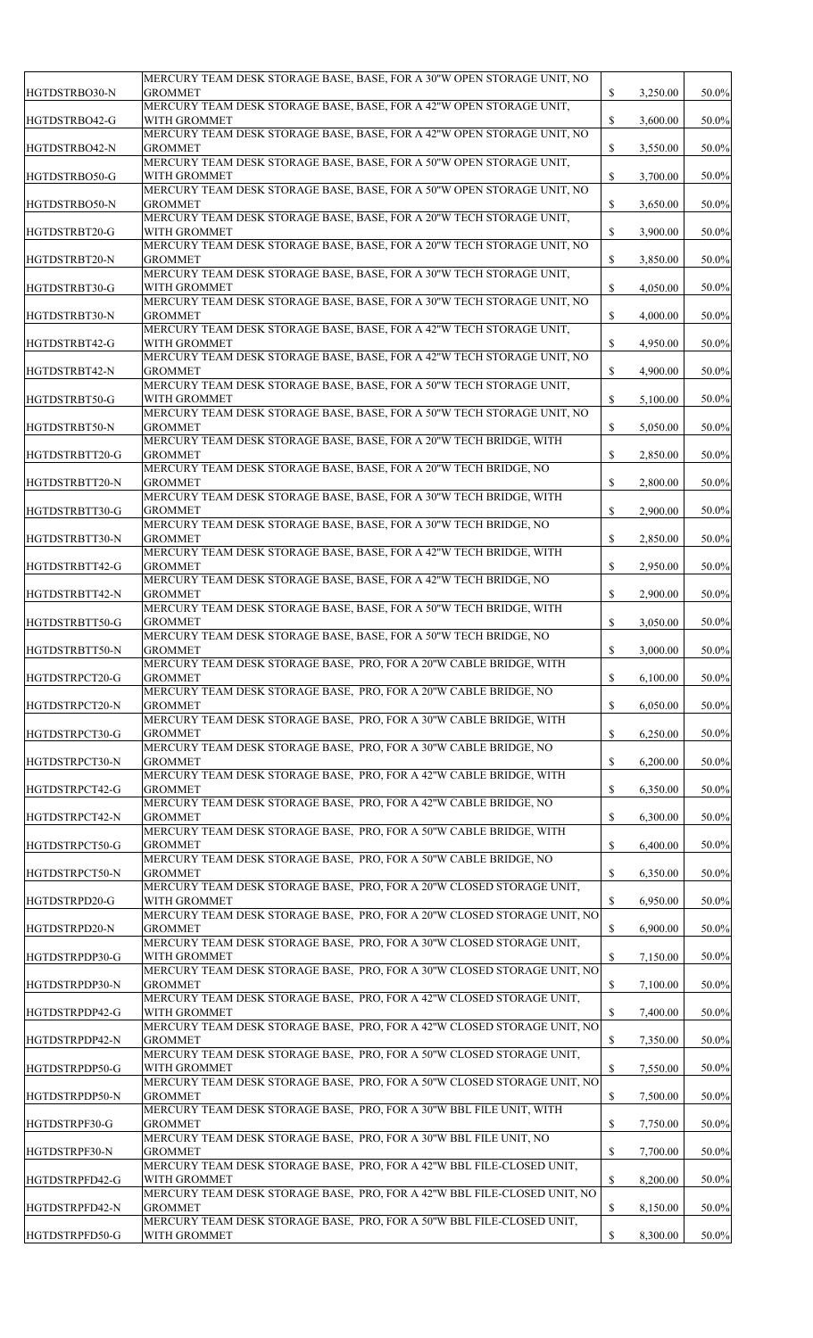| HGTDSTRBO30-N | MERCURY TEAM DESK STORAGE BASE, BASE, FOR A 30"W OPEN STORAGE UNIT, NO GROMMET | $ | 3,250.00 | 50.0% |
|---|---|---|---|---|
| HGTDSTRBO42-G | MERCURY TEAM DESK STORAGE BASE, BASE, FOR A 42"W OPEN STORAGE UNIT, WITH GROMMET | $ | 3,600.00 | 50.0% |
| HGTDSTRBO42-N | MERCURY TEAM DESK STORAGE BASE, BASE, FOR A 42"W OPEN STORAGE UNIT, NO GROMMET | $ | 3,550.00 | 50.0% |
| HGTDSTRBO50-G | MERCURY TEAM DESK STORAGE BASE, BASE, FOR A 50"W OPEN STORAGE UNIT, WITH GROMMET | $ | 3,700.00 | 50.0% |
| HGTDSTRBO50-N | MERCURY TEAM DESK STORAGE BASE, BASE, FOR A 50"W OPEN STORAGE UNIT, NO GROMMET | $ | 3,650.00 | 50.0% |
| HGTDSTRBT20-G | MERCURY TEAM DESK STORAGE BASE, BASE, FOR A 20"W TECH STORAGE UNIT, WITH GROMMET | $ | 3,900.00 | 50.0% |
| HGTDSTRBT20-N | MERCURY TEAM DESK STORAGE BASE, BASE, FOR A 20"W TECH STORAGE UNIT, NO GROMMET | $ | 3,850.00 | 50.0% |
| HGTDSTRBT30-G | MERCURY TEAM DESK STORAGE BASE, BASE, FOR A 30"W TECH STORAGE UNIT, WITH GROMMET | $ | 4,050.00 | 50.0% |
| HGTDSTRBT30-N | MERCURY TEAM DESK STORAGE BASE, BASE, FOR A 30"W TECH STORAGE UNIT, NO GROMMET | $ | 4,000.00 | 50.0% |
| HGTDSTRBT42-G | MERCURY TEAM DESK STORAGE BASE, BASE, FOR A 42"W TECH STORAGE UNIT, WITH GROMMET | $ | 4,950.00 | 50.0% |
| HGTDSTRBT42-N | MERCURY TEAM DESK STORAGE BASE, BASE, FOR A 42"W TECH STORAGE UNIT, NO GROMMET | $ | 4,900.00 | 50.0% |
| HGTDSTRBT50-G | MERCURY TEAM DESK STORAGE BASE, BASE, FOR A 50"W TECH STORAGE UNIT, WITH GROMMET | $ | 5,100.00 | 50.0% |
| HGTDSTRBT50-N | MERCURY TEAM DESK STORAGE BASE, BASE, FOR A 50"W TECH STORAGE UNIT, NO GROMMET | $ | 5,050.00 | 50.0% |
| HGTDSTRBTT20-G | MERCURY TEAM DESK STORAGE BASE, BASE, FOR A 20"W TECH BRIDGE, WITH GROMMET | $ | 2,850.00 | 50.0% |
| HGTDSTRBTT20-N | MERCURY TEAM DESK STORAGE BASE, BASE, FOR A 20"W TECH BRIDGE, NO GROMMET | $ | 2,800.00 | 50.0% |
| HGTDSTRBTT30-G | MERCURY TEAM DESK STORAGE BASE, BASE, FOR A 30"W TECH BRIDGE, WITH GROMMET | $ | 2,900.00 | 50.0% |
| HGTDSTRBTT30-N | MERCURY TEAM DESK STORAGE BASE, BASE, FOR A 30"W TECH BRIDGE, NO GROMMET | $ | 2,850.00 | 50.0% |
| HGTDSTRBTT42-G | MERCURY TEAM DESK STORAGE BASE, BASE, FOR A 42"W TECH BRIDGE, WITH GROMMET | $ | 2,950.00 | 50.0% |
| HGTDSTRBTT42-N | MERCURY TEAM DESK STORAGE BASE, BASE, FOR A 42"W TECH BRIDGE, NO GROMMET | $ | 2,900.00 | 50.0% |
| HGTDSTRBTT50-G | MERCURY TEAM DESK STORAGE BASE, BASE, FOR A 50"W TECH BRIDGE, WITH GROMMET | $ | 3,050.00 | 50.0% |
| HGTDSTRBTT50-N | MERCURY TEAM DESK STORAGE BASE, BASE, FOR A 50"W TECH BRIDGE, NO GROMMET | $ | 3,000.00 | 50.0% |
| HGTDSTRPCT20-G | MERCURY TEAM DESK STORAGE BASE, PRO, FOR A 20"W CABLE BRIDGE, WITH GROMMET | $ | 6,100.00 | 50.0% |
| HGTDSTRPCT20-N | MERCURY TEAM DESK STORAGE BASE, PRO, FOR A 20"W CABLE BRIDGE, NO GROMMET | $ | 6,050.00 | 50.0% |
| HGTDSTRPCT30-G | MERCURY TEAM DESK STORAGE BASE, PRO, FOR A 30"W CABLE BRIDGE, WITH GROMMET | $ | 6,250.00 | 50.0% |
| HGTDSTRPCT30-N | MERCURY TEAM DESK STORAGE BASE, PRO, FOR A 30"W CABLE BRIDGE, NO GROMMET | $ | 6,200.00 | 50.0% |
| HGTDSTRPCT42-G | MERCURY TEAM DESK STORAGE BASE, PRO, FOR A 42"W CABLE BRIDGE, WITH GROMMET | $ | 6,350.00 | 50.0% |
| HGTDSTRPCT42-N | MERCURY TEAM DESK STORAGE BASE, PRO, FOR A 42"W CABLE BRIDGE, NO GROMMET | $ | 6,300.00 | 50.0% |
| HGTDSTRPCT50-G | MERCURY TEAM DESK STORAGE BASE, PRO, FOR A 50"W CABLE BRIDGE, WITH GROMMET | $ | 6,400.00 | 50.0% |
| HGTDSTRPCT50-N | MERCURY TEAM DESK STORAGE BASE, PRO, FOR A 50"W CABLE BRIDGE, NO GROMMET | $ | 6,350.00 | 50.0% |
| HGTDSTRPD20-G | MERCURY TEAM DESK STORAGE BASE, PRO, FOR A 20"W CLOSED STORAGE UNIT, WITH GROMMET | $ | 6,950.00 | 50.0% |
| HGTDSTRPD20-N | MERCURY TEAM DESK STORAGE BASE, PRO, FOR A 20"W CLOSED STORAGE UNIT, NO GROMMET | $ | 6,900.00 | 50.0% |
| HGTDSTRPDP30-G | MERCURY TEAM DESK STORAGE BASE, PRO, FOR A 30"W CLOSED STORAGE UNIT, WITH GROMMET | $ | 7,150.00 | 50.0% |
| HGTDSTRPDP30-N | MERCURY TEAM DESK STORAGE BASE, PRO, FOR A 30"W CLOSED STORAGE UNIT, NO GROMMET | $ | 7,100.00 | 50.0% |
| HGTDSTRPDP42-G | MERCURY TEAM DESK STORAGE BASE, PRO, FOR A 42"W CLOSED STORAGE UNIT, WITH GROMMET | $ | 7,400.00 | 50.0% |
| HGTDSTRPDP42-N | MERCURY TEAM DESK STORAGE BASE, PRO, FOR A 42"W CLOSED STORAGE UNIT, NO GROMMET | $ | 7,350.00 | 50.0% |
| HGTDSTRPDP50-G | MERCURY TEAM DESK STORAGE BASE, PRO, FOR A 50"W CLOSED STORAGE UNIT, WITH GROMMET | $ | 7,550.00 | 50.0% |
| HGTDSTRPDP50-N | MERCURY TEAM DESK STORAGE BASE, PRO, FOR A 50"W CLOSED STORAGE UNIT, NO GROMMET | $ | 7,500.00 | 50.0% |
| HGTDSTRPF30-G | MERCURY TEAM DESK STORAGE BASE, PRO, FOR A 30"W BBL FILE UNIT, WITH GROMMET | $ | 7,750.00 | 50.0% |
| HGTDSTRPF30-N | MERCURY TEAM DESK STORAGE BASE, PRO, FOR A 30"W BBL FILE UNIT, NO GROMMET | $ | 7,700.00 | 50.0% |
| HGTDSTRPFD42-G | MERCURY TEAM DESK STORAGE BASE, PRO, FOR A 42"W BBL FILE-CLOSED UNIT, WITH GROMMET | $ | 8,200.00 | 50.0% |
| HGTDSTRPFD42-N | MERCURY TEAM DESK STORAGE BASE, PRO, FOR A 42"W BBL FILE-CLOSED UNIT, NO GROMMET | $ | 8,150.00 | 50.0% |
| HGTDSTRPFD50-G | MERCURY TEAM DESK STORAGE BASE, PRO, FOR A 50"W BBL FILE-CLOSED UNIT, WITH GROMMET | $ | 8,300.00 | 50.0% |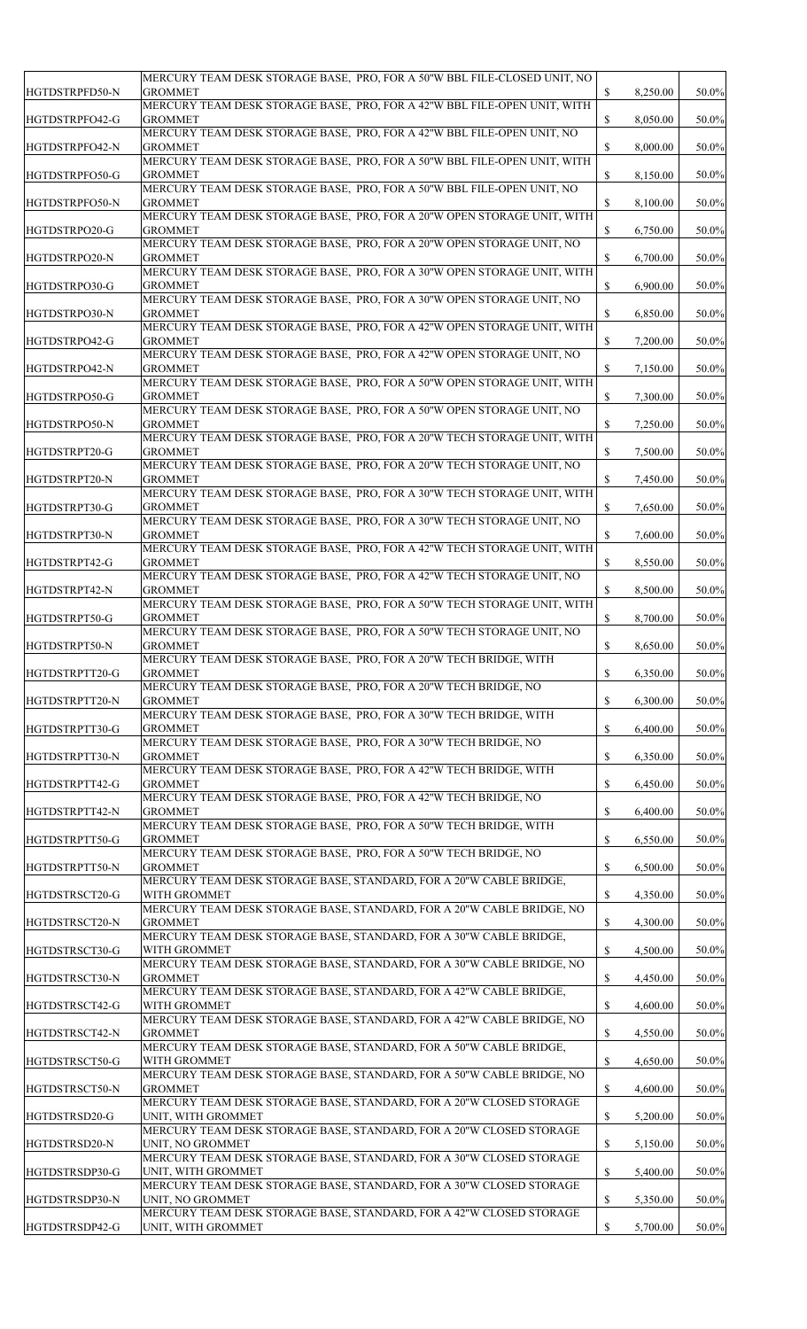| | | | | |
|---|---|---|---|---|
| HGTDSTRPFD50-N | MERCURY TEAM DESK STORAGE BASE, PRO, FOR A 50"W BBL FILE-CLOSED UNIT, NO GROMMET | $ | 8,250.00 | 50.0% |
| HGTDSTRPFO42-G | MERCURY TEAM DESK STORAGE BASE, PRO, FOR A 42"W BBL FILE-OPEN UNIT, WITH GROMMET | $ | 8,050.00 | 50.0% |
| HGTDSTRPFO42-N | MERCURY TEAM DESK STORAGE BASE, PRO, FOR A 42"W BBL FILE-OPEN UNIT, NO GROMMET | $ | 8,000.00 | 50.0% |
| HGTDSTRPFO50-G | MERCURY TEAM DESK STORAGE BASE, PRO, FOR A 50"W BBL FILE-OPEN UNIT, WITH GROMMET | $ | 8,150.00 | 50.0% |
| HGTDSTRPFO50-N | MERCURY TEAM DESK STORAGE BASE, PRO, FOR A 50"W BBL FILE-OPEN UNIT, NO GROMMET | $ | 8,100.00 | 50.0% |
| HGTDSTRPO20-G | MERCURY TEAM DESK STORAGE BASE, PRO, FOR A 20"W OPEN STORAGE UNIT, WITH GROMMET | $ | 6,750.00 | 50.0% |
| HGTDSTRPO20-N | MERCURY TEAM DESK STORAGE BASE, PRO, FOR A 20"W OPEN STORAGE UNIT, NO GROMMET | $ | 6,700.00 | 50.0% |
| HGTDSTRPO30-G | MERCURY TEAM DESK STORAGE BASE, PRO, FOR A 30"W OPEN STORAGE UNIT, WITH GROMMET | $ | 6,900.00 | 50.0% |
| HGTDSTRPO30-N | MERCURY TEAM DESK STORAGE BASE, PRO, FOR A 30"W OPEN STORAGE UNIT, NO GROMMET | $ | 6,850.00 | 50.0% |
| HGTDSTRPO42-G | MERCURY TEAM DESK STORAGE BASE, PRO, FOR A 42"W OPEN STORAGE UNIT, WITH GROMMET | $ | 7,200.00 | 50.0% |
| HGTDSTRPO42-N | MERCURY TEAM DESK STORAGE BASE, PRO, FOR A 42"W OPEN STORAGE UNIT, NO GROMMET | $ | 7,150.00 | 50.0% |
| HGTDSTRPO50-G | MERCURY TEAM DESK STORAGE BASE, PRO, FOR A 50"W OPEN STORAGE UNIT, WITH GROMMET | $ | 7,300.00 | 50.0% |
| HGTDSTRPO50-N | MERCURY TEAM DESK STORAGE BASE, PRO, FOR A 50"W OPEN STORAGE UNIT, NO GROMMET | $ | 7,250.00 | 50.0% |
| HGTDSTRPT20-G | MERCURY TEAM DESK STORAGE BASE, PRO, FOR A 20"W TECH STORAGE UNIT, WITH GROMMET | $ | 7,500.00 | 50.0% |
| HGTDSTRPT20-N | MERCURY TEAM DESK STORAGE BASE, PRO, FOR A 20"W TECH STORAGE UNIT, NO GROMMET | $ | 7,450.00 | 50.0% |
| HGTDSTRPT30-G | MERCURY TEAM DESK STORAGE BASE, PRO, FOR A 30"W TECH STORAGE UNIT, WITH GROMMET | $ | 7,650.00 | 50.0% |
| HGTDSTRPT30-N | MERCURY TEAM DESK STORAGE BASE, PRO, FOR A 30"W TECH STORAGE UNIT, NO GROMMET | $ | 7,600.00 | 50.0% |
| HGTDSTRPT42-G | MERCURY TEAM DESK STORAGE BASE, PRO, FOR A 42"W TECH STORAGE UNIT, WITH GROMMET | $ | 8,550.00 | 50.0% |
| HGTDSTRPT42-N | MERCURY TEAM DESK STORAGE BASE, PRO, FOR A 42"W TECH STORAGE UNIT, NO GROMMET | $ | 8,500.00 | 50.0% |
| HGTDSTRPT50-G | MERCURY TEAM DESK STORAGE BASE, PRO, FOR A 50"W TECH STORAGE UNIT, WITH GROMMET | $ | 8,700.00 | 50.0% |
| HGTDSTRPT50-N | MERCURY TEAM DESK STORAGE BASE, PRO, FOR A 50"W TECH STORAGE UNIT, NO GROMMET | $ | 8,650.00 | 50.0% |
| HGTDSTRPTT20-G | MERCURY TEAM DESK STORAGE BASE, PRO, FOR A 20"W TECH BRIDGE, WITH GROMMET | $ | 6,350.00 | 50.0% |
| HGTDSTRPTT20-N | MERCURY TEAM DESK STORAGE BASE, PRO, FOR A 20"W TECH BRIDGE, NO GROMMET | $ | 6,300.00 | 50.0% |
| HGTDSTRPTT30-G | MERCURY TEAM DESK STORAGE BASE, PRO, FOR A 30"W TECH BRIDGE, WITH GROMMET | $ | 6,400.00 | 50.0% |
| HGTDSTRPTT30-N | MERCURY TEAM DESK STORAGE BASE, PRO, FOR A 30"W TECH BRIDGE, NO GROMMET | $ | 6,350.00 | 50.0% |
| HGTDSTRPTT42-G | MERCURY TEAM DESK STORAGE BASE, PRO, FOR A 42"W TECH BRIDGE, WITH GROMMET | $ | 6,450.00 | 50.0% |
| HGTDSTRPTT42-N | MERCURY TEAM DESK STORAGE BASE, PRO, FOR A 42"W TECH BRIDGE, NO GROMMET | $ | 6,400.00 | 50.0% |
| HGTDSTRPTT50-G | MERCURY TEAM DESK STORAGE BASE, PRO, FOR A 50"W TECH BRIDGE, WITH GROMMET | $ | 6,550.00 | 50.0% |
| HGTDSTRPTT50-N | MERCURY TEAM DESK STORAGE BASE, PRO, FOR A 50"W TECH BRIDGE, NO GROMMET | $ | 6,500.00 | 50.0% |
| HGTDSTRSCT20-G | MERCURY TEAM DESK STORAGE BASE, STANDARD, FOR A 20"W CABLE BRIDGE, WITH GROMMET | $ | 4,350.00 | 50.0% |
| HGTDSTRSCT20-N | MERCURY TEAM DESK STORAGE BASE, STANDARD, FOR A 20"W CABLE BRIDGE, NO GROMMET | $ | 4,300.00 | 50.0% |
| HGTDSTRSCT30-G | MERCURY TEAM DESK STORAGE BASE, STANDARD, FOR A 30"W CABLE BRIDGE, WITH GROMMET | $ | 4,500.00 | 50.0% |
| HGTDSTRSCT30-N | MERCURY TEAM DESK STORAGE BASE, STANDARD, FOR A 30"W CABLE BRIDGE, NO GROMMET | $ | 4,450.00 | 50.0% |
| HGTDSTRSCT42-G | MERCURY TEAM DESK STORAGE BASE, STANDARD, FOR A 42"W CABLE BRIDGE, WITH GROMMET | $ | 4,600.00 | 50.0% |
| HGTDSTRSCT42-N | MERCURY TEAM DESK STORAGE BASE, STANDARD, FOR A 42"W CABLE BRIDGE, NO GROMMET | $ | 4,550.00 | 50.0% |
| HGTDSTRSCT50-G | MERCURY TEAM DESK STORAGE BASE, STANDARD, FOR A 50"W CABLE BRIDGE, WITH GROMMET | $ | 4,650.00 | 50.0% |
| HGTDSTRSCT50-N | MERCURY TEAM DESK STORAGE BASE, STANDARD, FOR A 50"W CABLE BRIDGE, NO GROMMET | $ | 4,600.00 | 50.0% |
| HGTDSTRSD20-G | MERCURY TEAM DESK STORAGE BASE, STANDARD, FOR A 20"W CLOSED STORAGE UNIT, WITH GROMMET | $ | 5,200.00 | 50.0% |
| HGTDSTRSD20-N | MERCURY TEAM DESK STORAGE BASE, STANDARD, FOR A 20"W CLOSED STORAGE UNIT, NO GROMMET | $ | 5,150.00 | 50.0% |
| HGTDSTRSDP30-G | MERCURY TEAM DESK STORAGE BASE, STANDARD, FOR A 30"W CLOSED STORAGE UNIT, WITH GROMMET | $ | 5,400.00 | 50.0% |
| HGTDSTRSDP30-N | MERCURY TEAM DESK STORAGE BASE, STANDARD, FOR A 30"W CLOSED STORAGE UNIT, NO GROMMET | $ | 5,350.00 | 50.0% |
| HGTDSTRSDP42-G | MERCURY TEAM DESK STORAGE BASE, STANDARD, FOR A 42"W CLOSED STORAGE UNIT, WITH GROMMET | $ | 5,700.00 | 50.0% |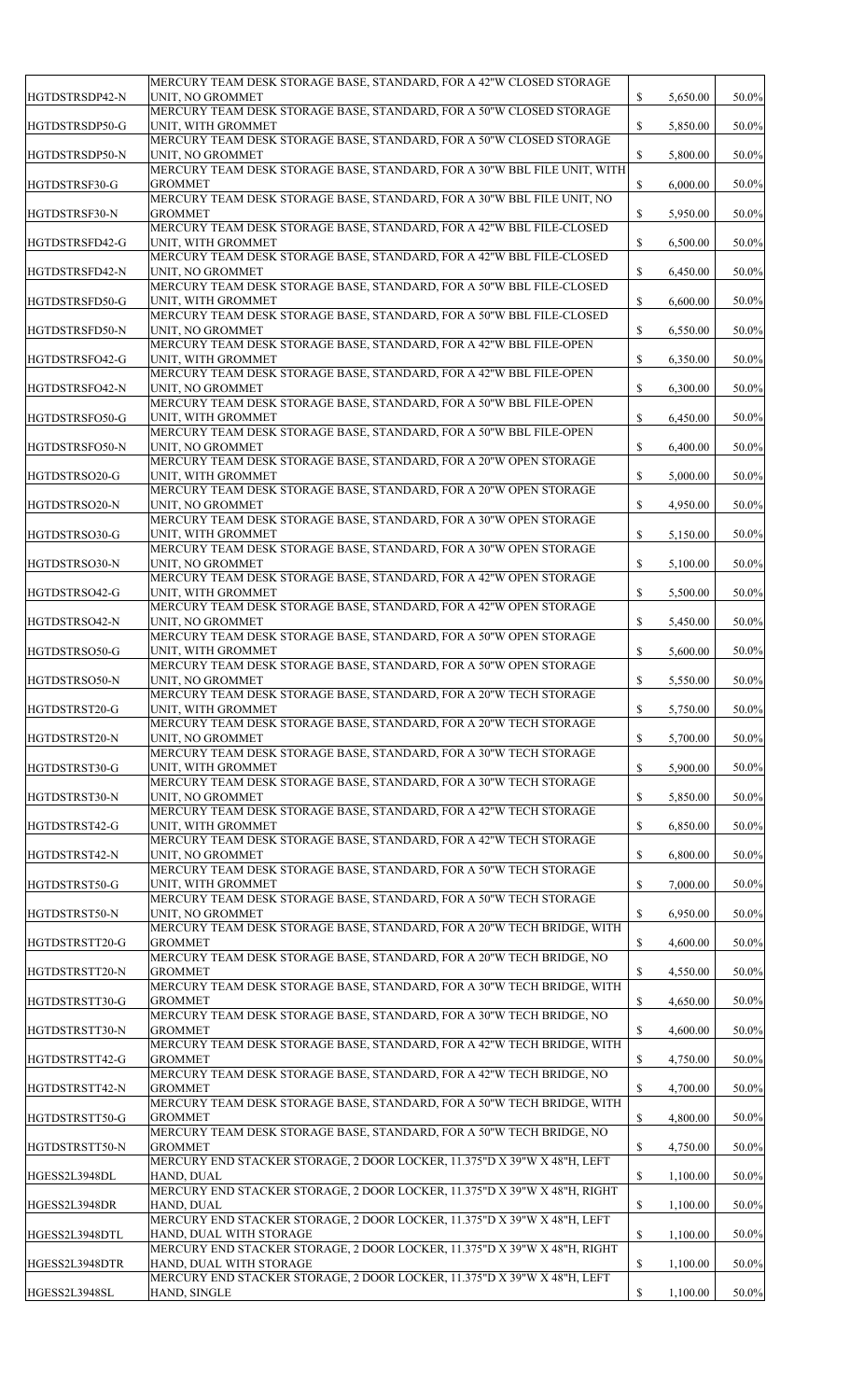| | | | | |
|---|---|---|---|---|
| HGTDSTRSDP42-N | MERCURY TEAM DESK STORAGE BASE, STANDARD, FOR A 42"W CLOSED STORAGE UNIT, NO GROMMET | $ | 5,650.00 | 50.0% |
| HGTDSTRSDP50-G | MERCURY TEAM DESK STORAGE BASE, STANDARD, FOR A 50"W CLOSED STORAGE UNIT, WITH GROMMET | $ | 5,850.00 | 50.0% |
| HGTDSTRSDP50-N | MERCURY TEAM DESK STORAGE BASE, STANDARD, FOR A 50"W CLOSED STORAGE UNIT, NO GROMMET | $ | 5,800.00 | 50.0% |
| HGTDSTRSF30-G | MERCURY TEAM DESK STORAGE BASE, STANDARD, FOR A 30"W BBL FILE UNIT, WITH GROMMET | $ | 6,000.00 | 50.0% |
| HGTDSTRSF30-N | MERCURY TEAM DESK STORAGE BASE, STANDARD, FOR A 30"W BBL FILE UNIT, NO GROMMET | $ | 5,950.00 | 50.0% |
| HGTDSTRSFD42-G | MERCURY TEAM DESK STORAGE BASE, STANDARD, FOR A 42"W BBL FILE-CLOSED UNIT, WITH GROMMET | $ | 6,500.00 | 50.0% |
| HGTDSTRSFD42-N | MERCURY TEAM DESK STORAGE BASE, STANDARD, FOR A 42"W BBL FILE-CLOSED UNIT, NO GROMMET | $ | 6,450.00 | 50.0% |
| HGTDSTRSFD50-G | MERCURY TEAM DESK STORAGE BASE, STANDARD, FOR A 50"W BBL FILE-CLOSED UNIT, WITH GROMMET | $ | 6,600.00 | 50.0% |
| HGTDSTRSFD50-N | MERCURY TEAM DESK STORAGE BASE, STANDARD, FOR A 50"W BBL FILE-CLOSED UNIT, NO GROMMET | $ | 6,550.00 | 50.0% |
| HGTDSTRSFO42-G | MERCURY TEAM DESK STORAGE BASE, STANDARD, FOR A 42"W BBL FILE-OPEN UNIT, WITH GROMMET | $ | 6,350.00 | 50.0% |
| HGTDSTRSFO42-N | MERCURY TEAM DESK STORAGE BASE, STANDARD, FOR A 42"W BBL FILE-OPEN UNIT, NO GROMMET | $ | 6,300.00 | 50.0% |
| HGTDSTRSFO50-G | MERCURY TEAM DESK STORAGE BASE, STANDARD, FOR A 50"W BBL FILE-OPEN UNIT, WITH GROMMET | $ | 6,450.00 | 50.0% |
| HGTDSTRSFO50-N | MERCURY TEAM DESK STORAGE BASE, STANDARD, FOR A 50"W BBL FILE-OPEN UNIT, NO GROMMET | $ | 6,400.00 | 50.0% |
| HGTDSTRSO20-G | MERCURY TEAM DESK STORAGE BASE, STANDARD, FOR A 20"W OPEN STORAGE UNIT, WITH GROMMET | $ | 5,000.00 | 50.0% |
| HGTDSTRSO20-N | MERCURY TEAM DESK STORAGE BASE, STANDARD, FOR A 20"W OPEN STORAGE UNIT, NO GROMMET | $ | 4,950.00 | 50.0% |
| HGTDSTRSO30-G | MERCURY TEAM DESK STORAGE BASE, STANDARD, FOR A 30"W OPEN STORAGE UNIT, WITH GROMMET | $ | 5,150.00 | 50.0% |
| HGTDSTRSO30-N | MERCURY TEAM DESK STORAGE BASE, STANDARD, FOR A 30"W OPEN STORAGE UNIT, NO GROMMET | $ | 5,100.00 | 50.0% |
| HGTDSTRSO42-G | MERCURY TEAM DESK STORAGE BASE, STANDARD, FOR A 42"W OPEN STORAGE UNIT, WITH GROMMET | $ | 5,500.00 | 50.0% |
| HGTDSTRSO42-N | MERCURY TEAM DESK STORAGE BASE, STANDARD, FOR A 42"W OPEN STORAGE UNIT, NO GROMMET | $ | 5,450.00 | 50.0% |
| HGTDSTRSO50-G | MERCURY TEAM DESK STORAGE BASE, STANDARD, FOR A 50"W OPEN STORAGE UNIT, WITH GROMMET | $ | 5,600.00 | 50.0% |
| HGTDSTRSO50-N | MERCURY TEAM DESK STORAGE BASE, STANDARD, FOR A 50"W OPEN STORAGE UNIT, NO GROMMET | $ | 5,550.00 | 50.0% |
| HGTDSTRST20-G | MERCURY TEAM DESK STORAGE BASE, STANDARD, FOR A 20"W TECH STORAGE UNIT, WITH GROMMET | $ | 5,750.00 | 50.0% |
| HGTDSTRST20-N | MERCURY TEAM DESK STORAGE BASE, STANDARD, FOR A 20"W TECH STORAGE UNIT, NO GROMMET | $ | 5,700.00 | 50.0% |
| HGTDSTRST30-G | MERCURY TEAM DESK STORAGE BASE, STANDARD, FOR A 30"W TECH STORAGE UNIT, WITH GROMMET | $ | 5,900.00 | 50.0% |
| HGTDSTRST30-N | MERCURY TEAM DESK STORAGE BASE, STANDARD, FOR A 30"W TECH STORAGE UNIT, NO GROMMET | $ | 5,850.00 | 50.0% |
| HGTDSTRST42-G | MERCURY TEAM DESK STORAGE BASE, STANDARD, FOR A 42"W TECH STORAGE UNIT, WITH GROMMET | $ | 6,850.00 | 50.0% |
| HGTDSTRST42-N | MERCURY TEAM DESK STORAGE BASE, STANDARD, FOR A 42"W TECH STORAGE UNIT, NO GROMMET | $ | 6,800.00 | 50.0% |
| HGTDSTRST50-G | MERCURY TEAM DESK STORAGE BASE, STANDARD, FOR A 50"W TECH STORAGE UNIT, WITH GROMMET | $ | 7,000.00 | 50.0% |
| HGTDSTRST50-N | MERCURY TEAM DESK STORAGE BASE, STANDARD, FOR A 50"W TECH STORAGE UNIT, NO GROMMET | $ | 6,950.00 | 50.0% |
| HGTDSTRSTT20-G | MERCURY TEAM DESK STORAGE BASE, STANDARD, FOR A 20"W TECH BRIDGE, WITH GROMMET | $ | 4,600.00 | 50.0% |
| HGTDSTRSTT20-N | MERCURY TEAM DESK STORAGE BASE, STANDARD, FOR A 20"W TECH BRIDGE, NO GROMMET | $ | 4,550.00 | 50.0% |
| HGTDSTRSTT30-G | MERCURY TEAM DESK STORAGE BASE, STANDARD, FOR A 30"W TECH BRIDGE, WITH GROMMET | $ | 4,650.00 | 50.0% |
| HGTDSTRSTT30-N | MERCURY TEAM DESK STORAGE BASE, STANDARD, FOR A 30"W TECH BRIDGE, NO GROMMET | $ | 4,600.00 | 50.0% |
| HGTDSTRSTT42-G | MERCURY TEAM DESK STORAGE BASE, STANDARD, FOR A 42"W TECH BRIDGE, WITH GROMMET | $ | 4,750.00 | 50.0% |
| HGTDSTRSTT42-N | MERCURY TEAM DESK STORAGE BASE, STANDARD, FOR A 42"W TECH BRIDGE, NO GROMMET | $ | 4,700.00 | 50.0% |
| HGTDSTRSTT50-G | MERCURY TEAM DESK STORAGE BASE, STANDARD, FOR A 50"W TECH BRIDGE, WITH GROMMET | $ | 4,800.00 | 50.0% |
| HGTDSTRSTT50-N | MERCURY TEAM DESK STORAGE BASE, STANDARD, FOR A 50"W TECH BRIDGE, NO GROMMET | $ | 4,750.00 | 50.0% |
| HGESS2L3948DL | MERCURY END STACKER STORAGE, 2 DOOR LOCKER, 11.375"D X 39"W X 48"H, LEFT HAND, DUAL | $ | 1,100.00 | 50.0% |
| HGESS2L3948DR | MERCURY END STACKER STORAGE, 2 DOOR LOCKER, 11.375"D X 39"W X 48"H, RIGHT HAND, DUAL | $ | 1,100.00 | 50.0% |
| HGESS2L3948DTL | MERCURY END STACKER STORAGE, 2 DOOR LOCKER, 11.375"D X 39"W X 48"H, LEFT HAND, DUAL WITH STORAGE | $ | 1,100.00 | 50.0% |
| HGESS2L3948DTR | MERCURY END STACKER STORAGE, 2 DOOR LOCKER, 11.375"D X 39"W X 48"H, RIGHT HAND, DUAL WITH STORAGE | $ | 1,100.00 | 50.0% |
| HGESS2L3948SL | MERCURY END STACKER STORAGE, 2 DOOR LOCKER, 11.375"D X 39"W X 48"H, LEFT HAND, SINGLE | $ | 1,100.00 | 50.0% |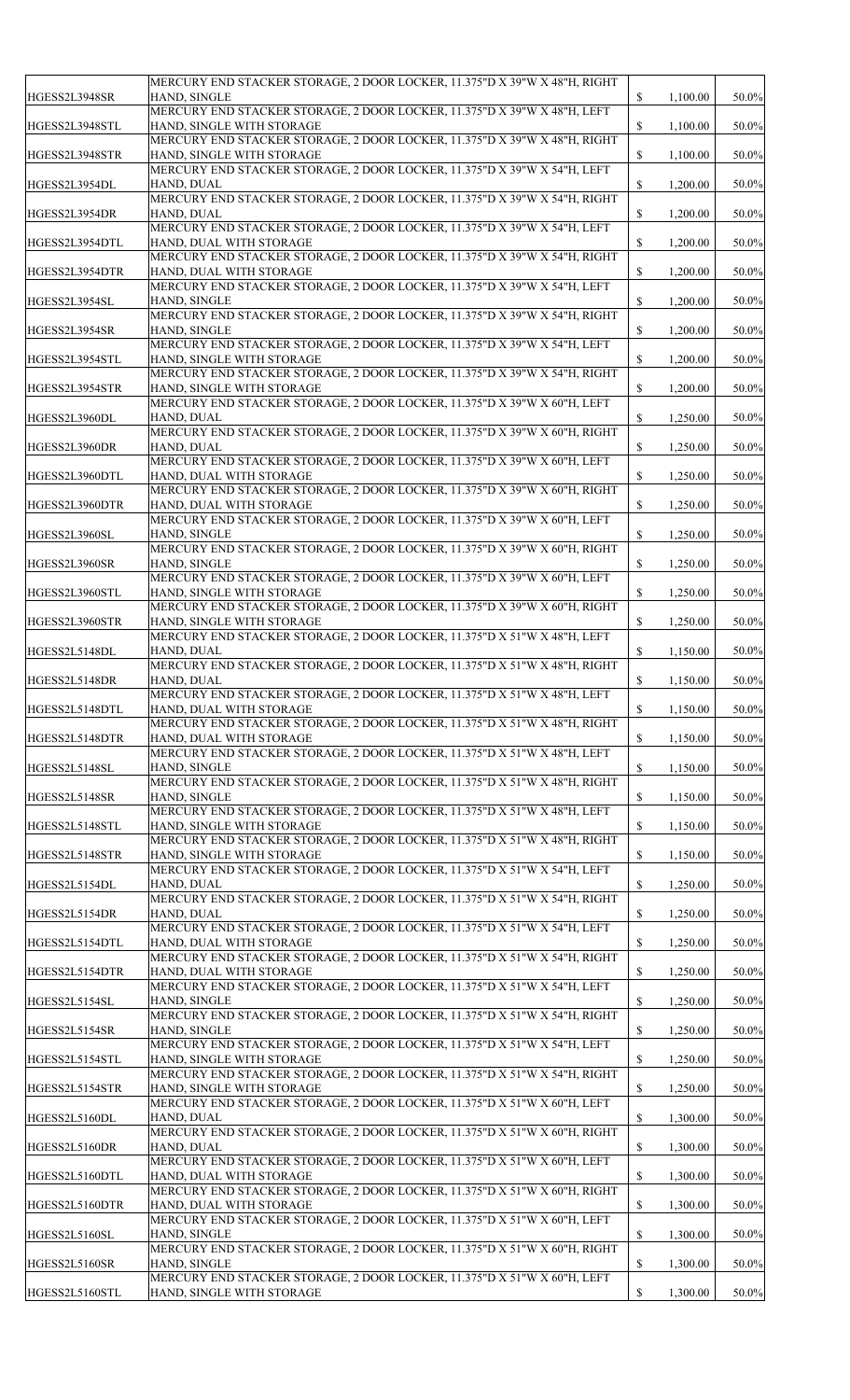| | | | | |
|---|---|---|---|---|
| HGESS2L3948SR | MERCURY END STACKER STORAGE, 2 DOOR LOCKER, 11.375"D X 39"W X 48"H, RIGHT HAND, SINGLE | $ | 1,100.00 | 50.0% |
| HGESS2L3948STL | MERCURY END STACKER STORAGE, 2 DOOR LOCKER, 11.375"D X 39"W X 48"H, LEFT HAND, SINGLE WITH STORAGE | $ | 1,100.00 | 50.0% |
| HGESS2L3948STR | MERCURY END STACKER STORAGE, 2 DOOR LOCKER, 11.375"D X 39"W X 48"H, RIGHT HAND, SINGLE WITH STORAGE | $ | 1,100.00 | 50.0% |
| HGESS2L3954DL | MERCURY END STACKER STORAGE, 2 DOOR LOCKER, 11.375"D X 39"W X 54"H, LEFT HAND, DUAL | $ | 1,200.00 | 50.0% |
| HGESS2L3954DR | MERCURY END STACKER STORAGE, 2 DOOR LOCKER, 11.375"D X 39"W X 54"H, RIGHT HAND, DUAL | $ | 1,200.00 | 50.0% |
| HGESS2L3954DTL | MERCURY END STACKER STORAGE, 2 DOOR LOCKER, 11.375"D X 39"W X 54"H, LEFT HAND, DUAL WITH STORAGE | $ | 1,200.00 | 50.0% |
| HGESS2L3954DTR | MERCURY END STACKER STORAGE, 2 DOOR LOCKER, 11.375"D X 39"W X 54"H, RIGHT HAND, DUAL WITH STORAGE | $ | 1,200.00 | 50.0% |
| HGESS2L3954SL | MERCURY END STACKER STORAGE, 2 DOOR LOCKER, 11.375"D X 39"W X 54"H, LEFT HAND, SINGLE | $ | 1,200.00 | 50.0% |
| HGESS2L3954SR | MERCURY END STACKER STORAGE, 2 DOOR LOCKER, 11.375"D X 39"W X 54"H, RIGHT HAND, SINGLE | $ | 1,200.00 | 50.0% |
| HGESS2L3954STL | MERCURY END STACKER STORAGE, 2 DOOR LOCKER, 11.375"D X 39"W X 54"H, LEFT HAND, SINGLE WITH STORAGE | $ | 1,200.00 | 50.0% |
| HGESS2L3954STR | MERCURY END STACKER STORAGE, 2 DOOR LOCKER, 11.375"D X 39"W X 54"H, RIGHT HAND, SINGLE WITH STORAGE | $ | 1,200.00 | 50.0% |
| HGESS2L3960DL | MERCURY END STACKER STORAGE, 2 DOOR LOCKER, 11.375"D X 39"W X 60"H, LEFT HAND, DUAL | $ | 1,250.00 | 50.0% |
| HGESS2L3960DR | MERCURY END STACKER STORAGE, 2 DOOR LOCKER, 11.375"D X 39"W X 60"H, RIGHT HAND, DUAL | $ | 1,250.00 | 50.0% |
| HGESS2L3960DTL | MERCURY END STACKER STORAGE, 2 DOOR LOCKER, 11.375"D X 39"W X 60"H, LEFT HAND, DUAL WITH STORAGE | $ | 1,250.00 | 50.0% |
| HGESS2L3960DTR | MERCURY END STACKER STORAGE, 2 DOOR LOCKER, 11.375"D X 39"W X 60"H, RIGHT HAND, DUAL WITH STORAGE | $ | 1,250.00 | 50.0% |
| HGESS2L3960SL | MERCURY END STACKER STORAGE, 2 DOOR LOCKER, 11.375"D X 39"W X 60"H, LEFT HAND, SINGLE | $ | 1,250.00 | 50.0% |
| HGESS2L3960SR | MERCURY END STACKER STORAGE, 2 DOOR LOCKER, 11.375"D X 39"W X 60"H, RIGHT HAND, SINGLE | $ | 1,250.00 | 50.0% |
| HGESS2L3960STL | MERCURY END STACKER STORAGE, 2 DOOR LOCKER, 11.375"D X 39"W X 60"H, LEFT HAND, SINGLE WITH STORAGE | $ | 1,250.00 | 50.0% |
| HGESS2L3960STR | MERCURY END STACKER STORAGE, 2 DOOR LOCKER, 11.375"D X 39"W X 60"H, RIGHT HAND, SINGLE WITH STORAGE | $ | 1,250.00 | 50.0% |
| HGESS2L5148DL | MERCURY END STACKER STORAGE, 2 DOOR LOCKER, 11.375"D X 51"W X 48"H, LEFT HAND, DUAL | $ | 1,150.00 | 50.0% |
| HGESS2L5148DR | MERCURY END STACKER STORAGE, 2 DOOR LOCKER, 11.375"D X 51"W X 48"H, RIGHT HAND, DUAL | $ | 1,150.00 | 50.0% |
| HGESS2L5148DTL | MERCURY END STACKER STORAGE, 2 DOOR LOCKER, 11.375"D X 51"W X 48"H, LEFT HAND, DUAL WITH STORAGE | $ | 1,150.00 | 50.0% |
| HGESS2L5148DTR | MERCURY END STACKER STORAGE, 2 DOOR LOCKER, 11.375"D X 51"W X 48"H, RIGHT HAND, DUAL WITH STORAGE | $ | 1,150.00 | 50.0% |
| HGESS2L5148SL | MERCURY END STACKER STORAGE, 2 DOOR LOCKER, 11.375"D X 51"W X 48"H, LEFT HAND, SINGLE | $ | 1,150.00 | 50.0% |
| HGESS2L5148SR | MERCURY END STACKER STORAGE, 2 DOOR LOCKER, 11.375"D X 51"W X 48"H, RIGHT HAND, SINGLE | $ | 1,150.00 | 50.0% |
| HGESS2L5148STL | MERCURY END STACKER STORAGE, 2 DOOR LOCKER, 11.375"D X 51"W X 48"H, LEFT HAND, SINGLE WITH STORAGE | $ | 1,150.00 | 50.0% |
| HGESS2L5148STR | MERCURY END STACKER STORAGE, 2 DOOR LOCKER, 11.375"D X 51"W X 48"H, RIGHT HAND, SINGLE WITH STORAGE | $ | 1,150.00 | 50.0% |
| HGESS2L5154DL | MERCURY END STACKER STORAGE, 2 DOOR LOCKER, 11.375"D X 51"W X 54"H, LEFT HAND, DUAL | $ | 1,250.00 | 50.0% |
| HGESS2L5154DR | MERCURY END STACKER STORAGE, 2 DOOR LOCKER, 11.375"D X 51"W X 54"H, RIGHT HAND, DUAL | $ | 1,250.00 | 50.0% |
| HGESS2L5154DTL | MERCURY END STACKER STORAGE, 2 DOOR LOCKER, 11.375"D X 51"W X 54"H, LEFT HAND, DUAL WITH STORAGE | $ | 1,250.00 | 50.0% |
| HGESS2L5154DTR | MERCURY END STACKER STORAGE, 2 DOOR LOCKER, 11.375"D X 51"W X 54"H, RIGHT HAND, DUAL WITH STORAGE | $ | 1,250.00 | 50.0% |
| HGESS2L5154SL | MERCURY END STACKER STORAGE, 2 DOOR LOCKER, 11.375"D X 51"W X 54"H, LEFT HAND, SINGLE | $ | 1,250.00 | 50.0% |
| HGESS2L5154SR | MERCURY END STACKER STORAGE, 2 DOOR LOCKER, 11.375"D X 51"W X 54"H, RIGHT HAND, SINGLE | $ | 1,250.00 | 50.0% |
| HGESS2L5154STL | MERCURY END STACKER STORAGE, 2 DOOR LOCKER, 11.375"D X 51"W X 54"H, LEFT HAND, SINGLE WITH STORAGE | $ | 1,250.00 | 50.0% |
| HGESS2L5154STR | MERCURY END STACKER STORAGE, 2 DOOR LOCKER, 11.375"D X 51"W X 54"H, RIGHT HAND, SINGLE WITH STORAGE | $ | 1,250.00 | 50.0% |
| HGESS2L5160DL | MERCURY END STACKER STORAGE, 2 DOOR LOCKER, 11.375"D X 51"W X 60"H, LEFT HAND, DUAL | $ | 1,300.00 | 50.0% |
| HGESS2L5160DR | MERCURY END STACKER STORAGE, 2 DOOR LOCKER, 11.375"D X 51"W X 60"H, RIGHT HAND, DUAL | $ | 1,300.00 | 50.0% |
| HGESS2L5160DTL | MERCURY END STACKER STORAGE, 2 DOOR LOCKER, 11.375"D X 51"W X 60"H, LEFT HAND, DUAL WITH STORAGE | $ | 1,300.00 | 50.0% |
| HGESS2L5160DTR | MERCURY END STACKER STORAGE, 2 DOOR LOCKER, 11.375"D X 51"W X 60"H, RIGHT HAND, DUAL WITH STORAGE | $ | 1,300.00 | 50.0% |
| HGESS2L5160SL | MERCURY END STACKER STORAGE, 2 DOOR LOCKER, 11.375"D X 51"W X 60"H, LEFT HAND, SINGLE | $ | 1,300.00 | 50.0% |
| HGESS2L5160SR | MERCURY END STACKER STORAGE, 2 DOOR LOCKER, 11.375"D X 51"W X 60"H, RIGHT HAND, SINGLE | $ | 1,300.00 | 50.0% |
| HGESS2L5160STL | MERCURY END STACKER STORAGE, 2 DOOR LOCKER, 11.375"D X 51"W X 60"H, LEFT HAND, SINGLE WITH STORAGE | $ | 1,300.00 | 50.0% |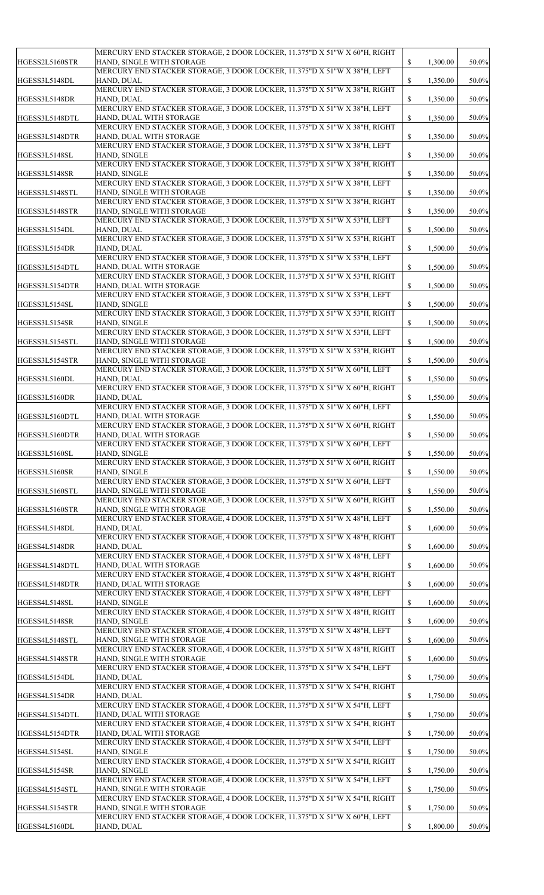| | | | | |
|---|---|---|---|---|
| HGESS2L5160STR | MERCURY END STACKER STORAGE, 2 DOOR LOCKER, 11.375"D X 51"W X 60"H, RIGHT HAND, SINGLE WITH STORAGE | $ | 1,300.00 | 50.0% |
| HGESS3L5148DL | MERCURY END STACKER STORAGE, 3 DOOR LOCKER, 11.375"D X 51"W X 38"H, LEFT HAND, DUAL | $ | 1,350.00 | 50.0% |
| HGESS3L5148DR | MERCURY END STACKER STORAGE, 3 DOOR LOCKER, 11.375"D X 51"W X 38"H, RIGHT HAND, DUAL | $ | 1,350.00 | 50.0% |
| HGESS3L5148DTL | MERCURY END STACKER STORAGE, 3 DOOR LOCKER, 11.375"D X 51"W X 38"H, LEFT HAND, DUAL WITH STORAGE | $ | 1,350.00 | 50.0% |
| HGESS3L5148DTR | MERCURY END STACKER STORAGE, 3 DOOR LOCKER, 11.375"D X 51"W X 38"H, RIGHT HAND, DUAL WITH STORAGE | $ | 1,350.00 | 50.0% |
| HGESS3L5148SL | MERCURY END STACKER STORAGE, 3 DOOR LOCKER, 11.375"D X 51"W X 38"H, LEFT HAND, SINGLE | $ | 1,350.00 | 50.0% |
| HGESS3L5148SR | MERCURY END STACKER STORAGE, 3 DOOR LOCKER, 11.375"D X 51"W X 38"H, RIGHT HAND, SINGLE | $ | 1,350.00 | 50.0% |
| HGESS3L5148STL | MERCURY END STACKER STORAGE, 3 DOOR LOCKER, 11.375"D X 51"W X 38"H, LEFT HAND, SINGLE WITH STORAGE | $ | 1,350.00 | 50.0% |
| HGESS3L5148STR | MERCURY END STACKER STORAGE, 3 DOOR LOCKER, 11.375"D X 51"W X 38"H, RIGHT HAND, SINGLE WITH STORAGE | $ | 1,350.00 | 50.0% |
| HGESS3L5154DL | MERCURY END STACKER STORAGE, 3 DOOR LOCKER, 11.375"D X 51"W X 53"H, LEFT HAND, DUAL | $ | 1,500.00 | 50.0% |
| HGESS3L5154DR | MERCURY END STACKER STORAGE, 3 DOOR LOCKER, 11.375"D X 51"W X 53"H, RIGHT HAND, DUAL | $ | 1,500.00 | 50.0% |
| HGESS3L5154DTL | MERCURY END STACKER STORAGE, 3 DOOR LOCKER, 11.375"D X 51"W X 53"H, LEFT HAND, DUAL WITH STORAGE | $ | 1,500.00 | 50.0% |
| HGESS3L5154DTR | MERCURY END STACKER STORAGE, 3 DOOR LOCKER, 11.375"D X 51"W X 53"H, RIGHT HAND, DUAL WITH STORAGE | $ | 1,500.00 | 50.0% |
| HGESS3L5154SL | MERCURY END STACKER STORAGE, 3 DOOR LOCKER, 11.375"D X 51"W X 53"H, LEFT HAND, SINGLE | $ | 1,500.00 | 50.0% |
| HGESS3L5154SR | MERCURY END STACKER STORAGE, 3 DOOR LOCKER, 11.375"D X 51"W X 53"H, RIGHT HAND, SINGLE | $ | 1,500.00 | 50.0% |
| HGESS3L5154STL | MERCURY END STACKER STORAGE, 3 DOOR LOCKER, 11.375"D X 51"W X 53"H, LEFT HAND, SINGLE WITH STORAGE | $ | 1,500.00 | 50.0% |
| HGESS3L5154STR | MERCURY END STACKER STORAGE, 3 DOOR LOCKER, 11.375"D X 51"W X 53"H, RIGHT HAND, SINGLE WITH STORAGE | $ | 1,500.00 | 50.0% |
| HGESS3L5160DL | MERCURY END STACKER STORAGE, 3 DOOR LOCKER, 11.375"D X 51"W X 60"H, LEFT HAND, DUAL | $ | 1,550.00 | 50.0% |
| HGESS3L5160DR | MERCURY END STACKER STORAGE, 3 DOOR LOCKER, 11.375"D X 51"W X 60"H, RIGHT HAND, DUAL | $ | 1,550.00 | 50.0% |
| HGESS3L5160DTL | MERCURY END STACKER STORAGE, 3 DOOR LOCKER, 11.375"D X 51"W X 60"H, LEFT HAND, DUAL WITH STORAGE | $ | 1,550.00 | 50.0% |
| HGESS3L5160DTR | MERCURY END STACKER STORAGE, 3 DOOR LOCKER, 11.375"D X 51"W X 60"H, RIGHT HAND, DUAL WITH STORAGE | $ | 1,550.00 | 50.0% |
| HGESS3L5160SL | MERCURY END STACKER STORAGE, 3 DOOR LOCKER, 11.375"D X 51"W X 60"H, LEFT HAND, SINGLE | $ | 1,550.00 | 50.0% |
| HGESS3L5160SR | MERCURY END STACKER STORAGE, 3 DOOR LOCKER, 11.375"D X 51"W X 60"H, RIGHT HAND, SINGLE | $ | 1,550.00 | 50.0% |
| HGESS3L5160STL | MERCURY END STACKER STORAGE, 3 DOOR LOCKER, 11.375"D X 51"W X 60"H, LEFT HAND, SINGLE WITH STORAGE | $ | 1,550.00 | 50.0% |
| HGESS3L5160STR | MERCURY END STACKER STORAGE, 3 DOOR LOCKER, 11.375"D X 51"W X 60"H, RIGHT HAND, SINGLE WITH STORAGE | $ | 1,550.00 | 50.0% |
| HGESS4L5148DL | MERCURY END STACKER STORAGE, 4 DOOR LOCKER, 11.375"D X 51"W X 48"H, LEFT HAND, DUAL | $ | 1,600.00 | 50.0% |
| HGESS4L5148DR | MERCURY END STACKER STORAGE, 4 DOOR LOCKER, 11.375"D X 51"W X 48"H, RIGHT HAND, DUAL | $ | 1,600.00 | 50.0% |
| HGESS4L5148DTL | MERCURY END STACKER STORAGE, 4 DOOR LOCKER, 11.375"D X 51"W X 48"H, LEFT HAND, DUAL WITH STORAGE | $ | 1,600.00 | 50.0% |
| HGESS4L5148DTR | MERCURY END STACKER STORAGE, 4 DOOR LOCKER, 11.375"D X 51"W X 48"H, RIGHT HAND, DUAL WITH STORAGE | $ | 1,600.00 | 50.0% |
| HGESS4L5148SL | MERCURY END STACKER STORAGE, 4 DOOR LOCKER, 11.375"D X 51"W X 48"H, LEFT HAND, SINGLE | $ | 1,600.00 | 50.0% |
| HGESS4L5148SR | MERCURY END STACKER STORAGE, 4 DOOR LOCKER, 11.375"D X 51"W X 48"H, RIGHT HAND, SINGLE | $ | 1,600.00 | 50.0% |
| HGESS4L5148STL | MERCURY END STACKER STORAGE, 4 DOOR LOCKER, 11.375"D X 51"W X 48"H, LEFT HAND, SINGLE WITH STORAGE | $ | 1,600.00 | 50.0% |
| HGESS4L5148STR | MERCURY END STACKER STORAGE, 4 DOOR LOCKER, 11.375"D X 51"W X 48"H, RIGHT HAND, SINGLE WITH STORAGE | $ | 1,600.00 | 50.0% |
| HGESS4L5154DL | MERCURY END STACKER STORAGE, 4 DOOR LOCKER, 11.375"D X 51"W X 54"H, LEFT HAND, DUAL | $ | 1,750.00 | 50.0% |
| HGESS4L5154DR | MERCURY END STACKER STORAGE, 4 DOOR LOCKER, 11.375"D X 51"W X 54"H, RIGHT HAND, DUAL | $ | 1,750.00 | 50.0% |
| HGESS4L5154DTL | MERCURY END STACKER STORAGE, 4 DOOR LOCKER, 11.375"D X 51"W X 54"H, LEFT HAND, DUAL WITH STORAGE | $ | 1,750.00 | 50.0% |
| HGESS4L5154DTR | MERCURY END STACKER STORAGE, 4 DOOR LOCKER, 11.375"D X 51"W X 54"H, RIGHT HAND, DUAL WITH STORAGE | $ | 1,750.00 | 50.0% |
| HGESS4L5154SL | MERCURY END STACKER STORAGE, 4 DOOR LOCKER, 11.375"D X 51"W X 54"H, LEFT HAND, SINGLE | $ | 1,750.00 | 50.0% |
| HGESS4L5154SR | MERCURY END STACKER STORAGE, 4 DOOR LOCKER, 11.375"D X 51"W X 54"H, RIGHT HAND, SINGLE | $ | 1,750.00 | 50.0% |
| HGESS4L5154STL | MERCURY END STACKER STORAGE, 4 DOOR LOCKER, 11.375"D X 51"W X 54"H, LEFT HAND, SINGLE WITH STORAGE | $ | 1,750.00 | 50.0% |
| HGESS4L5154STR | MERCURY END STACKER STORAGE, 4 DOOR LOCKER, 11.375"D X 51"W X 54"H, RIGHT HAND, SINGLE WITH STORAGE | $ | 1,750.00 | 50.0% |
| HGESS4L5160DL | MERCURY END STACKER STORAGE, 4 DOOR LOCKER, 11.375"D X 51"W X 60"H, LEFT HAND, DUAL | $ | 1,800.00 | 50.0% |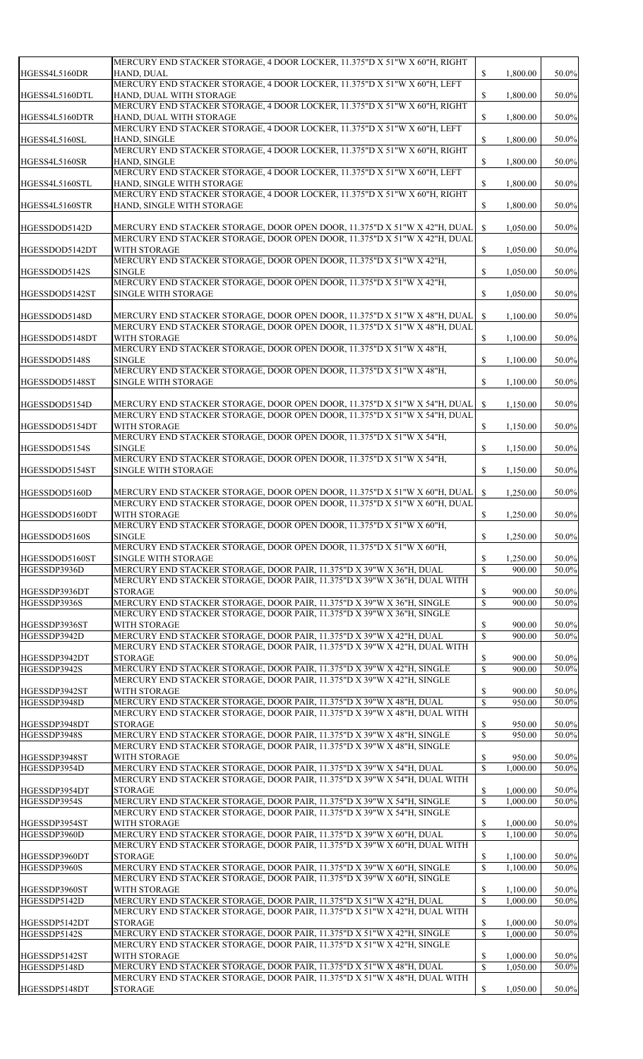| | | | |
|---|---|---|---|
| HGESS4L5160DR | MERCURY END STACKER STORAGE, 4 DOOR LOCKER, 11.375"D X 51"W X 60"H, RIGHT HAND, DUAL | $ 1,800.00 | 50.0% |
| HGESS4L5160DTL | MERCURY END STACKER STORAGE, 4 DOOR LOCKER, 11.375"D X 51"W X 60"H, LEFT HAND, DUAL WITH STORAGE | $ 1,800.00 | 50.0% |
| HGESS4L5160DTR | MERCURY END STACKER STORAGE, 4 DOOR LOCKER, 11.375"D X 51"W X 60"H, RIGHT HAND, DUAL WITH STORAGE | $ 1,800.00 | 50.0% |
| HGESS4L5160SL | MERCURY END STACKER STORAGE, 4 DOOR LOCKER, 11.375"D X 51"W X 60"H, LEFT HAND, SINGLE | $ 1,800.00 | 50.0% |
| HGESS4L5160SR | MERCURY END STACKER STORAGE, 4 DOOR LOCKER, 11.375"D X 51"W X 60"H, RIGHT HAND, SINGLE | $ 1,800.00 | 50.0% |
| HGESS4L5160STL | MERCURY END STACKER STORAGE, 4 DOOR LOCKER, 11.375"D X 51"W X 60"H, LEFT HAND, SINGLE WITH STORAGE | $ 1,800.00 | 50.0% |
| HGESS4L5160STR | MERCURY END STACKER STORAGE, 4 DOOR LOCKER, 11.375"D X 51"W X 60"H, RIGHT HAND, SINGLE WITH STORAGE | $ 1,800.00 | 50.0% |
| HGESSDOD5142D | MERCURY END STACKER STORAGE, DOOR OPEN DOOR, 11.375"D X 51"W X 42"H, DUAL | $ 1,050.00 | 50.0% |
| HGESSDOD5142DT | MERCURY END STACKER STORAGE, DOOR OPEN DOOR, 11.375"D X 51"W X 42"H, DUAL WITH STORAGE | $ 1,050.00 | 50.0% |
| HGESSDOD5142S | MERCURY END STACKER STORAGE, DOOR OPEN DOOR, 11.375"D X 51"W X 42"H, SINGLE | $ 1,050.00 | 50.0% |
| HGESSDOD5142ST | MERCURY END STACKER STORAGE, DOOR OPEN DOOR, 11.375"D X 51"W X 42"H, SINGLE WITH STORAGE | $ 1,050.00 | 50.0% |
| HGESSDOD5148D | MERCURY END STACKER STORAGE, DOOR OPEN DOOR, 11.375"D X 51"W X 48"H, DUAL | $ 1,100.00 | 50.0% |
| HGESSDOD5148DT | MERCURY END STACKER STORAGE, DOOR OPEN DOOR, 11.375"D X 51"W X 48"H, DUAL WITH STORAGE | $ 1,100.00 | 50.0% |
| HGESSDOD5148S | MERCURY END STACKER STORAGE, DOOR OPEN DOOR, 11.375"D X 51"W X 48"H, SINGLE | $ 1,100.00 | 50.0% |
| HGESSDOD5148ST | MERCURY END STACKER STORAGE, DOOR OPEN DOOR, 11.375"D X 51"W X 48"H, SINGLE WITH STORAGE | $ 1,100.00 | 50.0% |
| HGESSDOD5154D | MERCURY END STACKER STORAGE, DOOR OPEN DOOR, 11.375"D X 51"W X 54"H, DUAL | $ 1,150.00 | 50.0% |
| HGESSDOD5154DT | MERCURY END STACKER STORAGE, DOOR OPEN DOOR, 11.375"D X 51"W X 54"H, DUAL WITH STORAGE | $ 1,150.00 | 50.0% |
| HGESSDOD5154S | MERCURY END STACKER STORAGE, DOOR OPEN DOOR, 11.375"D X 51"W X 54"H, SINGLE | $ 1,150.00 | 50.0% |
| HGESSDOD5154ST | MERCURY END STACKER STORAGE, DOOR OPEN DOOR, 11.375"D X 51"W X 54"H, SINGLE WITH STORAGE | $ 1,150.00 | 50.0% |
| HGESSDOD5160D | MERCURY END STACKER STORAGE, DOOR OPEN DOOR, 11.375"D X 51"W X 60"H, DUAL | $ 1,250.00 | 50.0% |
| HGESSDOD5160DT | MERCURY END STACKER STORAGE, DOOR OPEN DOOR, 11.375"D X 51"W X 60"H, DUAL WITH STORAGE | $ 1,250.00 | 50.0% |
| HGESSDOD5160S | MERCURY END STACKER STORAGE, DOOR OPEN DOOR, 11.375"D X 51"W X 60"H, SINGLE | $ 1,250.00 | 50.0% |
| HGESSDOD5160ST | MERCURY END STACKER STORAGE, DOOR OPEN DOOR, 11.375"D X 51"W X 60"H, SINGLE WITH STORAGE | $ 1,250.00 | 50.0% |
| HGESSDP3936D | MERCURY END STACKER STORAGE, DOOR PAIR, 11.375"D X 39"W X 36"H, DUAL | $ 900.00 | 50.0% |
| HGESSDP3936DT | MERCURY END STACKER STORAGE, DOOR PAIR, 11.375"D X 39"W X 36"H, DUAL WITH STORAGE | $ 900.00 | 50.0% |
| HGESSDP3936S | MERCURY END STACKER STORAGE, DOOR PAIR, 11.375"D X 39"W X 36"H, SINGLE | $ 900.00 | 50.0% |
| HGESSDP3936ST | MERCURY END STACKER STORAGE, DOOR PAIR, 11.375"D X 39"W X 36"H, SINGLE WITH STORAGE | $ 900.00 | 50.0% |
| HGESSDP3942D | MERCURY END STACKER STORAGE, DOOR PAIR, 11.375"D X 39"W X 42"H, DUAL | $ 900.00 | 50.0% |
| HGESSDP3942DT | MERCURY END STACKER STORAGE, DOOR PAIR, 11.375"D X 39"W X 42"H, DUAL WITH STORAGE | $ 900.00 | 50.0% |
| HGESSDP3942S | MERCURY END STACKER STORAGE, DOOR PAIR, 11.375"D X 39"W X 42"H, SINGLE | $ 900.00 | 50.0% |
| HGESSDP3942ST | MERCURY END STACKER STORAGE, DOOR PAIR, 11.375"D X 39"W X 42"H, SINGLE WITH STORAGE | $ 900.00 | 50.0% |
| HGESSDP3948D | MERCURY END STACKER STORAGE, DOOR PAIR, 11.375"D X 39"W X 48"H, DUAL | $ 950.00 | 50.0% |
| HGESSDP3948DT | MERCURY END STACKER STORAGE, DOOR PAIR, 11.375"D X 39"W X 48"H, DUAL WITH STORAGE | $ 950.00 | 50.0% |
| HGESSDP3948S | MERCURY END STACKER STORAGE, DOOR PAIR, 11.375"D X 39"W X 48"H, SINGLE | $ 950.00 | 50.0% |
| HGESSDP3948ST | MERCURY END STACKER STORAGE, DOOR PAIR, 11.375"D X 39"W X 48"H, SINGLE WITH STORAGE | $ 950.00 | 50.0% |
| HGESSDP3954D | MERCURY END STACKER STORAGE, DOOR PAIR, 11.375"D X 39"W X 54"H, DUAL | $ 1,000.00 | 50.0% |
| HGESSDP3954DT | MERCURY END STACKER STORAGE, DOOR PAIR, 11.375"D X 39"W X 54"H, DUAL WITH STORAGE | $ 1,000.00 | 50.0% |
| HGESSDP3954S | MERCURY END STACKER STORAGE, DOOR PAIR, 11.375"D X 39"W X 54"H, SINGLE | $ 1,000.00 | 50.0% |
| HGESSDP3954ST | MERCURY END STACKER STORAGE, DOOR PAIR, 11.375"D X 39"W X 54"H, SINGLE WITH STORAGE | $ 1,000.00 | 50.0% |
| HGESSDP3960D | MERCURY END STACKER STORAGE, DOOR PAIR, 11.375"D X 39"W X 60"H, DUAL | $ 1,100.00 | 50.0% |
| HGESSDP3960DT | MERCURY END STACKER STORAGE, DOOR PAIR, 11.375"D X 39"W X 60"H, DUAL WITH STORAGE | $ 1,100.00 | 50.0% |
| HGESSDP3960S | MERCURY END STACKER STORAGE, DOOR PAIR, 11.375"D X 39"W X 60"H, SINGLE | $ 1,100.00 | 50.0% |
| HGESSDP3960ST | MERCURY END STACKER STORAGE, DOOR PAIR, 11.375"D X 39"W X 60"H, SINGLE WITH STORAGE | $ 1,100.00 | 50.0% |
| HGESSDP5142D | MERCURY END STACKER STORAGE, DOOR PAIR, 11.375"D X 51"W X 42"H, DUAL | $ 1,000.00 | 50.0% |
| HGESSDP5142DT | MERCURY END STACKER STORAGE, DOOR PAIR, 11.375"D X 51"W X 42"H, DUAL WITH STORAGE | $ 1,000.00 | 50.0% |
| HGESSDP5142S | MERCURY END STACKER STORAGE, DOOR PAIR, 11.375"D X 51"W X 42"H, SINGLE | $ 1,000.00 | 50.0% |
| HGESSDP5142ST | MERCURY END STACKER STORAGE, DOOR PAIR, 11.375"D X 51"W X 42"H, SINGLE WITH STORAGE | $ 1,000.00 | 50.0% |
| HGESSDP5148D | MERCURY END STACKER STORAGE, DOOR PAIR, 11.375"D X 51"W X 48"H, DUAL | $ 1,050.00 | 50.0% |
| HGESSDP5148DT | MERCURY END STACKER STORAGE, DOOR PAIR, 11.375"D X 51"W X 48"H, DUAL WITH STORAGE | $ 1,050.00 | 50.0% |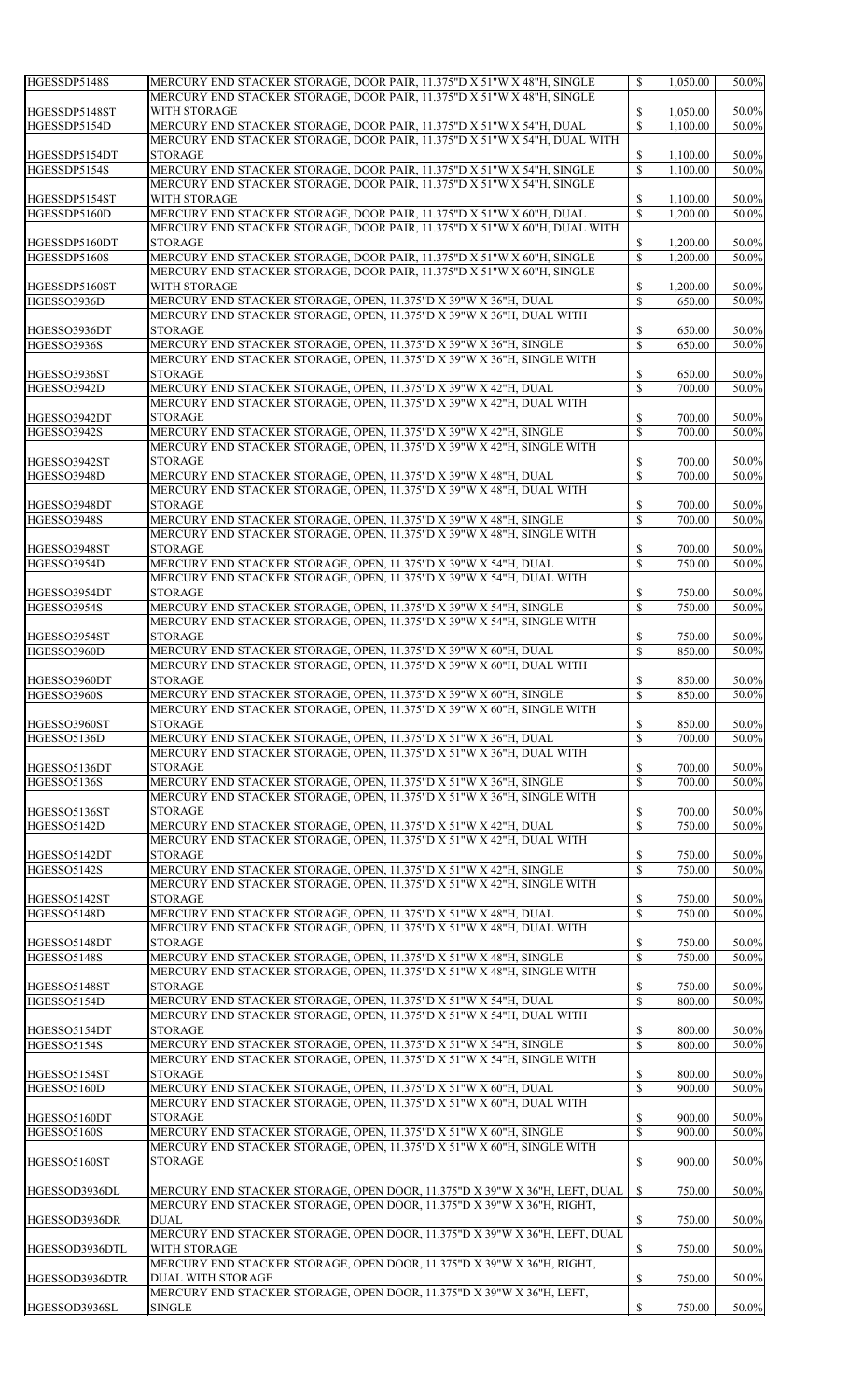| | | | | |
|---|---|---|---|---|
| HGESSDP5148S | MERCURY END STACKER STORAGE, DOOR PAIR, 11.375"D X 51"W X 48"H, SINGLE | $ | 1,050.00 | 50.0% |
| HGESSDP5148ST | MERCURY END STACKER STORAGE, DOOR PAIR, 11.375"D X 51"W X 48"H, SINGLE WITH STORAGE | $ | 1,050.00 | 50.0% |
| HGESSDP5154D | MERCURY END STACKER STORAGE, DOOR PAIR, 11.375"D X 51"W X 54"H, DUAL | $ | 1,100.00 | 50.0% |
| HGESSDP5154DT | MERCURY END STACKER STORAGE, DOOR PAIR, 11.375"D X 51"W X 54"H, DUAL WITH STORAGE | $ | 1,100.00 | 50.0% |
| HGESSDP5154S | MERCURY END STACKER STORAGE, DOOR PAIR, 11.375"D X 51"W X 54"H, SINGLE | $ | 1,100.00 | 50.0% |
| HGESSDP5154ST | MERCURY END STACKER STORAGE, DOOR PAIR, 11.375"D X 51"W X 54"H, SINGLE WITH STORAGE | $ | 1,100.00 | 50.0% |
| HGESSDP5160D | MERCURY END STACKER STORAGE, DOOR PAIR, 11.375"D X 51"W X 60"H, DUAL | $ | 1,200.00 | 50.0% |
| HGESSDP5160DT | MERCURY END STACKER STORAGE, DOOR PAIR, 11.375"D X 51"W X 60"H, DUAL WITH STORAGE | $ | 1,200.00 | 50.0% |
| HGESSDP5160S | MERCURY END STACKER STORAGE, DOOR PAIR, 11.375"D X 51"W X 60"H, SINGLE | $ | 1,200.00 | 50.0% |
| HGESSDP5160ST | MERCURY END STACKER STORAGE, DOOR PAIR, 11.375"D X 51"W X 60"H, SINGLE WITH STORAGE | $ | 1,200.00 | 50.0% |
| HGESSO3936D | MERCURY END STACKER STORAGE, OPEN, 11.375"D X 39"W X 36"H, DUAL | $ | 650.00 | 50.0% |
| HGESSO3936DT | MERCURY END STACKER STORAGE, OPEN, 11.375"D X 39"W X 36"H, DUAL WITH STORAGE | $ | 650.00 | 50.0% |
| HGESSO3936S | MERCURY END STACKER STORAGE, OPEN, 11.375"D X 39"W X 36"H, SINGLE | $ | 650.00 | 50.0% |
| HGESSO3936ST | MERCURY END STACKER STORAGE, OPEN, 11.375"D X 39"W X 36"H, SINGLE WITH STORAGE | $ | 650.00 | 50.0% |
| HGESSO3942D | MERCURY END STACKER STORAGE, OPEN, 11.375"D X 39"W X 42"H, DUAL | $ | 700.00 | 50.0% |
| HGESSO3942DT | MERCURY END STACKER STORAGE, OPEN, 11.375"D X 39"W X 42"H, DUAL WITH STORAGE | $ | 700.00 | 50.0% |
| HGESSO3942S | MERCURY END STACKER STORAGE, OPEN, 11.375"D X 39"W X 42"H, SINGLE | $ | 700.00 | 50.0% |
| HGESSO3942ST | MERCURY END STACKER STORAGE, OPEN, 11.375"D X 39"W X 42"H, SINGLE WITH STORAGE | $ | 700.00 | 50.0% |
| HGESSO3948D | MERCURY END STACKER STORAGE, OPEN, 11.375"D X 39"W X 48"H, DUAL | $ | 700.00 | 50.0% |
| HGESSO3948DT | MERCURY END STACKER STORAGE, OPEN, 11.375"D X 39"W X 48"H, DUAL WITH STORAGE | $ | 700.00 | 50.0% |
| HGESSO3948S | MERCURY END STACKER STORAGE, OPEN, 11.375"D X 39"W X 48"H, SINGLE | $ | 700.00 | 50.0% |
| HGESSO3948ST | MERCURY END STACKER STORAGE, OPEN, 11.375"D X 39"W X 48"H, SINGLE WITH STORAGE | $ | 700.00 | 50.0% |
| HGESSO3954D | MERCURY END STACKER STORAGE, OPEN, 11.375"D X 39"W X 54"H, DUAL | $ | 750.00 | 50.0% |
| HGESSO3954DT | MERCURY END STACKER STORAGE, OPEN, 11.375"D X 39"W X 54"H, DUAL WITH STORAGE | $ | 750.00 | 50.0% |
| HGESSO3954S | MERCURY END STACKER STORAGE, OPEN, 11.375"D X 39"W X 54"H, SINGLE | $ | 750.00 | 50.0% |
| HGESSO3954ST | MERCURY END STACKER STORAGE, OPEN, 11.375"D X 39"W X 54"H, SINGLE WITH STORAGE | $ | 750.00 | 50.0% |
| HGESSO3960D | MERCURY END STACKER STORAGE, OPEN, 11.375"D X 39"W X 60"H, DUAL | $ | 850.00 | 50.0% |
| HGESSO3960DT | MERCURY END STACKER STORAGE, OPEN, 11.375"D X 39"W X 60"H, DUAL WITH STORAGE | $ | 850.00 | 50.0% |
| HGESSO3960S | MERCURY END STACKER STORAGE, OPEN, 11.375"D X 39"W X 60"H, SINGLE | $ | 850.00 | 50.0% |
| HGESSO3960ST | MERCURY END STACKER STORAGE, OPEN, 11.375"D X 39"W X 60"H, SINGLE WITH STORAGE | $ | 850.00 | 50.0% |
| HGESSO5136D | MERCURY END STACKER STORAGE, OPEN, 11.375"D X 51"W X 36"H, DUAL | $ | 700.00 | 50.0% |
| HGESSO5136DT | MERCURY END STACKER STORAGE, OPEN, 11.375"D X 51"W X 36"H, DUAL WITH STORAGE | $ | 700.00 | 50.0% |
| HGESSO5136S | MERCURY END STACKER STORAGE, OPEN, 11.375"D X 51"W X 36"H, SINGLE | $ | 700.00 | 50.0% |
| HGESSO5136ST | MERCURY END STACKER STORAGE, OPEN, 11.375"D X 51"W X 36"H, SINGLE WITH STORAGE | $ | 700.00 | 50.0% |
| HGESSO5142D | MERCURY END STACKER STORAGE, OPEN, 11.375"D X 51"W X 42"H, DUAL | $ | 750.00 | 50.0% |
| HGESSO5142DT | MERCURY END STACKER STORAGE, OPEN, 11.375"D X 51"W X 42"H, DUAL WITH STORAGE | $ | 750.00 | 50.0% |
| HGESSO5142S | MERCURY END STACKER STORAGE, OPEN, 11.375"D X 51"W X 42"H, SINGLE | $ | 750.00 | 50.0% |
| HGESSO5142ST | MERCURY END STACKER STORAGE, OPEN, 11.375"D X 51"W X 42"H, SINGLE WITH STORAGE | $ | 750.00 | 50.0% |
| HGESSO5148D | MERCURY END STACKER STORAGE, OPEN, 11.375"D X 51"W X 48"H, DUAL | $ | 750.00 | 50.0% |
| HGESSO5148DT | MERCURY END STACKER STORAGE, OPEN, 11.375"D X 51"W X 48"H, DUAL WITH STORAGE | $ | 750.00 | 50.0% |
| HGESSO5148S | MERCURY END STACKER STORAGE, OPEN, 11.375"D X 51"W X 48"H, SINGLE | $ | 750.00 | 50.0% |
| HGESSO5148ST | MERCURY END STACKER STORAGE, OPEN, 11.375"D X 51"W X 48"H, SINGLE WITH STORAGE | $ | 750.00 | 50.0% |
| HGESSO5154D | MERCURY END STACKER STORAGE, OPEN, 11.375"D X 51"W X 54"H, DUAL | $ | 800.00 | 50.0% |
| HGESSO5154DT | MERCURY END STACKER STORAGE, OPEN, 11.375"D X 51"W X 54"H, DUAL WITH STORAGE | $ | 800.00 | 50.0% |
| HGESSO5154S | MERCURY END STACKER STORAGE, OPEN, 11.375"D X 51"W X 54"H, SINGLE | $ | 800.00 | 50.0% |
| HGESSO5154ST | MERCURY END STACKER STORAGE, OPEN, 11.375"D X 51"W X 54"H, SINGLE WITH STORAGE | $ | 800.00 | 50.0% |
| HGESSO5160D | MERCURY END STACKER STORAGE, OPEN, 11.375"D X 51"W X 60"H, DUAL | $ | 900.00 | 50.0% |
| HGESSO5160DT | MERCURY END STACKER STORAGE, OPEN, 11.375"D X 51"W X 60"H, DUAL WITH STORAGE | $ | 900.00 | 50.0% |
| HGESSO5160S | MERCURY END STACKER STORAGE, OPEN, 11.375"D X 51"W X 60"H, SINGLE | $ | 900.00 | 50.0% |
| HGESSO5160ST | MERCURY END STACKER STORAGE, OPEN, 11.375"D X 51"W X 60"H, SINGLE WITH STORAGE | $ | 900.00 | 50.0% |
| HGESSOD3936DL | MERCURY END STACKER STORAGE, OPEN DOOR, 11.375"D X 39"W X 36"H, LEFT, DUAL | $ | 750.00 | 50.0% |
| HGESSOD3936DR | MERCURY END STACKER STORAGE, OPEN DOOR, 11.375"D X 39"W X 36"H, RIGHT, DUAL | $ | 750.00 | 50.0% |
| HGESSOD3936DTL | MERCURY END STACKER STORAGE, OPEN DOOR, 11.375"D X 39"W X 36"H, LEFT, DUAL WITH STORAGE | $ | 750.00 | 50.0% |
| HGESSOD3936DTR | MERCURY END STACKER STORAGE, OPEN DOOR, 11.375"D X 39"W X 36"H, RIGHT, DUAL WITH STORAGE | $ | 750.00 | 50.0% |
| HGESSOD3936SL | MERCURY END STACKER STORAGE, OPEN DOOR, 11.375"D X 39"W X 36"H, LEFT, SINGLE | $ | 750.00 | 50.0% |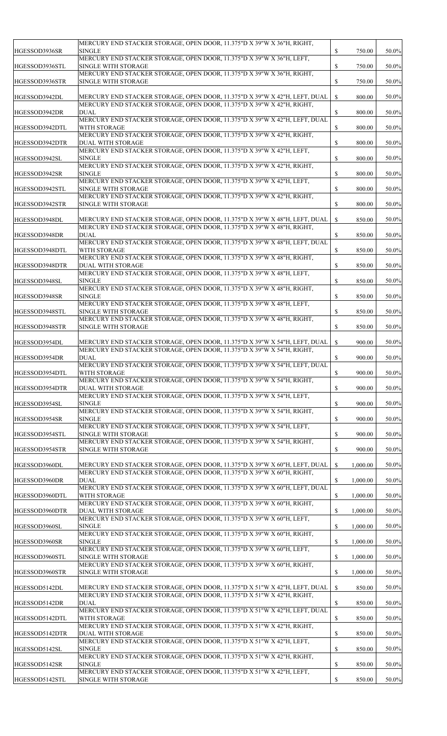| | | | | |
|---|---|---|---|---|
| HGESSOD3936SR | MERCURY END STACKER STORAGE, OPEN DOOR, 11.375"D X 39"W X 36"H, RIGHT, SINGLE | $ | 750.00 | 50.0% |
| HGESSOD3936STL | MERCURY END STACKER STORAGE, OPEN DOOR, 11.375"D X 39"W X 36"H, LEFT, SINGLE WITH STORAGE | $ | 750.00 | 50.0% |
| HGESSOD3936STR | MERCURY END STACKER STORAGE, OPEN DOOR, 11.375"D X 39"W X 36"H, RIGHT, SINGLE WITH STORAGE | $ | 750.00 | 50.0% |
| HGESSOD3942DL | MERCURY END STACKER STORAGE, OPEN DOOR, 11.375"D X 39"W X 42"H, LEFT, DUAL | $ | 800.00 | 50.0% |
| HGESSOD3942DR | MERCURY END STACKER STORAGE, OPEN DOOR, 11.375"D X 39"W X 42"H, RIGHT, DUAL | $ | 800.00 | 50.0% |
| HGESSOD3942DTL | MERCURY END STACKER STORAGE, OPEN DOOR, 11.375"D X 39"W X 42"H, LEFT, DUAL WITH STORAGE | $ | 800.00 | 50.0% |
| HGESSOD3942DTR | MERCURY END STACKER STORAGE, OPEN DOOR, 11.375"D X 39"W X 42"H, RIGHT, DUAL WITH STORAGE | $ | 800.00 | 50.0% |
| HGESSOD3942SL | MERCURY END STACKER STORAGE, OPEN DOOR, 11.375"D X 39"W X 42"H, LEFT, SINGLE | $ | 800.00 | 50.0% |
| HGESSOD3942SR | MERCURY END STACKER STORAGE, OPEN DOOR, 11.375"D X 39"W X 42"H, RIGHT, SINGLE | $ | 800.00 | 50.0% |
| HGESSOD3942STL | MERCURY END STACKER STORAGE, OPEN DOOR, 11.375"D X 39"W X 42"H, LEFT, SINGLE WITH STORAGE | $ | 800.00 | 50.0% |
| HGESSOD3942STR | MERCURY END STACKER STORAGE, OPEN DOOR, 11.375"D X 39"W X 42"H, RIGHT, SINGLE WITH STORAGE | $ | 800.00 | 50.0% |
| HGESSOD3948DL | MERCURY END STACKER STORAGE, OPEN DOOR, 11.375"D X 39"W X 48"H, LEFT, DUAL | $ | 850.00 | 50.0% |
| HGESSOD3948DR | MERCURY END STACKER STORAGE, OPEN DOOR, 11.375"D X 39"W X 48"H, RIGHT, DUAL | $ | 850.00 | 50.0% |
| HGESSOD3948DTL | MERCURY END STACKER STORAGE, OPEN DOOR, 11.375"D X 39"W X 48"H, LEFT, DUAL WITH STORAGE | $ | 850.00 | 50.0% |
| HGESSOD3948DTR | MERCURY END STACKER STORAGE, OPEN DOOR, 11.375"D X 39"W X 48"H, RIGHT, DUAL WITH STORAGE | $ | 850.00 | 50.0% |
| HGESSOD3948SL | MERCURY END STACKER STORAGE, OPEN DOOR, 11.375"D X 39"W X 48"H, LEFT, SINGLE | $ | 850.00 | 50.0% |
| HGESSOD3948SR | MERCURY END STACKER STORAGE, OPEN DOOR, 11.375"D X 39"W X 48"H, RIGHT, SINGLE | $ | 850.00 | 50.0% |
| HGESSOD3948STL | MERCURY END STACKER STORAGE, OPEN DOOR, 11.375"D X 39"W X 48"H, LEFT, SINGLE WITH STORAGE | $ | 850.00 | 50.0% |
| HGESSOD3948STR | MERCURY END STACKER STORAGE, OPEN DOOR, 11.375"D X 39"W X 48"H, RIGHT, SINGLE WITH STORAGE | $ | 850.00 | 50.0% |
| HGESSOD3954DL | MERCURY END STACKER STORAGE, OPEN DOOR, 11.375"D X 39"W X 54"H, LEFT, DUAL | $ | 900.00 | 50.0% |
| HGESSOD3954DR | MERCURY END STACKER STORAGE, OPEN DOOR, 11.375"D X 39"W X 54"H, RIGHT, DUAL | $ | 900.00 | 50.0% |
| HGESSOD3954DTL | MERCURY END STACKER STORAGE, OPEN DOOR, 11.375"D X 39"W X 54"H, LEFT, DUAL WITH STORAGE | $ | 900.00 | 50.0% |
| HGESSOD3954DTR | MERCURY END STACKER STORAGE, OPEN DOOR, 11.375"D X 39"W X 54"H, RIGHT, DUAL WITH STORAGE | $ | 900.00 | 50.0% |
| HGESSOD3954SL | MERCURY END STACKER STORAGE, OPEN DOOR, 11.375"D X 39"W X 54"H, LEFT, SINGLE | $ | 900.00 | 50.0% |
| HGESSOD3954SR | MERCURY END STACKER STORAGE, OPEN DOOR, 11.375"D X 39"W X 54"H, RIGHT, SINGLE | $ | 900.00 | 50.0% |
| HGESSOD3954STL | MERCURY END STACKER STORAGE, OPEN DOOR, 11.375"D X 39"W X 54"H, LEFT, SINGLE WITH STORAGE | $ | 900.00 | 50.0% |
| HGESSOD3954STR | MERCURY END STACKER STORAGE, OPEN DOOR, 11.375"D X 39"W X 54"H, RIGHT, SINGLE WITH STORAGE | $ | 900.00 | 50.0% |
| HGESSOD3960DL | MERCURY END STACKER STORAGE, OPEN DOOR, 11.375"D X 39"W X 60"H, LEFT, DUAL | $ | 1,000.00 | 50.0% |
| HGESSOD3960DR | MERCURY END STACKER STORAGE, OPEN DOOR, 11.375"D X 39"W X 60"H, RIGHT, DUAL | $ | 1,000.00 | 50.0% |
| HGESSOD3960DTL | MERCURY END STACKER STORAGE, OPEN DOOR, 11.375"D X 39"W X 60"H, LEFT, DUAL WITH STORAGE | $ | 1,000.00 | 50.0% |
| HGESSOD3960DTR | MERCURY END STACKER STORAGE, OPEN DOOR, 11.375"D X 39"W X 60"H, RIGHT, DUAL WITH STORAGE | $ | 1,000.00 | 50.0% |
| HGESSOD3960SL | MERCURY END STACKER STORAGE, OPEN DOOR, 11.375"D X 39"W X 60"H, LEFT, SINGLE | $ | 1,000.00 | 50.0% |
| HGESSOD3960SR | MERCURY END STACKER STORAGE, OPEN DOOR, 11.375"D X 39"W X 60"H, RIGHT, SINGLE | $ | 1,000.00 | 50.0% |
| HGESSOD3960STL | MERCURY END STACKER STORAGE, OPEN DOOR, 11.375"D X 39"W X 60"H, LEFT, SINGLE WITH STORAGE | $ | 1,000.00 | 50.0% |
| HGESSOD3960STR | MERCURY END STACKER STORAGE, OPEN DOOR, 11.375"D X 39"W X 60"H, RIGHT, SINGLE WITH STORAGE | $ | 1,000.00 | 50.0% |
| HGESSOD5142DL | MERCURY END STACKER STORAGE, OPEN DOOR, 11.375"D X 51"W X 42"H, LEFT, DUAL | $ | 850.00 | 50.0% |
| HGESSOD5142DR | MERCURY END STACKER STORAGE, OPEN DOOR, 11.375"D X 51"W X 42"H, RIGHT, DUAL | $ | 850.00 | 50.0% |
| HGESSOD5142DTL | MERCURY END STACKER STORAGE, OPEN DOOR, 11.375"D X 51"W X 42"H, LEFT, DUAL WITH STORAGE | $ | 850.00 | 50.0% |
| HGESSOD5142DTR | MERCURY END STACKER STORAGE, OPEN DOOR, 11.375"D X 51"W X 42"H, RIGHT, DUAL WITH STORAGE | $ | 850.00 | 50.0% |
| HGESSOD5142SL | MERCURY END STACKER STORAGE, OPEN DOOR, 11.375"D X 51"W X 42"H, LEFT, SINGLE | $ | 850.00 | 50.0% |
| HGESSOD5142SR | MERCURY END STACKER STORAGE, OPEN DOOR, 11.375"D X 51"W X 42"H, RIGHT, SINGLE | $ | 850.00 | 50.0% |
| HGESSOD5142STL | MERCURY END STACKER STORAGE, OPEN DOOR, 11.375"D X 51"W X 42"H, LEFT, SINGLE WITH STORAGE | $ | 850.00 | 50.0% |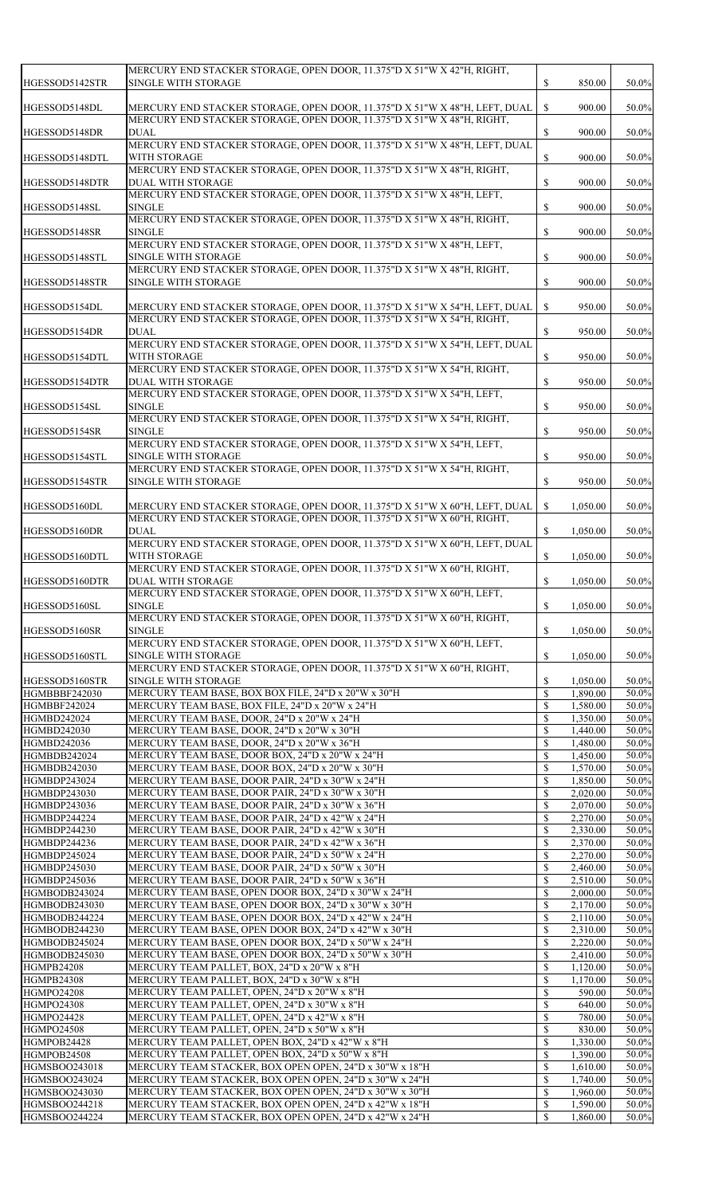| | | | | |
|---|---|---|---|---|
| HGESSOD5142STR | MERCURY END STACKER STORAGE, OPEN DOOR, 11.375"D X 51"W X 42"H, RIGHT, SINGLE WITH STORAGE | $ | 850.00 | 50.0% |
| HGESSOD5148DL | MERCURY END STACKER STORAGE, OPEN DOOR, 11.375"D X 51"W X 48"H, LEFT, DUAL | $ | 900.00 | 50.0% |
| HGESSOD5148DR | MERCURY END STACKER STORAGE, OPEN DOOR, 11.375"D X 51"W X 48"H, RIGHT, DUAL | $ | 900.00 | 50.0% |
| HGESSOD5148DTL | MERCURY END STACKER STORAGE, OPEN DOOR, 11.375"D X 51"W X 48"H, LEFT, DUAL WITH STORAGE | $ | 900.00 | 50.0% |
| HGESSOD5148DTR | MERCURY END STACKER STORAGE, OPEN DOOR, 11.375"D X 51"W X 48"H, RIGHT, DUAL WITH STORAGE | $ | 900.00 | 50.0% |
| HGESSOD5148SL | MERCURY END STACKER STORAGE, OPEN DOOR, 11.375"D X 51"W X 48"H, LEFT, SINGLE | $ | 900.00 | 50.0% |
| HGESSOD5148SR | MERCURY END STACKER STORAGE, OPEN DOOR, 11.375"D X 51"W X 48"H, RIGHT, SINGLE | $ | 900.00 | 50.0% |
| HGESSOD5148STL | MERCURY END STACKER STORAGE, OPEN DOOR, 11.375"D X 51"W X 48"H, LEFT, SINGLE WITH STORAGE | $ | 900.00 | 50.0% |
| HGESSOD5148STR | MERCURY END STACKER STORAGE, OPEN DOOR, 11.375"D X 51"W X 48"H, RIGHT, SINGLE WITH STORAGE | $ | 900.00 | 50.0% |
| HGESSOD5154DL | MERCURY END STACKER STORAGE, OPEN DOOR, 11.375"D X 51"W X 54"H, LEFT, DUAL | $ | 950.00 | 50.0% |
| HGESSOD5154DR | MERCURY END STACKER STORAGE, OPEN DOOR, 11.375"D X 51"W X 54"H, RIGHT, DUAL | $ | 950.00 | 50.0% |
| HGESSOD5154DTL | MERCURY END STACKER STORAGE, OPEN DOOR, 11.375"D X 51"W X 54"H, LEFT, DUAL WITH STORAGE | $ | 950.00 | 50.0% |
| HGESSOD5154DTR | MERCURY END STACKER STORAGE, OPEN DOOR, 11.375"D X 51"W X 54"H, RIGHT, DUAL WITH STORAGE | $ | 950.00 | 50.0% |
| HGESSOD5154SL | MERCURY END STACKER STORAGE, OPEN DOOR, 11.375"D X 51"W X 54"H, LEFT, SINGLE | $ | 950.00 | 50.0% |
| HGESSOD5154SR | MERCURY END STACKER STORAGE, OPEN DOOR, 11.375"D X 51"W X 54"H, RIGHT, SINGLE | $ | 950.00 | 50.0% |
| HGESSOD5154STL | MERCURY END STACKER STORAGE, OPEN DOOR, 11.375"D X 51"W X 54"H, LEFT, SINGLE WITH STORAGE | $ | 950.00 | 50.0% |
| HGESSOD5154STR | MERCURY END STACKER STORAGE, OPEN DOOR, 11.375"D X 51"W X 54"H, RIGHT, SINGLE WITH STORAGE | $ | 950.00 | 50.0% |
| HGESSOD5160DL | MERCURY END STACKER STORAGE, OPEN DOOR, 11.375"D X 51"W X 60"H, LEFT, DUAL | $ | 1,050.00 | 50.0% |
| HGESSOD5160DR | MERCURY END STACKER STORAGE, OPEN DOOR, 11.375"D X 51"W X 60"H, RIGHT, DUAL | $ | 1,050.00 | 50.0% |
| HGESSOD5160DTL | MERCURY END STACKER STORAGE, OPEN DOOR, 11.375"D X 51"W X 60"H, LEFT, DUAL WITH STORAGE | $ | 1,050.00 | 50.0% |
| HGESSOD5160DTR | MERCURY END STACKER STORAGE, OPEN DOOR, 11.375"D X 51"W X 60"H, RIGHT, DUAL WITH STORAGE | $ | 1,050.00 | 50.0% |
| HGESSOD5160SL | MERCURY END STACKER STORAGE, OPEN DOOR, 11.375"D X 51"W X 60"H, LEFT, SINGLE | $ | 1,050.00 | 50.0% |
| HGESSOD5160SR | MERCURY END STACKER STORAGE, OPEN DOOR, 11.375"D X 51"W X 60"H, RIGHT, SINGLE | $ | 1,050.00 | 50.0% |
| HGESSOD5160STL | MERCURY END STACKER STORAGE, OPEN DOOR, 11.375"D X 51"W X 60"H, LEFT, SINGLE WITH STORAGE | $ | 1,050.00 | 50.0% |
| HGESSOD5160STR | MERCURY END STACKER STORAGE, OPEN DOOR, 11.375"D X 51"W X 60"H, RIGHT, SINGLE WITH STORAGE | $ | 1,050.00 | 50.0% |
| HGMBBBF242030 | MERCURY TEAM BASE, BOX BOX FILE, 24"D x 20"W x 30"H | $ | 1,890.00 | 50.0% |
| HGMBBF242024 | MERCURY TEAM BASE, BOX FILE, 24"D x 20"W x 24"H | $ | 1,580.00 | 50.0% |
| HGMBD242024 | MERCURY TEAM BASE, DOOR, 24"D x 20"W x 24"H | $ | 1,350.00 | 50.0% |
| HGMBD242030 | MERCURY TEAM BASE, DOOR, 24"D x 20"W x 30"H | $ | 1,440.00 | 50.0% |
| HGMBD242036 | MERCURY TEAM BASE, DOOR, 24"D x 20"W x 36"H | $ | 1,480.00 | 50.0% |
| HGMBDB242024 | MERCURY TEAM BASE, DOOR BOX, 24"D x 20"W x 24"H | $ | 1,450.00 | 50.0% |
| HGMBDB242030 | MERCURY TEAM BASE, DOOR BOX, 24"D x 20"W x 30"H | $ | 1,570.00 | 50.0% |
| HGMBDP243024 | MERCURY TEAM BASE, DOOR PAIR, 24"D x 30"W x 24"H | $ | 1,850.00 | 50.0% |
| HGMBDP243030 | MERCURY TEAM BASE, DOOR PAIR, 24"D x 30"W x 30"H | $ | 2,020.00 | 50.0% |
| HGMBDP243036 | MERCURY TEAM BASE, DOOR PAIR, 24"D x 30"W x 36"H | $ | 2,070.00 | 50.0% |
| HGMBDP244224 | MERCURY TEAM BASE, DOOR PAIR, 24"D x 42"W x 24"H | $ | 2,270.00 | 50.0% |
| HGMBDP244230 | MERCURY TEAM BASE, DOOR PAIR, 24"D x 42"W x 30"H | $ | 2,330.00 | 50.0% |
| HGMBDP244236 | MERCURY TEAM BASE, DOOR PAIR, 24"D x 42"W x 36"H | $ | 2,370.00 | 50.0% |
| HGMBDP245024 | MERCURY TEAM BASE, DOOR PAIR, 24"D x 50"W x 24"H | $ | 2,270.00 | 50.0% |
| HGMBDP245030 | MERCURY TEAM BASE, DOOR PAIR, 24"D x 50"W x 30"H | $ | 2,460.00 | 50.0% |
| HGMBDP245036 | MERCURY TEAM BASE, DOOR PAIR, 24"D x 50"W x 36"H | $ | 2,510.00 | 50.0% |
| HGMBODB243024 | MERCURY TEAM BASE, OPEN DOOR BOX, 24"D x 30"W x 24"H | $ | 2,000.00 | 50.0% |
| HGMBODB243030 | MERCURY TEAM BASE, OPEN DOOR BOX, 24"D x 30"W x 30"H | $ | 2,170.00 | 50.0% |
| HGMBODB244224 | MERCURY TEAM BASE, OPEN DOOR BOX, 24"D x 42"W x 24"H | $ | 2,110.00 | 50.0% |
| HGMBODB244230 | MERCURY TEAM BASE, OPEN DOOR BOX, 24"D x 42"W x 30"H | $ | 2,310.00 | 50.0% |
| HGMBODB245024 | MERCURY TEAM BASE, OPEN DOOR BOX, 24"D x 50"W x 24"H | $ | 2,220.00 | 50.0% |
| HGMBODB245030 | MERCURY TEAM BASE, OPEN DOOR BOX, 24"D x 50"W x 30"H | $ | 2,410.00 | 50.0% |
| HGMPB24208 | MERCURY TEAM PALLET, BOX, 24"D x 20"W x 8"H | $ | 1,120.00 | 50.0% |
| HGMPB24308 | MERCURY TEAM PALLET, BOX, 24"D x 30"W x 8"H | $ | 1,170.00 | 50.0% |
| HGMPO24208 | MERCURY TEAM PALLET, OPEN, 24"D x 20"W x 8"H | $ | 590.00 | 50.0% |
| HGMPO24308 | MERCURY TEAM PALLET, OPEN, 24"D x 30"W x 8"H | $ | 640.00 | 50.0% |
| HGMPO24428 | MERCURY TEAM PALLET, OPEN, 24"D x 42"W x 8"H | $ | 780.00 | 50.0% |
| HGMPO24508 | MERCURY TEAM PALLET, OPEN, 24"D x 50"W x 8"H | $ | 830.00 | 50.0% |
| HGMPOB24428 | MERCURY TEAM PALLET, OPEN BOX, 24"D x 42"W x 8"H | $ | 1,330.00 | 50.0% |
| HGMPOB24508 | MERCURY TEAM PALLET, OPEN BOX, 24"D x 50"W x 8"H | $ | 1,390.00 | 50.0% |
| HGMSBOO243018 | MERCURY TEAM STACKER, BOX OPEN OPEN, 24"D x 30"W x 18"H | $ | 1,610.00 | 50.0% |
| HGMSBOO243024 | MERCURY TEAM STACKER, BOX OPEN OPEN, 24"D x 30"W x 24"H | $ | 1,740.00 | 50.0% |
| HGMSBOO243030 | MERCURY TEAM STACKER, BOX OPEN OPEN, 24"D x 30"W x 30"H | $ | 1,960.00 | 50.0% |
| HGMSBOO244218 | MERCURY TEAM STACKER, BOX OPEN OPEN, 24"D x 42"W x 18"H | $ | 1,590.00 | 50.0% |
| HGMSBOO244224 | MERCURY TEAM STACKER, BOX OPEN OPEN, 24"D x 42"W x 24"H | $ | 1,860.00 | 50.0% |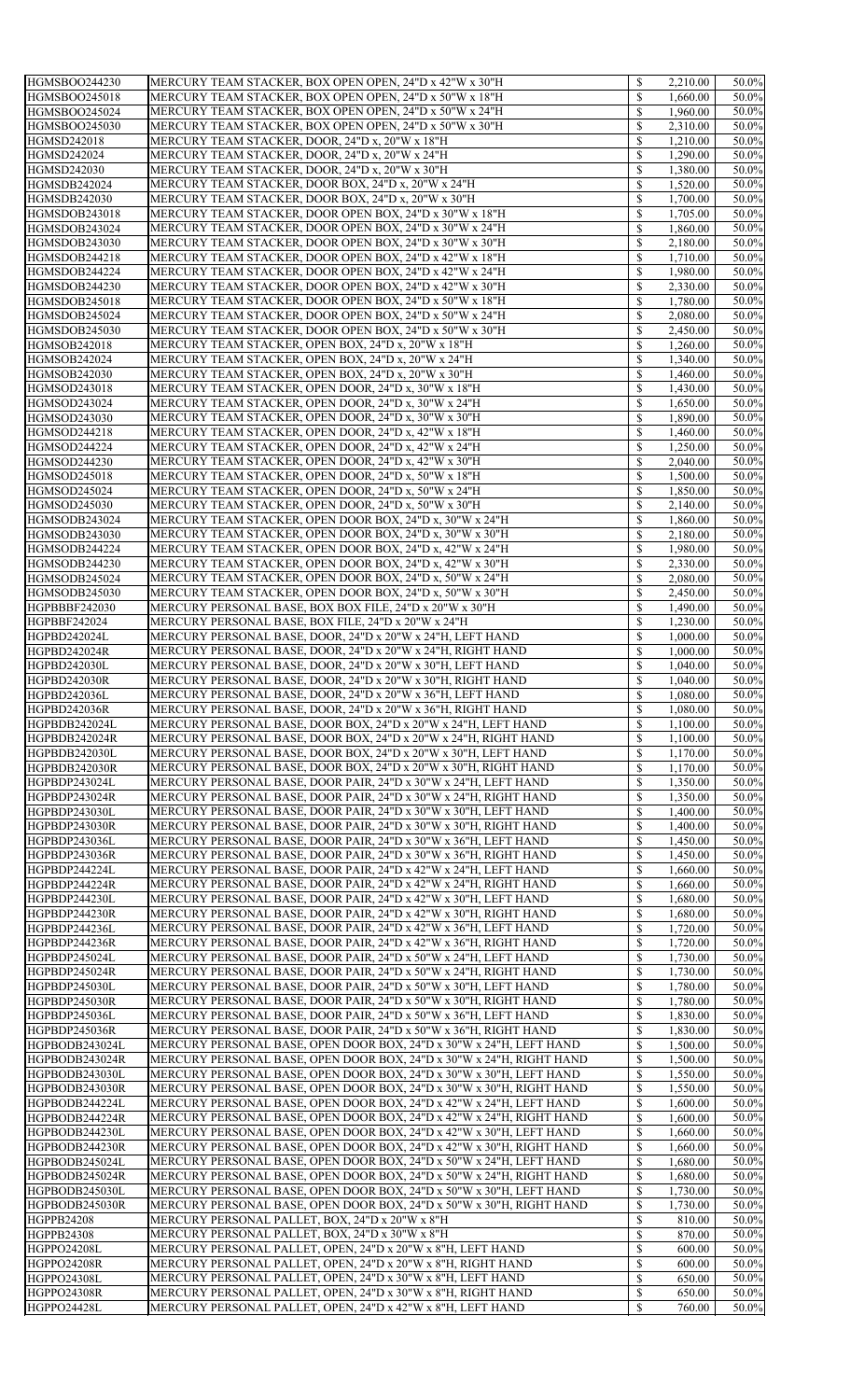| | | | | |
|---|---|---|---|---|
| HGMSBOO244230 | MERCURY TEAM STACKER, BOX OPEN OPEN, 24"D x 42"W x 30"H | $ | 2,210.00 | 50.0% |
| HGMSBOO245018 | MERCURY TEAM STACKER, BOX OPEN OPEN, 24"D x 50"W x 18"H | $ | 1,660.00 | 50.0% |
| HGMSBOO245024 | MERCURY TEAM STACKER, BOX OPEN OPEN, 24"D x 50"W x 24"H | $ | 1,960.00 | 50.0% |
| HGMSBOO245030 | MERCURY TEAM STACKER, BOX OPEN OPEN, 24"D x 50"W x 30"H | $ | 2,310.00 | 50.0% |
| HGMSD242018 | MERCURY TEAM STACKER, DOOR, 24"D x, 20"W x 18"H | $ | 1,210.00 | 50.0% |
| HGMSD242024 | MERCURY TEAM STACKER, DOOR, 24"D x, 20"W x 24"H | $ | 1,290.00 | 50.0% |
| HGMSD242030 | MERCURY TEAM STACKER, DOOR, 24"D x, 20"W x 30"H | $ | 1,380.00 | 50.0% |
| HGMSDB242024 | MERCURY TEAM STACKER, DOOR BOX, 24"D x, 20"W x 24"H | $ | 1,520.00 | 50.0% |
| HGMSDB242030 | MERCURY TEAM STACKER, DOOR BOX, 24"D x, 20"W x 30"H | $ | 1,700.00 | 50.0% |
| HGMSDOB243018 | MERCURY TEAM STACKER, DOOR OPEN BOX, 24"D x 30"W x 18"H | $ | 1,705.00 | 50.0% |
| HGMSDOB243024 | MERCURY TEAM STACKER, DOOR OPEN BOX, 24"D x 30"W x 24"H | $ | 1,860.00 | 50.0% |
| HGMSDOB243030 | MERCURY TEAM STACKER, DOOR OPEN BOX, 24"D x 30"W x 30"H | $ | 2,180.00 | 50.0% |
| HGMSDOB244218 | MERCURY TEAM STACKER, DOOR OPEN BOX, 24"D x 42"W x 18"H | $ | 1,710.00 | 50.0% |
| HGMSDOB244224 | MERCURY TEAM STACKER, DOOR OPEN BOX, 24"D x 42"W x 24"H | $ | 1,980.00 | 50.0% |
| HGMSDOB244230 | MERCURY TEAM STACKER, DOOR OPEN BOX, 24"D x 42"W x 30"H | $ | 2,330.00 | 50.0% |
| HGMSDOB245018 | MERCURY TEAM STACKER, DOOR OPEN BOX, 24"D x 50"W x 18"H | $ | 1,780.00 | 50.0% |
| HGMSDOB245024 | MERCURY TEAM STACKER, DOOR OPEN BOX, 24"D x 50"W x 24"H | $ | 2,080.00 | 50.0% |
| HGMSDOB245030 | MERCURY TEAM STACKER, DOOR OPEN BOX, 24"D x 50"W x 30"H | $ | 2,450.00 | 50.0% |
| HGMSOB242018 | MERCURY TEAM STACKER, OPEN BOX, 24"D x, 20"W x 18"H | $ | 1,260.00 | 50.0% |
| HGMSOB242024 | MERCURY TEAM STACKER, OPEN BOX, 24"D x, 20"W x 24"H | $ | 1,340.00 | 50.0% |
| HGMSOB242030 | MERCURY TEAM STACKER, OPEN BOX, 24"D x, 20"W x 30"H | $ | 1,460.00 | 50.0% |
| HGMSOD243018 | MERCURY TEAM STACKER, OPEN DOOR, 24"D x, 30"W x 18"H | $ | 1,430.00 | 50.0% |
| HGMSOD243024 | MERCURY TEAM STACKER, OPEN DOOR, 24"D x, 30"W x 24"H | $ | 1,650.00 | 50.0% |
| HGMSOD243030 | MERCURY TEAM STACKER, OPEN DOOR, 24"D x, 30"W x 30"H | $ | 1,890.00 | 50.0% |
| HGMSOD244218 | MERCURY TEAM STACKER, OPEN DOOR, 24"D x, 42"W x 18"H | $ | 1,460.00 | 50.0% |
| HGMSOD244224 | MERCURY TEAM STACKER, OPEN DOOR, 24"D x, 42"W x 24"H | $ | 1,250.00 | 50.0% |
| HGMSOD244230 | MERCURY TEAM STACKER, OPEN DOOR, 24"D x, 42"W x 30"H | $ | 2,040.00 | 50.0% |
| HGMSOD245018 | MERCURY TEAM STACKER, OPEN DOOR, 24"D x, 50"W x 18"H | $ | 1,500.00 | 50.0% |
| HGMSOD245024 | MERCURY TEAM STACKER, OPEN DOOR, 24"D x, 50"W x 24"H | $ | 1,850.00 | 50.0% |
| HGMSOD245030 | MERCURY TEAM STACKER, OPEN DOOR, 24"D x, 50"W x 30"H | $ | 2,140.00 | 50.0% |
| HGMSODB243024 | MERCURY TEAM STACKER, OPEN DOOR BOX, 24"D x, 30"W x 24"H | $ | 1,860.00 | 50.0% |
| HGMSODB243030 | MERCURY TEAM STACKER, OPEN DOOR BOX, 24"D x, 30"W x 30"H | $ | 2,180.00 | 50.0% |
| HGMSODB244224 | MERCURY TEAM STACKER, OPEN DOOR BOX, 24"D x, 42"W x 24"H | $ | 1,980.00 | 50.0% |
| HGMSODB244230 | MERCURY TEAM STACKER, OPEN DOOR BOX, 24"D x, 42"W x 30"H | $ | 2,330.00 | 50.0% |
| HGMSODB245024 | MERCURY TEAM STACKER, OPEN DOOR BOX, 24"D x, 50"W x 24"H | $ | 2,080.00 | 50.0% |
| HGMSODB245030 | MERCURY TEAM STACKER, OPEN DOOR BOX, 24"D x, 50"W x 30"H | $ | 2,450.00 | 50.0% |
| HGPBBBF242030 | MERCURY PERSONAL BASE, BOX BOX FILE, 24"D x 20"W x 30"H | $ | 1,490.00 | 50.0% |
| HGPBBF242024 | MERCURY PERSONAL BASE, BOX FILE, 24"D x 20"W x 24"H | $ | 1,230.00 | 50.0% |
| HGPBD242024L | MERCURY PERSONAL BASE, DOOR, 24"D x 20"W x 24"H, LEFT HAND | $ | 1,000.00 | 50.0% |
| HGPBD242024R | MERCURY PERSONAL BASE, DOOR, 24"D x 20"W x 24"H, RIGHT HAND | $ | 1,000.00 | 50.0% |
| HGPBD242030L | MERCURY PERSONAL BASE, DOOR, 24"D x 20"W x 30"H, LEFT HAND | $ | 1,040.00 | 50.0% |
| HGPBD242030R | MERCURY PERSONAL BASE, DOOR, 24"D x 20"W x 30"H, RIGHT HAND | $ | 1,040.00 | 50.0% |
| HGPBD242036L | MERCURY PERSONAL BASE, DOOR, 24"D x 20"W x 36"H, LEFT HAND | $ | 1,080.00 | 50.0% |
| HGPBD242036R | MERCURY PERSONAL BASE, DOOR, 24"D x 20"W x 36"H, RIGHT HAND | $ | 1,080.00 | 50.0% |
| HGPBDB242024L | MERCURY PERSONAL BASE, DOOR BOX, 24"D x 20"W x 24"H, LEFT HAND | $ | 1,100.00 | 50.0% |
| HGPBDB242024R | MERCURY PERSONAL BASE, DOOR BOX, 24"D x 20"W x 24"H, RIGHT HAND | $ | 1,100.00 | 50.0% |
| HGPBDB242030L | MERCURY PERSONAL BASE, DOOR BOX, 24"D x 20"W x 30"H, LEFT HAND | $ | 1,170.00 | 50.0% |
| HGPBDB242030R | MERCURY PERSONAL BASE, DOOR BOX, 24"D x 20"W x 30"H, RIGHT HAND | $ | 1,170.00 | 50.0% |
| HGPBDP243024L | MERCURY PERSONAL BASE, DOOR PAIR, 24"D x 30"W x 24"H, LEFT HAND | $ | 1,350.00 | 50.0% |
| HGPBDP243024R | MERCURY PERSONAL BASE, DOOR PAIR, 24"D x 30"W x 24"H, RIGHT HAND | $ | 1,350.00 | 50.0% |
| HGPBDP243030L | MERCURY PERSONAL BASE, DOOR PAIR, 24"D x 30"W x 30"H, LEFT HAND | $ | 1,400.00 | 50.0% |
| HGPBDP243030R | MERCURY PERSONAL BASE, DOOR PAIR, 24"D x 30"W x 30"H, RIGHT HAND | $ | 1,400.00 | 50.0% |
| HGPBDP243036L | MERCURY PERSONAL BASE, DOOR PAIR, 24"D x 30"W x 36"H, LEFT HAND | $ | 1,450.00 | 50.0% |
| HGPBDP243036R | MERCURY PERSONAL BASE, DOOR PAIR, 24"D x 30"W x 36"H, RIGHT HAND | $ | 1,450.00 | 50.0% |
| HGPBDP244224L | MERCURY PERSONAL BASE, DOOR PAIR, 24"D x 42"W x 24"H, LEFT HAND | $ | 1,660.00 | 50.0% |
| HGPBDP244224R | MERCURY PERSONAL BASE, DOOR PAIR, 24"D x 42"W x 24"H, RIGHT HAND | $ | 1,660.00 | 50.0% |
| HGPBDP244230L | MERCURY PERSONAL BASE, DOOR PAIR, 24"D x 42"W x 30"H, LEFT HAND | $ | 1,680.00 | 50.0% |
| HGPBDP244230R | MERCURY PERSONAL BASE, DOOR PAIR, 24"D x 42"W x 30"H, RIGHT HAND | $ | 1,680.00 | 50.0% |
| HGPBDP244236L | MERCURY PERSONAL BASE, DOOR PAIR, 24"D x 42"W x 36"H, LEFT HAND | $ | 1,720.00 | 50.0% |
| HGPBDP244236R | MERCURY PERSONAL BASE, DOOR PAIR, 24"D x 42"W x 36"H, RIGHT HAND | $ | 1,720.00 | 50.0% |
| HGPBDP245024L | MERCURY PERSONAL BASE, DOOR PAIR, 24"D x 50"W x 24"H, LEFT HAND | $ | 1,730.00 | 50.0% |
| HGPBDP245024R | MERCURY PERSONAL BASE, DOOR PAIR, 24"D x 50"W x 24"H, RIGHT HAND | $ | 1,730.00 | 50.0% |
| HGPBDP245030L | MERCURY PERSONAL BASE, DOOR PAIR, 24"D x 50"W x 30"H, LEFT HAND | $ | 1,780.00 | 50.0% |
| HGPBDP245030R | MERCURY PERSONAL BASE, DOOR PAIR, 24"D x 50"W x 30"H, RIGHT HAND | $ | 1,780.00 | 50.0% |
| HGPBDP245036L | MERCURY PERSONAL BASE, DOOR PAIR, 24"D x 50"W x 36"H, LEFT HAND | $ | 1,830.00 | 50.0% |
| HGPBDP245036R | MERCURY PERSONAL BASE, DOOR PAIR, 24"D x 50"W x 36"H, RIGHT HAND | $ | 1,830.00 | 50.0% |
| HGPBODB243024L | MERCURY PERSONAL BASE, OPEN DOOR BOX, 24"D x 30"W x 24"H, LEFT HAND | $ | 1,500.00 | 50.0% |
| HGPBODB243024R | MERCURY PERSONAL BASE, OPEN DOOR BOX, 24"D x 30"W x 24"H, RIGHT HAND | $ | 1,500.00 | 50.0% |
| HGPBODB243030L | MERCURY PERSONAL BASE, OPEN DOOR BOX, 24"D x 30"W x 30"H, LEFT HAND | $ | 1,550.00 | 50.0% |
| HGPBODB243030R | MERCURY PERSONAL BASE, OPEN DOOR BOX, 24"D x 30"W x 30"H, RIGHT HAND | $ | 1,550.00 | 50.0% |
| HGPBODB244224L | MERCURY PERSONAL BASE, OPEN DOOR BOX, 24"D x 42"W x 24"H, LEFT HAND | $ | 1,600.00 | 50.0% |
| HGPBODB244224R | MERCURY PERSONAL BASE, OPEN DOOR BOX, 24"D x 42"W x 24"H, RIGHT HAND | $ | 1,600.00 | 50.0% |
| HGPBODB244230L | MERCURY PERSONAL BASE, OPEN DOOR BOX, 24"D x 42"W x 30"H, LEFT HAND | $ | 1,660.00 | 50.0% |
| HGPBODB244230R | MERCURY PERSONAL BASE, OPEN DOOR BOX, 24"D x 42"W x 30"H, RIGHT HAND | $ | 1,660.00 | 50.0% |
| HGPBODB245024L | MERCURY PERSONAL BASE, OPEN DOOR BOX, 24"D x 50"W x 24"H, LEFT HAND | $ | 1,680.00 | 50.0% |
| HGPBODB245024R | MERCURY PERSONAL BASE, OPEN DOOR BOX, 24"D x 50"W x 24"H, RIGHT HAND | $ | 1,680.00 | 50.0% |
| HGPBODB245030L | MERCURY PERSONAL BASE, OPEN DOOR BOX, 24"D x 50"W x 30"H, LEFT HAND | $ | 1,730.00 | 50.0% |
| HGPBODB245030R | MERCURY PERSONAL BASE, OPEN DOOR BOX, 24"D x 50"W x 30"H, RIGHT HAND | $ | 1,730.00 | 50.0% |
| HGPPB24208 | MERCURY PERSONAL PALLET, BOX, 24"D x 20"W x 8"H | $ | 810.00 | 50.0% |
| HGPPB24308 | MERCURY PERSONAL PALLET, BOX, 24"D x 30"W x 8"H | $ | 870.00 | 50.0% |
| HGPPO24208L | MERCURY PERSONAL PALLET, OPEN, 24"D x 20"W x 8"H, LEFT HAND | $ | 600.00 | 50.0% |
| HGPPO24208R | MERCURY PERSONAL PALLET, OPEN, 24"D x 20"W x 8"H, RIGHT HAND | $ | 600.00 | 50.0% |
| HGPPO24308L | MERCURY PERSONAL PALLET, OPEN, 24"D x 30"W x 8"H, LEFT HAND | $ | 650.00 | 50.0% |
| HGPPO24308R | MERCURY PERSONAL PALLET, OPEN, 24"D x 30"W x 8"H, RIGHT HAND | $ | 650.00 | 50.0% |
| HGPPO24428L | MERCURY PERSONAL PALLET, OPEN, 24"D x 42"W x 8"H, LEFT HAND | $ | 760.00 | 50.0% |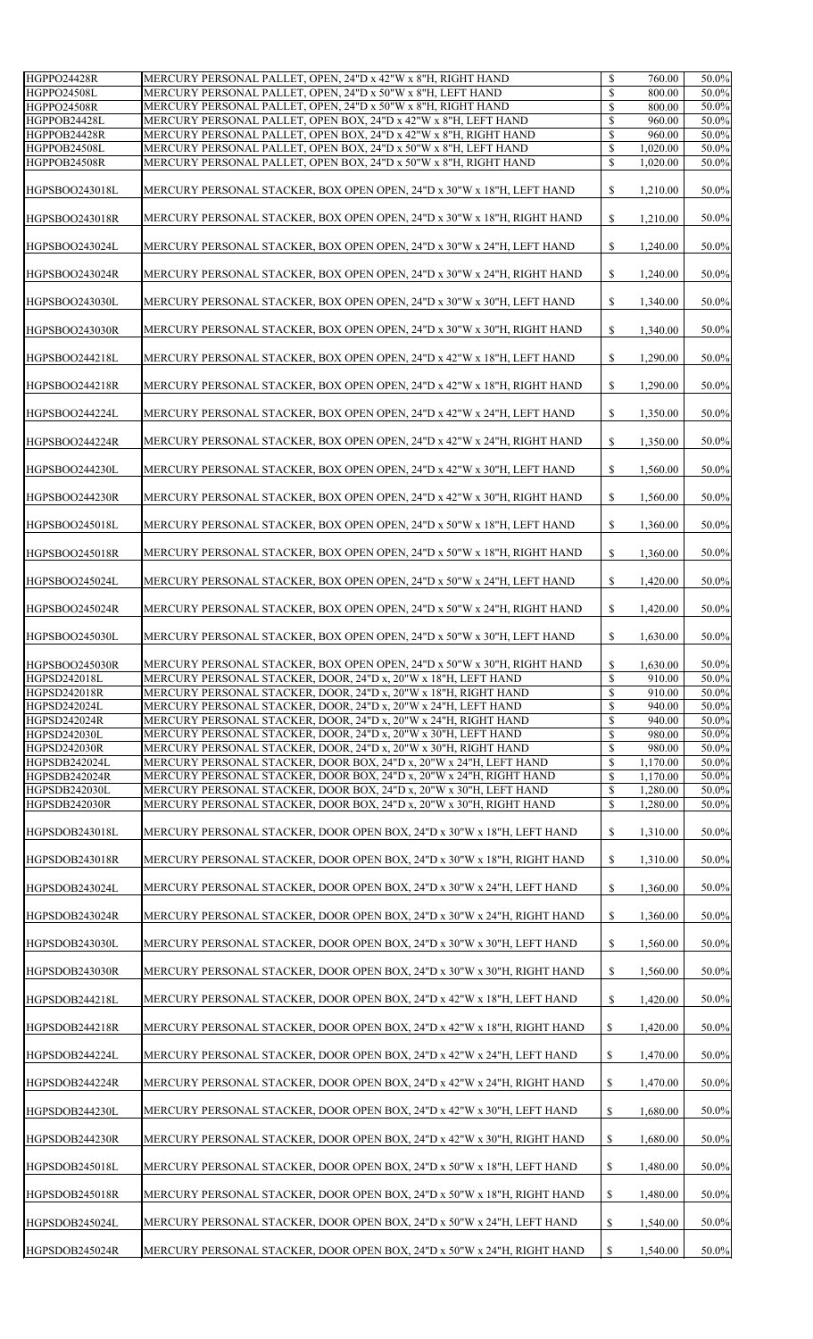| | | | | |
|---|---|---|---|---|
| HGPPO24428R | MERCURY PERSONAL PALLET, OPEN, 24"D x 42"W x 8"H, RIGHT HAND | $ | 760.00 | 50.0% |
| HGPPO24508L | MERCURY PERSONAL PALLET, OPEN, 24"D x 50"W x 8"H, LEFT HAND | $ | 800.00 | 50.0% |
| HGPPO24508R | MERCURY PERSONAL PALLET, OPEN, 24"D x 50"W x 8"H, RIGHT HAND | $ | 800.00 | 50.0% |
| HGPPOB24428L | MERCURY PERSONAL PALLET, OPEN BOX, 24"D x 42"W x 8"H, LEFT HAND | $ | 960.00 | 50.0% |
| HGPPOB24428R | MERCURY PERSONAL PALLET, OPEN BOX, 24"D x 42"W x 8"H, RIGHT HAND | $ | 960.00 | 50.0% |
| HGPPOB24508L | MERCURY PERSONAL PALLET, OPEN BOX, 24"D x 50"W x 8"H, LEFT HAND | $ | 1,020.00 | 50.0% |
| HGPPOB24508R | MERCURY PERSONAL PALLET, OPEN BOX, 24"D x 50"W x 8"H, RIGHT HAND | $ | 1,020.00 | 50.0% |
| HGPSBOO243018L | MERCURY PERSONAL STACKER, BOX OPEN OPEN, 24"D x 30"W x 18"H, LEFT HAND | $ | 1,210.00 | 50.0% |
| HGPSBOO243018R | MERCURY PERSONAL STACKER, BOX OPEN OPEN, 24"D x 30"W x 18"H, RIGHT HAND | $ | 1,210.00 | 50.0% |
| HGPSBOO243024L | MERCURY PERSONAL STACKER, BOX OPEN OPEN, 24"D x 30"W x 24"H, LEFT HAND | $ | 1,240.00 | 50.0% |
| HGPSBOO243024R | MERCURY PERSONAL STACKER, BOX OPEN OPEN, 24"D x 30"W x 24"H, RIGHT HAND | $ | 1,240.00 | 50.0% |
| HGPSBOO243030L | MERCURY PERSONAL STACKER, BOX OPEN OPEN, 24"D x 30"W x 30"H, LEFT HAND | $ | 1,340.00 | 50.0% |
| HGPSBOO243030R | MERCURY PERSONAL STACKER, BOX OPEN OPEN, 24"D x 30"W x 30"H, RIGHT HAND | $ | 1,340.00 | 50.0% |
| HGPSBOO244218L | MERCURY PERSONAL STACKER, BOX OPEN OPEN, 24"D x 42"W x 18"H, LEFT HAND | $ | 1,290.00 | 50.0% |
| HGPSBOO244218R | MERCURY PERSONAL STACKER, BOX OPEN OPEN, 24"D x 42"W x 18"H, RIGHT HAND | $ | 1,290.00 | 50.0% |
| HGPSBOO244224L | MERCURY PERSONAL STACKER, BOX OPEN OPEN, 24"D x 42"W x 24"H, LEFT HAND | $ | 1,350.00 | 50.0% |
| HGPSBOO244224R | MERCURY PERSONAL STACKER, BOX OPEN OPEN, 24"D x 42"W x 24"H, RIGHT HAND | $ | 1,350.00 | 50.0% |
| HGPSBOO244230L | MERCURY PERSONAL STACKER, BOX OPEN OPEN, 24"D x 42"W x 30"H, LEFT HAND | $ | 1,560.00 | 50.0% |
| HGPSBOO244230R | MERCURY PERSONAL STACKER, BOX OPEN OPEN, 24"D x 42"W x 30"H, RIGHT HAND | $ | 1,560.00 | 50.0% |
| HGPSBOO245018L | MERCURY PERSONAL STACKER, BOX OPEN OPEN, 24"D x 50"W x 18"H, LEFT HAND | $ | 1,360.00 | 50.0% |
| HGPSBOO245018R | MERCURY PERSONAL STACKER, BOX OPEN OPEN, 24"D x 50"W x 18"H, RIGHT HAND | $ | 1,360.00 | 50.0% |
| HGPSBOO245024L | MERCURY PERSONAL STACKER, BOX OPEN OPEN, 24"D x 50"W x 24"H, LEFT HAND | $ | 1,420.00 | 50.0% |
| HGPSBOO245024R | MERCURY PERSONAL STACKER, BOX OPEN OPEN, 24"D x 50"W x 24"H, RIGHT HAND | $ | 1,420.00 | 50.0% |
| HGPSBOO245030L | MERCURY PERSONAL STACKER, BOX OPEN OPEN, 24"D x 50"W x 30"H, LEFT HAND | $ | 1,630.00 | 50.0% |
| HGPSBOO245030R | MERCURY PERSONAL STACKER, BOX OPEN OPEN, 24"D x 50"W x 30"H, RIGHT HAND | $ | 1,630.00 | 50.0% |
| HGPSD242018L | MERCURY PERSONAL STACKER, DOOR, 24"D x, 20"W x 18"H, LEFT HAND | $ | 910.00 | 50.0% |
| HGPSD242018R | MERCURY PERSONAL STACKER, DOOR, 24"D x, 20"W x 18"H, RIGHT HAND | $ | 910.00 | 50.0% |
| HGPSD242024L | MERCURY PERSONAL STACKER, DOOR, 24"D x, 20"W x 24"H, LEFT HAND | $ | 940.00 | 50.0% |
| HGPSD242024R | MERCURY PERSONAL STACKER, DOOR, 24"D x, 20"W x 24"H, RIGHT HAND | $ | 940.00 | 50.0% |
| HGPSD242030L | MERCURY PERSONAL STACKER, DOOR, 24"D x, 20"W x 30"H, LEFT HAND | $ | 980.00 | 50.0% |
| HGPSD242030R | MERCURY PERSONAL STACKER, DOOR, 24"D x, 20"W x 30"H, RIGHT HAND | $ | 980.00 | 50.0% |
| HGPSDB242024L | MERCURY PERSONAL STACKER, DOOR BOX, 24"D x, 20"W x 24"H, LEFT HAND | $ | 1,170.00 | 50.0% |
| HGPSDB242024R | MERCURY PERSONAL STACKER, DOOR BOX, 24"D x, 20"W x 24"H, RIGHT HAND | $ | 1,170.00 | 50.0% |
| HGPSDB242030L | MERCURY PERSONAL STACKER, DOOR BOX, 24"D x, 20"W x 30"H, LEFT HAND | $ | 1,280.00 | 50.0% |
| HGPSDB242030R | MERCURY PERSONAL STACKER, DOOR BOX, 24"D x, 20"W x 30"H, RIGHT HAND | $ | 1,280.00 | 50.0% |
| HGPSDOB243018L | MERCURY PERSONAL STACKER, DOOR OPEN BOX, 24"D x 30"W x 18"H, LEFT HAND | $ | 1,310.00 | 50.0% |
| HGPSDOB243018R | MERCURY PERSONAL STACKER, DOOR OPEN BOX, 24"D x 30"W x 18"H, RIGHT HAND | $ | 1,310.00 | 50.0% |
| HGPSDOB243024L | MERCURY PERSONAL STACKER, DOOR OPEN BOX, 24"D x 30"W x 24"H, LEFT HAND | $ | 1,360.00 | 50.0% |
| HGPSDOB243024R | MERCURY PERSONAL STACKER, DOOR OPEN BOX, 24"D x 30"W x 24"H, RIGHT HAND | $ | 1,360.00 | 50.0% |
| HGPSDOB243030L | MERCURY PERSONAL STACKER, DOOR OPEN BOX, 24"D x 30"W x 30"H, LEFT HAND | $ | 1,560.00 | 50.0% |
| HGPSDOB243030R | MERCURY PERSONAL STACKER, DOOR OPEN BOX, 24"D x 30"W x 30"H, RIGHT HAND | $ | 1,560.00 | 50.0% |
| HGPSDOB244218L | MERCURY PERSONAL STACKER, DOOR OPEN BOX, 24"D x 42"W x 18"H, LEFT HAND | $ | 1,420.00 | 50.0% |
| HGPSDOB244218R | MERCURY PERSONAL STACKER, DOOR OPEN BOX, 24"D x 42"W x 18"H, RIGHT HAND | $ | 1,420.00 | 50.0% |
| HGPSDOB244224L | MERCURY PERSONAL STACKER, DOOR OPEN BOX, 24"D x 42"W x 24"H, LEFT HAND | $ | 1,470.00 | 50.0% |
| HGPSDOB244224R | MERCURY PERSONAL STACKER, DOOR OPEN BOX, 24"D x 42"W x 24"H, RIGHT HAND | $ | 1,470.00 | 50.0% |
| HGPSDOB244230L | MERCURY PERSONAL STACKER, DOOR OPEN BOX, 24"D x 42"W x 30"H, LEFT HAND | $ | 1,680.00 | 50.0% |
| HGPSDOB244230R | MERCURY PERSONAL STACKER, DOOR OPEN BOX, 24"D x 42"W x 30"H, RIGHT HAND | $ | 1,680.00 | 50.0% |
| HGPSDOB245018L | MERCURY PERSONAL STACKER, DOOR OPEN BOX, 24"D x 50"W x 18"H, LEFT HAND | $ | 1,480.00 | 50.0% |
| HGPSDOB245018R | MERCURY PERSONAL STACKER, DOOR OPEN BOX, 24"D x 50"W x 18"H, RIGHT HAND | $ | 1,480.00 | 50.0% |
| HGPSDOB245024L | MERCURY PERSONAL STACKER, DOOR OPEN BOX, 24"D x 50"W x 24"H, LEFT HAND | $ | 1,540.00 | 50.0% |
| HGPSDOB245024R | MERCURY PERSONAL STACKER, DOOR OPEN BOX, 24"D x 50"W x 24"H, RIGHT HAND | $ | 1,540.00 | 50.0% |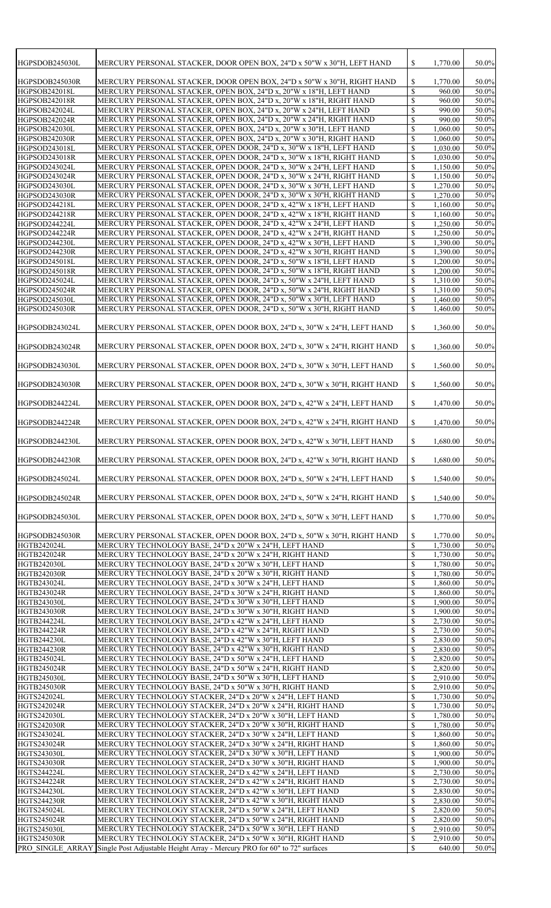| | | | | |
|---|---|---|---|---|
| HGPSDOB245030L | MERCURY PERSONAL STACKER, DOOR OPEN BOX, 24"D x 50"W x 30"H, LEFT HAND | $ | 1,770.00 | 50.0% |
| HGPSDOB245030R | MERCURY PERSONAL STACKER, DOOR OPEN BOX, 24"D x 50"W x 30"H, RIGHT HAND | $ | 1,770.00 | 50.0% |
| HGPSOB242018L | MERCURY PERSONAL STACKER, OPEN BOX, 24"D x, 20"W x 18"H, LEFT HAND | $ | 960.00 | 50.0% |
| HGPSOB242018R | MERCURY PERSONAL STACKER, OPEN BOX, 24"D x, 20"W x 18"H, RIGHT HAND | $ | 960.00 | 50.0% |
| HGPSOB242024L | MERCURY PERSONAL STACKER, OPEN BOX, 24"D x, 20"W x 24"H, LEFT HAND | $ | 990.00 | 50.0% |
| HGPSOB242024R | MERCURY PERSONAL STACKER, OPEN BOX, 24"D x, 20"W x 24"H, RIGHT HAND | $ | 990.00 | 50.0% |
| HGPSOB242030L | MERCURY PERSONAL STACKER, OPEN BOX, 24"D x, 20"W x 30"H, LEFT HAND | $ | 1,060.00 | 50.0% |
| HGPSOB242030R | MERCURY PERSONAL STACKER, OPEN BOX, 24"D x, 20"W x 30"H, RIGHT HAND | $ | 1,060.00 | 50.0% |
| HGPSOD243018L | MERCURY PERSONAL STACKER, OPEN DOOR, 24"D x, 30"W x 18"H, LEFT HAND | $ | 1,030.00 | 50.0% |
| HGPSOD243018R | MERCURY PERSONAL STACKER, OPEN DOOR, 24"D x, 30"W x 18"H, RIGHT HAND | $ | 1,030.00 | 50.0% |
| HGPSOD243024L | MERCURY PERSONAL STACKER, OPEN DOOR, 24"D x, 30"W x 24"H, LEFT HAND | $ | 1,150.00 | 50.0% |
| HGPSOD243024R | MERCURY PERSONAL STACKER, OPEN DOOR, 24"D x, 30"W x 24"H, RIGHT HAND | $ | 1,150.00 | 50.0% |
| HGPSOD243030L | MERCURY PERSONAL STACKER, OPEN DOOR, 24"D x, 30"W x 30"H, LEFT HAND | $ | 1,270.00 | 50.0% |
| HGPSOD243030R | MERCURY PERSONAL STACKER, OPEN DOOR, 24"D x, 30"W x 30"H, RIGHT HAND | $ | 1,270.00 | 50.0% |
| HGPSOD244218L | MERCURY PERSONAL STACKER, OPEN DOOR, 24"D x, 42"W x 18"H, LEFT HAND | $ | 1,160.00 | 50.0% |
| HGPSOD244218R | MERCURY PERSONAL STACKER, OPEN DOOR, 24"D x, 42"W x 18"H, RIGHT HAND | $ | 1,160.00 | 50.0% |
| HGPSOD244224L | MERCURY PERSONAL STACKER, OPEN DOOR, 24"D x, 42"W x 24"H, LEFT HAND | $ | 1,250.00 | 50.0% |
| HGPSOD244224R | MERCURY PERSONAL STACKER, OPEN DOOR, 24"D x, 42"W x 24"H, RIGHT HAND | $ | 1,250.00 | 50.0% |
| HGPSOD244230L | MERCURY PERSONAL STACKER, OPEN DOOR, 24"D x, 42"W x 30"H, LEFT HAND | $ | 1,390.00 | 50.0% |
| HGPSOD244230R | MERCURY PERSONAL STACKER, OPEN DOOR, 24"D x, 42"W x 30"H, RIGHT HAND | $ | 1,390.00 | 50.0% |
| HGPSOD245018L | MERCURY PERSONAL STACKER, OPEN DOOR, 24"D x, 50"W x 18"H, LEFT HAND | $ | 1,200.00 | 50.0% |
| HGPSOD245018R | MERCURY PERSONAL STACKER, OPEN DOOR, 24"D x, 50"W x 18"H, RIGHT HAND | $ | 1,200.00 | 50.0% |
| HGPSOD245024L | MERCURY PERSONAL STACKER, OPEN DOOR, 24"D x, 50"W x 24"H, LEFT HAND | $ | 1,310.00 | 50.0% |
| HGPSOD245024R | MERCURY PERSONAL STACKER, OPEN DOOR, 24"D x, 50"W x 24"H, RIGHT HAND | $ | 1,310.00 | 50.0% |
| HGPSOD245030L | MERCURY PERSONAL STACKER, OPEN DOOR, 24"D x, 50"W x 30"H, LEFT HAND | $ | 1,460.00 | 50.0% |
| HGPSOD245030R | MERCURY PERSONAL STACKER, OPEN DOOR, 24"D x, 50"W x 30"H, RIGHT HAND | $ | 1,460.00 | 50.0% |
| HGPSODB243024L | MERCURY PERSONAL STACKER, OPEN DOOR BOX, 24"D x, 30"W x 24"H, LEFT HAND | $ | 1,360.00 | 50.0% |
| HGPSODB243024R | MERCURY PERSONAL STACKER, OPEN DOOR BOX, 24"D x, 30"W x 24"H, RIGHT HAND | $ | 1,360.00 | 50.0% |
| HGPSODB243030L | MERCURY PERSONAL STACKER, OPEN DOOR BOX, 24"D x, 30"W x 30"H, LEFT HAND | $ | 1,560.00 | 50.0% |
| HGPSODB243030R | MERCURY PERSONAL STACKER, OPEN DOOR BOX, 24"D x, 30"W x 30"H, RIGHT HAND | $ | 1,560.00 | 50.0% |
| HGPSODB244224L | MERCURY PERSONAL STACKER, OPEN DOOR BOX, 24"D x, 42"W x 24"H, LEFT HAND | $ | 1,470.00 | 50.0% |
| HGPSODB244224R | MERCURY PERSONAL STACKER, OPEN DOOR BOX, 24"D x, 42"W x 24"H, RIGHT HAND | $ | 1,470.00 | 50.0% |
| HGPSODB244230L | MERCURY PERSONAL STACKER, OPEN DOOR BOX, 24"D x, 42"W x 30"H, LEFT HAND | $ | 1,680.00 | 50.0% |
| HGPSODB244230R | MERCURY PERSONAL STACKER, OPEN DOOR BOX, 24"D x, 42"W x 30"H, RIGHT HAND | $ | 1,680.00 | 50.0% |
| HGPSODB245024L | MERCURY PERSONAL STACKER, OPEN DOOR BOX, 24"D x, 50"W x 24"H, LEFT HAND | $ | 1,540.00 | 50.0% |
| HGPSODB245024R | MERCURY PERSONAL STACKER, OPEN DOOR BOX, 24"D x, 50"W x 24"H, RIGHT HAND | $ | 1,540.00 | 50.0% |
| HGPSODB245030L | MERCURY PERSONAL STACKER, OPEN DOOR BOX, 24"D x, 50"W x 30"H, LEFT HAND | $ | 1,770.00 | 50.0% |
| HGPSODB245030R | MERCURY PERSONAL STACKER, OPEN DOOR BOX, 24"D x, 50"W x 30"H, RIGHT HAND | $ | 1,770.00 | 50.0% |
| HGTB242024L | MERCURY TECHNOLOGY BASE, 24"D x 20"W x 24"H, LEFT HAND | $ | 1,730.00 | 50.0% |
| HGTB242024R | MERCURY TECHNOLOGY BASE, 24"D x 20"W x 24"H, RIGHT HAND | $ | 1,730.00 | 50.0% |
| HGTB242030L | MERCURY TECHNOLOGY BASE, 24"D x 20"W x 30"H, LEFT HAND | $ | 1,780.00 | 50.0% |
| HGTB242030R | MERCURY TECHNOLOGY BASE, 24"D x 20"W x 30"H, RIGHT HAND | $ | 1,780.00 | 50.0% |
| HGTB243024L | MERCURY TECHNOLOGY BASE, 24"D x 30"W x 24"H, LEFT HAND | $ | 1,860.00 | 50.0% |
| HGTB243024R | MERCURY TECHNOLOGY BASE, 24"D x 30"W x 24"H, RIGHT HAND | $ | 1,860.00 | 50.0% |
| HGTB243030L | MERCURY TECHNOLOGY BASE, 24"D x 30"W x 30"H, LEFT HAND | $ | 1,900.00 | 50.0% |
| HGTB243030R | MERCURY TECHNOLOGY BASE, 24"D x 30"W x 30"H, RIGHT HAND | $ | 1,900.00 | 50.0% |
| HGTB244224L | MERCURY TECHNOLOGY BASE, 24"D x 42"W x 24"H, LEFT HAND | $ | 2,730.00 | 50.0% |
| HGTB244224R | MERCURY TECHNOLOGY BASE, 24"D x 42"W x 24"H, RIGHT HAND | $ | 2,730.00 | 50.0% |
| HGTB244230L | MERCURY TECHNOLOGY BASE, 24"D x 42"W x 30"H, LEFT HAND | $ | 2,830.00 | 50.0% |
| HGTB244230R | MERCURY TECHNOLOGY BASE, 24"D x 42"W x 30"H, RIGHT HAND | $ | 2,830.00 | 50.0% |
| HGTB245024L | MERCURY TECHNOLOGY BASE, 24"D x 50"W x 24"H, LEFT HAND | $ | 2,820.00 | 50.0% |
| HGTB245024R | MERCURY TECHNOLOGY BASE, 24"D x 50"W x 24"H, RIGHT HAND | $ | 2,820.00 | 50.0% |
| HGTB245030L | MERCURY TECHNOLOGY BASE, 24"D x 50"W x 30"H, LEFT HAND | $ | 2,910.00 | 50.0% |
| HGTB245030R | MERCURY TECHNOLOGY BASE, 24"D x 50"W x 30"H, RIGHT HAND | $ | 2,910.00 | 50.0% |
| HGTS242024L | MERCURY TECHNOLOGY STACKER, 24"D x 20"W x 24"H, LEFT HAND | $ | 1,730.00 | 50.0% |
| HGTS242024R | MERCURY TECHNOLOGY STACKER, 24"D x 20"W x 24"H, RIGHT HAND | $ | 1,730.00 | 50.0% |
| HGTS242030L | MERCURY TECHNOLOGY STACKER, 24"D x 20"W x 30"H, LEFT HAND | $ | 1,780.00 | 50.0% |
| HGTS242030R | MERCURY TECHNOLOGY STACKER, 24"D x 20"W x 30"H, RIGHT HAND | $ | 1,780.00 | 50.0% |
| HGTS243024L | MERCURY TECHNOLOGY STACKER, 24"D x 30"W x 24"H, LEFT HAND | $ | 1,860.00 | 50.0% |
| HGTS243024R | MERCURY TECHNOLOGY STACKER, 24"D x 30"W x 24"H, RIGHT HAND | $ | 1,860.00 | 50.0% |
| HGTS243030L | MERCURY TECHNOLOGY STACKER, 24"D x 30"W x 30"H, LEFT HAND | $ | 1,900.00 | 50.0% |
| HGTS243030R | MERCURY TECHNOLOGY STACKER, 24"D x 30"W x 30"H, RIGHT HAND | $ | 1,900.00 | 50.0% |
| HGTS244224L | MERCURY TECHNOLOGY STACKER, 24"D x 42"W x 24"H, LEFT HAND | $ | 2,730.00 | 50.0% |
| HGTS244224R | MERCURY TECHNOLOGY STACKER, 24"D x 42"W x 24"H, RIGHT HAND | $ | 2,730.00 | 50.0% |
| HGTS244230L | MERCURY TECHNOLOGY STACKER, 24"D x 42"W x 30"H, LEFT HAND | $ | 2,830.00 | 50.0% |
| HGTS244230R | MERCURY TECHNOLOGY STACKER, 24"D x 42"W x 30"H, RIGHT HAND | $ | 2,830.00 | 50.0% |
| HGTS245024L | MERCURY TECHNOLOGY STACKER, 24"D x 50"W x 24"H, LEFT HAND | $ | 2,820.00 | 50.0% |
| HGTS245024R | MERCURY TECHNOLOGY STACKER, 24"D x 50"W x 24"H, RIGHT HAND | $ | 2,820.00 | 50.0% |
| HGTS245030L | MERCURY TECHNOLOGY STACKER, 24"D x 50"W x 30"H, LEFT HAND | $ | 2,910.00 | 50.0% |
| HGTS245030R | MERCURY TECHNOLOGY STACKER, 24"D x 50"W x 30"H, RIGHT HAND | $ | 2,910.00 | 50.0% |
| PRO_SINGLE_ARRAY | Single Post Adjustable Height Array - Mercury PRO for 60" to 72" surfaces | $ | 640.00 | 50.0% |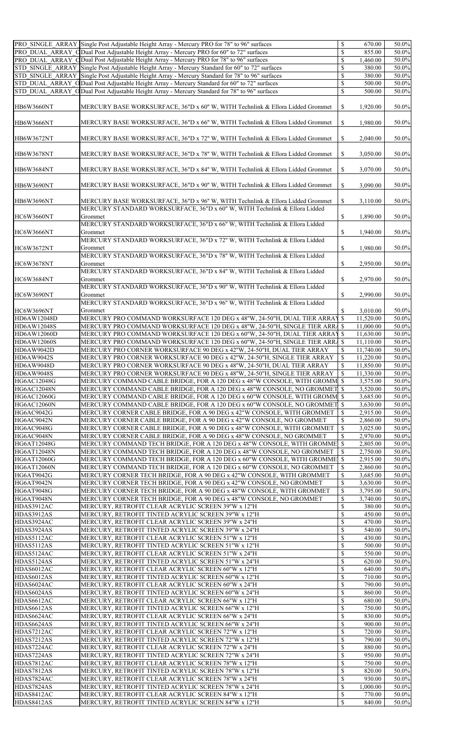| | | | | |
|---|---|---|---|---|
| PRO_SINGLE_ARRAY | Single Post Adjustable Height Array - Mercury PRO for 78" to 96" surfaces | $ | 670.00 | 50.0% |
| PRO_DUAL_ARRAY_C | Dual Post Adjustable Height Array - Mercury PRO for 60" to 72" surfaces | $ | 855.00 | 50.0% |
| PRO_DUAL_ARRAY_C | Dual Post Adjustable Height Array - Mercury PRO for 78" to 96" surfaces | $ | 1,460.00 | 50.0% |
| STD_SINGLE_ARRAY | Single Post Adjustable Height Array - Mercury Standard for 60" to 72" surfaces | $ | 380.00 | 50.0% |
| STD_SINGLE_ARRAY | Single Post Adjustable Height Array - Mercury Standard for 78" to 96" surfaces | $ | 380.00 | 50.0% |
| STD_DUAL_ARRAY_O | Dual Post Adjustable Height Array - Mercury Standard for 60" to 72" surfaces | $ | 500.00 | 50.0% |
| STD_DUAL_ARRAY_O | Dual Post Adjustable Height Array - Mercury Standard for 78" to 96" surfaces | $ | 500.00 | 50.0% |
| HB6W3660NT | MERCURY BASE WORKSURFACE, 36"D x 60" W, WITH Technlink & Ellora Lidded Grommet | $ | 1,920.00 | 50.0% |
| HB6W3666NT | MERCURY BASE WORKSURFACE, 36"D x 66" W, WITH Technlink & Ellora Lidded Grommet | $ | 1,980.00 | 50.0% |
| HB6W3672NT | MERCURY BASE WORKSURFACE, 36"D x 72" W, WITH Technlink & Ellora Lidded Grommet | $ | 2,040.00 | 50.0% |
| HB6W3678NT | MERCURY BASE WORKSURFACE, 36"D x 78" W, WITH Technlink & Ellora Lidded Grommet | $ | 3,050.00 | 50.0% |
| HB6W3684NT | MERCURY BASE WORKSURFACE, 36"D x 84" W, WITH Technlink & Ellora Lidded Grommet | $ | 3,070.00 | 50.0% |
| HB6W3690NT | MERCURY BASE WORKSURFACE, 36"D x 90" W, WITH Technlink & Ellora Lidded Grommet | $ | 3,090.00 | 50.0% |
| HB6W3696NT | MERCURY BASE WORKSURFACE, 36"D x 96" W, WITH Technlink & Ellora Lidded Grommet | $ | 3,110.00 | 50.0% |
| HC6W3660NT | MERCURY STANDARD WORKSURFACE, 36"D x 60" W, WITH Technlink & Ellora Lidded Grommet | $ | 1,890.00 | 50.0% |
| HC6W3666NT | MERCURY STANDARD WORKSURFACE, 36"D x 66" W, WITH Technlink & Ellora Lidded Grommet | $ | 1,940.00 | 50.0% |
| HC6W3672NT | MERCURY STANDARD WORKSURFACE, 36"D x 72" W, WITH Technlink & Ellora Lidded Grommet | $ | 1,980.00 | 50.0% |
| HC6W3678NT | MERCURY STANDARD WORKSURFACE, 36"D x 78" W, WITH Technlink & Ellora Lidded Grommet | $ | 2,950.00 | 50.0% |
| HC6W3684NT | MERCURY STANDARD WORKSURFACE, 36"D x 84" W, WITH Technlink & Ellora Lidded Grommet | $ | 2,970.00 | 50.0% |
| HC6W3690NT | MERCURY STANDARD WORKSURFACE, 36"D x 90" W, WITH Technlink & Ellora Lidded Grommet | $ | 2,990.00 | 50.0% |
| HC6W3696NT | MERCURY STANDARD WORKSURFACE, 36"D x 96" W, WITH Technlink & Ellora Lidded Grommet | $ | 3,010.00 | 50.0% |
| HD6AW12048D | MERCURY PRO COMMAND WORKSURFACE 120 DEG x 48"W, 24-50"H, DUAL TIER ARRAY | $ | 11,520.00 | 50.0% |
| HD6AW12048S | MERCURY PRO COMMAND WORKSURFACE 120 DEG x 48"W, 24-50"H, SINGLE TIER ARRA | $ | 11,000.00 | 50.0% |
| HD6AW12060D | MERCURY PRO COMMAND WORKSURFACE 120 DEG x 60"W, 24-50"H, DUAL TIER ARRAY | $ | 11,630.00 | 50.0% |
| HD6AW12060S | MERCURY PRO COMMAND WORKSURFACE 120 DEG x 60"W, 24-50"H, SINGLE TIER ARRA | $ | 11,110.00 | 50.0% |
| HD6AW9042D | MERCURY PRO CORNER WORKSURFACE 90 DEG x 42"W, 24-50"H, DUAL TIER ARRAY | $ | 11,740.00 | 50.0% |
| HD6AW9042S | MERCURY PRO CORNER WORKSURFACE 90 DEG x 42"W, 24-50"H, SINGLE TIER ARRAY | $ | 11,220.00 | 50.0% |
| HD6AW9048D | MERCURY PRO CORNER WORKSURFACE 90 DEG x 48"W, 24-50"H, DUAL TIER ARRAY | $ | 11,850.00 | 50.0% |
| HD6AW9048S | MERCURY PRO CORNER WORKSURFACE 90 DEG x 48"W, 24-50"H, SINGLE TIER ARRAY | $ | 11,330.00 | 50.0% |
| HG6AC12048G | MERCURY COMMAND CABLE BRIDGE, FOR A 120 DEG x 48"W CONSOLE, WITH GROMM | $ | 3,575.00 | 50.0% |
| HG6AC12048N | MERCURY COMMAND CABLE BRIDGE, FOR A 120 DEG x 48"W CONSOLE, NO GROMMET | $ | 3,520.00 | 50.0% |
| HG6AC12060G | MERCURY COMMAND CABLE BRIDGE, FOR A 120 DEG x 60"W CONSOLE, WITH GROMM | $ | 3,685.00 | 50.0% |
| HG6AC12060N | MERCURY COMMAND CABLE BRIDGE, FOR A 120 DEG x 60"W CONSOLE, NO GROMMET | $ | 3,630.00 | 50.0% |
| HG6AC9042G | MERCURY CORNER CABLE BRIDGE, FOR A 90 DEG x 42"W CONSOLE, WITH GROMMET | $ | 2,915.00 | 50.0% |
| HG6AC9042N | MERCURY CORNER CABLE BRIDGE, FOR A 90 DEG x 42"W CONSOLE, NO GROMMET | $ | 2,860.00 | 50.0% |
| HG6AC9048G | MERCURY CORNER CABLE BRIDGE, FOR A 90 DEG x 48"W CONSOLE, WITH GROMMET | $ | 3,025.00 | 50.0% |
| HG6AC9048N | MERCURY CORNER CABLE BRIDGE, FOR A 90 DEG x 48"W CONSOLE, NO GROMMET | $ | 2,970.00 | 50.0% |
| HG6AT12048G | MERCURY COMMAND TECH BRIDGE, FOR A 120 DEG x 48"W CONSOLE, WITH GROMME | $ | 2,805.00 | 50.0% |
| HG6AT12048N | MERCURY COMMAND TECH BRIDGE, FOR A 120 DEG x 48"W CONSOLE, NO GROMMET | $ | 2,750.00 | 50.0% |
| HG6AT12060G | MERCURY COMMAND TECH BRIDGE, FOR A 120 DEG x 60"W CONSOLE, WITH GROMME | $ | 2,915.00 | 50.0% |
| HG6AT12060N | MERCURY COMMAND TECH BRIDGE, FOR A 120 DEG x 60"W CONSOLE, NO GROMMET | $ | 2,860.00 | 50.0% |
| HG6AT9042G | MERCURY CORNER TECH BRIDGE, FOR A 90 DEG x 42"W CONSOLE, WITH GROMMET | $ | 3,685.00 | 50.0% |
| HG6AT9042N | MERCURY CORNER TECH BRIDGE, FOR A 90 DEG x 42"W CONSOLE, NO GROMMET | $ | 3,630.00 | 50.0% |
| HG6AT9048G | MERCURY CORNER TECH BRIDGE, FOR A 90 DEG x 48"W CONSOLE, WITH GROMMET | $ | 3,795.00 | 50.0% |
| HG6AT9048N | MERCURY CORNER TECH BRIDGE, FOR A 90 DEG x 48"W CONSOLE, NO GROMMET | $ | 3,740.00 | 50.0% |
| HDAS3912AC | MERCURY, RETROFIT CLEAR ACRYLIC SCREEN 39"W x 12"H | $ | 380.00 | 50.0% |
| HDAS3912AS | MERCURY, RETROFIT TINTED ACRYLIC SCREEN 39"W x 12"H | $ | 450.00 | 50.0% |
| HDAS3924AC | MERCURY, RETROFIT CLEAR ACRYLIC SCREEN 39"W x 24"H | $ | 470.00 | 50.0% |
| HDAS3924AS | MERCURY, RETROFIT TINTED ACRYLIC SCREEN 39"W x 24"H | $ | 540.00 | 50.0% |
| HDAS5112AC | MERCURY, RETROFIT CLEAR ACRYLIC SCREEN 51"W x 12"H | $ | 430.00 | 50.0% |
| HDAS5112AS | MERCURY, RETROFIT TINTED ACRYLIC SCREEN 51"W x 12"H | $ | 500.00 | 50.0% |
| HDAS5124AC | MERCURY, RETROFIT CLEAR ACRYLIC SCREEN 51"W x 24"H | $ | 550.00 | 50.0% |
| HDAS5124AS | MERCURY, RETROFIT TINTED ACRYLIC SCREEN 51"W x 24"H | $ | 620.00 | 50.0% |
| HDAS6012AC | MERCURY, RETROFIT CLEAR ACRYLIC SCREEN 60"W x 12"H | $ | 640.00 | 50.0% |
| HDAS6012AS | MERCURY, RETROFIT TINTED ACRYLIC SCREEN 60"W x 12"H | $ | 710.00 | 50.0% |
| HDAS6024AC | MERCURY, RETROFIT CLEAR ACRYLIC SCREEN 60"W x 24"H | $ | 790.00 | 50.0% |
| HDAS6024AS | MERCURY, RETROFIT TINTED ACRYLIC SCREEN 60"W x 24"H | $ | 860.00 | 50.0% |
| HDAS6612AC | MERCURY, RETROFIT CLEAR ACRYLIC SCREEN 66"W x 12"H | $ | 680.00 | 50.0% |
| HDAS6612AS | MERCURY, RETROFIT TINTED ACRYLIC SCREEN 66"W x 12"H | $ | 750.00 | 50.0% |
| HDAS6624AC | MERCURY, RETROFIT CLEAR ACRYLIC SCREEN 66"W x 24"H | $ | 830.00 | 50.0% |
| HDAS6624AS | MERCURY, RETROFIT TINTED ACRYLIC SCREEN 66"W x 24"H | $ | 900.00 | 50.0% |
| HDAS7212AC | MERCURY, RETROFIT CLEAR ACRYLIC SCREEN 72"W x 12"H | $ | 720.00 | 50.0% |
| HDAS7212AS | MERCURY, RETROFIT TINTED ACRYLIC SCREEN 72"W x 12"H | $ | 790.00 | 50.0% |
| HDAS7224AC | MERCURY, RETROFIT CLEAR ACRYLIC SCREEN 72"W x 24"H | $ | 880.00 | 50.0% |
| HDAS7224AS | MERCURY, RETROFIT TINTED ACRYLIC SCREEN 72"W x 24"H | $ | 950.00 | 50.0% |
| HDAS7812AC | MERCURY, RETROFIT CLEAR ACRYLIC SCREEN 78"W x 12"H | $ | 750.00 | 50.0% |
| HDAS7812AS | MERCURY, RETROFIT TINTED ACRYLIC SCREEN 78"W x 12"H | $ | 820.00 | 50.0% |
| HDAS7824AC | MERCURY, RETROFIT CLEAR ACRYLIC SCREEN 78"W x 24"H | $ | 930.00 | 50.0% |
| HDAS7824AS | MERCURY, RETROFIT TINTED ACRYLIC SCREEN 78"W x 24"H | $ | 1,000.00 | 50.0% |
| HDAS8412AC | MERCURY, RETROFIT CLEAR ACRYLIC SCREEN 84"W x 12"H | $ | 770.00 | 50.0% |
| HDAS8412AS | MERCURY, RETROFIT TINTED ACRYLIC SCREEN 84"W x 12"H | $ | 840.00 | 50.0% |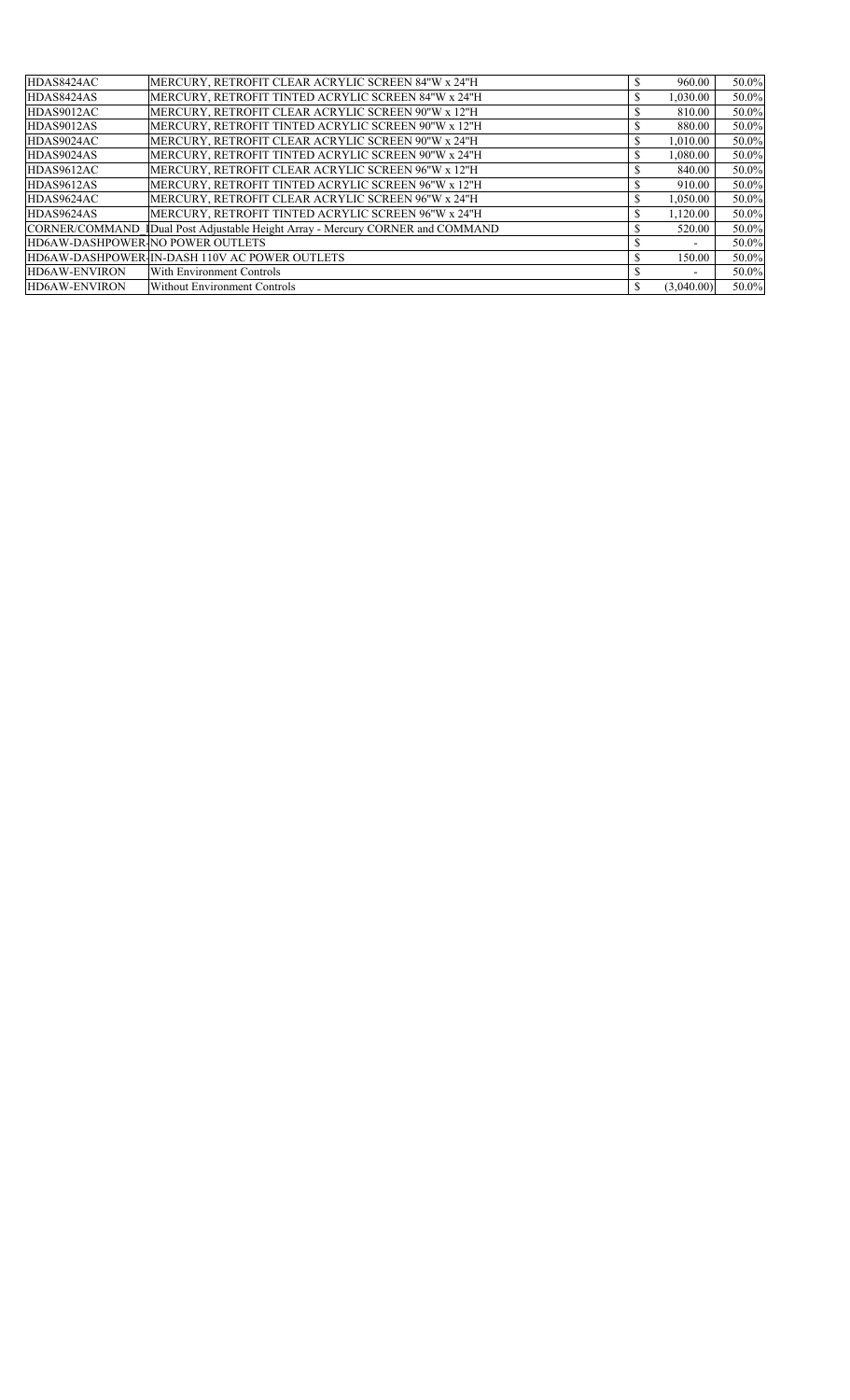| | | | | |
|---|---|---|---|---|
| HDAS8424AC | MERCURY, RETROFIT CLEAR ACRYLIC SCREEN 84"W x 24"H | $ | 960.00 | 50.0% |
| HDAS8424AS | MERCURY, RETROFIT TINTED ACRYLIC SCREEN 84"W x 24"H | $ | 1,030.00 | 50.0% |
| HDAS9012AC | MERCURY, RETROFIT CLEAR ACRYLIC SCREEN 90"W x 12"H | $ | 810.00 | 50.0% |
| HDAS9012AS | MERCURY, RETROFIT TINTED ACRYLIC SCREEN 90"W x 12"H | $ | 880.00 | 50.0% |
| HDAS9024AC | MERCURY, RETROFIT CLEAR ACRYLIC SCREEN 90"W x 24"H | $ | 1,010.00 | 50.0% |
| HDAS9024AS | MERCURY, RETROFIT TINTED ACRYLIC SCREEN 90"W x 24"H | $ | 1,080.00 | 50.0% |
| HDAS9612AC | MERCURY, RETROFIT CLEAR ACRYLIC SCREEN 96"W x 12"H | $ | 840.00 | 50.0% |
| HDAS9612AS | MERCURY, RETROFIT TINTED ACRYLIC SCREEN 96"W x 12"H | $ | 910.00 | 50.0% |
| HDAS9624AC | MERCURY, RETROFIT CLEAR ACRYLIC SCREEN 96"W x 24"H | $ | 1,050.00 | 50.0% |
| HDAS9624AS | MERCURY, RETROFIT TINTED ACRYLIC SCREEN 96"W x 24"H | $ | 1,120.00 | 50.0% |
| CORNER/COMMAND_I | Dual Post Adjustable Height Array - Mercury CORNER and COMMAND | $ | 520.00 | 50.0% |
| HD6AW-DASHPOWER- | NO POWER OUTLETS | $ | - | 50.0% |
| HD6AW-DASHPOWER- | IN-DASH 110V AC POWER OUTLETS | $ | 150.00 | 50.0% |
| HD6AW-ENVIRON | With Environment Controls | $ | - | 50.0% |
| HD6AW-ENVIRON | Without Environment Controls | $ | (3,040.00) | 50.0% |